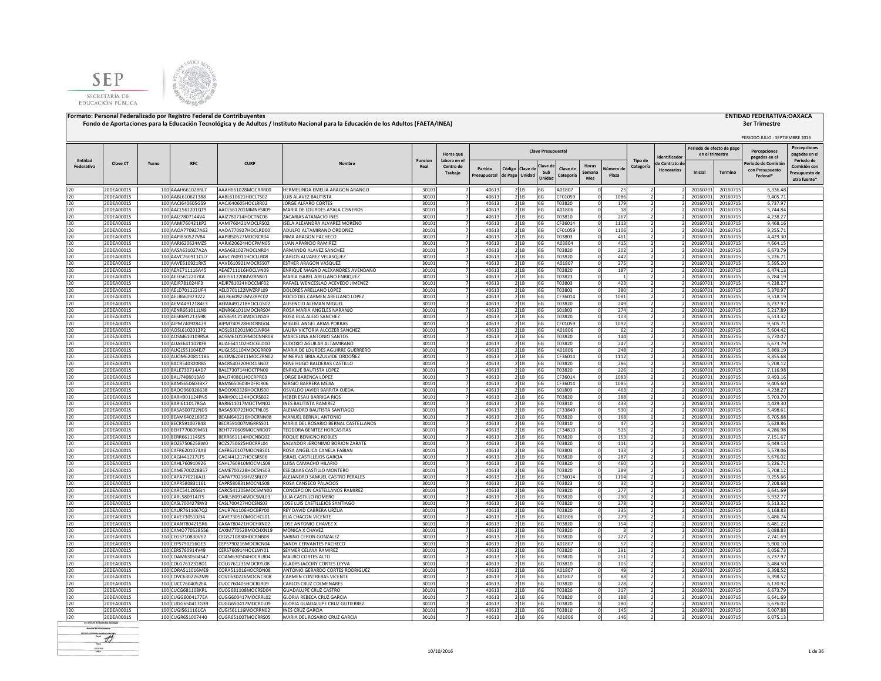SEP
SECRETARÍA DE EDUCACIÓN PÚBLICA

**Formato: Personal Federalizado por Registro Federal de Contribuyentes**

**Fondo de Aportaciones para la Educación Tecnológica y de Adultos / Instituto Nacional para la Educación de los Adultos (FAETA/INEA)**

**ENTIDAD FEDERATIVA:OAXACA**

**3er Trimestre**

PERIODO JULIO - SEPTIEMBRE 2016

| Entidad Federativa | Clave CT | Turno | RFC | CURP | Nombre | Funcion Real | Horas que labora en el Centro de Trabajo | Clave Presupuestal | | | | | | | | Tipo de Categoría | Identificador de Contrato de Honorarios | Periodo de efecto de pago en el trimestre | | Percepciones pagadas en el Periodo de Comisión con Presupuesto Federal* | Percepciones pagadas en el Periodo de Comisión con Presupuesto de otra fuente* |
|---|---|---|---|---|---|---|---|---|---|---|---|---|---|---|---|---|---|---|---|---|---|
| | | | | | | | | Partida Presupuestal | Código de Pago | Clave de Unidad | Clave de Sub Unidad | Clave de Categoría | Horas Semana Mes | Número de Plaza | | | | Inicial | Termino | | |
| I20 | 20DEA0001S | 100 | AAAH661028RL7 | AAAH661028MOCRRR00 | HERMELINDA EMELIA ARAGON ARANGO | 30101 | 7 | 40613 | 2 | 1B | 6G | A01807 | 0 | 25 | 2 | 2 | 20160701 | 20160715 | 6,336.48 | |
| I20 | 20DEA0001S | 100 | AABL610621388 | AABL610621HOCLTS02 | LUIS ALAVEZ BAUTISTA | 30101 | 7 | 40613 | 2 | 1B | 6G | CF01059 | 0 | 1086 | 2 | 2 | 20160701 | 20160715 | 9,405.71 | |
| I20 | 20DEA0001S | 100 | AACJ640605G59 | AACJ640605HOCLRR02 | JORGE ALFARO CORTES | 30101 | 7 | 40613 | 2 | 1B | 6G | T03820 | 0 | 179 | 2 | 2 | 20160701 | 20160715 | 6,737.97 | |
| I20 | 20DEA0001S | 100 | AACL561201QT9 | AACL561201MMNYSR09 | MARIA DE LOURDES AYALA CISNEROS | 30101 | 7 | 40613 | 2 | 1B | 6G | A01806 | 0 | 18 | 2 | 2 | 20160701 | 20160715 | 5,744.84 | |
| I20 | 20DEA0001S | 100 | AAIZ780714V4 | AAIZ780714HOCTNC06 | ZACARIAS ATANACIO INES | 30101 | 7 | 40613 | 2 | 1B | 6G | T03810 | 0 | 267 | 2 | 2 | 20160701 | 20160715 | 4,238.27 | |
| I20 | 20DEA0001S | 100 | AAMI760421KP2 | AAMI760421MOCLRS02 | ISELA ALEJANDRA ALVAREZ MORENO | 30101 | 7 | 40613 | 2 | 1B | 6G | CF36014 | 0 | 1113 | 2 | 2 | 20160701 | 20160715 | 9,468.16 | |
| I20 | 20DEA0001S | 100 | AAOA770927A62 | AAOA770927HOCLRD00 | ADULFO ALTAMIRANO ORDOÑEZ | 30101 | 7 | 40613 | 2 | 1B | 6G | CF01059 | 0 | 1106 | 2 | 2 | 20160701 | 20160715 | 9,255.71 | |
| I20 | 20DEA0001S | 100 | AAPI850527V84 | AAPI850527MOCRCR04 | IRMA ARAGON PACHECO | 30101 | 7 | 40613 | 2 | 1B | 6G | T03803 | 0 | 461 | 2 | 2 | 20160701 | 20160715 | 4,429.30 | |
| I20 | 20DEA0001S | 100 | AARJ620624MZ5 | AARJ620624HOCPMN05 | JUAN APARICIO RAMIREZ | 30101 | 7 | 40613 | 2 | 1B | 6G | A03804 | 0 | 415 | 2 | 2 | 20160701 | 20160715 | 4,664.15 | |
| I20 | 20DEA0001S | 100 | AASA631027A2A | AASA631027HOCLNR04 | ARMANDO ALAVEZ SANCHEZ | 30101 | 7 | 40613 | 2 | 1B | 6G | T03820 | 0 | 202 | 2 | 2 | 20160701 | 20160715 | 6,673.79 | |
| I20 | 20DEA0001S | 100 | AAVC760911CU7 | AAVC760911HOCLLR08 | CARLOS ALVAREZ VELASQUEZ | 30101 | 7 | 40613 | 2 | 1B | 6G | T03820 | 0 | 442 | 2 | 2 | 20160701 | 20160715 | 5,226.71 | |
| I20 | 20DEA0001S | 100 | AAVE610921RK5 | AAVE610921MOCRSS07 | ESTHER ARAGON VASQUEZ | 30101 | 7 | 40613 | 2 | 1B | 6G | A01807 | 0 | 275 | 2 | 2 | 20160701 | 20160715 | 5,595.20 | |
| I20 | 20DEA0001S | 100 | AEAE711116A45 | AEAE711116HOCLVN09 | ENRIQUE MAGNO ALEXANDRES AVENDAÑO | 30101 | 7 | 40613 | 2 | 1B | 6G | T03820 | 0 | 187 | 2 | 2 | 20160701 | 20160715 | 6,474.13 | |
| I20 | 20DEA0001S | 100 | AEEI561220KA | AEEI561220MVZRNS01 | MARIA ISABEL ARELLANO ENRIQUEZ | 30101 | 7 | 40613 | 2 | 1B | 6G | T03823 | 0 | 1 | 2 | 2 | 20160701 | 20160715 | 6,784.19 | |
| I20 | 20DEA0001S | 100 | AEJR781024IF3 | AEJR781024HOCCMF02 | RAFAEL WENCESLAO ACEVEDO JIMENEZ | 30101 | 7 | 40613 | 2 | 1B | 6G | T03803 | 0 | 423 | 2 | 2 | 20160701 | 20160715 | 4,238.27 | |
| I20 | 20DEA0001S | 100 | AELD701122UF4 | AELD701122MVZRPL09 | DOLORES ARELLANO LOPEZ | 30101 | 7 | 40613 | 2 | 1B | 6G | T03803 | 0 | 380 | 2 | 2 | 20160701 | 20160715 | 5,370.97 | |
| I20 | 20DEA0001S | 100 | AELR660923222 | AELR660923MVZRPC02 | ROCIO DEL CARMEN ARELLANO LOPEZ | 30101 | 7 | 40613 | 2 | 1B | 6G | CF36014 | 0 | 1081 | 2 | 2 | 20160701 | 20160715 | 9,518.19 | |
| I20 | 20DEA0001S | 100 | AEMA4912184E3 | AEMA491218HOCLGS02 | AUSENCIO ALEMAN MIGUEL | 30101 | 7 | 40613 | 2 | 1B | 6G | T03820 | 0 | 249 | 2 | 2 | 20160701 | 20160715 | 6,737.97 | |
| I20 | 20DEA0001S | 100 | AENR661011LN9 | AENR661011MOCNRS04 | ROSA MARIA ANGELES NARANJO | 30101 | 7 | 40613 | 2 | 1B | 6G | S01803 | 0 | 274 | 2 | 2 | 20160701 | 20160715 | 5,217.89 | |
| I20 | 20DEA0001S | 100 | AESR691213598 | AESR691213MOCLNS09 | ROSA ELIA ALEJO SANCHEZ | 30101 | 7 | 40613 | 2 | 1B | 6G | T03820 | 0 | 103 | 2 | 2 | 20160701 | 20160715 | 6,513.32 | |
| I20 | 20DEA0001S | 100 | AIPM740928479 | AIPM740928HOCRRG04 | MIGUEL ANGEL ARIAS PORRAS | 30101 | 7 | 40613 | 2 | 1B | 6G | CF01059 | 0 | 1092 | 2 | 2 | 20160701 | 20160715 | 9,505.71 | |
| I20 | 20DEA0001S | 100 | AOSL6102013P2 | AOSL610201MOCLNR04 | LAURA VICTORIA ALCOZER SANCHEZ | 30101 | 7 | 40613 | 2 | 1B | 6G | A01806 | 0 | 62 | 2 | 2 | 20160701 | 20160715 | 5,604.42 | |
| I20 | 20DEA0001S | 100 | AOSM610109R5A | AOSM610109MOCNNR08 | MARCELINA ANTONIO SANTOS | 30101 | 7 | 40613 | 2 | 1B | 6G | T03820 | 0 | 144 | 2 | 2 | 20160701 | 20160715 | 6,770.07 | |
| I20 | 20DEA0001S | 100 | AUAE641102KF8 | AUAE641102HOCGLD00 | EUDOXIO AGUILAR ALTAMIRANO | 30101 | 7 | 40613 | 2 | 1B | 6G | T03820 | 0 | 247 | 2 | 2 | 20160701 | 20160715 | 6,673.79 | |
| I20 | 20DEA0001S | 100 | AUGL551104EJ7 | AUGL551104MOCGRR09 | MARIA DE LOURDES AGUIRRE GUERRERO | 30101 | 7 | 40613 | 2 | 1B | 6G | A01806 | 0 | 248 | 2 | 2 | 20160701 | 20160715 | 5,869.19 | |
| I20 | 20DEA0001S | 100 | AUOM620811186 | AUOM620811MOCZRN02 | MINERVA SIRIA AZULVIDE ORDOÑEZ | 30101 | 7 | 40613 | 2 | 1B | 6G | CF36014 | 0 | 1112 | 2 | 2 | 20160701 | 20160715 | 8,855.68 | |
| I20 | 20DEA0001S | 100 | BACR540320RB5 | BACR540320HOCLSN02 | RENE HUGO BALDERAS CASTILLO | 30101 | 7 | 40613 | 2 | 1B | 6G | T03820 | 0 | 286 | 2 | 2 | 20160701 | 20160715 | 5,708.12 | |
| I20 | 20DEA0001S | 100 | BALE730714AD7 | BALE730714HOCTPN00 | ENRIQUE BAUTISTA LOPEZ | 30101 | 7 | 40613 | 2 | 1B | 6G | T03820 | 0 | 226 | 2 | 2 | 20160701 | 20160715 | 7,116.98 | |
| I20 | 20DEA0001S | 100 | BALJ7408013A9 | BALJ740801HOCRPR03 | JORGE BARENCA LÓPEZ | 30101 | 7 | 40613 | 2 | 1B | 6G | CF36014 | 0 | 1083 | 2 | 2 | 20160701 | 20160715 | 9,493.16 | |
| I20 | 20DEA0001S | 100 | BAMS650603BX7 | BAMS650603HDFRJR06 | SERGIO BARRERA MEJIA | 30101 | 7 | 40613 | 2 | 1B | 6G | CF36014 | 0 | 1085 | 2 | 2 | 20160701 | 20160715 | 9,405.60 | |
| I20 | 20DEA0001S | 100 | BAOO960326638 | BAOO960326HOCRJS00 | OSVALDO JAVIER BARRITA OJEDA | 30101 | 7 | 40613 | 2 | 1B | 6G | S01803 | 0 | 463 | 2 | 2 | 20160701 | 20160715 | 4,238.27 | |
| I20 | 20DEA0001S | 100 | BARH901124PN5 | BARH901124HOCRSB02 | HEBER ESAU BARRIGA RIOS | 30101 | 7 | 40613 | 2 | 1B | 6G | T03820 | 0 | 388 | 2 | 2 | 20160701 | 20160715 | 5,703.70 | |
| I20 | 20DEA0001S | 100 | BARI611017RGA | BARI611017MOCTMN02 | INES BAUTISTA RAMIREZ | 30101 | 7 | 40613 | 2 | 1B | 6G | T03810 | 0 | 433 | 2 | 2 | 20160701 | 20160715 | 4,429.30 | |
| I20 | 20DEA0001S | 100 | BASA500722ND9 | BASA500722HOCTNL05 | ALEJANDRO BAUTISTA SANTIAGO | 30101 | 7 | 40613 | 2 | 1B | 6G | CF33849 | 0 | 530 | 2 | 2 | 20160701 | 20160715 | 5,498.61 | |
| I20 | 20DEA0001S | 100 | BEAM6402169E2 | BEAM640216HOCRNN08 | MANUEL BERNAL ANTONIO | 30101 | 7 | 40613 | 2 | 1B | 6G | T03820 | 0 | 168 | 2 | 2 | 20160701 | 20160715 | 6,705.88 | |
| I20 | 20DEA0001S | 100 | BECR591007B48 | BECR591007MGRRSS01 | MARIA DEL ROSARIO BERNAL CASTELLANOS | 30101 | 7 | 40613 | 2 | 1B | 6G | T03810 | 0 | 47 | 2 | 2 | 20160701 | 20160715 | 5,628.86 | |
| I20 | 20DEA0001S | 100 | BEHT770609MB1 | BEHT770609MOCNRD07 | TEODORA BENITEZ HORCASITAS | 30101 | 7 | 40613 | 2 | 1B | 6G | CF34810 | 0 | 535 | 2 | 2 | 20160701 | 20160715 | 4,286.98 | |
| I20 | 20DEA0001S | 100 | BERR661114SE5 | BERR661114HOCNBQ02 | ROQUE BENIGNO ROBLES | 30101 | 7 | 40613 | 2 | 1B | 6G | T03820 | 0 | 153 | 2 | 2 | 20160701 | 20160715 | 7,151.67 | |
| I20 | 20DEA0001S | 100 | BOZS750625BW0 | BOZS750625HOCRRL04 | SALVADOR JERONIMO BORJON ZARATE | 30101 | 7 | 40613 | 2 | 1B | 6G | T03820 | 0 | 111 | 2 | 2 | 20160701 | 20160715 | 6,449.13 | |
| I20 | 20DEA0001S | 100 | CAFR6201074A8 | CAFR620107MOCNBS01 | ROSA ANGELICA CANELA FABIAN | 30101 | 7 | 40613 | 2 | 1B | 6G | T03803 | 0 | 133 | 2 | 2 | 20160701 | 20160715 | 5,578.06 | |
| I20 | 20DEA0001S | 100 | CAGI441217LT5 | CAGI441217HOCSRS06 | ISRAEL CASTILLEJOS GARCIA | 30101 | 7 | 40613 | 2 | 1B | 6G | T03820 | 0 | 287 | 2 | 2 | 20160701 | 20160715 | 5,676.02 | |
| I20 | 20DEA0001S | 100 | CAHL760910926 | CAHL760910MOCMLS08 | LUISA CAMACHO HILARIO | 30101 | 7 | 40613 | 2 | 1B | 6G | T03820 | 0 | 460 | 2 | 2 | 20160701 | 20160715 | 5,226.71 | |
| I20 | 20DEA0001S | 100 | CAME700228B57 | CAME700228HOCSNS03 | ESEQUIAS CASTILLO MONTERO | 30101 | 7 | 40613 | 2 | 1B | 6G | T03820 | 0 | 289 | 2 | 2 | 20160701 | 20160715 | 5,708.12 | |
| I20 | 20DEA0001S | 100 | CAPA770216AJ1 | CAPA770216HVZSRL07 | ALEJANDRO SAMUEL CASTRO PERALES | 30101 | 7 | 40613 | 2 | 1B | 6G | CF36014 | 0 | 1104 | 2 | 2 | 20160701 | 20160715 | 9,255.66 | |
| I20 | 20DEA0001S | 100 | CAPR580831161 | CAPR580831MOCNLS08 | ROSA CANSECO PALACIOS | 30101 | 7 | 40613 | 2 | 1B | 6G | T03823 | 0 | 32 | 2 | 2 | 20160701 | 20160715 | 7,208.68 | |
| I20 | 20DEA0001S | 100 | CARC541205614 | CARC541205MOCSMN00 | CONCEPCION CASTELLANOS RAMIREZ | 30101 | 7 | 40613 | 2 | 1B | 6G | T03820 | 0 | 277 | 2 | 2 | 20160701 | 20160715 | 6,641.69 | |
| I20 | 20DEA0001S | 100 | CARL580914JT5 | CARL580914MOCSML03 | LILIA CASTILLO ROMERO | 30101 | 7 | 40613 | 2 | 1B | 6G | T03820 | 0 | 290 | 2 | 2 | 20160701 | 20160715 | 5,932.77 | |
| I20 | 20DEA0001S | 100 | CASL7004278W3 | CASL700427HOCSNS03 | JOSE LUIS CASTILLEJOS SANTIAGO | 30101 | 7 | 40613 | 2 | 1B | 6G | T03820 | 0 | 278 | 2 | 2 | 20160701 | 20160715 | 6,513.32 | |
| I20 | 20DEA0001S | 100 | CAUR7611067Q2 | CAUR761106HOCBRY00 | REY DAVID CABRERA URZUA | 30101 | 7 | 40613 | 2 | 1B | 6G | T03820 | 0 | 335 | 2 | 2 | 20160701 | 20160715 | 6,168.83 | |
| I20 | 20DEA0001S | 100 | CAVE730510I34 | CAVE730510MOCHCL01 | ELIA CHACON VICENTE | 30101 | 7 | 40613 | 2 | 1B | 6G | A01806 | 0 | 279 | 2 | 2 | 20160701 | 20160715 | 5,486.74 | |
| I20 | 20DEA0001S | 100 | CAAN7804215R6 | CXAA780421HOCHXN02 | JOSE ANTONIO CHAVEZ X | 30101 | 7 | 40613 | 2 | 1B | 6G | T03820 | 0 | 154 | 2 | 2 | 20160701 | 20160715 | 6,481.22 | |
| I20 | 20DEA0001S | 100 | CAMO770528556 | CAXM770528MOCHXN19 | MONICA X CHAVEZ | 30101 | 7 | 40613 | 2 | 1B | 6G | T03820 | 0 | 3 | 2 | 2 | 20160701 | 20160715 | 6,088.83 | |
| I20 | 20DEA0001S | 100 | CEGS710830V62 | CEGS710830HOCRNB08 | SABINO CERON GONZALEZ | 30101 | 7 | 40613 | 2 | 1B | 6G | T03820 | 0 | 227 | 2 | 2 | 20160701 | 20160715 | 7,741.69 | |
| I20 | 20DEA0001S | 100 | CEPS790216GE3 | CEPS790216MOCRCN04 | SANDY CERVANTES PACHECO | 30101 | 7 | 40613 | 2 | 1B | 6G | A01807 | 0 | 57 | 2 | 2 | 20160701 | 20160715 | 5,900.10 | |
| I20 | 20DEA0001S | 100 | CERS760914V49 | CERS760914HOCLMY01 | SEYMER CELAYA RAMIREZ | 30101 | 7 | 40613 | 2 | 1B | 6G | T03820 | 0 | 291 | 2 | 2 | 20160701 | 20160715 | 6,056.73 | |
| I20 | 20DEA0001S | 100 | COAM630504S47 | COAM630504HOCRLR04 | MAURO CORTES ALTO | 30101 | 7 | 40613 | 2 | 1B | 6G | T03820 | 0 | 251 | 2 | 2 | 20160701 | 20160715 | 6,737.97 | |
| I20 | 20DEA0001S | 100 | COLG761231BD1 | COLG761231MOCRYL08 | GLADYS JACCIRY CORTES LEYVA | 30101 | 7 | 40613 | 2 | 1B | 6G | T03810 | 0 | 105 | 2 | 2 | 20160701 | 20160715 | 5,484.50 | |
| I20 | 20DEA0001S | 100 | CORA511016ME9 | CORA511016HOCRDN08 | ANTONIO GERARDO CORTES RODRIGUEZ | 30101 | 7 | 40613 | 2 | 1B | 6G | A01807 | 0 | 49 | 2 | 2 | 20160701 | 20160715 | 6,398.52 | |
| I20 | 20DEA0001S | 100 | COVC6302262M9 | COVC630226MOCNCR08 | CARMEN CONTRERAS VICENTE | 30101 | 7 | 40613 | 2 | 1B | 6G | A01807 | 0 | 88 | 2 | 2 | 20160701 | 20160715 | 6,398.52 | |
| I20 | 20DEA0001S | 100 | CUCC7604052EA | CUCC760405HOCRLR09 | CARLOS CRUZ COLMENARES | 30101 | 7 | 40613 | 2 | 1B | 6G | T03820 | 0 | 228 | 2 | 2 | 20160701 | 20160715 | 6,120.92 | |
| I20 | 20DEA0001S | 100 | CUCG681108KR1 | CUCG681108MOCRSD04 | GUADALUPE CRUZ CASTRO | 30101 | 7 | 40613 | 2 | 1B | 6G | T03820 | 0 | 317 | 2 | 2 | 20160701 | 20160715 | 6,673.79 | |
| I20 | 20DEA0001S | 100 | CUGG6004177EA | CUGG600417MOCRRL02 | GLORIA REBECA CRUZ GARCIA | 30101 | 7 | 40613 | 2 | 1B | 6G | T03820 | 0 | 188 | 2 | 2 | 20160701 | 20160715 | 6,641.69 | |
| I20 | 20DEA0001S | 100 | CUGG650417G39 | CUGG650417MOCRTL09 | GLORIA GUADALUPE CRUZ GUTIERREZ | 30101 | 7 | 40613 | 2 | 1B | 6G | T03820 | 0 | 280 | 2 | 2 | 20160701 | 20160715 | 5,676.02 | |
| I20 | 20DEA0001S | 100 | CUGI5611161CA | CUGI561116MOCRRN02 | INES CRUZ GARCIA | 30101 | 7 | 40613 | 2 | 1B | 6G | T03810 | 0 | 145 | 2 | 2 | 20160701 | 20160715 | 6,007.88 | |
| I20 | 20DEA0001S | 100 | CUGR651007440 | CUGR651007MOCRRS05 | MARIA DEL ROSARIO CRUZ GARCIA | 30101 | 7 | 40613 | 2 | 1B | 6G | A01806 | 0 | 146 | 2 | 2 | 20160701 | 20160715 | 6,075.13 | |

10/10/2016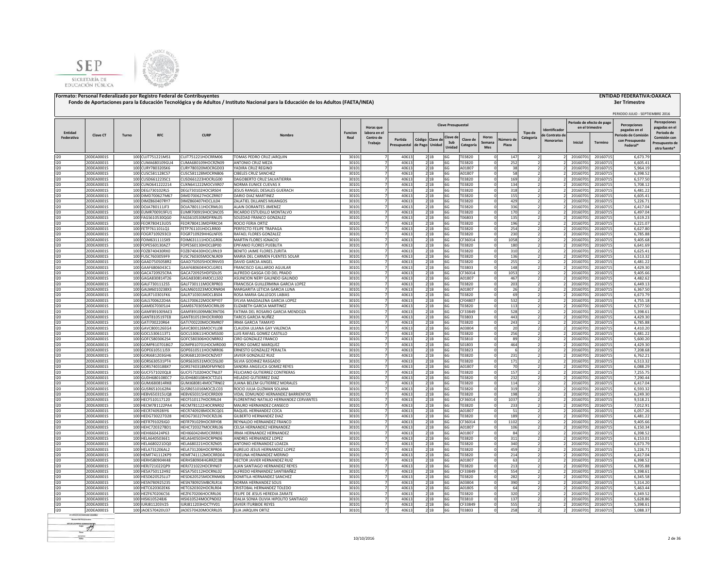SEP
SECRETARÍA DE EDUCACIÓN PÚBLICA

**Formato: Personal Federalizado por Registro Federal de Contribuyentes**

**Fondo de Aportaciones para la Educación Tecnológica y de Adultos / Instituto Nacional para la Educación de los Adultos (FAETA/INEA)**

**ENTIDAD FEDERATIVA:OAXACA**

**3er Trimestre**

PERIODO JULIO - SEPTIEMBRE 2016

| Entidad Federativa | Clave CT | Turno | RFC | CURP | Nombre | Funcion Real | Horas que labora en el Centro de Trabajo | Clave Presupuestal | | | | | | | Tipo de Categoría | Identificador de Contrato de Honorarios | Periodo de efecto de pago en el trimestre | | Percepciones pagadas en el Periodo de Comisión con Presupuesto Federal* | Percepciones pagadas en el Periodo de Comisión con Presupuesto de otra fuente* |
|---|---|---|---|---|---|---|---|---|---|---|---|---|---|---|---|---|---|---|---|---|
| | | | | | | | | Partida Presupuestal | Código de Pago | Clave de Unidad | Clave de Sub Unidad | Clave de Categoría | Horas Semana Mes | Número de Plaza | | | Inicial | Termino | | |
| I20 | 20DEA0001S | 100 | CUJT751221MS1 | CUJT751221HOCRRM06 | TOMAS PEDRO CRUZ JARQUIN | 30101 | 7 | 40613 | 2 | 1B | 6G | T03820 | 0 | 147 | 2 | 2 | 20160701 | 20160715 | 6,673.79 | |
| I20 | 20DEA0001S | 100 | CUMA680109GU4 | CUMA680109HOCRZN09 | ANTONIO CRUZ MEZA | 30101 | 7 | 40613 | 2 | 1B | 6G | T03820 | 0 | 252 | 2 | 2 | 20160701 | 20160715 | 6,605.41 | |
| I20 | 20DEA0001S | 100 | CURY780320SK6 | CURY780320MOCRGD03 | YADIRA CRUZ REGINO | 30101 | 7 | 40613 | 2 | 1B | 6G | A01807 | 0 | 38 | 2 | 2 | 20160701 | 20160715 | 5,964.19 | |
| I20 | 20DEA0001S | 100 | CUSC581128CS7 | CUSC581128MOCRNB06 | CIBELES CRUZ SANCHEZ | 30101 | 7 | 40613 | 2 | 1B | 6G | A01807 | 0 | 58 | 2 | 2 | 20160701 | 20160715 | 6,398.52 | |
| I20 | 20DEA0001S | 100 | CUSD661223SC1 | CUSD661223HOCRLG00 | DAGOBERTO CRUZ SALVATIERRA | 30101 | 7 | 40613 | 2 | 1B | 6G | T03820 | 0 | 169 | 2 | 2 | 20160701 | 20160715 | 6,577.50 | |
| I20 | 20DEA0001S | 100 | CUNO641222214 | CUXN641222MOCVXR07 | NORMA EUNICE CUEVAS X | 30101 | 7 | 40613 | 2 | 1B | 6G | T03820 | 0 | 134 | 2 | 2 | 20160701 | 20160715 | 5,708.12 | |
| I20 | 20DEA0001S | 100 | DEGJ730102RL5 | DEGJ730102HOCSRS04 | JESUS RANGEL DESALES GUERACH | 30101 | 7 | 40613 | 2 | 1B | 6G | T03820 | 0 | 318 | 2 | 2 | 20160701 | 20160715 | 6,481.22 | |
| I20 | 20DEA0001S | 100 | DIMD700627M67 | DIMD700627HOCZRR07 | DARIO DIAZ MARTINEZ | 30101 | 7 | 40613 | 2 | 1B | 6G | T03820 | 0 | 155 | 2 | 2 | 20160701 | 20160715 | 6,605.41 | |
| I20 | 20DEA0001S | 100 | DIMZ860407RY7 | DIMZ860407HOCLJL04 | ZALATIEL DILLANES MIJANGOS | 30101 | 7 | 40613 | 2 | 1B | 6G | T03820 | 0 | 429 | 2 | 2 | 20160701 | 20160715 | 5,226.71 | |
| I20 | 20DEA0001S | 100 | DOJA780111JF3 | DOJA780111HOCRML01 | ALAIN DORANTES JIMENEZ | 30101 | 7 | 40613 | 2 | 1B | 6G | T03820 | 0 | 336 | 2 | 2 | 20160701 | 20160715 | 6,417.04 | |
| I20 | 20DEA0001S | 100 | EUMR700919FU1 | EUMR700919HOCSNC05 | RICARDO ESTUDILLO MONTALVO | 30101 | 7 | 40613 | 2 | 1B | 6G | T03820 | 0 | 170 | 2 | 2 | 20160701 | 20160715 | 6,497.04 | |
| I20 | 20DEA0001S | 100 | FAGS610530QG0 | FAGS610530MDFRNL05 | SOLEDAD FRANCO GONZALEZ | 30101 | 7 | 40613 | 2 | 1B | 6G | T06803 | 0 | 135 | 2 | 2 | 20160701 | 20160715 | 5,619.23 | |
| I20 | 20DEA0001S | 100 | FEOR780413UD5 | FEOR780413MDFRRC04 | ROCIO FERIA ORTIZ | 30101 | 7 | 40613 | 2 | 1B | 6G | T03820 | 0 | 196 | 2 | 2 | 20160701 | 20160715 | 6,221.07 | |
| I20 | 20DEA0001S | 100 | FETP761101LQ1 | FETP761101HOCLRR00 | PERFECTO FELIPE TRAPAGA | 30101 | 7 | 40613 | 2 | 1B | 6G | T03820 | 0 | 254 | 2 | 2 | 20160701 | 20160715 | 6,627.80 | |
| I20 | 20DEA0001S | 100 | FOGR7109293C0 | FOGR710929HHGLNF05 | RAFAEL FLORES GONZALEZ | 30101 | 7 | 40613 | 2 | 1B | 6G | T03820 | 0 | 230 | 2 | 2 | 20160701 | 20160715 | 6,785.88 | |
| I20 | 20DEA0001S | 100 | FOIM631111SX9 | FOIM631111HOCLGR06 | MARTIN FLORES IGNACIO | 30101 | 7 | 40613 | 2 | 1B | 6G | CF36014 | 0 | 1058 | 2 | 2 | 20160701 | 20160715 | 9,405.68 | |
| I20 | 20DEA0001S | 100 | FOPE560130AZ7 | FOPE560130HOCLBP00 | EPIFANIO FLORES PUEBLITA | 30101 | 7 | 40613 | 2 | 1B | 6G | T03820 | 0 | 180 | 2 | 2 | 20160701 | 20160715 | 6,641.69 | |
| I20 | 20DEA0001S | 100 | FOZB740430RX0 | FOZB740430HOCLRN19 | BENITO JAIME FLORES ZURITA | 30101 | 7 | 40613 | 2 | 1B | 6G | T03820 | 0 | 310 | 2 | 2 | 20160701 | 20160715 | 6,625.41 | |
| I20 | 20DEA0001S | 100 | FUSC7603059F9 | FUSC760305MOCNLR09 | MARIA DEL CARMEN FUENTES SOLAR | 30101 | 7 | 40613 | 2 | 1B | 6G | T03820 | 0 | 136 | 2 | 2 | 20160701 | 20160715 | 6,513.32 | |
| I20 | 20DEA0001S | 100 | GAAD7505058R2 | GAAD750505HOCRNV03 | DAVID GARCIA ANGEL | 30101 | 7 | 40613 | 2 | 1B | 6G | T03820 | 0 | 255 | 2 | 2 | 20160701 | 20160715 | 6,481.22 | |
| I20 | 20DEA0001S | 100 | GAAF6806043C1 | GAAF680604HOCLGR01 | FRANCISCO GALLARDO AGUILAR | 30101 | 7 | 40613 | 2 | 1B | 6G | T03803 | 0 | 148 | 2 | 2 | 20160701 | 20160715 | 4,429.30 | |
| I20 | 20DEA0001S | 100 | GACA720925CRA | GACA720925HDFSDL05 | ALFREDO GASGA CID DEL PRADO | 30101 | 7 | 40613 | 2 | 1B | 6G | CF36014 | 0 | 1053 | 2 | 2 | 20160701 | 20160715 | 9,405.66 | |
| I20 | 20DEA0001S | 100 | GAGA830814TZ6 | GAGA830814MOCLLS02 | ASUNCION NERY GALINDO GALINDO | 30101 | 7 | 40613 | 2 | 1B | 6G | A01807 | 0 | 467 | 2 | 2 | 20160701 | 20160715 | 4,482.62 | |
| I20 | 20DEA0001S | 100 | GALF730111255 | GALF730111MOCRPR03 | FRANCISCA GUILLERMINA GARCIA LOPEZ | 30101 | 7 | 40613 | 2 | 1B | 6G | T03820 | 0 | 203 | 2 | 2 | 20160701 | 20160715 | 6,449.13 | |
| I20 | 20DEA0001S | 100 | GALM6010238X3 | GALM601023MOCRNR04 | MARGARITA LETICIA GARCIA LUNA | 30101 | 7 | 40613 | 2 | 1B | 6G | A01807 | 0 | 26 | 2 | 2 | 20160701 | 20160715 | 6,367.50 | |
| I20 | 20DEA0001S | 100 | GALR710301FK6 | GALR710301MOCLBS04 | ROSA MARIA GALLEGOS LABIAS | 30101 | 7 | 40613 | 2 | 1B | 6G | T03820 | 0 | 69 | 2 | 2 | 20160701 | 20160715 | 6,673.79 | |
| I20 | 20DEA0001S | 100 | GALS700622D4A | GALS700622MOCRPY07 | SYLVIA MAGDALENA GARCIA LOPEZ | 30101 | 7 | 40613 | 2 | 1B | 6G | CF04807 | 0 | 532 | 2 | 2 | 20160701 | 20160715 | 4,755.18 | |
| I20 | 20DEA0001S | 100 | GAME670305JJ4 | GAME670305MOCRRL09 | ELIZABETH GARCIA MARTINEZ | 30101 | 7 | 40613 | 2 | 1B | 6G | T03820 | 0 | 113 | 2 | 2 | 20160701 | 20160715 | 6,577.50 | |
| I20 | 20DEA0001S | 100 | GAMF891009AE3 | GAMF891009MBCRNT06 | FATIMA DEL ROSARIO GARCIA MENDOZA | 30101 | 7 | 40613 | 2 | 1B | 6G | CF33849 | 0 | 528 | 2 | 2 | 20160701 | 20160715 | 5,398.61 | |
| I20 | 20DEA0001S | 100 | GANT8105197E8 | GANT810519HOCRXR00 | TARCIS GARCIA NUÑEZ | 30101 | 7 | 40613 | 2 | 1B | 6G | T03803 | 0 | 443 | 2 | 2 | 20160701 | 20160715 | 4,429.30 | |
| I20 | 20DEA0001S | 100 | GATI700220R64 | GATI700220MOCRMR07 | IRMA GARCIA TAMAYO | 30101 | 7 | 40613 | 2 | 1B | 6G | T03820 | 0 | 243 | 2 | 2 | 20160701 | 20160715 | 6,785.88 | |
| I20 | 20DEA0001S | 100 | GAVC800126EG4 | GAVC800126MOCYLL08 | CLAUDIA LILIANA GAY VALENCIA | 30101 | 7 | 40613 | 2 | 1B | 6G | A03804 | 0 | 20 | 2 | 2 | 20160701 | 20160715 | 4,410.20 | |
| I20 | 20DEA0001S | 100 | GOCL5306113T1 | GOCL530611HOCMSS00 | LUIS RAFAEL GOMEZ CASTILLO | 30101 | 7 | 40613 | 2 | 1B | 6G | T03820 | 0 | 256 | 2 | 2 | 20160701 | 20160715 | 6,481.22 | |
| I20 | 20DEA0001S | 100 | GOFC5803062S4 | GOFC580306HOCNRR02 | CIRO GONZALEZ FRANCO | 30101 | 7 | 40613 | 2 | 1B | 6G | T03810 | 0 | 89 | 2 | 2 | 20160701 | 20160715 | 5,600.20 | |
| I20 | 20DEA0001S | 100 | GOMP8107018G7 | GOMP810701HOCMRD00 | PEDRO GOMEZ MARQUEZ | 30101 | 7 | 40613 | 2 | 1B | 6G | S01803 | 0 | 464 | 2 | 2 | 20160701 | 20160715 | 4,429.30 | |
| I20 | 20DEA0001S | 100 | GOPE610511J59 | GOPE610511HOCNRR06 | ERNESTO GONZALEZ PERALTA | 30101 | 7 | 40613 | 2 | 1B | 6G | T03823 | 0 | 6 | 2 | 2 | 20160701 | 20160715 | 7,208.68 | |
| I20 | 20DEA0001S | 100 | GORJ681203GH6 | GORJ681203HOCNZV07 | JAVIER GONZALEZ RUIZ | 30101 | 7 | 40613 | 2 | 1B | 6G | T03820 | 0 | 231 | 2 | 2 | 20160701 | 20160715 | 6,762.21 | |
| I20 | 20DEA0001S | 100 | GORS630531PT4 | GORS630531MOCDSL00 | SILVIA GODINEZ RASGADO | 30101 | 7 | 40613 | 2 | 1B | 6G | T03820 | 0 | 171 | 2 | 2 | 20160701 | 20160715 | 6,513.32 | |
| I20 | 20DEA0001S | 100 | GORS740318BX7 | GORS740318MDFMYN03 | SANDRA ANGELICA GOMEZ REYES | 30101 | 7 | 40613 | 2 | 1B | 6G | A01807 | 0 | 70 | 2 | 2 | 20160701 | 20160715 | 6,088.29 | |
| I20 | 20DEA0001S | 100 | GUCF571020QL8 | GUCF571020HOCTNL07 | FELICIANO GUTIERREZ CONTRERAS | 30101 | 7 | 40613 | 2 | 1B | 6G | T03820 | 0 | 157 | 2 | 2 | 20160701 | 20160715 | 7,255.75 | |
| I20 | 20DEA0001S | 100 | GUDH680108EC7 | GUDH680108HOCTZL01 | HELADIO GUTIERREZ DIAZ | 30101 | 7 | 40613 | 2 | 1B | 6G | T03820 | 0 | 232 | 2 | 2 | 20160701 | 20160715 | 7,290.44 | |
| I20 | 20DEA0001S | 100 | GUMJ680814RK8 | GUMJ680814MOCTRN02 | JUANA BELEM GUTIERREZ MORALES | 30101 | 7 | 40613 | 2 | 1B | 6G | T03820 | 0 | 114 | 2 | 2 | 20160701 | 20160715 | 6,417.04 | |
| I20 | 20DEA0001S | 100 | GUSR6510162R4 | GUSR651016MOCZLC03 | ROCIO JULIA GUZMAN SOLANA | 30101 | 7 | 40613 | 2 | 1B | 6G | T03820 | 0 | 319 | 2 | 2 | 20160701 | 20160715 | 6,593.32 | |
| I20 | 20DEA0001S | 100 | HEBV650315UQ8 | HEBV650315HOCRRD09 | VIDAL EDMUNDO HERNANDEZ BARRIENTOS | 30101 | 7 | 40613 | 2 | 1B | 6G | T03820 | 0 | 198 | 2 | 2 | 20160701 | 20160715 | 6,249.30 | |
| I20 | 20DEA0001S | 100 | HECF510117120 | HECF510117HOCRRL04 | FLORENTINO NATALIO HERNANDEZ CERVANTES | 30101 | 7 | 40613 | 2 | 1B | 6G | CF36014 | 0 | 1037 | 2 | 2 | 20160701 | 20160715 | 9,518.21 | |
| I20 | 20DEA0001S | 100 | HECM781122PA4 | HECM781122HOCRNR02 | MAURO HERNANDEZ CANSECO | 30101 | 7 | 40613 | 2 | 1B | 6G | T03820 | 0 | 233 | 2 | 2 | 20160701 | 20160715 | 7,012.91 | |
| I20 | 20DEA0001S | 100 | HECR740928IY6 | HECR740928MOCRCQ01 | RAQUEL HERNANDEZ COCA | 30101 | 7 | 40613 | 2 | 1B | 6G | A01807 | 0 | 51 | 2 | 2 | 20160701 | 20160715 | 6,057.26 | |
| I20 | 20DEA0001S | 100 | HEDG730227D28 | HEDG730227HOCRZL06 | GILBERTO HERNANDEZ DIAZ | 30101 | 7 | 40613 | 2 | 1B | 6G | T03820 | 0 | 189 | 2 | 2 | 20160701 | 20160715 | 6,481.22 | |
| I20 | 20DEA0001S | 100 | HEFR791029JG0 | HEFR791029HOCRRY08 | REYNALDO HERNANDEZ FRANCO | 30101 | 7 | 40613 | 2 | 1B | 6G | CF36014 | 0 | 1102 | 2 | 2 | 20160701 | 20160715 | 9,405.66 | |
| I20 | 20DEA0001S | 100 | HEHC720327BD1 | HEHC720327MOCRRL06 | CELSA HERNANDEZ HERNANDEZ | 30101 | 7 | 40613 | 2 | 1B | 6G | A01807 | 0 | 106 | 2 | 2 | 20160701 | 20160715 | 6,150.34 | |
| I20 | 20DEA0001S | 100 | HEHI660424P63 | HEHI660424MOCRRR03 | IRMA HERNANDEZ HERNANDEZ | 30101 | 7 | 40613 | 2 | 1B | 6G | A01807 | 0 | 84 | 2 | 2 | 20160701 | 20160715 | 6,398.52 | |
| I20 | 20DEA0001S | 100 | HELA6405036E1 | HELA640503HOCRPN06 | ANDRES HERNANDEZ LOPEZ | 30101 | 7 | 40613 | 2 | 1B | 6G | T03820 | 0 | 311 | 2 | 2 | 20160701 | 20160715 | 6,153.01 | |
| I20 | 20DEA0001S | 100 | HELA680221DQ0 | HELA680221HOCRZN05 | ANTONIO HERNANDEZ LOAEZA | 30101 | 7 | 40613 | 2 | 1B | 6G | T03820 | 0 | 340 | 2 | 2 | 20160701 | 20160715 | 6,673.79 | |
| I20 | 20DEA0001S | 100 | HELA731206AL2 | HELA731206HOCRPR04 | AURELIO JESUS HERNANDEZ LOPEZ | 30101 | 7 | 40613 | 2 | 1B | 6G | T03820 | 0 | 459 | 2 | 2 | 20160701 | 20160715 | 5,226.71 | |
| I20 | 20DEA0001S | 100 | HEMF741112KP9 | HEMF741112MOCRRD04 | FIDELINA HERNANDEZ MERINO | 30101 | 7 | 40613 | 2 | 1B | 6G | T03820 | 0 | 214 | 2 | 2 | 20160701 | 20160715 | 6,417.04 | |
| I20 | 20DEA0001S | 100 | HERH580904K48 | HERH580904HGRRZC08 | HECTOR JAVIER HERNANDEZ RUIZ | 30101 | 7 | 40613 | 2 | 1B | 6G | A01807 | 0 | 63 | 2 | 2 | 20160701 | 20160715 | 6,398.52 | |
| I20 | 20DEA0001S | 100 | HERJ721022QP9 | HERJ721022HOCRYN07 | JUAN SANTIAGO HERNANDEZ REYES | 30101 | 7 | 40613 | 2 | 1B | 6G | T03820 | 0 | 213 | 2 | 2 | 20160701 | 20160715 | 6,705.88 | |
| I20 | 20DEA0001S | 100 | HESA750112H92 | HESA750112HOCRNL02 | ALFREDO HERNANDEZ SANTIBAÑEZ | 30101 | 7 | 40613 | 2 | 1B | 6G | CF33849 | 0 | 554 | 2 | 2 | 20160701 | 20160715 | 5,398.61 | |
| I20 | 20DEA0001S | 100 | HESD620525LU7 | HESD620525MOCRNM06 | DOMITILA HERNANDEZ SANCHEZ | 30101 | 7 | 40613 | 2 | 1B | 6G | T03820 | 0 | 282 | 2 | 2 | 20160701 | 20160715 | 6,345.58 | |
| I20 | 20DEA0001S | 100 | HESN780925235 | HESN780925MBCRLR16 | NORMA HERNANDEZ SOLIS | 30101 | 7 | 40613 | 2 | 1B | 6G | A03804 | 0 | 390 | 2 | 2 | 20160701 | 20160715 | 5,314.20 | |
| I20 | 20DEA0001S | 100 | HETC620302EK6 | HETC620302HOCRLR04 | CRISTOBAL HERNANDEZ TOLEDO | 30101 | 7 | 40613 | 2 | 1B | 6G | A01805 | 0 | 64 | 2 | 2 | 20160701 | 20160715 | 5,463.44 | |
| I20 | 20DEA0001S | 100 | HEZF670206CS6 | HEZF670206HOCRRL06 | FELIPE DE JESUS HEREDIA ZARATE | 30101 | 7 | 40613 | 2 | 1B | 6G | T03820 | 0 | 320 | 2 | 2 | 20160701 | 20160715 | 6,349.52 | |
| I20 | 20DEA0001S | 100 | HISI6105248J6 | HISI610524MOCPND02 | IDALIA SONIA OLIVIA HIPOLITO SANTIAGO | 30101 | 7 | 40613 | 2 | 1B | 6G | T03810 | 0 | 137 | 2 | 2 | 20160701 | 20160715 | 5,628.86 | |
| I20 | 20DEA0001S | 100 | IURJ811203V25 | IURJ811203HOCTYV01 | JAVIER ITURBIDE REYES | 30101 | 7 | 40613 | 2 | 1B | 6G | CF33849 | 0 | 555 | 2 | 2 | 20160701 | 20160715 | 5,398.61 | |
| I20 | 20DEA0001S | 100 | JAOE570420U37 | JAOE570420MOCRRL05 | ELIA JARQUIN ORTIZ | 30101 | 7 | 40613 | 2 | 1B | 6G | T03803 | 0 | 258 | 2 | 2 | 20160701 | 20160715 | 5,088.37 | |

10/10/2016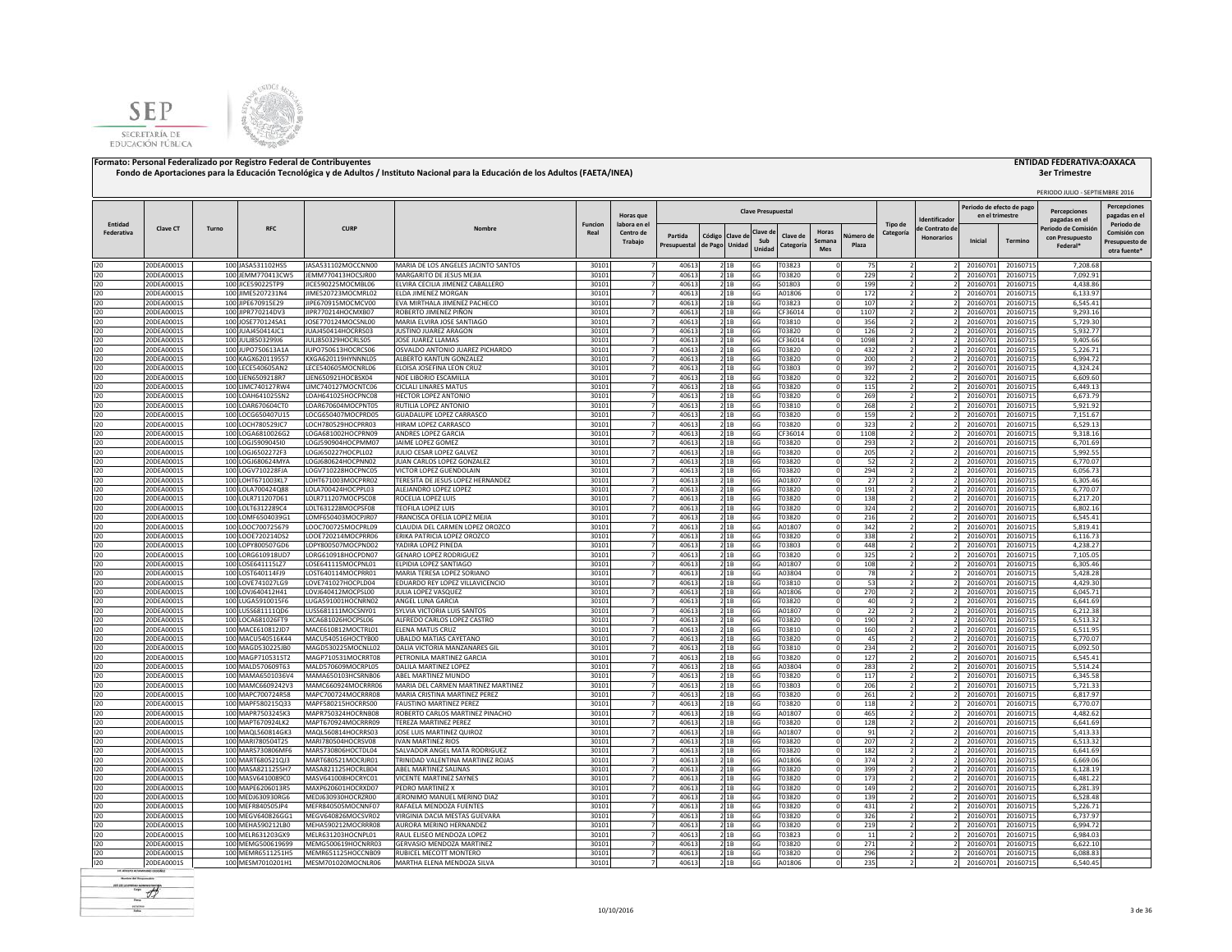**Formato: Personal Federalizado por Registro Federal de Contribuyentes**

**Fondo de Aportaciones para la Educación Tecnológica y de Adultos / Instituto Nacional para la Educación de los Adultos (FAETA/INEA)**

**ENTIDAD FEDERATIVA:OAXACA**

**3er Trimestre**

PERIODO JULIO - SEPTIEMBRE 2016

| Entidad Federativa | Clave CT | Turno | RFC | CURP | Nombre | Funcion Real | Horas que labora en el Centro de Trabajo | Clave Presupuestal | | | | | | | Tipo de Categoría | Identificador de Contrato de Honorarios | Periodo de efecto de pago en el trimestre | | Percepciones pagadas en el Periodo de Comisión con Presupuesto Federal* | Percepciones pagadas en el Periodo de Comisión con Presupuesto de otra fuente* |
|---|---|---|---|---|---|---|---|---|---|---|---|---|---|---|---|---|---|---|---|---|
| | | | | | | | | Partida Presupuestal | Código de Pago | Clave de Unidad | Clave de Sub Unidad | Clave de Categoría | Horas Semana Mes | Número de Plaza | | | Inicial | Termino | | |
| I20 | 20DEA0001S | 100 | JASA531102HSS | JASA531102MOCCNN00 | MARIA DE LOS ANGELES JACINTO SANTOS | 30101 | 7 | 40613 | 2 | 1B | 6G | T03823 | 0 | 75 | 2 | 2 | 20160701 | 20160715 | 7,208.68 | |
| I20 | 20DEA0001S | 100 | JEMM770413CW5 | JEMM770413HOCSJR00 | MARGARITO DE JESUS MEJIA | 30101 | 7 | 40613 | 2 | 1B | 6G | T03820 | 0 | 229 | 2 | 2 | 20160701 | 20160715 | 7,092.91 | |
| I20 | 20DEA0001S | 100 | JICE590225TP9 | JICE590225MOCMBL06 | ELVIRA CECILIA JIMENEZ CABALLERO | 30101 | 7 | 40613 | 2 | 1B | 6G | S01803 | 0 | 199 | 2 | 2 | 20160701 | 20160715 | 4,438.86 | |
| I20 | 20DEA0001S | 100 | JIME5207231N4 | JIME520723MOCMRL02 | ELDA JIMENEZ MORGAN | 30101 | 7 | 40613 | 2 | 1B | 6G | A01806 | 0 | 172 | 2 | 2 | 20160701 | 20160715 | 6,133.97 | |
| I20 | 20DEA0001S | 100 | JIPE670915E29 | JIPE670915MOCMCV00 | EVA MIRTHALA JIMENEZ PACHECO | 30101 | 7 | 40613 | 2 | 1B | 6G | T03823 | 0 | 107 | 2 | 2 | 20160701 | 20160715 | 6,545.41 | |
| I20 | 20DEA0001S | 100 | JIPR770214DV3 | JIPR770214HOCMXB07 | ROBERTO JIMENEZ PIÑON | 30101 | 7 | 40613 | 2 | 1B | 6G | CF36014 | 0 | 1107 | 2 | 2 | 20160701 | 20160715 | 9,293.16 | |
| I20 | 20DEA0001S | 100 | JOSE770124SA1 | JOSE770124MOCSNL00 | MARIA ELVIRA JOSE SANTIAGO | 30101 | 7 | 40613 | 2 | 1B | 6G | T03810 | 0 | 356 | 2 | 2 | 20160701 | 20160715 | 5,729.30 | |
| I20 | 20DEA0001S | 100 | JUAJ450414JC1 | JUAJ450414HOCRRS03 | JUSTINO JUAREZ ARAGON | 30101 | 7 | 40613 | 2 | 1B | 6G | T03820 | 0 | 126 | 2 | 2 | 20160701 | 20160715 | 5,932.77 | |
| I20 | 20DEA0001S | 100 | JULJ8503299J6 | JULJ850329HOCRLS05 | JOSE JUAREZ LLAMAS | 30101 | 7 | 40613 | 2 | 1B | 6G | CF36014 | 0 | 1098 | 2 | 2 | 20160701 | 20160715 | 9,405.66 | |
| I20 | 20DEA0001S | 100 | JUPO750613A1A | JUPO750613HOCRCS06 | OSVALDO ANTONIO JUAREZ PICHARDO | 30101 | 7 | 40613 | 2 | 1B | 6G | T03820 | 0 | 432 | 2 | 2 | 20160701 | 20160715 | 5,226.71 | |
| I20 | 20DEA0001S | 100 | KAGK620119557 | KXGA620119HYNNNL05 | ALBERTO KANTUN GONZALEZ | 30101 | 7 | 40613 | 2 | 1B | 6G | T03820 | 0 | 200 | 2 | 2 | 20160701 | 20160715 | 6,994.72 | |
| I20 | 20DEA0001S | 100 | LECE540605AN2 | LECE540605MOCNRL06 | ELOISA JOSEFINA LEON CRUZ | 30101 | 7 | 40613 | 2 | 1B | 6G | T03803 | 0 | 397 | 2 | 2 | 20160701 | 20160715 | 4,324.24 | |
| I20 | 20DEA0001S | 100 | LIEN6509218R7 | LIEN650921HOCBSX04 | NOE LIBORIO ESCAMILLA | 30101 | 7 | 40613 | 2 | 1B | 6G | T03820 | 0 | 322 | 2 | 2 | 20160701 | 20160715 | 6,609.60 | |
| I20 | 20DEA0001S | 100 | LIMC740127RW4 | LIMC740127MOCNTC06 | CICLALI LINARES MATUS | 30101 | 7 | 40613 | 2 | 1B | 6G | T03820 | 0 | 115 | 2 | 2 | 20160701 | 20160715 | 6,449.13 | |
| I20 | 20DEA0001S | 100 | LOAH641025SN2 | LOAH641025HOCPNC08 | HECTOR LOPEZ ANTONIO | 30101 | 7 | 40613 | 2 | 1B | 6G | T03820 | 0 | 269 | 2 | 2 | 20160701 | 20160715 | 6,673.79 | |
| I20 | 20DEA0001S | 100 | LOAR670604CT0 | LOAR670604MOCPNT05 | RUTILIA LOPEZ ANTONIO | 30101 | 7 | 40613 | 2 | 1B | 6G | T03810 | 0 | 268 | 2 | 2 | 20160701 | 20160715 | 5,921.92 | |
| I20 | 20DEA0001S | 100 | LOCG650407U15 | LOCG650407MOCPRD05 | GUADALUPE LOPEZ CARRASCO | 30101 | 7 | 40613 | 2 | 1B | 6G | T03820 | 0 | 159 | 2 | 2 | 20160701 | 20160715 | 7,151.67 | |
| I20 | 20DEA0001S | 100 | LOCH780529JC7 | LOCH780529HOCPRR03 | HIRAM LOPEZ CARRASCO | 30101 | 7 | 40613 | 2 | 1B | 6G | T03820 | 0 | 323 | 2 | 2 | 20160701 | 20160715 | 6,529.13 | |
| I20 | 20DEA0001S | 100 | LOGA6810026G2 | LOGA681002HOCPRN09 | ANDRES LOPEZ GARCIA | 30101 | 7 | 40613 | 2 | 1B | 6G | CF36014 | 0 | 1108 | 2 | 2 | 20160701 | 20160715 | 9,318.16 | |
| I20 | 20DEA0001S | 100 | LOGJ590904SI0 | LOGJ590904HOCPMM07 | JAIME LOPEZ GOMEZ | 30101 | 7 | 40613 | 2 | 1B | 6G | T03820 | 0 | 293 | 2 | 2 | 20160701 | 20160715 | 6,701.69 | |
| I20 | 20DEA0001S | 100 | LOGJ6502272F3 | LOGJ650227HOCPLL02 | JULIO CESAR LOPEZ GALVEZ | 30101 | 7 | 40613 | 2 | 1B | 6G | T03820 | 0 | 205 | 2 | 2 | 20160701 | 20160715 | 5,992.55 | |
| I20 | 20DEA0001S | 100 | LOGJ680624MYA | LOGJ680624HOCPNN02 | JUAN CARLOS LOPEZ GONZALEZ | 30101 | 7 | 40613 | 2 | 1B | 6G | T03820 | 0 | 52 | 2 | 2 | 20160701 | 20160715 | 6,770.07 | |
| I20 | 20DEA0001S | 100 | LOGV710228FJA | LOGV710228HOCPNC05 | VICTOR LOPEZ GUENDOLAIN | 30101 | 7 | 40613 | 2 | 1B | 6G | T03820 | 0 | 294 | 2 | 2 | 20160701 | 20160715 | 6,056.73 | |
| I20 | 20DEA0001S | 100 | LOHT671003KL7 | LOHT671003MOCPRR02 | TERESITA DE JESUS LOPEZ HERNANDEZ | 30101 | 7 | 40613 | 2 | 1B | 6G | A01807 | 0 | 27 | 2 | 2 | 20160701 | 20160715 | 6,305.46 | |
| I20 | 20DEA0001S | 100 | LOLA700424Q88 | LOLA700424HOCPPL03 | ALEJANDRO LOPEZ LOPEZ | 30101 | 7 | 40613 | 2 | 1B | 6G | T03820 | 0 | 191 | 2 | 2 | 20160701 | 20160715 | 6,770.07 | |
| I20 | 20DEA0001S | 100 | LOLR711207D61 | LOLR711207MOCPSC08 | ROCELIA LOPEZ LUIS | 30101 | 7 | 40613 | 2 | 1B | 6G | T03820 | 0 | 138 | 2 | 2 | 20160701 | 20160715 | 6,217.20 | |
| I20 | 20DEA0001S | 100 | LOLT6312289C4 | LOLT631228MOCPSF08 | TEOFILA LOPEZ LUIS | 30101 | 7 | 40613 | 2 | 1B | 6G | T03820 | 0 | 324 | 2 | 2 | 20160701 | 20160715 | 6,802.16 | |
| I20 | 20DEA0001S | 100 | LOMF6504039G1 | LOMF650403MOCPJR07 | FRANCISCA OFELIA LOPEZ MEJIA | 30101 | 7 | 40613 | 2 | 1B | 6G | T03820 | 0 | 216 | 2 | 2 | 20160701 | 20160715 | 6,545.41 | |
| I20 | 20DEA0001S | 100 | LOOC700725679 | LOOC700725MOCPRL09 | CLAUDIA DEL CARMEN LOPEZ OROZCO | 30101 | 7 | 40613 | 2 | 1B | 6G | A01807 | 0 | 342 | 2 | 2 | 20160701 | 20160715 | 5,819.41 | |
| I20 | 20DEA0001S | 100 | LOOE720214DS2 | LOOE720214MOCPRR06 | ERIKA PATRICIA LOPEZ OROZCO | 30101 | 7 | 40613 | 2 | 1B | 6G | T03820 | 0 | 338 | 2 | 2 | 20160701 | 20160715 | 6,116.73 | |
| I20 | 20DEA0001S | 100 | LOPY800507GD6 | LOPY800507MOCPND02 | YADIRA LOPEZ PINEDA | 30101 | 7 | 40613 | 2 | 1B | 6G | T03803 | 0 | 448 | 2 | 2 | 20160701 | 20160715 | 4,238.27 | |
| I20 | 20DEA0001S | 100 | LORG610918UD7 | LORG610918HOCPDN07 | GENARO LOPEZ RODRIGUEZ | 30101 | 7 | 40613 | 2 | 1B | 6G | T03820 | 0 | 325 | 2 | 2 | 20160701 | 20160715 | 7,105.05 | |
| I20 | 20DEA0001S | 100 | LOSE641115LZ7 | LOSE641115MOCPNL01 | ELPIDIA LOPEZ SANTIAGO | 30101 | 7 | 40613 | 2 | 1B | 6G | A01807 | 0 | 108 | 2 | 2 | 20160701 | 20160715 | 6,305.46 | |
| I20 | 20DEA0001S | 100 | LOST640114FJ9 | LOST640114MOCPRR01 | MARIA TERESA LOPEZ SORIANO | 30101 | 7 | 40613 | 2 | 1B | 6G | A03804 | 0 | 78 | 2 | 2 | 20160701 | 20160715 | 5,428.28 | |
| I20 | 20DEA0001S | 100 | LOVE741027LG9 | LOVE741027HOCPLD04 | EDUARDO REY LOPEZ VILLAVICENCIO | 30101 | 7 | 40613 | 2 | 1B | 6G | T03810 | 0 | 53 | 2 | 2 | 20160701 | 20160715 | 4,429.30 | |
| I20 | 20DEA0001S | 100 | LOVJ640412H41 | LOVJ640412MOCPSL00 | JULIA LOPEZ VASQUEZ | 30101 | 7 | 40613 | 2 | 1B | 6G | A01806 | 0 | 270 | 2 | 2 | 20160701 | 20160715 | 6,045.71 | |
| I20 | 20DEA0001S | 100 | LUGA5910015F6 | LUGA591001HOCNRN02 | ANGEL LUNA GARCIA | 30101 | 7 | 40613 | 2 | 1B | 6G | T03820 | 0 | 40 | 2 | 2 | 20160701 | 20160715 | 6,641.69 | |
| I20 | 20DEA0001S | 100 | LUSS681111QD6 | LUSS681111MOCSNY01 | SYLVIA VICTORIA LUIS SANTOS | 30101 | 7 | 40613 | 2 | 1B | 6G | A01807 | 0 | 22 | 2 | 2 | 20160701 | 20160715 | 6,212.38 | |
| I20 | 20DEA0001S | 100 | LOCA681026FT9 | LXCA681026HOCPSL06 | ALFREDO CARLOS LOPEZ CASTRO | 30101 | 7 | 40613 | 2 | 1B | 6G | T03820 | 0 | 190 | 2 | 2 | 20160701 | 20160715 | 6,513.32 | |
| I20 | 20DEA0001S | 100 | MACE610812JD7 | MACE610812MOCTRL01 | ELENA MATUS CRUZ | 30101 | 7 | 40613 | 2 | 1B | 6G | T03810 | 0 | 160 | 2 | 2 | 20160701 | 20160715 | 6,511.95 | |
| I20 | 20DEA0001S | 100 | MACU540516K44 | MACU540516HOCTYB00 | UBALDO MATIAS CAYETANO | 30101 | 7 | 40613 | 2 | 1B | 6G | T03820 | 0 | 45 | 2 | 2 | 20160701 | 20160715 | 6,770.07 | |
| I20 | 20DEA0001S | 100 | MAGD530225JB0 | MAGD530225MOCNLL02 | DALIA VICTORIA MANZANARES GIL | 30101 | 7 | 40613 | 2 | 1B | 6G | T03810 | 0 | 234 | 2 | 2 | 20160701 | 20160715 | 6,092.50 | |
| I20 | 20DEA0001S | 100 | MAGP710531ST2 | MAGP710531MOCRRT08 | PETRONILA MARTINEZ GARCIA | 30101 | 7 | 40613 | 2 | 1B | 6G | T03820 | 0 | 127 | 2 | 2 | 20160701 | 20160715 | 6,545.41 | |
| I20 | 20DEA0001S | 100 | MALD570609T63 | MALD570609MOCRPL05 | DALILA MARTINEZ LOPEZ | 30101 | 7 | 40613 | 2 | 1B | 6G | A03804 | 0 | 283 | 2 | 2 | 20160701 | 20160715 | 5,514.24 | |
| I20 | 20DEA0001S | 100 | MAMA6501036V4 | MAMA650103HCSRNB06 | ABEL MARTINEZ MUNDO | 30101 | 7 | 40613 | 2 | 1B | 6G | T03820 | 0 | 117 | 2 | 2 | 20160701 | 20160715 | 6,345.58 | |
| I20 | 20DEA0001S | 100 | MAMC6609242V3 | MAMC660924MOCRRR06 | MARIA DEL CARMEN MARTINEZ MARTINEZ | 30101 | 7 | 40613 | 2 | 1B | 6G | T03803 | 0 | 206 | 2 | 2 | 20160701 | 20160715 | 5,721.33 | |
| I20 | 20DEA0001S | 100 | MAPC700724R58 | MAPC700724MOCRRR08 | MARIA CRISTINA MARTINEZ PEREZ | 30101 | 7 | 40613 | 2 | 1B | 6G | T03820 | 0 | 261 | 2 | 2 | 20160701 | 20160715 | 6,817.97 | |
| I20 | 20DEA0001S | 100 | MAPF580215Q33 | MAPF580215HOCRRS00 | FAUSTINO MARTINEZ PEREZ | 30101 | 7 | 40613 | 2 | 1B | 6G | T03820 | 0 | 118 | 2 | 2 | 20160701 | 20160715 | 6,770.07 | |
| I20 | 20DEA0001S | 100 | MAPR7503245K3 | MAPR750324HOCRNB08 | ROBERTO CARLOS MARTINEZ PINACHO | 30101 | 7 | 40613 | 2 | 1B | 6G | A01807 | 0 | 465 | 2 | 2 | 20160701 | 20160715 | 4,482.62 | |
| I20 | 20DEA0001S | 100 | MAPT670924LK2 | MAPT670924MOCRRR09 | TEREZA MARTINEZ PEREZ | 30101 | 7 | 40613 | 2 | 1B | 6G | T03820 | 0 | 128 | 2 | 2 | 20160701 | 20160715 | 6,641.69 | |
| I20 | 20DEA0001S | 100 | MAQL560814GK3 | MAQL560814HOCRRS03 | JOSE LUIS MARTINEZ QUIROZ | 30101 | 7 | 40613 | 2 | 1B | 6G | A01807 | 0 | 91 | 2 | 2 | 20160701 | 20160715 | 5,413.33 | |
| I20 | 20DEA0001S | 100 | MARI780504T25 | MARI780504HOCRSV08 | IVAN MARTINEZ RIOS | 30101 | 7 | 40613 | 2 | 1B | 6G | T03820 | 0 | 207 | 2 | 2 | 20160701 | 20160715 | 6,513.32 | |
| I20 | 20DEA0001S | 100 | MARS730806MF6 | MARS730806HOCTDL04 | SALVADOR ANGEL MATA RODRIGUEZ | 30101 | 7 | 40613 | 2 | 1B | 6G | T03820 | 0 | 182 | 2 | 2 | 20160701 | 20160715 | 6,641.69 | |
| I20 | 20DEA0001S | 100 | MART680521QJ3 | MART680521MOCRJR01 | TRINIDAD VALENTINA MARTINEZ ROJAS | 30101 | 7 | 40613 | 2 | 1B | 6G | A01806 | 0 | 374 | 2 | 2 | 20160701 | 20160715 | 6,669.06 | |
| I20 | 20DEA0001S | 100 | MASA821125SH7 | MASA821125HOCRLB04 | ABEL MARTINEZ SALINAS | 30101 | 7 | 40613 | 2 | 1B | 6G | T03820 | 0 | 399 | 2 | 2 | 20160701 | 20160715 | 6,128.19 | |
| I20 | 20DEA0001S | 100 | MASV6410089C0 | MASV641008HOCRYC01 | VICENTE MARTINEZ SAYNES | 30101 | 7 | 40613 | 2 | 1B | 6G | T03820 | 0 | 173 | 2 | 2 | 20160701 | 20160715 | 6,481.22 | |
| I20 | 20DEA0001S | 100 | MAXP6206013R5 | MAXP620601HOCRXD07 | PEDRO MARTINEZ X | 30101 | 7 | 40613 | 2 | 1B | 6G | T03820 | 0 | 149 | 2 | 2 | 20160701 | 20160715 | 6,281.39 | |
| I20 | 20DEA0001S | 100 | MEDJ630930RG6 | MEDJ630930HOCRZR00 | JERONIMO MANUEL MERINO DIAZ | 30101 | 7 | 40613 | 2 | 1B | 6G | T03820 | 0 | 139 | 2 | 2 | 20160701 | 20160715 | 6,528.48 | |
| I20 | 20DEA0001S | 100 | MEFR840505JP4 | MEFR840505MOCNNF07 | RAFAELA MENDOZA FUENTES | 30101 | 7 | 40613 | 2 | 1B | 6G | T03820 | 0 | 431 | 2 | 2 | 20160701 | 20160715 | 5,226.71 | |
| I20 | 20DEA0001S | 100 | MEGV640826GG1 | MEGV640826MOCSVR02 | VIRGINIA DACIA MESTAS GUEVARA | 30101 | 7 | 40613 | 2 | 1B | 6G | T03820 | 0 | 326 | 2 | 2 | 20160701 | 20160715 | 6,737.97 | |
| I20 | 20DEA0001S | 100 | MEHA590212LB0 | MEHA590212MOCRRR08 | AURORA MERINO HERNANDEZ | 30101 | 7 | 40613 | 2 | 1B | 6G | T03820 | 0 | 219 | 2 | 2 | 20160701 | 20160715 | 6,994.72 | |
| I20 | 20DEA0001S | 100 | MELR631203GX9 | MELR631203HOCNPL01 | RAUL ELISEO MENDOZA LOPEZ | 30101 | 7 | 40613 | 2 | 1B | 6G | T03823 | 0 | 11 | 2 | 2 | 20160701 | 20160715 | 6,984.03 | |
| I20 | 20DEA0001S | 100 | MEMG500619699 | MEMG500619HOCNRR03 | GERVASIO MENDOZA MARTINEZ | 30101 | 7 | 40613 | 2 | 1B | 6G | T03820 | 0 | 271 | 2 | 2 | 20160701 | 20160715 | 6,622.10 | |
| I20 | 20DEA0001S | 100 | MEMR6511251H5 | MEMR651125HOCCNB09 | RUBICEL MECOTT MONTERO | 30101 | 7 | 40613 | 2 | 1B | 6G | T03820 | 0 | 296 | 2 | 2 | 20160701 | 20160715 | 6,088.83 | |
| I20 | 20DEA0001S | 100 | MESM7010201H1 | MESM701020MOCNLR06 | MARTHA ELENA MENDOZA SILVA | 30101 | 7 | 40613 | 2 | 1B | 6G | A01806 | 0 | 235 | 2 | 2 | 20160701 | 20160715 | 6,540.45 | |

10/10/2016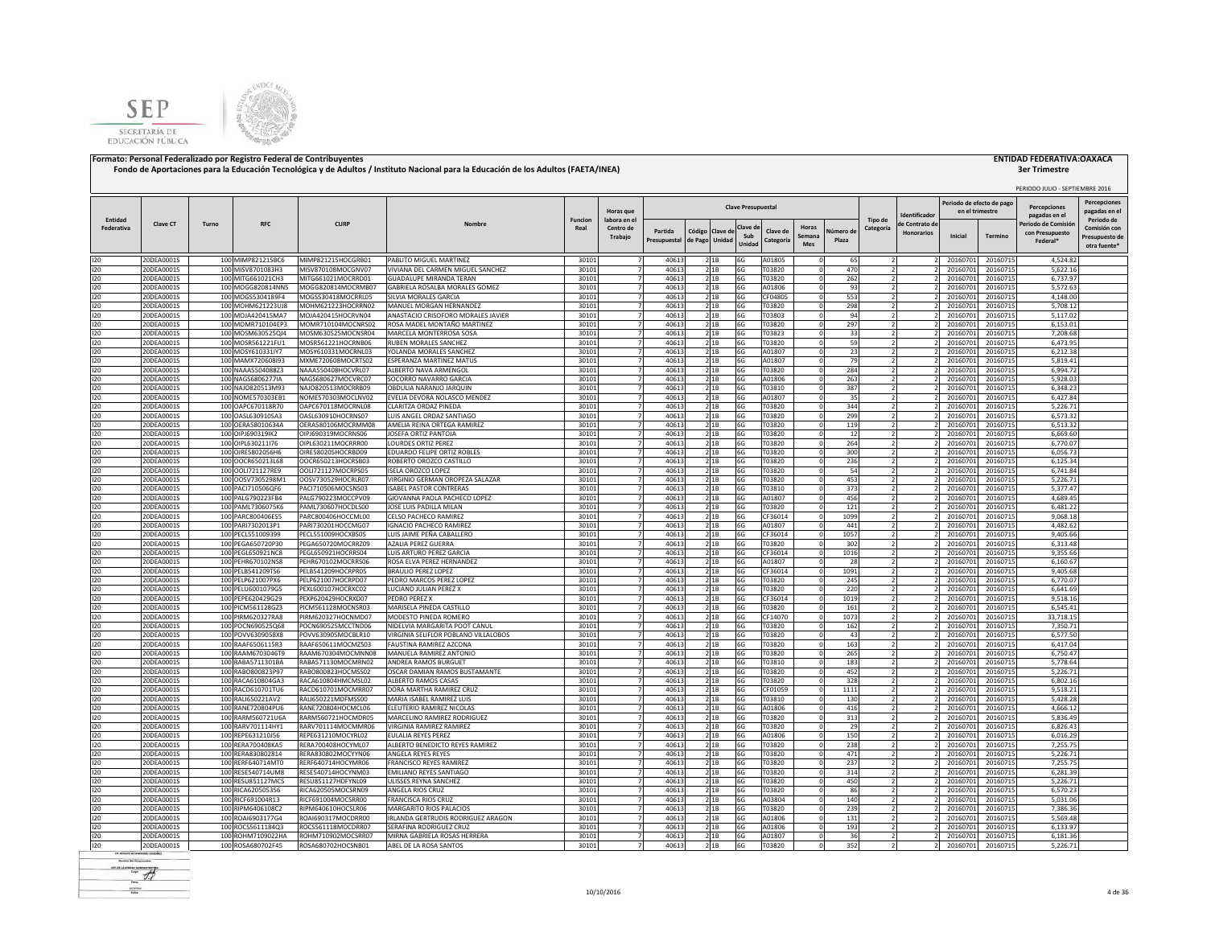**Formato: Personal Federalizado por Registro Federal de Contribuyentes**

**Fondo de Aportaciones para la Educación Tecnológica y de Adultos / Instituto Nacional para la Educación de los Adultos (FAETA/INEA)**

**ENTIDAD FEDERATIVA:OAXACA**

**3er Trimestre**

PERIODO JULIO - SEPTIEMBRE 2016

| Entidad Federativa | Clave CT | Turno | RFC | CURP | Nombre | Funcion Real | Horas que labora en el Centro de Trabajo | Clave Presupuestal | | | | | | | | Tipo de Categoría | Identificador de Contrato de Honorarios | Periodo de efecto de pago en el trimestre | | Percepciones pagadas en el Periodo de Comisión con Presupuesto Federal* | Percepciones pagadas en el Periodo de Comisión con Presupuesto de otra fuente* |
|---|---|---|---|---|---|---|---|---|---|---|---|---|---|---|---|---|---|---|---|---|---|
| | | | | | | | | Partida Presupuestal | Código de Pago | Clave de Unidad | Clave de Sub Unidad | Clave de Categoría | Horas Semana Mes | Número de Plaza | | | | Inicial | Termino | | |
| I20 | 20DEA0001S | 100 | MIMP821215BC6 | MIMP821215HOCGRB01 | PABLITO MIGUEL MARTINEZ | 30101 | 7 | 40613 | 2 | 1B | 6G | A01805 | 0 | 65 | 2 | 2 | 20160701 | 20160715 | 4,524.82 | |
| I20 | 20DEA0001S | 100 | MISV870108E3H3 | MISV870108MOCGNV07 | VIVIANA DEL CARMEN MIGUEL SANCHEZ | 30101 | 7 | 40613 | 2 | 1B | 6G | T03820 | 0 | 470 | 2 | 2 | 20160701 | 20160715 | 5,622.16 | |
| I20 | 20DEA0001S | 100 | MITG661021CH3 | MITG661021MOCRRD01 | GUADALUPE MIRANDA TERAN | 30101 | 7 | 40613 | 2 | 1B | 6G | T03820 | 0 | 262 | 2 | 2 | 20160701 | 20160715 | 6,737.97 | |
| I20 | 20DEA0001S | 100 | MOGG820814NN5 | MOGG820814MOCRMB07 | GABRIELA ROSALBA MORALES GOMEZ | 30101 | 7 | 40613 | 2 | 1B | 6G | A01806 | 0 | 93 | 2 | 2 | 20160701 | 20160715 | 5,572.63 | |
| I20 | 20DEA0001S | 100 | MOGS5304189F4 | MOGS530418MOCRRL05 | SILVIA MORALES GARCIA | 30101 | 7 | 40613 | 2 | 1B | 6G | CF04805 | 0 | 553 | 2 | 2 | 20160701 | 20160715 | 4,148.00 | |
| I20 | 20DEA0001S | 100 | MOHM621223UJ8 | MOHM621223HOCRRN02 | MANUEL MORGAN HERNANDEZ | 30101 | 7 | 40613 | 2 | 1B | 6G | T03820 | 0 | 298 | 2 | 2 | 20160701 | 20160715 | 5,708.12 | |
| I20 | 20DEA0001S | 100 | MOJA420415MA7 | MOJA420415HOCRVN04 | ANASTACIO CRISOFORO MORALES JAVIER | 30101 | 7 | 40613 | 2 | 1B | 6G | T03803 | 0 | 94 | 2 | 2 | 20160701 | 20160715 | 5,117.02 | |
| I20 | 20DEA0001S | 100 | MOMR710104EP3 | MOMR710104MOCNRS02 | ROSA MADEL MONTAÑO MARTINEZ | 30101 | 7 | 40613 | 2 | 1B | 6G | T03820 | 0 | 297 | 2 | 2 | 20160701 | 20160715 | 6,153.01 | |
| I20 | 20DEA0001S | 100 | MOSM630525QJ4 | MOSM630525MOCNSR04 | MARCELA MONTERROSA SOSA | 30101 | 7 | 40613 | 2 | 1B | 6G | T03823 | 0 | 33 | 2 | 2 | 20160701 | 20160715 | 7,208.68 | |
| I20 | 20DEA0001S | 100 | MOSR561221FU1 | MOSR561221HOCRNB06 | RUBEN MORALES SANCHEZ | 30101 | 7 | 40613 | 2 | 1B | 6G | T03820 | 0 | 59 | 2 | 2 | 20160701 | 20160715 | 6,473.95 | |
| I20 | 20DEA0001S | 100 | MOSY610331IY7 | MOSY610331MOCRNL03 | YOLANDA MORALES SANCHEZ | 30101 | 7 | 40613 | 2 | 1B | 6G | A01807 | 0 | 23 | 2 | 2 | 20160701 | 20160715 | 6,212.38 | |
| I20 | 20DEA0001S | 100 | MAMX720608I93 | MXME720608MOCRTS02 | ESPERANZA MARTINEZ MATUS | 30101 | 7 | 40613 | 2 | 1B | 6G | A01807 | 0 | 79 | 2 | 2 | 20160701 | 20160715 | 5,819.41 | |
| I20 | 20DEA0001S | 100 | NAAA5504088Z3 | NAAA550408HOCVRL07 | ALBERTO NAVA ARMENGOL | 30101 | 7 | 40613 | 2 | 1B | 6G | T03820 | 0 | 284 | 2 | 2 | 20160701 | 20160715 | 6,994.72 | |
| I20 | 20DEA0001S | 100 | NAGS6806277IA | NAGS680627MOCVRC07 | SOCORRO NAVARRO GARCIA | 30101 | 7 | 40613 | 2 | 1B | 6G | A01806 | 0 | 263 | 2 | 2 | 20160701 | 20160715 | 5,928.03 | |
| I20 | 20DEA0001S | 100 | NAJO820513M93 | NAJO820513MOCRRB09 | OBDULIA NARANJO JARQUIN | 30101 | 7 | 40613 | 2 | 1B | 6G | T03810 | 0 | 387 | 2 | 2 | 20160701 | 20160715 | 6,348.23 | |
| I20 | 20DEA0001S | 100 | NOME570303EB1 | NOME570303MOCLNV02 | EVELIA DEVORA NOLASCO MENDEZ | 30101 | 7 | 40613 | 2 | 1B | 6G | A01807 | 0 | 35 | 2 | 2 | 20160701 | 20160715 | 6,427.84 | |
| I20 | 20DEA0001S | 100 | OAPC670118R70 | OAPC670118MOCRNL08 | CLARITZA ORDAZ PINEDA | 30101 | 7 | 40613 | 2 | 1B | 6G | T03820 | 0 | 344 | 2 | 2 | 20160701 | 20160715 | 5,226.71 | |
| I20 | 20DEA0001S | 100 | OASL630910SA3 | OASL630910HOCRNS07 | LUIS ANGEL ORDAZ SANTIAGO | 30101 | 7 | 40613 | 2 | 1B | 6G | T03820 | 0 | 299 | 2 | 2 | 20160701 | 20160715 | 6,573.32 | |
| I20 | 20DEA0001S | 100 | OERA58010634A | OERA580106MOCRMM08 | AMELIA REINA ORTEGA RAMIREZ | 30101 | 7 | 40613 | 2 | 1B | 6G | T03820 | 0 | 119 | 2 | 2 | 20160701 | 20160715 | 6,513.32 | |
| I20 | 20DEA0001S | 100 | OIPJ690319IK2 | OIPJ690319MOCRNS06 | JOSEFA ORTIZ PANTOJA | 30101 | 7 | 40613 | 2 | 1B | 6G | T03820 | 0 | 12 | 2 | 2 | 20160701 | 20160715 | 6,669.60 | |
| I20 | 20DEA0001S | 100 | OIPL630211I76 | OIPL630211MOCRRR00 | LOURDES ORTIZ PEREZ | 30101 | 7 | 40613 | 2 | 1B | 6G | T03820 | 0 | 264 | 2 | 2 | 20160701 | 20160715 | 6,770.07 | |
| I20 | 20DEA0001S | 100 | OIRE580205H6 | OIRE580205HOCRBD09 | EDUARDO FELIPE ORTIZ ROBLES | 30101 | 7 | 40613 | 2 | 1B | 6G | T03820 | 0 | 300 | 2 | 2 | 20160701 | 20160715 | 6,056.73 | |
| I20 | 20DEA0001S | 100 | OOCR650213L68 | OOCR650213HOCRSB03 | ROBERTO OROZCO CASTILLO | 30101 | 7 | 40613 | 2 | 1B | 6G | T03820 | 0 | 236 | 2 | 2 | 20160701 | 20160715 | 6,125.34 | |
| I20 | 20DEA0001S | 100 | OOLI721127RE9 | OOLI721127MOCRPS05 | ISELA OROZCO LOPEZ | 30101 | 7 | 40613 | 2 | 1B | 6G | T03820 | 0 | 54 | 2 | 2 | 20160701 | 20160715 | 6,741.84 | |
| I20 | 20DEA0001S | 100 | OOSV7305298M1 | OOSV730529HOCRLR07 | VIRGINIO GERMAN OROPEZA SALAZAR | 30101 | 7 | 40613 | 2 | 1B | 6G | T03820 | 0 | 453 | 2 | 2 | 20160701 | 20160715 | 5,226.71 | |
| I20 | 20DEA0001S | 100 | PACI710506QF6 | PACI710506MOCSNS03 | ISABEL PASTOR CONTRERAS | 30101 | 7 | 40613 | 2 | 1B | 6G | T03810 | 0 | 373 | 2 | 2 | 20160701 | 20160715 | 5,377.47 | |
| I20 | 20DEA0001S | 100 | PALG790223FB4 | PALG790223MOCCPV09 | GIOVANNA PAOLA PACHECO LOPEZ | 30101 | 7 | 40613 | 2 | 1B | 6G | A01807 | 0 | 456 | 2 | 2 | 20160701 | 20160715 | 4,689.45 | |
| I20 | 20DEA0001S | 100 | PAML7306075K6 | PAML730607HOCDLS00 | JOSE LUIS PADILLA MILAN | 30101 | 7 | 40613 | 2 | 1B | 6G | T03820 | 0 | 121 | 2 | 2 | 20160701 | 20160715 | 6,481.22 | |
| I20 | 20DEA0001S | 100 | PARC800406ES5 | PARC800406HOCCML00 | CELSO PACHECO RAMIREZ | 30101 | 7 | 40613 | 2 | 1B | 6G | CF36014 | 0 | 1099 | 2 | 2 | 20160701 | 20160715 | 9,068.18 | |
| I20 | 20DEA0001S | 100 | PARI7302013P1 | PARI730201HOCCMG07 | IGNACIO PACHECO RAMIREZ | 30101 | 7 | 40613 | 2 | 1B | 6G | A01807 | 0 | 441 | 2 | 2 | 20160701 | 20160715 | 4,482.62 | |
| I20 | 20DEA0001S | 100 | PECL551009399 | PECL551009HOCXBS05 | LUIS JAIME PEÑA CABALLERO | 30101 | 7 | 40613 | 2 | 1B | 6G | CF36014 | 0 | 1057 | 2 | 2 | 20160701 | 20160715 | 9,405.66 | |
| I20 | 20DEA0001S | 100 | PEGA650720P30 | PEGA650720MOCRRZ09 | AZALIA PEREZ GUERRA | 30101 | 7 | 40613 | 2 | 1B | 6G | T03820 | 0 | 302 | 2 | 2 | 20160701 | 20160715 | 6,313.48 | |
| I20 | 20DEA0001S | 100 | PEGL650921NC8 | PEGL650921HOCRRS04 | LUIS ARTURO PEREZ GARCIA | 30101 | 7 | 40613 | 2 | 1B | 6G | CF36014 | 0 | 1016 | 2 | 2 | 20160701 | 20160715 | 9,355.66 | |
| I20 | 20DEA0001S | 100 | PEHR670102NS8 | PEHR670102MOCRRS06 | ROSA ELVA PEREZ HERNANDEZ | 30101 | 7 | 40613 | 2 | 1B | 6G | A01807 | 0 | 28 | 2 | 2 | 20160701 | 20160715 | 6,160.67 | |
| I20 | 20DEA0001S | 100 | PELB541209TS6 | PELB541209HOCRPR05 | BRAULIO PEREZ LOPEZ | 30101 | 7 | 40613 | 2 | 1B | 6G | CF36014 | 0 | 1091 | 2 | 2 | 20160701 | 20160715 | 9,405.68 | |
| I20 | 20DEA0001S | 100 | PELP621007PX6 | PELP621007HOCRPD07 | PEDRO MARCOS PEREZ LOPEZ | 30101 | 7 | 40613 | 2 | 1B | 6G | T03820 | 0 | 245 | 2 | 2 | 20160701 | 20160715 | 6,770.07 | |
| I20 | 20DEA0001S | 100 | PELU6001079G5 | PEXL600107HOCRXC02 | LUCIANO JULIAN PEREZ X | 30101 | 7 | 40613 | 2 | 1B | 6G | T03820 | 0 | 220 | 2 | 2 | 20160701 | 20160715 | 6,641.69 | |
| I20 | 20DEA0001S | 100 | PEPE620429G29 | PEXP620429HOCRXD07 | PEDRO PEREZ X | 30101 | 7 | 40613 | 2 | 1B | 6G | CF36014 | 0 | 1019 | 2 | 2 | 20160701 | 20160715 | 9,518.16 | |
| I20 | 20DEA0001S | 100 | PICM561128GZ3 | PICM561128MOCNSR03 | MARISELA PINEDA CASTILLO | 30101 | 7 | 40613 | 2 | 1B | 6G | T03820 | 0 | 161 | 2 | 2 | 20160701 | 20160715 | 6,545.41 | |
| I20 | 20DEA0001S | 100 | PIRM620327RA8 | PIRM620327HOCNMD07 | MODESTO PINEDA ROMERO | 30101 | 7 | 40613 | 2 | 1B | 6G | CF14070 | 0 | 1073 | 2 | 2 | 20160701 | 20160715 | 33,718.15 | |
| I20 | 20DEA0001S | 100 | POCN690525Q68 | POCN690525MCCTND06 | NIDELVIA MARGARITA POOT CANUL | 30101 | 7 | 40613 | 2 | 1B | 6G | T03820 | 0 | 162 | 2 | 2 | 20160701 | 20160715 | 7,350.71 | |
| I20 | 20DEA0001S | 100 | POVV6309058X8 | POVV630905MOCBLR10 | VIRGINIA SELIFLOR POBLANO VILLALOBOS | 30101 | 7 | 40613 | 2 | 1B | 6G | T03820 | 0 | 43 | 2 | 2 | 20160701 | 20160715 | 6,577.50 | |
| I20 | 20DEA0001S | 100 | RAAF6506115R3 | RAAF650611MOCMZS03 | FAUSTINA RAMIREZ AZCONA | 30101 | 7 | 40613 | 2 | 1B | 6G | T03820 | 0 | 163 | 2 | 2 | 20160701 | 20160715 | 6,417.04 | |
| I20 | 20DEA0001S | 100 | RAAM6703046T9 | RAAM670304MOCMNN08 | MANUELA RAMIREZ ANTONIO | 30101 | 7 | 40613 | 2 | 1B | 6G | T03820 | 0 | 265 | 2 | 2 | 20160701 | 20160715 | 6,750.47 | |
| I20 | 20DEA0001S | 100 | RABA571130IBA | RABA571130MOCMRN02 | ANDREA RAMOS BURGUET | 30101 | 7 | 40613 | 2 | 1B | 6G | T03810 | 0 | 183 | 2 | 2 | 20160701 | 20160715 | 5,778.64 | |
| I20 | 20DEA0001S | 100 | RABO800823P97 | RABO800823HOCMSS02 | OSCAR DAMIAN RAMOS BUSTAMANTE | 30101 | 7 | 40613 | 2 | 1B | 6G | T03820 | 0 | 452 | 2 | 2 | 20160701 | 20160715 | 5,226.71 | |
| I20 | 20DEA0001S | 100 | RACA610804GA3 | RACA610804HMCMSL02 | ALBERTO RAMOS CASAS | 30101 | 7 | 40613 | 2 | 1B | 6G | T03820 | 0 | 328 | 2 | 2 | 20160701 | 20160715 | 6,802.16 | |
| I20 | 20DEA0001S | 100 | RACD610701TU6 | RACD610701MOCMRR07 | DORA MARTHA RAMIREZ CRUZ | 30101 | 7 | 40613 | 2 | 1B | 6G | CF01059 | 0 | 1111 | 2 | 2 | 20160701 | 20160715 | 9,518.21 | |
| I20 | 20DEA0001S | 100 | RALI650221AV2 | RALI650221MDFMSS00 | MARIA ISABEL RAMIREZ LUIS | 30101 | 7 | 40613 | 2 | 1B | 6G | T03810 | 0 | 130 | 2 | 2 | 20160701 | 20160715 | 5,428.28 | |
| I20 | 20DEA0001S | 100 | RANE720804PU6 | RANE720804HOCMCL06 | ELEUTERIO RAMIREZ NICOLAS | 30101 | 7 | 40613 | 2 | 1B | 6G | A01806 | 0 | 416 | 2 | 2 | 20160701 | 20160715 | 4,666.12 | |
| I20 | 20DEA0001S | 100 | RARM560721U6A | RARM560721HOCMDR05 | MARCELINO RAMIREZ RODRIGUEZ | 30101 | 7 | 40613 | 2 | 1B | 6G | T03820 | 0 | 313 | 2 | 2 | 20160701 | 20160715 | 5,836.49 | |
| I20 | 20DEA0001S | 100 | RARV701114HY1 | RARV701114MOCMMR06 | VIRGINIA RAMIREZ RAMIREZ | 30101 | 7 | 40613 | 2 | 1B | 6G | T03820 | 0 | 29 | 2 | 2 | 20160701 | 20160715 | 6,826.43 | |
| I20 | 20DEA0001S | 100 | REPE631210JS6 | REPE631210MOCYRL02 | EULALIA REYES PEREZ | 30101 | 7 | 40613 | 2 | 1B | 6G | A01806 | 0 | 150 | 2 | 2 | 20160701 | 20160715 | 6,016.29 | |
| I20 | 20DEA0001S | 100 | RERA700408KA5 | RERA700408HOCYML07 | ALBERTO BENEDICTO REYES RAMIREZ | 30101 | 7 | 40613 | 2 | 1B | 6G | T03820 | 0 | 238 | 2 | 2 | 20160701 | 20160715 | 7,255.75 | |
| I20 | 20DEA0001S | 100 | RERA830802814 | RERA830802MOCYYN06 | ANGELA REYES REYES | 30101 | 7 | 40613 | 2 | 1B | 6G | T03820 | 0 | 471 | 2 | 2 | 20160701 | 20160715 | 5,226.71 | |
| I20 | 20DEA0001S | 100 | RERF640714MT0 | RERF640714HOCYMR06 | FRANCISCO REYES RAMIREZ | 30101 | 7 | 40613 | 2 | 1B | 6G | T03820 | 0 | 237 | 2 | 2 | 20160701 | 20160715 | 7,255.75 | |
| I20 | 20DEA0001S | 100 | RESE540714UM8 | RESE540714HOCYNM03 | EMILIANO REYES SANTIAGO | 30101 | 7 | 40613 | 2 | 1B | 6G | T03820 | 0 | 314 | 2 | 2 | 20160701 | 20160715 | 6,281.39 | |
| I20 | 20DEA0001S | 100 | RESU851127MC5 | RESU851127HDFYNL09 | ULISSES REYNA SANCHEZ | 30101 | 7 | 40613 | 2 | 1B | 6G | T03820 | 0 | 450 | 2 | 2 | 20160701 | 20160715 | 5,226.71 | |
| I20 | 20DEA0001S | 100 | RICA620505356 | RICA620505MOCSRN09 | ANGELA RIOS CRUZ | 30101 | 7 | 40613 | 2 | 1B | 6G | T03820 | 0 | 86 | 2 | 2 | 20160701 | 20160715 | 6,570.23 | |
| I20 | 20DEA0001S | 100 | RICF691004R13 | RICF691004MOCSRR00 | FRANCISCA RIOS CRUZ | 30101 | 7 | 40613 | 2 | 1B | 6G | A03804 | 0 | 140 | 2 | 2 | 20160701 | 20160715 | 5,031.06 | |
| I20 | 20DEA0001S | 100 | RIPM6406108C2 | RIPM640610HOCSLR06 | MARGARITO RIOS PALACIOS | 30101 | 7 | 40613 | 2 | 1B | 6G | T03820 | 0 | 239 | 2 | 2 | 20160701 | 20160715 | 7,386.36 | |
| I20 | 20DEA0001S | 100 | ROAI6903177G4 | ROAI690317MOCDRR00 | IRLANDA GERTRUDIS RODRIGUEZ ARAGON | 30101 | 7 | 40613 | 2 | 1B | 6G | A01806 | 0 | 131 | 2 | 2 | 20160701 | 20160715 | 5,569.48 | |
| I20 | 20DEA0001S | 100 | ROCS5611184Q3 | ROCS561118MOCDRR07 | SERAFINA RODRIGUEZ CRUZ | 30101 | 7 | 40613 | 2 | 1B | 6G | A01806 | 0 | 193 | 2 | 2 | 20160701 | 20160715 | 6,133.97 | |
| I20 | 20DEA0001S | 100 | ROHM7109022HA | ROHM710902MOCSRR07 | MIRNA GABRIELA ROSAS HERRERA | 30101 | 7 | 40613 | 2 | 1B | 6G | A01807 | 0 | 36 | 2 | 2 | 20160701 | 20160715 | 6,181.36 | |
| I20 | 20DEA0001S | 100 | ROSA680702F45 | ROSA680702HOCSNB01 | ABEL DE LA ROSA SANTOS | 30101 | 7 | 40613 | 2 | 1B | 6G | T03820 | 0 | 352 | 2 | 2 | 20160701 | 20160715 | 5,226.71 | |

10/10/2016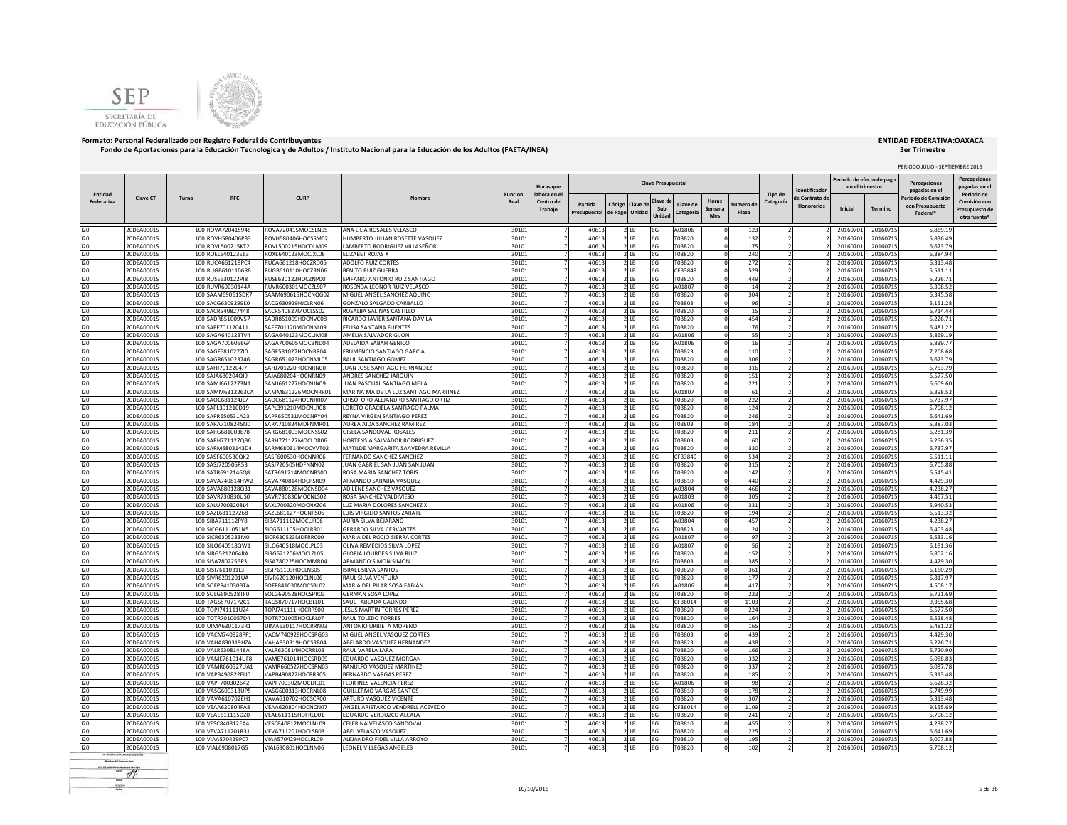**Formato: Personal Federalizado por Registro Federal de Contribuyentes**

**Fondo de Aportaciones para la Educación Tecnológica y de Adultos / Instituto Nacional para la Educación de los Adultos (FAETA/INEA)**

**ENTIDAD FEDERATIVA:OAXACA**

**3er Trimestre**

PERIODO JULIO - SEPTIEMBRE 2016

| Entidad Federativa | Clave CT | Turno | RFC | CURP | Nombre | Funcion Real | Horas que labora en el Centro de Trabajo | Clave Presupuestal | | | | | | | | Tipo de Categoría | Identificador de Contrato de Honorarios | Periodo de efecto de pago en el trimestre | | Percepciones pagadas en el Periodo de Comisión con Presupuesto Federal* | Percepciones pagadas en el Periodo de Comisión con Presupuesto de otra fuente* |
|---|---|---|---|---|---|---|---|---|---|---|---|---|---|---|---|---|---|---|---|---|---|
| | | | | | | | | Partida Presupuestal | Código de Pago | Clave de Unidad | Clave de Sub Unidad | Clave de Categoría | Horas Semana Mes | Número de Plaza | | | | Inicial | Termino | | |
| I20 | 20DEA0001S | 100 | ROVA720415948 | ROVA720415MOCSLN05 | ANA LILIA ROSALES VELASCO | 30101 | 7 | 40613 | 2 | 1B | 6G | A01806 | 0 | 123 | 2 | 2 | 20160701 | 20160715 | 5,869.19 | |
| I20 | 20DEA0001S | 100 | ROVH580406P33 | ROVH580406HOCSSM02 | HUMBERTO JULIAN ROSETTE VASQUEZ | 30101 | 7 | 40613 | 2 | 1B | 6G | T03820 | 0 | 132 | 2 | 2 | 20160701 | 20160715 | 5,836.49 | |
| I20 | 20DEA0001S | 100 | ROVL500215KT2 | ROVL500215HOCDLM09 | LAMBERTO RODRIGUEZ VILLASEÑOR | 30101 | 7 | 40613 | 2 | 1B | 6G | T03820 | 0 | 175 | 2 | 2 | 20160701 | 20160715 | 6,673.79 | |
| I20 | 20DEA0001S | 100 | ROEL640123E63 | ROXE640123MOCJXL06 | ELIZABET ROJAS X | 30101 | 7 | 40613 | 2 | 1B | 6G | T03820 | 0 | 240 | 2 | 2 | 20160701 | 20160715 | 6,384.94 | |
| I20 | 20DEA0001S | 100 | RUCA661218PC4 | RUCA661218HOCZRD05 | ADOLFO RUIZ CORTES | 30101 | 7 | 40613 | 2 | 1B | 6G | T03820 | 0 | 272 | 2 | 2 | 20160701 | 20160715 | 6,313.48 | |
| I20 | 20DEA0001S | 100 | RUGB6101106R8 | RUGB610110HOCZRN06 | BENITO RUIZ GUERRA | 30101 | 7 | 40613 | 2 | 1B | 6G | CF33849 | 0 | 529 | 2 | 2 | 20160701 | 20160715 | 5,511.11 | |
| I20 | 20DEA0001S | 100 | RUSE630122PI8 | RUSE630122HOCZNP00 | EPIFANIO ANTONIO RUIZ SANTIAGO | 30101 | 7 | 40613 | 2 | 1B | 6G | T03820 | 0 | 449 | 2 | 2 | 20160701 | 20160715 | 5,226.71 | |
| I20 | 20DEA0001S | 100 | RUVR60030144A | RUVR600301MOCZLS07 | ROSENDA LEONOR RUIZ VELASCO | 30101 | 7 | 40613 | 2 | 1B | 6G | A01807 | 0 | 14 | 2 | 2 | 20160701 | 20160715 | 6,398.52 | |
| I20 | 20DEA0001S | 100 | SAAM690615DK7 | SAAM690615HOCNQG02 | MIGUEL ANGEL SANCHEZ AQUINO | 30101 | 7 | 40613 | 2 | 1B | 6G | T03820 | 0 | 304 | 2 | 2 | 20160701 | 20160715 | 6,345.58 | |
| I20 | 20DEA0001S | 100 | SACG6309299K0 | SACG630929HJCLRN06 | GONZALO SALGADO CARBALLO | 30101 | 7 | 40613 | 2 | 1B | 6G | T03803 | 0 | 96 | 2 | 2 | 20160701 | 20160715 | 5,151.28 | |
| I20 | 20DEA0001S | 100 | SACR540827448 | SACR540827MOCLSS02 | ROSALBA SALINAS CASTILLO | 30101 | 7 | 40613 | 2 | 1B | 6G | T03820 | 0 | 15 | 2 | 2 | 20160701 | 20160715 | 6,714.44 | |
| I20 | 20DEA0001S | 100 | SADR851009V57 | SADR851009HOCNVC08 | RICARDO JAVIER SANTANA DAVILA | 30101 | 7 | 40613 | 2 | 1B | 6G | T03820 | 0 | 454 | 2 | 2 | 20160701 | 20160715 | 5,226.71 | |
| I20 | 20DEA0001S | 100 | SAFF701120411 | SAFF701120MOCNNL09 | FELISA SANTANA FUENTES | 30101 | 7 | 40613 | 2 | 1B | 6G | T03820 | 0 | 176 | 2 | 2 | 20160701 | 20160715 | 6,481.22 | |
| I20 | 20DEA0001S | 100 | SAGA640123TV4 | SAGA640123MOCLJM08 | AMELIA SALVADOR GIJON | 30101 | 7 | 40613 | 2 | 1B | 6G | A01806 | 0 | 55 | 2 | 2 | 20160701 | 20160715 | 5,869.19 | |
| I20 | 20DEA0001S | 100 | SAGA7006056G4 | SAGA700605MOCBND04 | ADELAIDA SABAH GENICO | 30101 | 7 | 40613 | 2 | 1B | 6G | A01806 | 0 | 16 | 2 | 2 | 20160701 | 20160715 | 5,839.77 | |
| I20 | 20DEA0001S | 100 | SAGF5810277I0 | SAGF581027HOCNRR04 | FRUMENCIO SANTIAGO GARCIA | 30101 | 7 | 40613 | 2 | 1B | 6G | T03823 | 0 | 110 | 2 | 2 | 20160701 | 20160715 | 7,208.68 | |
| I20 | 20DEA0001S | 100 | SAGR651023746 | SAGR651023HOCNML05 | RAUL SANTIAGO GOMEZ | 30101 | 7 | 40613 | 2 | 1B | 6G | T03820 | 0 | 306 | 2 | 2 | 20160701 | 20160715 | 6,673.79 | |
| I20 | 20DEA0001S | 100 | SAHJ701220AJ7 | SAHJ701220HOCNRN00 | JUAN JOSE SANTIAGO HERNANDEZ | 30101 | 7 | 40613 | 2 | 1B | 6G | T03820 | 0 | 316 | 2 | 2 | 20160701 | 20160715 | 6,753.79 | |
| I20 | 20DEA0001S | 100 | SAJA680204QI9 | SAJA680204HOCNRN09 | ANDRES SANCHEZ JARQUIN | 30101 | 7 | 40613 | 2 | 1B | 6G | T03820 | 0 | 151 | 2 | 2 | 20160701 | 20160715 | 6,577.50 | |
| I20 | 20DEA0001S | 100 | SAMJ6612273N1 | SAMJ661227HOCNJN09 | JUAN PASCUAL SANTIAGO MEJIA | 30101 | 7 | 40613 | 2 | 1B | 6G | T03820 | 0 | 221 | 2 | 2 | 20160701 | 20160715 | 6,609.60 | |
| I20 | 20DEA0001S | 100 | SAMM6312263CA | SAMM631226MOCNRR01 | MARINA MA DE LA LUZ SANTIAGO MARTINEZ | 30101 | 7 | 40613 | 2 | 1B | 6G | A01807 | 0 | 61 | 2 | 2 | 20160701 | 20160715 | 6,398.52 | |
| I20 | 20DEA0001S | 100 | SAOC681124JL7 | SAOC681124HOCNRR07 | CRISOFORO ALEJANDRO SANTIAGO ORTIZ | 30101 | 7 | 40613 | 2 | 1B | 6G | T03820 | 0 | 222 | 2 | 2 | 20160701 | 20160715 | 6,737.97 | |
| I20 | 20DEA0001S | 100 | SAPL391210D19 | SAPL391210MOCNLR08 | LORETO GRACIELA SANTIAGO PALMA | 30101 | 7 | 40613 | 2 | 1B | 6G | T03820 | 0 | 124 | 2 | 2 | 20160701 | 20160715 | 5,708.12 | |
| I20 | 20DEA0001S | 100 | SAPR650531A23 | SAPR650531MOCNRY04 | REYNA VIRGEN SANTIAGO PEREZ | 30101 | 7 | 40613 | 2 | 1B | 6G | T03820 | 0 | 246 | 2 | 2 | 20160701 | 20160715 | 6,641.69 | |
| I20 | 20DEA0001S | 100 | SARA7108245N0 | SARA710824MDFNMR01 | AUREA AIDA SANCHEZ RAMIREZ | 30101 | 7 | 40613 | 2 | 1B | 6G | T03803 | 0 | 184 | 2 | 2 | 20160701 | 20160715 | 5,387.03 | |
| I20 | 20DEA0001S | 100 | SARG681003E78 | SARG681003MOCNSS02 | GISELA SANDOVAL ROSALES | 30101 | 7 | 40613 | 2 | 1B | 6G | T03820 | 0 | 211 | 2 | 2 | 20160701 | 20160715 | 6,281.39 | |
| I20 | 20DEA0001S | 100 | SARH771127QB6 | SARH771127MOCLDR06 | HORTENSIA SALVADOR RODRIGUEZ | 30101 | 7 | 40613 | 2 | 1B | 6G | T03803 | 0 | 60 | 2 | 2 | 20160701 | 20160715 | 5,256.35 | |
| I20 | 20DEA0001S | 100 | SARM6803143D4 | SARM680314MOCVVT02 | MATILDE MARGARITA SAAVEDRA REVILLA | 30101 | 7 | 40613 | 2 | 1B | 6G | T03820 | 0 | 330 | 2 | 2 | 20160701 | 20160715 | 6,737.97 | |
| I20 | 20DEA0001S | 100 | SASF600530QK2 | SASF600530HOCNNR06 | FERNANDO SANCHEZ SANCHEZ | 30101 | 7 | 40613 | 2 | 1B | 6G | CF33849 | 0 | 534 | 2 | 2 | 20160701 | 20160715 | 5,511.11 | |
| I20 | 20DEA0001S | 100 | SASJ720505R53 | SASJ720505HDFNNN02 | JUAN GABRIEL SAN JUAN SAN JUAN | 30101 | 7 | 40613 | 2 | 1B | 6G | T03820 | 0 | 315 | 2 | 2 | 20160701 | 20160715 | 6,705.88 | |
| I20 | 20DEA0001S | 100 | SATR6912146Q8 | SATR691214MOCNRS00 | ROSA MARIA SANCHEZ TORIS | 30101 | 7 | 40613 | 2 | 1B | 6G | T03820 | 0 | 142 | 2 | 2 | 20160701 | 20160715 | 6,545.41 | |
| I20 | 20DEA0001S | 100 | SAVA740814HW2 | SAVA740814HOCRSR09 | ARMANDO SARABIA VASQUEZ | 30101 | 7 | 40613 | 2 | 1B | 6G | T03810 | 0 | 440 | 2 | 2 | 20160701 | 20160715 | 4,429.30 | |
| I20 | 20DEA0001S | 100 | SAVA880128Q31 | SAVA880128MOCNSD04 | ADILENE SANCHEZ VASQUEZ | 30101 | 7 | 40613 | 2 | 1B | 6G | A03804 | 0 | 466 | 2 | 2 | 20160701 | 20160715 | 4,238.27 | |
| I20 | 20DEA0001S | 100 | SAVR730830US0 | SAVR730830MOCNLS02 | ROSA SANCHEZ VALDIVIESO | 30101 | 7 | 40613 | 2 | 1B | 6G | A01803 | 0 | 305 | 2 | 2 | 20160701 | 20160715 | 4,467.51 | |
| I20 | 20DEA0001S | 100 | SALU7003208L4 | SAXL700320MOCNXZ06 | LUZ MARIA DOLORES SANCHEZ X | 30101 | 7 | 40613 | 2 | 1B | 6G | A01806 | 0 | 331 | 2 | 2 | 20160701 | 20160715 | 5,940.53 | |
| I20 | 20DEA0001S | 100 | SAZL681127268 | SAZL681127HOCNRS06 | LUIS VIRGILIO SANTOS ZARATE | 30101 | 7 | 40613 | 2 | 1B | 6G | T03820 | 0 | 194 | 2 | 2 | 20160701 | 20160715 | 6,513.32 | |
| I20 | 20DEA0001S | 100 | SIBA711112PY8 | SIBA711112MOCLJR06 | AURIA SILVA BEJARANO | 30101 | 7 | 40613 | 2 | 1B | 6G | A03804 | 0 | 457 | 2 | 2 | 20160701 | 20160715 | 4,238.27 | |
| I20 | 20DEA0001S | 100 | SICG6111051N5 | SICG611105HOCLRR01 | GERARDO SILVA CERVANTES | 30101 | 7 | 40613 | 2 | 1B | 6G | T03823 | 0 | 24 | 2 | 2 | 20160701 | 20160715 | 6,403.48 | |
| I20 | 20DEA0001S | 100 | SICR630523JM0 | SICR630523MDFRRC00 | MARIA DEL ROCIO SIERRA CORTES | 30101 | 7 | 40613 | 2 | 1B | 6G | A01807 | 0 | 97 | 2 | 2 | 20160701 | 20160715 | 5,533.16 | |
| I20 | 20DEA0001S | 100 | SILO640518QW1 | SILO640518MOCLPL03 | OLIVA REMEDIOS SILVA LOPEZ | 30101 | 7 | 40613 | 2 | 1B | 6G | A01807 | 0 | 56 | 2 | 2 | 20160701 | 20160715 | 6,181.36 | |
| I20 | 20DEA0001S | 100 | SIRG5212064RA | SIRG521206MOCLZL05 | GLORIA LOURDES SILVA RUIZ | 30101 | 7 | 40613 | 2 | 1B | 6G | T03820 | 0 | 152 | 2 | 2 | 20160701 | 20160715 | 6,802.16 | |
| I20 | 20DEA0001S | 100 | SISA7802256P3 | SISA780225HOCMMR04 | ARMANDO SIMON SIMON | 30101 | 7 | 40613 | 2 | 1B | 6G | T03803 | 0 | 385 | 2 | 2 | 20160701 | 20160715 | 4,429.30 | |
| I20 | 20DEA0001S | 100 | SISI7611031L3 | SISI761103HOCLNS05 | ISRAEL SILVA SANTOS | 30101 | 7 | 40613 | 2 | 1B | 6G | T03820 | 0 | 361 | 2 | 2 | 20160701 | 20160715 | 6,160.29 | |
| I20 | 20DEA0001S | 100 | SIVR6201201UA | SIVR620120HOCLNL06 | RAUL SILVA VENTURA | 30101 | 7 | 40613 | 2 | 1B | 6G | T03820 | 0 | 177 | 2 | 2 | 20160701 | 20160715 | 6,817.97 | |
| I20 | 20DEA0001S | 100 | SOFP841030BTA | SOFP841030MOCSBL02 | MARIA DEL PILAR SOSA FABIAN | 30101 | 7 | 40613 | 2 | 1B | 6G | A01806 | 0 | 417 | 2 | 2 | 20160701 | 20160715 | 4,508.17 | |
| I20 | 20DEA0001S | 100 | SOLG690528TF0 | SOLG690528HOCSPR03 | GERMAN SOSA LOPEZ | 30101 | 7 | 40613 | 2 | 1B | 6G | T03820 | 0 | 223 | 2 | 2 | 20160701 | 20160715 | 6,721.69 | |
| I20 | 20DEA0001S | 100 | TAGS8707172C1 | TAGS870717HOCBLL01 | SAUL TABLADA GALINDO | 30101 | 7 | 40613 | 2 | 1B | 6G | CF36014 | 0 | 1103 | 2 | 2 | 20160701 | 20160715 | 9,355.68 | |
| I20 | 20DEA0001S | 100 | TOPJ741111UZ4 | TOPJ741111HOCRRS00 | JESUS MARTIN TORRES PEREZ | 30101 | 7 | 40613 | 2 | 1B | 6G | T03820 | 0 | 224 | 2 | 2 | 20160701 | 20160715 | 6,577.50 | |
| I20 | 20DEA0001S | 100 | TOTR7010057D4 | TOTR701005HOCLRL07 | RAUL TOLEDO TORRES | 30101 | 7 | 40613 | 2 | 1B | 6G | T03820 | 0 | 164 | 2 | 2 | 20160701 | 20160715 | 6,528.48 | |
| I20 | 20DEA0001S | 100 | UIMA6301173R1 | UIMA630117HOCRRN03 | ANTONIO URBIETA MORENO | 30101 | 7 | 40613 | 2 | 1B | 6G | T03820 | 0 | 165 | 2 | 2 | 20160701 | 20160715 | 6,481.22 | |
| I20 | 20DEA0001S | 100 | VACM740928PF1 | VACM740928HOCSRG03 | MIGUEL ANGEL VASQUEZ CORTES | 30101 | 7 | 40613 | 2 | 1B | 6G | T03803 | 0 | 439 | 2 | 2 | 20160701 | 20160715 | 4,429.30 | |
| I20 | 20DEA0001S | 100 | VAHA830319HZA | VAHA830319HOCSRB04 | ABELARDO VASQUEZ HERNANDEZ | 30101 | 7 | 40613 | 2 | 1B | 6G | T03823 | 0 | 438 | 2 | 2 | 20160701 | 20160715 | 5,226.71 | |
| I20 | 20DEA0001S | 100 | VALR63081448A | VALR630814HOCRRL03 | RAUL VARELA LARA | 30101 | 7 | 40613 | 2 | 1B | 6G | T03820 | 0 | 166 | 2 | 2 | 20160701 | 20160715 | 6,720.90 | |
| I20 | 20DEA0001S | 100 | VAME761014UF8 | VAME761014HOCSRD09 | EDUARDO VASQUEZ MORGAN | 30101 | 7 | 40613 | 2 | 1B | 6G | T03820 | 0 | 332 | 2 | 2 | 20160701 | 20160715 | 6,088.83 | |
| I20 | 20DEA0001S | 100 | VAMR660527UA1 | VAMR660527HOCSRN03 | RANULFO VASQUEZ MARTINEZ | 30101 | 7 | 40613 | 2 | 1B | 6G | T03820 | 0 | 337 | 2 | 2 | 20160701 | 20160715 | 6,037.78 | |
| I20 | 20DEA0001S | 100 | VAPB490822EU0 | VAPB490822HOCRRR05 | BERNARDO VARGAS PEREZ | 30101 | 7 | 40613 | 2 | 1B | 6G | T03820 | 0 | 185 | 2 | 2 | 20160701 | 20160715 | 6,313.48 | |
| I20 | 20DEA0001S | 100 | VAPF700302642 | VAPF700302MOCLRL01 | FLOR INES VALENCIA PEREZ | 30101 | 7 | 40613 | 2 | 1B | 6G | A01806 | 0 | 98 | 2 | 2 | 20160701 | 20160715 | 5,628.32 | |
| I20 | 20DEA0001S | 100 | VASG600313UP5 | VASG600313HOCRNL08 | GUILLERMO VARGAS SANTOS | 30101 | 7 | 40613 | 2 | 1B | 6G | T03810 | 0 | 178 | 2 | 2 | 20160701 | 20160715 | 5,749.99 | |
| I20 | 20DEA0001S | 100 | VAVA610702EH1 | VAVA610702HOCSCR00 | ARTURO VASQUEZ VICENTE | 30101 | 7 | 40613 | 2 | 1B | 6G | T03820 | 0 | 307 | 2 | 2 | 20160701 | 20160715 | 6,313.48 | |
| I20 | 20DEA0001S | 100 | VEAA620804FA8 | VEAA620804HOCNCN07 | ANGEL ARISTARCO VENDRELL ACEVEDO | 30101 | 7 | 40613 | 2 | 1B | 6G | CF36014 | 0 | 1109 | 2 | 2 | 20160701 | 20160715 | 9,155.69 | |
| I20 | 20DEA0001S | 100 | VEAE611115D20 | VEAE611115HDFRLD01 | EDUARDO VERDUZCO ALCALA | 30101 | 7 | 40613 | 2 | 1B | 6G | T03820 | 0 | 241 | 2 | 2 | 20160701 | 20160715 | 5,708.12 | |
| I20 | 20DEA0001S | 100 | VESC840812EA4 | VESC840812MOCLNL09 | CELERINA VELASCO SANDOVAL | 30101 | 7 | 40613 | 2 | 1B | 6G | T03810 | 0 | 455 | 2 | 2 | 20160701 | 20160715 | 4,238.27 | |
| I20 | 20DEA0001S | 100 | VEVA711201R31 | VEVA711201HOCLSB03 | ABEL VELASCO VASQUEZ | 30101 | 7 | 40613 | 2 | 1B | 6G | T03820 | 0 | 225 | 2 | 2 | 20160701 | 20160715 | 6,641.69 | |
| I20 | 20DEA0001S | 100 | VIAA570429PC7 | VIAA570429HOCLRL09 | ALEJANDRO FIDEL VILLA ARROYO | 30101 | 7 | 40613 | 2 | 1B | 6G | T03810 | 0 | 195 | 2 | 2 | 20160701 | 20160715 | 6,007.88 | |
| I20 | 20DEA0001S | 100 | VIAL6908017G5 | VIAL690801HOCLNN06 | LEONEL VILLEGAS ANGELES | 30101 | 7 | 40613 | 2 | 1B | 6G | T03820 | 0 | 102 | 2 | 2 | 20160701 | 20160715 | 5,708.12 | |

10/10/2016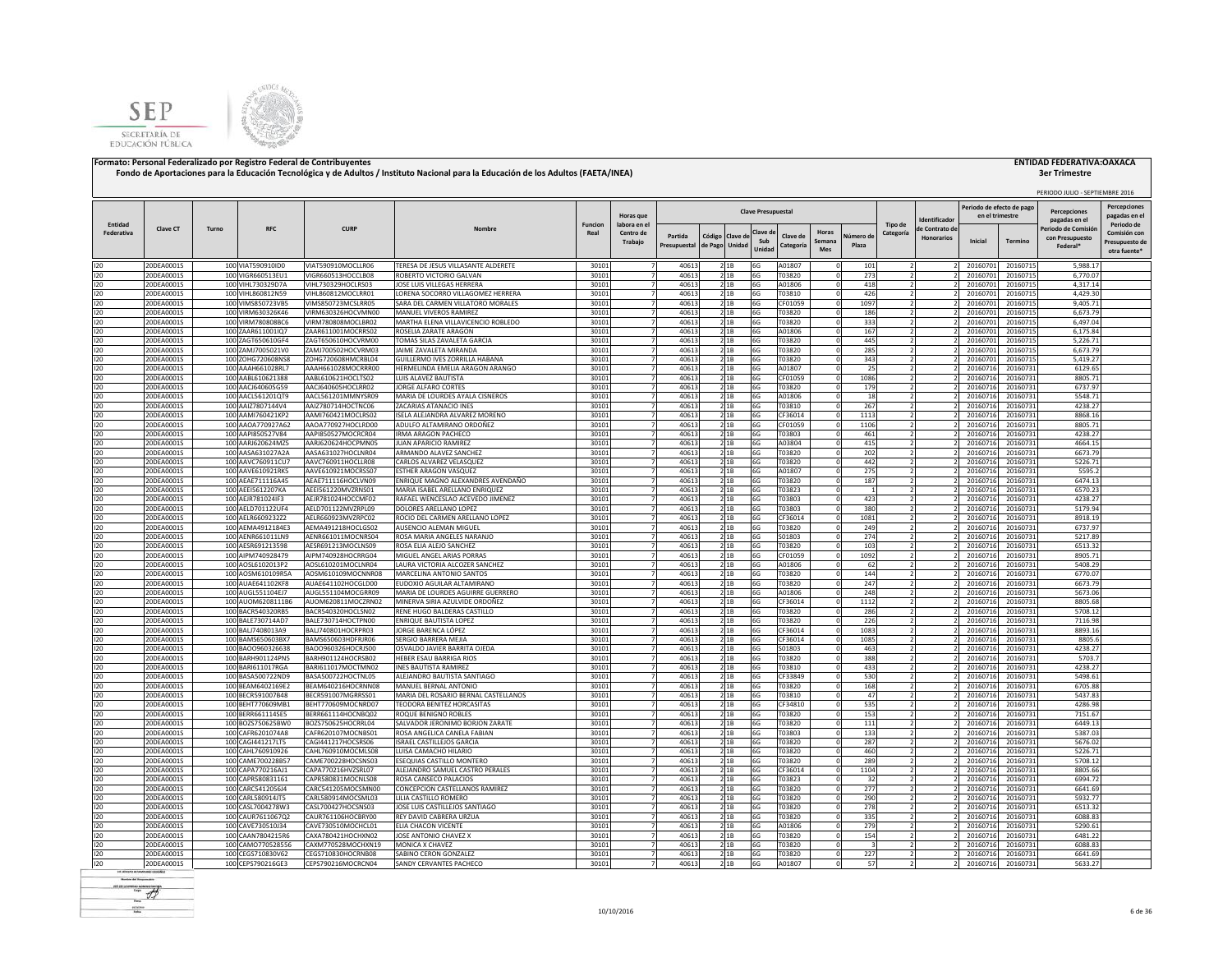**Formato: Personal Federalizado por Registro Federal de Contribuyentes**

**Fondo de Aportaciones para la Educación Tecnológica y de Adultos / Instituto Nacional para la Educación de los Adultos (FAETA/INEA)**

**ENTIDAD FEDERATIVA:OAXACA**

**3er Trimestre**

PERIODO JULIO - SEPTIEMBRE 2016

| Entidad Federativa | Clave CT | Turno | RFC | CURP | Nombre | Funcion Real | Horas que labora en el Centro de Trabajo | Clave Presupuestal | | | | | | | Tipo de Categoría | Identificador de Contrato de Honorarios | Periodo de efecto de pago en el trimestre | | Percepciones pagadas en el Periodo de Comisión con Presupuesto Federal* | Percepciones pagadas en el Periodo de Comisión con Presupuesto de otra fuente* |
|---|---|---|---|---|---|---|---|---|---|---|---|---|---|---|---|---|---|---|---|---|
| | | | | | | | | Partida Presupuestal | Código de Pago | Clave de Unidad | Clave de Sub Unidad | Clave de Categoría | Horas Semana Mes | Número de Plaza | | | Inicial | Termino | | |
| I20 | 20DEA0001S | 100 | VIAT590910ID0 | VIAT590910MOCLLR06 | TERESA DE JESUS VILLASANTE ALDERETE | 30101 | 7 | 40613 | 2 | 1B | 6G | A01807 | 0 | 101 | 2 | 2 | 20160701 | 20160715 | 5,988.17 | |
| I20 | 20DEA0001S | 100 | VIGR660513EU1 | VIGR660513HOCCLB08 | ROBERTO VICTORIO GALVAN | 30101 | 7 | 40613 | 2 | 1B | 6G | T03820 | 0 | 273 | 2 | 2 | 20160701 | 20160715 | 6,770.07 | |
| I20 | 20DEA0001S | 100 | VIHL730329D7A | VIHL730329HOCLRS03 | JOSE LUIS VILLEGAS HERRERA | 30101 | 7 | 40613 | 2 | 1B | 6G | A01806 | 0 | 418 | 2 | 2 | 20160701 | 20160715 | 4,317.14 | |
| I20 | 20DEA0001S | 100 | VIHL860812N59 | VIHL860812MOCLRR01 | LORENA SOCORRO VILLAGOMEZ HERRERA | 30101 | 7 | 40613 | 2 | 1B | 6G | T03810 | 0 | 426 | 2 | 2 | 20160701 | 20160715 | 4,429.30 | |
| I20 | 20DEA0001S | 100 | VIMS850723VB5 | VIMS850723MCSLRR05 | SARA DEL CARMEN VILLATORO MORALES | 30101 | 7 | 40613 | 2 | 1B | 6G | CF01059 | 0 | 1097 | 2 | 2 | 20160701 | 20160715 | 9,405.71 | |
| I20 | 20DEA0001S | 100 | VIRM630326K46 | VIRM630326HOCVMN00 | MANUEL VIVEROS RAMIREZ | 30101 | 7 | 40613 | 2 | 1B | 6G | T03820 | 0 | 186 | 2 | 2 | 20160701 | 20160715 | 6,673.79 | |
| I20 | 20DEA0001S | 100 | VIRM780808BC6 | VIRM780808MOCLBR02 | MARTHA ELENA VILLAVICENCIO ROBLEDO | 30101 | 7 | 40613 | 2 | 1B | 6G | T03820 | 0 | 333 | 2 | 2 | 20160701 | 20160715 | 6,497.04 | |
| I20 | 20DEA0001S | 100 | ZAAR611001IQ7 | ZAAR611001MOCRRS02 | ROSELIA ZARATE ARAGON | 30101 | 7 | 40613 | 2 | 1B | 6G | A01806 | 0 | 167 | 2 | 2 | 20160701 | 20160715 | 6,175.84 | |
| I20 | 20DEA0001S | 100 | ZAGT650610GF4 | ZAGT650610HOCVRM00 | TOMAS SILAS ZAVALETA GARCIA | 30101 | 7 | 40613 | 2 | 1B | 6G | T03820 | 0 | 445 | 2 | 2 | 20160701 | 20160715 | 5,226.71 | |
| I20 | 20DEA0001S | 100 | ZAMJ7005021V0 | ZAMJ700502HOCVRM03 | JAIME ZAVALETA MIRANDA | 30101 | 7 | 40613 | 2 | 1B | 6G | T03820 | 0 | 285 | 2 | 2 | 20160701 | 20160715 | 6,673.79 | |
| I20 | 20DEA0001S | 100 | ZOHG720608NS8 | ZOHG720608HMCRBL04 | GUILLERMO IVES ZORRILLA HABANA | 30101 | 7 | 40613 | 2 | 1B | 6G | T03820 | 0 | 343 | 2 | 2 | 20160701 | 20160715 | 5,419.27 | |
| I20 | 20DEA0001S | 100 | AAAH661028RL7 | AAAH661028MOCRRR00 | HERMELINDA EMELIA ARAGON ARANGO | 30101 | 7 | 40613 | 2 | 1B | 6G | A01807 | 0 | 25 | 2 | 2 | 20160716 | 20160731 | 6129.65 | |
| I20 | 20DEA0001S | 100 | AABL610621388 | AABL610621HOCLTS02 | LUIS ALAVEZ BAUTISTA | 30101 | 7 | 40613 | 2 | 1B | 6G | CF01059 | 0 | 1086 | 2 | 2 | 20160716 | 20160731 | 8805.71 | |
| I20 | 20DEA0001S | 100 | AACJ640605G59 | AACJ640605HOCLRR02 | JORGE ALFARO CORTES | 30101 | 7 | 40613 | 2 | 1B | 6G | T03820 | 0 | 179 | 2 | 2 | 20160716 | 20160731 | 6737.97 | |
| I20 | 20DEA0001S | 100 | AACL561201QT9 | AACL561201MMNYSR09 | MARIA DE LOURDES AYALA CISNEROS | 30101 | 7 | 40613 | 2 | 1B | 6G | A01806 | 0 | 18 | 2 | 2 | 20160716 | 20160731 | 5548.71 | |
| I20 | 20DEA0001S | 100 | AAIZ7807144V4 | AAIZ780714HOCTNC06 | ZACARIAS ATANACIO INES | 30101 | 7 | 40613 | 2 | 1B | 6G | T03810 | 0 | 267 | 2 | 2 | 20160716 | 20160731 | 4238.27 | |
| I20 | 20DEA0001S | 100 | AAMI760421KP2 | AAMI760421MOCLRS02 | ISELA ALEJANDRA ALVAREZ MORENO | 30101 | 7 | 40613 | 2 | 1B | 6G | CF36014 | 0 | 1113 | 2 | 2 | 20160716 | 20160731 | 8868.16 | |
| I20 | 20DEA0001S | 100 | AAOA770927A62 | AAOA770927HOCLRD00 | ADULFO ALTAMIRANO ORDOÑEZ | 30101 | 7 | 40613 | 2 | 1B | 6G | CF01059 | 0 | 1106 | 2 | 2 | 20160716 | 20160731 | 8805.71 | |
| I20 | 20DEA0001S | 100 | AAPI850527V84 | AAPI850527MOCRCR04 | IRMA ARAGON PACHECO | 30101 | 7 | 40613 | 2 | 1B | 6G | T03803 | 0 | 461 | 2 | 2 | 20160716 | 20160731 | 4238.27 | |
| I20 | 20DEA0001S | 100 | AARJ620624MZ5 | AARJ620624HOCPMN05 | JUAN APARICIO RAMIREZ | 30101 | 7 | 40613 | 2 | 1B | 6G | A03804 | 0 | 415 | 2 | 2 | 20160716 | 20160731 | 4664.15 | |
| I20 | 20DEA0001S | 100 | AASA631027A2A | AASA631027HOCLNR04 | ARMANDO ALAVEZ SANCHEZ | 30101 | 7 | 40613 | 2 | 1B | 6G | T03820 | 0 | 202 | 2 | 2 | 20160716 | 20160731 | 6673.79 | |
| I20 | 20DEA0001S | 100 | AAVC760911CU7 | AAVC760911HOCLLR08 | CARLOS ALVAREZ VELASQUEZ | 30101 | 7 | 40613 | 2 | 1B | 6G | T03820 | 0 | 442 | 2 | 2 | 20160716 | 20160731 | 5226.71 | |
| I20 | 20DEA0001S | 100 | AAVE610921RK5 | AAVE610921MOCRSS07 | ESTHER ARAGON VASQUEZ | 30101 | 7 | 40613 | 2 | 1B | 6G | A01807 | 0 | 275 | 2 | 2 | 20160716 | 20160731 | 5595.2 | |
| I20 | 20DEA0001S | 100 | AEAE711116A45 | AEAE711116HOCLVN09 | ENRIQUE MAGNO ALEXANDRES AVENDAÑO | 30101 | 7 | 40613 | 2 | 1B | 6G | T03820 | 0 | 187 | 2 | 2 | 20160716 | 20160731 | 6474.13 | |
| I20 | 20DEA0001S | 100 | AEEI5612207KA | AEEI561220MVZRNS01 | MARIA ISABEL ARELLANO ENRIQUEZ | 30101 | 7 | 40613 | 2 | 1B | 6G | T03823 | 0 | 1 | 2 | 2 | 20160716 | 20160731 | 6570.23 | |
| I20 | 20DEA0001S | 100 | AEJR781024IF3 | AEJR781024HOCCMF02 | RAFAEL WENCESLAO ACEVEDO JIMENEZ | 30101 | 7 | 40613 | 2 | 1B | 6G | T03803 | 0 | 423 | 2 | 2 | 20160716 | 20160731 | 4238.27 | |
| I20 | 20DEA0001S | 100 | AELD701122UF4 | AELD701122MVZRPL09 | DOLORES ARELLANO LOPEZ | 30101 | 7 | 40613 | 2 | 1B | 6G | T03803 | 0 | 380 | 2 | 2 | 20160716 | 20160731 | 5179.94 | |
| I20 | 20DEA0001S | 100 | AELR6609232Z2 | AELR660923MVZRPC02 | ROCIO DEL CARMEN ARELLANO LOPEZ | 30101 | 7 | 40613 | 2 | 1B | 6G | CF36014 | 0 | 1081 | 2 | 2 | 20160716 | 20160731 | 8918.19 | |
| I20 | 20DEA0001S | 100 | AEMA491218HE3 | AEMA491218HOCLGS02 | AUSENCIO ALEMAN MIGUEL | 30101 | 7 | 40613 | 2 | 1B | 6G | T03820 | 0 | 249 | 2 | 2 | 20160716 | 20160731 | 6737.97 | |
| I20 | 20DEA0001S | 100 | AENR661011LN9 | AENR661011MOCNRS04 | ROSA MARIA ANGELES NARANJO | 30101 | 7 | 40613 | 2 | 1B | 6G | S01803 | 0 | 274 | 2 | 2 | 20160716 | 20160731 | 5217.89 | |
| I20 | 20DEA0001S | 100 | AESR691213598 | AESR691213MOCLNS09 | ROSA ELIA ALEJO SANCHEZ | 30101 | 7 | 40613 | 2 | 1B | 6G | T03820 | 0 | 103 | 2 | 2 | 20160716 | 20160731 | 6513.32 | |
| I20 | 20DEA0001S | 100 | AIPM740928479 | AIPM740928HOCRRG04 | MIGUEL ANGEL ARIAS PORRAS | 30101 | 7 | 40613 | 2 | 1B | 6G | CF01059 | 0 | 1092 | 2 | 2 | 20160716 | 20160731 | 8905.71 | |
| I20 | 20DEA0001S | 100 | AOSL6102013P2 | AOSL610201MOCLNR04 | LAURA VICTORIA ALCOZER SANCHEZ | 30101 | 7 | 40613 | 2 | 1B | 6G | A01806 | 0 | 62 | 2 | 2 | 20160716 | 20160731 | 5408.29 | |
| I20 | 20DEA0001S | 100 | AOSM610109R5A | AOSM610109MOCNNR08 | MARCELINA ANTONIO SANTOS | 30101 | 7 | 40613 | 2 | 1B | 6G | T03820 | 0 | 144 | 2 | 2 | 20160716 | 20160731 | 6770.07 | |
| I20 | 20DEA0001S | 100 | AUAE641102KF8 | AUAE641102HOCGLD00 | EUDOXIO AGUILAR ALTAMIRANO | 30101 | 7 | 40613 | 2 | 1B | 6G | T03820 | 0 | 247 | 2 | 2 | 20160716 | 20160731 | 6673.79 | |
| I20 | 20DEA0001S | 100 | AUGL551104EJ7 | AUGL551104MOCGRR09 | MARIA DE LOURDES AGUIRRE GUERRERO | 30101 | 7 | 40613 | 2 | 1B | 6G | A01806 | 0 | 248 | 2 | 2 | 20160716 | 20160731 | 5673.06 | |
| I20 | 20DEA0001S | 100 | AUOM620811186 | AUOM620811MOCZRN02 | MINERVA SIRIA AZULVIDE ORDOÑEZ | 30101 | 7 | 40613 | 2 | 1B | 6G | CF36014 | 0 | 1112 | 2 | 2 | 20160716 | 20160731 | 8805.68 | |
| I20 | 20DEA0001S | 100 | BACR540320RB5 | BACR540320HOCLSN02 | RENE HUGO BALDERAS CASTILLO | 30101 | 7 | 40613 | 2 | 1B | 6G | T03820 | 0 | 286 | 2 | 2 | 20160716 | 20160731 | 5708.12 | |
| I20 | 20DEA0001S | 100 | BALE730714AD7 | BALE730714HOCTPN00 | ENRIQUE BAUTISTA LOPEZ | 30101 | 7 | 40613 | 2 | 1B | 6G | T03820 | 0 | 226 | 2 | 2 | 20160716 | 20160731 | 7116.98 | |
| I20 | 20DEA0001S | 100 | BALJ7408013A9 | BALJ740801HOCRPR03 | JORGE BARENCA LÓPEZ | 30101 | 7 | 40613 | 2 | 1B | 6G | CF36014 | 0 | 1083 | 2 | 2 | 20160716 | 20160731 | 8893.16 | |
| I20 | 20DEA0001S | 100 | BAMS650603BX7 | BAMS650603HDFRJR06 | SERGIO BARRERA MEJIA | 30101 | 7 | 40613 | 2 | 1B | 6G | CF36014 | 0 | 1085 | 2 | 2 | 20160716 | 20160731 | 8805.6 | |
| I20 | 20DEA0001S | 100 | BAOO960326638 | BAOO960326HOCRJS00 | OSVALDO JAVIER BARRITA OJEDA | 30101 | 7 | 40613 | 2 | 1B | 6G | S01803 | 0 | 463 | 2 | 2 | 20160716 | 20160731 | 4238.27 | |
| I20 | 20DEA0001S | 100 | BARH901124PN5 | BARH901124HOCRSB02 | HEBER ESAU BARRIGA RIOS | 30101 | 7 | 40613 | 2 | 1B | 6G | T03820 | 0 | 388 | 2 | 2 | 20160716 | 20160731 | 5703.7 | |
| I20 | 20DEA0001S | 100 | BARI611017RGA | BARI611017MOCTMN02 | INES BAUTISTA RAMIREZ | 30101 | 7 | 40613 | 2 | 1B | 6G | T03810 | 0 | 433 | 2 | 2 | 20160716 | 20160731 | 4238.27 | |
| I20 | 20DEA0001S | 100 | BASA500722ND9 | BASA500722HOCTNL05 | ALEJANDRO BAUTISTA SANTIAGO | 30101 | 7 | 40613 | 2 | 1B | 6G | CF33849 | 0 | 530 | 2 | 2 | 20160716 | 20160731 | 5498.61 | |
| I20 | 20DEA0001S | 100 | BEAM6402169E2 | BEAM640216HOCRNN08 | MANUEL BERNAL ANTONIO | 30101 | 7 | 40613 | 2 | 1B | 6G | T03820 | 0 | 168 | 2 | 2 | 20160716 | 20160731 | 6705.88 | |
| I20 | 20DEA0001S | 100 | BECR591007B48 | BECR591007MGRRSS01 | MARIA DEL ROSARIO BERNAL CASTELLANOS | 30101 | 7 | 40613 | 2 | 1B | 6G | T03810 | 0 | 47 | 2 | 2 | 20160716 | 20160731 | 5437.83 | |
| I20 | 20DEA0001S | 100 | BEHT770609MB1 | BEHT770609MOCNRD07 | TEODORA BENITEZ HORCASITAS | 30101 | 7 | 40613 | 2 | 1B | 6G | CF34810 | 0 | 535 | 2 | 2 | 20160716 | 20160731 | 4286.98 | |
| I20 | 20DEA0001S | 100 | BERR661114SE5 | BERR661114HOCNBQ02 | ROQUE BENIGNO ROBLES | 30101 | 7 | 40613 | 2 | 1B | 6G | T03820 | 0 | 153 | 2 | 2 | 20160716 | 20160731 | 7151.67 | |
| I20 | 20DEA0001S | 100 | BOZS750625BW0 | BOZS750625HOCRRL04 | SALVADOR JERONIMO BORJON ZARATE | 30101 | 7 | 40613 | 2 | 1B | 6G | T03820 | 0 | 111 | 2 | 2 | 20160716 | 20160731 | 6449.13 | |
| I20 | 20DEA0001S | 100 | CAFR6201074A8 | CAFR620107MOCNBS01 | ROSA ANGELICA CANELA FABIAN | 30101 | 7 | 40613 | 2 | 1B | 6G | T03803 | 0 | 133 | 2 | 2 | 20160716 | 20160731 | 5387.03 | |
| I20 | 20DEA0001S | 100 | CAGI441217LT5 | CAGI441217HOCSRS06 | ISRAEL CASTILLEJOS GARCIA | 30101 | 7 | 40613 | 2 | 1B | 6G | T03820 | 0 | 287 | 2 | 2 | 20160716 | 20160731 | 5676.02 | |
| I20 | 20DEA0001S | 100 | CAHL760910926 | CAHL760910MOCMLS08 | LUISA CAMACHO HILARIO | 30101 | 7 | 40613 | 2 | 1B | 6G | T03820 | 0 | 460 | 2 | 2 | 20160716 | 20160731 | 5226.71 | |
| I20 | 20DEA0001S | 100 | CAME700228BS7 | CAME700228HOCSNS03 | ESEQUIAS CASTILLO MONTERO | 30101 | 7 | 40613 | 2 | 1B | 6G | T03820 | 0 | 289 | 2 | 2 | 20160716 | 20160731 | 5708.12 | |
| I20 | 20DEA0001S | 100 | CAPA770216AJ1 | CAPA770216HVZSRL07 | ALEJANDRO SAMUEL CASTRO PERALES | 30101 | 7 | 40613 | 2 | 1B | 6G | CF36014 | 0 | 1104 | 2 | 2 | 20160716 | 20160731 | 8805.66 | |
| I20 | 20DEA0001S | 100 | CAPR580831161 | CAPR580831MOCNLS08 | ROSA CANSECO PALACIOS | 30101 | 7 | 40613 | 2 | 1B | 6G | T03823 | 0 | 32 | 2 | 2 | 20160716 | 20160731 | 6994.72 | |
| I20 | 20DEA0001S | 100 | CARC541205GJ4 | CARC541205MOCSMN00 | CONCEPCION CASTELLANOS RAMIREZ | 30101 | 7 | 40613 | 2 | 1B | 6G | T03820 | 0 | 277 | 2 | 2 | 20160716 | 20160731 | 6641.69 | |
| I20 | 20DEA0001S | 100 | CARL580914JT5 | CARL580914MOCSML03 | LILIA CASTILLO ROMERO | 30101 | 7 | 40613 | 2 | 1B | 6G | T03820 | 0 | 290 | 2 | 2 | 20160716 | 20160731 | 5932.77 | |
| I20 | 20DEA0001S | 100 | CASL7004278W3 | CASL700427HOCSNS03 | JOSE LUIS CASTILLEJOS SANTIAGO | 30101 | 7 | 40613 | 2 | 1B | 6G | T03820 | 0 | 278 | 2 | 2 | 20160716 | 20160731 | 6513.32 | |
| I20 | 20DEA0001S | 100 | CAUR7611067Q2 | CAUR761106HOCBRY00 | REY DAVID CABRERA URZUA | 30101 | 7 | 40613 | 2 | 1B | 6G | T03820 | 0 | 335 | 2 | 2 | 20160716 | 20160731 | 6088.83 | |
| I20 | 20DEA0001S | 100 | CAVE730510I34 | CAVE730510MOCHCL01 | ELIA CHACON VICENTE | 30101 | 7 | 40613 | 2 | 1B | 6G | A01806 | 0 | 279 | 2 | 2 | 20160716 | 20160731 | 5290.61 | |
| I20 | 20DEA0001S | 100 | CAXA7804215R6 | CAXA780421HOCHXN02 | JOSE ANTONIO CHAVEZ X | 30101 | 7 | 40613 | 2 | 1B | 6G | T03820 | 0 | 154 | 2 | 2 | 20160716 | 20160731 | 6481.22 | |
| I20 | 20DEA0001S | 100 | CAMO770528556 | CAXM770528MOCHXN19 | MONICA X CHAVEZ | 30101 | 7 | 40613 | 2 | 1B | 6G | T03820 | 0 | 3 | 2 | 2 | 20160716 | 20160731 | 6088.83 | |
| I20 | 20DEA0001S | 100 | CEGS710830V62 | CEGS710830HOCRNB08 | SABINO CERON GONZALEZ | 30101 | 7 | 40613 | 2 | 1B | 6G | T03820 | 0 | 227 | 2 | 2 | 20160716 | 20160731 | 6641.69 | |
| I20 | 20DEA0001S | 100 | CEPS790216GE3 | CEPS790216MOCRCN04 | SANDY CERVANTES PACHECO | 30101 | 7 | 40613 | 2 | 1B | 6G | A01807 | 0 | 57 | 2 | 2 | 20160716 | 20160731 | 5633.27 | |

10/10/2016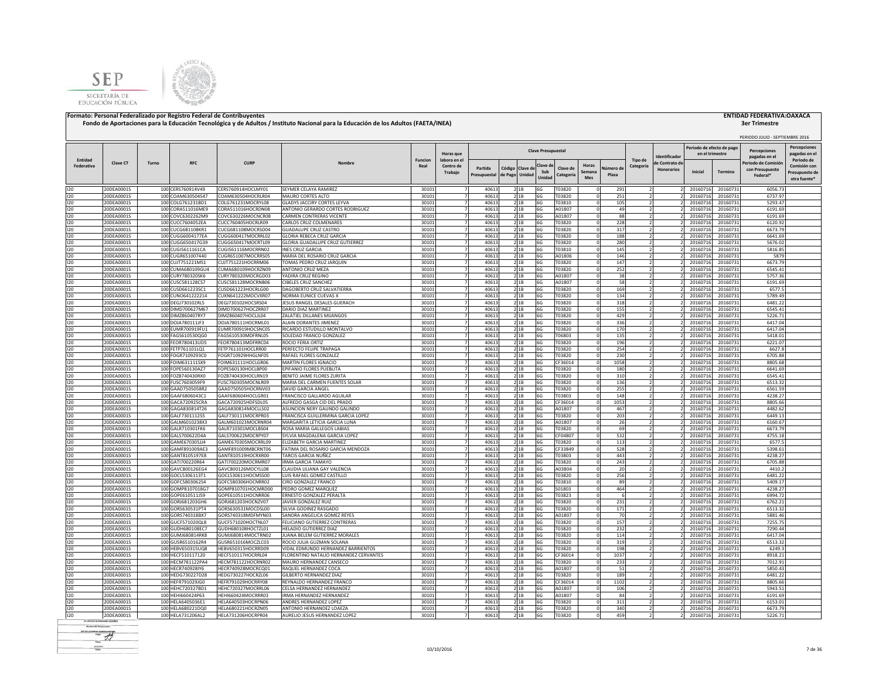**Formato: Personal Federalizado por Registro Federal de Contribuyentes**

**Fondo de Aportaciones para la Educación Tecnológica y de Adultos / Instituto Nacional para la Educación de los Adultos (FAETA/INEA)**

**ENTIDAD FEDERATIVA:OAXACA**

**3er Trimestre**

PERIODO JULIO - SEPTIEMBRE 2016

| Entidad Federativa | Clave CT | Turno | RFC | CURP | Nombre | Funcion Real | Horas que labora en el Centro de Trabajo | Clave Presupuestal | | | | | | | | Tipo de Categoría | Identificador de Contrato de Honorarios | Periodo de efecto de pago en el trimestre | | Percepciones pagadas en el Periodo de Comisión con Presupuesto Federal* | Percepciones pagadas en el Periodo de Comisión con Presupuesto de otra fuente* |
|---|---|---|---|---|---|---|---|---|---|---|---|---|---|---|---|---|---|---|---|---|---|
| | | | | | | | | Partida Presupuestal | Código de Pago | Clave de Unidad | Clave de Sub Unidad | Clave de Categoría | Horas Semana Mes | Número de Plaza | | | | Inicial | Termino | | |
| I20 | 20DEA0001S | 100 | CERS760914V49 | CERS760914HOCLMY01 | SEYMER CELAYA RAMIREZ | 30101 | 7 | 40613 | 2 | 1B | 6G | T03820 | 0 | 291 | 2 | 2 | 20160716 | 20160731 | 6056.73 | |
| I20 | 20DEA0001S | 100 | COAM630504S47 | COAM630504HOCRLR04 | MAURO CORTES ALTO | 30101 | 7 | 40613 | 2 | 1B | 6G | T03820 | 0 | 251 | 2 | 2 | 20160716 | 20160731 | 6737.97 | |
| I20 | 20DEA0001S | 100 | COLG761231BD1 | COLG761231MOCRYL08 | GLADYS JACCIRY CORTES LEYVA | 30101 | 7 | 40613 | 2 | 1B | 6G | T03810 | 0 | 105 | 2 | 2 | 20160716 | 20160731 | 5293.47 | |
| I20 | 20DEA0001S | 100 | CORA511016ME9 | CORA511016HOCRDN08 | ANTONIO GERARDO CORTES RODRIGUEZ | 30101 | 7 | 40613 | 2 | 1B | 6G | A01807 | 0 | 49 | 2 | 2 | 20160716 | 20160731 | 6191.69 | |
| I20 | 20DEA0001S | 100 | COVC6302262M9 | COVC630226MOCNCR08 | CARMEN CONTRERAS VICENTE | 30101 | 7 | 40613 | 2 | 1B | 6G | A01807 | 0 | 88 | 2 | 2 | 20160716 | 20160731 | 6191.69 | |
| I20 | 20DEA0001S | 100 | CUCC7604052EA | CUCC760405HOCRLR09 | CARLOS CRUZ COLMENARES | 30101 | 7 | 40613 | 2 | 1B | 6G | T03820 | 0 | 228 | 2 | 2 | 20160716 | 20160731 | 6120.92 | |
| I20 | 20DEA0001S | 100 | CUCG681108KR1 | CUCG681108MOCRSD04 | GUADALUPE CRUZ CASTRO | 30101 | 7 | 40613 | 2 | 1B | 6G | T03820 | 0 | 317 | 2 | 2 | 20160716 | 20160731 | 6673.79 | |
| I20 | 20DEA0001S | 100 | CUGG6004177EA | CUGG600417MOCRRL02 | GLORIA REBECA CRUZ GARCIA | 30101 | 7 | 40613 | 2 | 1B | 6G | T03820 | 0 | 188 | 2 | 2 | 20160716 | 20160731 | 6641.69 | |
| I20 | 20DEA0001S | 100 | CUGG650417G39 | CUGG650417MOCRTL09 | GLORIA GUADALUPE CRUZ GUTIERREZ | 30101 | 7 | 40613 | 2 | 1B | 6G | T03820 | 0 | 280 | 2 | 2 | 20160716 | 20160731 | 5676.02 | |
| I20 | 20DEA0001S | 100 | CUGI5611161CA | CUGI561116MOCRRN02 | INES CRUZ GARCIA | 30101 | 7 | 40613 | 2 | 1B | 6G | T03810 | 0 | 145 | 2 | 2 | 20160716 | 20160731 | 5816.85 | |
| I20 | 20DEA0001S | 100 | CUGR651007440 | CUGR651007MOCRRS05 | MARIA DEL ROSARIO CRUZ GARCIA | 30101 | 7 | 40613 | 2 | 1B | 6G | A01806 | 0 | 146 | 2 | 2 | 20160716 | 20160731 | 5879 | |
| I20 | 20DEA0001S | 100 | CUJT751221MS1 | CUJT751221HOCRRM06 | TOMAS PEDRO CRUZ JARQUIN | 30101 | 7 | 40613 | 2 | 1B | 6G | T03820 | 0 | 147 | 2 | 2 | 20160716 | 20160731 | 6673.79 | |
| I20 | 20DEA0001S | 100 | CUMA680109GU4 | CUMA680109HOCRZN09 | ANTONIO CRUZ MEZA | 30101 | 7 | 40613 | 2 | 1B | 6G | T03820 | 0 | 252 | 2 | 2 | 20160716 | 20160731 | 6545.41 | |
| I20 | 20DEA0001S | 100 | CURY780320SK6 | CURY780320MOCRGD03 | YADIRA CRUZ REGINO | 30101 | 7 | 40613 | 2 | 1B | 6G | A01807 | 0 | 38 | 2 | 2 | 20160716 | 20160731 | 5757.36 | |
| I20 | 20DEA0001S | 100 | CUSC581128CS7 | CUSC581128MOCRNB06 | CIBELES CRUZ SANCHEZ | 30101 | 7 | 40613 | 2 | 1B | 6G | A01807 | 0 | 58 | 2 | 2 | 20160716 | 20160731 | 6191.69 | |
| I20 | 20DEA0001S | 100 | CUSD661223SC1 | CUSD661223HOCRLG00 | DAGOBERTO CRUZ SALVATIERRA | 30101 | 7 | 40613 | 2 | 1B | 6G | T03820 | 0 | 169 | 2 | 2 | 20160716 | 20160731 | 6577.5 | |
| I20 | 20DEA0001S | 100 | CUNO641222214 | CUXN641222MOCVXR07 | NORMA EUNICE CUEVAS X | 30101 | 7 | 40613 | 2 | 1B | 6G | T03820 | 0 | 134 | 2 | 2 | 20160716 | 20160731 | 5789.49 | |
| I20 | 20DEA0001S | 100 | DEGJ730102RL5 | DEGJ730102HOCSRS04 | JESUS RANGEL DESALES GUERACH | 30101 | 7 | 40613 | 2 | 1B | 6G | T03820 | 0 | 318 | 2 | 2 | 20160716 | 20160731 | 6481.22 | |
| I20 | 20DEA0001S | 100 | DIMD700627M67 | DIMD700627HOCZRR07 | DARIO DIAZ MARTINEZ | 30101 | 7 | 40613 | 2 | 1B | 6G | T03820 | 0 | 155 | 2 | 2 | 20160716 | 20160731 | 6545.41 | |
| I20 | 20DEA0001S | 100 | DIMZ860407RY7 | DIMZ860407HOCLJL04 | ZALATIEL DILLANES MIJANGOS | 30101 | 7 | 40613 | 2 | 1B | 6G | T03820 | 0 | 429 | 2 | 2 | 20160716 | 20160731 | 5226.71 | |
| I20 | 20DEA0001S | 100 | DOJA780111JF3 | DOJA780111HOCRML01 | ALAIN DORANTES JIMENEZ | 30101 | 7 | 40613 | 2 | 1B | 6G | T03820 | 0 | 336 | 2 | 2 | 20160716 | 20160731 | 6417.04 | |
| I20 | 20DEA0001S | 100 | EUMR700919FU1 | EUMR700919HOCSNC05 | RICARDO ESTUDILLO MONTALVO | 30101 | 7 | 40613 | 2 | 1B | 6G | T03820 | 0 | 170 | 2 | 2 | 20160716 | 20160731 | 6417.04 | |
| I20 | 20DEA0001S | 100 | FAGS610530QG0 | FAGS610530MDFRNL05 | SOLEDAD FRANCO GONZALEZ | 30101 | 7 | 40613 | 2 | 1B | 6G | T06803 | 0 | 135 | 2 | 2 | 20160716 | 20160731 | 5418.01 | |
| I20 | 20DEA0001S | 100 | FEOR780413UD5 | FEOR780413MDFRRC04 | ROCIO FERIA ORTIZ | 30101 | 7 | 40613 | 2 | 1B | 6G | T03820 | 0 | 196 | 2 | 2 | 20160716 | 20160731 | 6221.07 | |
| I20 | 20DEA0001S | 100 | FETP761101LQ1 | FETP761101HOCLRR00 | PERFECTO FELIPE TRAPAGA | 30101 | 7 | 40613 | 2 | 1B | 6G | T03820 | 0 | 254 | 2 | 2 | 20160716 | 20160731 | 6627.8 | |
| I20 | 20DEA0001S | 100 | FOGR7109293C0 | FOGR710929HHGLNF05 | RAFAEL FLORES GONZALEZ | 30101 | 7 | 40613 | 2 | 1B | 6G | T03820 | 0 | 230 | 2 | 2 | 20160716 | 20160731 | 6705.88 | |
| I20 | 20DEA0001S | 100 | FOIM631111SX9 | FOIM631111HOCLGR06 | MARTIN FLORES IGNACIO | 30101 | 7 | 40613 | 2 | 1B | 6G | CF36014 | 0 | 1058 | 2 | 2 | 20160716 | 20160731 | 8805.68 | |
| I20 | 20DEA0001S | 100 | FOPE560130AZ7 | FOPE560130HOCLBP00 | EPIFANIO FLORES PUEBLITA | 30101 | 7 | 40613 | 2 | 1B | 6G | T03820 | 0 | 180 | 2 | 2 | 20160716 | 20160731 | 6641.69 | |
| I20 | 20DEA0001S | 100 | FOZB740430RX0 | FOZB740430HOCLRN19 | BENITO JAIME FLORES ZURITA | 30101 | 7 | 40613 | 2 | 1B | 6G | T03820 | 0 | 310 | 2 | 2 | 20160716 | 20160731 | 6545.41 | |
| I20 | 20DEA0001S | 100 | FUSC7603059F9 | FUSC760305MOCNLR09 | MARIA DEL CARMEN FUENTES SOLAR | 30101 | 7 | 40613 | 2 | 1B | 6G | T03820 | 0 | 136 | 2 | 2 | 20160716 | 20160731 | 6513.32 | |
| I20 | 20DEA0001S | 100 | GAAD7505058R2 | GAAD750505HOCRNV03 | DAVID GARCIA ANGEL | 30101 | 7 | 40613 | 2 | 1B | 6G | T03820 | 0 | 255 | 2 | 2 | 20160716 | 20160731 | 6561.59 | |
| I20 | 20DEA0001S | 100 | GAAF6806043C1 | GAAF680604HOCLGR01 | FRANCISCO GALLARDO AGUILAR | 30101 | 7 | 40613 | 2 | 1B | 6G | T03803 | 0 | 148 | 2 | 2 | 20160716 | 20160731 | 4238.27 | |
| I20 | 20DEA0001S | 100 | GACA720925CRA | GACA720925HDFSDL05 | ALFREDO GASGA CID DEL PRADO | 30101 | 7 | 40613 | 2 | 1B | 6G | CF36014 | 0 | 1053 | 2 | 2 | 20160716 | 20160731 | 8805.66 | |
| I20 | 20DEA0001S | 100 | GAGA830814T26 | GAGA830814MOCLLS02 | ASUNCION NERY GALINDO GALINDO | 30101 | 7 | 40613 | 2 | 1B | 6G | A01807 | 0 | 467 | 2 | 2 | 20160716 | 20160731 | 4482.62 | |
| I20 | 20DEA0001S | 100 | GALF7301125S5 | GALF730111MOCRPR03 | FRANCISCA GUILLERMINA GARCIA LOPEZ | 30101 | 7 | 40613 | 2 | 1B | 6G | T03820 | 0 | 203 | 2 | 2 | 20160716 | 20160731 | 6449.13 | |
| I20 | 20DEA0001S | 100 | GALM6010238X3 | GALM601023MOCRNR04 | MARGARITA LETICIA GARCIA LUNA | 30101 | 7 | 40613 | 2 | 1B | 6G | A01807 | 0 | 26 | 2 | 2 | 20160716 | 20160731 | 6160.67 | |
| I20 | 20DEA0001S | 100 | GALR710301FK6 | GALR710301MOCLBS04 | ROSA MARIA GALLEGOS LABIAS | 30101 | 7 | 40613 | 2 | 1B | 6G | T03820 | 0 | 69 | 2 | 2 | 20160716 | 20160731 | 6673.79 | |
| I20 | 20DEA0001S | 100 | GALS700622D4A | GALS700622MOCRPY07 | SYLVIA MAGDALENA GARCIA LOPEZ | 30101 | 7 | 40613 | 2 | 1B | 6G | CF04807 | 0 | 532 | 2 | 2 | 20160716 | 20160731 | 4755.18 | |
| I20 | 20DEA0001S | 100 | GAME670305JJ4 | GAME670305MOCRRL09 | ELIZABETH GARCIA MARTINEZ | 30101 | 7 | 40613 | 2 | 1B | 6G | T03820 | 0 | 113 | 2 | 2 | 20160716 | 20160731 | 6577.5 | |
| I20 | 20DEA0001S | 100 | GAMF891009AE3 | GAMF891009MBCRNT06 | FATIMA DEL ROSARIO GARCIA MENDOZA | 30101 | 7 | 40613 | 2 | 1B | 6G | CF33849 | 0 | 528 | 2 | 2 | 20160716 | 20160731 | 5398.61 | |
| I20 | 20DEA0001S | 100 | GANT8105197E8 | GANT810519HOCRXR00 | TARCIS GARCIA NUÑEZ | 30101 | 7 | 40613 | 2 | 1B | 6G | T03803 | 0 | 443 | 2 | 2 | 20160716 | 20160731 | 4238.27 | |
| I20 | 20DEA0001S | 100 | GATI700220R64 | GATI700220MOCRMR07 | IRMA GARCIA TAMAYO | 30101 | 7 | 40613 | 2 | 1B | 6G | T03820 | 0 | 243 | 2 | 2 | 20160716 | 20160731 | 6705.88 | |
| I20 | 20DEA0001S | 100 | GAVC800126EG4 | GAVC800126MOCYLL08 | CLAUDIA LILIANA GAY VALENCIA | 30101 | 7 | 40613 | 2 | 1B | 6G | A03804 | 0 | 20 | 2 | 2 | 20160716 | 20160731 | 4410.2 | |
| I20 | 20DEA0001S | 100 | GOCL5306113T1 | GOCL530611HOCMSS00 | LUIS RAFAEL GOMEZ CASTILLO | 30101 | 7 | 40613 | 2 | 1B | 6G | T03820 | 0 | 256 | 2 | 2 | 20160716 | 20160731 | 6481.22 | |
| I20 | 20DEA0001S | 100 | GOFC5803062S4 | GOFC580306HOCNRR02 | CIRO GONZALEZ FRANCO | 30101 | 7 | 40613 | 2 | 1B | 6G | T03810 | 0 | 89 | 2 | 2 | 20160716 | 20160731 | 5409.17 | |
| I20 | 20DEA0001S | 100 | GOMP8107018G7 | GOMP810701HOCMRD00 | PEDRO GOMEZ MARQUEZ | 30101 | 7 | 40613 | 2 | 1B | 6G | S01803 | 0 | 464 | 2 | 2 | 20160716 | 20160731 | 4238.27 | |
| I20 | 20DEA0001S | 100 | GOPE610511JS9 | GOPE610511HOCNRR06 | ERNESTO GONZALEZ PERALTA | 30101 | 7 | 40613 | 2 | 1B | 6G | T03823 | 0 | 6 | 2 | 2 | 20160716 | 20160731 | 6994.72 | |
| I20 | 20DEA0001S | 100 | GORJ681203GH6 | GORJ681203HOCNZV07 | JAVIER GONZALEZ RUIZ | 30101 | 7 | 40613 | 2 | 1B | 6G | T03820 | 0 | 231 | 2 | 2 | 20160716 | 20160731 | 6762.21 | |
| I20 | 20DEA0001S | 100 | GORS630531PT4 | GORS630531MOCDSL00 | SILVIA GODINEZ RASGADO | 30101 | 7 | 40613 | 2 | 1B | 6G | T03820 | 0 | 171 | 2 | 2 | 20160716 | 20160731 | 6513.32 | |
| I20 | 20DEA0001S | 100 | GORS740318BX7 | GORS740318MDFMYN03 | SANDRA ANGELICA GOMEZ REYES | 30101 | 7 | 40613 | 2 | 1B | 6G | A01807 | 0 | 70 | 2 | 2 | 20160716 | 20160731 | 5881.46 | |
| I20 | 20DEA0001S | 100 | GUCF571020QL8 | GUCF571020HOCTNL07 | FELICIANO GUTIERREZ CONTRERAS | 30101 | 7 | 40613 | 2 | 1B | 6G | T03820 | 0 | 157 | 2 | 2 | 20160716 | 20160731 | 7255.75 | |
| I20 | 20DEA0001S | 100 | GUDH680108EC7 | GUDH680108HOCTZL01 | HELADIO GUTIERREZ DIAZ | 30101 | 7 | 40613 | 2 | 1B | 6G | T03820 | 0 | 232 | 2 | 2 | 20160716 | 20160731 | 7290.44 | |
| I20 | 20DEA0001S | 100 | GUMJ680814RK8 | GUMJ680814MOCTRN02 | JUANA BELEM GUTIERREZ MORALES | 30101 | 7 | 40613 | 2 | 1B | 6G | T03820 | 0 | 114 | 2 | 2 | 20160716 | 20160731 | 6417.04 | |
| I20 | 20DEA0001S | 100 | GUSR651016ZR4 | GUSR651016MOCZLC03 | ROCIO JULIA GUZMAN SOLANA | 30101 | 7 | 40613 | 2 | 1B | 6G | T03820 | 0 | 319 | 2 | 2 | 20160716 | 20160731 | 6513.32 | |
| I20 | 20DEA0001S | 100 | HEBV650315UQ8 | HEBV650315HOCRRD09 | VIDAL EDMUNDO HERNANDEZ BARRIENTOS | 30101 | 7 | 40613 | 2 | 1B | 6G | T03820 | 0 | 198 | 2 | 2 | 20160716 | 20160731 | 6249.3 | |
| I20 | 20DEA0001S | 100 | HECF510117120 | HECF510117HOCRRL04 | FLORENTINO NATALIO HERNANDEZ CERVANTES | 30101 | 7 | 40613 | 2 | 1B | 6G | CF36014 | 0 | 1037 | 2 | 2 | 20160716 | 20160731 | 8918.21 | |
| I20 | 20DEA0001S | 100 | HECM781122PA4 | HECM781122HOCRNR02 | MAURO HERNANDEZ CANSECO | 30101 | 7 | 40613 | 2 | 1B | 6G | T03820 | 0 | 233 | 2 | 2 | 20160716 | 20160731 | 7012.91 | |
| I20 | 20DEA0001S | 100 | HECR740928IY6 | HECR740928MOCRCQ01 | RAQUEL HERNANDEZ COCA | 30101 | 7 | 40613 | 2 | 1B | 6G | A01807 | 0 | 51 | 2 | 2 | 20160716 | 20160731 | 5850.43 | |
| I20 | 20DEA0001S | 100 | HEDG730227D28 | HEDG730227HOCRZL06 | GILBERTO HERNANDEZ DIAZ | 30101 | 7 | 40613 | 2 | 1B | 6G | T03820 | 0 | 189 | 2 | 2 | 20160716 | 20160731 | 6481.22 | |
| I20 | 20DEA0001S | 100 | HEFR791029JG0 | HEFR791029HOCRRY08 | REYNALDO HERNANDEZ FRANCO | 30101 | 7 | 40613 | 2 | 1B | 6G | CF36014 | 0 | 1102 | 2 | 2 | 20160716 | 20160731 | 8805.66 | |
| I20 | 20DEA0001S | 100 | HEHC720327BD1 | HEHC720327MOCRRL06 | CELSA HERNANDEZ HERNANDEZ | 30101 | 7 | 40613 | 2 | 1B | 6G | A01807 | 0 | 106 | 2 | 2 | 20160716 | 20160731 | 5943.51 | |
| I20 | 20DEA0001S | 100 | HEHI660424P63 | HEHI660424MOCRRR03 | IRMA HERNANDEZ HERNANDEZ | 30101 | 7 | 40613 | 2 | 1B | 6G | A01807 | 0 | 84 | 2 | 2 | 20160716 | 20160731 | 6191.69 | |
| I20 | 20DEA0001S | 100 | HELA6405036E1 | HELA640503HOCRPN06 | ANDRES HERNANDEZ LOPEZ | 30101 | 7 | 40613 | 2 | 1B | 6G | T03820 | 0 | 311 | 2 | 2 | 20160716 | 20160731 | 6153.01 | |
| I20 | 20DEA0001S | 100 | HELA680221DQ0 | HELA680221HOCRZN05 | ANTONIO HERNANDEZ LOAEZA | 30101 | 7 | 40613 | 2 | 1B | 6G | T03820 | 0 | 340 | 2 | 2 | 20160716 | 20160731 | 6673.79 | |
| I20 | 20DEA0001S | 100 | HELA731206AL2 | HELA731206HOCRPR04 | AURELIO JESUS HERNANDEZ LOPEZ | 30101 | 7 | 40613 | 2 | 1B | 6G | T03820 | 0 | 459 | 2 | 2 | 20160716 | 20160731 | 5226.71 | |

10/10/2016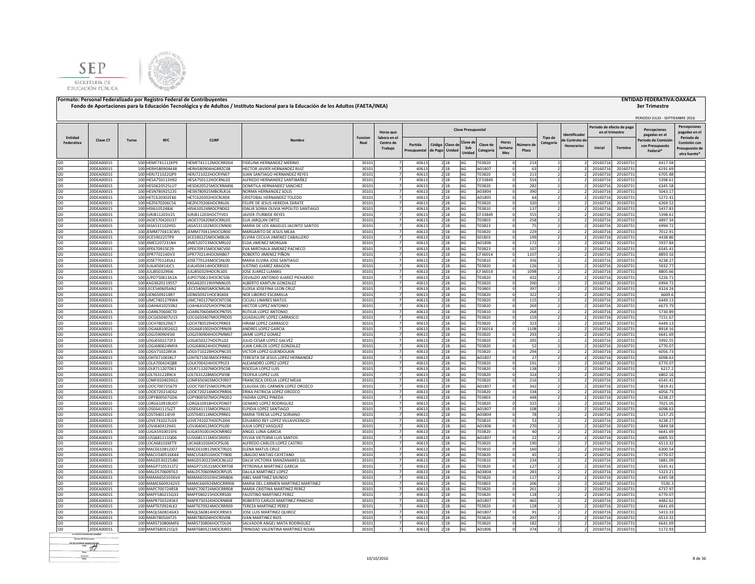**Formato: Personal Federalizado por Registro Federal de Contribuyentes**

**Fondo de Aportaciones para la Educación Tecnológica y de Adultos / Instituto Nacional para la Educación de los Adultos (FAETA/INEA)**

**ENTIDAD FEDERATIVA:OAXACA**

**3er Trimestre**

PERIODO JULIO - SEPTIEMBRE 2016

| Entidad Federativa | Clave CT | Turno | RFC | CURP | Nombre | Funcion Real | Horas que labora en el Centro de Trabajo | Clave Presupuestal | | | | | | | | Tipo de Categoría | Identificador de Contrato de Honorarios | Periodo de efecto de pago en el trimestre | | Percepciones pagadas en el Periodo de Comisión con Presupuesto Federal* | Percepciones pagadas en el Periodo de Comisión con Presupuesto de otra fuente* |
|---|---|---|---|---|---|---|---|---|---|---|---|---|---|---|---|---|---|---|---|---|---|
| | | | | | | | | Partida Presupuestal | Código de Pago | Clave de Unidad | Clave de Sub Unidad | Clave de Categoría | Horas Semana Mes | Número de Plaza | | | | Inicial | Termino | | |
| I20 | 20DEA0001S | 100 | HEMF741112KP9 | HEMF741112MOCRRD04 | FIDELINA HERNANDEZ MERINO | 30101 | 7 | 40613 | 2 | 1B | 6G | T03820 | 0 | 214 | 2 | 2 | 20160716 | 20160731 | 6417.04 | |
| I20 | 20DEA0001S | 100 | HERH580904K48 | HERH580904HGRRZC08 | HECTOR JAVIER HERNANDEZ RUIZ | 30101 | 7 | 40613 | 2 | 1B | 6G | A01807 | 0 | 63 | 2 | 2 | 20160716 | 20160731 | 6191.69 | |
| I20 | 20DEA0001S | 100 | HERJ721022QP9 | HERJ721022HOCRYN07 | JUAN SANTIAGO HERNANDEZ REYES | 30101 | 7 | 40613 | 2 | 1B | 6G | T03820 | 0 | 213 | 2 | 2 | 20160716 | 20160731 | 6705.88 | |
| I20 | 20DEA0001S | 100 | HESA750112H92 | HESA750112HOCRNL02 | ALFREDO HERNANDEZ SANTIBAÑEZ | 30101 | 7 | 40613 | 2 | 1B | 6G | CF33849 | 0 | 554 | 2 | 2 | 20160716 | 20160731 | 5398.61 | |
| I20 | 20DEA0001S | 100 | HESD620525LU7 | HESD620525MOCRNM06 | DOMITILA HERNANDEZ SANCHEZ | 30101 | 7 | 40613 | 2 | 1B | 6G | T03820 | 0 | 282 | 2 | 2 | 20160716 | 20160731 | 6345.58 | |
| I20 | 20DEA0001S | 100 | HESN780925235 | HESN780925MBCRLR16 | NORMA HERNANDEZ SOLIS | 30101 | 7 | 40613 | 2 | 1B | 6G | A03804 | 0 | 390 | 2 | 2 | 20160716 | 20160731 | 5043.17 | |
| I20 | 20DEA0001S | 100 | HETC620302EK6 | HETC620302HOCRLR04 | CRISTOBAL HERNANDEZ TOLEDO | 30101 | 7 | 40613 | 2 | 1B | 6G | A01805 | 0 | 64 | 2 | 2 | 20160716 | 20160731 | 5272.41 | |
| I20 | 20DEA0001S | 100 | HEZF670206C56 | HEZF670206HOCRRL06 | FELIPE DE JESUS HEREDIA ZARATE | 30101 | 7 | 40613 | 2 | 1B | 6G | T03820 | 0 | 320 | 2 | 2 | 20160716 | 20160731 | 6269.52 | |
| I20 | 20DEA0001S | 100 | HISI6105248J6 | HISI610524MOCPND02 | IDALIA SONIA OLIVIA HIPOLITO SANTIAGO | 30101 | 7 | 40613 | 2 | 1B | 6G | T03810 | 0 | 137 | 2 | 2 | 20160716 | 20160731 | 5437.83 | |
| I20 | 20DEA0001S | 100 | IURJ811203V25 | IURJ811203HOCTYV01 | JAVIER ITURBIDE REYES | 30101 | 7 | 40613 | 2 | 1B | 6G | CF33849 | 0 | 555 | 2 | 2 | 20160716 | 20160731 | 5398.61 | |
| I20 | 20DEA0001S | 100 | JAOE570420U37 | JAOE570420MOCRRL05 | ELIA JARQUIN ORTIZ | 30101 | 7 | 40613 | 2 | 1B | 6G | T03803 | 0 | 258 | 2 | 2 | 20160716 | 20160731 | 4897.34 | |
| I20 | 20DEA0001S | 100 | JASA531102HS5 | JASA531102MOCCNN00 | MARIA DE LOS ANGELES JACINTO SANTOS | 30101 | 7 | 40613 | 2 | 1B | 6G | T03823 | 0 | 75 | 2 | 2 | 20160716 | 20160731 | 6994.72 | |
| I20 | 20DEA0001S | 100 | JEMM770413CW5 | JEMM770413HOCSJR00 | MARGARITO DE JESUS MEJIA | 30101 | 7 | 40613 | 2 | 1B | 6G | T03820 | 0 | 229 | 2 | 2 | 20160716 | 20160731 | 7012.91 | |
| I20 | 20DEA0001S | 100 | JICE590225TP9 | JICE590225MOCMBL06 | ELVIRA CECILIA JIMENEZ CABALLERO | 30101 | 7 | 40613 | 2 | 1B | 6G | S01803 | 0 | 199 | 2 | 2 | 20160716 | 20160731 | 4438.86 | |
| I20 | 20DEA0001S | 100 | JIME5207231N4 | JIME520723MOCMRL02 | ELDA JIMENEZ MORGAN | 30101 | 7 | 40613 | 2 | 1B | 6G | A01806 | 0 | 172 | 2 | 2 | 20160716 | 20160731 | 5937.84 | |
| I20 | 20DEA0001S | 100 | JIPE670915E29 | JIPE670915MOCMCV00 | EVA MIRTHALA JIMENEZ PACHECO | 30101 | 7 | 40613 | 2 | 1B | 6G | T03823 | 0 | 107 | 2 | 2 | 20160716 | 20160731 | 6545.41 | |
| I20 | 20DEA0001S | 100 | JIPR770214DV3 | JIPR770214HOCMXB07 | ROBERTO JIMENEZ PIÑON | 30101 | 7 | 40613 | 2 | 1B | 6G | CF36014 | 0 | 1107 | 2 | 2 | 20160716 | 20160731 | 8893.16 | |
| I20 | 20DEA0001S | 100 | JOSE770124SA1 | JOSE770124MOCSNL00 | MARIA ELVIRA JOSE SANTIAGO | 30101 | 7 | 40613 | 2 | 1B | 6G | T03810 | 0 | 356 | 2 | 2 | 20160716 | 20160731 | 4238.27 | |
| I20 | 20DEA0001S | 100 | JUAJ450414JC1 | JUAJ450414HOCRRS03 | JUSTINO JUAREZ ARAGON | 30101 | 7 | 40613 | 2 | 1B | 6G | T03820 | 0 | 126 | 2 | 2 | 20160716 | 20160731 | 5932.77 | |
| I20 | 20DEA0001S | 100 | JULJ8503299J6 | JULJ850329HOCRLS05 | JOSE JUAREZ LLAMAS | 30101 | 7 | 40613 | 2 | 1B | 6G | CF36014 | 0 | 1098 | 2 | 2 | 20160716 | 20160731 | 8805.66 | |
| I20 | 20DEA0001S | 100 | JUPO750613A1A | JUPO750613HOCRCS06 | OSVALDO ANTONIO JUAREZ PICHARDO | 30101 | 7 | 40613 | 2 | 1B | 6G | T03820 | 0 | 432 | 2 | 2 | 20160716 | 20160731 | 5226.71 | |
| I20 | 20DEA0001S | 100 | KAGX620119557 | KXGA620119HYNNNL05 | ALBERTO KANTUN GONZALEZ | 30101 | 7 | 40613 | 2 | 1B | 6G | T03820 | 0 | 200 | 2 | 2 | 20160716 | 20160731 | 6994.72 | |
| I20 | 20DEA0001S | 100 | LECE540605AN2 | LECE540605MOCNRL06 | ELOISA JOSEFINA LEON CRUZ | 30101 | 7 | 40613 | 2 | 1B | 6G | T03803 | 0 | 397 | 2 | 2 | 20160716 | 20160731 | 4324.24 | |
| I20 | 20DEA0001S | 100 | LIEN6509218R7 | LIEN650921HOCBSX04 | NOE LIBORIO ESCAMILLA | 30101 | 7 | 40613 | 2 | 1B | 6G | T03820 | 0 | 322 | 2 | 2 | 20160716 | 20160731 | 6609.6 | |
| I20 | 20DEA0001S | 100 | LIMC740127RW4 | LIMC740127MOCNTC06 | CICLALI LINARES MATUS | 30101 | 7 | 40613 | 2 | 1B | 6G | T03820 | 0 | 115 | 2 | 2 | 20160716 | 20160731 | 6449.13 | |
| I20 | 20DEA0001S | 100 | LOAH641025SN2 | LOAH641025HOCPNC08 | HECTOR LOPEZ ANTONIO | 30101 | 7 | 40613 | 2 | 1B | 6G | T03820 | 0 | 269 | 2 | 2 | 20160716 | 20160731 | 6673.79 | |
| I20 | 20DEA0001S | 100 | LOAR670604CT0 | LOAR670604MOCPNT05 | RUTILIA LOPEZ ANTONIO | 30101 | 7 | 40613 | 2 | 1B | 6G | T03810 | 0 | 268 | 2 | 2 | 20160716 | 20160731 | 5730.89 | |
| I20 | 20DEA0001S | 100 | LOCG650407U15 | LOCG650407MOCPRD05 | GUADALUPE LOPEZ CARRASCO | 30101 | 7 | 40613 | 2 | 1B | 6G | T03820 | 0 | 159 | 2 | 2 | 20160716 | 20160731 | 7151.67 | |
| I20 | 20DEA0001S | 100 | LOCH780529JC7 | LOCH780529HOCPRR03 | HIRAM LOPEZ CARRASCO | 30101 | 7 | 40613 | 2 | 1B | 6G | T03820 | 0 | 323 | 2 | 2 | 20160716 | 20160731 | 6449.13 | |
| I20 | 20DEA0001S | 100 | LOGA6810026G2 | LOGA681002HOCPRN09 | ANDRES LOPEZ GARCIA | 30101 | 7 | 40613 | 2 | 1B | 6G | CF36014 | 0 | 1108 | 2 | 2 | 20160716 | 20160731 | 8918.16 | |
| I20 | 20DEA0001S | 100 | LOGJ5909045I0 | LOGJ590904HOCPMM07 | JAIME LOPEZ GOMEZ | 30101 | 7 | 40613 | 2 | 1B | 6G | T03820 | 0 | 293 | 2 | 2 | 20160716 | 20160731 | 6641.69 | |
| I20 | 20DEA0001S | 100 | LOGJ6502272F3 | LOGJ650227HOCPLL02 | JULIO CESAR LOPEZ GALVEZ | 30101 | 7 | 40613 | 2 | 1B | 6G | T03820 | 0 | 205 | 2 | 2 | 20160716 | 20160731 | 5992.55 | |
| I20 | 20DEA0001S | 100 | LOGJ680624MYA | LOGJ680624HOCPNN02 | JUAN CARLOS LOPEZ GONZALEZ | 30101 | 7 | 40613 | 2 | 1B | 6G | T03820 | 0 | 52 | 2 | 2 | 20160716 | 20160731 | 6770.07 | |
| I20 | 20DEA0001S | 100 | LOGV710228FJA | LOGV710228HOCPNC05 | VICTOR LOPEZ GUENDOLAIN | 30101 | 7 | 40613 | 2 | 1B | 6G | T03820 | 0 | 294 | 2 | 2 | 20160716 | 20160731 | 6056.73 | |
| I20 | 20DEA0001S | 100 | LOHT671003KL7 | LOHT671003MOCPRR02 | TERESITA DE JESUS LOPEZ HERNANDEZ | 30101 | 7 | 40613 | 2 | 1B | 6G | A01807 | 0 | 27 | 2 | 2 | 20160716 | 20160731 | 6098.63 | |
| I20 | 20DEA0001S | 100 | LOLA700424Q88 | LOLA700424HOCPPL03 | ALEJANDRO LOPEZ LOPEZ | 30101 | 7 | 40613 | 2 | 1B | 6G | T03820 | 0 | 191 | 2 | 2 | 20160716 | 20160731 | 6770.07 | |
| I20 | 20DEA0001S | 100 | LOLR711207D61 | LOLR711207MOCPSC08 | ROCELIA LOPEZ LUIS | 30101 | 7 | 40613 | 2 | 1B | 6G | T03820 | 0 | 138 | 2 | 2 | 20160716 | 20160731 | 6217.2 | |
| I20 | 20DEA0001S | 100 | LOLT6312289C4 | LOLT631228MOCPSF08 | TEOFILA LOPEZ LUIS | 30101 | 7 | 40613 | 2 | 1B | 6G | T03820 | 0 | 324 | 2 | 2 | 20160716 | 20160731 | 6802.16 | |
| I20 | 20DEA0001S | 100 | LOMF6504039G1 | LOMF650403MOCPJR07 | FRANCISCA OFELIA LOPEZ MEJIA | 30101 | 7 | 40613 | 2 | 1B | 6G | T03820 | 0 | 216 | 2 | 2 | 20160716 | 20160731 | 6545.41 | |
| I20 | 20DEA0001S | 100 | LOOC700725679 | LOOC700725MOCPRL09 | CLAUDIA DEL CARMEN LOPEZ OROZCO | 30101 | 7 | 40613 | 2 | 1B | 6G | A01807 | 0 | 342 | 2 | 2 | 20160716 | 20160731 | 5819.41 | |
| I20 | 20DEA0001S | 100 | LOOE720214DS2 | LOOE720214MOCPRR06 | ERIKA PATRICIA LOPEZ OROZCO | 30101 | 7 | 40613 | 2 | 1B | 6G | T03820 | 0 | 338 | 2 | 2 | 20160716 | 20160731 | 6056.73 | |
| I20 | 20DEA0001S | 100 | LOPY800507GD6 | LOPY800507MOCPND02 | YADIRA LOPEZ PINEDA | 30101 | 7 | 40613 | 2 | 1B | 6G | T03803 | 0 | 448 | 2 | 2 | 20160716 | 20160731 | 4238.27 | |
| I20 | 20DEA0001S | 100 | LORG610918UD7 | LORG610918HOCPDN07 | GENARO LOPEZ RODRIGUEZ | 30101 | 7 | 40613 | 2 | 1B | 6G | T03820 | 0 | 325 | 2 | 2 | 20160716 | 20160731 | 7025.05 | |
| I20 | 20DEA0001S | 100 | LOSE641115LZ7 | LOSE641115MOCPNL01 | ELPIDIA LOPEZ SANTIAGO | 30101 | 7 | 40613 | 2 | 1B | 6G | A01807 | 0 | 108 | 2 | 2 | 20160716 | 20160731 | 6098.63 | |
| I20 | 20DEA0001S | 100 | LOST640114FJ9 | LOST640114MOCPRR01 | MARIA TERESA LOPEZ SORIANO | 30101 | 7 | 40613 | 2 | 1B | 6G | A03804 | 0 | 78 | 2 | 2 | 20160716 | 20160731 | 5237.25 | |
| I20 | 20DEA0001S | 100 | LOVE741027LG9 | LOVE741027HOCPLD04 | EDUARDO REY LOPEZ VILLAVICENCIO | 30101 | 7 | 40613 | 2 | 1B | 6G | T03810 | 0 | 53 | 2 | 2 | 20160716 | 20160731 | 4238.27 | |
| I20 | 20DEA0001S | 100 | LOVJ640412H41 | LOVJ640412MOCPSL00 | JULIA LOPEZ VASQUEZ | 30101 | 7 | 40613 | 2 | 1B | 6G | A01806 | 0 | 270 | 2 | 2 | 20160716 | 20160731 | 5849.58 | |
| I20 | 20DEA0001S | 100 | LUGA5910015F6 | LUGA591001HOCNRN02 | ANGEL LUNA GARCIA | 30101 | 7 | 40613 | 2 | 1B | 6G | T03820 | 0 | 40 | 2 | 2 | 20160716 | 20160731 | 6641.69 | |
| I20 | 20DEA0001S | 100 | LUSS681111QD6 | LUSS681111MOCSNY01 | SYLVIA VICTORIA LUIS SANTOS | 30101 | 7 | 40613 | 2 | 1B | 6G | A01807 | 0 | 22 | 2 | 2 | 20160716 | 20160731 | 6005.55 | |
| I20 | 20DEA0001S | 100 | LOCA681026FT9 | LXCA681026HOCPSL06 | ALFREDO CARLOS LOPEZ CASTRO | 30101 | 7 | 40613 | 2 | 1B | 6G | T03820 | 0 | 190 | 2 | 2 | 20160716 | 20160731 | 6513.32 | |
| I20 | 20DEA0001S | 100 | MACE610812JD7 | MACE610812MOCTRL01 | ELENA MATUS CRUZ | 30101 | 7 | 40613 | 2 | 1B | 6G | T03810 | 0 | 160 | 2 | 2 | 20160716 | 20160731 | 6300.54 | |
| I20 | 20DEA0001S | 100 | MACU540516K44 | MACU540516HOCTYB00 | UBALDO MATIAS CAYETANO | 30101 | 7 | 40613 | 2 | 1B | 6G | T03820 | 0 | 45 | 2 | 2 | 20160716 | 20160731 | 6770.07 | |
| I20 | 20DEA0001S | 100 | MAGD530225JB0 | MAGD530225MOCNLL02 | DALIA VICTORIA MANZANARES GIL | 30101 | 7 | 40613 | 2 | 1B | 6G | T03810 | 0 | 234 | 2 | 2 | 20160716 | 20160731 | 5881.09 | |
| I20 | 20DEA0001S | 100 | MAGP710531ST2 | MAGP710531MOCRRT08 | PETRONILA MARTINEZ GARCIA | 30101 | 7 | 40613 | 2 | 1B | 6G | T03820 | 0 | 127 | 2 | 2 | 20160716 | 20160731 | 6545.41 | |
| I20 | 20DEA0001S | 100 | MALD570609T63 | MALD570609MOCRPL05 | DALILA MARTINEZ LOPEZ | 30101 | 7 | 40613 | 2 | 1B | 6G | A03804 | 0 | 283 | 2 | 2 | 20160716 | 20160731 | 5323.21 | |
| I20 | 20DEA0001S | 100 | MAMA6501036V4 | MAMA650103HCSRNB06 | ABEL MARTINEZ MUNDO | 30101 | 7 | 40613 | 2 | 1B | 6G | T03820 | 0 | 117 | 2 | 2 | 20160716 | 20160731 | 6345.58 | |
| I20 | 20DEA0001S | 100 | MAMC6609242V3 | MAMC660924MOCRRR06 | MARIA DEL CARMEN MARTINEZ MARTINEZ | 30101 | 7 | 40613 | 2 | 1B | 6G | T03803 | 0 | 206 | 2 | 2 | 20160716 | 20160731 | 5530.3 | |
| I20 | 20DEA0001S | 100 | MAPC700724R58 | MAPC700724MOCRRR08 | MARIA CRISTINA MARTINEZ PEREZ | 30101 | 7 | 40613 | 2 | 1B | 6G | T03820 | 0 | 261 | 2 | 2 | 20160716 | 20160731 | 6737.97 | |
| I20 | 20DEA0001S | 100 | MAPF580215Q33 | MAPF580215HOCRRS00 | FAUSTINO MARTINEZ PEREZ | 30101 | 7 | 40613 | 2 | 1B | 6G | T03820 | 0 | 118 | 2 | 2 | 20160716 | 20160731 | 6770.07 | |
| I20 | 20DEA0001S | 100 | MAPR7503245K3 | MAPR750324HOCRNB08 | ROBERTO CARLOS MARTINEZ PINACHO | 30101 | 7 | 40613 | 2 | 1B | 6G | A01807 | 0 | 465 | 2 | 2 | 20160716 | 20160731 | 4482.62 | |
| I20 | 20DEA0001S | 100 | MAPT670924LK2 | MAPT670924MOCRRR09 | TEREZA MARTINEZ PEREZ | 30101 | 7 | 40613 | 2 | 1B | 6G | T03820 | 0 | 128 | 2 | 2 | 20160716 | 20160731 | 6641.69 | |
| I20 | 20DEA0001S | 100 | MAQL560814GK3 | MAQL560814HOCRRS03 | JOSE LUIS MARTINEZ QUIROZ | 30101 | 7 | 40613 | 2 | 1B | 6G | A01807 | 0 | 91 | 2 | 2 | 20160716 | 20160731 | 5413.33 | |
| I20 | 20DEA0001S | 100 | MARI780504T25 | MARI780504HOCRSV08 | IVAN MARTINEZ RIOS | 30101 | 7 | 40613 | 2 | 1B | 6G | T03820 | 0 | 207 | 2 | 2 | 20160716 | 20160731 | 6513.32 | |
| I20 | 20DEA0001S | 100 | MARS730806MF6 | MARS730806HOCTDL04 | SALVADOR ANGEL MATA RODRIGUEZ | 30101 | 7 | 40613 | 2 | 1B | 6G | T03820 | 0 | 182 | 2 | 2 | 20160716 | 20160731 | 6641.69 | |
| I20 | 20DEA0001S | 100 | MART680521QJ3 | MART680521MOCRJR01 | TRINIDAD VALENTINA MARTINEZ ROJAS | 30101 | 7 | 40613 | 2 | 1B | 6G | A01806 | 0 | 374 | 2 | 2 | 20160716 | 20160731 | 5172.93 | |

10/10/2016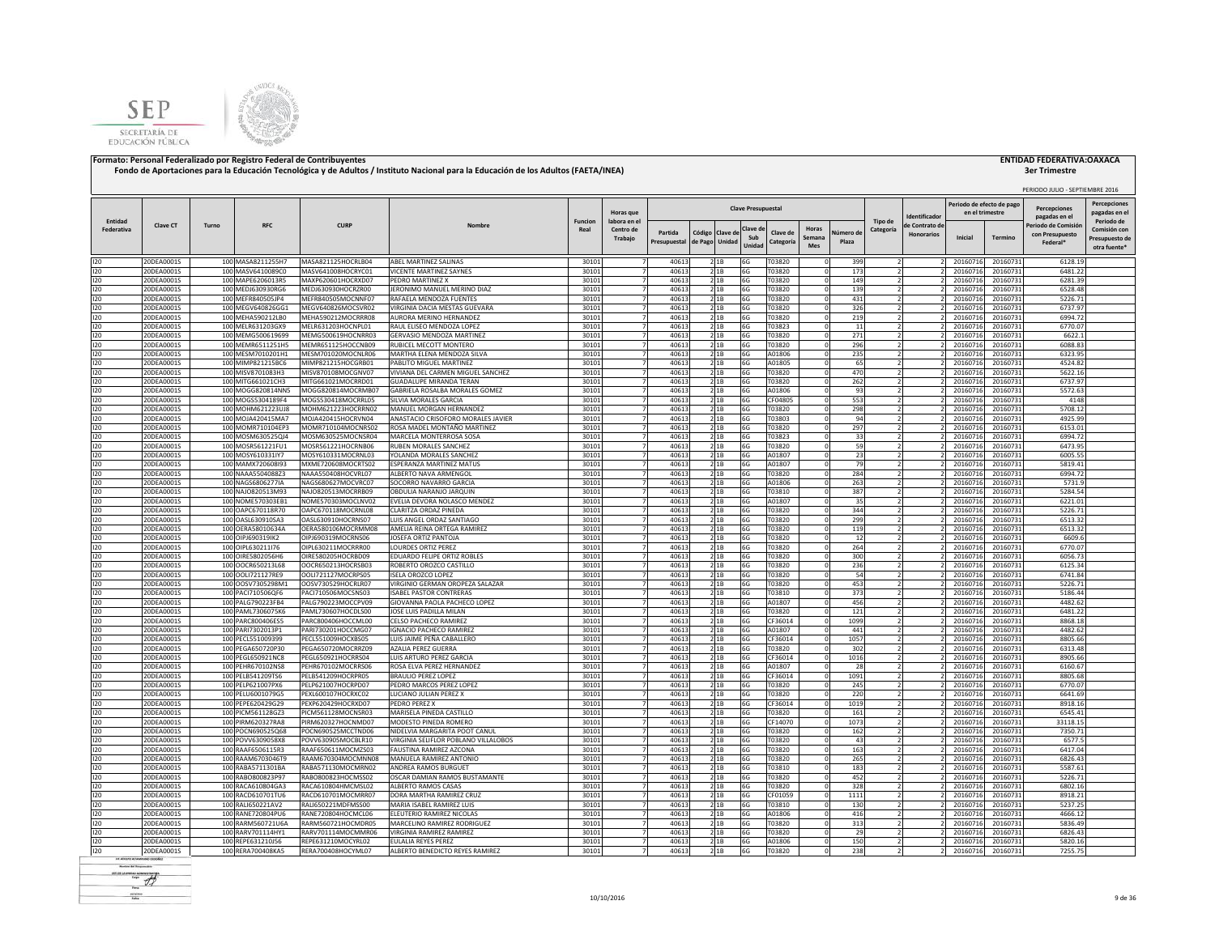**Formato: Personal Federalizado por Registro Federal de Contribuyentes**

**Fondo de Aportaciones para la Educación Tecnológica y de Adultos / Instituto Nacional para la Educación de los Adultos (FAETA/INEA)**

**ENTIDAD FEDERATIVA:OAXACA**

**3er Trimestre**

PERIODO JULIO - SEPTIEMBRE 2016

| Entidad Federativa | Clave CT | Turno | RFC | CURP | Nombre | Funcion Real | Horas que labora en el Centro de Trabajo | Clave Presupuestal | | | | | | | | Tipo de Categoría | Identificador de Contrato de Honorarios | Periodo de efecto de pago en el trimestre | | Percepciones pagadas en el Periodo de Comisión con Presupuesto Federal* | Percepciones pagadas en el Periodo de Comisión con Presupuesto de otra fuente* |
|---|---|---|---|---|---|---|---|---|---|---|---|---|---|---|---|---|---|---|---|---|---|
| | | | | | | | | Partida Presupuestal | Código de Pago | Clave de Unidad | Clave de Sub Unidad | Clave de Categoría | Horas Semana Mes | Número de Plaza | | | | Inicial | Termino | | |
| I20 | 20DEA0001S | 100 | MASA8211255H7 | MASA821125HOCRLB04 | ABEL MARTINEZ SALINAS | 30101 | 7 | 40613 | 2 | 1B | 6G | T03820 | 0 | 399 | 2 | 2 | 20160716 | 20160731 | 6128.19 | |
| I20 | 20DEA0001S | 100 | MASV6410089C0 | MASV641008HOCRYC01 | VICENTE MARTINEZ SAYNES | 30101 | 7 | 40613 | 2 | 1B | 6G | T03820 | 0 | 173 | 2 | 2 | 20160716 | 20160731 | 6481.22 | |
| I20 | 20DEA0001S | 100 | MAPE6206013R5 | MAXP620601HOCRXD07 | PEDRO MARTINEZ X | 30101 | 7 | 40613 | 2 | 1B | 6G | T03820 | 0 | 149 | 2 | 2 | 20160716 | 20160731 | 6281.39 | |
| I20 | 20DEA0001S | 100 | MEDJ630930RG6 | MEDJ630930HOCRZR00 | JERONIMO MANUEL MERINO DIAZ | 30101 | 7 | 40613 | 2 | 1B | 6G | T03820 | 0 | 139 | 2 | 2 | 20160716 | 20160731 | 6528.48 | |
| I20 | 20DEA0001S | 100 | MEFR840505JP4 | MEFR840505MOCNNF07 | RAFAELA MENDOZA FUENTES | 30101 | 7 | 40613 | 2 | 1B | 6G | T03820 | 0 | 431 | 2 | 2 | 20160716 | 20160731 | 5226.71 | |
| I20 | 20DEA0001S | 100 | MEGV640826GG1 | MEGV640826MOCSVR02 | VIRGINIA DACIA MESTAS GUEVARA | 30101 | 7 | 40613 | 2 | 1B | 6G | T03820 | 0 | 326 | 2 | 2 | 20160716 | 20160731 | 6737.97 | |
| I20 | 20DEA0001S | 100 | MEHA590212LB0 | MEHA590212MOCRRR08 | AURORA MERINO HERNANDEZ | 30101 | 7 | 40613 | 2 | 1B | 6G | T03820 | 0 | 219 | 2 | 2 | 20160716 | 20160731 | 6994.72 | |
| I20 | 20DEA0001S | 100 | MELR631203GX9 | MELR631203HOCNPL01 | RAUL ELISEO MENDOZA LOPEZ | 30101 | 7 | 40613 | 2 | 1B | 6G | T03823 | 0 | 11 | 2 | 2 | 20160716 | 20160731 | 6770.07 | |
| I20 | 20DEA0001S | 100 | MEMG500619699 | MEMG500619HOCNRR03 | GERVASIO MENDOZA MARTINEZ | 30101 | 7 | 40613 | 2 | 1B | 6G | T03820 | 0 | 271 | 2 | 2 | 20160716 | 20160731 | 6622.1 | |
| I20 | 20DEA0001S | 100 | MEMR6511251H5 | MEMR651125HOCCNB09 | RUBICEL MECOTT MONTERO | 30101 | 7 | 40613 | 2 | 1B | 6G | T03820 | 0 | 296 | 2 | 2 | 20160716 | 20160731 | 6088.83 | |
| I20 | 20DEA0001S | 100 | MESM7010201H1 | MESM701020MOCNLR06 | MARTHA ELENA MENDOZA SILVA | 30101 | 7 | 40613 | 2 | 1B | 6G | A01806 | 0 | 235 | 2 | 2 | 20160716 | 20160731 | 6323.95 | |
| I20 | 20DEA0001S | 100 | MIMP821215BC6 | MIMP821215HOCGRB01 | PABLITO MIGUEL MARTINEZ | 30101 | 7 | 40613 | 2 | 1B | 6G | A01805 | 0 | 65 | 2 | 2 | 20160716 | 20160731 | 4524.82 | |
| I20 | 20DEA0001S | 100 | MISV8701083H3 | MISV870108MOCGNV07 | VIVIANA DEL CARMEN MIGUEL SANCHEZ | 30101 | 7 | 40613 | 2 | 1B | 6G | T03820 | 0 | 470 | 2 | 2 | 20160716 | 20160731 | 5622.16 | |
| I20 | 20DEA0001S | 100 | MITG661021CH3 | MITG661021MOCRRD01 | GUADALUPE MIRANDA TERAN | 30101 | 7 | 40613 | 2 | 1B | 6G | T03820 | 0 | 262 | 2 | 2 | 20160716 | 20160731 | 6737.97 | |
| I20 | 20DEA0001S | 100 | MOGG820814NN5 | MOGG820814MOCRMB07 | GABRIELA ROSALBA MORALES GOMEZ | 30101 | 7 | 40613 | 2 | 1B | 6G | A01806 | 0 | 93 | 2 | 2 | 20160716 | 20160731 | 5572.63 | |
| I20 | 20DEA0001S | 100 | MOGS5304189F4 | MOGS530418MOCRRL05 | SILVIA MORALES GARCIA | 30101 | 7 | 40613 | 2 | 1B | 6G | CF04805 | 0 | 553 | 2 | 2 | 20160716 | 20160731 | 4148 | |
| I20 | 20DEA0001S | 100 | MOHM621223UI8 | MOHM621223HOCRRN02 | MANUEL MORGAN HERNANDEZ | 30101 | 7 | 40613 | 2 | 1B | 6G | T03820 | 0 | 298 | 2 | 2 | 20160716 | 20160731 | 5708.12 | |
| I20 | 20DEA0001S | 100 | MOJA420415MA7 | MOJA420415HOCRVN04 | ANASTACIO CRISOFORO MORALES JAVIER | 30101 | 7 | 40613 | 2 | 1B | 6G | T03803 | 0 | 94 | 2 | 2 | 20160716 | 20160731 | 4925.99 | |
| I20 | 20DEA0001S | 100 | MOMR710104EP3 | MOMR710104MOCNRS02 | ROSA MADEL MONTAÑO MARTINEZ | 30101 | 7 | 40613 | 2 | 1B | 6G | T03820 | 0 | 297 | 2 | 2 | 20160716 | 20160731 | 6153.01 | |
| I20 | 20DEA0001S | 100 | MOSM630525QJ4 | MOSM630525MOCNSR04 | MARCELA MONTERROSA SOSA | 30101 | 7 | 40613 | 2 | 1B | 6G | T03823 | 0 | 33 | 2 | 2 | 20160716 | 20160731 | 6994.72 | |
| I20 | 20DEA0001S | 100 | MOSR561221FU1 | MOSR561221HOCRNB06 | RUBEN MORALES SANCHEZ | 30101 | 7 | 40613 | 2 | 1B | 6G | T03820 | 0 | 59 | 2 | 2 | 20160716 | 20160731 | 6473.95 | |
| I20 | 20DEA0001S | 100 | MOSY610331IY7 | MOSY610331MOCRNL03 | YOLANDA MORALES SANCHEZ | 30101 | 7 | 40613 | 2 | 1B | 6G | A01807 | 0 | 23 | 2 | 2 | 20160716 | 20160731 | 6005.55 | |
| I20 | 20DEA0001S | 100 | MAMX720608I93 | MXME720608MOCRTS02 | ESPERANZA MARTINEZ MATUS | 30101 | 7 | 40613 | 2 | 1B | 6G | A01807 | 0 | 79 | 2 | 2 | 20160716 | 20160731 | 5819.41 | |
| I20 | 20DEA0001S | 100 | NAAA550408823 | NAAA550408HOCVRL07 | ALBERTO NAVA ARMENGOL | 30101 | 7 | 40613 | 2 | 1B | 6G | T03820 | 0 | 284 | 2 | 2 | 20160716 | 20160731 | 6994.72 | |
| I20 | 20DEA0001S | 100 | NAGS6806277IA | NAGS680627MOCVRC07 | SOCORRO NAVARRO GARCIA | 30101 | 7 | 40613 | 2 | 1B | 6G | A01806 | 0 | 263 | 2 | 2 | 20160716 | 20160731 | 5731.9 | |
| I20 | 20DEA0001S | 100 | NAJO820513M93 | NAJO820513MOCRRB09 | OBDULIA NARANJO JARQUIN | 30101 | 7 | 40613 | 2 | 1B | 6G | T03810 | 0 | 387 | 2 | 2 | 20160716 | 20160731 | 5284.54 | |
| I20 | 20DEA0001S | 100 | NOME570303EB1 | NOME570303MOCLNV02 | EVELIA DEVORA NOLASCO MENDEZ | 30101 | 7 | 40613 | 2 | 1B | 6G | A01807 | 0 | 35 | 2 | 2 | 20160716 | 20160731 | 6221.01 | |
| I20 | 20DEA0001S | 100 | OAPC670118R70 | OAPC670118MOCRNL08 | CLARITZA ORDAZ PINEDA | 30101 | 7 | 40613 | 2 | 1B | 6G | T03820 | 0 | 344 | 2 | 2 | 20160716 | 20160731 | 5226.71 | |
| I20 | 20DEA0001S | 100 | OASL630910SA3 | OASL630910HOCRNS07 | LUIS ANGEL ORDAZ SANTIAGO | 30101 | 7 | 40613 | 2 | 1B | 6G | T03820 | 0 | 299 | 2 | 2 | 20160716 | 20160731 | 6513.32 | |
| I20 | 20DEA0001S | 100 | OERA58010634A | OERA580106MOCRMM08 | AMELIA REINA ORTEGA RAMIREZ | 30101 | 7 | 40613 | 2 | 1B | 6G | T03820 | 0 | 119 | 2 | 2 | 20160716 | 20160731 | 6513.32 | |
| I20 | 20DEA0001S | 100 | OIPJ690319IK2 | OIPJ690319MOCRNS06 | JOSEFA ORTIZ PANTOJA | 30101 | 7 | 40613 | 2 | 1B | 6G | T03820 | 0 | 12 | 2 | 2 | 20160716 | 20160731 | 6609.6 | |
| I20 | 20DEA0001S | 100 | OIPL630211I76 | OIPL630211MOCRRR00 | LOURDES ORTIZ PEREZ | 30101 | 7 | 40613 | 2 | 1B | 6G | T03820 | 0 | 264 | 2 | 2 | 20160716 | 20160731 | 6770.07 | |
| I20 | 20DEA0001S | 100 | OIRE5802056H6 | OIRE580205HOCRBD09 | EDUARDO FELIPE ORTIZ ROBLES | 30101 | 7 | 40613 | 2 | 1B | 6G | T03820 | 0 | 300 | 2 | 2 | 20160716 | 20160731 | 6056.73 | |
| I20 | 20DEA0001S | 100 | OOCR650213L68 | OOCR650213HOCRSB03 | ROBERTO OROZCO CASTILLO | 30101 | 7 | 40613 | 2 | 1B | 6G | T03820 | 0 | 236 | 2 | 2 | 20160716 | 20160731 | 6125.34 | |
| I20 | 20DEA0001S | 100 | OOLI721127RE9 | OOLI721127MOCRPS05 | ISELA OROZCO LOPEZ | 30101 | 7 | 40613 | 2 | 1B | 6G | T03820 | 0 | 54 | 2 | 2 | 20160716 | 20160731 | 6741.84 | |
| I20 | 20DEA0001S | 100 | OOSV7305298M1 | OOSV730529HOCRLR07 | VIRGINIO GERMAN OROPEZA SALAZAR | 30101 | 7 | 40613 | 2 | 1B | 6G | T03820 | 0 | 453 | 2 | 2 | 20160716 | 20160731 | 5226.71 | |
| I20 | 20DEA0001S | 100 | PACI710506QF6 | PACI710506MOCSNS03 | ISABEL PASTOR CONTRERAS | 30101 | 7 | 40613 | 2 | 1B | 6G | T03810 | 0 | 373 | 2 | 2 | 20160716 | 20160731 | 5186.44 | |
| I20 | 20DEA0001S | 100 | PALG790223FB4 | PALG790223MOCCPV09 | GIOVANNA PAOLA PACHECO LOPEZ | 30101 | 7 | 40613 | 2 | 1B | 6G | A01807 | 0 | 456 | 2 | 2 | 20160716 | 20160731 | 4482.62 | |
| I20 | 20DEA0001S | 100 | PAML730607SK6 | PAML730607HOCDLS00 | JOSE LUIS PADILLA MILAN | 30101 | 7 | 40613 | 2 | 1B | 6G | T03820 | 0 | 121 | 2 | 2 | 20160716 | 20160731 | 6481.22 | |
| I20 | 20DEA0001S | 100 | PARC800406ES5 | PARC800406HOCCML00 | CELSO PACHECO RAMIREZ | 30101 | 7 | 40613 | 2 | 1B | 6G | CF36014 | 0 | 1099 | 2 | 2 | 20160716 | 20160731 | 8868.18 | |
| I20 | 20DEA0001S | 100 | PARI7302013P1 | PARI730201HOCCMG07 | IGNACIO PACHECO RAMIREZ | 30101 | 7 | 40613 | 2 | 1B | 6G | A01807 | 0 | 441 | 2 | 2 | 20160716 | 20160731 | 4482.62 | |
| I20 | 20DEA0001S | 100 | PECL551009399 | PECL551009HOCXBS05 | LUIS JAIME PEÑA CABALLERO | 30101 | 7 | 40613 | 2 | 1B | 6G | CF36014 | 0 | 1057 | 2 | 2 | 20160716 | 20160731 | 8805.66 | |
| I20 | 20DEA0001S | 100 | PEGA650720P30 | PEGA650720MOCRRZ09 | AZALIA PEREZ GUERRA | 30101 | 7 | 40613 | 2 | 1B | 6G | T03820 | 0 | 302 | 2 | 2 | 20160716 | 20160731 | 6313.48 | |
| I20 | 20DEA0001S | 100 | PEGL650921NC8 | PEGL650921HOCRRS04 | LUIS ARTURO PEREZ GARCIA | 30101 | 7 | 40613 | 2 | 1B | 6G | CF36014 | 0 | 1016 | 2 | 2 | 20160716 | 20160731 | 8905.66 | |
| I20 | 20DEA0001S | 100 | PEHR670102NS8 | PEHR670102MOCRRS06 | ROSA ELVA PEREZ HERNANDEZ | 30101 | 7 | 40613 | 2 | 1B | 6G | A01807 | 0 | 28 | 2 | 2 | 20160716 | 20160731 | 6160.67 | |
| I20 | 20DEA0001S | 100 | PELB541209TS6 | PELB541209HOCRPR05 | BRAULIO PEREZ LOPEZ | 30101 | 7 | 40613 | 2 | 1B | 6G | CF36014 | 0 | 1091 | 2 | 2 | 20160716 | 20160731 | 8805.68 | |
| I20 | 20DEA0001S | 100 | PELP621007PX6 | PELP621007HOCRPD07 | PEDRO MARCOS PEREZ LOPEZ | 30101 | 7 | 40613 | 2 | 1B | 6G | T03820 | 0 | 245 | 2 | 2 | 20160716 | 20160731 | 6770.07 | |
| I20 | 20DEA0001S | 100 | PELU6001079G5 | PEXL600107HOCRXC02 | LUCIANO JULIAN PEREZ X | 30101 | 7 | 40613 | 2 | 1B | 6G | T03820 | 0 | 220 | 2 | 2 | 20160716 | 20160731 | 6641.69 | |
| I20 | 20DEA0001S | 100 | PEPE620429G29 | PEXP620429HOCRXD07 | PEDRO PEREZ X | 30101 | 7 | 40613 | 2 | 1B | 6G | CF36014 | 0 | 1019 | 2 | 2 | 20160716 | 20160731 | 8918.16 | |
| I20 | 20DEA0001S | 100 | PICM561128GZ3 | PICM561128MOCNSR03 | MARISELA PINEDA CASTILLO | 30101 | 7 | 40613 | 2 | 1B | 6G | T03820 | 0 | 161 | 2 | 2 | 20160716 | 20160731 | 6545.41 | |
| I20 | 20DEA0001S | 100 | PIRM620327RA8 | PIRM620327HOCNMD07 | MODESTO PINEDA ROMERO | 30101 | 7 | 40613 | 2 | 1B | 6G | CF14070 | 0 | 1073 | 2 | 2 | 20160716 | 20160731 | 33118.15 | |
| I20 | 20DEA0001S | 100 | POCN690525Q68 | POCN690525MCCTND06 | NIDELVIA MARGARITA POOT CANUL | 30101 | 7 | 40613 | 2 | 1B | 6G | T03820 | 0 | 162 | 2 | 2 | 20160716 | 20160731 | 7350.71 | |
| I20 | 20DEA0001S | 100 | POVV6309058X8 | POVV630905MOCBLR10 | VIRGINIA SELIFLOR POBLANO VILLALOBOS | 30101 | 7 | 40613 | 2 | 1B | 6G | T03820 | 0 | 43 | 2 | 2 | 20160716 | 20160731 | 6577.5 | |
| I20 | 20DEA0001S | 100 | RAAF6506115R3 | RAAF650611MOCMZS03 | FAUSTINA RAMIREZ AZCONA | 30101 | 7 | 40613 | 2 | 1B | 6G | T03820 | 0 | 163 | 2 | 2 | 20160716 | 20160731 | 6417.04 | |
| I20 | 20DEA0001S | 100 | RAAM670304679 | RAAM670304MOCMNN08 | MANUELA RAMIREZ ANTONIO | 30101 | 7 | 40613 | 2 | 1B | 6G | T03820 | 0 | 265 | 2 | 2 | 20160716 | 20160731 | 6826.43 | |
| I20 | 20DEA0001S | 100 | RABA5711301BA | RABA571130MOCMRN02 | ANDREA RAMOS BURGUET | 30101 | 7 | 40613 | 2 | 1B | 6G | T03810 | 0 | 183 | 2 | 2 | 20160716 | 20160731 | 5587.61 | |
| I20 | 20DEA0001S | 100 | RABO800823P97 | RABO800823HOCMSS02 | OSCAR DAMIAN RAMOS BUSTAMANTE | 30101 | 7 | 40613 | 2 | 1B | 6G | T03820 | 0 | 452 | 2 | 2 | 20160716 | 20160731 | 5226.71 | |
| I20 | 20DEA0001S | 100 | RACA610804GA3 | RACA610804HMCMSL02 | ALBERTO RAMOS CASAS | 30101 | 7 | 40613 | 2 | 1B | 6G | T03820 | 0 | 328 | 2 | 2 | 20160716 | 20160731 | 6802.16 | |
| I20 | 20DEA0001S | 100 | RACD610701TU6 | RACD610701MOCMRR07 | DORA MARTHA RAMIREZ CRUZ | 30101 | 7 | 40613 | 2 | 1B | 6G | CF01059 | 0 | 1111 | 2 | 2 | 20160716 | 20160731 | 8918.21 | |
| I20 | 20DEA0001S | 100 | RALI650221AV2 | RALI650221MDFMSS00 | MARIA ISABEL RAMIREZ LUIS | 30101 | 7 | 40613 | 2 | 1B | 6G | T03810 | 0 | 130 | 2 | 2 | 20160716 | 20160731 | 5237.25 | |
| I20 | 20DEA0001S | 100 | RANE720804PU6 | RANE720804HOCMCL06 | ELEUTERIO RAMIREZ NICOLAS | 30101 | 7 | 40613 | 2 | 1B | 6G | A01806 | 0 | 416 | 2 | 2 | 20160716 | 20160731 | 4666.12 | |
| I20 | 20DEA0001S | 100 | RARM560721U6A | RARM560721HOCMDR05 | MARCELINO RAMIREZ RODRIGUEZ | 30101 | 7 | 40613 | 2 | 1B | 6G | T03820 | 0 | 313 | 2 | 2 | 20160716 | 20160731 | 5836.49 | |
| I20 | 20DEA0001S | 100 | RARV701114HY1 | RARV701114MOCMMR06 | VIRGINIA RAMIREZ RAMIREZ | 30101 | 7 | 40613 | 2 | 1B | 6G | T03820 | 0 | 29 | 2 | 2 | 20160716 | 20160731 | 6826.43 | |
| I20 | 20DEA0001S | 100 | REPE631210JS6 | REPE631210MOCYRL02 | EULALIA REYES PEREZ | 30101 | 7 | 40613 | 2 | 1B | 6G | A01806 | 0 | 150 | 2 | 2 | 20160716 | 20160731 | 5820.16 | |
| I20 | 20DEA0001S | 100 | RERA700408KA5 | RERA700408HOCYML07 | ALBERTO BENEDICTO REYES RAMIREZ | 30101 | 7 | 40613 | 2 | 1B | 6G | T03820 | 0 | 238 | 2 | 2 | 20160716 | 20160731 | 7255.75 | |

10/10/2016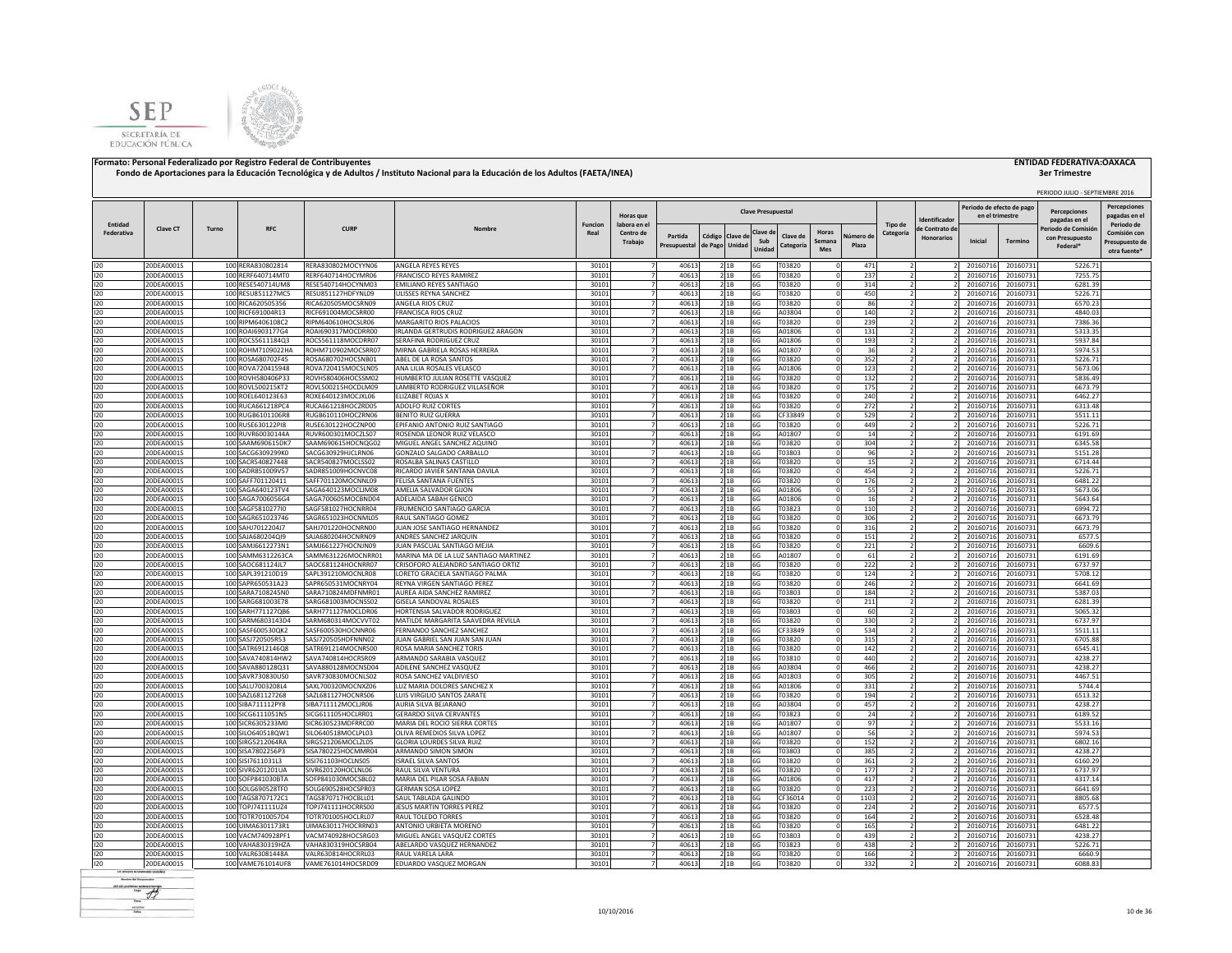**Formato: Personal Federalizado por Registro Federal de Contribuyentes** **ENTIDAD FEDERATIVA:OAXACA**

**Fondo de Aportaciones para la Educación Tecnológica y de Adultos / Instituto Nacional para la Educación de los Adultos (FAETA/INEA)** **3er Trimestre**

PERIODO JULIO - SEPTIEMBRE 2016

| Entidad Federativa | Clave CT | Turno | RFC | CURP | Nombre | Funcion Real | Horas que labora en el Centro de Trabajo | Clave Presupuestal | | | | | | | | Tipo de Categoría | Identificador de Contrato de Honorarios | Periodo de efecto de pago en el trimestre | | Percepciones pagadas en el Periodo de Comisión con Presupuesto Federal* | Percepciones pagadas en el Periodo de Comisión con Presupuesto de otra fuente* |
|---|---|---|---|---|---|---|---|---|---|---|---|---|---|---|---|---|---|---|---|---|---|
| | | | | | | | | Partida Presupuestal | Código de Pago | Clave de Unidad | Clave de Sub Unidad | Clave de Categoría | Horas Semana Mes | Número de Plaza | | | | Inicial | Termino | | |
| I20 | 20DEA0001S | 100 | RERA830802814 | RERA830802MOCYYN06 | ANGELA REYES REYES | 30101 | 7 | 40613 | 2 | 1B | 6G | T03820 | 0 | 471 | 2 | 2 | | 20160716 | 20160731 | 5226.71 | |
| I20 | 20DEA0001S | 100 | RERF640714MT0 | RERF640714HOCYMR06 | FRANCISCO REYES RAMIREZ | 30101 | 7 | 40613 | 2 | 1B | 6G | T03820 | 0 | 237 | 2 | 2 | | 20160716 | 20160731 | 7255.75 | |
| I20 | 20DEA0001S | 100 | RESE540714UM8 | RESE540714HOCYNM03 | EMILIANO REYES SANTIAGO | 30101 | 7 | 40613 | 2 | 1B | 6G | T03820 | 0 | 314 | 2 | 2 | | 20160716 | 20160731 | 6281.39 | |
| I20 | 20DEA0001S | 100 | RESU851127MC5 | RESU851127HDFYNL09 | ULISSES REYNA SANCHEZ | 30101 | 7 | 40613 | 2 | 1B | 6G | T03820 | 0 | 450 | 2 | 2 | | 20160716 | 20160731 | 5226.71 | |
| I20 | 20DEA0001S | 100 | RICA620505356 | RICA620505MOCSRN09 | ANGELA RIOS CRUZ | 30101 | 7 | 40613 | 2 | 1B | 6G | T03820 | 0 | 86 | 2 | 2 | | 20160716 | 20160731 | 6570.23 | |
| I20 | 20DEA0001S | 100 | RICF691004R13 | RICF691004MOCSRR00 | FRANCISCA RIOS CRUZ | 30101 | 7 | 40613 | 2 | 1B | 6G | A03804 | 0 | 140 | 2 | 2 | | 20160716 | 20160731 | 4840.03 | |
| I20 | 20DEA0001S | 100 | RIPM6406108C2 | RIPM640610HOCSLR06 | MARGARITO RIOS PALACIOS | 30101 | 7 | 40613 | 2 | 1B | 6G | T03820 | 0 | 239 | 2 | 2 | | 20160716 | 20160731 | 7386.36 | |
| I20 | 20DEA0001S | 100 | ROAI6903177G4 | ROAI690317MOCDRR00 | IRLANDA GERTRUDIS RODRIGUEZ ARAGON | 30101 | 7 | 40613 | 2 | 1B | 6G | A01806 | 0 | 131 | 2 | 2 | | 20160716 | 20160731 | 5313.35 | |
| I20 | 20DEA0001S | 100 | ROCS561118AQ3 | ROCS561118MOCDRR07 | SERAFINA RODRIGUEZ CRUZ | 30101 | 7 | 40613 | 2 | 1B | 6G | A01806 | 0 | 193 | 2 | 2 | | 20160716 | 20160731 | 5937.84 | |
| I20 | 20DEA0001S | 100 | ROHM7109022HA | ROHM710902MOCSRR07 | MIRNA GABRIELA ROSAS HERRERA | 30101 | 7 | 40613 | 2 | 1B | 6G | A01807 | 0 | 36 | 2 | 2 | | 20160716 | 20160731 | 5974.53 | |
| I20 | 20DEA0001S | 100 | ROSA680702F45 | ROSA680702HOCSNB01 | ABEL DE LA ROSA SANTOS | 30101 | 7 | 40613 | 2 | 1B | 6G | T03820 | 0 | 352 | 2 | 2 | | 20160716 | 20160731 | 5226.71 | |
| I20 | 20DEA0001S | 100 | ROVA720415948 | ROVA720415MOCSLN05 | ANA LILIA ROSALES VELASCO | 30101 | 7 | 40613 | 2 | 1B | 6G | A01806 | 0 | 123 | 2 | 2 | | 20160716 | 20160731 | 5673.06 | |
| I20 | 20DEA0001S | 100 | ROVH580406P33 | ROVH580406HOCSSM02 | HUMBERTO JULIAN ROSETTE VASQUEZ | 30101 | 7 | 40613 | 2 | 1B | 6G | T03820 | 0 | 132 | 2 | 2 | | 20160716 | 20160731 | 5836.49 | |
| I20 | 20DEA0001S | 100 | ROVL500215KT2 | ROVL500215HOCDLM09 | LAMBERTO RODRIGUEZ VILLASEÑOR | 30101 | 7 | 40613 | 2 | 1B | 6G | T03820 | 0 | 175 | 2 | 2 | | 20160716 | 20160731 | 6673.79 | |
| I20 | 20DEA0001S | 100 | ROEL640123E63 | ROXE640123MOCJXL06 | ELIZABET ROJAS X | 30101 | 7 | 40613 | 2 | 1B | 6G | T03820 | 0 | 240 | 2 | 2 | | 20160716 | 20160731 | 6462.27 | |
| I20 | 20DEA0001S | 100 | RUCA661218PC4 | RUCA661218HOCZRD05 | ADOLFO RUIZ CORTES | 30101 | 7 | 40613 | 2 | 1B | 6G | T03820 | 0 | 272 | 2 | 2 | | 20160716 | 20160731 | 6313.48 | |
| I20 | 20DEA0001S | 100 | RUGB6101106R8 | RUGB610110HOCZRN06 | BENITO RUIZ GUERRA | 30101 | 7 | 40613 | 2 | 1B | 6G | CF33849 | 0 | 529 | 2 | 2 | | 20160716 | 20160731 | 5511.11 | |
| I20 | 20DEA0001S | 100 | RUSE630122PI8 | RUSE630122HOCZNP00 | EPIFANIO ANTONIO RUIZ SANTIAGO | 30101 | 7 | 40613 | 2 | 1B | 6G | T03820 | 0 | 449 | 2 | 2 | | 20160716 | 20160731 | 5226.71 | |
| I20 | 20DEA0001S | 100 | RUVR60030144A | RUVR600301MOCZLS07 | ROSENDA LEONOR RUIZ VELASCO | 30101 | 7 | 40613 | 2 | 1B | 6G | A01807 | 0 | 14 | 2 | 2 | | 20160716 | 20160731 | 6191.69 | |
| I20 | 20DEA0001S | 100 | SAAM690615DK7 | SAAM690615HOCNQG02 | MIGUEL ANGEL SANCHEZ AQUINO | 30101 | 7 | 40613 | 2 | 1B | 6G | T03820 | 0 | 304 | 2 | 2 | | 20160716 | 20160731 | 6345.58 | |
| I20 | 20DEA0001S | 100 | SACG6309299K0 | SACG630929HJCLRN06 | GONZALO SALGADO CARBALLO | 30101 | 7 | 40613 | 2 | 1B | 6G | T03803 | 0 | 96 | 2 | 2 | | 20160716 | 20160731 | 5151.28 | |
| I20 | 20DEA0001S | 100 | SACR540827448 | SACR540827MOCLSS02 | ROSALBA SALINAS CASTILLO | 30101 | 7 | 40613 | 2 | 1B | 6G | T03820 | 0 | 15 | 2 | 2 | | 20160716 | 20160731 | 6714.44 | |
| I20 | 20DEA0001S | 100 | SADR851009V57 | SADR851009HOCNVC08 | RICARDO JAVIER SANTANA DAVILA | 30101 | 7 | 40613 | 2 | 1B | 6G | T03820 | 0 | 454 | 2 | 2 | | 20160716 | 20160731 | 5226.71 | |
| I20 | 20DEA0001S | 100 | SAFF701120411 | SAFF701120MOCNNL09 | FELISA SANTANA FUENTES | 30101 | 7 | 40613 | 2 | 1B | 6G | T03820 | 0 | 176 | 2 | 2 | | 20160716 | 20160731 | 6481.22 | |
| I20 | 20DEA0001S | 100 | SAGA640123TV4 | SAGA640123MOCLJM08 | AMELIA SALVADOR GIJON | 30101 | 7 | 40613 | 2 | 1B | 6G | A01806 | 0 | 55 | 2 | 2 | | 20160716 | 20160731 | 5673.06 | |
| I20 | 20DEA0001S | 100 | SAGA7006056G4 | SAGA700605MOCBND04 | ADELAIDA SABAH GENICO | 30101 | 7 | 40613 | 2 | 1B | 6G | A01806 | 0 | 16 | 2 | 2 | | 20160716 | 20160731 | 5643.64 | |
| I20 | 20DEA0001S | 100 | SAGF5810277I0 | SAGF581027HOCNRR04 | FRUMENCIO SANTIAGO GARCIA | 30101 | 7 | 40613 | 2 | 1B | 6G | T03823 | 0 | 110 | 2 | 2 | | 20160716 | 20160731 | 6994.72 | |
| I20 | 20DEA0001S | 100 | SAGR651023746 | SAGR651023HOCNML05 | RAUL SANTIAGO GOMEZ | 30101 | 7 | 40613 | 2 | 1B | 6G | T03820 | 0 | 306 | 2 | 2 | | 20160716 | 20160731 | 6673.79 | |
| I20 | 20DEA0001S | 100 | SAHJ7012204J7 | SAHJ701220HOCNRN00 | JUAN JOSE SANTIAGO HERNANDEZ | 30101 | 7 | 40613 | 2 | 1B | 6G | T03820 | 0 | 316 | 2 | 2 | | 20160716 | 20160731 | 6673.79 | |
| I20 | 20DEA0001S | 100 | SAJA680204QI9 | SAJA680204HOCNRN09 | ANDRES SANCHEZ JARQUIN | 30101 | 7 | 40613 | 2 | 1B | 6G | T03820 | 0 | 151 | 2 | 2 | | 20160716 | 20160731 | 6577.5 | |
| I20 | 20DEA0001S | 100 | SAMJ6612273N1 | SAMJ661227HOCNJN09 | JUAN PASCUAL SANTIAGO MEJIA | 30101 | 7 | 40613 | 2 | 1B | 6G | T03820 | 0 | 221 | 2 | 2 | | 20160716 | 20160731 | 6609.6 | |
| I20 | 20DEA0001S | 100 | SAMM6312263CA | SAMM631226MOCNRR01 | MARINA MA DE LA LUZ SANTIAGO MARTINEZ | 30101 | 7 | 40613 | 2 | 1B | 6G | A01807 | 0 | 61 | 2 | 2 | | 20160716 | 20160731 | 6191.69 | |
| I20 | 20DEA0001S | 100 | SAOC681124JL7 | SAOC681124HOCNRR07 | CRISOFORO ALEJANDRO SANTIAGO ORTIZ | 30101 | 7 | 40613 | 2 | 1B | 6G | T03820 | 0 | 222 | 2 | 2 | | 20160716 | 20160731 | 6737.97 | |
| I20 | 20DEA0001S | 100 | SAPL391210D19 | SAPL391210MOCNLR08 | LORETO GRACIELA SANTIAGO PALMA | 30101 | 7 | 40613 | 2 | 1B | 6G | T03820 | 0 | 124 | 2 | 2 | | 20160716 | 20160731 | 5708.12 | |
| I20 | 20DEA0001S | 100 | SAPR650531A23 | SAPR650531MOCNRY04 | REYNA VIRGEN SANTIAGO PEREZ | 30101 | 7 | 40613 | 2 | 1B | 6G | T03820 | 0 | 246 | 2 | 2 | | 20160716 | 20160731 | 6641.69 | |
| I20 | 20DEA0001S | 100 | SARA7108245N0 | SARA710824MDFNMR01 | AUREA AIDA SANCHEZ RAMIREZ | 30101 | 7 | 40613 | 2 | 1B | 6G | T03803 | 0 | 184 | 2 | 2 | | 20160716 | 20160731 | 5387.03 | |
| I20 | 20DEA0001S | 100 | SARG681003E78 | SARG681003MOCNSS02 | GISELA SANDOVAL ROSALES | 30101 | 7 | 40613 | 2 | 1B | 6G | T03820 | 0 | 211 | 2 | 2 | | 20160716 | 20160731 | 6281.39 | |
| I20 | 20DEA0001S | 100 | SARH771127QB6 | SARH771127MOCLDR06 | HORTENSIA SALVADOR RODRIGUEZ | 30101 | 7 | 40613 | 2 | 1B | 6G | T03803 | 0 | 60 | 2 | 2 | | 20160716 | 20160731 | 5065.32 | |
| I20 | 20DEA0001S | 100 | SARM680314 3D4 | SARM680314MOCVVT02 | MATILDE MARGARITA SAAVEDRA REVILLA | 30101 | 7 | 40613 | 2 | 1B | 6G | T03820 | 0 | 330 | 2 | 2 | | 20160716 | 20160731 | 6737.97 | |
| I20 | 20DEA0001S | 100 | SASF600530QK2 | SASF600530HOCNNR06 | FERNANDO SANCHEZ SANCHEZ | 30101 | 7 | 40613 | 2 | 1B | 6G | CF33849 | 0 | 534 | 2 | 2 | | 20160716 | 20160731 | 5511.11 | |
| I20 | 20DEA0001S | 100 | SASJ720505R53 | SASJ720505HDFNNN02 | JUAN GABRIEL SAN JUAN SAN JUAN | 30101 | 7 | 40613 | 2 | 1B | 6G | T03820 | 0 | 315 | 2 | 2 | | 20160716 | 20160731 | 6705.88 | |
| I20 | 20DEA0001S | 100 | SATR6912146Q8 | SATR691214MOCNRS00 | ROSA MARIA SANCHEZ TORIS | 30101 | 7 | 40613 | 2 | 1B | 6G | T03820 | 0 | 142 | 2 | 2 | | 20160716 | 20160731 | 6545.41 | |
| I20 | 20DEA0001S | 100 | SAVA740814HW2 | SAVA740814HOCRSR09 | ARMANDO SARABIA VASQUEZ | 30101 | 7 | 40613 | 2 | 1B | 6G | T03810 | 0 | 440 | 2 | 2 | | 20160716 | 20160731 | 4238.27 | |
| I20 | 20DEA0001S | 100 | SAVA880128Q31 | SAVA880128MOCNSD04 | ADILENE SANCHEZ VASQUEZ | 30101 | 7 | 40613 | 2 | 1B | 6G | A03804 | 0 | 466 | 2 | 2 | | 20160716 | 20160731 | 4238.27 | |
| I20 | 20DEA0001S | 100 | SAVR730830US0 | SAVR730830MOCNLS02 | ROSA SANCHEZ VALDIVIESO | 30101 | 7 | 40613 | 2 | 1B | 6G | A01803 | 0 | 305 | 2 | 2 | | 20160716 | 20160731 | 4467.51 | |
| I20 | 20DEA0001S | 100 | SALU700320814 | SAXL700320MOCNXZ06 | LUZ MARIA DOLORES SANCHEZ X | 30101 | 7 | 40613 | 2 | 1B | 6G | A01806 | 0 | 331 | 2 | 2 | | 20160716 | 20160731 | 5744.4 | |
| I20 | 20DEA0001S | 100 | SAZL681127268 | SAZL681127HOCNRS06 | LUIS VIRGILIO SANTOS ZARATE | 30101 | 7 | 40613 | 2 | 1B | 6G | T03820 | 0 | 194 | 2 | 2 | | 20160716 | 20160731 | 6513.32 | |
| I20 | 20DEA0001S | 100 | SIBA711112PY8 | SIBA711112MOCLJR06 | AURIA SILVA BEJARANO | 30101 | 7 | 40613 | 2 | 1B | 6G | A03804 | 0 | 457 | 2 | 2 | | 20160716 | 20160731 | 4238.27 | |
| I20 | 20DEA0001S | 100 | SICG6111051N5 | SICG611105HOCLRR01 | GERARDO SILVA CERVANTES | 30101 | 7 | 40613 | 2 | 1B | 6G | T03823 | 0 | 24 | 2 | 2 | | 20160716 | 20160731 | 6189.52 | |
| I20 | 20DEA0001S | 100 | SICR6305233M0 | SICR630523MDFRRC00 | MARIA DEL ROCIO SIERRA CORTES | 30101 | 7 | 40613 | 2 | 1B | 6G | A01807 | 0 | 97 | 2 | 2 | | 20160716 | 20160731 | 5533.16 | |
| I20 | 20DEA0001S | 100 | SILO640518QW1 | SILO640518MOCLPL03 | OLIVA REMEDIOS SILVA LOPEZ | 30101 | 7 | 40613 | 2 | 1B | 6G | A01807 | 0 | 56 | 2 | 2 | | 20160716 | 20160731 | 5974.53 | |
| I20 | 20DEA0001S | 100 | SIRG5212064RA | SIRG521206MOCLZL05 | GLORIA LOURDES SILVA RUIZ | 30101 | 7 | 40613 | 2 | 1B | 6G | T03820 | 0 | 152 | 2 | 2 | | 20160716 | 20160731 | 6802.16 | |
| I20 | 20DEA0001S | 100 | SISA7802256P3 | SISA780225HOCMMR04 | ARMANDO SIMON SIMON | 30101 | 7 | 40613 | 2 | 1B | 6G | T03803 | 0 | 385 | 2 | 2 | | 20160716 | 20160731 | 4238.27 | |
| I20 | 20DEA0001S | 100 | SISI7611031L3 | SISI761103HOCLNS05 | ISRAEL SILVA SANTOS | 30101 | 7 | 40613 | 2 | 1B | 6G | T03820 | 0 | 361 | 2 | 2 | | 20160716 | 20160731 | 6160.29 | |
| I20 | 20DEA0001S | 100 | SIVR6201201UA | SIVR620120HOCLNL06 | RAUL SILVA VENTURA | 30101 | 7 | 40613 | 2 | 1B | 6G | T03820 | 0 | 177 | 2 | 2 | | 20160716 | 20160731 | 6737.97 | |
| I20 | 20DEA0001S | 100 | SOFP841030BTA | SOFP841030MOCSBL02 | MARIA DEL PILAR SOSA FABIAN | 30101 | 7 | 40613 | 2 | 1B | 6G | A01806 | 0 | 417 | 2 | 2 | | 20160716 | 20160731 | 4317.14 | |
| I20 | 20DEA0001S | 100 | SOLG690528TF0 | SOLG690528HOCSPR03 | GERMAN SOSA LOPEZ | 30101 | 7 | 40613 | 2 | 1B | 6G | T03820 | 0 | 223 | 2 | 2 | | 20160716 | 20160731 | 6641.69 | |
| I20 | 20DEA0001S | 100 | TAGS8707172C1 | TAGS870717HOCBLL01 | SAUL TABLADA GALINDO | 30101 | 7 | 40613 | 2 | 1B | 6G | CF36014 | 0 | 1103 | 2 | 2 | | 20160716 | 20160731 | 8805.68 | |
| I20 | 20DEA0001S | 100 | TOPJ741111UZ4 | TOPJ741111HOCRRS00 | JESUS MARTIN TORRES PEREZ | 30101 | 7 | 40613 | 2 | 1B | 6G | T03820 | 0 | 224 | 2 | 2 | | 20160716 | 20160731 | 6577.5 | |
| I20 | 20DEA0001S | 100 | TOTR7010057D4 | TOTR701005HOCLRL07 | RAUL TOLEDO TORRES | 30101 | 7 | 40613 | 2 | 1B | 6G | T03820 | 0 | 164 | 2 | 2 | | 20160716 | 20160731 | 6528.48 | |
| I20 | 20DEA0001S | 100 | UIMA6301173R1 | UIMA630117HOCRRN03 | ANTONIO URBIETA MORENO | 30101 | 7 | 40613 | 2 | 1B | 6G | T03820 | 0 | 165 | 2 | 2 | | 20160716 | 20160731 | 6481.22 | |
| I20 | 20DEA0001S | 100 | VACM740928PF1 | VACM740928HOCSRG03 | MIGUEL ANGEL VASQUEZ CORTES | 30101 | 7 | 40613 | 2 | 1B | 6G | T03803 | 0 | 439 | 2 | 2 | | 20160716 | 20160731 | 4238.27 | |
| I20 | 20DEA0001S | 100 | VAHA830319HZA | VAHA830319HOCSRB04 | ABELARDO VASQUEZ HERNANDEZ | 30101 | 7 | 40613 | 2 | 1B | 6G | T03823 | 0 | 438 | 2 | 2 | | 20160716 | 20160731 | 5226.71 | |
| I20 | 20DEA0001S | 100 | VALR63081448A | VALR630814HOCRRL03 | RAUL VARELA LARA | 30101 | 7 | 40613 | 2 | 1B | 6G | T03820 | 0 | 166 | 2 | 2 | | 20160716 | 20160731 | 6660.9 | |
| I20 | 20DEA0001S | 100 | VAME761014UF8 | VAME761014HOCSRD09 | EDUARDO VASQUEZ MORGAN | 30101 | 7 | 40613 | 2 | 1B | 6G | T03820 | 0 | 332 | 2 | 2 | | 20160716 | 20160731 | 6088.83 | |

10/10/2016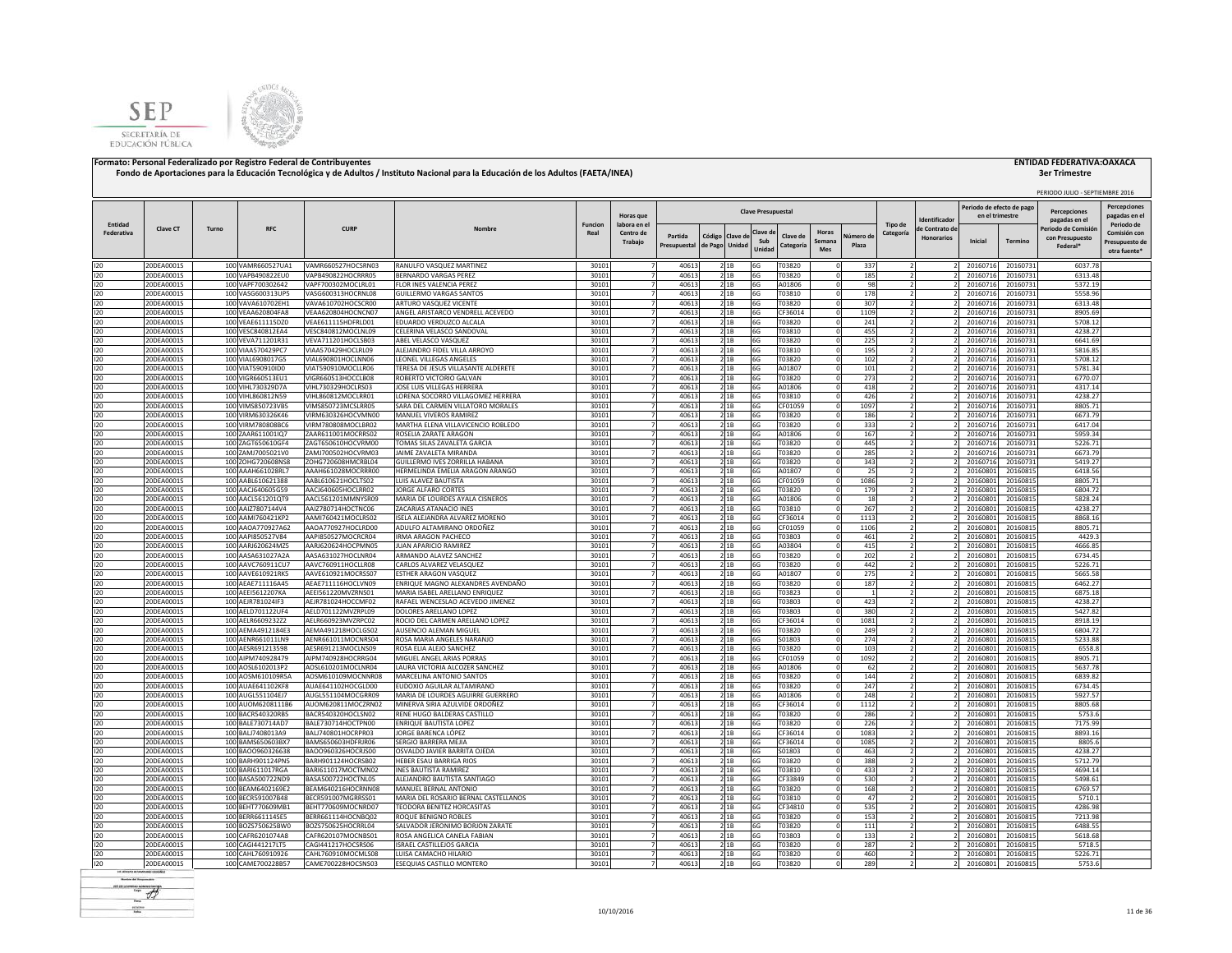**Formato: Personal Federalizado por Registro Federal de Contribuyentes**

**Fondo de Aportaciones para la Educación Tecnológica y de Adultos / Instituto Nacional para la Educación de los Adultos (FAETA/INEA)**

**ENTIDAD FEDERATIVA:OAXACA**

**3er Trimestre**

PERIODO JULIO - SEPTIEMBRE 2016

| Entidad Federativa | Clave CT | Turno | RFC | CURP | Nombre | Funcion Real | Horas que labora en el Centro de Trabajo | Clave Presupuestal | | | | | | | | Tipo de Categoría | Identificador de Contrato de Honorarios | Periodo de efecto de pago en el trimestre | | Percepciones pagadas en el Periodo de Comisión con Presupuesto Federal* | Percepciones pagadas en el Periodo de Comisión con Presupuesto de otra fuente* |
|---|---|---|---|---|---|---|---|---|---|---|---|---|---|---|---|---|---|---|---|---|---|
| | | | | | | | | Partida Presupuestal | Código de Pago | Clave de Unidad | Clave de Sub Unidad | Clave de Categoría | Horas Semana Mes | Número de Plaza | | | | Inicial | Termino | | |
| I20 | 20DEA0001S | 100 | VAMR660527UA1 | VAMR660527HOCSRN03 | RANULFO VASQUEZ MARTINEZ | 30101 | 7 | 40613 | 2 | 1B | 6G | T03820 | 0 | 337 | 2 | 2 | 20160716 | 20160731 | 6037.78 | |
| I20 | 20DEA0001S | 100 | VAPB490822EU0 | VAPB490822HOCRRR05 | BERNARDO VARGAS PEREZ | 30101 | 7 | 40613 | 2 | 1B | 6G | T03820 | 0 | 185 | 2 | 2 | 20160716 | 20160731 | 6313.48 | |
| I20 | 20DEA0001S | 100 | VAPF700302642 | VAPF700302MOCLRL01 | FLOR INES VALENCIA PEREZ | 30101 | 7 | 40613 | 2 | 1B | 6G | A01806 | 0 | 98 | 2 | 2 | 20160716 | 20160731 | 5372.19 | |
| I20 | 20DEA0001S | 100 | VASG600313UP5 | VASG600313HOCRNL08 | GUILLERMO VARGAS SANTOS | 30101 | 7 | 40613 | 2 | 1B | 6G | T03810 | 0 | 178 | 2 | 2 | 20160716 | 20160731 | 5558.96 | |
| I20 | 20DEA0001S | 100 | VAVA610702EH1 | VAVA610702HOCSCR00 | ARTURO VASQUEZ VICENTE | 30101 | 7 | 40613 | 2 | 1B | 6G | T03820 | 0 | 307 | 2 | 2 | 20160716 | 20160731 | 6313.48 | |
| I20 | 20DEA0001S | 100 | VEAA620804FA8 | VEAA620804HOCNCN07 | ANGEL ARISTARCO VENDRELL ACEVEDO | 30101 | 7 | 40613 | 2 | 1B | 6G | CF36014 | 0 | 1109 | 2 | 2 | 20160716 | 20160731 | 8905.69 | |
| I20 | 20DEA0001S | 100 | VEAE611115DZ0 | VEAE611115HDFRLD01 | EDUARDO VERDUZCO ALCALA | 30101 | 7 | 40613 | 2 | 1B | 6G | T03820 | 0 | 241 | 2 | 2 | 20160716 | 20160731 | 5708.12 | |
| I20 | 20DEA0001S | 100 | VESC840812EA4 | VESC840812MOCLNL09 | CELERINA VELASCO SANDOVAL | 30101 | 7 | 40613 | 2 | 1B | 6G | T03810 | 0 | 455 | 2 | 2 | 20160716 | 20160731 | 4238.27 | |
| I20 | 20DEA0001S | 100 | VEVA711201R31 | VEVA711201HOCLSB03 | ABEL VELASCO VASQUEZ | 30101 | 7 | 40613 | 2 | 1B | 6G | T03820 | 0 | 225 | 2 | 2 | 20160716 | 20160731 | 6641.69 | |
| I20 | 20DEA0001S | 100 | VIAA570429PC7 | VIAA570429HOCLRL09 | ALEJANDRO FIDEL VILLA ARROYO | 30101 | 7 | 40613 | 2 | 1B | 6G | T03810 | 0 | 195 | 2 | 2 | 20160716 | 20160731 | 5816.85 | |
| I20 | 20DEA0001S | 100 | VIAL6908017G5 | VIAL690801HOCLNN06 | LEONEL VILLEGAS ANGELES | 30101 | 7 | 40613 | 2 | 1B | 6G | T03820 | 0 | 102 | 2 | 2 | 20160716 | 20160731 | 5708.12 | |
| I20 | 20DEA0001S | 100 | VIAT590910ID0 | VIAT590910MOCLLR06 | TERESA DE JESUS VILLASANTE ALDERETE | 30101 | 7 | 40613 | 2 | 1B | 6G | A01807 | 0 | 101 | 2 | 2 | 20160716 | 20160731 | 5781.34 | |
| I20 | 20DEA0001S | 100 | VIGR660513EU1 | VIGR660513HOCCLB08 | ROBERTO VICTORIO GALVAN | 30101 | 7 | 40613 | 2 | 1B | 6G | T03820 | 0 | 273 | 2 | 2 | 20160716 | 20160731 | 6770.07 | |
| I20 | 20DEA0001S | 100 | VIHL730329D7A | VIHL730329HOCLRS03 | JOSE LUIS VILLEGAS HERRERA | 30101 | 7 | 40613 | 2 | 1B | 6G | A01806 | 0 | 418 | 2 | 2 | 20160716 | 20160731 | 4317.14 | |
| I20 | 20DEA0001S | 100 | VIHL860812N59 | VIHL860812MOCLRR01 | LORENA SOCORRO VILLAGOMEZ HERRERA | 30101 | 7 | 40613 | 2 | 1B | 6G | T03810 | 0 | 426 | 2 | 2 | 20160716 | 20160731 | 4238.27 | |
| I20 | 20DEA0001S | 100 | VIMS850723VB5 | VIMS850723MCSLRR05 | SARA DEL CARMEN VILLATORO MORALES | 30101 | 7 | 40613 | 2 | 1B | 6G | CF01059 | 0 | 1097 | 2 | 2 | 20160716 | 20160731 | 8805.71 | |
| I20 | 20DEA0001S | 100 | VIRM630326K46 | VIRM630326HOCVMN00 | MANUEL VIVEROS RAMIREZ | 30101 | 7 | 40613 | 2 | 1B | 6G | T03820 | 0 | 186 | 2 | 2 | 20160716 | 20160731 | 6673.79 | |
| I20 | 20DEA0001S | 100 | VIRM780808BC6 | VIRM780808MOCLBR02 | MARTHA ELENA VILLAVICENCIO ROBLEDO | 30101 | 7 | 40613 | 2 | 1B | 6G | T03820 | 0 | 333 | 2 | 2 | 20160716 | 20160731 | 6417.04 | |
| I20 | 20DEA0001S | 100 | ZAAR611001IQ7 | ZAAR611001MOCRRS02 | ROSELIA ZARATE ARAGON | 30101 | 7 | 40613 | 2 | 1B | 6G | A01806 | 0 | 167 | 2 | 2 | 20160716 | 20160731 | 5959.34 | |
| I20 | 20DEA0001S | 100 | ZAGT650610GF4 | ZAGT650610HOCVRM00 | TOMAS SILAS ZAVALETA GARCIA | 30101 | 7 | 40613 | 2 | 1B | 6G | T03820 | 0 | 445 | 2 | 2 | 20160716 | 20160731 | 5226.71 | |
| I20 | 20DEA0001S | 100 | ZAMJ7005021V0 | ZAMJ700502HOCVRM03 | JAIME ZAVALETA MIRANDA | 30101 | 7 | 40613 | 2 | 1B | 6G | T03820 | 0 | 285 | 2 | 2 | 20160716 | 20160731 | 6673.79 | |
| I20 | 20DEA0001S | 100 | ZOHG720608NS8 | ZOHG720608HMCRBL04 | GUILLERMO IVES ZORRILLA HABANA | 30101 | 7 | 40613 | 2 | 1B | 6G | T03820 | 0 | 343 | 2 | 2 | 20160716 | 20160731 | 5419.27 | |
| I20 | 20DEA0001S | 100 | AAAH661028RL7 | AAAH661028MOCRRR00 | HERMELINDA EMELIA ARAGON ARANGO | 30101 | 7 | 40613 | 2 | 1B | 6G | A01807 | 0 | 25 | 2 | 2 | 20160801 | 20160815 | 6418.56 | |
| I20 | 20DEA0001S | 100 | AABL610621388 | AABL610621HOCLTS02 | LUIS ALAVEZ BAUTISTA | 30101 | 7 | 40613 | 2 | 1B | 6G | CF01059 | 0 | 1086 | 2 | 2 | 20160801 | 20160815 | 8805.71 | |
| I20 | 20DEA0001S | 100 | AACJ640605G59 | AACJ640605HOCLRR02 | JORGE ALFARO CORTES | 30101 | 7 | 40613 | 2 | 1B | 6G | T03820 | 0 | 179 | 2 | 2 | 20160801 | 20160815 | 6804.72 | |
| I20 | 20DEA0001S | 100 | AACL561201QT9 | AACL561201MMNYSR09 | MARIA DE LOURDES AYALA CISNEROS | 30101 | 7 | 40613 | 2 | 1B | 6G | A01806 | 0 | 18 | 2 | 2 | 20160801 | 20160815 | 5828.24 | |
| I20 | 20DEA0001S | 100 | AAIZ780714AV4 | AAIZ780714HOCTNC06 | ZACARIAS ATANACIO INES | 30101 | 7 | 40613 | 2 | 1B | 6G | T03810 | 0 | 267 | 2 | 2 | 20160801 | 20160815 | 4238.27 | |
| I20 | 20DEA0001S | 100 | AAMI760421KP2 | AAMI760421MOCLRS02 | ISELA ALEJANDRA ALVAREZ MORENO | 30101 | 7 | 40613 | 2 | 1B | 6G | CF36014 | 0 | 1113 | 2 | 2 | 20160801 | 20160815 | 8868.16 | |
| I20 | 20DEA0001S | 100 | AAOA770927A62 | AAOA770927HOCLRD00 | ADULFO ALTAMIRANO ORDOÑEZ | 30101 | 7 | 40613 | 2 | 1B | 6G | CF01059 | 0 | 1106 | 2 | 2 | 20160801 | 20160815 | 8805.71 | |
| I20 | 20DEA0001S | 100 | AAPI850527V84 | AAPI850527MOCRCR04 | IRMA ARAGON PACHECO | 30101 | 7 | 40613 | 2 | 1B | 6G | T03803 | 0 | 461 | 2 | 2 | 20160801 | 20160815 | 4429.3 | |
| I20 | 20DEA0001S | 100 | AARJ620624MZ5 | AARJ620624HOCPMN05 | JUAN APARICIO RAMIREZ | 30101 | 7 | 40613 | 2 | 1B | 6G | A03804 | 0 | 415 | 2 | 2 | 20160801 | 20160815 | 4666.85 | |
| I20 | 20DEA0001S | 100 | AASA631027A2A | AASA631027HOCLNR04 | ARMANDO ALAVEZ SANCHEZ | 30101 | 7 | 40613 | 2 | 1B | 6G | T03820 | 0 | 202 | 2 | 2 | 20160801 | 20160815 | 6734.45 | |
| I20 | 20DEA0001S | 100 | AAVC760911CU7 | AAVC760911HOCLLR08 | CARLOS ALVAREZ VELASQUEZ | 30101 | 7 | 40613 | 2 | 1B | 6G | T03820 | 0 | 442 | 2 | 2 | 20160801 | 20160815 | 5226.71 | |
| I20 | 20DEA0001S | 100 | AAVE610921RK5 | AAVE610921MOCRSS07 | ESTHER ARAGON VASQUEZ | 30101 | 7 | 40613 | 2 | 1B | 6G | A01807 | 0 | 275 | 2 | 2 | 20160801 | 20160815 | 5665.58 | |
| I20 | 20DEA0001S | 100 | AEAE711116A45 | AEAE711116HOCLVN09 | ENRIQUE MAGNO ALEXANDRES AVENDAÑO | 30101 | 7 | 40613 | 2 | 1B | 6G | T03820 | 0 | 187 | 2 | 2 | 20160801 | 20160815 | 6462.27 | |
| I20 | 20DEA0001S | 100 | AEEI5612207KA | AEEI561220MVZRNS01 | MARIA ISABEL ARELLANO ENRIQUEZ | 30101 | 7 | 40613 | 2 | 1B | 6G | T03823 | 0 | 1 | 2 | 2 | 20160801 | 20160815 | 6875.18 | |
| I20 | 20DEA0001S | 100 | AEJR781024IF3 | AEJR781024HOCCMF02 | RAFAEL WENCESLAO ACEVEDO JIMENEZ | 30101 | 7 | 40613 | 2 | 1B | 6G | T03803 | 0 | 423 | 2 | 2 | 20160801 | 20160815 | 4238.27 | |
| I20 | 20DEA0001S | 100 | AELD701122UF4 | AELD701122MVZRPL09 | DOLORES ARELLANO LOPEZ | 30101 | 7 | 40613 | 2 | 1B | 6G | T03803 | 0 | 380 | 2 | 2 | 20160801 | 20160815 | 5427.82 | |
| I20 | 20DEA0001S | 100 | AELR6609232Z2 | AELR660923MVZRPC02 | ROCIO DEL CARMEN ARELLANO LOPEZ | 30101 | 7 | 40613 | 2 | 1B | 6G | CF36014 | 0 | 1081 | 2 | 2 | 20160801 | 20160815 | 8918.19 | |
| I20 | 20DEA0001S | 100 | AEMA4912184E3 | AEMA491218HOCLGS02 | AUSENCIO ALEMAN MIGUEL | 30101 | 7 | 40613 | 2 | 1B | 6G | T03820 | 0 | 249 | 2 | 2 | 20160801 | 20160815 | 6804.72 | |
| I20 | 20DEA0001S | 100 | AENR661011LN9 | AENR661011MOCNRS04 | ROSA MARIA ANGELES NARANJO | 30101 | 7 | 40613 | 2 | 1B | 6G | S01803 | 0 | 274 | 2 | 2 | 20160801 | 20160815 | 5233.88 | |
| I20 | 20DEA0001S | 100 | AESR691213598 | AESR691213MOCLNS09 | ROSA ELIA ALEJO SANCHEZ | 30101 | 7 | 40613 | 2 | 1B | 6G | T03820 | 0 | 103 | 2 | 2 | 20160801 | 20160815 | 6558.8 | |
| I20 | 20DEA0001S | 100 | AIPM740928479 | AIPM740928HOCRRG04 | MIGUEL ANGEL ARIAS PORRAS | 30101 | 7 | 40613 | 2 | 1B | 6G | CF01059 | 0 | 1092 | 2 | 2 | 20160801 | 20160815 | 8905.71 | |
| I20 | 20DEA0001S | 100 | AOSL6102013P2 | AOSL610201MOCLNR04 | LAURA VICTORIA ALCOZER SANCHEZ | 30101 | 7 | 40613 | 2 | 1B | 6G | A01806 | 0 | 62 | 2 | 2 | 20160801 | 20160815 | 5637.78 | |
| I20 | 20DEA0001S | 100 | AOSM610109R5A | AOSM610109MOCNNR08 | MARCELINA ANTONIO SANTOS | 30101 | 7 | 40613 | 2 | 1B | 6G | T03820 | 0 | 144 | 2 | 2 | 20160801 | 20160815 | 6839.82 | |
| I20 | 20DEA0001S | 100 | AUAE641102KF8 | AUAE641102HOCGLD00 | EUDOXIO AGUILAR ALTAMIRANO | 30101 | 7 | 40613 | 2 | 1B | 6G | T03820 | 0 | 247 | 2 | 2 | 20160801 | 20160815 | 6734.45 | |
| I20 | 20DEA0001S | 100 | AUGL551104EJ7 | AUGL551104MOCGRR09 | MARIA DE LOURDES AGUIRRE GUERRERO | 30101 | 7 | 40613 | 2 | 1B | 6G | A01806 | 0 | 248 | 2 | 2 | 20160801 | 20160815 | 5927.57 | |
| I20 | 20DEA0001S | 100 | AUOM620811186 | AUOM620811MOCZRN02 | MINERVA SIRIA AZULVIDE ORDOÑEZ | 30101 | 7 | 40613 | 2 | 1B | 6G | CF36014 | 0 | 1112 | 2 | 2 | 20160801 | 20160815 | 8805.68 | |
| I20 | 20DEA0001S | 100 | BACR540320RB5 | BACR540320HOCLSN02 | RENE HUGO BALDERAS CASTILLO | 30101 | 7 | 40613 | 2 | 1B | 6G | T03820 | 0 | 286 | 2 | 2 | 20160801 | 20160815 | 5753.6 | |
| I20 | 20DEA0001S | 100 | BALE730714AD7 | BALE730714HOCTPN00 | ENRIQUE BAUTISTA LOPEZ | 30101 | 7 | 40613 | 2 | 1B | 6G | T03820 | 0 | 226 | 2 | 2 | 20160801 | 20160815 | 7175.99 | |
| I20 | 20DEA0001S | 100 | BALJ7408013A9 | BALJ740801HOCRPR03 | JORGE BARENCA LÓPEZ | 30101 | 7 | 40613 | 2 | 1B | 6G | CF36014 | 0 | 1083 | 2 | 2 | 20160801 | 20160815 | 8893.16 | |
| I20 | 20DEA0001S | 100 | BAMS650603BX7 | BAMS650603HDFRJR06 | SERGIO BARRERA MEJIA | 30101 | 7 | 40613 | 2 | 1B | 6G | CF36014 | 0 | 1085 | 2 | 2 | 20160801 | 20160815 | 8805.6 | |
| I20 | 20DEA0001S | 100 | BAOO960326638 | BAOO960326HOCRJS00 | OSVALDO JAVIER BARRITA OJEDA | 30101 | 7 | 40613 | 2 | 1B | 6G | S01803 | 0 | 463 | 2 | 2 | 20160801 | 20160815 | 4238.27 | |
| I20 | 20DEA0001S | 100 | BARH901124PNS | BARH901124HOCRSB02 | HEBER ESAU BARRIGA RIOS | 30101 | 7 | 40613 | 2 | 1B | 6G | T03820 | 0 | 388 | 2 | 2 | 20160801 | 20160815 | 5712.79 | |
| I20 | 20DEA0001S | 100 | BARI611017RGA | BARI611017MOCTMN02 | INES BAUTISTA RAMIREZ | 30101 | 7 | 40613 | 2 | 1B | 6G | T03810 | 0 | 433 | 2 | 2 | 20160801 | 20160815 | 4694.14 | |
| I20 | 20DEA0001S | 100 | BASA500722ND9 | BASA500722HOCTNL05 | ALEJANDRO BAUTISTA SANTIAGO | 30101 | 7 | 40613 | 2 | 1B | 6G | CF33849 | 0 | 530 | 2 | 2 | 20160801 | 20160815 | 5498.61 | |
| I20 | 20DEA0001S | 100 | BEAM6402169E2 | BEAM640216HOCRNN08 | MANUEL BERNAL ANTONIO | 30101 | 7 | 40613 | 2 | 1B | 6G | T03820 | 0 | 168 | 2 | 2 | 20160801 | 20160815 | 6769.57 | |
| I20 | 20DEA0001S | 100 | BECR591007B48 | BECR591007MGRRSS01 | MARIA DEL ROSARIO BERNAL CASTELLANOS | 30101 | 7 | 40613 | 2 | 1B | 6G | T03810 | 0 | 47 | 2 | 2 | 20160801 | 20160815 | 5710.1 | |
| I20 | 20DEA0001S | 100 | BEHT770609MB1 | BEHT770609MOCNRD07 | TEODORA BENITEZ HORCASITAS | 30101 | 7 | 40613 | 2 | 1B | 6G | CF34810 | 0 | 535 | 2 | 2 | 20160801 | 20160815 | 4286.98 | |
| I20 | 20DEA0001S | 100 | BERR661114SE5 | BERR661114HOCNBQ02 | ROQUE BENIGNO ROBLES | 30101 | 7 | 40613 | 2 | 1B | 6G | T03820 | 0 | 153 | 2 | 2 | 20160801 | 20160815 | 7213.98 | |
| I20 | 20DEA0001S | 100 | BOZS750625BW0 | BOZS750625HOCRRL04 | SALVADOR JERONIMO BORJON ZARATE | 30101 | 7 | 40613 | 2 | 1B | 6G | T03820 | 0 | 111 | 2 | 2 | 20160801 | 20160815 | 6488.55 | |
| I20 | 20DEA0001S | 100 | CAFR6201074A8 | CAFR620107MOCNBS01 | ROSA ANGELICA CANELA FABIAN | 30101 | 7 | 40613 | 2 | 1B | 6G | T03803 | 0 | 133 | 2 | 2 | 20160801 | 20160815 | 5618.68 | |
| I20 | 20DEA0001S | 100 | CAGI441217LT5 | CAGI441217HOCSRS06 | ISRAEL CASTILLEJOS GARCIA | 30101 | 7 | 40613 | 2 | 1B | 6G | T03820 | 0 | 287 | 2 | 2 | 20160801 | 20160815 | 5718.5 | |
| I20 | 20DEA0001S | 100 | CAHL760910926 | CAHL760910MOCMLS08 | LUISA CAMACHO HILARIO | 30101 | 7 | 40613 | 2 | 1B | 6G | T03820 | 0 | 460 | 2 | 2 | 20160801 | 20160815 | 5226.71 | |
| I20 | 20DEA0001S | 100 | CAME700228B57 | CAME700228HOCSNS03 | ESEQUIAS CASTILLO MONTERO | 30101 | 7 | 40613 | 2 | 1B | 6G | T03820 | 0 | 289 | 2 | 2 | 20160801 | 20160815 | 5753.6 | |

10/10/2016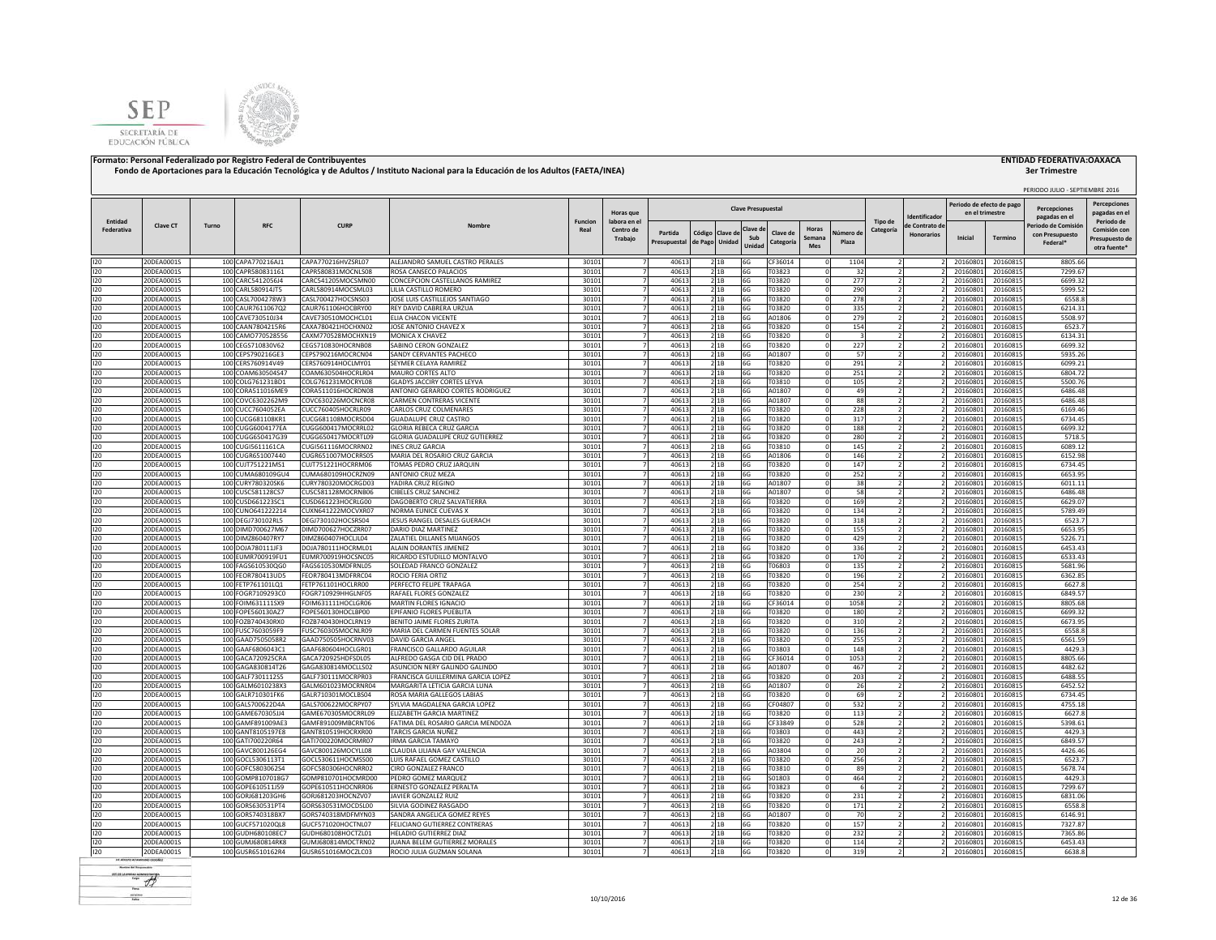**Formato: Personal Federalizado por Registro Federal de Contribuyentes** **ENTIDAD FEDERATIVA:OAXACA**

**Fondo de Aportaciones para la Educación Tecnológica y de Adultos / Instituto Nacional para la Educación de los Adultos (FAETA/INEA)** **3er Trimestre**

PERIODO JULIO - SEPTIEMBRE 2016

| Entidad Federativa | Clave CT | Turno | RFC | CURP | Nombre | Funcion Real | Horas que labora en el Centro de Trabajo | Clave Presupuestal | | | | | | | | Tipo de Categoría | Identificador de Contrato de Honorarios | Periodo de efecto de pago en el trimestre | | Percepciones pagadas en el Periodo de Comisión con Presupuesto Federal* | Percepciones pagadas en el Periodo de Comisión con Presupuesto de otra fuente* |
|---|---|---|---|---|---|---|---|---|---|---|---|---|---|---|---|---|---|---|---|---|---|
| | | | | | | | | Partida Presupuestal | Código de Pago | Clave de Unidad | Clave de Sub Unidad | Clave de Categoría | Horas Semana Mes | Número de Plaza | | | | Inicial | Termino | | |
| I20 | 20DEA0001S | 100 | CAPA770216AJ1 | CAPA770216HVZSRL07 | ALEJANDRO SAMUEL CASTRO PERALES | 30101 | 7 | 40613 | 2 | 1B | 6G | CF36014 | 0 | 1104 | 2 | 2 | 20160801 | 20160815 | 8805.66 | |
| I20 | 20DEA0001S | 100 | CAPR580831161 | CAPR580831MOCNLS08 | ROSA CANSECO PALACIOS | 30101 | 7 | 40613 | 2 | 1B | 6G | T03823 | 0 | 32 | 2 | 2 | 20160801 | 20160815 | 7299.67 | |
| I20 | 20DEA0001S | 100 | CARC541205614 | CARC541205MOCSMN00 | CONCEPCION CASTELLANOS RAMIREZ | 30101 | 7 | 40613 | 2 | 1B | 6G | T03820 | 0 | 277 | 2 | 2 | 20160801 | 20160815 | 6699.32 | |
| I20 | 20DEA0001S | 100 | CARL580914JT5 | CARL580914MOCSML03 | LILIA CASTILLO ROMERO | 30101 | 7 | 40613 | 2 | 1B | 6G | T03820 | 0 | 290 | 2 | 2 | 20160801 | 20160815 | 5999.52 | |
| I20 | 20DEA0001S | 100 | CASL7004278W3 | CASL700427HOCSNS03 | JOSE LUIS CASTILLEJOS SANTIAGO | 30101 | 7 | 40613 | 2 | 1B | 6G | T03820 | 0 | 278 | 2 | 2 | 20160801 | 20160815 | 6558.8 | |
| I20 | 20DEA0001S | 100 | CAUR7611067Q2 | CAUR761106HOCBRY00 | REY DAVID CABRERA URZUA | 30101 | 7 | 40613 | 2 | 1B | 6G | T03820 | 0 | 335 | 2 | 2 | 20160801 | 20160815 | 6214.31 | |
| I20 | 20DEA0001S | 100 | CAVE730510I34 | CAVE730510MOCHCL01 | ELIA CHACON VICENTE | 30101 | 7 | 40613 | 2 | 1B | 6G | A01806 | 0 | 279 | 2 | 2 | 20160801 | 20160815 | 5508.97 | |
| I20 | 20DEA0001S | 100 | CAXA7804215R6 | CAXA780421HOCHXN02 | JOSE ANTONIO CHAVEZ X | 30101 | 7 | 40613 | 2 | 1B | 6G | T03820 | 0 | 154 | 2 | 2 | 20160801 | 20160815 | 6523.7 | |
| I20 | 20DEA0001S | 100 | CAMO770528556 | CAXM770528MOCHXN19 | MONICA X CHAVEZ | 30101 | 7 | 40613 | 2 | 1B | 6G | T03820 | 0 | 3 | 2 | 2 | 20160801 | 20160815 | 6134.31 | |
| I20 | 20DEA0001S | 100 | CEGS710830V62 | CEGS710830HOCRNB08 | SABINO CERON GONZALEZ | 30101 | 7 | 40613 | 2 | 1B | 6G | T03820 | 0 | 227 | 2 | 2 | 20160801 | 20160815 | 6699.32 | |
| I20 | 20DEA0001S | 100 | CEPS790216GE3 | CEPS790216MOCRCN04 | SANDY CERVANTES PACHECO | 30101 | 7 | 40613 | 2 | 1B | 6G | A01807 | 0 | 57 | 2 | 2 | 20160801 | 20160815 | 5935.26 | |
| I20 | 20DEA0001S | 100 | CERS760914V49 | CERS760914HOCLMY01 | SEYMER CELAYA RAMIREZ | 30101 | 7 | 40613 | 2 | 1B | 6G | T03820 | 0 | 291 | 2 | 2 | 20160801 | 20160815 | 6099.21 | |
| I20 | 20DEA0001S | 100 | COAM630504S47 | COAM630504HOCRLR04 | MAURO CORTES ALTO | 30101 | 7 | 40613 | 2 | 1B | 6G | T03820 | 0 | 251 | 2 | 2 | 20160801 | 20160815 | 6804.72 | |
| I20 | 20DEA0001S | 100 | COLG761231BD1 | COLG761231MOCRYL08 | GLADYS JACCIRY CORTES LEYVA | 30101 | 7 | 40613 | 2 | 1B | 6G | T03810 | 0 | 105 | 2 | 2 | 20160801 | 20160815 | 5500.76 | |
| I20 | 20DEA0001S | 100 | CORA511016ME9 | CORA511016HOCRDN08 | ANTONIO GERARDO CORTES RODRIGUEZ | 30101 | 7 | 40613 | 2 | 1B | 6G | A01807 | 0 | 49 | 2 | 2 | 20160801 | 20160815 | 6486.48 | |
| I20 | 20DEA0001S | 100 | COVC6302262M9 | COVC630226MOCNCR08 | CARMEN CONTRERAS VICENTE | 30101 | 7 | 40613 | 2 | 1B | 6G | A01807 | 0 | 88 | 2 | 2 | 20160801 | 20160815 | 6486.48 | |
| I20 | 20DEA0001S | 100 | CUCC7604052EA | CUCC760405HOCRLR09 | CARLOS CRUZ COLMENARES | 30101 | 7 | 40613 | 2 | 1B | 6G | T03820 | 0 | 228 | 2 | 2 | 20160801 | 20160815 | 6169.46 | |
| I20 | 20DEA0001S | 100 | CUCG681108KR1 | CUCG681108MOCRSD04 | GUADALUPE CRUZ CASTRO | 30101 | 7 | 40613 | 2 | 1B | 6G | T03820 | 0 | 317 | 2 | 2 | 20160801 | 20160815 | 6734.45 | |
| I20 | 20DEA0001S | 100 | CUGG6004177EA | CUGG600417MOCRRL02 | GLORIA REBECA CRUZ GARCIA | 30101 | 7 | 40613 | 2 | 1B | 6G | T03820 | 0 | 188 | 2 | 2 | 20160801 | 20160815 | 6699.32 | |
| I20 | 20DEA0001S | 100 | CUGG650417G39 | CUGG650417MOCRTL09 | GLORIA GUADALUPE CRUZ GUTIERREZ | 30101 | 7 | 40613 | 2 | 1B | 6G | T03820 | 0 | 280 | 2 | 2 | 20160801 | 20160815 | 5718.5 | |
| I20 | 20DEA0001S | 100 | CUGI5611161CA | CUGI561116MOCRRN02 | INES CRUZ GARCIA | 30101 | 7 | 40613 | 2 | 1B | 6G | T03810 | 0 | 145 | 2 | 2 | 20160801 | 20160815 | 6089.12 | |
| I20 | 20DEA0001S | 100 | CUGR651007440 | CUGR651007MOCRRS05 | MARIA DEL ROSARIO CRUZ GARCIA | 30101 | 7 | 40613 | 2 | 1B | 6G | A01806 | 0 | 146 | 2 | 2 | 20160801 | 20160815 | 6152.98 | |
| I20 | 20DEA0001S | 100 | CUJT751221MS1 | CUJT751221HOCRRM06 | TOMAS PEDRO CRUZ JARQUIN | 30101 | 7 | 40613 | 2 | 1B | 6G | T03820 | 0 | 147 | 2 | 2 | 20160801 | 20160815 | 6734.45 | |
| I20 | 20DEA0001S | 100 | CUMA680109GU4 | CUMA680109HOCRZN09 | ANTONIO CRUZ MEZA | 30101 | 7 | 40613 | 2 | 1B | 6G | T03820 | 0 | 252 | 2 | 2 | 20160801 | 20160815 | 6653.95 | |
| I20 | 20DEA0001S | 100 | CURY780320SK6 | CURY780320MOCRGD03 | YADIRA CRUZ REGINO | 30101 | 7 | 40613 | 2 | 1B | 6G | A01807 | 0 | 38 | 2 | 2 | 20160801 | 20160815 | 6011.11 | |
| I20 | 20DEA0001S | 100 | CUSC581128CS7 | CUSC581128MOCRNB06 | CIBELES CRUZ SANCHEZ | 30101 | 7 | 40613 | 2 | 1B | 6G | A01807 | 0 | 58 | 2 | 2 | 20160801 | 20160815 | 6486.48 | |
| I20 | 20DEA0001S | 100 | CUSD661223SC1 | CUSD661223HOCRLG00 | DAGOBERTO CRUZ SALVATIERRA | 30101 | 7 | 40613 | 2 | 1B | 6G | T03820 | 0 | 169 | 2 | 2 | 20160801 | 20160815 | 6629.07 | |
| I20 | 20DEA0001S | 100 | CUNO641222214 | CUXN641222MOCVXR07 | NORMA EUNICE CUEVAS X | 30101 | 7 | 40613 | 2 | 1B | 6G | T03820 | 0 | 134 | 2 | 2 | 20160801 | 20160815 | 5789.49 | |
| I20 | 20DEA0001S | 100 | DEGJ730102RL5 | DEGJ730102HOCSRS04 | JESUS RANGEL DESALES GUERACH | 30101 | 7 | 40613 | 2 | 1B | 6G | T03820 | 0 | 318 | 2 | 2 | 20160801 | 20160815 | 6523.7 | |
| I20 | 20DEA0001S | 100 | DIMD700627M67 | DIMD700627HOCZRR07 | DARIO DIAZ MARTINEZ | 30101 | 7 | 40613 | 2 | 1B | 6G | T03820 | 0 | 155 | 2 | 2 | 20160801 | 20160815 | 6653.95 | |
| I20 | 20DEA0001S | 100 | DIMZ860407RY7 | DIMZ860407HOCLJL04 | ZALATIEL DILLANES MIJANGOS | 30101 | 7 | 40613 | 2 | 1B | 6G | T03820 | 0 | 429 | 2 | 2 | 20160801 | 20160815 | 5226.71 | |
| I20 | 20DEA0001S | 100 | DOJA780111JF3 | DOJA780111HOCRML01 | ALAIN DORANTES JIMENEZ | 30101 | 7 | 40613 | 2 | 1B | 6G | T03820 | 0 | 336 | 2 | 2 | 20160801 | 20160815 | 6453.43 | |
| I20 | 20DEA0001S | 100 | EUMR700919FU1 | EUMR700919HOCSNC05 | RICARDO ESTUDILLO MONTALVO | 30101 | 7 | 40613 | 2 | 1B | 6G | T03820 | 0 | 170 | 2 | 2 | 20160801 | 20160815 | 6533.43 | |
| I20 | 20DEA0001S | 100 | FAGS610530QG0 | FAGS610530MDFRNL05 | SOLEDAD FRANCO GONZALEZ | 30101 | 7 | 40613 | 2 | 1B | 6G | T06803 | 0 | 135 | 2 | 2 | 20160801 | 20160815 | 5681.96 | |
| I20 | 20DEA0001S | 100 | FEOR780413UD5 | FEOR780413MDFRRC04 | ROCIO FERIA ORTIZ | 30101 | 7 | 40613 | 2 | 1B | 6G | T03820 | 0 | 196 | 2 | 2 | 20160801 | 20160815 | 6362.85 | |
| I20 | 20DEA0001S | 100 | FETP761101LQ1 | FETP761101HOCLRR00 | PERFECTO FELIPE TRAPAGA | 30101 | 7 | 40613 | 2 | 1B | 6G | T03820 | 0 | 254 | 2 | 2 | 20160801 | 20160815 | 6627.8 | |
| I20 | 20DEA0001S | 100 | FOGR7109293C0 | FOGR710929HHGLNF05 | RAFAEL FLORES GONZALEZ | 30101 | 7 | 40613 | 2 | 1B | 6G | T03820 | 0 | 230 | 2 | 2 | 20160801 | 20160815 | 6849.57 | |
| I20 | 20DEA0001S | 100 | FOIM631111SX9 | FOIM631111HOCLGR06 | MARTIN FLORES IGNACIO | 30101 | 7 | 40613 | 2 | 1B | 6G | CF36014 | 0 | 1058 | 2 | 2 | 20160801 | 20160815 | 8805.68 | |
| I20 | 20DEA0001S | 100 | FOPE560130AZ7 | FOPE560130HOCLBP00 | EPIFANIO FLORES PUEBLITA | 30101 | 7 | 40613 | 2 | 1B | 6G | T03820 | 0 | 180 | 2 | 2 | 20160801 | 20160815 | 6699.32 | |
| I20 | 20DEA0001S | 100 | FOZB740430RX0 | FOZB740430HOCLRN19 | BENITO JAIME FLORES ZURITA | 30101 | 7 | 40613 | 2 | 1B | 6G | T03820 | 0 | 310 | 2 | 2 | 20160801 | 20160815 | 6673.95 | |
| I20 | 20DEA0001S | 100 | FUSC7603059F9 | FUSC760305MOCNLR09 | MARIA DEL CARMEN FUENTES SOLAR | 30101 | 7 | 40613 | 2 | 1B | 6G | T03820 | 0 | 136 | 2 | 2 | 20160801 | 20160815 | 6558.8 | |
| I20 | 20DEA0001S | 100 | GAAD7505058R2 | GAAD750505HOCRNV03 | DAVID GARCIA ANGEL | 30101 | 7 | 40613 | 2 | 1B | 6G | T03820 | 0 | 255 | 2 | 2 | 20160801 | 20160815 | 6561.59 | |
| I20 | 20DEA0001S | 100 | GAAF6806043C1 | GAAF680604HOCLGR01 | FRANCISCO GALLARDO AGUILAR | 30101 | 7 | 40613 | 2 | 1B | 6G | T03803 | 0 | 148 | 2 | 2 | 20160801 | 20160815 | 4429.3 | |
| I20 | 20DEA0001S | 100 | GACA720925CRA | GACA720925HDFSDL05 | ALFREDO GASGA CID DEL PRADO | 30101 | 7 | 40613 | 2 | 1B | 6G | CF36014 | 0 | 1053 | 2 | 2 | 20160801 | 20160815 | 8805.66 | |
| I20 | 20DEA0001S | 100 | GAGA830814T26 | GAGA830814MOCLLS02 | ASUNCION NERY GALINDO GALINDO | 30101 | 7 | 40613 | 2 | 1B | 6G | A01807 | 0 | 467 | 2 | 2 | 20160801 | 20160815 | 4482.62 | |
| I20 | 20DEA0001S | 100 | GALF7301112S5 | GALF730111MOCRPR03 | FRANCISCA GUILLERMINA GARCIA LOPEZ | 30101 | 7 | 40613 | 2 | 1B | 6G | T03820 | 0 | 203 | 2 | 2 | 20160801 | 20160815 | 6488.55 | |
| I20 | 20DEA0001S | 100 | GALM6010238X3 | GALM601023MOCRNR04 | MARGARITA LETICIA GARCIA LUNA | 30101 | 7 | 40613 | 2 | 1B | 6G | A01807 | 0 | 26 | 2 | 2 | 20160801 | 20160815 | 6452.52 | |
| I20 | 20DEA0001S | 100 | GALR710301FK6 | GALR710301MOCLBS04 | ROSA MARIA GALLEGOS LABIAS | 30101 | 7 | 40613 | 2 | 1B | 6G | T03820 | 0 | 69 | 2 | 2 | 20160801 | 20160815 | 6734.45 | |
| I20 | 20DEA0001S | 100 | GALS700622D4A | GALS700622MOCRPY07 | SYLVIA MAGDALENA GARCIA LOPEZ | 30101 | 7 | 40613 | 2 | 1B | 6G | CF04807 | 0 | 532 | 2 | 2 | 20160801 | 20160815 | 4755.18 | |
| I20 | 20DEA0001S | 100 | GAME670305UJ4 | GAME670305MOCRRL09 | ELIZABETH GARCIA MARTINEZ | 30101 | 7 | 40613 | 2 | 1B | 6G | T03820 | 0 | 113 | 2 | 2 | 20160801 | 20160815 | 6627.8 | |
| I20 | 20DEA0001S | 100 | GAMF891009AE3 | GAMF891009MBCRNT06 | FATIMA DEL ROSARIO GARCIA MENDOZA | 30101 | 7 | 40613 | 2 | 1B | 6G | CF33849 | 0 | 528 | 2 | 2 | 20160801 | 20160815 | 5398.61 | |
| I20 | 20DEA0001S | 100 | GANT8105197E8 | GANT810519HOCRXR00 | TARCIS GARCIA NUÑEZ | 30101 | 7 | 40613 | 2 | 1B | 6G | T03803 | 0 | 443 | 2 | 2 | 20160801 | 20160815 | 4429.3 | |
| I20 | 20DEA0001S | 100 | GATI700220R64 | GATI700220MOCRMR07 | IRMA GARCIA TAMAYO | 30101 | 7 | 40613 | 2 | 1B | 6G | T03820 | 0 | 243 | 2 | 2 | 20160801 | 20160815 | 6849.57 | |
| I20 | 20DEA0001S | 100 | GAVC800126EG4 | GAVC800126MOCYLL08 | CLAUDIA LILIANA GAY VALENCIA | 30101 | 7 | 40613 | 2 | 1B | 6G | A03804 | 0 | 20 | 2 | 2 | 20160801 | 20160815 | 4426.46 | |
| I20 | 20DEA0001S | 100 | GOCL5306113T1 | GOCL530611HOCMSS00 | LUIS RAFAEL GOMEZ CASTILLO | 30101 | 7 | 40613 | 2 | 1B | 6G | T03820 | 0 | 256 | 2 | 2 | 20160801 | 20160815 | 6523.7 | |
| I20 | 20DEA0001S | 100 | GOFC5803062S4 | GOFC580306HOCNRR02 | CIRO GONZALEZ FRANCO | 30101 | 7 | 40613 | 2 | 1B | 6G | T03810 | 0 | 89 | 2 | 2 | 20160801 | 20160815 | 5678.74 | |
| I20 | 20DEA0001S | 100 | GOMP8107018G7 | GOMP810701HOCMRD00 | PEDRO GOMEZ MARQUEZ | 30101 | 7 | 40613 | 2 | 1B | 6G | S01803 | 0 | 464 | 2 | 2 | 20160801 | 20160815 | 4429.3 | |
| I20 | 20DEA0001S | 100 | GOPE610511JS9 | GOPE610511HOCNRR06 | ERNESTO GONZALEZ PERALTA | 30101 | 7 | 40613 | 2 | 1B | 6G | T03823 | 0 | 6 | 2 | 2 | 20160801 | 20160815 | 7299.67 | |
| I20 | 20DEA0001S | 100 | GORJ681203GH6 | GORJ681203HOCNZV07 | JAVIER GONZALEZ RUIZ | 30101 | 7 | 40613 | 2 | 1B | 6G | T03820 | 0 | 231 | 2 | 2 | 20160801 | 20160815 | 6831.06 | |
| I20 | 20DEA0001S | 100 | GORS630531PT4 | GORS630531MOCDSL00 | SILVIA GODINEZ RASGADO | 30101 | 7 | 40613 | 2 | 1B | 6G | T03820 | 0 | 171 | 2 | 2 | 20160801 | 20160815 | 6558.8 | |
| I20 | 20DEA0001S | 100 | GORS740318BX7 | GORS740318MDFMYN03 | SANDRA ANGELICA GOMEZ REYES | 30101 | 7 | 40613 | 2 | 1B | 6G | A01807 | 0 | 70 | 2 | 2 | 20160801 | 20160815 | 6146.91 | |
| I20 | 20DEA0001S | 100 | GUCF571020QL8 | GUCF571020HOCTNL07 | FELICIANO GUTIERREZ CONTRERAS | 30101 | 7 | 40613 | 2 | 1B | 6G | T03820 | 0 | 157 | 2 | 2 | 20160801 | 20160815 | 7327.87 | |
| I20 | 20DEA0001S | 100 | GUDH680108EC7 | GUDH680108HOCTZL01 | HELADIO GUTIERREZ DIAZ | 30101 | 7 | 40613 | 2 | 1B | 6G | T03820 | 0 | 232 | 2 | 2 | 20160801 | 20160815 | 7365.86 | |
| I20 | 20DEA0001S | 100 | GUMJ680814RK8 | GUMJ680814MOCTRN02 | JUANA BELEM GUTIERREZ MORALES | 30101 | 7 | 40613 | 2 | 1B | 6G | T03820 | 0 | 114 | 2 | 2 | 20160801 | 20160815 | 6453.43 | |
| I20 | 20DEA0001S | 100 | GUSR6510162R4 | GUSR651016MOCZLC03 | ROCIO JULIA GUZMAN SOLANA | 30101 | 7 | 40613 | 2 | 1B | 6G | T03820 | 0 | 319 | 2 | 2 | 20160801 | 20160815 | 6638.8 | |

10/10/2016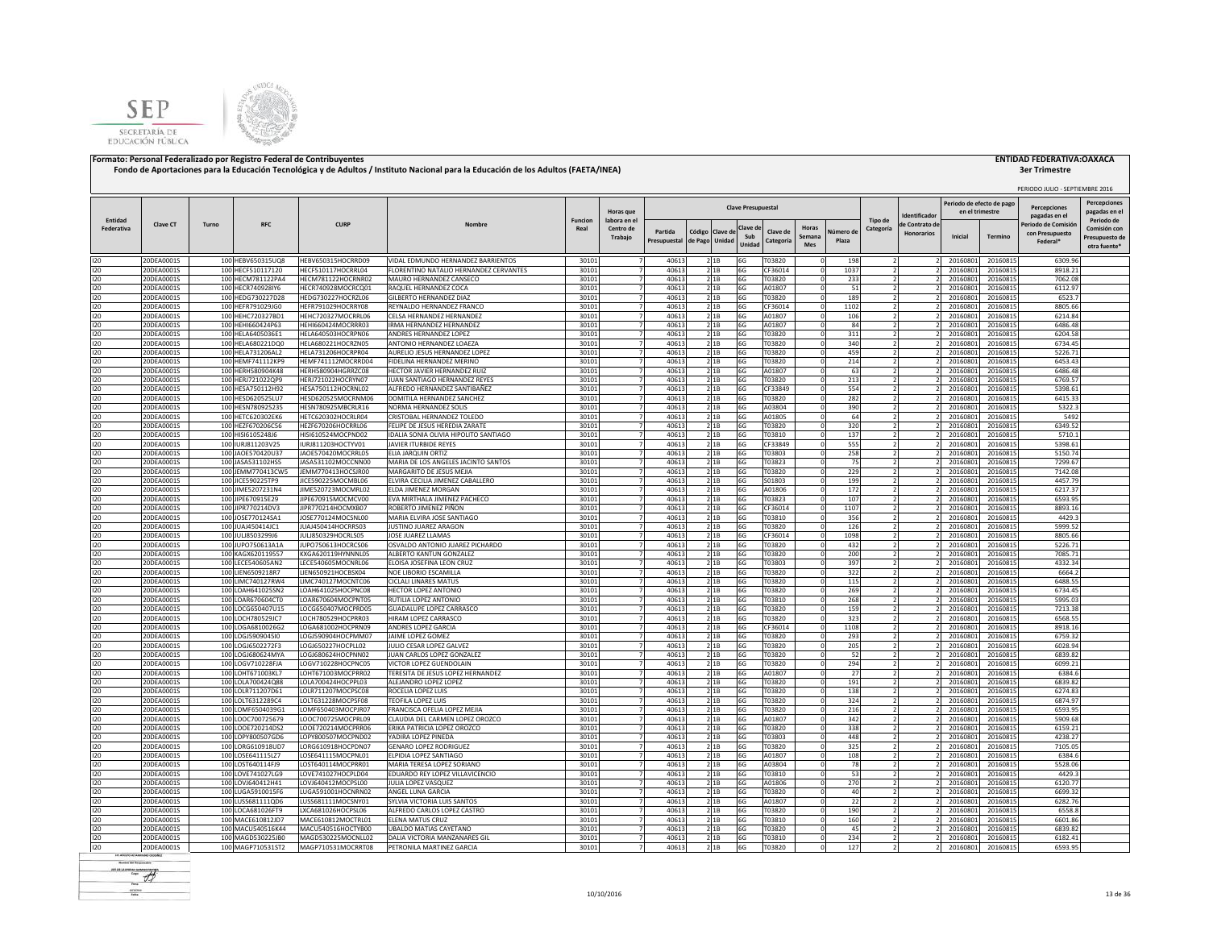**Formato: Personal Federalizado por Registro Federal de Contribuyentes**

**Fondo de Aportaciones para la Educación Tecnológica y de Adultos / Instituto Nacional para la Educación de los Adultos (FAETA/INEA)**

**ENTIDAD FEDERATIVA:OAXACA**

**3er Trimestre**

PERIODO JULIO - SEPTIEMBRE 2016

| Entidad Federativa | Clave CT | Turno | RFC | CURP | Nombre | Funcion Real | Horas que labora en el Centro de Trabajo | Clave Presupuestal | | | | | | | | Tipo de Categoría | Identificador de Contrato de Honorarios | Periodo de efecto de pago en el trimestre | | Percepciones pagadas en el Periodo de Comisión con Presupuesto Federal* | Percepciones pagadas en el Periodo de Comisión con Presupuesto de otra fuente* |
|---|---|---|---|---|---|---|---|---|---|---|---|---|---|---|---|---|---|---|---|---|---|
| | | | | | | | | Partida Presupuestal | Código de Pago | Clave de Unidad | Clave de Sub Unidad | Clave de Categoría | Horas Semana Mes | Número de Plaza | | | | Inicial | Termino | | |
| I20 | 20DEA0001S | 100 | HEBV650315UQ8 | HEBV650315HOCRRD09 | VIDAL EDMUNDO HERNANDEZ BARRIENTOS | 30101 | 7 | 40613 | 2 | 1B | 6G | T03820 | 0 | 198 | 2 | 2 | 20160801 | 20160815 | 6309.96 | |
| I20 | 20DEA0001S | 100 | HECF510117120 | HECF510117HOCRRL04 | FLORENTINO NATALIO HERNANDEZ CERVANTES | 30101 | 7 | 40613 | 2 | 1B | 6G | CF36014 | 0 | 1037 | 2 | 2 | 20160801 | 20160815 | 8918.21 | |
| I20 | 20DEA0001S | 100 | HECM781122PA4 | HECM781122HOCRNR02 | MAURO HERNANDEZ CANSECO | 30101 | 7 | 40613 | 2 | 1B | 6G | T03820 | 0 | 233 | 2 | 2 | 20160801 | 20160815 | 7062.08 | |
| I20 | 20DEA0001S | 100 | HECR740928IY6 | HECR740928MOCRCQ01 | RAQUEL HERNANDEZ COCA | 30101 | 7 | 40613 | 2 | 1B | 6G | A01807 | 0 | 51 | 2 | 2 | 20160801 | 20160815 | 6112.97 | |
| I20 | 20DEA0001S | 100 | HEDG730227D28 | HEDG730227HOCRZL06 | GILBERTO HERNANDEZ DIAZ | 30101 | 7 | 40613 | 2 | 1B | 6G | T03820 | 0 | 189 | 2 | 2 | 20160801 | 20160815 | 6523.7 | |
| I20 | 20DEA0001S | 100 | HEFR791029JG0 | HEFR791029HOCRRY08 | REYNALDO HERNANDEZ FRANCO | 30101 | 7 | 40613 | 2 | 1B | 6G | CF36014 | 0 | 1102 | 2 | 2 | 20160801 | 20160815 | 8805.66 | |
| I20 | 20DEA0001S | 100 | HEHC720327BD1 | HEHC720327MOCRRL06 | CELSA HERNANDEZ HERNANDEZ | 30101 | 7 | 40613 | 2 | 1B | 6G | A01807 | 0 | 106 | 2 | 2 | 20160801 | 20160815 | 6214.84 | |
| I20 | 20DEA0001S | 100 | HEHI660424P63 | HEHI660424MOCRRR03 | IRMA HERNANDEZ HERNANDEZ | 30101 | 7 | 40613 | 2 | 1B | 6G | A01807 | 0 | 84 | 2 | 2 | 20160801 | 20160815 | 6486.48 | |
| I20 | 20DEA0001S | 100 | HELA6405036E1 | HELA640503HOCRPN06 | ANDRES HERNANDEZ LOPEZ | 30101 | 7 | 40613 | 2 | 1B | 6G | T03820 | 0 | 311 | 2 | 2 | 20160801 | 20160815 | 6204.58 | |
| I20 | 20DEA0001S | 100 | HELA680221DQ0 | HELA680221HOCRZN05 | ANTONIO HERNANDEZ LOAEZA | 30101 | 7 | 40613 | 2 | 1B | 6G | T03820 | 0 | 340 | 2 | 2 | 20160801 | 20160815 | 6734.45 | |
| I20 | 20DEA0001S | 100 | HELA731206AL2 | HELA731206HOCRPR04 | AURELIO JESUS HERNANDEZ LOPEZ | 30101 | 7 | 40613 | 2 | 1B | 6G | T03820 | 0 | 459 | 2 | 2 | 20160801 | 20160815 | 5226.71 | |
| I20 | 20DEA0001S | 100 | HEMF741112KP9 | HEMF741112MOCRRD04 | FIDELINA HERNANDEZ MERINO | 30101 | 7 | 40613 | 2 | 1B | 6G | T03820 | 0 | 214 | 2 | 2 | 20160801 | 20160815 | 6453.43 | |
| I20 | 20DEA0001S | 100 | HERH580904K48 | HERH580904HGRRZC08 | HECTOR JAVIER HERNANDEZ RUIZ | 30101 | 7 | 40613 | 2 | 1B | 6G | A01807 | 0 | 63 | 2 | 2 | 20160801 | 20160815 | 6486.48 | |
| I20 | 20DEA0001S | 100 | HERJ721022QP9 | HERJ721022HOCRYN07 | JUAN SANTIAGO HERNANDEZ REYES | 30101 | 7 | 40613 | 2 | 1B | 6G | T03820 | 0 | 213 | 2 | 2 | 20160801 | 20160815 | 6769.57 | |
| I20 | 20DEA0001S | 100 | HESA750112H92 | HESA750112HOCRNL02 | ALFREDO HERNANDEZ SANTIBAÑEZ | 30101 | 7 | 40613 | 2 | 1B | 6G | CF33849 | 0 | 554 | 2 | 2 | 20160801 | 20160815 | 5398.61 | |
| I20 | 20DEA0001S | 100 | HESD620525LU7 | HESD620525MOCRNM06 | DOMITILA HERNANDEZ SANCHEZ | 30101 | 7 | 40613 | 2 | 1B | 6G | T03820 | 0 | 282 | 2 | 2 | 20160801 | 20160815 | 6415.33 | |
| I20 | 20DEA0001S | 100 | HESN780925235 | HESN780925MBCRLR16 | NORMA HERNANDEZ SOLIS | 30101 | 7 | 40613 | 2 | 1B | 6G | A03804 | 0 | 390 | 2 | 2 | 20160801 | 20160815 | 5322.3 | |
| I20 | 20DEA0001S | 100 | HETC620302EK6 | HETC620302HOCRLR04 | CRISTOBAL HERNANDEZ TOLEDO | 30101 | 7 | 40613 | 2 | 1B | 6G | A01805 | 0 | 64 | 2 | 2 | 20160801 | 20160815 | 5492 | |
| I20 | 20DEA0001S | 100 | HEZF670206CS6 | HEZF670206HOCRRL06 | FELIPE DE JESUS HEREDIA ZARATE | 30101 | 7 | 40613 | 2 | 1B | 6G | T03820 | 0 | 320 | 2 | 2 | 20160801 | 20160815 | 6349.52 | |
| I20 | 20DEA0001S | 100 | HISI6105248J6 | HISI610524MOCPND02 | IDALIA SONIA OLIVIA HIPOLITO SANTIAGO | 30101 | 7 | 40613 | 2 | 1B | 6G | T03810 | 0 | 137 | 2 | 2 | 20160801 | 20160815 | 5710.1 | |
| I20 | 20DEA0001S | 100 | IURJ811203V25 | IURJ811203HOCTYV01 | JAVIER ITURBIDE REYES | 30101 | 7 | 40613 | 2 | 1B | 6G | CF33849 | 0 | 555 | 2 | 2 | 20160801 | 20160815 | 5398.61 | |
| I20 | 20DEA0001S | 100 | JAOE570420U37 | JAOE570420MOCRRL05 | ELIA JARQUIN ORTIZ | 30101 | 7 | 40613 | 2 | 1B | 6G | T03803 | 0 | 258 | 2 | 2 | 20160801 | 20160815 | 5150.74 | |
| I20 | 20DEA0001S | 100 | JASA531102HS5 | JASA531102MOCCNN00 | MARIA DE LOS ANGELES JACINTO SANTOS | 30101 | 7 | 40613 | 2 | 1B | 6G | T03823 | 0 | 75 | 2 | 2 | 20160801 | 20160815 | 7299.67 | |
| I20 | 20DEA0001S | 100 | JEMM770413CW5 | JEMM770413HOCSJR00 | MARGARITO DE JESUS MEJIA | 30101 | 7 | 40613 | 2 | 1B | 6G | T03820 | 0 | 229 | 2 | 2 | 20160801 | 20160815 | 7142.08 | |
| I20 | 20DEA0001S | 100 | JICE590225TP9 | JICE590225MOCMBL06 | ELVIRA CECILIA JIMENEZ CABALLERO | 30101 | 7 | 40613 | 2 | 1B | 6G | S01803 | 0 | 199 | 2 | 2 | 20160801 | 20160815 | 4457.79 | |
| I20 | 20DEA0001S | 100 | JIME5207231N4 | JIME520723MOCMRL02 | ELDA JIMENEZ MORGAN | 30101 | 7 | 40613 | 2 | 1B | 6G | A01806 | 0 | 172 | 2 | 2 | 20160801 | 20160815 | 6217.37 | |
| I20 | 20DEA0001S | 100 | JIPE670915E29 | JIPE670915MOCMCV00 | EVA MIRTHALA JIMENEZ PACHECO | 30101 | 7 | 40613 | 2 | 1B | 6G | T03823 | 0 | 107 | 2 | 2 | 20160801 | 20160815 | 6593.95 | |
| I20 | 20DEA0001S | 100 | JIPR770214DV3 | JIPR770214HOCMXB07 | ROBERTO JIMENEZ PIÑON | 30101 | 7 | 40613 | 2 | 1B | 6G | CF36014 | 0 | 1107 | 2 | 2 | 20160801 | 20160815 | 8893.16 | |
| I20 | 20DEA0001S | 100 | JOSE770124SA1 | JOSE770124MOCSNL00 | MARIA ELVIRA JOSE SANTIAGO | 30101 | 7 | 40613 | 2 | 1B | 6G | T03810 | 0 | 356 | 2 | 2 | 20160801 | 20160815 | 4429.3 | |
| I20 | 20DEA0001S | 100 | JUAJ450414JC1 | JUAJ450414HOCRRS03 | JUSTINO JUAREZ ARAGON | 30101 | 7 | 40613 | 2 | 1B | 6G | T03820 | 0 | 126 | 2 | 2 | 20160801 | 20160815 | 5999.52 | |
| I20 | 20DEA0001S | 100 | JULJ8503299J6 | JULJ850329HOCRLS05 | JOSE JUAREZ LLAMAS | 30101 | 7 | 40613 | 2 | 1B | 6G | CF36014 | 0 | 1098 | 2 | 2 | 20160801 | 20160815 | 8805.66 | |
| I20 | 20DEA0001S | 100 | JUPO750613A1A | JUPO750613HOCRCS06 | OSVALDO ANTONIO JUAREZ PICHARDO | 30101 | 7 | 40613 | 2 | 1B | 6G | T03820 | 0 | 432 | 2 | 2 | 20160801 | 20160815 | 5226.71 | |
| I20 | 20DEA0001S | 100 | KAGX620119557 | KXGA620119HYNNNL05 | ALBERTO KANTUN GONZALEZ | 30101 | 7 | 40613 | 2 | 1B | 6G | T03820 | 0 | 200 | 2 | 2 | 20160801 | 20160815 | 7085.71 | |
| I20 | 20DEA0001S | 100 | LECE540605AN2 | LECE540605MOCNRL06 | ELOISA JOSEFINA LEON CRUZ | 30101 | 7 | 40613 | 2 | 1B | 6G | T03803 | 0 | 397 | 2 | 2 | 20160801 | 20160815 | 4332.34 | |
| I20 | 20DEA0001S | 100 | LIEN6509218R7 | LIEN650921HOCBSX04 | NOE LIBORIO ESCAMILLA | 30101 | 7 | 40613 | 2 | 1B | 6G | T03820 | 0 | 322 | 2 | 2 | 20160801 | 20160815 | 6664.2 | |
| I20 | 20DEA0001S | 100 | LIMC740127RW4 | LIMC740127MOCNTC06 | CICLALI LINARES MATUS | 30101 | 7 | 40613 | 2 | 1B | 6G | T03820 | 0 | 115 | 2 | 2 | 20160801 | 20160815 | 6488.55 | |
| I20 | 20DEA0001S | 100 | LOAH641025SN2 | LOAH641025HOCPNC08 | HECTOR LOPEZ ANTONIO | 30101 | 7 | 40613 | 2 | 1B | 6G | T03820 | 0 | 269 | 2 | 2 | 20160801 | 20160815 | 6734.45 | |
| I20 | 20DEA0001S | 100 | LOAR670604CT0 | LOAR670604MOCPNT05 | RUTILIA LOPEZ ANTONIO | 30101 | 7 | 40613 | 2 | 1B | 6G | T03810 | 0 | 268 | 2 | 2 | 20160801 | 20160815 | 5995.03 | |
| I20 | 20DEA0001S | 100 | LOCG650407U15 | LOCG650407MOCPRD05 | GUADALUPE LOPEZ CARRASCO | 30101 | 7 | 40613 | 2 | 1B | 6G | T03820 | 0 | 159 | 2 | 2 | 20160801 | 20160815 | 7213.38 | |
| I20 | 20DEA0001S | 100 | LOCH780529JC7 | LOCH780529HOCPRR03 | HIRAM LOPEZ CARRASCO | 30101 | 7 | 40613 | 2 | 1B | 6G | T03820 | 0 | 323 | 2 | 2 | 20160801 | 20160815 | 6568.55 | |
| I20 | 20DEA0001S | 100 | LOGA6810026G2 | LOGA681002HOCPRN09 | ANDRES LOPEZ GARCIA | 30101 | 7 | 40613 | 2 | 1B | 6G | CF36014 | 0 | 1108 | 2 | 2 | 20160801 | 20160815 | 8918.16 | |
| I20 | 20DEA0001S | 100 | LOGJ5909045I0 | LOGJ590904HOCPMM07 | JAIME LOPEZ GOMEZ | 30101 | 7 | 40613 | 2 | 1B | 6G | T03820 | 0 | 293 | 2 | 2 | 20160801 | 20160815 | 6759.32 | |
| I20 | 20DEA0001S | 100 | LOGJ6502272F3 | LOGJ650227HOCPLL02 | JULIO CESAR LOPEZ GALVEZ | 30101 | 7 | 40613 | 2 | 1B | 6G | T03820 | 0 | 205 | 2 | 2 | 20160801 | 20160815 | 6028.94 | |
| I20 | 20DEA0001S | 100 | LOGJ680624MYA | LOGJ680624HOCPNN02 | JUAN CARLOS LOPEZ GONZALEZ | 30101 | 7 | 40613 | 2 | 1B | 6G | T03820 | 0 | 52 | 2 | 2 | 20160801 | 20160815 | 6839.82 | |
| I20 | 20DEA0001S | 100 | LOGV710228FJA | LOGV710228HOCPNC05 | VICTOR LOPEZ GUENDOLAIN | 30101 | 7 | 40613 | 2 | 1B | 6G | T03820 | 0 | 294 | 2 | 2 | 20160801 | 20160815 | 6099.21 | |
| I20 | 20DEA0001S | 100 | LOHT671003KL7 | LOHT671003MOCPRR02 | TERESITA DE JESUS LOPEZ HERNANDEZ | 30101 | 7 | 40613 | 2 | 1B | 6G | A01807 | 0 | 27 | 2 | 2 | 20160801 | 20160815 | 6384.6 | |
| I20 | 20DEA0001S | 100 | LOLA700424Q88 | LOLA700424HOCPPL03 | ALEJANDRO LOPEZ LOPEZ | 30101 | 7 | 40613 | 2 | 1B | 6G | T03820 | 0 | 191 | 2 | 2 | 20160801 | 20160815 | 6839.82 | |
| I20 | 20DEA0001S | 100 | LOLR711207D61 | LOLR711207MOCPSC08 | ROCELIA LOPEZ LUIS | 30101 | 7 | 40613 | 2 | 1B | 6G | T03820 | 0 | 138 | 2 | 2 | 20160801 | 20160815 | 6274.83 | |
| I20 | 20DEA0001S | 100 | LOLT6312289C4 | LOLT631228MOCPSF08 | TEOFILA LOPEZ LUIS | 30101 | 7 | 40613 | 2 | 1B | 6G | T03820 | 0 | 324 | 2 | 2 | 20160801 | 20160815 | 6874.97 | |
| I20 | 20DEA0001S | 100 | LOMF6504039G1 | LOMF650403MOCPJR07 | FRANCISCA OFELIA LOPEZ MEJIA | 30101 | 7 | 40613 | 2 | 1B | 6G | T03820 | 0 | 216 | 2 | 2 | 20160801 | 20160815 | 6593.95 | |
| I20 | 20DEA0001S | 100 | LOOC700725679 | LOOC700725MOCPRL09 | CLAUDIA DEL CARMEN LOPEZ OROZCO | 30101 | 7 | 40613 | 2 | 1B | 6G | A01807 | 0 | 342 | 2 | 2 | 20160801 | 20160815 | 5909.68 | |
| I20 | 20DEA0001S | 100 | LOOE720214DS2 | LOOE720214MOCPRR06 | ERIKA PATRICIA LOPEZ OROZCO | 30101 | 7 | 40613 | 2 | 1B | 6G | T03820 | 0 | 338 | 2 | 2 | 20160801 | 20160815 | 6159.21 | |
| I20 | 20DEA0001S | 100 | LOPY800507GD6 | LOPY800507MOCPND02 | YADIRA LOPEZ PINEDA | 30101 | 7 | 40613 | 2 | 1B | 6G | T03803 | 0 | 448 | 2 | 2 | 20160801 | 20160815 | 4238.27 | |
| I20 | 20DEA0001S | 100 | LORG610918UD7 | LORG610918HOCPDN07 | GENARO LOPEZ RODRIGUEZ | 30101 | 7 | 40613 | 2 | 1B | 6G | T03820 | 0 | 325 | 2 | 2 | 20160801 | 20160815 | 7105.05 | |
| I20 | 20DEA0001S | 100 | LOSE641115LZ7 | LOSE641115MOCPNL01 | ELPIDIA LOPEZ SANTIAGO | 30101 | 7 | 40613 | 2 | 1B | 6G | A01807 | 0 | 108 | 2 | 2 | 20160801 | 20160815 | 6384.6 | |
| I20 | 20DEA0001S | 100 | LOST640114FJ9 | LOST640114MOCPRR01 | MARIA TERESA LOPEZ SORIANO | 30101 | 7 | 40613 | 2 | 1B | 6G | A03804 | 0 | 78 | 2 | 2 | 20160801 | 20160815 | 5528.06 | |
| I20 | 20DEA0001S | 100 | LOVE741027LG9 | LOVE741027HOCPLD04 | EDUARDO REY LOPEZ VILLAVICENCIO | 30101 | 7 | 40613 | 2 | 1B | 6G | T03810 | 0 | 53 | 2 | 2 | 20160801 | 20160815 | 4429.3 | |
| I20 | 20DEA0001S | 100 | LOVJ640412H41 | LOVJ640412MOCPSL00 | JULIA LOPEZ VASQUEZ | 30101 | 7 | 40613 | 2 | 1B | 6G | A01806 | 0 | 270 | 2 | 2 | 20160801 | 20160815 | 6120.77 | |
| I20 | 20DEA0001S | 100 | LUGA5910015F6 | LUGA591001HOCNRN02 | ANGEL LUNA GARCIA | 30101 | 7 | 40613 | 2 | 1B | 6G | T03820 | 0 | 40 | 2 | 2 | 20160801 | 20160815 | 6699.32 | |
| I20 | 20DEA0001S | 100 | LUSS681111QD6 | LUSS681111MOCSNY01 | SYLVIA VICTORIA LUIS SANTOS | 30101 | 7 | 40613 | 2 | 1B | 6G | A01807 | 0 | 22 | 2 | 2 | 20160801 | 20160815 | 6282.76 | |
| I20 | 20DEA0001S | 100 | LOCA681026FT9 | LXCA681026HOCPSL06 | ALFREDO CARLOS LOPEZ CASTRO | 30101 | 7 | 40613 | 2 | 1B | 6G | T03820 | 0 | 190 | 2 | 2 | 20160801 | 20160815 | 6558.8 | |
| I20 | 20DEA0001S | 100 | MACE610812JD7 | MACE610812MOCTRL01 | ELENA MATUS CRUZ | 30101 | 7 | 40613 | 2 | 1B | 6G | T03810 | 0 | 160 | 2 | 2 | 20160801 | 20160815 | 6601.86 | |
| I20 | 20DEA0001S | 100 | MACU540516K44 | MACU540516HOCTYB00 | UBALDO MATIAS CAYETANO | 30101 | 7 | 40613 | 2 | 1B | 6G | T03820 | 0 | 45 | 2 | 2 | 20160801 | 20160815 | 6839.82 | |
| I20 | 20DEA0001S | 100 | MAGD530225JB0 | MAGD530225MOCNLL02 | DALIA VICTORIA MANZANARES GIL | 30101 | 7 | 40613 | 2 | 1B | 6G | T03810 | 0 | 234 | 2 | 2 | 20160801 | 20160815 | 6182.41 | |
| I20 | 20DEA0001S | 100 | MAGP710531ST2 | MAGP710531MOCRRT08 | PETRONILA MARTINEZ GARCIA | 30101 | 7 | 40613 | 2 | 1B | 6G | T03820 | 0 | 127 | 2 | 2 | 20160801 | 20160815 | 6593.95 | |

10/10/2016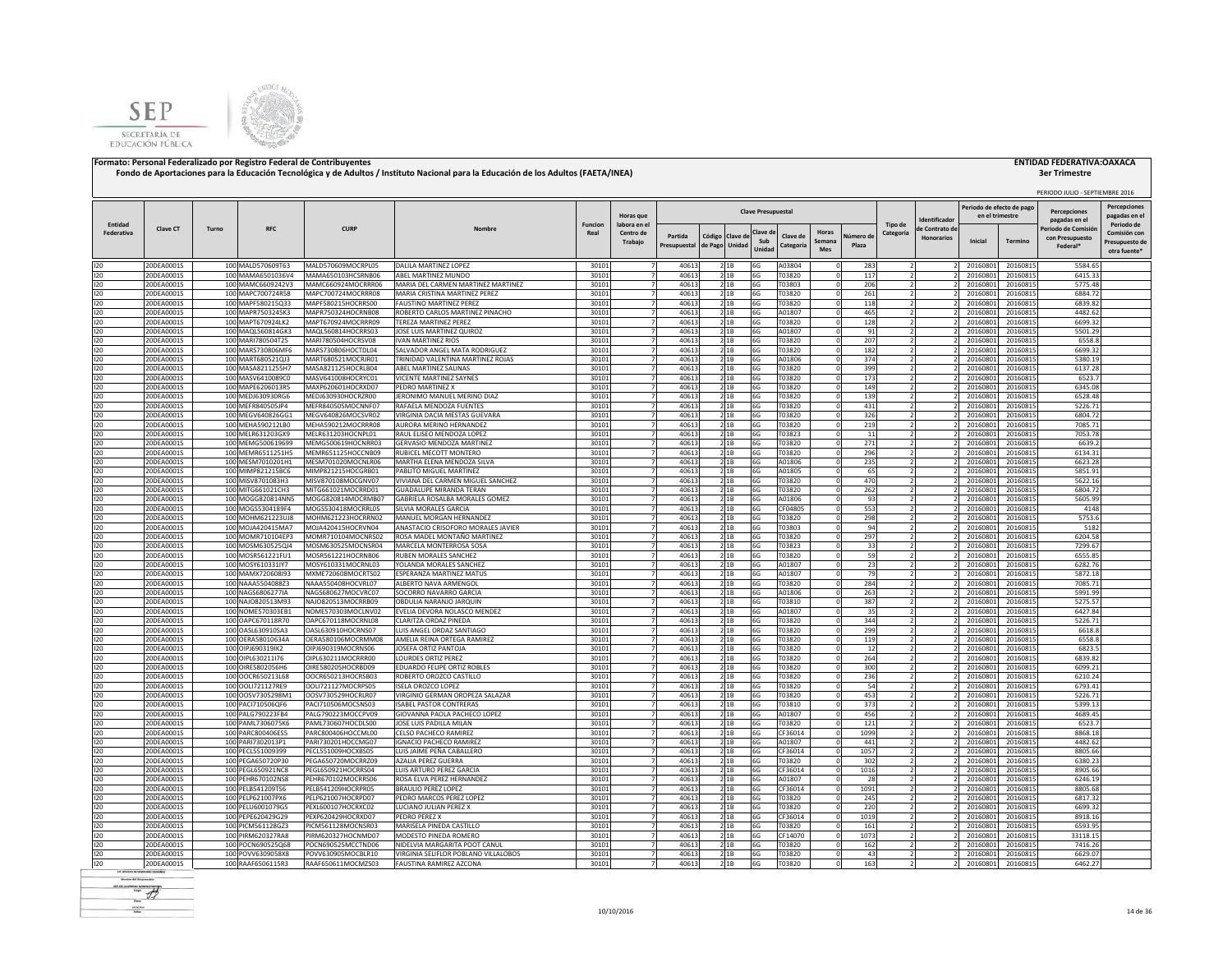SEP
SECRETARÍA DE EDUCACIÓN PÚBLICA

**Formato: Personal Federalizado por Registro Federal de Contribuyentes**
**Fondo de Aportaciones para la Educación Tecnológica y de Adultos / Instituto Nacional para la Educación de los Adultos (FAETA/INEA)**

**ENTIDAD FEDERATIVA:OAXACA**
**3er Trimestre**

PERIODO JULIO - SEPTIEMBRE 2016

| Entidad Federativa | Clave CT | Turno | RFC | CURP | Nombre | Funcion Real | Horas que labora en el Centro de Trabajo | Clave Presupuestal | | | | | | | Tipo de Categoría | Identificador de Contrato de Honorarios | Periodo de efecto de pago en el trimestre | | Percepciones pagadas en el Periodo de Comisión con Presupuesto Federal* | Percepciones pagadas en el Periodo de Comisión con Presupuesto de otra fuente* |
|---|---|---|---|---|---|---|---|---|---|---|---|---|---|---|---|---|---|---|---|---|
| | | | | | | | | Partida Presupuestal | Código de Pago | Clave de Unidad | Clave de Sub Unidad | Clave de Categoría | Horas Semana Mes | Número de Plaza | | | Inicial | Termino | | |
| I20 | 20DEA0001S | 100 | MALD570609T63 | MALD570609MOCRPL05 | DALILA MARTINEZ LOPEZ | 30101 | 7 | 40613 | 2 | 1B | 6G | A03804 | 0 | 283 | 2 | 2 | 20160801 | 20160815 | 5584.65 | |
| I20 | 20DEA0001S | 100 | MAMA6501036V4 | MAMA650103HCSRNB06 | ABEL MARTINEZ MUNDO | 30101 | 7 | 40613 | 2 | 1B | 6G | T03820 | 0 | 117 | 2 | 2 | 20160801 | 20160815 | 6415.33 | |
| I20 | 20DEA0001S | 100 | MAMC6609242V3 | MAMC660924MOCRRR06 | MARIA DEL CARMEN MARTINEZ MARTINEZ | 30101 | 7 | 40613 | 2 | 1B | 6G | T03803 | 0 | 206 | 2 | 2 | 20160801 | 20160815 | 5775.48 | |
| I20 | 20DEA0001S | 100 | MAPC700724R58 | MAPC700724MOCRRR08 | MARIA CRISTINA MARTINEZ PEREZ | 30101 | 7 | 40613 | 2 | 1B | 6G | T03820 | 0 | 261 | 2 | 2 | 20160801 | 20160815 | 6884.72 | |
| I20 | 20DEA0001S | 100 | MAPF580215Q33 | MAPF580215HOCRRS00 | FAUSTINO MARTINEZ PEREZ | 30101 | 7 | 40613 | 2 | 1B | 6G | T03820 | 0 | 118 | 2 | 2 | 20160801 | 20160815 | 6839.82 | |
| I20 | 20DEA0001S | 100 | MAPR7503245K3 | MAPR750324HOCRNB08 | ROBERTO CARLOS MARTINEZ PINACHO | 30101 | 7 | 40613 | 2 | 1B | 6G | A01807 | 0 | 465 | 2 | 2 | 20160801 | 20160815 | 4482.62 | |
| I20 | 20DEA0001S | 100 | MAPT670924LK2 | MAPT670924MOCRRR09 | TEREZA MARTINEZ PEREZ | 30101 | 7 | 40613 | 2 | 1B | 6G | T03820 | 0 | 128 | 2 | 2 | 20160801 | 20160815 | 6699.32 | |
| I20 | 20DEA0001S | 100 | MAQL560814GK3 | MAQL560814HOCRRS03 | JOSE LUIS MARTINEZ QUIROZ | 30101 | 7 | 40613 | 2 | 1B | 6G | A01807 | 0 | 91 | 2 | 2 | 20160801 | 20160815 | 5501.29 | |
| I20 | 20DEA0001S | 100 | MARI780504T25 | MARI780504HOCRSV08 | IVAN MARTINEZ RIOS | 30101 | 7 | 40613 | 2 | 1B | 6G | T03820 | 0 | 207 | 2 | 2 | 20160801 | 20160815 | 6558.8 | |
| I20 | 20DEA0001S | 100 | MARS730806MF6 | MARS730806HOCTDL04 | SALVADOR ANGEL MATA RODRIGUEZ | 30101 | 7 | 40613 | 2 | 1B | 6G | T03820 | 0 | 182 | 2 | 2 | 20160801 | 20160815 | 6699.32 | |
| I20 | 20DEA0001S | 100 | MART680521QJ3 | MART680521MOCRJR01 | TRINIDAD VALENTINA MARTINEZ ROJAS | 30101 | 7 | 40613 | 2 | 1B | 6G | A01806 | 0 | 374 | 2 | 2 | 20160801 | 20160815 | 5380.19 | |
| I20 | 20DEA0001S | 100 | MASA821125SH7 | MASA821125HOCRLB04 | ABEL MARTINEZ SALINAS | 30101 | 7 | 40613 | 2 | 1B | 6G | T03820 | 0 | 399 | 2 | 2 | 20160801 | 20160815 | 6137.28 | |
| I20 | 20DEA0001S | 100 | MASV641008QC0 | MASV641008HOCRYC01 | VICENTE MARTINEZ SAYNES | 30101 | 7 | 40613 | 2 | 1B | 6G | T03820 | 0 | 173 | 2 | 2 | 20160801 | 20160815 | 6523.7 | |
| I20 | 20DEA0001S | 100 | MAPE6206013R5 | MAPX620601HOCRXD07 | PEDRO MARTINEZ X | 30101 | 7 | 40613 | 2 | 1B | 6G | T03820 | 0 | 149 | 2 | 2 | 20160801 | 20160815 | 6345.08 | |
| I20 | 20DEA0001S | 100 | MEDJ630930RG6 | MEDJ630930HOCRZR00 | JERONIMO MANUEL MERINO DIAZ | 30101 | 7 | 40613 | 2 | 1B | 6G | T03820 | 0 | 139 | 2 | 2 | 20160801 | 20160815 | 6528.48 | |
| I20 | 20DEA0001S | 100 | MEFR840505JP4 | MEFR840505MOCNNF07 | RAFAELA MENDOZA FUENTES | 30101 | 7 | 40613 | 2 | 1B | 6G | T03820 | 0 | 431 | 2 | 2 | 20160801 | 20160815 | 5226.71 | |
| I20 | 20DEA0001S | 100 | MEGV640826GG1 | MEGV640826MOCSVR02 | VIRGINIA DACIA MESTAS GUEVARA | 30101 | 7 | 40613 | 2 | 1B | 6G | T03820 | 0 | 326 | 2 | 2 | 20160801 | 20160815 | 6804.72 | |
| I20 | 20DEA0001S | 100 | MEHA590212LB0 | MEHA590212MOCRRR08 | AURORA MERINO HERNANDEZ | 30101 | 7 | 40613 | 2 | 1B | 6G | T03820 | 0 | 219 | 2 | 2 | 20160801 | 20160815 | 7085.71 | |
| I20 | 20DEA0001S | 100 | MELR631203GX9 | MELR631203HOCNPL01 | RAUL ELISEO MENDOZA LOPEZ | 30101 | 7 | 40613 | 2 | 1B | 6G | T03823 | 0 | 11 | 2 | 2 | 20160801 | 20160815 | 7053.78 | |
| I20 | 20DEA0001S | 100 | MEMG500619699 | MEMG500619HOCNRR03 | GERVASIO MENDOZA MARTINEZ | 30101 | 7 | 40613 | 2 | 1B | 6G | T03820 | 0 | 271 | 2 | 2 | 20160801 | 20160815 | 6639.2 | |
| I20 | 20DEA0001S | 100 | MEMR6511251H5 | MEMR651125HOCCNB09 | RUBICEL MECOTT MONTERO | 30101 | 7 | 40613 | 2 | 1B | 6G | T03820 | 0 | 296 | 2 | 2 | 20160801 | 20160815 | 6134.31 | |
| I20 | 20DEA0001S | 100 | MESM7010201H1 | MESM701020MOCNLR06 | MARTHA ELENA MENDOZA SILVA | 30101 | 7 | 40613 | 2 | 1B | 6G | A01806 | 0 | 235 | 2 | 2 | 20160801 | 20160815 | 6623.28 | |
| I20 | 20DEA0001S | 100 | MIMP821215BC6 | MIMP821215HOCGRB01 | PABLITO MIGUEL MARTINEZ | 30101 | 7 | 40613 | 2 | 1B | 6G | A01805 | 0 | 65 | 2 | 2 | 20160801 | 20160815 | 5851.91 | |
| I20 | 20DEA0001S | 100 | MISV8701083H3 | MISV870108MOCGNV07 | VIVIANA DEL CARMEN MIGUEL SANCHEZ | 30101 | 7 | 40613 | 2 | 1B | 6G | T03820 | 0 | 470 | 2 | 2 | 20160801 | 20160815 | 5622.16 | |
| I20 | 20DEA0001S | 100 | MITG661021CH3 | MITG661021MOCRRD01 | GUADALUPE MIRANDA TERAN | 30101 | 7 | 40613 | 2 | 1B | 6G | T03820 | 0 | 262 | 2 | 2 | 20160801 | 20160815 | 6804.72 | |
| I20 | 20DEA0001S | 100 | MOGG820814NN5 | MOGG820814MOCRMB07 | GABRIELA ROSALBA MORALES GOMEZ | 30101 | 7 | 40613 | 2 | 1B | 6G | A01806 | 0 | 93 | 2 | 2 | 20160801 | 20160815 | 5605.99 | |
| I20 | 20DEA0001S | 100 | MOGS5304189F4 | MOGS530418MOCRRL05 | SILVIA MORALES GARCIA | 30101 | 7 | 40613 | 2 | 1B | 6G | CF04805 | 0 | 553 | 2 | 2 | 20160801 | 20160815 | 4148 | |
| I20 | 20DEA0001S | 100 | MOHM621223UJ8 | MOHM621223HOCRRN02 | MANUEL MORGAN HERNANDEZ | 30101 | 7 | 40613 | 2 | 1B | 6G | T03820 | 0 | 298 | 2 | 2 | 20160801 | 20160815 | 5753.6 | |
| I20 | 20DEA0001S | 100 | MOJA420415MA7 | MOJA420415HOCRVN04 | ANASTACIO CRISOFORO MORALES JAVIER | 30101 | 7 | 40613 | 2 | 1B | 6G | T03803 | 0 | 94 | 2 | 2 | 20160801 | 20160815 | 5182 | |
| I20 | 20DEA0001S | 100 | MOMR710104EP3 | MOMR710104MOCNRS02 | ROSA MADEL MONTAÑO MARTINEZ | 30101 | 7 | 40613 | 2 | 1B | 6G | T03820 | 0 | 297 | 2 | 2 | 20160801 | 20160815 | 6204.58 | |
| I20 | 20DEA0001S | 100 | MOSM630525QJ4 | MOSM630525MOCNSR04 | MARCELA MONTERROSA SOSA | 30101 | 7 | 40613 | 2 | 1B | 6G | T03823 | 0 | 33 | 2 | 2 | 20160801 | 20160815 | 7299.67 | |
| I20 | 20DEA0001S | 100 | MOSR561221FU1 | MOSR561221HOCRNB06 | RUBEN MORALES SANCHEZ | 30101 | 7 | 40613 | 2 | 1B | 6G | T03820 | 0 | 59 | 2 | 2 | 20160801 | 20160815 | 6555.85 | |
| I20 | 20DEA0001S | 100 | MOSY610331IY7 | MOSY610331MOCRNL03 | YOLANDA MORALES SANCHEZ | 30101 | 7 | 40613 | 2 | 1B | 6G | A01807 | 0 | 23 | 2 | 2 | 20160801 | 20160815 | 6282.76 | |
| I20 | 20DEA0001S | 100 | MAMX720608I93 | MXME720608MOCRTS02 | ESPERANZA MARTINEZ MATUS | 30101 | 7 | 40613 | 2 | 1B | 6G | A01807 | 0 | 79 | 2 | 2 | 20160801 | 20160815 | 5872.18 | |
| I20 | 20DEA0001S | 100 | NAAA5504088Z3 | NAAA550408HOCVRL07 | ALBERTO NAVA ARMENGOL | 30101 | 7 | 40613 | 2 | 1B | 6G | T03820 | 0 | 284 | 2 | 2 | 20160801 | 20160815 | 7085.71 | |
| I20 | 20DEA0001S | 100 | NAGS6806277IA | NAGS680627MOCVRC07 | SOCORRO NAVARRO GARCIA | 30101 | 7 | 40613 | 2 | 1B | 6G | A01806 | 0 | 263 | 2 | 2 | 20160801 | 20160815 | 5991.99 | |
| I20 | 20DEA0001S | 100 | NAJO820513M93 | NAJO820513MOCRRB09 | OBDULIA NARANJO JARQUIN | 30101 | 7 | 40613 | 2 | 1B | 6G | T03810 | 0 | 387 | 2 | 2 | 20160801 | 20160815 | 5275.57 | |
| I20 | 20DEA0001S | 100 | NOME570303EB1 | NOME570303MOCLNV02 | EVELIA DEVORA NOLASCO MENDEZ | 30101 | 7 | 40613 | 2 | 1B | 6G | A01807 | 0 | 35 | 2 | 2 | 20160801 | 20160815 | 6427.84 | |
| I20 | 20DEA0001S | 100 | OAPC670118R70 | OAPC670118MOCRNL08 | CLARITZA ORDAZ PINEDA | 30101 | 7 | 40613 | 2 | 1B | 6G | T03820 | 0 | 344 | 2 | 2 | 20160801 | 20160815 | 5226.71 | |
| I20 | 20DEA0001S | 100 | OASL630910SA3 | OASL630910HOCRNS07 | LUIS ANGEL ORDAZ SANTIAGO | 30101 | 7 | 40613 | 2 | 1B | 6G | T03820 | 0 | 299 | 2 | 2 | 20160801 | 20160815 | 6618.8 | |
| I20 | 20DEA0001S | 100 | OERA58010634A | OERA580106MOCRMM08 | AMELIA REINA ORTEGA RAMIREZ | 30101 | 7 | 40613 | 2 | 1B | 6G | T03820 | 0 | 119 | 2 | 2 | 20160801 | 20160815 | 6558.8 | |
| I20 | 20DEA0001S | 100 | OIPJ690319IK2 | OIPJ690319MOCRNS06 | JOSEFA ORTIZ PANTOJA | 30101 | 7 | 40613 | 2 | 1B | 6G | T03820 | 0 | 12 | 2 | 2 | 20160801 | 20160815 | 6823.5 | |
| I20 | 20DEA0001S | 100 | OIPL630211I76 | OIPL630211MOCRRR00 | LOURDES ORTIZ PEREZ | 30101 | 7 | 40613 | 2 | 1B | 6G | T03820 | 0 | 264 | 2 | 2 | 20160801 | 20160815 | 6839.82 | |
| I20 | 20DEA0001S | 100 | OIRE5802056H6 | OIRE580205HOCRBD09 | EDUARDO FELIPE ORTIZ ROBLES | 30101 | 7 | 40613 | 2 | 1B | 6G | T03820 | 0 | 300 | 2 | 2 | 20160801 | 20160815 | 6099.21 | |
| I20 | 20DEA0001S | 100 | OOCR650213L68 | OOCR650213HOCRSB03 | ROBERTO OROZCO CASTILLO | 30101 | 7 | 40613 | 2 | 1B | 6G | T03820 | 0 | 236 | 2 | 2 | 20160801 | 20160815 | 6210.24 | |
| I20 | 20DEA0001S | 100 | OOLI721127RE9 | OOLI721127MOCRPS05 | ISELA OROZCO LOPEZ | 30101 | 7 | 40613 | 2 | 1B | 6G | T03820 | 0 | 54 | 2 | 2 | 20160801 | 20160815 | 6793.41 | |
| I20 | 20DEA0001S | 100 | OOSV7305298M1 | OOSV730529HOCRLR07 | VIRGINIO GERMAN OROPEZA SALAZAR | 30101 | 7 | 40613 | 2 | 1B | 6G | T03820 | 0 | 453 | 2 | 2 | 20160801 | 20160815 | 5226.71 | |
| I20 | 20DEA0001S | 100 | PACI710506QF6 | PACI710506MOCSNS03 | ISABEL PASTOR CONTRERAS | 30101 | 7 | 40613 | 2 | 1B | 6G | T03810 | 0 | 373 | 2 | 2 | 20160801 | 20160815 | 5399.13 | |
| I20 | 20DEA0001S | 100 | PALG790223FB4 | PALG790223MOCCPV09 | GIOVANNA PAOLA PACHECO LOPEZ | 30101 | 7 | 40613 | 2 | 1B | 6G | A01807 | 0 | 456 | 2 | 2 | 20160801 | 20160815 | 4689.45 | |
| I20 | 20DEA0001S | 100 | PAML7306075K6 | PAML730607HOCDLS00 | JOSE LUIS PADILLA MILAN | 30101 | 7 | 40613 | 2 | 1B | 6G | T03820 | 0 | 121 | 2 | 2 | 20160801 | 20160815 | 6523.7 | |
| I20 | 20DEA0001S | 100 | PARC800406ES5 | PARC800406HOCCML00 | CELSO PACHECO RAMIREZ | 30101 | 7 | 40613 | 2 | 1B | 6G | CF36014 | 0 | 1099 | 2 | 2 | 20160801 | 20160815 | 8868.18 | |
| I20 | 20DEA0001S | 100 | PARI7302013P1 | PARI730201HOCCMG07 | IGNACIO PACHECO RAMIREZ | 30101 | 7 | 40613 | 2 | 1B | 6G | A01807 | 0 | 441 | 2 | 2 | 20160801 | 20160815 | 4482.62 | |
| I20 | 20DEA0001S | 100 | PECL551009399 | PECL551009HOCXBS05 | LUIS JAIME PEÑA CABALLERO | 30101 | 7 | 40613 | 2 | 1B | 6G | CF36014 | 0 | 1057 | 2 | 2 | 20160801 | 20160815 | 8805.66 | |
| I20 | 20DEA0001S | 100 | PEGA650720P30 | PEGA650720MOCRRZ09 | AZALIA PEREZ GUERRA | 30101 | 7 | 40613 | 2 | 1B | 6G | T03820 | 0 | 302 | 2 | 2 | 20160801 | 20160815 | 6380.23 | |
| I20 | 20DEA0001S | 100 | PEGL650921NC8 | PEGL650921HOCRRS04 | LUIS ARTURO PEREZ GARCIA | 30101 | 7 | 40613 | 2 | 1B | 6G | CF36014 | 0 | 1016 | 2 | 2 | 20160801 | 20160815 | 8905.66 | |
| I20 | 20DEA0001S | 100 | PEHR670102NS8 | PEHR670102MOCRRS06 | ROSA ELVA PEREZ HERNANDEZ | 30101 | 7 | 40613 | 2 | 1B | 6G | A01807 | 0 | 28 | 2 | 2 | 20160801 | 20160815 | 6246.19 | |
| I20 | 20DEA0001S | 100 | PELB541209TS6 | PELB541209HOCRPR05 | BRAULIO PEREZ LOPEZ | 30101 | 7 | 40613 | 2 | 1B | 6G | CF36014 | 0 | 1091 | 2 | 2 | 20160801 | 20160815 | 8805.68 | |
| I20 | 20DEA0001S | 100 | PELP621007PX6 | PELP621007HOCRPD07 | PEDRO MARCOS PEREZ LOPEZ | 30101 | 7 | 40613 | 2 | 1B | 6G | T03820 | 0 | 245 | 2 | 2 | 20160801 | 20160815 | 6817.32 | |
| I20 | 20DEA0001S | 100 | PELU6001079G5 | PEXL600107HOCRXC02 | LUCIANO JULIAN PEREZ X | 30101 | 7 | 40613 | 2 | 1B | 6G | T03820 | 0 | 220 | 2 | 2 | 20160801 | 20160815 | 6699.32 | |
| I20 | 20DEA0001S | 100 | PEPE620429G29 | PEXP620429HOCRXD07 | PEDRO PEREZ X | 30101 | 7 | 40613 | 2 | 1B | 6G | CF36014 | 0 | 1019 | 2 | 2 | 20160801 | 20160815 | 8918.16 | |
| I20 | 20DEA0001S | 100 | PICM561128GZ3 | PICM561128MOCNSR03 | MARISELA PINEDA CASTILLO | 30101 | 7 | 40613 | 2 | 1B | 6G | T03820 | 0 | 161 | 2 | 2 | 20160801 | 20160815 | 6593.95 | |
| I20 | 20DEA0001S | 100 | PIRM620327RA8 | PIRM620327HOCNMD07 | MODESTO PINEDA ROMERO | 30101 | 7 | 40613 | 2 | 1B | 6G | CF14070 | 0 | 1073 | 2 | 2 | 20160801 | 20160815 | 33118.15 | |
| I20 | 20DEA0001S | 100 | POCN690525Q68 | POCN690525MCCTND06 | NIDELVIA MARGARITA POOT CANUL | 30101 | 7 | 40613 | 2 | 1B | 6G | T03820 | 0 | 162 | 2 | 2 | 20160801 | 20160815 | 7416.26 | |
| I20 | 20DEA0001S | 100 | POVV6309058X8 | POVV630905MOCBLR10 | VIRGINIA SELIFLOR POBLANO VILLALOBOS | 30101 | 7 | 40613 | 2 | 1B | 6G | T03820 | 0 | 43 | 2 | 2 | 20160801 | 20160815 | 6629.07 | |
| I20 | 20DEA0001S | 100 | RAAF6506115R3 | RAAF650611MOCMZS03 | FAUSTINA RAMIREZ AZCONA | 30101 | 7 | 40613 | 2 | 1B | 6G | T03820 | 0 | 163 | 2 | 2 | 20160801 | 20160815 | 6462.27 | |

10/10/2016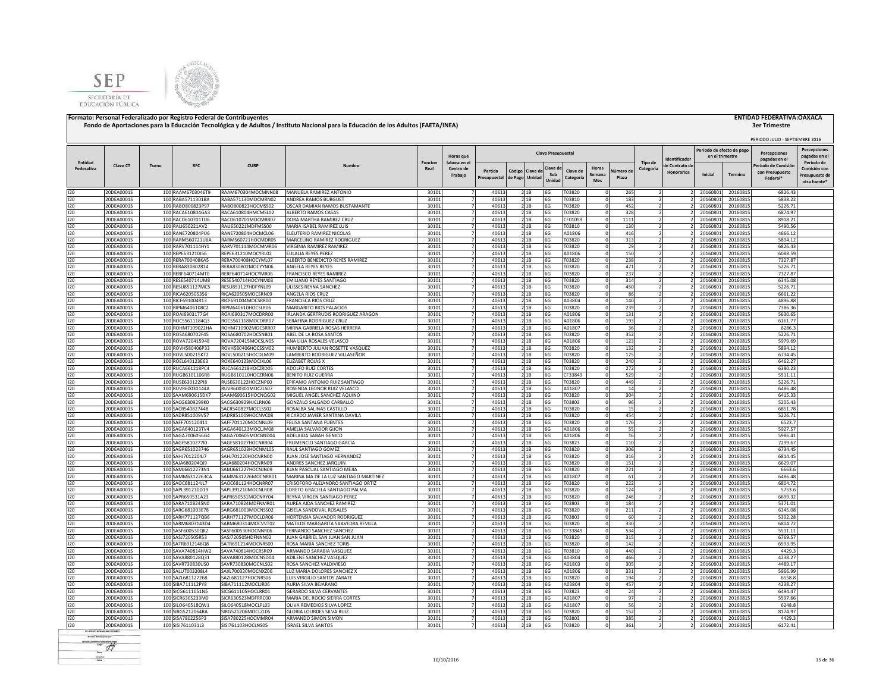**Formato: Personal Federalizado por Registro Federal de Contribuyentes**
**Fondo de Aportaciones para la Educación Tecnológica y de Adultos / Instituto Nacional para la Educación de los Adultos (FAETA/INEA)**

**ENTIDAD FEDERATIVA:OAXACA**
**3er Trimestre**

PERIODO JULIO - SEPTIEMBRE 2016

| Entidad Federativa | Clave CT | Turno | RFC | CURP | Nombre | Funcion Real | Horas que labora en el Centro de Trabajo | Clave Presupuestal | | | | | | | | Tipo de Categoría | Identificador de Contrato de Honorarios | Periodo de efecto de pago en el trimestre | | Percepciones pagadas en el Periodo de Comisión con Presupuesto Federal* | Percepciones pagadas en el Periodo de Comisión con Presupuesto de otra fuente* |
|---|---|---|---|---|---|---|---|---|---|---|---|---|---|---|---|---|---|---|---|---|---|
| | | | | | | | | Partida Presupuestal | Código de Pago | Clave de Unidad | Clave de Sub Unidad | Clave de Categoría | Horas Semana Mes | Número de Plaza | | | | Inicial | Termino | | |
| I20 | 20DEA0001S | 100 | RAAM6703046T9 | RAAM670304MOCMNN08 | MANUELA RAMIREZ ANTONIO | 30101 | 7 | 40613 | 2 | 1B | 6G | T03820 | 0 | 265 | 2 | 2 | 20160801 | 20160815 | 6826.43 | |
| I20 | 20DEA0001S | 100 | RABA5711301BA | RABA571130MOCMRN02 | ANDREA RAMOS BURGUET | 30101 | 7 | 40613 | 2 | 1B | 6G | T03810 | 0 | 183 | 2 | 2 | 20160801 | 20160815 | 5838.22 | |
| I20 | 20DEA0001S | 100 | RABO800823P97 | RABO800823HOCMSS02 | OSCAR DAMIAN RAMOS BUSTAMANTE | 30101 | 7 | 40613 | 2 | 1B | 6G | T03820 | 0 | 452 | 2 | 2 | 20160801 | 20160815 | 5226.71 | |
| I20 | 20DEA0001S | 100 | RACA610804GA3 | RACA610804HMCMSL02 | ALBERTO RAMOS CASAS | 30101 | 7 | 40613 | 2 | 1B | 6G | T03820 | 0 | 328 | 2 | 2 | 20160801 | 20160815 | 6874.97 | |
| I20 | 20DEA0001S | 100 | RACD610701TU6 | RACD610701MOCMRR07 | DORA MARTHA RAMIREZ CRUZ | 30101 | 7 | 40613 | 2 | 1B | 6G | CF01059 | 0 | 1111 | 2 | 2 | 20160801 | 20160815 | 8918.21 | |
| I20 | 20DEA0001S | 100 | RALI650221AV2 | RALI650221MDFMSS00 | MARIA ISABEL RAMIREZ LUIS | 30101 | 7 | 40613 | 2 | 1B | 6G | T03810 | 0 | 130 | 2 | 2 | 20160801 | 20160815 | 5490.56 | |
| I20 | 20DEA0001S | 100 | RANE720804PU6 | RANE720804HOCMCL06 | ELEUTERIO RAMIREZ NICOLAS | 30101 | 7 | 40613 | 2 | 1B | 6G | A01806 | 0 | 416 | 2 | 2 | 20160801 | 20160815 | 4666.12 | |
| I20 | 20DEA0001S | 100 | RARM560721U6A | RARM560721HOCMDR05 | MARCELINO RAMIREZ RODRIGUEZ | 30101 | 7 | 40613 | 2 | 1B | 6G | T03820 | 0 | 313 | 2 | 2 | 20160801 | 20160815 | 5894.12 | |
| I20 | 20DEA0001S | 100 | RARV701114HY1 | RARV701114MOCMMR06 | VIRGINIA RAMIREZ RAMIREZ | 30101 | 7 | 40613 | 2 | 1B | 6G | T03820 | 0 | 29 | 2 | 2 | 20160801 | 20160815 | 6826.43 | |
| I20 | 20DEA0001S | 100 | REPE631210JS6 | REPE631210MOCYRL02 | EULALIA REYES PEREZ | 30101 | 7 | 40613 | 2 | 1B | 6G | A01806 | 0 | 150 | 2 | 2 | 20160801 | 20160815 | 6088.59 | |
| I20 | 20DEA0001S | 100 | RERA700408KA5 | RERA700408HOCYML07 | ALBERTO BENEDICTO REYES RAMIREZ | 30101 | 7 | 40613 | 2 | 1B | 6G | T03820 | 0 | 238 | 2 | 2 | 20160801 | 20160815 | 7327.87 | |
| I20 | 20DEA0001S | 100 | RERA830802814 | RERA830802MOCYYN06 | ANGELA REYES REYES | 30101 | 7 | 40613 | 2 | 1B | 6G | T03820 | 0 | 471 | 2 | 2 | 20160801 | 20160815 | 5226.71 | |
| I20 | 20DEA0001S | 100 | RERF640714MT0 | RERF640714HOCYMR06 | FRANCISCO REYES RAMIREZ | 30101 | 7 | 40613 | 2 | 1B | 6G | T03820 | 0 | 237 | 2 | 2 | 20160801 | 20160815 | 7327.87 | |
| I20 | 20DEA0001S | 100 | RESE540714UM8 | RESE540714HOCYNM03 | EMILIANO REYES SANTIAGO | 30101 | 7 | 40613 | 2 | 1B | 6G | T03820 | 0 | 314 | 2 | 2 | 20160801 | 20160815 | 6345.08 | |
| I20 | 20DEA0001S | 100 | RESU851127MC5 | RESU851127HDFYNL09 | ULISSES REYNA SANCHEZ | 30101 | 7 | 40613 | 2 | 1B | 6G | T03820 | 0 | 450 | 2 | 2 | 20160801 | 20160815 | 5226.71 | |
| I20 | 20DEA0001S | 100 | RICA620505356 | RICA620505MOCSRN09 | ANGELA RIOS CRUZ | 30101 | 7 | 40613 | 2 | 1B | 6G | T03820 | 0 | 86 | 2 | 2 | 20160801 | 20160815 | 6661.22 | |
| I20 | 20DEA0001S | 100 | RICF691004R13 | RICF691004MOCSRR00 | FRANCISCA RIOS CRUZ | 30101 | 7 | 40613 | 2 | 1B | 6G | A03804 | 0 | 140 | 2 | 2 | 20160801 | 20160815 | 4896.88 | |
| I20 | 20DEA0001S | 100 | RIPM6406108C2 | RIPM640610HOCSLR06 | MARGARITO RIOS PALACIOS | 30101 | 7 | 40613 | 2 | 1B | 6G | T03820 | 0 | 239 | 2 | 2 | 20160801 | 20160815 | 7386.36 | |
| I20 | 20DEA0001S | 100 | ROAI6903177G4 | ROAI690317MOCDRR00 | IRLANDA GERTRUDIS RODRIGUEZ ARAGON | 30101 | 7 | 40613 | 2 | 1B | 6G | A01806 | 0 | 131 | 2 | 2 | 20160801 | 20160815 | 5630.65 | |
| I20 | 20DEA0001S | 100 | ROCS5611184Q3 | ROCS561118MOCDRR07 | SERAFINA RODRIGUEZ CRUZ | 30101 | 7 | 40613 | 2 | 1B | 6G | A01806 | 0 | 193 | 2 | 2 | 20160801 | 20160815 | 6161.77 | |
| I20 | 20DEA0001S | 100 | ROHM7109022HA | ROHM710902MOCSRR07 | MIRNA GABRIELA ROSAS HERRERA | 30101 | 7 | 40613 | 2 | 1B | 6G | A01807 | 0 | 36 | 2 | 2 | 20160801 | 20160815 | 6286.3 | |
| I20 | 20DEA0001S | 100 | ROSA680702F45 | ROSA680702HOCSNB01 | ABEL DE LA ROSA SANTOS | 30101 | 7 | 40613 | 2 | 1B | 6G | T03820 | 0 | 352 | 2 | 2 | 20160801 | 20160815 | 5226.71 | |
| I20 | 20DEA0001S | 100 | ROVA720415948 | ROVA720415MOCSLN05 | ANA LILIA ROSALES VELASCO | 30101 | 7 | 40613 | 2 | 1B | 6G | A01806 | 0 | 123 | 2 | 2 | 20160801 | 20160815 | 5979.69 | |
| I20 | 20DEA0001S | 100 | ROVH580406P33 | ROVH580406HOCSSM02 | HUMBERTO JULIAN ROSETTE VASQUEZ | 30101 | 7 | 40613 | 2 | 1B | 6G | T03820 | 0 | 132 | 2 | 2 | 20160801 | 20160815 | 5894.12 | |
| I20 | 20DEA0001S | 100 | ROVL500215KT2 | ROVL500215HOCDLM09 | LAMBERTO RODRIGUEZ VILLASEÑOR | 30101 | 7 | 40613 | 2 | 1B | 6G | T03820 | 0 | 175 | 2 | 2 | 20160801 | 20160815 | 6734.45 | |
| I20 | 20DEA0001S | 100 | ROEL640123E63 | ROXE640123MOCJXL06 | ELIZABET ROJAS X | 30101 | 7 | 40613 | 2 | 1B | 6G | T03820 | 0 | 240 | 2 | 2 | 20160801 | 20160815 | 6462.27 | |
| I20 | 20DEA0001S | 100 | RUCA661218PC4 | RUCA661218HOCZRD05 | ADOLFO RUIZ CORTES | 30101 | 7 | 40613 | 2 | 1B | 6G | T03820 | 0 | 272 | 2 | 2 | 20160801 | 20160815 | 6380.23 | |
| I20 | 20DEA0001S | 100 | RUGB6101106R8 | RUGB610110HOCZRN06 | BENITO RUIZ GUERRA | 30101 | 7 | 40613 | 2 | 1B | 6G | CF33849 | 0 | 529 | 2 | 2 | 20160801 | 20160815 | 5511.11 | |
| I20 | 20DEA0001S | 100 | RUSE630122PI8 | RUSE630122HOCZNP00 | EPIFANIO ANTONIO RUIZ SANTIAGO | 30101 | 7 | 40613 | 2 | 1B | 6G | T03820 | 0 | 449 | 2 | 2 | 20160801 | 20160815 | 5226.71 | |
| I20 | 20DEA0001S | 100 | RUVR60030144A | RUVR600301MOCZLS07 | ROSENDA LEONOR RUIZ VELASCO | 30101 | 7 | 40613 | 2 | 1B | 6G | A01807 | 0 | 14 | 2 | 2 | 20160801 | 20160815 | 6486.48 | |
| I20 | 20DEA0001S | 100 | SAAM690615DK7 | SAAM690615HOCNQG02 | MIGUEL ANGEL SANCHEZ AQUINO | 30101 | 7 | 40613 | 2 | 1B | 6G | T03820 | 0 | 304 | 2 | 2 | 20160801 | 20160815 | 6415.33 | |
| I20 | 20DEA0001S | 100 | SACG6309299K0 | SACG630929HJCLRN06 | GONZALO SALGADO CARBALLO | 30101 | 7 | 40613 | 2 | 1B | 6G | T03803 | 0 | 96 | 2 | 2 | 20160801 | 20160815 | 5205.43 | |
| I20 | 20DEA0001S | 100 | SACR540827448 | SACR540827MOCLSS02 | ROSALBA SALINAS CASTILLO | 30101 | 7 | 40613 | 2 | 1B | 6G | T03820 | 0 | 15 | 2 | 2 | 20160801 | 20160815 | 6851.78 | |
| I20 | 20DEA0001S | 100 | SADR851009V57 | SADR851009HOCNVC08 | RICARDO JAVIER SANTANA DAVILA | 30101 | 7 | 40613 | 2 | 1B | 6G | T03820 | 0 | 454 | 2 | 2 | 20160801 | 20160815 | 5226.71 | |
| I20 | 20DEA0001S | 100 | SAFF701120411 | SAFF701120MOCNNL09 | FELISA SANTANA FUENTES | 30101 | 7 | 40613 | 2 | 1B | 6G | T03820 | 0 | 176 | 2 | 2 | 20160801 | 20160815 | 6523.7 | |
| I20 | 20DEA0001S | 100 | SAGA640123TV4 | SAGA640123MOCLJM08 | AMELIA SALVADOR GIJON | 30101 | 7 | 40613 | 2 | 1B | 6G | A01806 | 0 | 55 | 2 | 2 | 20160801 | 20160815 | 5927.57 | |
| I20 | 20DEA0001S | 100 | SAGA7006056G4 | SAGA700605MOCBND04 | ADELAIDA SABAH GENICO | 30101 | 7 | 40613 | 2 | 1B | 6G | A01806 | 0 | 16 | 2 | 2 | 20160801 | 20160815 | 5986.41 | |
| I20 | 20DEA0001S | 100 | SAGF5810277I0 | SAGF581027HOCNRR04 | FRUMENCIO SANTIAGO GARCIA | 30101 | 7 | 40613 | 2 | 1B | 6G | T03823 | 0 | 110 | 2 | 2 | 20160801 | 20160815 | 7299.67 | |
| I20 | 20DEA0001S | 100 | SAGR6510237A6 | SAGR651023HOCNML05 | RAUL SANTIAGO GOMEZ | 30101 | 7 | 40613 | 2 | 1B | 6G | T03820 | 0 | 306 | 2 | 2 | 20160801 | 20160815 | 6734.45 | |
| I20 | 20DEA0001S | 100 | SAHJ701220407 | SAHJ701220HOCNRN00 | JUAN JOSE SANTIAGO HERNANDEZ | 30101 | 7 | 40613 | 2 | 1B | 6G | T03820 | 0 | 316 | 2 | 2 | 20160801 | 20160815 | 6814.45 | |
| I20 | 20DEA0001S | 100 | SAJA680204QI9 | SAJA680204HOCNRN09 | ANDRES SANCHEZ JARQUIN | 30101 | 7 | 40613 | 2 | 1B | 6G | T03820 | 0 | 151 | 2 | 2 | 20160801 | 20160815 | 6629.07 | |
| I20 | 20DEA0001S | 100 | SAMJ6612273N1 | SAMJ661227HOCNJN09 | JUAN PASCUAL SANTIAGO MEJIA | 30101 | 7 | 40613 | 2 | 1B | 6G | T03820 | 0 | 221 | 2 | 2 | 20160801 | 20160815 | 6663.6 | |
| I20 | 20DEA0001S | 100 | SAMM6312263CA | SAMM631226MOCNRR01 | MARINA MA DE LA LUZ SANTIAGO MARTINEZ | 30101 | 7 | 40613 | 2 | 1B | 6G | A01807 | 0 | 61 | 2 | 2 | 20160801 | 20160815 | 6486.48 | |
| I20 | 20DEA0001S | 100 | SAOC681124JL7 | SAOC681124HOCNRR07 | CRISOFORO ALEJANDRO SANTIAGO ORTIZ | 30101 | 7 | 40613 | 2 | 1B | 6G | T03820 | 0 | 222 | 2 | 2 | 20160801 | 20160815 | 6804.72 | |
| I20 | 20DEA0001S | 100 | SAPL391210D19 | SAPL391210MOCNLR08 | LORETO GRACIELA SANTIAGO PALMA | 30101 | 7 | 40613 | 2 | 1B | 6G | T03820 | 0 | 124 | 2 | 2 | 20160801 | 20160815 | 5753.6 | |
| I20 | 20DEA0001S | 100 | SAPR650531A23 | SAPR650531MOCNRY04 | REYNA VIRGEN SANTIAGO PEREZ | 30101 | 7 | 40613 | 2 | 1B | 6G | T03820 | 0 | 246 | 2 | 2 | 20160801 | 20160815 | 6699.32 | |
| I20 | 20DEA0001S | 100 | SARA7108245N0 | SARA710824MDFNMR01 | AUREA AIDA SANCHEZ RAMIREZ | 30101 | 7 | 40613 | 2 | 1B | 6G | T03803 | 0 | 184 | 2 | 2 | 20160801 | 20160815 | 5371.01 | |
| I20 | 20DEA0001S | 100 | SARG681003E78 | SARG681003MOCNSS02 | GISELA SANDOVAL ROSALES | 30101 | 7 | 40613 | 2 | 1B | 6G | T03820 | 0 | 211 | 2 | 2 | 20160801 | 20160815 | 6345.08 | |
| I20 | 20DEA0001S | 100 | SARH771127QB6 | SARH771127MOCLDR06 | HORTENSIA SALVADOR RODRIGUEZ | 30101 | 7 | 40613 | 2 | 1B | 6G | T03803 | 0 | 60 | 2 | 2 | 20160801 | 20160815 | 5302.28 | |
| I20 | 20DEA0001S | 100 | SARM680314304 | SARM680314MOCVVT02 | MATILDE MARGARITA SAAVEDRA REVILLA | 30101 | 7 | 40613 | 2 | 1B | 6G | T03820 | 0 | 330 | 2 | 2 | 20160801 | 20160815 | 6804.72 | |
| I20 | 20DEA0001S | 100 | SASF600530QK2 | SASF600530HOCNNR06 | FERNANDO SANCHEZ SANCHEZ | 30101 | 7 | 40613 | 2 | 1B | 6G | CF33849 | 0 | 534 | 2 | 2 | 20160801 | 20160815 | 5511.11 | |
| I20 | 20DEA0001S | 100 | SASJ720505R53 | SASJ720505HDFNNN02 | JUAN GABRIEL SAN JUAN SAN JUAN | 30101 | 7 | 40613 | 2 | 1B | 6G | T03820 | 0 | 315 | 2 | 2 | 20160801 | 20160815 | 6769.57 | |
| I20 | 20DEA0001S | 100 | SATR6912146Q8 | SATR691214MOCNRS00 | ROSA MARIA SANCHEZ TORIS | 30101 | 7 | 40613 | 2 | 1B | 6G | T03820 | 0 | 142 | 2 | 2 | 20160801 | 20160815 | 6593.95 | |
| I20 | 20DEA0001S | 100 | SAVA740814HW2 | SAVA740814HOCRSR09 | ARMANDO SARABIA VASQUEZ | 30101 | 7 | 40613 | 2 | 1B | 6G | T03810 | 0 | 440 | 2 | 2 | 20160801 | 20160815 | 4429.3 | |
| I20 | 20DEA0001S | 100 | SAVA880128Q31 | SAVA880128MOCNSD04 | ADILENE SANCHEZ VASQUEZ | 30101 | 7 | 40613 | 2 | 1B | 6G | A03804 | 0 | 466 | 2 | 2 | 20160801 | 20160815 | 4238.27 | |
| I20 | 20DEA0001S | 100 | SAVR730830US0 | SAVR730830MOCNLS02 | ROSA SANCHEZ VALDIVIESO | 30101 | 7 | 40613 | 2 | 1B | 6G | A01803 | 0 | 305 | 2 | 2 | 20160801 | 20160815 | 4489.17 | |
| I20 | 20DEA0001S | 100 | SALU7003208L4 | SAXL700320MOCNXZ06 | LUZ MARIA DOLORES SANCHEZ X | 30101 | 7 | 40613 | 2 | 1B | 6G | A01806 | 0 | 331 | 2 | 2 | 20160801 | 20160815 | 5966.99 | |
| I20 | 20DEA0001S | 100 | SAZL681127268 | SAZL681127HOCNRS06 | LUIS VIRGILIO SANTOS ZARATE | 30101 | 7 | 40613 | 2 | 1B | 6G | T03820 | 0 | 194 | 2 | 2 | 20160801 | 20160815 | 6558.8 | |
| I20 | 20DEA0001S | 100 | SIBA711112PY8 | SIBA711112MOCLJR06 | AURIA SILVA BEJARANO | 30101 | 7 | 40613 | 2 | 1B | 6G | A03804 | 0 | 457 | 2 | 2 | 20160801 | 20160815 | 4238.27 | |
| I20 | 20DEA0001S | 100 | SICG6111051N5 | SICG611105HOCLRR01 | GERARDO SILVA CERVANTES | 30101 | 7 | 40613 | 2 | 1B | 6G | T03823 | 0 | 24 | 2 | 2 | 20160801 | 20160815 | 6494.47 | |
| I20 | 20DEA0001S | 100 | SICR630523SM0 | SICR630523MDFRRC00 | MARIA DEL ROCIO SIERRA CORTES | 30101 | 7 | 40613 | 2 | 1B | 6G | A01807 | 0 | 97 | 2 | 2 | 20160801 | 20160815 | 5597.66 | |
| I20 | 20DEA0001S | 100 | SILO640518QW1 | SILO640518MOCLPL03 | OLIVA REMEDIOS SILVA LOPEZ | 30101 | 7 | 40613 | 2 | 1B | 6G | A01807 | 0 | 56 | 2 | 2 | 20160801 | 20160815 | 6248.8 | |
| I20 | 20DEA0001S | 100 | SIRG5212064RA | SIRG521206MOCLZL05 | GLORIA LOURDES SILVA RUIZ | 30101 | 7 | 40613 | 2 | 1B | 6G | T03820 | 0 | 152 | 2 | 2 | 20160801 | 20160815 | 8174.97 | |
| I20 | 20DEA0001S | 100 | SISA7802256P3 | SISA780225HOCMMR04 | ARMANDO SIMON SIMON | 30101 | 7 | 40613 | 2 | 1B | 6G | T03803 | 0 | 385 | 2 | 2 | 20160801 | 20160815 | 4429.3 | |
| I20 | 20DEA0001S | 100 | SISI7611031L3 | SISI761103HOCLNS05 | ISRAEL SILVA SANTOS | 30101 | 7 | 40613 | 2 | 1B | 6G | T03820 | 0 | 361 | 2 | 2 | 20160801 | 20160815 | 6172.41 | |

10/10/2016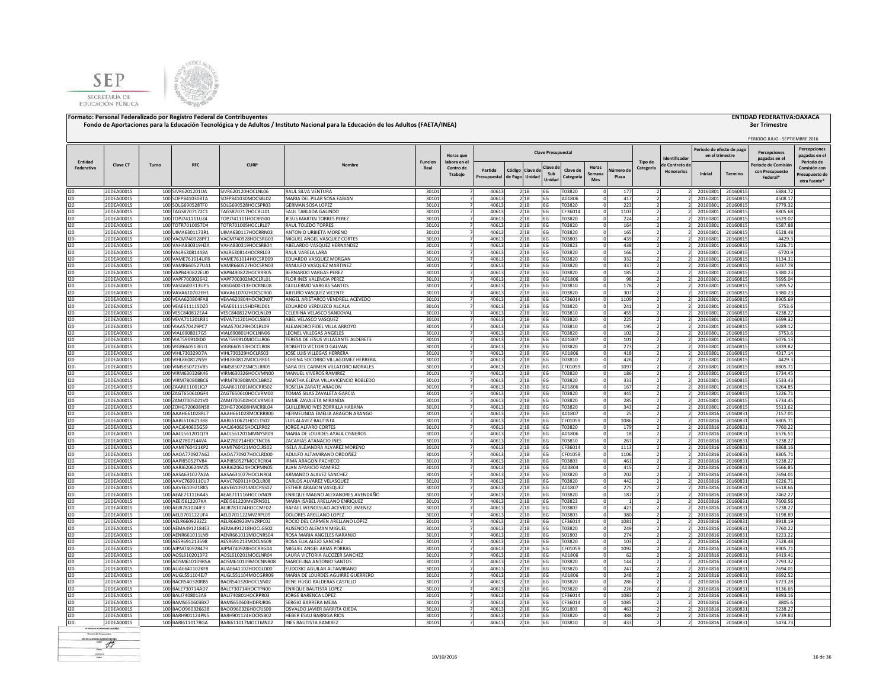**Formato: Personal Federalizado por Registro Federal de Contribuyentes**

**ENTIDAD FEDERATIVA:OAXACA**

**Fondo de Aportaciones para la Educación Tecnológica y de Adultos / Instituto Nacional para la Educación de los Adultos (FAETA/INEA)**

**3er Trimestre**

PERIODO JULIO - SEPTIEMBRE 2016

| Entidad Federativa | Clave CT | Turno | RFC | CURP | Nombre | Funcion Real | Horas que labora en el Centro de Trabajo | Clave Presupuestal | | | | | | | | Tipo de Categoría | Identificador de Contrato de Honorarios | Periodo de efecto de pago en el trimestre | | Percepciones pagadas en el Periodo de Comisión con Presupuesto Federal* | Percepciones pagadas en el Periodo de Comisión con Presupuesto de otra fuente* |
|---|---|---|---|---|---|---|---|---|---|---|---|---|---|---|---|---|---|---|---|---|---|
| | | | | | | | | Partida Presupuestal | Código de Pago | Clave de Unidad | Clave de Sub Unidad | Clave de Categoría | Horas Semana Mes | Número de Plaza | | | | Inicial | Termino | | |
| I20 | 20DEA0001S | 100 | SIVR6201201UA | SIVR620120HOCLNL06 | RAUL SILVA VENTURA | 30101 | 7 | 40613 | 2 | 1B | 6G | T03820 | 0 | 177 | 2 | 2 | 20160801 | 20160815 | 6884.72 | |
| I20 | 20DEA0001S | 100 | SOFP841030BTA | SOFP841030MOCSBL02 | MARIA DEL PILAR SOSA FABIAN | 30101 | 7 | 40613 | 2 | 1B | 6G | A01806 | 0 | 417 | 2 | 2 | 20160801 | 20160815 | 4508.17 | |
| I20 | 20DEA0001S | 100 | SOLG690528TF0 | SOLG690528HOCSPR03 | GERMAN SOSA LOPEZ | 30101 | 7 | 40613 | 2 | 1B | 6G | T03820 | 0 | 223 | 2 | 2 | 20160801 | 20160815 | 6779.32 | |
| I20 | 20DEA0001S | 100 | TAGS8707172C1 | TAGS870717HOCBLL01 | SAUL TABLADA GALINDO | 30101 | 7 | 40613 | 2 | 1B | 6G | CF36014 | 0 | 1103 | 2 | 2 | 20160801 | 20160815 | 8805.68 | |
| I20 | 20DEA0001S | 100 | TOPJ741111UZ4 | TOPJ741111HOCRRS00 | JESUS MARTIN TORRES PEREZ | 30101 | 7 | 40613 | 2 | 1B | 6G | T03820 | 0 | 224 | 2 | 2 | 20160801 | 20160815 | 6629.07 | |
| I20 | 20DEA0001S | 100 | TOTR7010057D4 | TOTR701005HOCLRL07 | RAUL TOLEDO TORRES | 30101 | 7 | 40613 | 2 | 1B | 6G | T03820 | 0 | 164 | 2 | 2 | 20160801 | 20160815 | 6587.88 | |
| I20 | 20DEA0001S | 100 | UIMA6301173R1 | UIMA630117HOCRRN03 | ANTONIO URBIETA MORENO | 30101 | 7 | 40613 | 2 | 1B | 6G | T03820 | 0 | 165 | 2 | 2 | 20160801 | 20160815 | 6528.48 | |
| I20 | 20DEA0001S | 100 | VACM740928PF1 | VACM740928HOCSRG03 | MIGUEL ANGEL VASQUEZ CORTES | 30101 | 7 | 40613 | 2 | 1B | 6G | T03803 | 0 | 439 | 2 | 2 | 20160801 | 20160815 | 4429.3 | |
| I20 | 20DEA0001S | 100 | VAHA830319HZA | VAHA830319HOCSRB04 | ABELARDO VASQUEZ HERNANDEZ | 30101 | 7 | 40613 | 2 | 1B | 6G | T03823 | 0 | 438 | 2 | 2 | 20160801 | 20160815 | 5226.71 | |
| I20 | 20DEA0001S | 100 | VALR63081448A | VALR630814HOCRRL03 | RAUL VARELA LARA | 30101 | 7 | 40613 | 2 | 1B | 6G | T03820 | 0 | 166 | 2 | 2 | 20160801 | 20160815 | 6720.9 | |
| I20 | 20DEA0001S | 100 | VAME761014UF8 | VAME761014HOCSRD09 | EDUARDO VASQUEZ MORGAN | 30101 | 7 | 40613 | 2 | 1B | 6G | T03820 | 0 | 332 | 2 | 2 | 20160801 | 20160815 | 6134.31 | |
| I20 | 20DEA0001S | 100 | VAMR660527UA1 | VAMR660527HOCSRN03 | RANULFO VASQUEZ MARTINEZ | 30101 | 7 | 40613 | 2 | 1B | 6G | T03820 | 0 | 337 | 2 | 2 | 20160801 | 20160815 | 6037.78 | |
| I20 | 20DEA0001S | 100 | VAPB490822EU0 | VAPB490822HOCRRR05 | BERNARDO VARGAS PEREZ | 30101 | 7 | 40613 | 2 | 1B | 6G | T03820 | 0 | 185 | 2 | 2 | 20160801 | 20160815 | 6380.23 | |
| I20 | 20DEA0001S | 100 | VAPF700302642 | VAPF700302MOCLRL01 | FLOR INES VALENCIA PEREZ | 30101 | 7 | 40613 | 2 | 1B | 6G | A01806 | 0 | 98 | 2 | 2 | 20160801 | 20160815 | 5695.04 | |
| I20 | 20DEA0001S | 100 | VASG600313UP5 | VASG600313HOCRNL08 | GUILLERMO VARGAS SANTOS | 30101 | 7 | 40613 | 2 | 1B | 6G | T03810 | 0 | 178 | 2 | 2 | 20160801 | 20160815 | 5895.52 | |
| I20 | 20DEA0001S | 100 | VAVA610702EH1 | VAVA610702HOCSCR00 | ARTURO VASQUEZ VICENTE | 30101 | 7 | 40613 | 2 | 1B | 6G | T03820 | 0 | 307 | 2 | 2 | 20160801 | 20160815 | 6380.23 | |
| I20 | 20DEA0001S | 100 | VEAA620804FA8 | VEAA620804HOCNCN07 | ANGEL ARISTARCO VENDRELL ACEVEDO | 30101 | 7 | 40613 | 2 | 1B | 6G | CF36014 | 0 | 1109 | 2 | 2 | 20160801 | 20160815 | 8905.69 | |
| I20 | 20DEA0001S | 100 | VEAE611115DZ0 | VEAE611115HDFRLD01 | EDUARDO VERDUZCO ALCALA | 30101 | 7 | 40613 | 2 | 1B | 6G | T03820 | 0 | 241 | 2 | 2 | 20160801 | 20160815 | 5753.6 | |
| I20 | 20DEA0001S | 100 | VESC840812EA4 | VESC840812MOCLNL09 | CELERINA VELASCO SANDOVAL | 30101 | 7 | 40613 | 2 | 1B | 6G | T03810 | 0 | 455 | 2 | 2 | 20160801 | 20160815 | 4238.27 | |
| I20 | 20DEA0001S | 100 | VEVA711201R31 | VEVA711201HOCLSB03 | ABEL VELASCO VASQUEZ | 30101 | 7 | 40613 | 2 | 1B | 6G | T03820 | 0 | 225 | 2 | 2 | 20160801 | 20160815 | 6699.32 | |
| I20 | 20DEA0001S | 100 | VIAA570429PC7 | VIAA570429HOCLRL09 | ALEJANDRO FIDEL VILLA ARROYO | 30101 | 7 | 40613 | 2 | 1B | 6G | T03810 | 0 | 195 | 2 | 2 | 20160801 | 20160815 | 6089.12 | |
| I20 | 20DEA0001S | 100 | VIAL6908017G5 | VIAL690801HOCLNN06 | LEONEL VILLEGAS ANGELES | 30101 | 7 | 40613 | 2 | 1B | 6G | T03820 | 0 | 102 | 2 | 2 | 20160801 | 20160815 | 5753.6 | |
| I20 | 20DEA0001S | 100 | VIAT590910ID0 | VIAT590910MOCLLR06 | TERESA DE JESUS VILLASANTE ALDERETE | 30101 | 7 | 40613 | 2 | 1B | 6G | A01807 | 0 | 101 | 2 | 2 | 20160801 | 20160815 | 6076.13 | |
| I20 | 20DEA0001S | 100 | VIGR660513EU1 | VIGR660513HOCCLB08 | ROBERTO VICTORIO GALVAN | 30101 | 7 | 40613 | 2 | 1B | 6G | T03820 | 0 | 273 | 2 | 2 | 20160801 | 20160815 | 6839.82 | |
| I20 | 20DEA0001S | 100 | VIHL730329D7A | VIHL730329HOCLRS03 | JOSE LUIS VILLEGAS HERRERA | 30101 | 7 | 40613 | 2 | 1B | 6G | A01806 | 0 | 418 | 2 | 2 | 20160801 | 20160815 | 4317.14 | |
| I20 | 20DEA0001S | 100 | VIHL860812N59 | VIHL860812MOCLRR01 | LORENA SOCORRO VILLAGOMEZ HERRERA | 30101 | 7 | 40613 | 2 | 1B | 6G | T03810 | 0 | 426 | 2 | 2 | 20160801 | 20160815 | 4429.3 | |
| I20 | 20DEA0001S | 100 | VIMS850723VB5 | VIMS850723MCSLRR05 | SARA DEL CARMEN VILLATORO MORALES | 30101 | 7 | 40613 | 2 | 1B | 6G | CF01059 | 0 | 1097 | 2 | 2 | 20160801 | 20160815 | 8805.71 | |
| I20 | 20DEA0001S | 100 | VIRM630326K46 | VIRM630326HOCVMN00 | MANUEL VIVEROS RAMIREZ | 30101 | 7 | 40613 | 2 | 1B | 6G | T03820 | 0 | 186 | 2 | 2 | 20160801 | 20160815 | 6734.45 | |
| I20 | 20DEA0001S | 100 | VIRM780808BC6 | VIRM780808MOCLBR02 | MARTHA ELENA VILLAVICENCIO ROBLEDO | 30101 | 7 | 40613 | 2 | 1B | 6G | T03820 | 0 | 333 | 2 | 2 | 20160801 | 20160815 | 6533.43 | |
| I20 | 20DEA0001S | 100 | ZAAR611001IQ7 | ZAAR611001MOCRRS02 | ROSELIA ZARATE ARAGON | 30101 | 7 | 40613 | 2 | 1B | 6G | A01806 | 0 | 167 | 2 | 2 | 20160801 | 20160815 | 6264.85 | |
| I20 | 20DEA0001S | 100 | ZAGT650610GF4 | ZAGT650610HOCVRM00 | TOMAS SILAS ZAVALETA GARCIA | 30101 | 7 | 40613 | 2 | 1B | 6G | T03820 | 0 | 445 | 2 | 2 | 20160801 | 20160815 | 5226.71 | |
| I20 | 20DEA0001S | 100 | ZAMJ7005021V0 | ZAMJ700502HOCVRM03 | JAIME ZAVALETA MIRANDA | 30101 | 7 | 40613 | 2 | 1B | 6G | T03820 | 0 | 285 | 2 | 2 | 20160801 | 20160815 | 6734.45 | |
| I20 | 20DEA0001S | 100 | ZOHG720608NS8 | ZOHG720608HMCRBL04 | GUILLERMO IVES ZORRILLA HABANA | 30101 | 7 | 40613 | 2 | 1B | 6G | T03820 | 0 | 343 | 2 | 2 | 20160801 | 20160815 | 5513.62 | |
| I20 | 20DEA0001S | 100 | AAAH661028RL7 | AAAH661028MOCRRR00 | HERMELINDA EMELIA ARAGON ARANGO | 30101 | 7 | 40613 | 2 | 1B | 6G | A01807 | 0 | 25 | 2 | 2 | 20160816 | 20160831 | 7157.01 | |
| I20 | 20DEA0001S | 100 | AABL610621388 | AABL610621HOCLTS02 | LUIS ALAVEZ BAUTISTA | 30101 | 7 | 40613 | 2 | 1B | 6G | CF01059 | 0 | 1086 | 2 | 2 | 20160816 | 20160831 | 8805.71 | |
| I20 | 20DEA0001S | 100 | AACJ640605G59 | AACJ640605HOCLRR02 | JORGE ALFARO CORTES | 30101 | 7 | 40613 | 2 | 1B | 6G | T03820 | 0 | 179 | 2 | 2 | 20160816 | 20160831 | 7760.22 | |
| I20 | 20DEA0001S | 100 | AACL561201QT9 | AACL561201MMNYSR09 | MARIA DE LOURDES AYALA CISNEROS | 30101 | 7 | 40613 | 2 | 1B | 6G | A01806 | 0 | 18 | 2 | 2 | 20160816 | 20160831 | 6576.51 | |
| I20 | 20DEA0001S | 100 | AAIZ7807144V4 | AAIZ780714HOCTNC06 | ZACARIAS ATANACIO INES | 30101 | 7 | 40613 | 2 | 1B | 6G | T03810 | 0 | 267 | 2 | 2 | 20160816 | 20160831 | 5238.27 | |
| I20 | 20DEA0001S | 100 | AAMI760421KP2 | AAMI760421MOCLRS02 | ISELA ALEJANDRA ALVAREZ MORENO | 30101 | 7 | 40613 | 2 | 1B | 6G | CF36014 | 0 | 1113 | 2 | 2 | 20160816 | 20160831 | 8868.16 | |
| I20 | 20DEA0001S | 100 | AAOA770927A62 | AAOA770927HOCLRD00 | ADULFO ALTAMIRANO ORDOÑEZ | 30101 | 7 | 40613 | 2 | 1B | 6G | CF01059 | 0 | 1106 | 2 | 2 | 20160816 | 20160831 | 8805.71 | |
| I20 | 20DEA0001S | 100 | AAPI850527V84 | AAPI850527MOCRCR04 | IRMA ARAGON PACHECO | 30101 | 7 | 40613 | 2 | 1B | 6G | T03803 | 0 | 461 | 2 | 2 | 20160816 | 20160831 | 5238.27 | |
| I20 | 20DEA0001S | 100 | AARJ620624MZ5 | AARJ620624HOCPMN05 | JUAN APARICIO RAMIREZ | 30101 | 7 | 40613 | 2 | 1B | 6G | A03804 | 0 | 415 | 2 | 2 | 20160816 | 20160831 | 5666.85 | |
| I20 | 20DEA0001S | 100 | AASA631027A2A | AASA631027HOCLNR04 | ARMANDO ALAVEZ SANCHEZ | 30101 | 7 | 40613 | 2 | 1B | 6G | T03820 | 0 | 202 | 2 | 2 | 20160816 | 20160831 | 7694.01 | |
| I20 | 20DEA0001S | 100 | AAVC760911CU7 | AAVC760911HOCLLR08 | CARLOS ALVAREZ VELASQUEZ | 30101 | 7 | 40613 | 2 | 1B | 6G | T03820 | 0 | 442 | 2 | 2 | 20160816 | 20160831 | 6226.71 | |
| I20 | 20DEA0001S | 100 | AAVE610921RK5 | AAVE610921MOCRSS07 | ESTHER ARAGON VASQUEZ | 30101 | 7 | 40613 | 2 | 1B | 6G | A01807 | 0 | 275 | 2 | 2 | 20160816 | 20160831 | 6618.66 | |
| I20 | 20DEA0001S | 100 | AEAE711116A45 | AEAE711116HOCLVN09 | ENRIQUE MAGNO ALEXANDRES AVENDAÑO | 30101 | 7 | 40613 | 2 | 1B | 6G | T03820 | 0 | 187 | 2 | 2 | 20160816 | 20160831 | 7462.27 | |
| I20 | 20DEA0001S | 100 | AEEI5612207KA | AEEI561220MVZRNS01 | MARIA ISABEL ARELLANO ENRIQUEZ | 30101 | 7 | 40613 | 2 | 1B | 6G | T03823 | 0 | 1 | 2 | 2 | 20160816 | 20160831 | 7600.56 | |
| I20 | 20DEA0001S | 100 | AEJR781024IF3 | AEJR781024HOCCMF02 | RAFAEL WENCESLAO ACEVEDO JIMENEZ | 30101 | 7 | 40613 | 2 | 1B | 6G | T03803 | 0 | 423 | 2 | 2 | 20160816 | 20160831 | 5238.27 | |
| I20 | 20DEA0001S | 100 | AELD701122UF4 | AELD701122MVZRPL09 | DOLORES ARELLANO LOPEZ | 30101 | 7 | 40613 | 2 | 1B | 6G | T03803 | 0 | 380 | 2 | 2 | 20160816 | 20160831 | 6198.89 | |
| I20 | 20DEA0001S | 100 | AELR6609232Z2 | AELR660923MVZRPC02 | ROCIO DEL CARMEN ARELLANO LOPEZ | 30101 | 7 | 40613 | 2 | 1B | 6G | CF36014 | 0 | 1081 | 2 | 2 | 20160816 | 20160831 | 8918.19 | |
| I20 | 20DEA0001S | 100 | AEMA4912184E3 | AEMA491218HOCLGS02 | AUSENCIO ALEMAN MIGUEL | 30101 | 7 | 40613 | 2 | 1B | 6G | T03820 | 0 | 249 | 2 | 2 | 20160816 | 20160831 | 7760.22 | |
| I20 | 20DEA0001S | 100 | AENR661011LN9 | AENR661011MOCNRS04 | ROSA MARIA ANGELES NARANJO | 30101 | 7 | 40613 | 2 | 1B | 6G | S01803 | 0 | 274 | 2 | 2 | 20160816 | 20160831 | 6223.22 | |
| I20 | 20DEA0001S | 100 | AESR691213598 | AESR691213MOCLNS09 | ROSA ELIA ALEJO SANCHEZ | 30101 | 7 | 40613 | 2 | 1B | 6G | T03820 | 0 | 103 | 2 | 2 | 20160816 | 20160831 | 7528.48 | |
| I20 | 20DEA0001S | 100 | AIPM740928479 | AIPM740928HOCRRG04 | MIGUEL ANGEL ARIAS PORRAS | 30101 | 7 | 40613 | 2 | 1B | 6G | CF01059 | 0 | 1092 | 2 | 2 | 20160816 | 20160831 | 8905.71 | |
| I20 | 20DEA0001S | 100 | AOSL6102013P2 | AOSL610201MOCLNR04 | LAURA VICTORIA ALCOZER SANCHEZ | 30101 | 7 | 40613 | 2 | 1B | 6G | A01806 | 0 | 62 | 2 | 2 | 20160816 | 20160831 | 6419.41 | |
| I20 | 20DEA0001S | 100 | AOSM610109R5A | AOSM610109MOCNNR08 | MARCELINA ANTONIO SANTOS | 30101 | 7 | 40613 | 2 | 1B | 6G | T03820 | 0 | 144 | 2 | 2 | 20160816 | 20160831 | 7793.32 | |
| I20 | 20DEA0001S | 100 | AUAE641102KF8 | AUAE641102HOCGLD00 | EUDOXIO AGUILAR ALTAMIRANO | 30101 | 7 | 40613 | 2 | 1B | 6G | T03820 | 0 | 247 | 2 | 2 | 20160816 | 20160831 | 7694.01 | |
| I20 | 20DEA0001S | 100 | AUGL551104EJ7 | AUGL551104MOCGRR09 | MARIA DE LOURDES AGUIRRE GUERRERO | 30101 | 7 | 40613 | 2 | 1B | 6G | A01806 | 0 | 248 | 2 | 2 | 20160816 | 20160831 | 6692.52 | |
| I20 | 20DEA0001S | 100 | BACR540320RB5 | BACR540320HOCLSN02 | RENE HUGO BALDERAS CASTILLO | 30101 | 7 | 40613 | 2 | 1B | 6G | T03820 | 0 | 286 | 2 | 2 | 20160816 | 20160831 | 6723.28 | |
| I20 | 20DEA0001S | 100 | BALE730714AD7 | BALE730714HOCTPN00 | ENRIQUE BAUTISTA LOPEZ | 30101 | 7 | 40613 | 2 | 1B | 6G | T03820 | 0 | 226 | 2 | 2 | 20160816 | 20160831 | 8136.65 | |
| I20 | 20DEA0001S | 100 | BALJ7408013A9 | BALJ740801HOCRPR03 | JORGE BARENCA LÓPEZ | 30101 | 7 | 40613 | 2 | 1B | 6G | CF36014 | 0 | 1083 | 2 | 2 | 20160816 | 20160831 | 8893.16 | |
| I20 | 20DEA0001S | 100 | BAMS650603BX7 | BAMS650603HDFRJR06 | SERGIO BARRERA MEJIA | 30101 | 7 | 40613 | 2 | 1B | 6G | CF36014 | 0 | 1085 | 2 | 2 | 20160816 | 20160831 | 8805.6 | |
| I20 | 20DEA0001S | 100 | BAOO960326638 | BAOO960326HOCRJS00 | OSVALDO JAVIER BARRITA OJEDA | 30101 | 7 | 40613 | 2 | 1B | 6G | S01803 | 0 | 463 | 2 | 2 | 20160816 | 20160831 | 5238.27 | |
| I20 | 20DEA0001S | 100 | BARH901124PN5 | BARH901124HOCRSB02 | HEBER ESAU BARRIGA RIOS | 30101 | 7 | 40613 | 2 | 1B | 6G | T03820 | 0 | 388 | 2 | 2 | 20160816 | 20160831 | 6739.84 | |
| I20 | 20DEA0001S | 100 | BARI611017RGA | BARI611017MOCTMN02 | INES BAUTISTA RAMIREZ | 30101 | 7 | 40613 | 2 | 1B | 6G | T03810 | 0 | 433 | 2 | 2 | 20160816 | 20160831 | 5474.73 | |

10/10/2016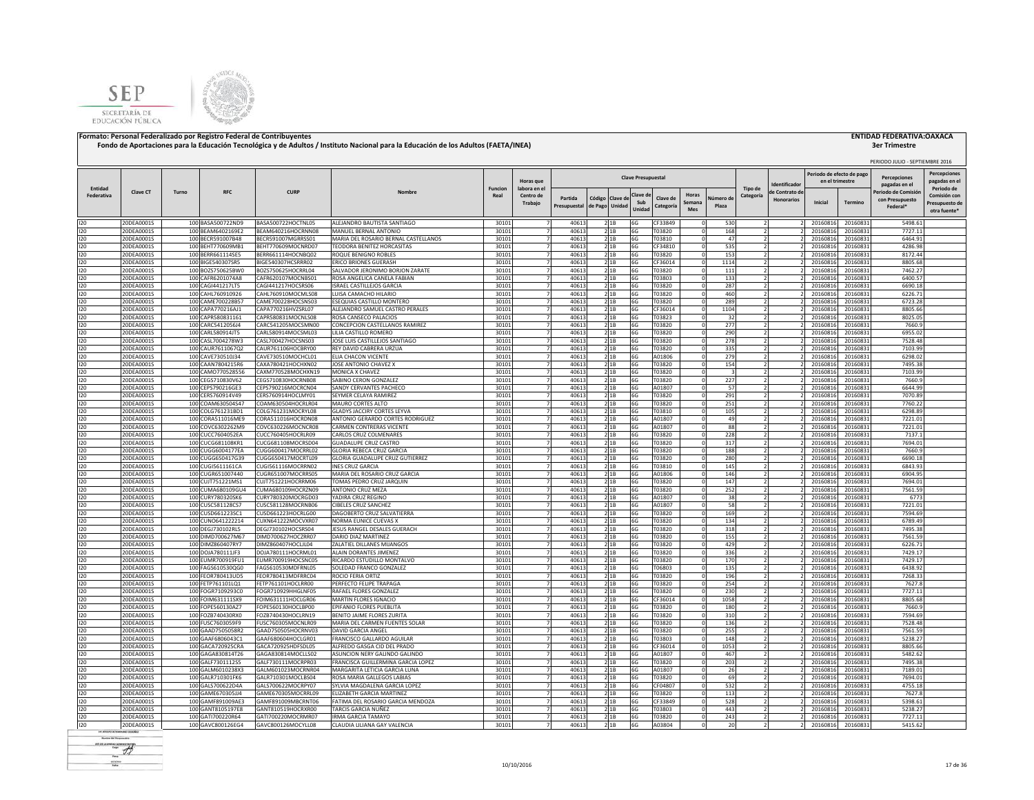**Formato: Personal Federalizado por Registro Federal de Contribuyentes**

**Fondo de Aportaciones para la Educación Tecnológica y de Adultos / Instituto Nacional para la Educación de los Adultos (FAETA/INEA)**

**ENTIDAD FEDERATIVA:OAXACA**

**3er Trimestre**

PERIODO JULIO - SEPTIEMBRE 2016

| Entidad Federativa | Clave CT | Turno | RFC | CURP | Nombre | Funcion Real | Horas que labora en el Centro de Trabajo | Clave Presupuestal | | | | | | | Tipo de Categoría | Identificador de Contrato de Honorarios | Periodo de efecto de pago en el trimestre | | Percepciones pagadas en el Periodo de Comisión con Presupuesto Federal* | Percepciones pagadas en el Periodo de Comisión con Presupuesto de otra fuente* |
|---|---|---|---|---|---|---|---|---|---|---|---|---|---|---|---|---|---|---|---|---|
| | | | | | | | | Partida Presupuestal | Código de Pago | Clave de Unidad | Clave de Sub Unidad | Clave de Categoría | Horas Semana Mes | Número de Plaza | | | Inicial | Termino | | |
| I20 | 20DEA0001S | 100 | BASA500722ND9 | BASA500722HOCTNL05 | ALEJANDRO BAUTISTA SANTIAGO | 30101 | 7 | 40613 | 2 | 1B | 6G | CF33849 | 0 | 530 | 2 | 2 | 20160816 | 20160831 | 5498.61 | |
| I20 | 20DEA0001S | 100 | BEAM640216SE2 | BEAM640216HOCRNN08 | MANUEL BERNAL ANTONIO | 30101 | 7 | 40613 | 2 | 1B | 6G | T03820 | 0 | 168 | 2 | 2 | 20160816 | 20160831 | 7727.11 | |
| I20 | 20DEA0001S | 100 | BECR591007B48 | BECR591007MGRRSS01 | MARIA DEL ROSARIO BERNAL CASTELLANOS | 30101 | 7 | 40613 | 2 | 1B | 6G | T03810 | 0 | 47 | 2 | 2 | 20160816 | 20160831 | 6464.91 | |
| I20 | 20DEA0001S | 100 | BEHT770609MB1 | BEHT770609MOCNRD07 | TEODORA BENITEZ HORCASITAS | 30101 | 7 | 40613 | 2 | 1B | 6G | CF34810 | 0 | 535 | 2 | 2 | 20160816 | 20160831 | 4286.98 | |
| I20 | 20DEA0001S | 100 | BERR661114SE5 | BERR661114HOCNBQ02 | ROQUE BENIGNO ROBLES | 30101 | 7 | 40613 | 2 | 1B | 6G | T03820 | 0 | 153 | 2 | 2 | 20160816 | 20160831 | 8172.44 | |
| I20 | 20DEA0001S | 100 | BIGE540307SR5 | BIGE540307HCSRRR02 | ERICO BRIONES GUERASH | 30101 | 7 | 40613 | 2 | 1B | 6G | CF36014 | 0 | 1114 | 2 | 2 | 20160816 | 20160831 | 8805.68 | |
| I20 | 20DEA0001S | 100 | BOZS750625BW0 | BOZS750625HOCRRL04 | SALVADOR JERONIMO BORJON ZARATE | 30101 | 7 | 40613 | 2 | 1B | 6G | T03820 | 0 | 111 | 2 | 2 | 20160816 | 20160831 | 7462.27 | |
| I20 | 20DEA0001S | 100 | CAFR620107 4A8 | CAFR620107MOCNBS01 | ROSA ANGELICA CANELA FABIAN | 30101 | 7 | 40613 | 2 | 1B | 6G | T03803 | 0 | 133 | 2 | 2 | 20160816 | 20160831 | 6400.57 | |
| I20 | 20DEA0001S | 100 | CAGI441217LT5 | CAGI441217HOCSRS06 | ISRAEL CASTILLEJOS GARCIA | 30101 | 7 | 40613 | 2 | 1B | 6G | T03820 | 0 | 287 | 2 | 2 | 20160816 | 20160831 | 6690.18 | |
| I20 | 20DEA0001S | 100 | CAHL760910926 | CAHL760910MOCMLS08 | LUISA CAMACHO HILARIO | 30101 | 7 | 40613 | 2 | 1B | 6G | T03820 | 0 | 460 | 2 | 2 | 20160816 | 20160831 | 6226.71 | |
| I20 | 20DEA0001S | 100 | CAME700228B57 | CAME700228HOCSNS03 | ESEQUIAS CASTILLO MONTERO | 30101 | 7 | 40613 | 2 | 1B | 6G | T03820 | 0 | 289 | 2 | 2 | 20160816 | 20160831 | 6723.28 | |
| I20 | 20DEA0001S | 100 | CAPA770216AJ1 | CAPA770216HVZSRL07 | ALEJANDRO SAMUEL CASTRO PERALES | 30101 | 7 | 40613 | 2 | 1B | 6G | CF36014 | 0 | 1104 | 2 | 2 | 20160816 | 20160831 | 8805.66 | |
| I20 | 20DEA0001S | 100 | CAPR580831161 | CAPR580831MOCNLS08 | ROSA CANSECO PALACIOS | 30101 | 7 | 40613 | 2 | 1B | 6G | T03823 | 0 | 32 | 2 | 2 | 20160816 | 20160831 | 8025.05 | |
| I20 | 20DEA0001S | 100 | CARC541205 6J4 | CARC541205MOCSMN00 | CONCEPCION CASTELLANOS RAMIREZ | 30101 | 7 | 40613 | 2 | 1B | 6G | T03820 | 0 | 277 | 2 | 2 | 20160816 | 20160831 | 7660.9 | |
| I20 | 20DEA0001S | 100 | CARL580914JT5 | CARL580914MOCSML03 | LILIA CASTILLO ROMERO | 30101 | 7 | 40613 | 2 | 1B | 6G | T03820 | 0 | 290 | 2 | 2 | 20160816 | 20160831 | 6955.02 | |
| I20 | 20DEA0001S | 100 | CASL7004278W3 | CASL700427HOCSNS03 | JOSE LUIS CASTILLEJOS SANTIAGO | 30101 | 7 | 40613 | 2 | 1B | 6G | T03820 | 0 | 278 | 2 | 2 | 20160816 | 20160831 | 7528.48 | |
| I20 | 20DEA0001S | 100 | CAUR7611067Q2 | CAUR761106HOCBRY00 | REY DAVID CABRERA URZUA | 30101 | 7 | 40613 | 2 | 1B | 6G | T03820 | 0 | 335 | 2 | 2 | 20160816 | 20160831 | 7103.99 | |
| I20 | 20DEA0001S | 100 | CAVE730510J34 | CAVE730510MOCHCL01 | ELIA CHACON VICENTE | 30101 | 7 | 40613 | 2 | 1B | 6G | A01806 | 0 | 279 | 2 | 2 | 20160816 | 20160831 | 6298.02 | |
| I20 | 20DEA0001S | 100 | CAXN780421 5R6 | CAXN780421HOCHXN02 | JOSE ANTONIO CHAVEZ X | 30101 | 7 | 40613 | 2 | 1B | 6G | T03820 | 0 | 154 | 2 | 2 | 20160816 | 20160831 | 7495.38 | |
| I20 | 20DEA0001S | 100 | CAMO770528556 | CAXM770528MOCHXN19 | MONICA X CHAVEZ | 30101 | 7 | 40613 | 2 | 1B | 6G | T03820 | 0 | 3 | 2 | 2 | 20160816 | 20160831 | 7103.99 | |
| I20 | 20DEA0001S | 100 | CEGS710830V62 | CEGS710830HOCRNB08 | SABINO CERON GONZALEZ | 30101 | 7 | 40613 | 2 | 1B | 6G | T03820 | 0 | 227 | 2 | 2 | 20160816 | 20160831 | 7660.9 | |
| I20 | 20DEA0001S | 100 | CEPS790216GE3 | CEPS790216MOCRCN04 | SANDY CERVANTES PACHECO | 30101 | 7 | 40613 | 2 | 1B | 6G | A01807 | 0 | 57 | 2 | 2 | 20160816 | 20160831 | 6644.99 | |
| I20 | 20DEA0001S | 100 | CERS760914V49 | CERS760914HOCLMY01 | SEYMER CELAYA RAMIREZ | 30101 | 7 | 40613 | 2 | 1B | 6G | T03820 | 0 | 291 | 2 | 2 | 20160816 | 20160831 | 7070.89 | |
| I20 | 20DEA0001S | 100 | COAM630504S47 | COAM630504HOCRLR04 | MAURO CORTES ALTO | 30101 | 7 | 40613 | 2 | 1B | 6G | T03820 | 0 | 251 | 2 | 2 | 20160816 | 20160831 | 7760.22 | |
| I20 | 20DEA0001S | 100 | COLG761231BD1 | COLG761231MOCRYL08 | GLADYS JACCIRY CORTES LEYVA | 30101 | 7 | 40613 | 2 | 1B | 6G | T03810 | 0 | 105 | 2 | 2 | 20160816 | 20160831 | 6298.89 | |
| I20 | 20DEA0001S | 100 | CORA511016ME9 | CORA511016HOCRDN08 | ANTONIO GERARDO CORTES RODRIGUEZ | 30101 | 7 | 40613 | 2 | 1B | 6G | A01807 | 0 | 49 | 2 | 2 | 20160816 | 20160831 | 7221.01 | |
| I20 | 20DEA0001S | 100 | COVC6302262M9 | COVC630226MOCNCR08 | CARMEN CONTRERAS VICENTE | 30101 | 7 | 40613 | 2 | 1B | 6G | A01807 | 0 | 88 | 2 | 2 | 20160816 | 20160831 | 7221.01 | |
| I20 | 20DEA0001S | 100 | CUCC7604052EA | CUCC760405HOCRLR09 | CARLOS CRUZ COLMENARES | 30101 | 7 | 40613 | 2 | 1B | 6G | T03820 | 0 | 228 | 2 | 2 | 20160816 | 20160831 | 7137.1 | |
| I20 | 20DEA0001S | 100 | CUCG681108KR1 | CUCG681108MOCRSD04 | GUADALUPE CRUZ CASTRO | 30101 | 7 | 40613 | 2 | 1B | 6G | T03820 | 0 | 317 | 2 | 2 | 20160816 | 20160831 | 7694.01 | |
| I20 | 20DEA0001S | 100 | CUGG6004177EA | CUGG600417MOCRRL02 | GLORIA REBECA CRUZ GARCIA | 30101 | 7 | 40613 | 2 | 1B | 6G | T03820 | 0 | 188 | 2 | 2 | 20160816 | 20160831 | 7660.9 | |
| I20 | 20DEA0001S | 100 | CUGG650417G39 | CUGG650417MOCRTL09 | GLORIA GUADALUPE CRUZ GUTIERREZ | 30101 | 7 | 40613 | 2 | 1B | 6G | T03820 | 0 | 280 | 2 | 2 | 20160816 | 20160831 | 6690.18 | |
| I20 | 20DEA0001S | 100 | CUGI5611161CA | CUGI561116MOCRRN02 | INES CRUZ GARCIA | 30101 | 7 | 40613 | 2 | 1B | 6G | T03810 | 0 | 145 | 2 | 2 | 20160816 | 20160831 | 6843.93 | |
| I20 | 20DEA0001S | 100 | CUGR651007440 | CUGR651007MOCRRS05 | MARIA DEL ROSARIO CRUZ GARCIA | 30101 | 7 | 40613 | 2 | 1B | 6G | A01806 | 0 | 146 | 2 | 2 | 20160816 | 20160831 | 6904.95 | |
| I20 | 20DEA0001S | 100 | CUJT751221MS1 | CUJT751221HOCRRM06 | TOMAS PEDRO CRUZ JARQUIN | 30101 | 7 | 40613 | 2 | 1B | 6G | T03820 | 0 | 147 | 2 | 2 | 20160816 | 20160831 | 7694.01 | |
| I20 | 20DEA0001S | 100 | CUMA680109GU4 | CUMA680109HOCRZN09 | ANTONIO CRUZ MEZA | 30101 | 7 | 40613 | 2 | 1B | 6G | T03820 | 0 | 252 | 2 | 2 | 20160816 | 20160831 | 7561.59 | |
| I20 | 20DEA0001S | 100 | CURY780320SK6 | CURY780320MOCRGD03 | YADIRA CRUZ REGINO | 30101 | 7 | 40613 | 2 | 1B | 6G | A01807 | 0 | 38 | 2 | 2 | 20160816 | 20160831 | 6773 | |
| I20 | 20DEA0001S | 100 | CUSC581128CS7 | CUSC581128MOCRNB06 | CIBELES CRUZ SANCHEZ | 30101 | 7 | 40613 | 2 | 1B | 6G | A01807 | 0 | 58 | 2 | 2 | 20160816 | 20160831 | 7221.01 | |
| I20 | 20DEA0001S | 100 | CUSD661223SC1 | CUSD661223HOCRLG00 | DAGOBERTO CRUZ SALVATIERRA | 30101 | 7 | 40613 | 2 | 1B | 6G | T03820 | 0 | 169 | 2 | 2 | 20160816 | 20160831 | 7594.69 | |
| I20 | 20DEA0001S | 100 | CUNO641222214 | CUXN641222MOCVXR07 | NORMA EUNICE CUEVAS X | 30101 | 7 | 40613 | 2 | 1B | 6G | T03820 | 0 | 134 | 2 | 2 | 20160816 | 20160831 | 6789.49 | |
| I20 | 20DEA0001S | 100 | DEGJ730102RL5 | DEGJ730102HOCSRS04 | JESUS RANGEL DESALES GUERACH | 30101 | 7 | 40613 | 2 | 1B | 6G | T03820 | 0 | 318 | 2 | 2 | 20160816 | 20160831 | 7495.38 | |
| I20 | 20DEA0001S | 100 | DIMD700627M67 | DIMD700627HOCZRR07 | DARIO DIAZ MARTINEZ | 30101 | 7 | 40613 | 2 | 1B | 6G | T03820 | 0 | 155 | 2 | 2 | 20160816 | 20160831 | 7561.59 | |
| I20 | 20DEA0001S | 100 | DIMZ860407RY7 | DIMZ860407HOCLJL04 | ZALATIEL DILLANES MIJANGOS | 30101 | 7 | 40613 | 2 | 1B | 6G | T03820 | 0 | 429 | 2 | 2 | 20160816 | 20160831 | 6226.71 | |
| I20 | 20DEA0001S | 100 | DOJA780111JF3 | DOJA780111HOCRML01 | ALAIN DORANTES JIMENEZ | 30101 | 7 | 40613 | 2 | 1B | 6G | T03820 | 0 | 336 | 2 | 2 | 20160816 | 20160831 | 7429.17 | |
| I20 | 20DEA0001S | 100 | EUMR700919FU1 | EUMR700919HOCSNC05 | RICARDO ESTUDILLO MONTALVO | 30101 | 7 | 40613 | 2 | 1B | 6G | T03820 | 0 | 170 | 2 | 2 | 20160816 | 20160831 | 7429.17 | |
| I20 | 20DEA0001S | 100 | FAGS610530QG0 | FAGS610530MDFRNL05 | SOLEDAD FRANCO GONZALEZ | 30101 | 7 | 40613 | 2 | 1B | 6G | T06803 | 0 | 135 | 2 | 2 | 20160816 | 20160831 | 6438.92 | |
| I20 | 20DEA0001S | 100 | FEOR780413UD5 | FEOR780413MDFRRC04 | ROCIO FERIA ORTIZ | 30101 | 7 | 40613 | 2 | 1B | 6G | T03820 | 0 | 196 | 2 | 2 | 20160816 | 20160831 | 7268.33 | |
| I20 | 20DEA0001S | 100 | FETP761101LQ1 | FETP761101HOCLRR00 | PERFECTO FELIPE TRAPAGA | 30101 | 7 | 40613 | 2 | 1B | 6G | T03820 | 0 | 254 | 2 | 2 | 20160816 | 20160831 | 7627.8 | |
| I20 | 20DEA0001S | 100 | FOGR7109293C0 | FOGR710929HHGLNF05 | RAFAEL FLORES GONZALEZ | 30101 | 7 | 40613 | 2 | 1B | 6G | T03820 | 0 | 230 | 2 | 2 | 20160816 | 20160831 | 7727.11 | |
| I20 | 20DEA0001S | 100 | FOIM631111SX9 | FOIM631111HOCLGR06 | MARTIN FLORES IGNACIO | 30101 | 7 | 40613 | 2 | 1B | 6G | CF36014 | 0 | 1058 | 2 | 2 | 20160816 | 20160831 | 8805.68 | |
| I20 | 20DEA0001S | 100 | FOPE560130AZ7 | FOPE560130HOCLBP00 | EPIFANIO FLORES PUEBLITA | 30101 | 7 | 40613 | 2 | 1B | 6G | T03820 | 0 | 180 | 2 | 2 | 20160816 | 20160831 | 7660.9 | |
| I20 | 20DEA0001S | 100 | FOZB740430RX0 | FOZB740430HOCLRN19 | BENITO JAIME FLORES ZURITA | 30101 | 7 | 40613 | 2 | 1B | 6G | T03820 | 0 | 310 | 2 | 2 | 20160816 | 20160831 | 7594.69 | |
| I20 | 20DEA0001S | 100 | FUSC7603059F9 | FUSC760305MOCNLR09 | MARIA DEL CARMEN FUENTES SOLAR | 30101 | 7 | 40613 | 2 | 1B | 6G | T03820 | 0 | 136 | 2 | 2 | 20160816 | 20160831 | 7528.48 | |
| I20 | 20DEA0001S | 100 | GAAD7505058R2 | GAAD750505HOCRNV03 | DAVID GARCIA ANGEL | 30101 | 7 | 40613 | 2 | 1B | 6G | T03820 | 0 | 255 | 2 | 2 | 20160816 | 20160831 | 7561.59 | |
| I20 | 20DEA0001S | 100 | GAAF6806043C1 | GAAF680604HOCLGR01 | FRANCISCO GALLARDO AGUILAR | 30101 | 7 | 40613 | 2 | 1B | 6G | T03803 | 0 | 148 | 2 | 2 | 20160816 | 20160831 | 5238.27 | |
| I20 | 20DEA0001S | 100 | GACA720925CRA | GACA720925HDFSDL05 | ALFREDO GASGA CID DEL PRADO | 30101 | 7 | 40613 | 2 | 1B | 6G | CF36014 | 0 | 1053 | 2 | 2 | 20160816 | 20160831 | 8805.66 | |
| I20 | 20DEA0001S | 100 | GAGA830814T26 | GAGA830814MOCLLS02 | ASUNCION NERY GALINDO GALINDO | 30101 | 7 | 40613 | 2 | 1B | 6G | A01807 | 0 | 467 | 2 | 2 | 20160816 | 20160831 | 5482.62 | |
| I20 | 20DEA0001S | 100 | GALF7301112S5 | GALF730111MOCRPR03 | FRANCISCA GUILLERMINA GARCIA LOPEZ | 30101 | 7 | 40613 | 2 | 1B | 6G | T03820 | 0 | 203 | 2 | 2 | 20160816 | 20160831 | 7495.38 | |
| I20 | 20DEA0001S | 100 | GALM6010238X3 | GALM601023MOCRNR04 | MARGARITA LETICIA GARCIA LUNA | 30101 | 7 | 40613 | 2 | 1B | 6G | A01807 | 0 | 26 | 2 | 2 | 20160816 | 20160831 | 7189.01 | |
| I20 | 20DEA0001S | 100 | GALR710301FK6 | GALR710301MOCLBS04 | ROSA MARIA GALLEGOS LABIAS | 30101 | 7 | 40613 | 2 | 1B | 6G | T03820 | 0 | 69 | 2 | 2 | 20160816 | 20160831 | 7694.01 | |
| I20 | 20DEA0001S | 100 | GALS700622D4A | GALS700622MOCRPY07 | SYLVIA MAGDALENA GARCIA LOPEZ | 30101 | 7 | 40613 | 2 | 1B | 6G | CF04807 | 0 | 532 | 2 | 2 | 20160816 | 20160831 | 4755.18 | |
| I20 | 20DEA0001S | 100 | GAME670305JJ4 | GAME670305MOCRRL09 | ELIZABETH GARCIA MARTINEZ | 30101 | 7 | 40613 | 2 | 1B | 6G | T03820 | 0 | 113 | 2 | 2 | 20160816 | 20160831 | 7627.8 | |
| I20 | 20DEA0001S | 100 | GAMF891009AE3 | GAMF891009MBCRNT06 | FATIMA DEL ROSARIO GARCIA MENDOZA | 30101 | 7 | 40613 | 2 | 1B | 6G | CF33849 | 0 | 528 | 2 | 2 | 20160816 | 20160831 | 5398.61 | |
| I20 | 20DEA0001S | 100 | GANT8105197E8 | GANT810519HOCRXR00 | TARCIS GARCIA NUÑEZ | 30101 | 7 | 40613 | 2 | 1B | 6G | T03803 | 0 | 443 | 2 | 2 | 20160816 | 20160831 | 5238.27 | |
| I20 | 20DEA0001S | 100 | GATI700220R64 | GATI700220MOCRMR07 | IRMA GARCIA TAMAYO | 30101 | 7 | 40613 | 2 | 1B | 6G | T03820 | 0 | 243 | 2 | 2 | 20160816 | 20160831 | 7727.11 | |
| I20 | 20DEA0001S | 100 | GAVC800126EG4 | GAVC800126MOCYLL08 | CLAUDIA LILIANA GAY VALENCIA | 30101 | 7 | 40613 | 2 | 1B | 6G | A03804 | 0 | 20 | 2 | 2 | 20160816 | 20160831 | 5415.62 | |

10/10/2016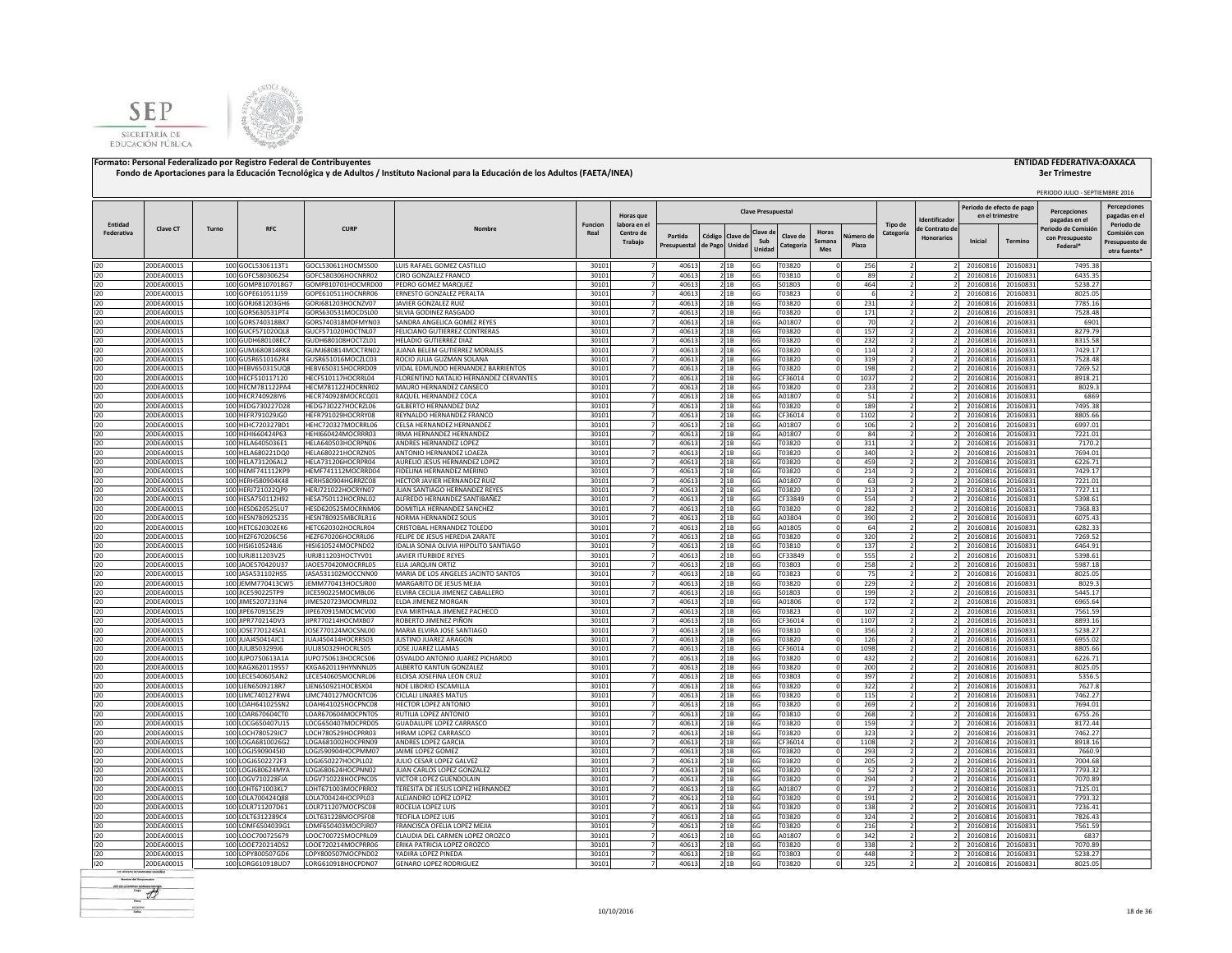**Formato: Personal Federalizado por Registro Federal de Contribuyentes**

**Fondo de Aportaciones para la Educación Tecnológica y de Adultos / Instituto Nacional para la Educación de los Adultos (FAETA/INEA)**

**ENTIDAD FEDERATIVA:OAXACA**

**3er Trimestre**

PERIODO JULIO - SEPTIEMBRE 2016

| Entidad Federativa | Clave CT | Turno | RFC | CURP | Nombre | Funcion Real | Horas que labora en el Centro de Trabajo | Clave Presupuestal | | | | | | | Tipo de Categoría | Identificador de Contrato de Honorarios | Periodo de efecto de pago en el trimestre | | Percepciones pagadas en el Periodo de Comisión con Presupuesto Federal* | Percepciones pagadas en el Periodo de Comisión con Presupuesto de otra fuente* |
|---|---|---|---|---|---|---|---|---|---|---|---|---|---|---|---|---|---|---|---|---|
| | | | | | | | | Partida Presupuestal | Código de Pago | Clave de Unidad | Clave de Sub Unidad | Clave de Categoría | Horas Semana Mes | Número de Plaza | | | Inicial | Termino | | |
| I20 | 20DEA0001S | 100 | GOCL5306113T1 | GOCL530611HOCMSS00 | LUIS RAFAEL GOMEZ CASTILLO | 30101 | 7 | 40613 | 2 | 1B | 6G | T03820 | 0 | 256 | 2 | 2 | 20160816 | 20160831 | 7495.38 | |
| I20 | 20DEA0001S | 100 | GOFC5803062S4 | GOFC580306HOCNRR02 | CIRO GONZALEZ FRANCO | 30101 | 7 | 40613 | 2 | 1B | 6G | T03810 | 0 | 89 | 2 | 2 | 20160816 | 20160831 | 6435.35 | |
| I20 | 20DEA0001S | 100 | GOMP8107018G7 | GOMP810701HOCMRD00 | PEDRO GOMEZ MARQUEZ | 30101 | 7 | 40613 | 2 | 1B | 6G | S01803 | 0 | 464 | 2 | 2 | 20160816 | 20160831 | 5238.27 | |
| I20 | 20DEA0001S | 100 | GOPE610511J59 | GOPE610511HOCNRR06 | ERNESTO GONZALEZ PERALTA | 30101 | 7 | 40613 | 2 | 1B | 6G | T03823 | 0 | 6 | 2 | 2 | 20160816 | 20160831 | 8025.05 | |
| I20 | 20DEA0001S | 100 | GORJ681203GH6 | GORJ681203HOCNZV07 | JAVIER GONZALEZ RUIZ | 30101 | 7 | 40613 | 2 | 1B | 6G | T03820 | 0 | 231 | 2 | 2 | 20160816 | 20160831 | 7785.16 | |
| I20 | 20DEA0001S | 100 | GORS630531PT4 | GORS630531MOCDSL00 | SILVIA GODINEZ RASGADO | 30101 | 7 | 40613 | 2 | 1B | 6G | T03820 | 0 | 171 | 2 | 2 | 20160816 | 20160831 | 7528.48 | |
| I20 | 20DEA0001S | 100 | GORS740318BX7 | GORS740318MDFMYN03 | SANDRA ANGELICA GOMEZ REYES | 30101 | 7 | 40613 | 2 | 1B | 6G | A01807 | 0 | 70 | 2 | 2 | 20160816 | 20160831 | 6901 | |
| I20 | 20DEA0001S | 100 | GUCF571020QL8 | GUCF571020HOCTNL07 | FELICIANO GUTIERREZ CONTRERAS | 30101 | 7 | 40613 | 2 | 1B | 6G | T03820 | 0 | 157 | 2 | 2 | 20160816 | 20160831 | 8279.79 | |
| I20 | 20DEA0001S | 100 | GUDH680108EC7 | GUDH680108HOCTZL01 | HELADIO GUTIERREZ DIAZ | 30101 | 7 | 40613 | 2 | 1B | 6G | T03820 | 0 | 232 | 2 | 2 | 20160816 | 20160831 | 8315.58 | |
| I20 | 20DEA0001S | 100 | GUMJ680814RK8 | GUMJ680814MOCTRN02 | JUANA BELEM GUTIERREZ MORALES | 30101 | 7 | 40613 | 2 | 1B | 6G | T03820 | 0 | 114 | 2 | 2 | 20160816 | 20160831 | 7429.17 | |
| I20 | 20DEA0001S | 100 | GUSR6510162R4 | GUSR651016MOCZLC03 | ROCIO JULIA GUZMAN SOLANA | 30101 | 7 | 40613 | 2 | 1B | 6G | T03820 | 0 | 319 | 2 | 2 | 20160816 | 20160831 | 7528.48 | |
| I20 | 20DEA0001S | 100 | HEBV650315UQ8 | HEBV650315HOCRRD09 | VIDAL EDMUNDO HERNANDEZ BARRIENTOS | 30101 | 7 | 40613 | 2 | 1B | 6G | T03820 | 0 | 198 | 2 | 2 | 20160816 | 20160831 | 7269.52 | |
| I20 | 20DEA0001S | 100 | HECF510117120 | HECF510117HOCRRL04 | FLORENTINO NATALIO HERNANDEZ CERVANTES | 30101 | 7 | 40613 | 2 | 1B | 6G | CF36014 | 0 | 1037 | 2 | 2 | 20160816 | 20160831 | 8918.21 | |
| I20 | 20DEA0001S | 100 | HECM781122PA4 | HECM781122HOCRNR02 | MAURO HERNANDEZ CANSECO | 30101 | 7 | 40613 | 2 | 1B | 6G | T03820 | 0 | 233 | 2 | 2 | 20160816 | 20160831 | 8029.3 | |
| I20 | 20DEA0001S | 100 | HECR740928IY6 | HECR740928MOCRCQ01 | RAQUEL HERNANDEZ COCA | 30101 | 7 | 40613 | 2 | 1B | 6G | A01807 | 0 | 51 | 2 | 2 | 20160816 | 20160831 | 6869 | |
| I20 | 20DEA0001S | 100 | HEDG730227D28 | HEDG730227HOCRZL06 | GILBERTO HERNANDEZ DIAZ | 30101 | 7 | 40613 | 2 | 1B | 6G | T03820 | 0 | 189 | 2 | 2 | 20160816 | 20160831 | 7495.38 | |
| I20 | 20DEA0001S | 100 | HEFR791029JG0 | HEFR791029HOCRRY08 | REYNALDO HERNANDEZ FRANCO | 30101 | 7 | 40613 | 2 | 1B | 6G | CF36014 | 0 | 1102 | 2 | 2 | 20160816 | 20160831 | 8805.66 | |
| I20 | 20DEA0001S | 100 | HEHC720327BD1 | HEHC720327MOCRRL06 | CELSA HERNANDEZ HERNANDEZ | 30101 | 7 | 40613 | 2 | 1B | 6G | A01807 | 0 | 106 | 2 | 2 | 20160816 | 20160831 | 6997.01 | |
| I20 | 20DEA0001S | 100 | HEHI660424P63 | HEHI660424MOCRRR03 | IRMA HERNANDEZ HERNANDEZ | 30101 | 7 | 40613 | 2 | 1B | 6G | A01807 | 0 | 84 | 2 | 2 | 20160816 | 20160831 | 7221.01 | |
| I20 | 20DEA0001S | 100 | HELA6405036E1 | HELA640503HOCRPN06 | ANDRES HERNANDEZ LOPEZ | 30101 | 7 | 40613 | 2 | 1B | 6G | T03820 | 0 | 311 | 2 | 2 | 20160816 | 20160831 | 7170.2 | |
| I20 | 20DEA0001S | 100 | HELA680221DQ0 | HELA680221HOCRZN05 | ANTONIO HERNANDEZ LOAEZA | 30101 | 7 | 40613 | 2 | 1B | 6G | T03820 | 0 | 340 | 2 | 2 | 20160816 | 20160831 | 7694.01 | |
| I20 | 20DEA0001S | 100 | HELA731206AL2 | HELA731206HOCRPR04 | AURELIO JESUS HERNANDEZ LOPEZ | 30101 | 7 | 40613 | 2 | 1B | 6G | T03820 | 0 | 459 | 2 | 2 | 20160816 | 20160831 | 6226.71 | |
| I20 | 20DEA0001S | 100 | HEMF741112KP9 | HEMF741112MOCRRD04 | FIDELINA HERNANDEZ MERINO | 30101 | 7 | 40613 | 2 | 1B | 6G | T03820 | 0 | 214 | 2 | 2 | 20160816 | 20160831 | 7429.17 | |
| I20 | 20DEA0001S | 100 | HERH580904K48 | HERH580904HGRRZC08 | HECTOR JAVIER HERNANDEZ RUIZ | 30101 | 7 | 40613 | 2 | 1B | 6G | A01807 | 0 | 63 | 2 | 2 | 20160816 | 20160831 | 7221.01 | |
| I20 | 20DEA0001S | 100 | HERJ721022QP9 | HERJ721022HOCRYN07 | JUAN SANTIAGO HERNANDEZ REYES | 30101 | 7 | 40613 | 2 | 1B | 6G | T03820 | 0 | 213 | 2 | 2 | 20160816 | 20160831 | 7727.11 | |
| I20 | 20DEA0001S | 100 | HESA750112H92 | HESA750112HOCRNL02 | ALFREDO HERNANDEZ SANTIBAÑEZ | 30101 | 7 | 40613 | 2 | 1B | 6G | CF33849 | 0 | 554 | 2 | 2 | 20160816 | 20160831 | 5398.61 | |
| I20 | 20DEA0001S | 100 | HESD620525LU7 | HESD620525MOCRNM06 | DOMITILA HERNANDEZ SANCHEZ | 30101 | 7 | 40613 | 2 | 1B | 6G | T03820 | 0 | 282 | 2 | 2 | 20160816 | 20160831 | 7368.83 | |
| I20 | 20DEA0001S | 100 | HESN780925235 | HESN780925MBCRLR16 | NORMA HERNANDEZ SOLIS | 30101 | 7 | 40613 | 2 | 1B | 6G | A03804 | 0 | 390 | 2 | 2 | 20160816 | 20160831 | 6075.43 | |
| I20 | 20DEA0001S | 100 | HETC620302EK6 | HETC620302HOCRLR04 | CRISTOBAL HERNANDEZ TOLEDO | 30101 | 7 | 40613 | 2 | 1B | 6G | A01805 | 0 | 64 | 2 | 2 | 20160816 | 20160831 | 6282.33 | |
| I20 | 20DEA0001S | 100 | HEZF670206CS6 | HEZF670206HOCRRL06 | FELIPE DE JESUS HEREDIA ZARATE | 30101 | 7 | 40613 | 2 | 1B | 6G | T03820 | 0 | 320 | 2 | 2 | 20160816 | 20160831 | 7269.52 | |
| I20 | 20DEA0001S | 100 | HISI6105248J6 | HISI610524MOCPND02 | IDALIA SONIA OLIVIA HIPOLITO SANTIAGO | 30101 | 7 | 40613 | 2 | 1B | 6G | T03810 | 0 | 137 | 2 | 2 | 20160816 | 20160831 | 6464.91 | |
| I20 | 20DEA0001S | 100 | IURJ811203V25 | IURJ811203HOCTYV01 | JAVIER ITURBIDE REYES | 30101 | 7 | 40613 | 2 | 1B | 6G | CF33849 | 0 | 555 | 2 | 2 | 20160816 | 20160831 | 5398.61 | |
| I20 | 20DEA0001S | 100 | JAOE570420U37 | JAOE570420MOCRRL05 | ELIA JARQUIN ORTIZ | 30101 | 7 | 40613 | 2 | 1B | 6G | T03803 | 0 | 258 | 2 | 2 | 20160816 | 20160831 | 5987.18 | |
| I20 | 20DEA0001S | 100 | JASA531102HS5 | JASA531102MOCCNN00 | MARIA DE LOS ANGELES JACINTO SANTOS | 30101 | 7 | 40613 | 2 | 1B | 6G | T03823 | 0 | 75 | 2 | 2 | 20160816 | 20160831 | 8025.05 | |
| I20 | 20DEA0001S | 100 | JEMM770413CW5 | JEMM770413HOCSJR00 | MARGARITO DE JESUS MEJIA | 30101 | 7 | 40613 | 2 | 1B | 6G | T03820 | 0 | 229 | 2 | 2 | 20160816 | 20160831 | 8029.3 | |
| I20 | 20DEA0001S | 100 | JICE590225TP9 | JICE590225MOCMBL06 | ELVIRA CECILIA JIMENEZ CABALLERO | 30101 | 7 | 40613 | 2 | 1B | 6G | S01803 | 0 | 199 | 2 | 2 | 20160816 | 20160831 | 5445.17 | |
| I20 | 20DEA0001S | 100 | JIME5207231N4 | JIME520723MOCMRL02 | ELDA JIMENEZ MORGAN | 30101 | 7 | 40613 | 2 | 1B | 6G | A01806 | 0 | 172 | 2 | 2 | 20160816 | 20160831 | 6965.64 | |
| I20 | 20DEA0001S | 100 | JIPE670915E29 | JIPE670915MOCMCV00 | EVA MIRTHALA JIMENEZ PACHECO | 30101 | 7 | 40613 | 2 | 1B | 6G | T03823 | 0 | 107 | 2 | 2 | 20160816 | 20160831 | 7561.59 | |
| I20 | 20DEA0001S | 100 | JIPR770214DV3 | JIPR770214HOCMXB07 | ROBERTO JIMENEZ PIÑON | 30101 | 7 | 40613 | 2 | 1B | 6G | CF36014 | 0 | 1107 | 2 | 2 | 20160816 | 20160831 | 8893.16 | |
| I20 | 20DEA0001S | 100 | JOSE770124SA1 | JOSE770124MOCSNL00 | MARIA ELVIRA JOSE SANTIAGO | 30101 | 7 | 40613 | 2 | 1B | 6G | T03810 | 0 | 356 | 2 | 2 | 20160816 | 20160831 | 5238.27 | |
| I20 | 20DEA0001S | 100 | JUAJ450414JC1 | JUAJ450414HOCRRS03 | JUSTINO JUAREZ ARAGON | 30101 | 7 | 40613 | 2 | 1B | 6G | T03820 | 0 | 126 | 2 | 2 | 20160816 | 20160831 | 6955.02 | |
| I20 | 20DEA0001S | 100 | JULJ8503299J6 | JULJ850329HOCRLS05 | JOSE JUAREZ LLAMAS | 30101 | 7 | 40613 | 2 | 1B | 6G | CF36014 | 0 | 1098 | 2 | 2 | 20160816 | 20160831 | 8805.66 | |
| I20 | 20DEA0001S | 100 | JUPO750613A1A | JUPO750613HOCRCS06 | OSVALDO ANTONIO JUAREZ PICHARDO | 30101 | 7 | 40613 | 2 | 1B | 6G | T03820 | 0 | 432 | 2 | 2 | 20160816 | 20160831 | 6226.71 | |
| I20 | 20DEA0001S | 100 | KAGX620119557 | KXGA620119HYNNNL05 | ALBERTO KANTUN GONZALEZ | 30101 | 7 | 40613 | 2 | 1B | 6G | T03820 | 0 | 200 | 2 | 2 | 20160816 | 20160831 | 8025.05 | |
| I20 | 20DEA0001S | 100 | LECE540605AN2 | LECE540605MOCNRL06 | ELOISA JOSEFINA LEON CRUZ | 30101 | 7 | 40613 | 2 | 1B | 6G | T03803 | 0 | 397 | 2 | 2 | 20160816 | 20160831 | 5356.5 | |
| I20 | 20DEA0001S | 100 | LIEN6509218R7 | LIEN650921HOCBSX04 | NOE LIBORIO ESCAMILLA | 30101 | 7 | 40613 | 2 | 1B | 6G | T03820 | 0 | 322 | 2 | 2 | 20160816 | 20160831 | 7627.8 | |
| I20 | 20DEA0001S | 100 | LIMC740127RW4 | LIMC740127MOCNTC06 | CICLALI LINARES MATUS | 30101 | 7 | 40613 | 2 | 1B | 6G | T03820 | 0 | 115 | 2 | 2 | 20160816 | 20160831 | 7462.27 | |
| I20 | 20DEA0001S | 100 | LOAH641025SN2 | LOAH641025HOCPNC08 | HECTOR LOPEZ ANTONIO | 30101 | 7 | 40613 | 2 | 1B | 6G | T03820 | 0 | 269 | 2 | 2 | 20160816 | 20160831 | 7694.01 | |
| I20 | 20DEA0001S | 100 | LOAR670604CT0 | LOAR670604MOCPNT05 | RUTILIA LOPEZ ANTONIO | 30101 | 7 | 40613 | 2 | 1B | 6G | T03810 | 0 | 268 | 2 | 2 | 20160816 | 20160831 | 6755.26 | |
| I20 | 20DEA0001S | 100 | LOCG650407U15 | LOCG650407MOCPRD05 | GUADALUPE LOPEZ CARRASCO | 30101 | 7 | 40613 | 2 | 1B | 6G | T03820 | 0 | 159 | 2 | 2 | 20160816 | 20160831 | 8172.44 | |
| I20 | 20DEA0001S | 100 | LOCH780529JC7 | LOCH780529HOCPRR03 | HIRAM LOPEZ CARRASCO | 30101 | 7 | 40613 | 2 | 1B | 6G | T03820 | 0 | 323 | 2 | 2 | 20160816 | 20160831 | 7462.27 | |
| I20 | 20DEA0001S | 100 | LOGA6810026G2 | LOGA681002HOCPRN09 | ANDRES LOPEZ GARCIA | 30101 | 7 | 40613 | 2 | 1B | 6G | CF36014 | 0 | 1108 | 2 | 2 | 20160816 | 20160831 | 8918.16 | |
| I20 | 20DEA0001S | 100 | LOGJ590904SI0 | LOGJ590904HOCPMM07 | JAIME LOPEZ GOMEZ | 30101 | 7 | 40613 | 2 | 1B | 6G | T03820 | 0 | 293 | 2 | 2 | 20160816 | 20160831 | 7660.9 | |
| I20 | 20DEA0001S | 100 | LOGJ6502272F3 | LOGJ650227HOCPLL02 | JULIO CESAR LOPEZ GALVEZ | 30101 | 7 | 40613 | 2 | 1B | 6G | T03820 | 0 | 205 | 2 | 2 | 20160816 | 20160831 | 7004.68 | |
| I20 | 20DEA0001S | 100 | LOGJ680624MYA | LOGJ680624HOCPNN02 | JUAN CARLOS LOPEZ GONZALEZ | 30101 | 7 | 40613 | 2 | 1B | 6G | T03820 | 0 | 52 | 2 | 2 | 20160816 | 20160831 | 7793.32 | |
| I20 | 20DEA0001S | 100 | LOGV710228FJA | LOGV710228HOCPNC05 | VICTOR LOPEZ GUENDOLAIN | 30101 | 7 | 40613 | 2 | 1B | 6G | T03820 | 0 | 294 | 2 | 2 | 20160816 | 20160831 | 7070.89 | |
| I20 | 20DEA0001S | 100 | LOHT671003KL7 | LOHT671003MOCPRR02 | TERESITA DE JESUS LOPEZ HERNANDEZ | 30101 | 7 | 40613 | 2 | 1B | 6G | A01807 | 0 | 27 | 2 | 2 | 20160816 | 20160831 | 7125.01 | |
| I20 | 20DEA0001S | 100 | LOLA700424Q88 | LOLA700424HOCPPL03 | ALEJANDRO LOPEZ LOPEZ | 30101 | 7 | 40613 | 2 | 1B | 6G | T03820 | 0 | 191 | 2 | 2 | 20160816 | 20160831 | 7793.32 | |
| I20 | 20DEA0001S | 100 | LOLR711207D61 | LOLR711207MOCPSC08 | ROCELIA LOPEZ LUIS | 30101 | 7 | 40613 | 2 | 1B | 6G | T03820 | 0 | 138 | 2 | 2 | 20160816 | 20160831 | 7236.41 | |
| I20 | 20DEA0001S | 100 | LOLT6312289C4 | LOLT631228MOCPSF08 | TEOFILA LOPEZ LUIS | 30101 | 7 | 40613 | 2 | 1B | 6G | T03820 | 0 | 324 | 2 | 2 | 20160816 | 20160831 | 7826.43 | |
| I20 | 20DEA0001S | 100 | LOMF6504039G1 | LOMF650403MOCPJR07 | FRANCISCA OFELIA LOPEZ MEJIA | 30101 | 7 | 40613 | 2 | 1B | 6G | T03820 | 0 | 216 | 2 | 2 | 20160816 | 20160831 | 7561.59 | |
| I20 | 20DEA0001S | 100 | LOOC700725679 | LOOC700725MOCPRL09 | CLAUDIA DEL CARMEN LOPEZ OROZCO | 30101 | 7 | 40613 | 2 | 1B | 6G | A01807 | 0 | 342 | 2 | 2 | 20160816 | 20160831 | 6837 | |
| I20 | 20DEA0001S | 100 | LOOE720214DS2 | LOOE720214MOCPRR06 | ERIKA PATRICIA LOPEZ OROZCO | 30101 | 7 | 40613 | 2 | 1B | 6G | T03820 | 0 | 338 | 2 | 2 | 20160816 | 20160831 | 7070.89 | |
| I20 | 20DEA0001S | 100 | LOPY800507GD6 | LOPY800507MOCPND02 | YADIRA LOPEZ PINEDA | 30101 | 7 | 40613 | 2 | 1B | 6G | T03803 | 0 | 448 | 2 | 2 | 20160816 | 20160831 | 5238.27 | |
| I20 | 20DEA0001S | 100 | LORG610918UD7 | LORG610918HOCPDN07 | GENARO LOPEZ RODRIGUEZ | 30101 | 7 | 40613 | 2 | 1B | 6G | T03820 | 0 | 325 | 2 | 2 | 20160816 | 20160831 | 8025.05 | |

10/10/2016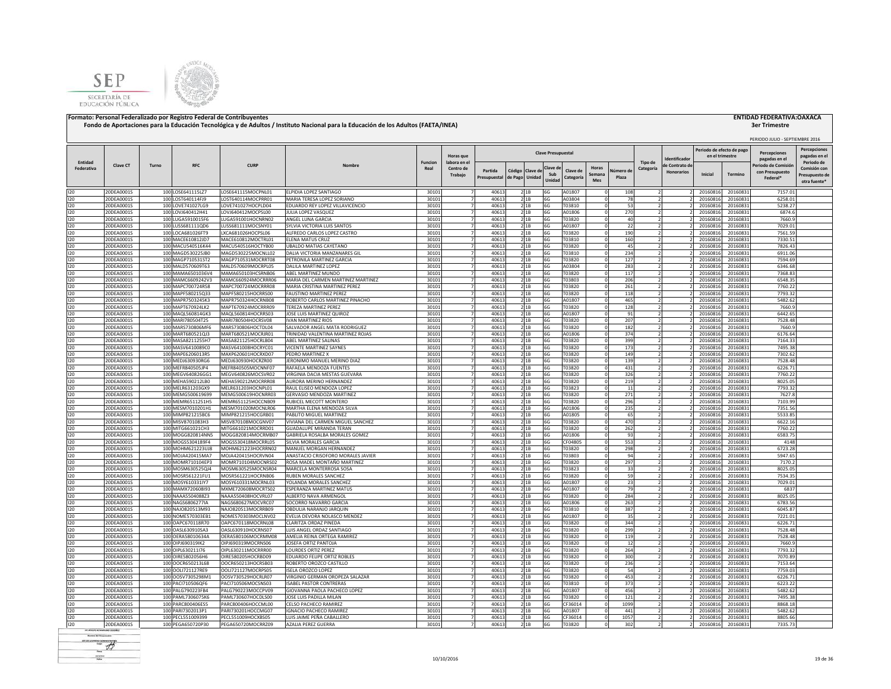**Formato: Personal Federalizado por Registro Federal de Contribuyentes**

**Fondo de Aportaciones para la Educación Tecnológica y de Adultos / Instituto Nacional para la Educación de los Adultos (FAETA/INEA)**

**ENTIDAD FEDERATIVA:OAXACA**

**3er Trimestre**

PERIODO JULIO - SEPTIEMBRE 2016

| Entidad Federativa | Clave CT | Turno | RFC | CURP | Nombre | Funcion Real | Horas que labora en el Centro de Trabajo | Clave Presupuestal | | | | | | | | Tipo de Categoría | Identificador de Contrato de Honorarios | Periodo de efecto de pago en el trimestre | | Percepciones pagadas en el Periodo de Comisión con Presupuesto Federal* | Percepciones pagadas en el Periodo de Comisión con Presupuesto de otra fuente* |
|---|---|---|---|---|---|---|---|---|---|---|---|---|---|---|---|---|---|---|---|---|---|
| | | | | | | | | Partida Presupuestal | Código de Pago | Clave de Unidad | Clave de Sub Unidad | Clave de Categoría | Horas Semana Mes | Número de Plaza | | | | Inicial | Termino | | |
| I20 | 20DEA0001S | 100 | LOSE641115LZ7 | LOSE641115MOCPNL01 | ELPIDIA LOPEZ SANTIAGO | 30101 | 7 | 40613 | 2 | 1B | 6G | A01807 | 0 | 108 | 2 | 2 | 20160816 | 20160831 | 7157.01 | |
| I20 | 20DEA0001S | 100 | LOST640114FJ9 | LOST640114MOCPRR01 | MARIA TERESA LOPEZ SORIANO | 30101 | 7 | 40613 | 2 | 1B | 6G | A03804 | 0 | 78 | 2 | 2 | 20160816 | 20160831 | 6258.01 | |
| I20 | 20DEA0001S | 100 | LOVE741027LG9 | LOVE741027HOCPLD04 | EDUARDO REY LOPEZ VILLAVICENCIO | 30101 | 7 | 40613 | 2 | 1B | 6G | T03810 | 0 | 53 | 2 | 2 | 20160816 | 20160831 | 5238.27 | |
| I20 | 20DEA0001S | 100 | LOVJ640412H41 | LOVJ640412MOCPSL00 | JULIA LOPEZ VASQUEZ | 30101 | 7 | 40613 | 2 | 1B | 6G | A01806 | 0 | 270 | 2 | 2 | 20160816 | 20160831 | 6874.6 | |
| I20 | 20DEA0001S | 100 | LUGA5910015F6 | LUGA591001HOCNRN02 | ANGEL LUNA GARCIA | 30101 | 7 | 40613 | 2 | 1B | 6G | T03820 | 0 | 40 | 2 | 2 | 20160816 | 20160831 | 7660.9 | |
| I20 | 20DEA0001S | 100 | LUSS681111QD6 | LUSS681111MOCSNY01 | SYLVIA VICTORIA LUIS SANTOS | 30101 | 7 | 40613 | 2 | 1B | 6G | A01807 | 0 | 22 | 2 | 2 | 20160816 | 20160831 | 7029.01 | |
| I20 | 20DEA0001S | 100 | LOCA681026FT9 | LXCA681026HOCPSL06 | ALFREDO CARLOS LOPEZ CASTRO | 30101 | 7 | 40613 | 2 | 1B | 6G | T03820 | 0 | 190 | 2 | 2 | 20160816 | 20160831 | 7561.59 | |
| I20 | 20DEA0001S | 100 | MACE610812JD7 | MACE610812MOCTRL01 | ELENA MATUS CRUZ | 30101 | 7 | 40613 | 2 | 1B | 6G | T03810 | 0 | 160 | 2 | 2 | 20160816 | 20160831 | 7330.51 | |
| I20 | 20DEA0001S | 100 | MACU540516K44 | MACU540516HOCTYB00 | UBALDO MATIAS CAYETANO | 30101 | 7 | 40613 | 2 | 1B | 6G | T03820 | 0 | 45 | 2 | 2 | 20160816 | 20160831 | 7826.43 | |
| I20 | 20DEA0001S | 100 | MAGD530225JB0 | MAGD530225MOCNLL02 | DALIA VICTORIA MANZANARES GIL | 30101 | 7 | 40613 | 2 | 1B | 6G | T03810 | 0 | 234 | 2 | 2 | 20160816 | 20160831 | 6911.06 | |
| I20 | 20DEA0001S | 100 | MAGP710531ST2 | MAGP710531MOCRRT08 | PETRONILA MARTINEZ GARCIA | 30101 | 7 | 40613 | 2 | 1B | 6G | T03820 | 0 | 127 | 2 | 2 | 20160816 | 20160831 | 7594.69 | |
| I20 | 20DEA0001S | 100 | MALD570609T63 | MALD570609MOCRPL05 | DALILA MARTINEZ LOPEZ | 30101 | 7 | 40613 | 2 | 1B | 6G | A03804 | 0 | 283 | 2 | 2 | 20160816 | 20160831 | 6346.68 | |
| I20 | 20DEA0001S | 100 | MAMA6501036V4 | MAMA650103HCSRNB06 | ABEL MARTINEZ MUNDO | 30101 | 7 | 40613 | 2 | 1B | 6G | T03820 | 0 | 117 | 2 | 2 | 20160816 | 20160831 | 7368.83 | |
| I20 | 20DEA0001S | 100 | MAMC6609242V3 | MAMC660924MOCRRR06 | MARIA DEL CARMEN MARTINEZ MARTINEZ | 30101 | 7 | 40613 | 2 | 1B | 6G | T03803 | 0 | 206 | 2 | 2 | 20160816 | 20160831 | 6548.35 | |
| I20 | 20DEA0001S | 100 | MAPC700724R58 | MAPC700724MOCRRR08 | MARIA CRISTINA MARTINEZ PEREZ | 30101 | 7 | 40613 | 2 | 1B | 6G | T03820 | 0 | 261 | 2 | 2 | 20160816 | 20160831 | 7760.22 | |
| I20 | 20DEA0001S | 100 | MAPF580215Q33 | MAPF580215HOCRRS00 | FAUSTINO MARTINEZ PEREZ | 30101 | 7 | 40613 | 2 | 1B | 6G | T03820 | 0 | 118 | 2 | 2 | 20160816 | 20160831 | 7793.32 | |
| I20 | 20DEA0001S | 100 | MAPR7503245K3 | MAPR750324HOCRNB08 | ROBERTO CARLOS MARTINEZ PINACHO | 30101 | 7 | 40613 | 2 | 1B | 6G | A01807 | 0 | 465 | 2 | 2 | 20160816 | 20160831 | 5482.62 | |
| I20 | 20DEA0001S | 100 | MAPT670924LK2 | MAPT670924MOCRRR09 | TEREZA MARTINEZ PEREZ | 30101 | 7 | 40613 | 2 | 1B | 6G | T03820 | 0 | 128 | 2 | 2 | 20160816 | 20160831 | 7660.9 | |
| I20 | 20DEA0001S | 100 | MAQL560814GK3 | MAQL560814HOCRRS03 | JOSE LUIS MARTINEZ QUIROZ | 30101 | 7 | 40613 | 2 | 1B | 6G | A01807 | 0 | 91 | 2 | 2 | 20160816 | 20160831 | 6442.65 | |
| I20 | 20DEA0001S | 100 | MARI780504T25 | MARI780504HOCRSV08 | IVAN MARTINEZ RIOS | 30101 | 7 | 40613 | 2 | 1B | 6G | T03820 | 0 | 207 | 2 | 2 | 20160816 | 20160831 | 7528.48 | |
| I20 | 20DEA0001S | 100 | MARS730806MF6 | MARS730806HOCTDL04 | SALVADOR ANGEL MATA RODRIGUEZ | 30101 | 7 | 40613 | 2 | 1B | 6G | T03820 | 0 | 182 | 2 | 2 | 20160816 | 20160831 | 7660.9 | |
| I20 | 20DEA0001S | 100 | MART680521QJ3 | MART680521MOCRJR01 | TRINIDAD VALENTINA MARTINEZ ROJAS | 30101 | 7 | 40613 | 2 | 1B | 6G | A01806 | 0 | 374 | 2 | 2 | 20160816 | 20160831 | 6176.64 | |
| I20 | 20DEA0001S | 100 | MASA821125SH7 | MASA821125HOCRLB04 | ABEL MARTINEZ SALINAS | 30101 | 7 | 40613 | 2 | 1B | 6G | T03820 | 0 | 399 | 2 | 2 | 20160816 | 20160831 | 7164.33 | |
| I20 | 20DEA0001S | 100 | MASV6410089C0 | MASV641008HOCRYC01 | VICENTE MARTINEZ SAYNES | 30101 | 7 | 40613 | 2 | 1B | 6G | T03820 | 0 | 173 | 2 | 2 | 20160816 | 20160831 | 7495.38 | |
| I20 | 20DEA0001S | 100 | MAPE6206013R5 | MAXP620601HOCRXD07 | PEDRO MARTINEZ X | 30101 | 7 | 40613 | 2 | 1B | 6G | T03820 | 0 | 149 | 2 | 2 | 20160816 | 20160831 | 7302.62 | |
| I20 | 20DEA0001S | 100 | MEDJ630930RG6 | MEDJ630930HOCRZR00 | JERONIMO MANUEL MERINO DIAZ | 30101 | 7 | 40613 | 2 | 1B | 6G | T03820 | 0 | 139 | 2 | 2 | 20160816 | 20160831 | 7528.48 | |
| I20 | 20DEA0001S | 100 | MEFR840505JP4 | MEFR840505MOCNNF07 | RAFAELA MENDOZA FUENTES | 30101 | 7 | 40613 | 2 | 1B | 6G | T03820 | 0 | 431 | 2 | 2 | 20160816 | 20160831 | 6226.71 | |
| I20 | 20DEA0001S | 100 | MEGV640826GG1 | MEGV640826MOCSVR02 | VIRGINIA DACIA MESTAS GUEVARA | 30101 | 7 | 40613 | 2 | 1B | 6G | T03820 | 0 | 326 | 2 | 2 | 20160816 | 20160831 | 7760.22 | |
| I20 | 20DEA0001S | 100 | MEHA590212LB0 | MEHA590212MOCRRR08 | AURORA MERINO HERNANDEZ | 30101 | 7 | 40613 | 2 | 1B | 6G | T03820 | 0 | 219 | 2 | 2 | 20160816 | 20160831 | 8025.05 | |
| I20 | 20DEA0001S | 100 | MELR631203GX9 | MELR631203HOCNPL01 | RAUL ELISEO MENDOZA LOPEZ | 30101 | 7 | 40613 | 2 | 1B | 6G | T03823 | 0 | 11 | 2 | 2 | 20160816 | 20160831 | 7793.32 | |
| I20 | 20DEA0001S | 100 | MEMG500619699 | MEMG500619HOCNRR03 | GERVASIO MENDOZA MARTINEZ | 30101 | 7 | 40613 | 2 | 1B | 6G | T03820 | 0 | 271 | 2 | 2 | 20160816 | 20160831 | 7627.8 | |
| I20 | 20DEA0001S | 100 | MEMR6511251H5 | MEMR651125HOCCNB09 | RUBICEL MECOTT MONTERO | 30101 | 7 | 40613 | 2 | 1B | 6G | T03820 | 0 | 296 | 2 | 2 | 20160816 | 20160831 | 7103.99 | |
| I20 | 20DEA0001S | 100 | MESM7010201H1 | MESM701020MOCNLR06 | MARTHA ELENA MENDOZA SILVA | 30101 | 7 | 40613 | 2 | 1B | 6G | A01806 | 0 | 235 | 2 | 2 | 20160816 | 20160831 | 7351.56 | |
| I20 | 20DEA0001S | 100 | MIMP821215BC6 | MIMP821215HOCGRB01 | PABLITO MIGUEL MARTINEZ | 30101 | 7 | 40613 | 2 | 1B | 6G | A01805 | 0 | 65 | 2 | 2 | 20160816 | 20160831 | 5533.85 | |
| I20 | 20DEA0001S | 100 | MISV8701083H3 | MISV870108MOCGNV07 | VIVIANA DEL CARMEN MIGUEL SANCHEZ | 30101 | 7 | 40613 | 2 | 1B | 6G | T03820 | 0 | 470 | 2 | 2 | 20160816 | 20160831 | 6622.16 | |
| I20 | 20DEA0001S | 100 | MITG661021CH3 | MITG661021MOCRRD01 | GUADALUPE MIRANDA TERAN | 30101 | 7 | 40613 | 2 | 1B | 6G | T03820 | 0 | 262 | 2 | 2 | 20160816 | 20160831 | 7760.22 | |
| I20 | 20DEA0001S | 100 | MOGG820814NN5 | MOGG820814MOCRMB07 | GABRIELA ROSALBA MORALES GOMEZ | 30101 | 7 | 40613 | 2 | 1B | 6G | A01806 | 0 | 93 | 2 | 2 | 20160816 | 20160831 | 6583.75 | |
| I20 | 20DEA0001S | 100 | MOGS5304189F4 | MOGS530418MOCRRL05 | SILVIA MORALES GARCIA | 30101 | 7 | 40613 | 2 | 1B | 6G | CF04805 | 0 | 553 | 2 | 2 | 20160816 | 20160831 | 4148 | |
| I20 | 20DEA0001S | 100 | MOHM621223UJ8 | MOHM621223HOCRRN02 | MANUEL MORGAN HERNANDEZ | 30101 | 7 | 40613 | 2 | 1B | 6G | T03820 | 0 | 298 | 2 | 2 | 20160816 | 20160831 | 6723.28 | |
| I20 | 20DEA0001S | 100 | MOJA420415MA7 | MOJA420415HOCRVN04 | ANASTACIO CRISOFORO MORALES JAVIER | 30101 | 7 | 40613 | 2 | 1B | 6G | T03803 | 0 | 94 | 2 | 2 | 20160816 | 20160831 | 5947.65 | |
| I20 | 20DEA0001S | 100 | MOMR710104EP3 | MOMR710104MOCNRS02 | ROSA MADEL MONTAÑO MARTINEZ | 30101 | 7 | 40613 | 2 | 1B | 6G | T03820 | 0 | 297 | 2 | 2 | 20160816 | 20160831 | 7170.2 | |
| I20 | 20DEA0001S | 100 | MOSM630525QJ4 | MOSM630525MOCNSR04 | MARCELA MONTERROSA SOSA | 30101 | 7 | 40613 | 2 | 1B | 6G | T03823 | 0 | 33 | 2 | 2 | 20160816 | 20160831 | 8025.05 | |
| I20 | 20DEA0001S | 100 | MOSR561221FU1 | MOSR561221HOCRNB06 | RUBEN MORALES SANCHEZ | 30101 | 7 | 40613 | 2 | 1B | 6G | T03820 | 0 | 59 | 2 | 2 | 20160816 | 20160831 | 7534.35 | |
| I20 | 20DEA0001S | 100 | MOSY610331IY7 | MOSY610331MOCRNL03 | YOLANDA MORALES SANCHEZ | 30101 | 7 | 40613 | 2 | 1B | 6G | A01807 | 0 | 23 | 2 | 2 | 20160816 | 20160831 | 7029.01 | |
| I20 | 20DEA0001S | 100 | MAMX720608I93 | MXME720608MOCRTS02 | ESPERANZA MARTINEZ MATUS | 30101 | 7 | 40613 | 2 | 1B | 6G | A01807 | 0 | 79 | 2 | 2 | 20160816 | 20160831 | 6837 | |
| I20 | 20DEA0001S | 100 | NAAA5504088Z3 | NAAA550408HOCVRL07 | ALBERTO NAVA ARMENGOL | 30101 | 7 | 40613 | 2 | 1B | 6G | T03820 | 0 | 284 | 2 | 2 | 20160816 | 20160831 | 8025.05 | |
| I20 | 20DEA0001S | 100 | NAGS6806277IA | NAGS680627MOCVRC07 | SOCORRO NAVARRO GARCIA | 30101 | 7 | 40613 | 2 | 1B | 6G | A01806 | 0 | 263 | 2 | 2 | 20160816 | 20160831 | 6783.56 | |
| I20 | 20DEA0001S | 100 | NAJO820513M93 | NAJO820513MOCRRB09 | OBDULIA NARANJO JARQUIN | 30101 | 7 | 40613 | 2 | 1B | 6G | T03810 | 0 | 387 | 2 | 2 | 20160816 | 20160831 | 6045.87 | |
| I20 | 20DEA0001S | 100 | NOME570303EB1 | NOME570303MOCLNV02 | EVELIA DEVORA NOLASCO MENDEZ | 30101 | 7 | 40613 | 2 | 1B | 6G | A01807 | 0 | 35 | 2 | 2 | 20160816 | 20160831 | 7221.01 | |
| I20 | 20DEA0001S | 100 | OAPC670118R70 | OAPC670118MOCRNL08 | CLARITZA ORDAZ PINEDA | 30101 | 7 | 40613 | 2 | 1B | 6G | T03820 | 0 | 344 | 2 | 2 | 20160816 | 20160831 | 6226.71 | |
| I20 | 20DEA0001S | 100 | OASL630910SA3 | OASL630910HOCRNS07 | LUIS ANGEL ORDAZ SANTIAGO | 30101 | 7 | 40613 | 2 | 1B | 6G | T03820 | 0 | 299 | 2 | 2 | 20160816 | 20160831 | 7528.48 | |
| I20 | 20DEA0001S | 100 | OERA58010634A | OERA580106MOCRMM08 | AMELIA REINA ORTEGA RAMIREZ | 30101 | 7 | 40613 | 2 | 1B | 6G | T03820 | 0 | 119 | 2 | 2 | 20160816 | 20160831 | 7528.48 | |
| I20 | 20DEA0001S | 100 | OIPJ690319IK2 | OIPJ690319MOCRNS06 | JOSEFA ORTIZ PANTOJA | 30101 | 7 | 40613 | 2 | 1B | 6G | T03820 | 0 | 12 | 2 | 2 | 20160816 | 20160831 | 7660.9 | |
| I20 | 20DEA0001S | 100 | OIPL630211I76 | OIPL630211MOCRRR00 | LOURDES ORTIZ PEREZ | 30101 | 7 | 40613 | 2 | 1B | 6G | T03820 | 0 | 264 | 2 | 2 | 20160816 | 20160831 | 7793.32 | |
| I20 | 20DEA0001S | 100 | OIRE580205GH6 | OIRE580205HOCRBD09 | EDUARDO FELIPE ORTIZ ROBLES | 30101 | 7 | 40613 | 2 | 1B | 6G | T03820 | 0 | 300 | 2 | 2 | 20160816 | 20160831 | 7070.89 | |
| I20 | 20DEA0001S | 100 | OOCR650213L68 | OOCR650213HOCRSB03 | ROBERTO OROZCO CASTILLO | 30101 | 7 | 40613 | 2 | 1B | 6G | T03820 | 0 | 236 | 2 | 2 | 20160816 | 20160831 | 7153.64 | |
| I20 | 20DEA0001S | 100 | OOLI721127RE9 | OOLI721127MOCRPS05 | ISELA OROZCO LOPEZ | 30101 | 7 | 40613 | 2 | 1B | 6G | T03820 | 0 | 54 | 2 | 2 | 20160816 | 20160831 | 7759.03 | |
| I20 | 20DEA0001S | 100 | OOSV7305298M1 | OOSV730529HOCRLR07 | VIRGINIO GERMAN OROPEZA SALAZAR | 30101 | 7 | 40613 | 2 | 1B | 6G | T03820 | 0 | 453 | 2 | 2 | 20160816 | 20160831 | 6226.71 | |
| I20 | 20DEA0001S | 100 | PACI710506QF6 | PACI710506MOCSNS03 | ISABEL PASTOR CONTRERAS | 30101 | 7 | 40613 | 2 | 1B | 6G | T03810 | 0 | 373 | 2 | 2 | 20160816 | 20160831 | 6223.22 | |
| I20 | 20DEA0001S | 100 | PALG790223FB4 | PALG790223MOCCPV09 | GIOVANNA PAOLA PACHECO LOPEZ | 30101 | 7 | 40613 | 2 | 1B | 6G | A01807 | 0 | 456 | 2 | 2 | 20160816 | 20160831 | 5482.62 | |
| I20 | 20DEA0001S | 100 | PAML730607SK6 | PAML730607HOCDLS00 | JOSE LUIS PADILLA MILAN | 30101 | 7 | 40613 | 2 | 1B | 6G | T03820 | 0 | 121 | 2 | 2 | 20160816 | 20160831 | 7495.38 | |
| I20 | 20DEA0001S | 100 | PARC800406ES5 | PARC800406HOCCML00 | CELSO PACHECO RAMIREZ | 30101 | 7 | 40613 | 2 | 1B | 6G | CF36014 | 0 | 1099 | 2 | 2 | 20160816 | 20160831 | 8868.18 | |
| I20 | 20DEA0001S | 100 | PARI7302013P1 | PARI730201HOCCMG07 | IGNACIO PACHECO RAMIREZ | 30101 | 7 | 40613 | 2 | 1B | 6G | A01807 | 0 | 441 | 2 | 2 | 20160816 | 20160831 | 5482.62 | |
| I20 | 20DEA0001S | 100 | PECL551009399 | PECL551009HOCXBS05 | LUIS JAIME PEÑA CABALLERO | 30101 | 7 | 40613 | 2 | 1B | 6G | CF36014 | 0 | 1057 | 2 | 2 | 20160816 | 20160831 | 8805.66 | |
| I20 | 20DEA0001S | 100 | PEGA650720P30 | PEGA650720MOCRRZ09 | AZALIA PEREZ GUERRA | 30101 | 7 | 40613 | 2 | 1B | 6G | T03820 | 0 | 302 | 2 | 2 | 20160816 | 20160831 | 7335.73 | |

10/10/2016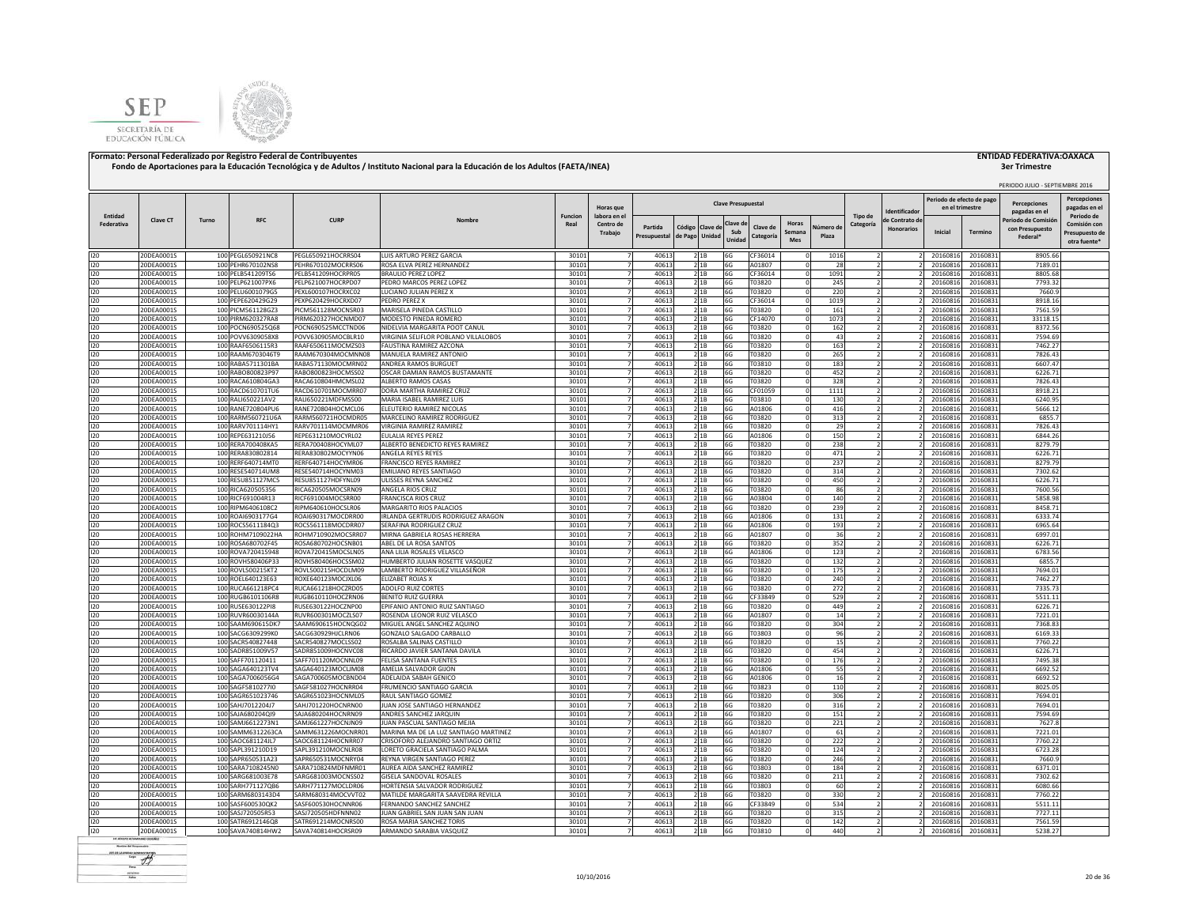**Formato: Personal Federalizado por Registro Federal de Contribuyentes** **ENTIDAD FEDERATIVA:OAXACA**

**Fondo de Aportaciones para la Educación Tecnológica y de Adultos / Instituto Nacional para la Educación de los Adultos (FAETA/INEA)** **3er Trimestre**

PERIODO JULIO - SEPTIEMBRE 2016

| Entidad Federativa | Clave CT | Turno | RFC | CURP | Nombre | Funcion Real | Horas que labora en el Centro de Trabajo | Clave Presupuestal | | | | | | | | Tipo de Categoría | Identificador de Contrato de Honorarios | Periodo de efecto de pago en el trimestre | | Percepciones pagadas en el Periodo de Comisión con Presupuesto Federal* | Percepciones pagadas en el Periodo de Comisión con Presupuesto de otra fuente* |
|---|---|---|---|---|---|---|---|---|---|---|---|---|---|---|---|---|---|---|---|---|---|
| | | | | | | | | Partida Presupuestal | Código de Pago | Clave de Unidad | Clave de Sub Unidad | Clave de Categoría | Horas Semana Mes | Número de Plaza | | | | Inicial | Termino | | |
| I20 | 20DEA0001S | 100 | PEGL650921NC8 | PEGL650921HOCRRS04 | LUIS ARTURO PEREZ GARCIA | 30101 | 7 | 40613 | 2 | 1B | 6G | CF36014 | 0 | 1016 | 2 | 2 | 20160816 | 20160831 | 8905.66 | |
| I20 | 20DEA0001S | 100 | PEHR670102NS8 | PEHR670102MOCRRS06 | ROSA ELVA PEREZ HERNANDEZ | 30101 | 7 | 40613 | 2 | 1B | 6G | A01807 | 0 | 28 | 2 | 2 | 20160816 | 20160831 | 7189.01 | |
| I20 | 20DEA0001S | 100 | PELB541209TS6 | PELB541209HOCRPR05 | BRAULIO PEREZ LOPEZ | 30101 | 7 | 40613 | 2 | 1B | 6G | CF36014 | 0 | 1091 | 2 | 2 | 20160816 | 20160831 | 8805.68 | |
| I20 | 20DEA0001S | 100 | PELP621007PX6 | PELP621007HOCRPD07 | PEDRO MARCOS PEREZ LOPEZ | 30101 | 7 | 40613 | 2 | 1B | 6G | T03820 | 0 | 245 | 2 | 2 | 20160816 | 20160831 | 7793.32 | |
| I20 | 20DEA0001S | 100 | PELU6001079G5 | PEXL600107HOCRXC02 | LUCIANO JULIAN PEREZ X | 30101 | 7 | 40613 | 2 | 1B | 6G | T03820 | 0 | 220 | 2 | 2 | 20160816 | 20160831 | 7660.9 | |
| I20 | 20DEA0001S | 100 | PEPE620429G29 | PEXP620429HOCRXD07 | PEDRO PEREZ X | 30101 | 7 | 40613 | 2 | 1B | 6G | CF36014 | 0 | 1019 | 2 | 2 | 20160816 | 20160831 | 8918.16 | |
| I20 | 20DEA0001S | 100 | PICM561128GZ3 | PICM561128MOCNSR03 | MARISELA PINEDA CASTILLO | 30101 | 7 | 40613 | 2 | 1B | 6G | T03820 | 0 | 161 | 2 | 2 | 20160816 | 20160831 | 7561.59 | |
| I20 | 20DEA0001S | 100 | PIRM620327RA8 | PIRM620327HOCNMD07 | MODESTO PINEDA ROMERO | 30101 | 7 | 40613 | 2 | 1B | 6G | CF14070 | 0 | 1073 | 2 | 2 | 20160816 | 20160831 | 33118.15 | |
| I20 | 20DEA0001S | 100 | POCN690525Q68 | POCN690525MCCTND06 | NIDELVIA MARGARITA POOT CANUL | 30101 | 7 | 40613 | 2 | 1B | 6G | T03820 | 0 | 162 | 2 | 2 | 20160816 | 20160831 | 8372.56 | |
| I20 | 20DEA0001S | 100 | POVV6309058X8 | POVV630905MOCBLR10 | VIRGINIA SELIFLOR POBLANO VILLALOBOS | 30101 | 7 | 40613 | 2 | 1B | 6G | T03820 | 0 | 43 | 2 | 2 | 20160816 | 20160831 | 7594.69 | |
| I20 | 20DEA0001S | 100 | RAAF6506115R3 | RAAF650611MOCMZS03 | FAUSTINA RAMIREZ AZCONA | 30101 | 7 | 40613 | 2 | 1B | 6G | T03820 | 0 | 163 | 2 | 2 | 20160816 | 20160831 | 7462.27 | |
| I20 | 20DEA0001S | 100 | RAAM6703046T9 | RAAM670304MOCMNN08 | MANUELA RAMIREZ ANTONIO | 30101 | 7 | 40613 | 2 | 1B | 6G | T03820 | 0 | 265 | 2 | 2 | 20160816 | 20160831 | 7826.43 | |
| I20 | 20DEA0001S | 100 | RABA571130IBA | RABA571130MOCMRN02 | ANDREA RAMOS BURGUET | 30101 | 7 | 40613 | 2 | 1B | 6G | T03810 | 0 | 183 | 2 | 2 | 20160816 | 20160831 | 6607.47 | |
| I20 | 20DEA0001S | 100 | RABO800823P97 | RABO800823HOCMSS02 | OSCAR DAMIAN RAMOS BUSTAMANTE | 30101 | 7 | 40613 | 2 | 1B | 6G | T03820 | 0 | 452 | 2 | 2 | 20160816 | 20160831 | 6226.71 | |
| I20 | 20DEA0001S | 100 | RACA610804GA3 | RACA610804HMCMSL02 | ALBERTO RAMOS CASAS | 30101 | 7 | 40613 | 2 | 1B | 6G | T03820 | 0 | 328 | 2 | 2 | 20160816 | 20160831 | 7826.43 | |
| I20 | 20DEA0001S | 100 | RACD610701TU6 | RACD610701MOCMRR07 | DORA MARTHA RAMIREZ CRUZ | 30101 | 7 | 40613 | 2 | 1B | 6G | CF01059 | 0 | 1111 | 2 | 2 | 20160816 | 20160831 | 8918.21 | |
| I20 | 20DEA0001S | 100 | RALI650221AV2 | RALI650221MDFMSS00 | MARIA ISABEL RAMIREZ LUIS | 30101 | 7 | 40613 | 2 | 1B | 6G | T03810 | 0 | 130 | 2 | 2 | 20160816 | 20160831 | 6240.95 | |
| I20 | 20DEA0001S | 100 | RANE720804PU6 | RANE720804HOCMCL06 | ELEUTERIO RAMIREZ NICOLAS | 30101 | 7 | 40613 | 2 | 1B | 6G | A01806 | 0 | 416 | 2 | 2 | 20160816 | 20160831 | 5666.12 | |
| I20 | 20DEA0001S | 100 | RARM560721U6A | RARM560721HOCMDR05 | MARCELINO RAMIREZ RODRIGUEZ | 30101 | 7 | 40613 | 2 | 1B | 6G | T03820 | 0 | 313 | 2 | 2 | 20160816 | 20160831 | 6855.7 | |
| I20 | 20DEA0001S | 100 | RARV701114HY1 | RARV701114MOCMMR06 | VIRGINIA RAMIREZ RAMIREZ | 30101 | 7 | 40613 | 2 | 1B | 6G | T03820 | 0 | 29 | 2 | 2 | 20160816 | 20160831 | 7826.43 | |
| I20 | 20DEA0001S | 100 | REPE631210IS6 | REPE631210MOCYRL02 | EULALIA REYES PEREZ | 30101 | 7 | 40613 | 2 | 1B | 6G | A01806 | 0 | 150 | 2 | 2 | 20160816 | 20160831 | 6844.26 | |
| I20 | 20DEA0001S | 100 | RERA700408KA5 | RERA700408HOCYML07 | ALBERTO BENEDICTO REYES RAMIREZ | 30101 | 7 | 40613 | 2 | 1B | 6G | T03820 | 0 | 238 | 2 | 2 | 20160816 | 20160831 | 8279.79 | |
| I20 | 20DEA0001S | 100 | RERA830802814 | RERA830802MOCYYN06 | ANGELA REYES REYES | 30101 | 7 | 40613 | 2 | 1B | 6G | T03820 | 0 | 471 | 2 | 2 | 20160816 | 20160831 | 6226.71 | |
| I20 | 20DEA0001S | 100 | RERF640714MT0 | RERF640714HOCYMR06 | FRANCISCO REYES RAMIREZ | 30101 | 7 | 40613 | 2 | 1B | 6G | T03820 | 0 | 237 | 2 | 2 | 20160816 | 20160831 | 8279.79 | |
| I20 | 20DEA0001S | 100 | RESE540714UM8 | RESE540714HOCYNM03 | EMILIANO REYES SANTIAGO | 30101 | 7 | 40613 | 2 | 1B | 6G | T03820 | 0 | 314 | 2 | 2 | 20160816 | 20160831 | 7302.62 | |
| I20 | 20DEA0001S | 100 | RESU851127MC5 | RESU851127HDFYNL09 | ULISSES REYNA SANCHEZ | 30101 | 7 | 40613 | 2 | 1B | 6G | T03820 | 0 | 450 | 2 | 2 | 20160816 | 20160831 | 6226.71 | |
| I20 | 20DEA0001S | 100 | RICA620505356 | RICA620505MOCSRN09 | ANGELA RIOS CRUZ | 30101 | 7 | 40613 | 2 | 1B | 6G | T03820 | 0 | 86 | 2 | 2 | 20160816 | 20160831 | 7600.56 | |
| I20 | 20DEA0001S | 100 | RICF691004R13 | RICF691004MOCSRR00 | FRANCISCA RIOS CRUZ | 30101 | 7 | 40613 | 2 | 1B | 6G | A03804 | 0 | 140 | 2 | 2 | 20160816 | 20160831 | 5858.98 | |
| I20 | 20DEA0001S | 100 | RIPM6406108C2 | RIPM640610HOCSLR06 | MARGARITO RIOS PALACIOS | 30101 | 7 | 40613 | 2 | 1B | 6G | T03820 | 0 | 239 | 2 | 2 | 20160816 | 20160831 | 8458.71 | |
| I20 | 20DEA0001S | 100 | ROAI6903177G4 | ROAI690317MOCDRR00 | IRLANDA GERTRUDIS RODRIGUEZ ARAGON | 30101 | 7 | 40613 | 2 | 1B | 6G | A01806 | 0 | 131 | 2 | 2 | 20160816 | 20160831 | 6333.74 | |
| I20 | 20DEA0001S | 100 | ROCS5611184Q3 | ROCS561118MOCDRR07 | SERAFINA RODRIGUEZ CRUZ | 30101 | 7 | 40613 | 2 | 1B | 6G | A01806 | 0 | 193 | 2 | 2 | 20160816 | 20160831 | 6965.64 | |
| I20 | 20DEA0001S | 100 | ROHM7109022HA | ROHM710902MOCSRR07 | MIRNA GABRIELA ROSAS HERRERA | 30101 | 7 | 40613 | 2 | 1B | 6G | A01807 | 0 | 36 | 2 | 2 | 20160816 | 20160831 | 6997.01 | |
| I20 | 20DEA0001S | 100 | ROSA680702F45 | ROSA680702HOCSNB01 | ABEL DE LA ROSA SANTOS | 30101 | 7 | 40613 | 2 | 1B | 6G | T03820 | 0 | 352 | 2 | 2 | 20160816 | 20160831 | 6226.71 | |
| I20 | 20DEA0001S | 100 | ROVA720415948 | ROVA720415MOCSLN05 | ANA LILIA ROSALES VELASCO | 30101 | 7 | 40613 | 2 | 1B | 6G | A01806 | 0 | 123 | 2 | 2 | 20160816 | 20160831 | 6783.56 | |
| I20 | 20DEA0001S | 100 | ROVH580406P33 | ROVH580406HOCSSM02 | HUMBERTO JULIAN ROSETTE VASQUEZ | 30101 | 7 | 40613 | 2 | 1B | 6G | T03820 | 0 | 132 | 2 | 2 | 20160816 | 20160831 | 6855.7 | |
| I20 | 20DEA0001S | 100 | ROVL500215KT2 | ROVL500215HOCDLM09 | LAMBERTO RODRIGUEZ VILLASEÑOR | 30101 | 7 | 40613 | 2 | 1B | 6G | T03820 | 0 | 175 | 2 | 2 | 20160816 | 20160831 | 7694.01 | |
| I20 | 20DEA0001S | 100 | ROEL640123E63 | ROXE640123MOCJXL06 | ELIZABET ROJAS X | 30101 | 7 | 40613 | 2 | 1B | 6G | T03820 | 0 | 240 | 2 | 2 | 20160816 | 20160831 | 7462.27 | |
| I20 | 20DEA0001S | 100 | RUCA661218PC4 | RUCA661218HOCZRD05 | ADOLFO RUIZ CORTES | 30101 | 7 | 40613 | 2 | 1B | 6G | T03820 | 0 | 272 | 2 | 2 | 20160816 | 20160831 | 7335.73 | |
| I20 | 20DEA0001S | 100 | RUGB6101106R8 | RUGB610110HOCZRN06 | BENITO RUIZ GUERRA | 30101 | 7 | 40613 | 2 | 1B | 6G | CF33849 | 0 | 529 | 2 | 2 | 20160816 | 20160831 | 5511.11 | |
| I20 | 20DEA0001S | 100 | RUSE630122PI8 | RUSE630122HOCZNP00 | EPIFANIO ANTONIO RUIZ SANTIAGO | 30101 | 7 | 40613 | 2 | 1B | 6G | T03820 | 0 | 449 | 2 | 2 | 20160816 | 20160831 | 6226.71 | |
| I20 | 20DEA0001S | 100 | RUVR60030144A | RUVR600301MOCZLS07 | ROSENDA LEONOR RUIZ VELASCO | 30101 | 7 | 40613 | 2 | 1B | 6G | A01807 | 0 | 14 | 2 | 2 | 20160816 | 20160831 | 7221.01 | |
| I20 | 20DEA0001S | 100 | SAAM690615DK7 | SAAM690615HOCNQG02 | MIGUEL ANGEL SANCHEZ AQUINO | 30101 | 7 | 40613 | 2 | 1B | 6G | T03820 | 0 | 304 | 2 | 2 | 20160816 | 20160831 | 7368.83 | |
| I20 | 20DEA0001S | 100 | SACG630929XK0 | SACG630929HJCLRN06 | GONZALO SALGADO CARBALLO | 30101 | 7 | 40613 | 2 | 1B | 6G | T03803 | 0 | 96 | 2 | 2 | 20160816 | 20160831 | 6169.33 | |
| I20 | 20DEA0001S | 100 | SACR540827448 | SACR540827MOCLSS02 | ROSALBA SALINAS CASTILLO | 30101 | 7 | 40613 | 2 | 1B | 6G | T03820 | 0 | 15 | 2 | 2 | 20160816 | 20160831 | 7760.22 | |
| I20 | 20DEA0001S | 100 | SADR851009V57 | SADR851009HOCNVC08 | RICARDO JAVIER SANTANA DAVILA | 30101 | 7 | 40613 | 2 | 1B | 6G | T03820 | 0 | 454 | 2 | 2 | 20160816 | 20160831 | 6226.71 | |
| I20 | 20DEA0001S | 100 | SAFF701120411 | SAFF701120MOCNNL09 | FELISA SANTANA FUENTES | 30101 | 7 | 40613 | 2 | 1B | 6G | T03820 | 0 | 176 | 2 | 2 | 20160816 | 20160831 | 7495.38 | |
| I20 | 20DEA0001S | 100 | SAGA640123TV4 | SAGA640123MOCLJM08 | AMELIA SALVADOR GIJON | 30101 | 7 | 40613 | 2 | 1B | 6G | A01806 | 0 | 55 | 2 | 2 | 20160816 | 20160831 | 6692.52 | |
| I20 | 20DEA0001S | 100 | SAGA7006056G4 | SAGA700605MOCBND04 | ADELAIDA SABAH GENICO | 30101 | 7 | 40613 | 2 | 1B | 6G | A01806 | 0 | 16 | 2 | 2 | 20160816 | 20160831 | 6692.52 | |
| I20 | 20DEA0001S | 100 | SAGF5810277I0 | SAGF581027HOCNRR04 | FRUMENCIO SANTIAGO GARCIA | 30101 | 7 | 40613 | 2 | 1B | 6G | T03823 | 0 | 110 | 2 | 2 | 20160816 | 20160831 | 8025.05 | |
| I20 | 20DEA0001S | 100 | SAGR651023746 | SAGR651023HOCNML05 | RAUL SANTIAGO GOMEZ | 30101 | 7 | 40613 | 2 | 1B | 6G | T03820 | 0 | 306 | 2 | 2 | 20160816 | 20160831 | 7694.01 | |
| I20 | 20DEA0001S | 100 | SAHJ7012204J7 | SAHJ701220HOCNRN00 | JUAN JOSE SANTIAGO HERNANDEZ | 30101 | 7 | 40613 | 2 | 1B | 6G | T03820 | 0 | 316 | 2 | 2 | 20160816 | 20160831 | 7694.01 | |
| I20 | 20DEA0001S | 100 | SAJA680204QI9 | SAJA680204HOCNRN09 | ANDRES SANCHEZ JARQUIN | 30101 | 7 | 40613 | 2 | 1B | 6G | T03820 | 0 | 151 | 2 | 2 | 20160816 | 20160831 | 7594.69 | |
| I20 | 20DEA0001S | 100 | SAMJ6612273N1 | SAMJ661227HOCNJN09 | JUAN PASCUAL SANTIAGO MEJIA | 30101 | 7 | 40613 | 2 | 1B | 6G | T03820 | 0 | 221 | 2 | 2 | 20160816 | 20160831 | 7627.8 | |
| I20 | 20DEA0001S | 100 | SAMM6312263CA | SAMM631226MOCNRR01 | MARINA MA DE LA LUZ SANTIAGO MARTINEZ | 30101 | 7 | 40613 | 2 | 1B | 6G | A01807 | 0 | 61 | 2 | 2 | 20160816 | 20160831 | 7221.01 | |
| I20 | 20DEA0001S | 100 | SAOC681124JL7 | SAOC681124HOCNRR07 | CRISOFORO ALEJANDRO SANTIAGO ORTIZ | 30101 | 7 | 40613 | 2 | 1B | 6G | T03820 | 0 | 222 | 2 | 2 | 20160816 | 20160831 | 7760.22 | |
| I20 | 20DEA0001S | 100 | SAPL391210D19 | SAPL391210MOCNLR08 | LORETO GRACIELA SANTIAGO PALMA | 30101 | 7 | 40613 | 2 | 1B | 6G | T03820 | 0 | 124 | 2 | 2 | 20160816 | 20160831 | 6723.28 | |
| I20 | 20DEA0001S | 100 | SAPR650531A23 | SAPR650531MOCNRY04 | REYNA VIRGEN SANTIAGO PEREZ | 30101 | 7 | 40613 | 2 | 1B | 6G | T03820 | 0 | 246 | 2 | 2 | 20160816 | 20160831 | 7660.9 | |
| I20 | 20DEA0001S | 100 | SARA7108245N0 | SARA710824MDFNMR01 | AUREA AIDA SANCHEZ RAMIREZ | 30101 | 7 | 40613 | 2 | 1B | 6G | T03803 | 0 | 184 | 2 | 2 | 20160816 | 20160831 | 6371.01 | |
| I20 | 20DEA0001S | 100 | SARG681003E78 | SARG681003MOCNSS02 | GISELA SANDOVAL ROSALES | 30101 | 7 | 40613 | 2 | 1B | 6G | T03820 | 0 | 211 | 2 | 2 | 20160816 | 20160831 | 7302.62 | |
| I20 | 20DEA0001S | 100 | SARH771127QB6 | SARH771127MOCLDR06 | HORTENSIA SALVADOR RODRIGUEZ | 30101 | 7 | 40613 | 2 | 1B | 6G | T03803 | 0 | 60 | 2 | 2 | 20160816 | 20160831 | 6080.66 | |
| I20 | 20DEA0001S | 100 | SARM680314304 | SARM680314MOCVVT02 | MATILDE MARGARITA SAAVEDRA REVILLA | 30101 | 7 | 40613 | 2 | 1B | 6G | T03820 | 0 | 330 | 2 | 2 | 20160816 | 20160831 | 7760.22 | |
| I20 | 20DEA0001S | 100 | SASF600530QK2 | SASF600530HOCNNR06 | FERNANDO SANCHEZ SANCHEZ | 30101 | 7 | 40613 | 2 | 1B | 6G | CF33849 | 0 | 534 | 2 | 2 | 20160816 | 20160831 | 5511.11 | |
| I20 | 20DEA0001S | 100 | SASJ720505R53 | SASJ720505HDFNNN02 | JUAN GABRIEL SAN JUAN SAN JUAN | 30101 | 7 | 40613 | 2 | 1B | 6G | T03820 | 0 | 315 | 2 | 2 | 20160816 | 20160831 | 7727.11 | |
| I20 | 20DEA0001S | 100 | SATR6912146Q8 | SATR691214MOCNRS00 | ROSA MARIA SANCHEZ TORIS | 30101 | 7 | 40613 | 2 | 1B | 6G | T03820 | 0 | 142 | 2 | 2 | 20160816 | 20160831 | 7561.59 | |
| I20 | 20DEA0001S | 100 | SAVA740814HW2 | SAVA740814HOCRSR09 | ARMANDO SARABIA VASQUEZ | 30101 | 7 | 40613 | 2 | 1B | 6G | T03810 | 0 | 440 | 2 | 2 | 20160816 | 20160831 | 5238.27 | |

10/10/2016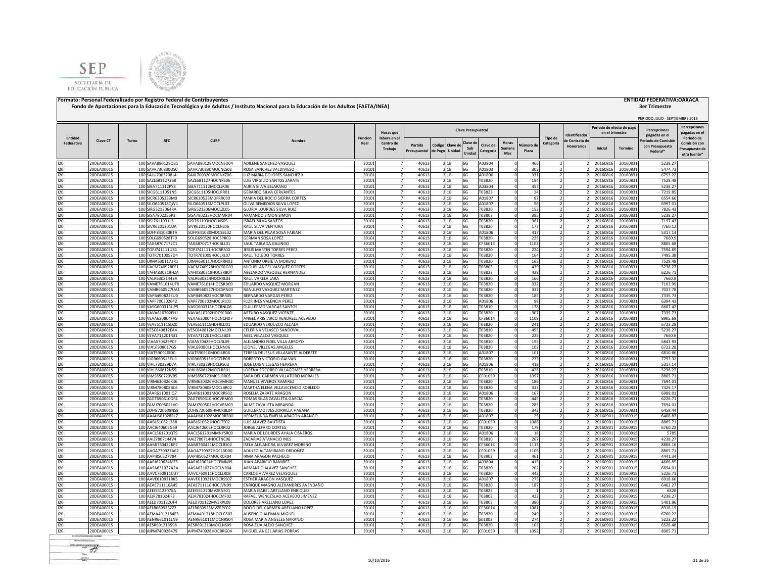SEP
SECRETARÍA DE EDUCACIÓN PÚBLICA

**Formato: Personal Federalizado por Registro Federal de Contribuyentes**
**Fondo de Aportaciones para la Educación Tecnológica y de Adultos / Instituto Nacional para la Educación de los Adultos (FAETA/INEA)**

**ENTIDAD FEDERATIVA:OAXACA**
**3er Trimestre**

PERIODO JULIO - SEPTIEMBRE 2016

| Entidad Federativa | Clave CT | Turno | RFC | CURP | Nombre | Funcion Real | Horas que labora en el Centro de Trabajo | Clave Presupuestal | | | | | | | | Tipo de Categoría | Identificador de Contrato de Honorarios | Periodo de efecto de pago en el trimestre | | Percepciones pagadas en el Periodo de Comisión con Presupuesto Federal* | Percepciones pagadas en el Periodo de Comisión con Presupuesto de otra fuente* |
|---|---|---|---|---|---|---|---|---|---|---|---|---|---|---|---|---|---|---|---|---|---|
| | | | | | | | | Partida Presupuestal | Código de Pago | Clave de Unidad | Clave de Sub Unidad | Clave de Categoría | Horas Semana Mes | Número de Plaza | | | | Inicial | Termino | | |
| I20 | 20DEA0001S | 100 | SAVA880128Q31 | SAVA880128MOCNSD04 | ADILENE SANCHEZ VASQUEZ | 30101 | 7 | 40613 | 2 | 1B | 6G | A03804 | 0 | 466 | 2 | 2 | 20160816 | 20160831 | 5238.27 | |
| I20 | 20DEA0001S | 100 | SAVR730830U50 | SAVR730830MOCNLS02 | ROSA SANCHEZ VALDIVIESO | 30101 | 7 | 40613 | 2 | 1B | 6G | A01803 | 0 | 305 | 2 | 2 | 20160816 | 20160831 | 5474.73 | |
| I20 | 20DEA0001S | 100 | SALU700320BL4 | SAXL700320MOCNXZ06 | LUZ MARIA DOLORES SANCHEZ X | 30101 | 7 | 40613 | 2 | 1B | 6G | A01806 | 0 | 331 | 2 | 2 | 20160816 | 20160831 | 6753.22 | |
| I20 | 20DEA0001S | 100 | SAZL681127268 | SAZL681127HOCNRS06 | LUIS VIRGILIO SANTOS ZARATE | 30101 | 7 | 40613 | 2 | 1B | 6G | T03820 | 0 | 194 | 2 | 2 | 20160816 | 20160831 | 7528.48 | |
| I20 | 20DEA0001S | 100 | SIBA711112PY8 | SIBA711112MOCLJR06 | AURIA SILVA BEJARANO | 30101 | 7 | 40613 | 2 | 1B | 6G | A03804 | 0 | 457 | 2 | 2 | 20160816 | 20160831 | 5238.27 | |
| I20 | 20DEA0001S | 100 | SICG6111051N5 | SICG611105HOCLRR01 | GERARDO SILVA CERVANTES | 30101 | 7 | 40613 | 2 | 1B | 6G | T03823 | 0 | 24 | 2 | 2 | 20160816 | 20160831 | 7219.85 | |
| I20 | 20DEA0001S | 100 | SICR6305233M0 | SICR630523MDFRRC00 | MARIA DEL ROCIO SIERRA CORTES | 30101 | 7 | 40613 | 2 | 1B | 6G | A01807 | 0 | 97 | 2 | 2 | 20160816 | 20160831 | 6554.66 | |
| I20 | 20DEA0001S | 100 | SILO640518QW1 | SILO640518MOCLPL03 | OLIVA REMEDIOS SILVA LOPEZ | 30101 | 7 | 40613 | 2 | 1B | 6G | A01807 | 0 | 56 | 2 | 2 | 20160816 | 20160831 | 6997.01 | |
| I20 | 20DEA0001S | 100 | SIRG5212064RA | SIRG521206MOCLZL05 | GLORIA LOURDES SILVA RUIZ | 30101 | 7 | 40613 | 2 | 1B | 6G | T03820 | 0 | 152 | 2 | 2 | 20160816 | 20160831 | 7826.43 | |
| I20 | 20DEA0001S | 100 | SISA7802256P3 | SISA780225HOCMMR04 | ARMANDO SIMON SIMON | 30101 | 7 | 40613 | 2 | 1B | 6G | T03803 | 0 | 385 | 2 | 2 | 20160816 | 20160831 | 5238.27 | |
| I20 | 20DEA0001S | 100 | SISI7611031L3 | SISI761103HOCLNS05 | ISRAEL SILVA SANTOS | 30101 | 7 | 40613 | 2 | 1B | 6G | T03820 | 0 | 361 | 2 | 2 | 20160816 | 20160831 | 7197.43 | |
| I20 | 20DEA0001S | 100 | SIVR6201201UA | SIVR620120HOCLNL06 | RAUL SILVA VENTURA | 30101 | 7 | 40613 | 2 | 1B | 6G | T03820 | 0 | 177 | 2 | 2 | 20160816 | 20160831 | 7760.12 | |
| I20 | 20DEA0001S | 100 | SOFP841030BTA | SOFP841030MOCSBL02 | MARIA DEL PILAR SOSA FABIAN | 30101 | 7 | 40613 | 2 | 1B | 6G | A01806 | 0 | 417 | 2 | 2 | 20160816 | 20160831 | 5317.14 | |
| I20 | 20DEA0001S | 100 | SOLG690528TF0 | SOLG690528HOCSPR03 | GERMAN SOSA LOPEZ | 30101 | 7 | 40613 | 2 | 1B | 6G | T03820 | 0 | 223 | 2 | 2 | 20160816 | 20160831 | 7660.9 | |
| I20 | 20DEA0001S | 100 | TAGS8707172C1 | TAGS870717HOCBLL01 | SAUL TABLADA GALINDO | 30101 | 7 | 40613 | 2 | 1B | 6G | CF36014 | 0 | 1103 | 2 | 2 | 20160816 | 20160831 | 8805.68 | |
| I20 | 20DEA0001S | 100 | TOPJ741111UZ4 | TOPJ741111HOCRRS00 | JESUS MARTIN TORRES PEREZ | 30101 | 7 | 40613 | 2 | 1B | 6G | T03820 | 0 | 224 | 2 | 2 | 20160816 | 20160831 | 7594.69 | |
| I20 | 20DEA0001S | 100 | TOTR7010057D4 | TOTR701005HOCLRL07 | RAUL TOLEDO TORRES | 30101 | 7 | 40613 | 2 | 1B | 6G | T03820 | 0 | 164 | 2 | 2 | 20160816 | 20160831 | 7495.38 | |
| I20 | 20DEA0001S | 100 | UIMA6301173R1 | UIMA630117HOCRRN03 | ANTONIO URBIETA MORENO | 30101 | 7 | 40613 | 2 | 1B | 6G | T03820 | 0 | 165 | 2 | 2 | 20160816 | 20160831 | 7528.48 | |
| I20 | 20DEA0001S | 100 | VACM740928PF1 | VACM740928HOCSRG03 | MIGUEL ANGEL VASQUEZ CORTES | 30101 | 7 | 40613 | 2 | 1B | 6G | T03803 | 0 | 439 | 2 | 2 | 20160816 | 20160831 | 5238.27 | |
| I20 | 20DEA0001S | 100 | VAHA830319HZA | VAHA830319HOCSRB04 | ABELARDO VASQUEZ HERNANDEZ | 30101 | 7 | 40613 | 2 | 1B | 6G | T03823 | 0 | 438 | 2 | 2 | 20160816 | 20160831 | 6226.71 | |
| I20 | 20DEA0001S | 100 | VALR63081448A | VALR630814HOCRRL03 | RAUL VARELA LARA | 30101 | 7 | 40613 | 2 | 1B | 6G | T03820 | 0 | 166 | 2 | 2 | 20160816 | 20160831 | 7660.9 | |
| I20 | 20DEA0001S | 100 | VAME761014UF8 | VAME761014HOCSRD09 | EDUARDO VASQUEZ MORGAN | 30101 | 7 | 40613 | 2 | 1B | 6G | T03820 | 0 | 332 | 2 | 2 | 20160816 | 20160831 | 7103.99 | |
| I20 | 20DEA0001S | 100 | VAMR660527UA1 | VAMR660527HOCSRN03 | RANULFO VASQUEZ MARTINEZ | 30101 | 7 | 40613 | 2 | 1B | 6G | T03820 | 0 | 337 | 2 | 2 | 20160816 | 20160831 | 7037.78 | |
| I20 | 20DEA0001S | 100 | VAPB490822EU0 | VAPB490822HOCRRR05 | BERNARDO VARGAS PEREZ | 30101 | 7 | 40613 | 2 | 1B | 6G | T03820 | 0 | 185 | 2 | 2 | 20160816 | 20160831 | 7335.73 | |
| I20 | 20DEA0001S | 100 | VAPF700302642 | VAPF700302MOCLRL01 | FLOR INES VALENCIA PEREZ | 30101 | 7 | 40613 | 2 | 1B | 6G | A01806 | 0 | 98 | 2 | 2 | 20160816 | 20160831 | 6394.43 | |
| I20 | 20DEA0001S | 100 | VASG600313UP5 | VASG600313HOCRNL08 | GUILLERMO VARGAS SANTOS | 30101 | 7 | 40613 | 2 | 1B | 6G | T03810 | 0 | 178 | 2 | 2 | 20160816 | 20160831 | 6607.47 | |
| I20 | 20DEA0001S | 100 | VAVA610702EH1 | VAVA610702HOCSCR00 | ARTURO VASQUEZ VICENTE | 30101 | 7 | 40613 | 2 | 1B | 6G | T03820 | 0 | 307 | 2 | 2 | 20160816 | 20160831 | 7335.73 | |
| I20 | 20DEA0001S | 100 | VEAA620804FA8 | VEAA620804HOCNCN07 | ANGEL ARISTARCO VENDRELL ACEVEDO | 30101 | 7 | 40613 | 2 | 1B | 6G | CF36014 | 0 | 1109 | 2 | 2 | 20160816 | 20160831 | 8905.69 | |
| I20 | 20DEA0001S | 100 | VEAE611115DZ0 | VEAE611115HDFRLD01 | EDUARDO VERDUZCO ALCALA | 30101 | 7 | 40613 | 2 | 1B | 6G | T03820 | 0 | 241 | 2 | 2 | 20160816 | 20160831 | 6723.28 | |
| I20 | 20DEA0001S | 100 | VESC840812EA4 | VESC840812MOCLNL09 | CELERINA VELASCO SANDOVAL | 30101 | 7 | 40613 | 2 | 1B | 6G | T03810 | 0 | 455 | 2 | 2 | 20160816 | 20160831 | 5238.27 | |
| I20 | 20DEA0001S | 100 | VEVA711201R31 | VEVA711201HOCLSB03 | ABEL VELASCO VASQUEZ | 30101 | 7 | 40613 | 2 | 1B | 6G | T03820 | 0 | 225 | 2 | 2 | 20160816 | 20160831 | 7660.9 | |
| I20 | 20DEA0001S | 100 | VIAA570429PC7 | VIAA570429HOCLRL09 | ALEJANDRO FIDEL VILLA ARROYO | 30101 | 7 | 40613 | 2 | 1B | 6G | T03810 | 0 | 195 | 2 | 2 | 20160816 | 20160831 | 6843.93 | |
| I20 | 20DEA0001S | 100 | VIAL6908017G5 | VIAL690801HOCLNN06 | LEONEL VILLEGAS ANGELES | 30101 | 7 | 40613 | 2 | 1B | 6G | T03820 | 0 | 102 | 2 | 2 | 20160816 | 20160831 | 6723.28 | |
| I20 | 20DEA0001S | 100 | VIAT590910ID0 | VIAT590910MOCLLR06 | TERESA DE JESUS VILLASANTE ALDERETE | 30101 | 7 | 40613 | 2 | 1B | 6G | A01807 | 0 | 101 | 2 | 2 | 20160816 | 20160831 | 6810.66 | |
| I20 | 20DEA0001S | 100 | VIGR660513EU1 | VIGR660513HOCCLB08 | ROBERTO VICTORIO GALVAN | 30101 | 7 | 40613 | 2 | 1B | 6G | T03820 | 0 | 273 | 2 | 2 | 20160816 | 20160831 | 7793.32 | |
| I20 | 20DEA0001S | 100 | VIHL730329D7A | VIHL730329HOCLRS03 | JOSE LUIS VILLEGAS HERRERA | 30101 | 7 | 40613 | 2 | 1B | 6G | A01806 | 0 | 418 | 2 | 2 | 20160816 | 20160831 | 5317.14 | |
| I20 | 20DEA0001S | 100 | VIHL860812N59 | VIHL860812MOCLRR01 | LORENA SOCORRO VILLAGOMEZ HERRERA | 30101 | 7 | 40613 | 2 | 1B | 6G | T03810 | 0 | 426 | 2 | 2 | 20160816 | 20160831 | 5238.27 | |
| I20 | 20DEA0001S | 100 | VIMS850723VB5 | VIMS850723MCSLRR05 | SARA DEL CARMEN VILLATORO MORALES | 30101 | 7 | 40613 | 2 | 1B | 6G | CF01059 | 0 | 1097 | 2 | 2 | 20160816 | 20160831 | 8805.71 | |
| I20 | 20DEA0001S | 100 | VIRM630326K46 | VIRM630326HOCVMN00 | MANUEL VIVEROS RAMIREZ | 30101 | 7 | 40613 | 2 | 1B | 6G | T03820 | 0 | 186 | 2 | 2 | 20160816 | 20160831 | 7694.01 | |
| I20 | 20DEA0001S | 100 | VIRM780808BC6 | VIRM780808MOCLBR02 | MARTHA ELENA VILLAVICENCIO ROBLEDO | 30101 | 7 | 40613 | 2 | 1B | 6G | T03820 | 0 | 333 | 2 | 2 | 20160816 | 20160831 | 7429.17 | |
| I20 | 20DEA0001S | 100 | ZAAR611001IQ7 | ZAAR611001MOCRRS02 | ROSELIA ZARATE ARAGON | 30101 | 7 | 40613 | 2 | 1B | 6G | A01806 | 0 | 167 | 2 | 2 | 20160816 | 20160831 | 6989.01 | |
| I20 | 20DEA0001S | 100 | ZAGT650610GF4 | ZAGT650610HOCVRM00 | TOMAS SILAS ZAVALETA GARCIA | 30101 | 7 | 40613 | 2 | 1B | 6G | T03820 | 0 | 445 | 2 | 2 | 20160816 | 20160831 | 6226.71 | |
| I20 | 20DEA0001S | 100 | ZAMJ7005021V0 | ZAMJ700502HOCVRM03 | JAIME ZAVALETA MIRANDA | 30101 | 7 | 40613 | 2 | 1B | 6G | T03820 | 0 | 285 | 2 | 2 | 20160816 | 20160831 | 7694.01 | |
| I20 | 20DEA0001S | 100 | ZOHG720608NS8 | ZOHG720608HMCRBL04 | GUILLERMO IVES ZORRILLA HABANA | 30101 | 7 | 40613 | 2 | 1B | 6G | T03820 | 0 | 343 | 2 | 2 | 20160816 | 20160831 | 6458.44 | |
| I20 | 20DEA0001S | 100 | AAAH661028RL7 | AAAH661028MOCRRR00 | HERMELINDA EMELIA ARAGON ARANGO | 30101 | 7 | 40613 | 2 | 1B | 6G | A01807 | 0 | 25 | 2 | 2 | 20160901 | 20160915 | 6408.87 | |
| I20 | 20DEA0001S | 100 | AABL610621388 | AABL610621HOCLTS02 | LUIS ALAVEZ BAUTISTA | 30101 | 7 | 40613 | 2 | 1B | 6G | CF01059 | 0 | 1086 | 2 | 2 | 20160901 | 20160915 | 8805.71 | |
| I20 | 20DEA0001S | 100 | AACJ640605G59 | AACJ640605HOCLRR02 | JORGE ALFARO CORTES | 30101 | 7 | 40613 | 2 | 1B | 6G | T03820 | 0 | 179 | 2 | 2 | 20160901 | 20160915 | 6760.22 | |
| I20 | 20DEA0001S | 100 | AACL561201QT9 | AACL561201MMNYSR09 | MARIA DE LOURDES AYALA CISNEROS | 30101 | 7 | 40613 | 2 | 1B | 6G | A01806 | 0 | 18 | 2 | 2 | 20160901 | 20160915 | 5785 | |
| I20 | 20DEA0001S | 100 | AAIZ7807144V4 | AAIZ780714HOCTNC06 | ZACARIAS ATANACIO INES | 30101 | 7 | 40613 | 2 | 1B | 6G | T03810 | 0 | 267 | 2 | 2 | 20160901 | 20160915 | 4238.27 | |
| I20 | 20DEA0001S | 100 | AAMI760421KP2 | AAMI760421MOCLRS02 | ISELA ALEJANDRA ALVAREZ MORENO | 30101 | 7 | 40613 | 2 | 1B | 6G | CF36014 | 0 | 1113 | 2 | 2 | 20160901 | 20160915 | 8868.16 | |
| I20 | 20DEA0001S | 100 | AAOA770927A62 | AAOA770927HOCLRD00 | ADULFO ALTAMIRANO ORDOÑEZ | 30101 | 7 | 40613 | 2 | 1B | 6G | CF01059 | 0 | 1106 | 2 | 2 | 20160901 | 20160915 | 8805.71 | |
| I20 | 20DEA0001S | 100 | AAPI850527V84 | AAPI850527MOCRCR04 | IRMA ARAGON PACHECO | 30101 | 7 | 40613 | 2 | 1B | 6G | T03803 | 0 | 461 | 2 | 2 | 20160901 | 20160915 | 4441.34 | |
| I20 | 20DEA0001S | 100 | AARJ620624MZ5 | AARJ620624HOCPMN05 | JUAN APARICIO RAMIREZ | 30101 | 7 | 40613 | 2 | 1B | 6G | A03804 | 0 | 415 | 2 | 2 | 20160901 | 20160915 | 4666.85 | |
| I20 | 20DEA0001S | 100 | AASA631027A2A | AASA631027HOCLNR04 | ARMANDO ALAVEZ SANCHEZ | 30101 | 7 | 40613 | 2 | 1B | 6G | T03820 | 0 | 202 | 2 | 2 | 20160901 | 20160915 | 6694.01 | |
| I20 | 20DEA0001S | 100 | AAVC760911CU7 | AAVC760911HOCLLR08 | CARLOS ALVAREZ VELASQUEZ | 30101 | 7 | 40613 | 2 | 1B | 6G | T03820 | 0 | 442 | 2 | 2 | 20160901 | 20160915 | 5226.71 | |
| I20 | 20DEA0001S | 100 | AAVE610921RK5 | AAVE610921MOCRSS07 | ESTHER ARAGON VASQUEZ | 30101 | 7 | 40613 | 2 | 1B | 6G | A01807 | 0 | 275 | 2 | 2 | 20160901 | 20160915 | 6918.66 | |
| I20 | 20DEA0001S | 100 | AEAE711116A45 | AEAE711116HOCLVN09 | ENRIQUE MAGNO ALEXANDRES AVENDAÑO | 30101 | 7 | 40613 | 2 | 1B | 6G | T03820 | 0 | 187 | 2 | 2 | 20160901 | 20160915 | 6462.27 | |
| I20 | 20DEA0001S | 100 | AEEI5612207KA | AEEI561220MVZRNS01 | MARIA ISABEL ARELLANO ENRIQUEZ | 30101 | 7 | 40613 | 2 | 1B | 6G | T03823 | 0 | 1 | 2 | 2 | 20160901 | 20160915 | 6828 | |
| I20 | 20DEA0001S | 100 | AEJR781024IF3 | AEJR781024HOCCMF02 | RAFAEL WENCESLAO ACEVEDO JIMENEZ | 30101 | 7 | 40613 | 2 | 1B | 6G | T03803 | 0 | 423 | 2 | 2 | 20160901 | 20160915 | 4238.27 | |
| I20 | 20DEA0001S | 100 | AELD701122UF4 | AELD701122MVZRPL09 | DOLORES ARELLANO LOPEZ | 30101 | 7 | 40613 | 2 | 1B | 6G | T03803 | 0 | 380 | 2 | 2 | 20160901 | 20160915 | 5401.96 | |
| I20 | 20DEA0001S | 100 | AELR660923222 | AELR660923MVZRPC02 | ROCIO DEL CARMEN ARELLANO LOPEZ | 30101 | 7 | 40613 | 2 | 1B | 6G | CF36014 | 0 | 1081 | 2 | 2 | 20160901 | 20160915 | 8918.19 | |
| I20 | 20DEA0001S | 100 | AEMA4912184E3 | AEMA491218HOCLGS02 | AUSENCIO ALEMAN MIGUEL | 30101 | 7 | 40613 | 2 | 1B | 6G | T03820 | 0 | 249 | 2 | 2 | 20160901 | 20160915 | 6760.22 | |
| I20 | 20DEA0001S | 100 | AENR6610111N9 | AENR661011MOCNRS04 | ROSA MARIA ANGELES NARANJO | 30101 | 7 | 40613 | 2 | 1B | 6G | S01803 | 0 | 274 | 2 | 2 | 20160901 | 20160915 | 5223.22 | |
| I20 | 20DEA0001S | 100 | AESR691213598 | AESR691213MOCLNS09 | ROSA ELIA ALEJO SANCHEZ | 30101 | 7 | 40613 | 2 | 1B | 6G | T03820 | 0 | 103 | 2 | 2 | 20160901 | 20160915 | 6528.48 | |
| I20 | 20DEA0001S | 100 | AIPM740928479 | AIPM740928HOCRRG04 | MIGUEL ANGEL ARIAS PORRAS | 30101 | 7 | 40613 | 2 | 1B | 6G | CF01059 | 0 | 1092 | 2 | 2 | 20160901 | 20160915 | 8905.71 | |

10/10/2016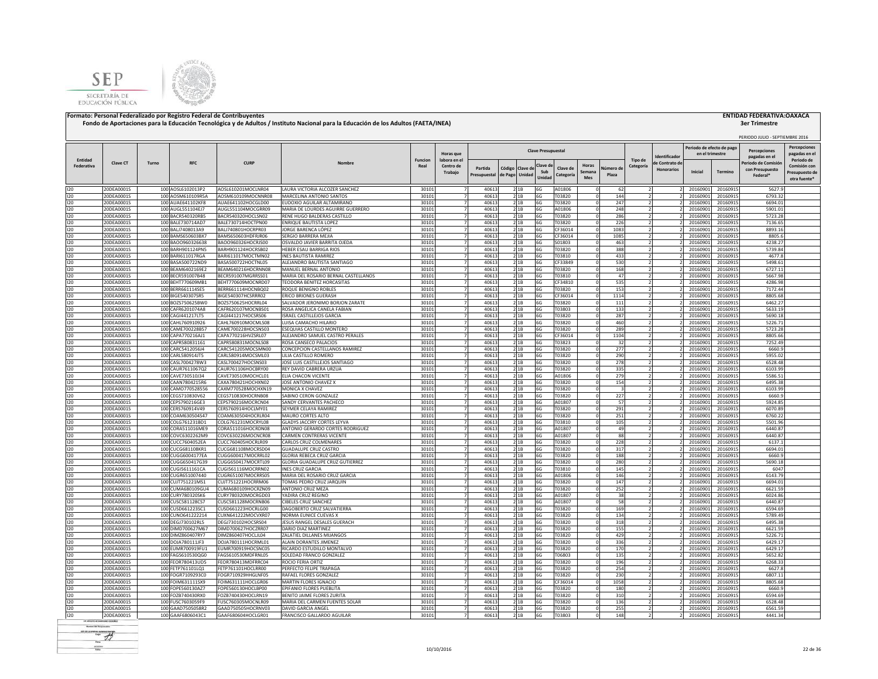**Formato: Personal Federalizado por Registro Federal de Contribuyentes**

**Fondo de Aportaciones para la Educación Tecnológica y de Adultos / Instituto Nacional para la Educación de los Adultos (FAETA/INEA)**

**ENTIDAD FEDERATIVA:OAXACA**

**3er Trimestre**

PERIODO JULIO - SEPTIEMBRE 2016

| Entidad Federativa | Clave CT | Turno | RFC | CURP | Nombre | Funcion Real | Horas que labora en el Centro de Trabajo | Clave Presupuestal | | | | | | | Tipo de Categoría | Identificador de Contrato de Honorarios | Periodo de efecto de pago en el trimestre | | Percepciones pagadas en el Periodo de Comisión con Presupuesto Federal* | Percepciones pagadas en el Periodo de Comisión con Presupuesto de otra fuente* |
|---|---|---|---|---|---|---|---|---|---|---|---|---|---|---|---|---|---|---|---|---|
| | | | | | | | | Partida Presupuestal | Código de Pago | Clave de Unidad | Clave de Sub Unidad | Clave de Categoría | Horas Semana Mes | Número de Plaza | | | Inicial | Termino | | |
| I20 | 20DEA0001S | 100 | AOSL6102013P2 | AOSL610201MOCLNR04 | LAURA VICTORIA ALCOZER SANCHEZ | 30101 | 7 | 40613 | 2 | 1B | 6G | A01806 | 0 | 62 | 2 | 2 | 20160901 | 20160915 | 5627.9 | |
| I20 | 20DEA0001S | 100 | AOSM610109R5A | AOSM610109MOCNNR08 | MARCELINA ANTONIO SANTOS | 30101 | 7 | 40613 | 2 | 1B | 6G | T03820 | 0 | 144 | 2 | 2 | 20160901 | 20160915 | 6793.32 | |
| I20 | 20DEA0001S | 100 | AUAE641102KF8 | AUAE641102HOCGLD00 | EUDOXIO AGUILAR ALTAMIRANO | 30101 | 7 | 40613 | 2 | 1B | 6G | T03820 | 0 | 247 | 2 | 2 | 20160901 | 20160915 | 6694.01 | |
| I20 | 20DEA0001S | 100 | AUGL551104EJ7 | AUGL551104MOCGRR09 | MARIA DE LOURDES AGUIRRE GUERRERO | 30101 | 7 | 40613 | 2 | 1B | 6G | A01806 | 0 | 248 | 2 | 2 | 20160901 | 20160915 | 5901.01 | |
| I20 | 20DEA0001S | 100 | BACR540320RB5 | BACR540320HOCLSN02 | RENE HUGO BALDERAS CASTILLO | 30101 | 7 | 40613 | 2 | 1B | 6G | T03820 | 0 | 286 | 2 | 2 | 20160901 | 20160915 | 5723.28 | |
| I20 | 20DEA0001S | 100 | BALE730714AD7 | BALE730714HOCTPN00 | ENRIQUE BAUTISTA LOPEZ | 30101 | 7 | 40613 | 2 | 1B | 6G | T03820 | 0 | 226 | 2 | 2 | 20160901 | 20160915 | 7136.65 | |
| I20 | 20DEA0001S | 100 | BALJ7408013A9 | BALJ740801HOCRPR03 | JORGE BARENCA LÓPEZ | 30101 | 7 | 40613 | 2 | 1B | 6G | CF36014 | 0 | 1083 | 2 | 2 | 20160901 | 20160915 | 8893.16 | |
| I20 | 20DEA0001S | 100 | BAMS650603BX7 | BAMS650603HDFRJR06 | SERGIO BARRERA MEJIA | 30101 | 7 | 40613 | 2 | 1B | 6G | CF36014 | 0 | 1085 | 2 | 2 | 20160901 | 20160915 | 8805.6 | |
| I20 | 20DEA0001S | 100 | BAOO960326638 | BAOO960326HOCRJS00 | OSVALDO JAVIER BARRITA OJEDA | 30101 | 7 | 40613 | 2 | 1B | 6G | S01803 | 0 | 463 | 2 | 2 | 20160901 | 20160915 | 4238.27 | |
| I20 | 20DEA0001S | 100 | BARH901124PN5 | BARH901124HOCRSB02 | HEBER ESAU BARRIGA RIOS | 30101 | 7 | 40613 | 2 | 1B | 6G | T03820 | 0 | 388 | 2 | 2 | 20160901 | 20160915 | 5739.84 | |
| I20 | 20DEA0001S | 100 | BARI611017RGA | BARI611017MOCTMN02 | INES BAUTISTA RAMIREZ | 30101 | 7 | 40613 | 2 | 1B | 6G | T03810 | 0 | 433 | 2 | 2 | 20160901 | 20160915 | 4677.8 | |
| I20 | 20DEA0001S | 100 | BASA500722ND9 | BASA500722HOCTNL05 | ALEJANDRO BAUTISTA SANTIAGO | 30101 | 7 | 40613 | 2 | 1B | 6G | CF33849 | 0 | 530 | 2 | 2 | 20160901 | 20160915 | 5498.61 | |
| I20 | 20DEA0001S | 100 | BEAM6402169E2 | BEAM640216HOCRNN08 | MANUEL BERNAL ANTONIO | 30101 | 7 | 40613 | 2 | 1B | 6G | T03820 | 0 | 168 | 2 | 2 | 20160901 | 20160915 | 6727.11 | |
| I20 | 20DEA0001S | 100 | BECR591007B48 | BECR591007MGRRSS01 | MARIA DEL ROSARIO BERNAL CASTELLANOS | 30101 | 7 | 40613 | 2 | 1B | 6G | T03810 | 0 | 47 | 2 | 2 | 20160901 | 20160915 | 5667.98 | |
| I20 | 20DEA0001S | 100 | BEHT770609MB1 | BEHT770609MOCNRD07 | TEODORA BENITEZ HORCASITAS | 30101 | 7 | 40613 | 2 | 1B | 6G | CF34810 | 0 | 535 | 2 | 2 | 20160901 | 20160915 | 4286.98 | |
| I20 | 20DEA0001S | 100 | BERR661114SE5 | BERR661114HOCNBQ02 | ROQUE BENIGNO ROBLES | 30101 | 7 | 40613 | 2 | 1B | 6G | T03820 | 0 | 153 | 2 | 2 | 20160901 | 20160915 | 7172.44 | |
| I20 | 20DEA0001S | 100 | BIGE540307SR5 | BIGE540307HCSRRR02 | ERICO BRIONES GUERASH | 30101 | 7 | 40613 | 2 | 1B | 6G | CF36014 | 0 | 1114 | 2 | 2 | 20160901 | 20160915 | 8805.68 | |
| I20 | 20DEA0001S | 100 | BOZS750625BW0 | BOZS750625HOCRRL04 | SALVADOR JERONIMO BORJON ZARATE | 30101 | 7 | 40613 | 2 | 1B | 6G | T03820 | 0 | 111 | 2 | 2 | 20160901 | 20160915 | 6462.27 | |
| I20 | 20DEA0001S | 100 | CAFR6201074A8 | CAFR620107MOCNBS01 | ROSA ANGELICA CANELA FABIAN | 30101 | 7 | 40613 | 2 | 1B | 6G | T03803 | 0 | 133 | 2 | 2 | 20160901 | 20160915 | 5633.19 | |
| I20 | 20DEA0001S | 100 | CAGI441217LTS | CAGI441217HOCSRS06 | ISRAEL CASTILLEJOS GARCIA | 30101 | 7 | 40613 | 2 | 1B | 6G | T03820 | 0 | 287 | 2 | 2 | 20160901 | 20160915 | 5690.18 | |
| I20 | 20DEA0001S | 100 | CAHL760910926 | CAHL760910MOCMLS08 | LUISA CAMACHO HILARIO | 30101 | 7 | 40613 | 2 | 1B | 6G | T03820 | 0 | 460 | 2 | 2 | 20160901 | 20160915 | 5226.71 | |
| I20 | 20DEA0001S | 100 | CAME700228B57 | CAME700228HOCSNS03 | ESEQUIAS CASTILLO MONTERO | 30101 | 7 | 40613 | 2 | 1B | 6G | T03820 | 0 | 289 | 2 | 2 | 20160901 | 20160915 | 5723.28 | |
| I20 | 20DEA0001S | 100 | CAPA770216AJ1 | CAPA770216HVZSRL07 | ALEJANDRO SAMUEL CASTRO PERALES | 30101 | 7 | 40613 | 2 | 1B | 6G | CF36014 | 0 | 1104 | 2 | 2 | 20160901 | 20160915 | 8805.66 | |
| I20 | 20DEA0001S | 100 | CAPR580831161 | CAPR580831MOCNLS08 | ROSA CANSECO PALACIOS | 30101 | 7 | 40613 | 2 | 1B | 6G | T03823 | 0 | 32 | 2 | 2 | 20160901 | 20160915 | 7252.49 | |
| I20 | 20DEA0001S | 100 | CARC5412056J4 | CARC541205MOCSMN00 | CONCEPCION CASTELLANOS RAMIREZ | 30101 | 7 | 40613 | 2 | 1B | 6G | T03820 | 0 | 277 | 2 | 2 | 20160901 | 20160915 | 6660.9 | |
| I20 | 20DEA0001S | 100 | CARL580914JT5 | CARL580914MOCSML03 | LILIA CASTILLO ROMERO | 30101 | 7 | 40613 | 2 | 1B | 6G | T03820 | 0 | 290 | 2 | 2 | 20160901 | 20160915 | 5955.02 | |
| I20 | 20DEA0001S | 100 | CASL7004278W3 | CASL700427HOCSNS03 | JOSE LUIS CASTILLEJOS SANTIAGO | 30101 | 7 | 40613 | 2 | 1B | 6G | T03820 | 0 | 278 | 2 | 2 | 20160901 | 20160915 | 6528.48 | |
| I20 | 20DEA0001S | 100 | CAUR7611067Q2 | CAUR761106HOCBRY00 | REY DAVID CABRERA URZUA | 30101 | 7 | 40613 | 2 | 1B | 6G | T03820 | 0 | 335 | 2 | 2 | 20160901 | 20160915 | 6103.99 | |
| I20 | 20DEA0001S | 100 | CAVE730510JJ34 | CAVE730510MOCHCL01 | ELIA CHACON VICENTE | 30101 | 7 | 40613 | 2 | 1B | 6G | A01806 | 0 | 279 | 2 | 2 | 20160901 | 20160915 | 5586.51 | |
| I20 | 20DEA0001S | 100 | CAAN7804215R6 | CAXA780421HOCHXN02 | JOSE ANTONIO CHAVEZ X | 30101 | 7 | 40613 | 2 | 1B | 6G | T03820 | 0 | 154 | 2 | 2 | 20160901 | 20160915 | 6495.38 | |
| I20 | 20DEA0001S | 100 | CAMO770528556 | CAXM770528MOCHXN19 | MONICA X CHAVEZ | 30101 | 7 | 40613 | 2 | 1B | 6G | T03820 | 0 | 3 | 2 | 2 | 20160901 | 20160915 | 6103.99 | |
| I20 | 20DEA0001S | 100 | CEGS710830V62 | CEGS710830HOCRNB08 | SABINO CERON GONZALEZ | 30101 | 7 | 40613 | 2 | 1B | 6G | T03820 | 0 | 227 | 2 | 2 | 20160901 | 20160915 | 6660.9 | |
| I20 | 20DEA0001S | 100 | CEPS790216GE3 | CEPS790216MOCRCN04 | SANDY CERVANTES PACHECO | 30101 | 7 | 40613 | 2 | 1B | 6G | A01807 | 0 | 57 | 2 | 2 | 20160901 | 20160915 | 5924.85 | |
| I20 | 20DEA0001S | 100 | CERS760914V49 | CERS760914HOCLMY01 | SEYMER CELAYA RAMIREZ | 30101 | 7 | 40613 | 2 | 1B | 6G | T03820 | 0 | 291 | 2 | 2 | 20160901 | 20160915 | 6070.89 | |
| I20 | 20DEA0001S | 100 | COAM630504S47 | COAM630504HOCRLR04 | MAURO CORTES ALTO | 30101 | 7 | 40613 | 2 | 1B | 6G | T03820 | 0 | 251 | 2 | 2 | 20160901 | 20160915 | 6760.22 | |
| I20 | 20DEA0001S | 100 | COLG761231BD1 | COLG761231MOCRYL08 | GLADYS JACCIRY CORTES LEYVA | 30101 | 7 | 40613 | 2 | 1B | 6G | T03810 | 0 | 105 | 2 | 2 | 20160901 | 20160915 | 5501.96 | |
| I20 | 20DEA0001S | 100 | CORA511016ME9 | CORA511016HOCRDN08 | ANTONIO GERARDO CORTES RODRIGUEZ | 30101 | 7 | 40613 | 2 | 1B | 6G | A01807 | 0 | 49 | 2 | 2 | 20160901 | 20160915 | 6440.87 | |
| I20 | 20DEA0001S | 100 | COVC6302262M9 | COVC630226MOCNCR08 | CARMEN CONTRERAS VICENTE | 30101 | 7 | 40613 | 2 | 1B | 6G | A01807 | 0 | 88 | 2 | 2 | 20160901 | 20160915 | 6440.87 | |
| I20 | 20DEA0001S | 100 | CUCC7604052EA | CUCC760405HOCRLR09 | CARLOS CRUZ COLMENARES | 30101 | 7 | 40613 | 2 | 1B | 6G | T03820 | 0 | 228 | 2 | 2 | 20160901 | 20160915 | 6137.1 | |
| I20 | 20DEA0001S | 100 | CUCG681108KR1 | CUCG681108MOCRSD04 | GUADALUPE CRUZ CASTRO | 30101 | 7 | 40613 | 2 | 1B | 6G | T03820 | 0 | 317 | 2 | 2 | 20160901 | 20160915 | 6694.01 | |
| I20 | 20DEA0001S | 100 | CUGG6004177EA | CUGG600417MOCRRL02 | GLORIA REBECA CRUZ GARCIA | 30101 | 7 | 40613 | 2 | 1B | 6G | T03820 | 0 | 188 | 2 | 2 | 20160901 | 20160915 | 6660.9 | |
| I20 | 20DEA0001S | 100 | CUGG650417G39 | CUGG650417MOCRTL09 | GLORIA GUADALUPE CRUZ GUTIERREZ | 30101 | 7 | 40613 | 2 | 1B | 6G | T03820 | 0 | 280 | 2 | 2 | 20160901 | 20160915 | 5690.18 | |
| I20 | 20DEA0001S | 100 | CUGI561116ICA | CUGI561116MOCRRN02 | INES CRUZ GARCIA | 30101 | 7 | 40613 | 2 | 1B | 6G | T03810 | 0 | 145 | 2 | 2 | 20160901 | 20160915 | 6047 | |
| I20 | 20DEA0001S | 100 | CUGR651007440 | CUGR651007MOCRRS05 | MARIA DEL ROSARIO CRUZ GARCIA | 30101 | 7 | 40613 | 2 | 1B | 6G | A01806 | 0 | 146 | 2 | 2 | 20160901 | 20160915 | 6143.79 | |
| I20 | 20DEA0001S | 100 | CUJT751221MS1 | CUJT751221HOCRRM06 | TOMAS PEDRO CRUZ JARQUIN | 30101 | 7 | 40613 | 2 | 1B | 6G | T03820 | 0 | 147 | 2 | 2 | 20160901 | 20160915 | 6694.01 | |
| I20 | 20DEA0001S | 100 | CUMA680109GU4 | CUMA680109HOCRZN09 | ANTONIO CRUZ MEZA | 30101 | 7 | 40613 | 2 | 1B | 6G | T03820 | 0 | 252 | 2 | 2 | 20160901 | 20160915 | 6621.59 | |
| I20 | 20DEA0001S | 100 | CURY780320SK6 | CURY780320MOCRGD03 | YADIRA CRUZ REGINO | 30101 | 7 | 40613 | 2 | 1B | 6G | A01807 | 0 | 38 | 2 | 2 | 20160901 | 20160915 | 6024.86 | |
| I20 | 20DEA0001S | 100 | CUSC581128CS7 | CUSC581128MOCRNB06 | CIBELES CRUZ SANCHEZ | 30101 | 7 | 40613 | 2 | 1B | 6G | A01807 | 0 | 58 | 2 | 2 | 20160901 | 20160915 | 6440.87 | |
| I20 | 20DEA0001S | 100 | CUSD661223SC1 | CUSD661223HOCRLG00 | DAGOBERTO CRUZ SALVATIERRA | 30101 | 7 | 40613 | 2 | 1B | 6G | T03820 | 0 | 169 | 2 | 2 | 20160901 | 20160915 | 6594.69 | |
| I20 | 20DEA0001S | 100 | CUXN641222214 | CUXN641222MOCVXR07 | NORMA EUNICE CUEVAS X | 30101 | 7 | 40613 | 2 | 1B | 6G | T03820 | 0 | 134 | 2 | 2 | 20160901 | 20160915 | 5789.49 | |
| I20 | 20DEA0001S | 100 | DEGJ730102RL5 | DEGJ730102HOCSRS04 | JESUS RANGEL DESALES GUERACH | 30101 | 7 | 40613 | 2 | 1B | 6G | T03820 | 0 | 318 | 2 | 2 | 20160901 | 20160915 | 6495.38 | |
| I20 | 20DEA0001S | 100 | DIMD700627M67 | DIMD700627HOCZRR07 | DARIO DIAZ MARTINEZ | 30101 | 7 | 40613 | 2 | 1B | 6G | T03820 | 0 | 155 | 2 | 2 | 20160901 | 20160915 | 6621.59 | |
| I20 | 20DEA0001S | 100 | DIMZ860407RY7 | DIMZ860407HOCLJL04 | ZALATIEL DILLANES MIJANGOS | 30101 | 7 | 40613 | 2 | 1B | 6G | T03820 | 0 | 429 | 2 | 2 | 20160901 | 20160915 | 5226.71 | |
| I20 | 20DEA0001S | 100 | DOJA780111JF3 | DOJA780111HOCRML01 | ALAIN DORANTES JIMENEZ | 30101 | 7 | 40613 | 2 | 1B | 6G | T03820 | 0 | 336 | 2 | 2 | 20160901 | 20160915 | 6429.17 | |
| I20 | 20DEA0001S | 100 | EUMR700919FU1 | EUMR700919HOCSNC05 | RICARDO ESTUDILLO MONTALVO | 30101 | 7 | 40613 | 2 | 1B | 6G | T03820 | 0 | 170 | 2 | 2 | 20160901 | 20160915 | 6429.17 | |
| I20 | 20DEA0001S | 100 | FAGS610530QG0 | FAGS610530MDFRNL05 | SOLEDAD FRANCO GONZALEZ | 30101 | 7 | 40613 | 2 | 1B | 6G | T06803 | 0 | 135 | 2 | 2 | 20160901 | 20160915 | 5652.82 | |
| I20 | 20DEA0001S | 100 | FEOR780413UD5 | FEOR780413MDFRRC04 | ROCIO FERIA ORTIZ | 30101 | 7 | 40613 | 2 | 1B | 6G | T03820 | 0 | 196 | 2 | 2 | 20160901 | 20160915 | 6268.33 | |
| I20 | 20DEA0001S | 100 | FETP761101LQ1 | FETP761101HOCLRR00 | PERFECTO FELIPE TRAPAGA | 30101 | 7 | 40613 | 2 | 1B | 6G | T03820 | 0 | 254 | 2 | 2 | 20160901 | 20160915 | 6627.8 | |
| I20 | 20DEA0001S | 100 | FOGR7109293C0 | FOGR710929HHGLNF05 | RAFAEL FLORES GONZALEZ | 30101 | 7 | 40613 | 2 | 1B | 6G | T03820 | 0 | 230 | 2 | 2 | 20160901 | 20160915 | 6807.11 | |
| I20 | 20DEA0001S | 100 | FOIM631111SX9 | FOIM631111HOCLGR06 | MARTIN FLORES IGNACIO | 30101 | 7 | 40613 | 2 | 1B | 6G | CF36014 | 0 | 1058 | 2 | 2 | 20160901 | 20160915 | 8805.68 | |
| I20 | 20DEA0001S | 100 | FOPE560130AZ7 | FOPE560130HOCLBP00 | EPIFANIO FLORES PUEBLITA | 30101 | 7 | 40613 | 2 | 1B | 6G | T03820 | 0 | 180 | 2 | 2 | 20160901 | 20160915 | 6660.9 | |
| I20 | 20DEA0001S | 100 | FOZB740430RX0 | FOZB740430HOCLRN19 | BENITO JAIME FLORES ZURITA | 30101 | 7 | 40613 | 2 | 1B | 6G | T03820 | 0 | 310 | 2 | 2 | 20160901 | 20160915 | 6594.69 | |
| I20 | 20DEA0001S | 100 | FUSC7603059F9 | FUSC760305MOCNLR09 | MARIA DEL CARMEN FUENTES SOLAR | 30101 | 7 | 40613 | 2 | 1B | 6G | T03820 | 0 | 136 | 2 | 2 | 20160901 | 20160915 | 6528.48 | |
| I20 | 20DEA0001S | 100 | GAAD7505058R2 | GAAD750505HOCRNV03 | DAVID GARCIA ANGEL | 30101 | 7 | 40613 | 2 | 1B | 6G | T03820 | 0 | 255 | 2 | 2 | 20160901 | 20160915 | 6561.59 | |
| I20 | 20DEA0001S | 100 | GAAF6806043C1 | GAAF680604HOCLGR01 | FRANCISCO GALLARDO AGUILAR | 30101 | 7 | 40613 | 2 | 1B | 6G | T03803 | 0 | 148 | 2 | 2 | 20160901 | 20160915 | 4441.34 | |

10/10/2016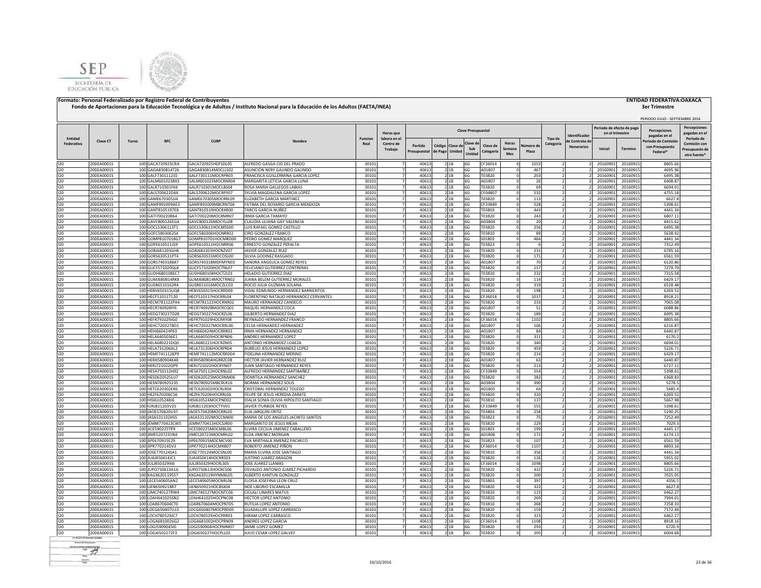**Formato: Personal Federalizado por Registro Federal de Contribuyentes**

**Fondo de Aportaciones para la Educación Tecnológica y de Adultos / Instituto Nacional para la Educación de los Adultos (FAETA/INEA)**

**ENTIDAD FEDERATIVA:OAXACA**

**3er Trimestre**

PERIODO JULIO - SEPTIEMBRE 2016

| Entidad Federativa | Clave CT | Turno | RFC | CURP | Nombre | Funcion Real | Horas que labora en el Centro de Trabajo | Clave Presupuestal | | | | | | | | Tipo de Categoría | Identificador de Contrato de Honorarios | Periodo de efecto de pago en el trimestre | | Percepciones pagadas en el Periodo de Comisión con Presupuesto Federal* | Percepciones pagadas en el Periodo de Comisión con Presupuesto de otra fuente* |
|---|---|---|---|---|---|---|---|---|---|---|---|---|---|---|---|---|---|---|---|---|---|
| | | | | | | | | Partida Presupuestal | Código de Pago | Clave de Unidad | Clave de Sub Unidad | Clave de Categoría | Horas Semana Mes | Número de Plaza | | | | Inicial | Termino | | |
| I20 | 20DEA0001S | 100 | GACA720925CRA | GACA720925HDFSDL05 | ALFREDO GASGA CID DEL PRADO | 30101 | 7 | 40613 | 2 | 1B | 6G | CF36014 | 0 | 1053 | 2 | 2 | 20160901 | 20160915 | 8805.66 | |
| I20 | 20DEA0001S | 100 | GAGA830814T26 | GAGA830814MOCLLS02 | ASUNCION NERY GALINDO GALINDO | 30101 | 7 | 40613 | 2 | 1B | 6G | A01807 | 0 | 467 | 2 | 2 | 20160901 | 20160915 | 4695.96 | |
| I20 | 20DEA0001S | 100 | GALF730111255 | GALF730111MOCRPR03 | FRANCISCA GUILLERMINA GARCIA LOPEZ | 30101 | 7 | 40613 | 2 | 1B | 6G | T03820 | 0 | 203 | 2 | 2 | 20160901 | 20160915 | 6495.38 | |
| I20 | 20DEA0001S | 100 | GALM6010238X3 | GALM601023MOCRNR04 | MARGARITA LETICIA GARCIA LUNA | 30101 | 7 | 40613 | 2 | 1B | 6G | A01807 | 0 | 26 | 2 | 2 | 20160901 | 20160915 | 6408.87 | |
| I20 | 20DEA0001S | 100 | GALR710301FK6 | GALR710301MOCLBS04 | ROSA MARIA GALLEGOS LABIAS | 30101 | 7 | 40613 | 2 | 1B | 6G | T03820 | 0 | 69 | 2 | 2 | 20160901 | 20160915 | 6694.01 | |
| I20 | 20DEA0001S | 100 | GALS700622D4A | GALS700622MOCRPY07 | SYLVIA MAGDALENA GARCIA LOPEZ | 30101 | 7 | 40613 | 2 | 1B | 6G | CF04807 | 0 | 532 | 2 | 2 | 20160901 | 20160915 | 4755.18 | |
| I20 | 20DEA0001S | 100 | GAME670305IJ4 | GAME670305MOCRRL09 | ELIZABETH GARCIA MARTINEZ | 30101 | 7 | 40613 | 2 | 1B | 6G | T03820 | 0 | 113 | 2 | 2 | 20160901 | 20160915 | 6627.8 | |
| I20 | 20DEA0001S | 100 | GAMF891009AE3 | GAMF891009MOCRNT06 | FATIMA DEL ROSARIO GARCIA MENDOZA | 30101 | 7 | 40613 | 2 | 1B | 6G | CF33849 | 0 | 528 | 2 | 2 | 20160901 | 20160915 | 5398.61 | |
| I20 | 20DEA0001S | 100 | GANT8105197E8 | GANT810519HOCRXR00 | TARCIS GARCIA NUÑEZ | 30101 | 7 | 40613 | 2 | 1B | 6G | T03803 | 0 | 443 | 2 | 2 | 20160901 | 20160915 | 4441.34 | |
| I20 | 20DEA0001S | 100 | GATI700220R64 | GATI700220MOCRMR07 | IRMA GARCIA TAMAYO | 30101 | 7 | 40613 | 2 | 1B | 6G | T03820 | 0 | 243 | 2 | 2 | 20160901 | 20160915 | 6807.11 | |
| I20 | 20DEA0001S | 100 | GAVC800126EG4 | GAVC800126MOCYLL08 | CLAUDIA LILIANA GAY VALENCIA | 30101 | 7 | 40613 | 2 | 1B | 6G | A03804 | 0 | 20 | 2 | 2 | 20160901 | 20160915 | 4415.62 | |
| I20 | 20DEA0001S | 100 | GOCL5306113T1 | GOCL530611HOCMSS00 | LUIS RAFAEL GOMEZ CASTILLO | 30101 | 7 | 40613 | 2 | 1B | 6G | T03820 | 0 | 256 | 2 | 2 | 20160901 | 20160915 | 6495.38 | |
| I20 | 20DEA0001S | 100 | GOFC5803062S4 | GOFC580306HOCNRR02 | CIRO GONZALEZ FRANCO | 30101 | 7 | 40613 | 2 | 1B | 6G | T03810 | 0 | 89 | 2 | 2 | 20160901 | 20160915 | 5638.42 | |
| I20 | 20DEA0001S | 100 | GOMP8107018G7 | GOMP810701HOCMRD00 | PEDRO GOMEZ MARQUEZ | 30101 | 7 | 40613 | 2 | 1B | 6G | S01803 | 0 | 464 | 2 | 2 | 20160901 | 20160915 | 4441.34 | |
| I20 | 20DEA0001S | 100 | GOPE610511JS9 | GOPE610511HOCNRR06 | ERNESTO GONZALEZ PERALTA | 30101 | 7 | 40613 | 2 | 1B | 6G | T03823 | 0 | 6 | 2 | 2 | 20160901 | 20160915 | 7312.49 | |
| I20 | 20DEA0001S | 100 | GORJ681203GH6 | GORJ681203HOCNZV07 | JAVIER GONZALEZ RUIZ | 30101 | 7 | 40613 | 2 | 1B | 6G | T03820 | 0 | 231 | 2 | 2 | 20160901 | 20160915 | 6785.16 | |
| I20 | 20DEA0001S | 100 | GORS630531PT4 | GORS630531MOCDSL00 | SILVIA GODINEZ RASGADO | 30101 | 7 | 40613 | 2 | 1B | 6G | T03820 | 0 | 171 | 2 | 2 | 20160901 | 20160915 | 6561.59 | |
| I20 | 20DEA0001S | 100 | GORS740318BX7 | GORS740318MDFMYN03 | SANDRA ANGELICA GOMEZ REYES | 30101 | 7 | 40613 | 2 | 1B | 6G | A01807 | 0 | 70 | 2 | 2 | 20160901 | 20160915 | 6120.86 | |
| I20 | 20DEA0001S | 100 | GUCF571020QL8 | GUCF571020HOCTNL07 | FELICIANO GUTIERREZ CONTRERAS | 30101 | 7 | 40613 | 2 | 1B | 6G | T03820 | 0 | 157 | 2 | 2 | 20160901 | 20160915 | 7279.79 | |
| I20 | 20DEA0001S | 100 | GUDH680108EC7 | GUDH680108HOCTZL01 | HELADIO GUTIERREZ DIAZ | 30101 | 7 | 40613 | 2 | 1B | 6G | T03820 | 0 | 232 | 2 | 2 | 20160901 | 20160915 | 7315.58 | |
| I20 | 20DEA0001S | 100 | GUMJ680814RK8 | GUMJ680814MOCTRN02 | JUANA BELEM GUTIERREZ MORALES | 30101 | 7 | 40613 | 2 | 1B | 6G | T03820 | 0 | 114 | 2 | 2 | 20160901 | 20160915 | 6429.17 | |
| I20 | 20DEA0001S | 100 | GUSR6510162R4 | GUSR651016MOCZLC03 | ROCIO JULIA GUZMAN SOLANA | 30101 | 7 | 40613 | 2 | 1B | 6G | T03820 | 0 | 319 | 2 | 2 | 20160901 | 20160915 | 6528.48 | |
| I20 | 20DEA0001S | 100 | HEBV650315UQ8 | HEBV650315HOCRRD09 | VIDAL EDMUNDO HERNANDEZ BARRIENTOS | 30101 | 7 | 40613 | 2 | 1B | 6G | T03820 | 0 | 198 | 2 | 2 | 20160901 | 20160915 | 6269.52 | |
| I20 | 20DEA0001S | 100 | HECF510117120 | HECF510117HOCRRL04 | FLORENTINO NATALIO HERNANDEZ CERVANTES | 30101 | 7 | 40613 | 2 | 1B | 6G | CF36014 | 0 | 1037 | 2 | 2 | 20160901 | 20160915 | 8918.21 | |
| I20 | 20DEA0001S | 100 | HECM781122PA4 | HECM781122HOCRNR02 | MAURO HERNANDEZ CANSECO | 30101 | 7 | 40613 | 2 | 1B | 6G | T03820 | 0 | 233 | 2 | 2 | 20160901 | 20160915 | 7065.08 | |
| I20 | 20DEA0001S | 100 | HECR740928IY6 | HECR740928MOCRCQ01 | RAQUEL HERNANDEZ COCA | 30101 | 7 | 40613 | 2 | 1B | 6G | A01807 | 0 | 51 | 2 | 2 | 20160901 | 20160915 | 6088.86 | |
| I20 | 20DEA0001S | 100 | HEDG730227D28 | HEDG730227HOCRZL06 | GILBERTO HERNANDEZ DIAZ | 30101 | 7 | 40613 | 2 | 1B | 6G | T03820 | 0 | 189 | 2 | 2 | 20160901 | 20160915 | 6495.38 | |
| I20 | 20DEA0001S | 100 | HEFR791029JG0 | HEFR791029HOCRRY08 | REYNALDO HERNANDEZ FRANCO | 30101 | 7 | 40613 | 2 | 1B | 6G | CF36014 | 0 | 1102 | 2 | 2 | 20160901 | 20160915 | 8805.66 | |
| I20 | 20DEA0001S | 100 | HEHC720327BD1 | HEHC720327MOCRRL06 | CELSA HERNANDEZ HERNANDEZ | 30101 | 7 | 40613 | 2 | 1B | 6G | A01807 | 0 | 106 | 2 | 2 | 20160901 | 20160915 | 6216.87 | |
| I20 | 20DEA0001S | 100 | HEHI660424P63 | HEHI660424MOCRRR03 | IRMA HERNANDEZ HERNANDEZ | 30101 | 7 | 40613 | 2 | 1B | 6G | A01807 | 0 | 84 | 2 | 2 | 20160901 | 20160915 | 6440.87 | |
| I20 | 20DEA0001S | 100 | HELA6405036E1 | HELA640503HOCRPN06 | ANDRES HERNANDEZ LOPEZ | 30101 | 7 | 40613 | 2 | 1B | 6G | T03820 | 0 | 311 | 2 | 2 | 20160901 | 20160915 | 6170.2 | |
| I20 | 20DEA0001S | 100 | HELA680221DQ0 | HELA680221HOCRZN05 | ANTONIO HERNANDEZ LOAEZA | 30101 | 7 | 40613 | 2 | 1B | 6G | T03820 | 0 | 340 | 2 | 2 | 20160901 | 20160915 | 6694.01 | |
| I20 | 20DEA0001S | 100 | HELA731206AL2 | HELA731206HOCRPR04 | AURELIO JESUS HERNANDEZ LOPEZ | 30101 | 7 | 40613 | 2 | 1B | 6G | T03820 | 0 | 459 | 2 | 2 | 20160901 | 20160915 | 5226.71 | |
| I20 | 20DEA0001S | 100 | HEMF741112KP9 | HEMF741112MOCRRD04 | FIDELINA HERNANDEZ MERINO | 30101 | 7 | 40613 | 2 | 1B | 6G | T03820 | 0 | 214 | 2 | 2 | 20160901 | 20160915 | 6429.17 | |
| I20 | 20DEA0001S | 100 | HERH580904K48 | HERH580904HGRRZC08 | HECTOR JAVIER HERNANDEZ RUIZ | 30101 | 7 | 40613 | 2 | 1B | 6G | A01807 | 0 | 63 | 2 | 2 | 20160901 | 20160915 | 6440.87 | |
| I20 | 20DEA0001S | 100 | HERJ721022QP9 | HERJ721022HOCRYN07 | JUAN SANTIAGO HERNANDEZ REYES | 30101 | 7 | 40613 | 2 | 1B | 6G | T03820 | 0 | 213 | 2 | 2 | 20160901 | 20160915 | 6727.11 | |
| I20 | 20DEA0001S | 100 | HESA750112H92 | HESA750112HOCRNL02 | ALFREDO HERNANDEZ SANTIBAÑEZ | 30101 | 7 | 40613 | 2 | 1B | 6G | CF33849 | 0 | 554 | 2 | 2 | 20160901 | 20160915 | 5398.61 | |
| I20 | 20DEA0001S | 100 | HESD620525LU7 | HESD620525MOCRNM06 | DOMITILA HERNANDEZ SANCHEZ | 30101 | 7 | 40613 | 2 | 1B | 6G | T03820 | 0 | 282 | 2 | 2 | 20160901 | 20160915 | 6368.83 | |
| I20 | 20DEA0001S | 100 | HESN780925235 | HESN780925MBCRLR16 | NORMA HERNANDEZ SOLIS | 30101 | 7 | 40613 | 2 | 1B | 6G | A03804 | 0 | 390 | 2 | 2 | 20160901 | 20160915 | 5278.5 | |
| I20 | 20DEA0001S | 100 | HETC620302EK6 | HETC620302HOCRLR04 | CRISTOBAL HERNANDEZ TOLEDO | 30101 | 7 | 40613 | 2 | 1B | 6G | A01805 | 0 | 64 | 2 | 2 | 20160901 | 20160915 | 5485.4 | |
| I20 | 20DEA0001S | 100 | HEZF670206CS6 | HEZF670206HOCRRL06 | FELIPE DE JESUS HEREDIA ZARATE | 30101 | 7 | 40613 | 2 | 1B | 6G | T03820 | 0 | 320 | 2 | 2 | 20160901 | 20160915 | 6269.52 | |
| I20 | 20DEA0001S | 100 | HISI610524BJ6 | HISI610524MOCPND02 | IDALIA SONIA OLIVIA HIPOLITO SANTIAGO | 30101 | 7 | 40613 | 2 | 1B | 6G | T03810 | 0 | 137 | 2 | 2 | 20160901 | 20160915 | 5667.98 | |
| I20 | 20DEA0001S | 100 | IURJ811203V25 | IURJ811203HOCTYV01 | JAVIER ITURBIDE REYES | 30101 | 7 | 40613 | 2 | 1B | 6G | CF33849 | 0 | 555 | 2 | 2 | 20160901 | 20160915 | 5398.61 | |
| I20 | 20DEA0001S | 100 | JAOE570420U37 | JAOE570420MOCRRL05 | ELIA JARQUIN ORTIZ | 30101 | 7 | 40613 | 2 | 1B | 6G | T03803 | 0 | 258 | 2 | 2 | 20160901 | 20160915 | 5190.25 | |
| I20 | 20DEA0001S | 100 | JASA531102HS5 | JASA531102MOCCNN00 | MARIA DE LOS ANGELES JACINTO SANTOS | 30101 | 7 | 40613 | 2 | 1B | 6G | T03823 | 0 | 75 | 2 | 2 | 20160901 | 20160915 | 7252.49 | |
| I20 | 20DEA0001S | 100 | JEMM770413CW5 | JEMM770413HOCSJR00 | MARGARITO DE JESUS MEJIA | 30101 | 7 | 40613 | 2 | 1B | 6G | T03820 | 0 | 229 | 2 | 2 | 20160901 | 20160915 | 7029.3 | |
| I20 | 20DEA0001S | 100 | JICE590225TP9 | JICE590225MOCMBL06 | ELVIRA CECILIA JIMENEZ CABALLERO | 30101 | 7 | 40613 | 2 | 1B | 6G | S01803 | 0 | 199 | 2 | 2 | 20160901 | 20160915 | 4445.17 | |
| I20 | 20DEA0001S | 100 | JIME5207231N4 | JIME520723MOCMRL02 | ELDA JIMENEZ MORGAN | 30101 | 7 | 40613 | 2 | 1B | 6G | A01806 | 0 | 172 | 2 | 2 | 20160901 | 20160915 | 6174.13 | |
| I20 | 20DEA0001S | 100 | JIPE670915E29 | JIPE670915MOCMCV00 | EVA MIRTHALA JIMENEZ PACHECO | 30101 | 7 | 40613 | 2 | 1B | 6G | T03823 | 0 | 107 | 2 | 2 | 20160901 | 20160915 | 6561.59 | |
| I20 | 20DEA0001S | 100 | JIPR770214DV3 | JIPR770214HOCMXB07 | ROBERTO JIMENEZ PIÑON | 30101 | 7 | 40613 | 2 | 1B | 6G | CF36014 | 0 | 1107 | 2 | 2 | 20160901 | 20160915 | 8893.16 | |
| I20 | 20DEA0001S | 100 | JOSE770124SA1 | JOSE770124MOCSNL00 | MARIA ELVIRA JOSE SANTIAGO | 30101 | 7 | 40613 | 2 | 1B | 6G | T03810 | 0 | 356 | 2 | 2 | 20160901 | 20160915 | 4441.34 | |
| I20 | 20DEA0001S | 100 | JUAJ450414JC1 | JUAJ450414HOCRRS03 | JUSTINO JUAREZ ARAGON | 30101 | 7 | 40613 | 2 | 1B | 6G | T03820 | 0 | 126 | 2 | 2 | 20160901 | 20160915 | 5955.02 | |
| I20 | 20DEA0001S | 100 | JULJ850329IJ6 | JULJ850329HOCRLS05 | JOSE JUAREZ LLAMAS | 30101 | 7 | 40613 | 2 | 1B | 6G | CF36014 | 0 | 1098 | 2 | 2 | 20160901 | 20160915 | 8805.66 | |
| I20 | 20DEA0001S | 100 | JUPO750613A1A | JUPO750613HOCRCS06 | OSVALDO ANTONIO JUAREZ PICHARDO | 30101 | 7 | 40613 | 2 | 1B | 6G | T03820 | 0 | 432 | 2 | 2 | 20160901 | 20160915 | 5226.71 | |
| I20 | 20DEA0001S | 100 | KAGX620119557 | KXGA620119HYNNNL05 | ALBERTO KANTUN GONZALEZ | 30101 | 7 | 40613 | 2 | 1B | 6G | T03820 | 0 | 200 | 2 | 2 | 20160901 | 20160915 | 7025.05 | |
| I20 | 20DEA0001S | 100 | LECE540605AN2 | LECE540605MOCNRL06 | ELOISA JOSEFINA LEON CRUZ | 30101 | 7 | 40613 | 2 | 1B | 6G | T03803 | 0 | 397 | 2 | 2 | 20160901 | 20160915 | 4356.5 | |
| I20 | 20DEA0001S | 100 | LIEN6509218R7 | LIEN650921HOCBSX04 | NOE LIBORIO ESCAMILLA | 30101 | 7 | 40613 | 2 | 1B | 6G | T03820 | 0 | 322 | 2 | 2 | 20160901 | 20160915 | 6627.8 | |
| I20 | 20DEA0001S | 100 | LIMC740127RW4 | LIMC740127MOCNTC06 | CICLALI LINARES MATUS | 30101 | 7 | 40613 | 2 | 1B | 6G | T03820 | 0 | 115 | 2 | 2 | 20160901 | 20160915 | 6462.27 | |
| I20 | 20DEA0001S | 100 | LOAH641025SN2 | LOAH641025HOCPNC08 | HECTOR LOPEZ ANTONIO | 30101 | 7 | 40613 | 2 | 1B | 6G | T03820 | 0 | 269 | 2 | 2 | 20160901 | 20160915 | 7994.01 | |
| I20 | 20DEA0001S | 100 | LOAR670604CT0 | LOAR670604MOCPNT05 | RUTILIA LOPEZ ANTONIO | 30101 | 7 | 40613 | 2 | 1B | 6G | T03810 | 0 | 268 | 2 | 2 | 20160901 | 20160915 | 7258.33 | |
| I20 | 20DEA0001S | 100 | LOCG650407U15 | LOCG650407MOCPRD05 | GUADALUPE LOPEZ CARRASCO | 30101 | 7 | 40613 | 2 | 1B | 6G | T03820 | 0 | 159 | 2 | 2 | 20160901 | 20160915 | 7172.44 | |
| I20 | 20DEA0001S | 100 | LOCH780529JC7 | LOCH780529HOCPRR03 | HIRAM LOPEZ CARRASCO | 30101 | 7 | 40613 | 2 | 1B | 6G | T03820 | 0 | 323 | 2 | 2 | 20160901 | 20160915 | 6462.27 | |
| I20 | 20DEA0001S | 100 | LOGA6810026G2 | LOGA681002HOCPRN09 | ANDRES LOPEZ GARCIA | 30101 | 7 | 40613 | 2 | 1B | 6G | CF36014 | 0 | 1108 | 2 | 2 | 20160901 | 20160915 | 8918.16 | |
| I20 | 20DEA0001S | 100 | LOGJ590904SI0 | LOGJ590904HOCPMM07 | JAIME LOPEZ GOMEZ | 30101 | 7 | 40613 | 2 | 1B | 6G | T03820 | 0 | 293 | 2 | 2 | 20160901 | 20160915 | 6720.9 | |
| I20 | 20DEA0001S | 100 | LOGJ6502272F3 | LOGJ650227HOCPLL02 | JULIO CESAR LOPEZ GALVEZ | 30101 | 7 | 40613 | 2 | 1B | 6G | T03820 | 0 | 205 | 2 | 2 | 20160901 | 20160915 | 6004.68 | |

10/10/2016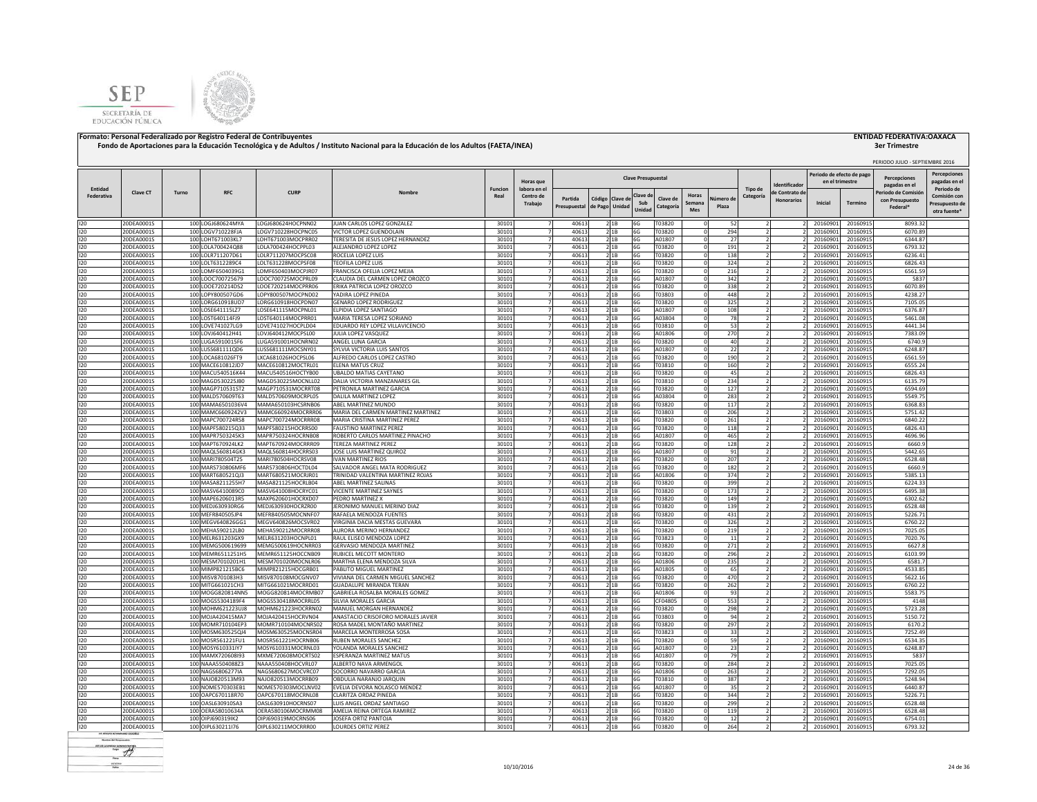SEP
SECRETARÍA DE EDUCACIÓN PÚBLICA

**Formato: Personal Federalizado por Registro Federal de Contribuyentes**
**Fondo de Aportaciones para la Educación Tecnológica y de Adultos / Instituto Nacional para la Educación de los Adultos (FAETA/INEA)**

**ENTIDAD FEDERATIVA:OAXACA**
**3er Trimestre**

PERIODO JULIO - SEPTIEMBRE 2016

| Entidad Federativa | Clave CT | Turno | RFC | CURP | Nombre | Funcion Real | Horas que labora en el Centro de Trabajo | Clave Presupuestal | | | | | | | | Tipo de Categoría | Identificador de Contrato de Honorarios | Periodo de efecto de pago en el trimestre | | Percepciones pagadas en el Periodo de Comisión con Presupuesto Federal* | Percepciones pagadas en el Periodo de Comisión con Presupuesto de otra fuente* |
|---|---|---|---|---|---|---|---|---|---|---|---|---|---|---|---|---|---|---|---|---|---|
| | | | | | | | | Partida Presupuestal | Código de Pago | Clave de Unidad | Clave de Sub Unidad | Clave de Categoría | Horas Semana Mes | Número de Plaza | | | | Inicial | Termino | | |
| I20 | 20DEA0001S | 100 | LOGJ680624MYA | LOGJ680624HOCPNN02 | JUAN CARLOS LOPEZ GONZALEZ | 30101 | 7 | 40613 | 2 | 1B | 6G | T03820 | 0 | 52 | 2 | 2 | 20160901 | 20160915 | 8093.32 | |
| I20 | 20DEA0001S | 100 | LOGV710228FJA | LOGV710228HOCPNC05 | VICTOR LOPEZ GUENDOLAIN | 30101 | 7 | 40613 | 2 | 1B | 6G | T03820 | 0 | 294 | 2 | 2 | 20160901 | 20160915 | 6070.89 | |
| I20 | 20DEA0001S | 100 | LOHT671003KL7 | LOHT671003MOCPRR02 | TERESITA DE JESUS LOPEZ HERNANDEZ | 30101 | 7 | 40613 | 2 | 1B | 6G | A01807 | 0 | 27 | 2 | 2 | 20160901 | 20160915 | 6344.87 | |
| I20 | 20DEA0001S | 100 | LOLA700424Q88 | LOLA700424HOCPPL03 | ALEJANDRO LOPEZ LOPEZ | 30101 | 7 | 40613 | 2 | 1B | 6G | T03820 | 0 | 191 | 2 | 2 | 20160901 | 20160915 | 6793.32 | |
| I20 | 20DEA0001S | 100 | LOLR711207D61 | LOLR711207MOCPSC08 | ROCELIA LOPEZ LUIS | 30101 | 7 | 40613 | 2 | 1B | 6G | T03820 | 0 | 138 | 2 | 2 | 20160901 | 20160915 | 6236.41 | |
| I20 | 20DEA0001S | 100 | LOLT6312289C4 | LOLT631228MOCPSF08 | TEOFILA LOPEZ LUIS | 30101 | 7 | 40613 | 2 | 1B | 6G | T03820 | 0 | 324 | 2 | 2 | 20160901 | 20160915 | 6826.43 | |
| I20 | 20DEA0001S | 100 | LOMF6504039G1 | LOMF650403MOCPJR07 | FRANCISCA OFELIA LOPEZ MEJIA | 30101 | 7 | 40613 | 2 | 1B | 6G | T03820 | 0 | 216 | 2 | 2 | 20160901 | 20160915 | 6561.59 | |
| I20 | 20DEA0001S | 100 | LOOC700725679 | LOOC700725MOCPRL09 | CLAUDIA DEL CARMEN LOPEZ OROZCO | 30101 | 7 | 40613 | 2 | 1B | 6G | A01807 | 0 | 342 | 2 | 2 | 20160901 | 20160915 | 5837 | |
| I20 | 20DEA0001S | 100 | LOOE720214DS2 | LOOE720214MOCPRR06 | ERIKA PATRICIA LOPEZ OROZCO | 30101 | 7 | 40613 | 2 | 1B | 6G | T03820 | 0 | 338 | 2 | 2 | 20160901 | 20160915 | 6070.89 | |
| I20 | 20DEA0001S | 100 | LOPY800507GD6 | LOPY800507MOCPND02 | YADIRA LOPEZ PINEDA | 30101 | 7 | 40613 | 2 | 1B | 6G | T03803 | 0 | 448 | 2 | 2 | 20160901 | 20160915 | 4238.27 | |
| I20 | 20DEA0001S | 100 | LORG610918UD7 | LORG610918HOCPDN07 | GENARO LOPEZ RODRIGUEZ | 30101 | 7 | 40613 | 2 | 1B | 6G | T03820 | 0 | 325 | 2 | 2 | 20160901 | 20160915 | 7105.05 | |
| I20 | 20DEA0001S | 100 | LOSE641115LZ7 | LOSE641115MOCPNL01 | ELPIDIA LOPEZ SANTIAGO | 30101 | 7 | 40613 | 2 | 1B | 6G | A01807 | 0 | 108 | 2 | 2 | 20160901 | 20160915 | 6376.87 | |
| I20 | 20DEA0001S | 100 | LOST640114FJ9 | LOST640114MOCPRR01 | MARIA TERESA LOPEZ SORIANO | 30101 | 7 | 40613 | 2 | 1B | 6G | A03804 | 0 | 78 | 2 | 2 | 20160901 | 20160915 | 5461.08 | |
| I20 | 20DEA0001S | 100 | LOVE741027LG9 | LOVE741027HOCPLD04 | EDUARDO REY LOPEZ VILLAVICENCIO | 30101 | 7 | 40613 | 2 | 1B | 6G | T03810 | 0 | 53 | 2 | 2 | 20160901 | 20160915 | 4441.34 | |
| I20 | 20DEA0001S | 100 | LOVJ640412H41 | LOVJ640412MOCPSL00 | JULIA LOPEZ VASQUEZ | 30101 | 7 | 40613 | 2 | 1B | 6G | A01806 | 0 | 270 | 2 | 2 | 20160901 | 20160915 | 7383.09 | |
| I20 | 20DEA0001S | 100 | LUGA5910015F6 | LUGA591001HOCNRN02 | ANGEL LUNA GARCIA | 30101 | 7 | 40613 | 2 | 1B | 6G | T03820 | 0 | 40 | 2 | 2 | 20160901 | 20160915 | 6740.9 | |
| I20 | 20DEA0001S | 100 | LUSS681111QD6 | LUSS681111MOCSNY01 | SYLVIA VICTORIA LUIS SANTOS | 30101 | 7 | 40613 | 2 | 1B | 6G | A01807 | 0 | 22 | 2 | 2 | 20160901 | 20160915 | 6248.87 | |
| I20 | 20DEA0001S | 100 | LXCA681026FT9 | LXCA681026HOCPSL06 | ALFREDO CARLOS LOPEZ CASTRO | 30101 | 7 | 40613 | 2 | 1B | 6G | T03820 | 0 | 190 | 2 | 2 | 20160901 | 20160915 | 6561.59 | |
| I20 | 20DEA0001S | 100 | MACE610812JD7 | MACE610812MOCTRL01 | ELENA MATUS CRUZ | 30101 | 7 | 40613 | 2 | 1B | 6G | T03810 | 0 | 160 | 2 | 2 | 20160901 | 20160915 | 6555.24 | |
| I20 | 20DEA0001S | 100 | MACU540516K44 | MACU540516HOCTYB00 | UBALDO MATIAS CAYETANO | 30101 | 7 | 40613 | 2 | 1B | 6G | T03820 | 0 | 45 | 2 | 2 | 20160901 | 20160915 | 6826.43 | |
| I20 | 20DEA0001S | 100 | MAGD530225JB0 | MAGD530225MOCNLL02 | DALIA VICTORIA MANZANARES GIL | 30101 | 7 | 40613 | 2 | 1B | 6G | T03810 | 0 | 234 | 2 | 2 | 20160901 | 20160915 | 6135.79 | |
| I20 | 20DEA0001S | 100 | MAGP710531ST2 | MAGP710531MOCRRT08 | PETRONILA MARTINEZ GARCIA | 30101 | 7 | 40613 | 2 | 1B | 6G | T03820 | 0 | 127 | 2 | 2 | 20160901 | 20160915 | 6594.69 | |
| I20 | 20DEA0001S | 100 | MALD570609T63 | MALD570609MOCRPL05 | DALILA MARTINEZ LOPEZ | 30101 | 7 | 40613 | 2 | 1B | 6G | A03804 | 0 | 283 | 2 | 2 | 20160901 | 20160915 | 5549.75 | |
| I20 | 20DEA0001S | 100 | MAMA6501036V4 | MAMA650103HCSRNB06 | ABEL MARTINEZ MUNDO | 30101 | 7 | 40613 | 2 | 1B | 6G | T03820 | 0 | 117 | 2 | 2 | 20160901 | 20160915 | 6368.83 | |
| I20 | 20DEA0001S | 100 | MAMC6609242V3 | MAMC660924MOCRRR06 | MARIA DEL CARMEN MARTINEZ MARTINEZ | 30101 | 7 | 40613 | 2 | 1B | 6G | T03803 | 0 | 206 | 2 | 2 | 20160901 | 20160915 | 5751.42 | |
| I20 | 20DEA0001S | 100 | MAPC700724R58 | MAPC700724MOCRRR08 | MARIA CRISTINA MARTINEZ PEREZ | 30101 | 7 | 40613 | 2 | 1B | 6G | T03820 | 0 | 261 | 2 | 2 | 20160901 | 20160915 | 6840.22 | |
| I20 | 20DEA0001S | 100 | MAPF580215Q33 | MAPF580215HOCRRS00 | FAUSTINO MARTINEZ PEREZ | 30101 | 7 | 40613 | 2 | 1B | 6G | T03820 | 0 | 118 | 2 | 2 | 20160901 | 20160915 | 6826.43 | |
| I20 | 20DEA0001S | 100 | MAPR7503245K3 | MAPR750324HOCRNB08 | ROBERTO CARLOS MARTINEZ PINACHO | 30101 | 7 | 40613 | 2 | 1B | 6G | A01807 | 0 | 465 | 2 | 2 | 20160901 | 20160915 | 4696.96 | |
| I20 | 20DEA0001S | 100 | MAPT670924LK2 | MAPT670924MOCRRR09 | TEREZA MARTINEZ PEREZ | 30101 | 7 | 40613 | 2 | 1B | 6G | T03820 | 0 | 128 | 2 | 2 | 20160901 | 20160915 | 6660.9 | |
| I20 | 20DEA0001S | 100 | MAQL560814GK3 | MAQL560814HOCRRS03 | JOSE LUIS MARTINEZ QUIROZ | 30101 | 7 | 40613 | 2 | 1B | 6G | A01807 | 0 | 91 | 2 | 2 | 20160901 | 20160915 | 5442.65 | |
| I20 | 20DEA0001S | 100 | MARI780504T25 | MARI780504HOCRSV08 | IVAN MARTINEZ RIOS | 30101 | 7 | 40613 | 2 | 1B | 6G | T03820 | 0 | 207 | 2 | 2 | 20160901 | 20160915 | 6528.48 | |
| I20 | 20DEA0001S | 100 | MARS730806MF6 | MARS730806HOCTDL04 | SALVADOR ANGEL MATA RODRIGUEZ | 30101 | 7 | 40613 | 2 | 1B | 6G | T03820 | 0 | 182 | 2 | 2 | 20160901 | 20160915 | 6660.9 | |
| I20 | 20DEA0001S | 100 | MART680521QJ3 | MART680521MOCRJR01 | TRINIDAD VALENTINA MARTINEZ ROJAS | 30101 | 7 | 40613 | 2 | 1B | 6G | A01806 | 0 | 374 | 2 | 2 | 20160901 | 20160915 | 5385.13 | |
| I20 | 20DEA0001S | 100 | MASA8211255H7 | MASA821125HOCRLB04 | ABEL MARTINEZ SALINAS | 30101 | 7 | 40613 | 2 | 1B | 6G | T03820 | 0 | 399 | 2 | 2 | 20160901 | 20160915 | 6224.33 | |
| I20 | 20DEA0001S | 100 | MASV6410089C0 | MASV641008HOCRYC01 | VICENTE MARTINEZ SAYNES | 30101 | 7 | 40613 | 2 | 1B | 6G | T03820 | 0 | 173 | 2 | 2 | 20160901 | 20160915 | 6495.38 | |
| I20 | 20DEA0001S | 100 | MAPE6206013R5 | MAXP620601HOCRXD07 | PEDRO MARTINEZ X | 30101 | 7 | 40613 | 2 | 1B | 6G | T03820 | 0 | 149 | 2 | 2 | 20160901 | 20160915 | 6302.62 | |
| I20 | 20DEA0001S | 100 | MEDJ630930RG6 | MEDJ630930HOCRZR00 | JERONIMO MANUEL MERINO DIAZ | 30101 | 7 | 40613 | 2 | 1B | 6G | T03820 | 0 | 139 | 2 | 2 | 20160901 | 20160915 | 6528.48 | |
| I20 | 20DEA0001S | 100 | MEFR840505JP4 | MEFR840505MOCNNF07 | RAFAELA MENDOZA FUENTES | 30101 | 7 | 40613 | 2 | 1B | 6G | T03820 | 0 | 431 | 2 | 2 | 20160901 | 20160915 | 5226.71 | |
| I20 | 20DEA0001S | 100 | MEGV640826GG1 | MEGV640826MOCSVR02 | VIRGINIA DACIA MESTAS GUEVARA | 30101 | 7 | 40613 | 2 | 1B | 6G | T03820 | 0 | 326 | 2 | 2 | 20160901 | 20160915 | 6760.22 | |
| I20 | 20DEA0001S | 100 | MEHA590212LB0 | MEHA590212MOCRRR08 | AURORA MERINO HERNANDEZ | 30101 | 7 | 40613 | 2 | 1B | 6G | T03820 | 0 | 219 | 2 | 2 | 20160901 | 20160915 | 7025.05 | |
| I20 | 20DEA0001S | 100 | MELR631203GX9 | MELR631203HOCNPL01 | RAUL ELISEO MENDOZA LOPEZ | 30101 | 7 | 40613 | 2 | 1B | 6G | T03823 | 0 | 11 | 2 | 2 | 20160901 | 20160915 | 7020.76 | |
| I20 | 20DEA0001S | 100 | MEMG500619699 | MEMG500619HOCNRR03 | GERVASIO MENDOZA MARTINEZ | 30101 | 7 | 40613 | 2 | 1B | 6G | T03820 | 0 | 271 | 2 | 2 | 20160901 | 20160915 | 6627.8 | |
| I20 | 20DEA0001S | 100 | MEMR6511251H5 | MEMR651125HOCCNB09 | RUBICEL MECOTT MONTERO | 30101 | 7 | 40613 | 2 | 1B | 6G | T03820 | 0 | 296 | 2 | 2 | 20160901 | 20160915 | 6103.99 | |
| I20 | 20DEA0001S | 100 | MESM7010201H1 | MESM701020MOCNLR06 | MARTHA ELENA MENDOZA SILVA | 30101 | 7 | 40613 | 2 | 1B | 6G | A01806 | 0 | 235 | 2 | 2 | 20160901 | 20160915 | 6581.7 | |
| I20 | 20DEA0001S | 100 | MIMP821215BC6 | MIMP821215HOCGRB01 | PABLITO MIGUEL MARTINEZ | 30101 | 7 | 40613 | 2 | 1B | 6G | A01805 | 0 | 65 | 2 | 2 | 20160901 | 20160915 | 4533.85 | |
| I20 | 20DEA0001S | 100 | MISV8701083H3 | MISV870108MOCGNV07 | VIVIANA DEL CARMEN MIGUEL SANCHEZ | 30101 | 7 | 40613 | 2 | 1B | 6G | T03820 | 0 | 470 | 2 | 2 | 20160901 | 20160915 | 5622.16 | |
| I20 | 20DEA0001S | 100 | MITG661021CH3 | MITG661021MOCRRD01 | GUADALUPE MIRANDA TERAN | 30101 | 7 | 40613 | 2 | 1B | 6G | T03820 | 0 | 262 | 2 | 2 | 20160901 | 20160915 | 6760.22 | |
| I20 | 20DEA0001S | 100 | MOGG820814NN5 | MOGG820814MOCRMB07 | GABRIELA ROSALBA MORALES GOMEZ | 30101 | 7 | 40613 | 2 | 1B | 6G | A01806 | 0 | 93 | 2 | 2 | 20160901 | 20160915 | 5583.75 | |
| I20 | 20DEA0001S | 100 | MOGS5304189F4 | MOGS530418MOCRRL05 | SILVIA MORALES GARCIA | 30101 | 7 | 40613 | 2 | 1B | 6G | CF04805 | 0 | 553 | 2 | 2 | 20160901 | 20160915 | 4148 | |
| I20 | 20DEA0001S | 100 | MOHM621223UJ8 | MOHM621223HOCRRN02 | MANUEL MORGAN HERNANDEZ | 30101 | 7 | 40613 | 2 | 1B | 6G | T03820 | 0 | 298 | 2 | 2 | 20160901 | 20160915 | 5723.28 | |
| I20 | 20DEA0001S | 100 | MOJA420415MA7 | MOJA420415HOCRVN04 | ANASTACIO CRISOFORO MORALES JAVIER | 30101 | 7 | 40613 | 2 | 1B | 6G | T03803 | 0 | 94 | 2 | 2 | 20160901 | 20160915 | 5150.72 | |
| I20 | 20DEA0001S | 100 | MOMR710104EP3 | MOMR710104MOCNRS02 | ROSA MADEL MONTAÑO MARTINEZ | 30101 | 7 | 40613 | 2 | 1B | 6G | T03820 | 0 | 297 | 2 | 2 | 20160901 | 20160915 | 6170.2 | |
| I20 | 20DEA0001S | 100 | MOSM630525QJ4 | MOSM630525MOCNSR04 | MARCELA MONTERROSA SOSA | 30101 | 7 | 40613 | 2 | 1B | 6G | T03823 | 0 | 33 | 2 | 2 | 20160901 | 20160915 | 7252.49 | |
| I20 | 20DEA0001S | 100 | MOSR561221FU1 | MOSR561221HOCRNB06 | RUBEN MORALES SANCHEZ | 30101 | 7 | 40613 | 2 | 1B | 6G | T03820 | 0 | 59 | 2 | 2 | 20160901 | 20160915 | 6534.35 | |
| I20 | 20DEA0001S | 100 | MOSY610331JY7 | MOSY610331MOCRNL03 | YOLANDA MORALES SANCHEZ | 30101 | 7 | 40613 | 2 | 1B | 6G | A01807 | 0 | 23 | 2 | 2 | 20160901 | 20160915 | 6248.87 | |
| I20 | 20DEA0001S | 100 | MAMX720608I93 | MXME720608MOCRTS02 | ESPERANZA MARTINEZ MATUS | 30101 | 7 | 40613 | 2 | 1B | 6G | A01807 | 0 | 79 | 2 | 2 | 20160901 | 20160915 | 5837 | |
| I20 | 20DEA0001S | 100 | NAAA5504088Z3 | NAAA550408HOCVRL07 | ALBERTO NAVA ARMENGOL | 30101 | 7 | 40613 | 2 | 1B | 6G | T03820 | 0 | 284 | 2 | 2 | 20160901 | 20160915 | 7025.05 | |
| I20 | 20DEA0001S | 100 | NAGS6806277IA | NAGS680627MOCVRC07 | SOCORRO NAVARRO GARCIA | 30101 | 7 | 40613 | 2 | 1B | 6G | A01806 | 0 | 263 | 2 | 2 | 20160901 | 20160915 | 7292.05 | |
| I20 | 20DEA0001S | 100 | NAJO820513M93 | NAJO820513MOCRRB09 | OBDULIA NARANJO JARQUIN | 30101 | 7 | 40613 | 2 | 1B | 6G | T03810 | 0 | 387 | 2 | 2 | 20160901 | 20160915 | 5248.94 | |
| I20 | 20DEA0001S | 100 | NOME570303EB1 | NOME570303MOCLNV02 | EVELIA DEVORA NOLASCO MENDEZ | 30101 | 7 | 40613 | 2 | 1B | 6G | A01807 | 0 | 35 | 2 | 2 | 20160901 | 20160915 | 6440.87 | |
| I20 | 20DEA0001S | 100 | OAPC670118R70 | OAPC670118MOCRNL08 | CLARITZA ORDAZ PINEDA | 30101 | 7 | 40613 | 2 | 1B | 6G | T03820 | 0 | 344 | 2 | 2 | 20160901 | 20160915 | 5226.71 | |
| I20 | 20DEA0001S | 100 | OASL630910SA3 | OASL630910HOCRNS07 | LUIS ANGEL ORDAZ SANTIAGO | 30101 | 7 | 40613 | 2 | 1B | 6G | T03820 | 0 | 299 | 2 | 2 | 20160901 | 20160915 | 6528.48 | |
| I20 | 20DEA0001S | 100 | OERA58010634A | OERA580106MOCRMM08 | AMELIA REINA ORTEGA RAMIREZ | 30101 | 7 | 40613 | 2 | 1B | 6G | T03820 | 0 | 119 | 2 | 2 | 20160901 | 20160915 | 6528.48 | |
| I20 | 20DEA0001S | 100 | OIPJ690319IK2 | OIPJ690319MOCRNS06 | JOSEFA ORTIZ PANTOJA | 30101 | 7 | 40613 | 2 | 1B | 6G | T03820 | 0 | 12 | 2 | 2 | 20160901 | 20160915 | 6754.01 | |
| I20 | 20DEA0001S | 100 | OIPL630211I76 | OIPL630211MOCRRR00 | LOURDES ORTIZ PEREZ | 30101 | 7 | 40613 | 2 | 1B | 6G | T03820 | 0 | 264 | 2 | 2 | 20160901 | 20160915 | 6793.32 | |

10/10/2016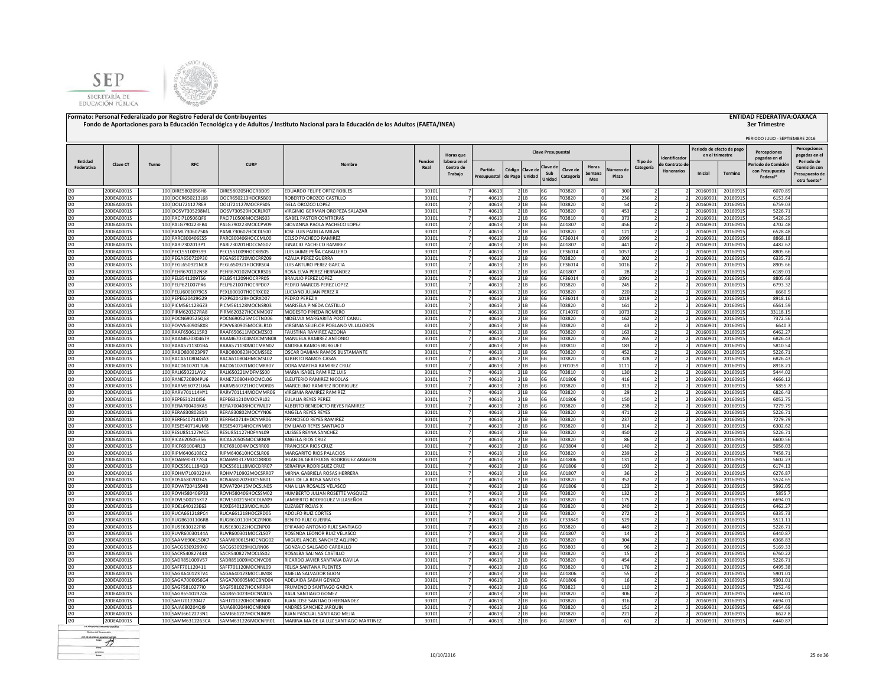**Formato: Personal Federalizado por Registro Federal de Contribuyentes**

**Fondo de Aportaciones para la Educación Tecnológica y de Adultos / Instituto Nacional para la Educación de los Adultos (FAETA/INEA)**

**ENTIDAD FEDERATIVA:OAXACA**

**3er Trimestre**

PERIODO JULIO - SEPTIEMBRE 2016

| Entidad Federativa | Clave CT | Turno | RFC | CURP | Nombre | Funcion Real | Horas que labora en el Centro de Trabajo | Clave Presupuestal | | | | | | | | Tipo de Categoría | Identificador de Contrato de Honorarios | Periodo de efecto de pago en el trimestre | | Percepciones pagadas en el Periodo de Comisión con Presupuesto Federal* | Percepciones pagadas en el Periodo de Comisión con Presupuesto de otra fuente* |
|---|---|---|---|---|---|---|---|---|---|---|---|---|---|---|---|---|---|---|---|---|---|
| | | | | | | | | Partida Presupuestal | Código de Pago | Clave de Unidad | Clave de Sub Unidad | Clave de Categoría | Horas Semana Mes | Número de Plaza | | | | Inicial | Termino | | |
| I20 | 20DEA0001S | 100 | OIRE5802056H6 | OIRE580205HOCRBD09 | EDUARDO FELIPE ORTIZ ROBLES | 30101 | 7 | 40613 | 2 | 1B | 6G | T03820 | 0 | 300 | 2 | 2 | 20160901 | 20160915 | 6070.89 | |
| I20 | 20DEA0001S | 100 | OOCR650213L68 | OOCR650213HOCRSB03 | ROBERTO OROZCO CASTILLO | 30101 | 7 | 40613 | 2 | 1B | 6G | T03820 | 0 | 236 | 2 | 2 | 20160901 | 20160915 | 6153.64 | |
| I20 | 20DEA0001S | 100 | OOLI721127RE9 | OOLI721127MOCRPS05 | ISELA OROZCO LOPEZ | 30101 | 7 | 40613 | 2 | 1B | 6G | T03820 | 0 | 54 | 2 | 2 | 20160901 | 20160915 | 6759.03 | |
| I20 | 20DEA0001S | 100 | OOSV7305298M1 | OOSV730529HOCRLR07 | VIRGINIO GERMAN OROPEZA SALAZAR | 30101 | 7 | 40613 | 2 | 1B | 6G | T03820 | 0 | 453 | 2 | 2 | 20160901 | 20160915 | 5226.71 | |
| I20 | 20DEA0001S | 100 | PACI710506QF6 | PACI710506MOCSNS03 | ISABEL PASTOR CONTRERAS | 30101 | 7 | 40613 | 2 | 1B | 6G | T03810 | 0 | 373 | 2 | 2 | 20160901 | 20160915 | 5426.29 | |
| I20 | 20DEA0001S | 100 | PALG790223FB4 | PALG790223MOCCPV09 | GIOVANNA PAOLA PACHECO LOPEZ | 30101 | 7 | 40613 | 2 | 1B | 6G | A01807 | 0 | 456 | 2 | 2 | 20160901 | 20160915 | 4702.48 | |
| I20 | 20DEA0001S | 100 | PAML7306075K6 | PAML730607HOCDLS00 | JOSE LUIS PADILLA MILAN | 30101 | 7 | 40613 | 2 | 1B | 6G | T03820 | 0 | 121 | 2 | 2 | 20160901 | 20160915 | 6528.48 | |
| I20 | 20DEA0001S | 100 | PARC800406ES5 | PARC800406HOCCML00 | CELSO PACHECO RAMIREZ | 30101 | 7 | 40613 | 2 | 1B | 6G | CF36014 | 0 | 1099 | 2 | 2 | 20160901 | 20160915 | 8868.18 | |
| I20 | 20DEA0001S | 100 | PARI7302013P1 | PARI730201HOCCMG07 | IGNACIO PACHECO RAMIREZ | 30101 | 7 | 40613 | 2 | 1B | 6G | A01807 | 0 | 441 | 2 | 2 | 20160901 | 20160915 | 4482.62 | |
| I20 | 20DEA0001S | 100 | PECL551009399 | PECL551009HOCXBS05 | LUIS JAIME PEÑA CABALLERO | 30101 | 7 | 40613 | 2 | 1B | 6G | CF36014 | 0 | 1057 | 2 | 2 | 20160901 | 20160915 | 8805.66 | |
| I20 | 20DEA0001S | 100 | PEGA650720P30 | PEGA650720MOCRRZ09 | AZALIA PEREZ GUERRA | 30101 | 7 | 40613 | 2 | 1B | 6G | T03820 | 0 | 302 | 2 | 2 | 20160901 | 20160915 | 6335.73 | |
| I20 | 20DEA0001S | 100 | PEGL650921NC8 | PEGL650921HOCRRS04 | LUIS ARTURO PEREZ GARCIA | 30101 | 7 | 40613 | 2 | 1B | 6G | CF36014 | 0 | 1016 | 2 | 2 | 20160901 | 20160915 | 8905.66 | |
| I20 | 20DEA0001S | 100 | PEHR670102NS8 | PEHR670102MOCRRS06 | ROSA ELVA PEREZ HERNANDEZ | 30101 | 7 | 40613 | 2 | 1B | 6G | A01807 | 0 | 28 | 2 | 2 | 20160901 | 20160915 | 6189.01 | |
| I20 | 20DEA0001S | 100 | PELB541209TS6 | PELB541209HOCRPR05 | BRAULIO PEREZ LOPEZ | 30101 | 7 | 40613 | 2 | 1B | 6G | CF36014 | 0 | 1091 | 2 | 2 | 20160901 | 20160915 | 8805.68 | |
| I20 | 20DEA0001S | 100 | PELP621007PX6 | PELP621007HOCRPD07 | PEDRO MARCOS PEREZ LOPEZ | 30101 | 7 | 40613 | 2 | 1B | 6G | T03820 | 0 | 245 | 2 | 2 | 20160901 | 20160915 | 6793.32 | |
| I20 | 20DEA0001S | 100 | PELU6001079G5 | PEXL600107HOCRXC02 | LUCIANO JULIAN PEREZ X | 30101 | 7 | 40613 | 2 | 1B | 6G | T03820 | 0 | 220 | 2 | 2 | 20160901 | 20160915 | 6660.9 | |
| I20 | 20DEA0001S | 100 | PEPE620429G29 | PEXP620429HOCRXD07 | PEDRO PEREZ X | 30101 | 7 | 40613 | 2 | 1B | 6G | CF36014 | 0 | 1019 | 2 | 2 | 20160901 | 20160915 | 8918.16 | |
| I20 | 20DEA0001S | 100 | PICM561128GZ3 | PICM561128MOCNSR03 | MARISELA PINEDA CASTILLO | 30101 | 7 | 40613 | 2 | 1B | 6G | T03820 | 0 | 161 | 2 | 2 | 20160901 | 20160915 | 6561.59 | |
| I20 | 20DEA0001S | 100 | PIRM620327RA8 | PIRM620327HOCNMD07 | MODESTO PINEDA ROMERO | 30101 | 7 | 40613 | 2 | 1B | 6G | CF14070 | 0 | 1073 | 2 | 2 | 20160901 | 20160915 | 33118.15 | |
| I20 | 20DEA0001S | 100 | POCN690525Q68 | POCN690525MCCTND06 | NIDELVIA MARGARITA POOT CANUL | 30101 | 7 | 40613 | 2 | 1B | 6G | T03820 | 0 | 162 | 2 | 2 | 20160901 | 20160915 | 7372.56 | |
| I20 | 20DEA0001S | 100 | POVV6309058X8 | POVV630905MOCBLR10 | VIRGINIA SELIFLOR POBLANO VILLALOBOS | 30101 | 7 | 40613 | 2 | 1B | 6G | T03820 | 0 | 43 | 2 | 2 | 20160901 | 20160915 | 6640.3 | |
| I20 | 20DEA0001S | 100 | RAAF650611SR3 | RAAF650611MOCMZS03 | FAUSTINA RAMIREZ AZCONA | 30101 | 7 | 40613 | 2 | 1B | 6G | T03820 | 0 | 163 | 2 | 2 | 20160901 | 20160915 | 6462.27 | |
| I20 | 20DEA0001S | 100 | RAAM6703046T9 | RAAM670304MOCMNN08 | MANUELA RAMIREZ ANTONIO | 30101 | 7 | 40613 | 2 | 1B | 6G | T03820 | 0 | 265 | 2 | 2 | 20160901 | 20160915 | 6826.43 | |
| I20 | 20DEA0001S | 100 | RABA5711301BA | RABA571130MOCMRN02 | ANDREA RAMOS BURGUET | 30101 | 7 | 40613 | 2 | 1B | 6G | T03810 | 0 | 183 | 2 | 2 | 20160901 | 20160915 | 5810.54 | |
| I20 | 20DEA0001S | 100 | RABO800823P97 | RABO800823HOCMSS02 | OSCAR DAMIAN RAMOS BUSTAMANTE | 30101 | 7 | 40613 | 2 | 1B | 6G | T03820 | 0 | 452 | 2 | 2 | 20160901 | 20160915 | 5226.71 | |
| I20 | 20DEA0001S | 100 | RACA610804GA3 | RACA610804HMCMSL02 | ALBERTO RAMOS CASAS | 30101 | 7 | 40613 | 2 | 1B | 6G | T03820 | 0 | 328 | 2 | 2 | 20160901 | 20160915 | 6826.43 | |
| I20 | 20DEA0001S | 100 | RACD610701TU6 | RACD610701MOCMRR07 | DORA MARTHA RAMIREZ CRUZ | 30101 | 7 | 40613 | 2 | 1B | 6G | CF01059 | 0 | 1111 | 2 | 2 | 20160901 | 20160915 | 8918.21 | |
| I20 | 20DEA0001S | 100 | RALI650221AV2 | RALI650221MDFMSS00 | MARIA ISABEL RAMIREZ LUIS | 30101 | 7 | 40613 | 2 | 1B | 6G | T03810 | 0 | 130 | 2 | 2 | 20160901 | 20160915 | 5444.02 | |
| I20 | 20DEA0001S | 100 | RANE720804PU6 | RANE720804HOCMCL06 | ELEUTERIO RAMIREZ NICOLAS | 30101 | 7 | 40613 | 2 | 1B | 6G | A01806 | 0 | 416 | 2 | 2 | 20160901 | 20160915 | 4666.12 | |
| I20 | 20DEA0001S | 100 | RARM560721U6A | RARM560721HOCMDR05 | MARCELINO RAMIREZ RODRIGUEZ | 30101 | 7 | 40613 | 2 | 1B | 6G | T03820 | 0 | 313 | 2 | 2 | 20160901 | 20160915 | 5855.7 | |
| I20 | 20DEA0001S | 100 | RARV701114HY1 | RARV701114MOCMMR06 | VIRGINIA RAMIREZ RAMIREZ | 30101 | 7 | 40613 | 2 | 1B | 6G | T03820 | 0 | 29 | 2 | 2 | 20160901 | 20160915 | 6826.43 | |
| I20 | 20DEA0001S | 100 | REPE631210IS6 | REPE631210MOCYRL02 | EULALIA REYES PEREZ | 30101 | 7 | 40613 | 2 | 1B | 6G | A01806 | 0 | 150 | 2 | 2 | 20160901 | 20160915 | 6052.75 | |
| I20 | 20DEA0001S | 100 | RERA700408KA5 | RERA700408HOCYML07 | ALBERTO BENEDICTO REYES RAMIREZ | 30101 | 7 | 40613 | 2 | 1B | 6G | T03820 | 0 | 238 | 2 | 2 | 20160901 | 20160915 | 7279.79 | |
| I20 | 20DEA0001S | 100 | RERA830802814 | RERA830802MOCYYN06 | ANGELA REYES REYES | 30101 | 7 | 40613 | 2 | 1B | 6G | T03820 | 0 | 471 | 2 | 2 | 20160901 | 20160915 | 5226.71 | |
| I20 | 20DEA0001S | 100 | RERF640714MT0 | RERF640714HOCYMR06 | FRANCISCO REYES RAMIREZ | 30101 | 7 | 40613 | 2 | 1B | 6G | T03820 | 0 | 237 | 2 | 2 | 20160901 | 20160915 | 7279.79 | |
| I20 | 20DEA0001S | 100 | RESE540714UM8 | RESE540714HOCYNM03 | EMILIANO REYES SANTIAGO | 30101 | 7 | 40613 | 2 | 1B | 6G | T03820 | 0 | 314 | 2 | 2 | 20160901 | 20160915 | 6302.62 | |
| I20 | 20DEA0001S | 100 | RESU851127MC5 | RESU851127HDFYNL09 | ULISSES REYNA SANCHEZ | 30101 | 7 | 40613 | 2 | 1B | 6G | T03820 | 0 | 450 | 2 | 2 | 20160901 | 20160915 | 5226.71 | |
| I20 | 20DEA0001S | 100 | RICA620505356 | RICA620505MOCSRN09 | ANGELA RIOS CRUZ | 30101 | 7 | 40613 | 2 | 1B | 6G | T03820 | 0 | 86 | 2 | 2 | 20160901 | 20160915 | 6600.56 | |
| I20 | 20DEA0001S | 100 | RICF691004R13 | RICF691004MOCSRR00 | FRANCISCA RIOS CRUZ | 30101 | 7 | 40613 | 2 | 1B | 6G | A03804 | 0 | 140 | 2 | 2 | 20160901 | 20160915 | 5056.03 | |
| I20 | 20DEA0001S | 100 | RIPM6406108C2 | RIPM640610HOCSLR06 | MARGARITO RIOS PALACIOS | 30101 | 7 | 40613 | 2 | 1B | 6G | T03820 | 0 | 239 | 2 | 2 | 20160901 | 20160915 | 7458.71 | |
| I20 | 20DEA0001S | 100 | ROAI6903177G4 | ROAI690317MOCDRR00 | IRLANDA GERTRUDIS RODRIGUEZ ARAGON | 30101 | 7 | 40613 | 2 | 1B | 6G | A01806 | 0 | 131 | 2 | 2 | 20160901 | 20160915 | 5602.23 | |
| I20 | 20DEA0001S | 100 | ROCS5611184Q3 | ROCS561118MOCDRR07 | SERAFINA RODRIGUEZ CRUZ | 30101 | 7 | 40613 | 2 | 1B | 6G | A01806 | 0 | 193 | 2 | 2 | 20160901 | 20160915 | 6174.13 | |
| I20 | 20DEA0001S | 100 | ROHM7109022HA | ROHM710902MOCSRR07 | MIRNA GABRIELA ROSAS HERRERA | 30101 | 7 | 40613 | 2 | 1B | 6G | A01807 | 0 | 36 | 2 | 2 | 20160901 | 20160915 | 6276.87 | |
| I20 | 20DEA0001S | 100 | ROSA680702F45 | ROSA680702HOCSNB01 | ABEL DE LA ROSA SANTOS | 30101 | 7 | 40613 | 2 | 1B | 6G | T03820 | 0 | 352 | 2 | 2 | 20160901 | 20160915 | 5524.65 | |
| I20 | 20DEA0001S | 100 | ROVA720415948 | ROVA720415MOCSLN05 | ANA LILIA ROSALES VELASCO | 30101 | 7 | 40613 | 2 | 1B | 6G | A01806 | 0 | 123 | 2 | 2 | 20160901 | 20160915 | 5992.05 | |
| I20 | 20DEA0001S | 100 | ROVH580406P33 | ROVH580406HOCSSM02 | HUMBERTO JULIAN ROSETTE VASQUEZ | 30101 | 7 | 40613 | 2 | 1B | 6G | T03820 | 0 | 132 | 2 | 2 | 20160901 | 20160915 | 5855.7 | |
| I20 | 20DEA0001S | 100 | ROVL500215KT2 | ROVL500215HOCDLM09 | LAMBERTO RODRIGUEZ VILLASEÑOR | 30101 | 7 | 40613 | 2 | 1B | 6G | T03820 | 0 | 175 | 2 | 2 | 20160901 | 20160915 | 6694.01 | |
| I20 | 20DEA0001S | 100 | ROEL640123E63 | ROXE640123MOCJXL06 | ELIZABET ROJAS X | 30101 | 7 | 40613 | 2 | 1B | 6G | T03820 | 0 | 240 | 2 | 2 | 20160901 | 20160915 | 6462.27 | |
| I20 | 20DEA0001S | 100 | RUCA661218PC4 | RUCA661218HOCZRD05 | ADOLFO RUIZ CORTES | 30101 | 7 | 40613 | 2 | 1B | 6G | T03820 | 0 | 272 | 2 | 2 | 20160901 | 20160915 | 6335.73 | |
| I20 | 20DEA0001S | 100 | RUGB6101106R8 | RUGB610110HOCZRN06 | BENITO RUIZ GUERRA | 30101 | 7 | 40613 | 2 | 1B | 6G | CF33849 | 0 | 529 | 2 | 2 | 20160901 | 20160915 | 5511.11 | |
| I20 | 20DEA0001S | 100 | RUSE630122PI8 | RUSE630122HOCZNP00 | EPIFANIO ANTONIO RUIZ SANTIAGO | 30101 | 7 | 40613 | 2 | 1B | 6G | T03820 | 0 | 449 | 2 | 2 | 20160901 | 20160915 | 5226.71 | |
| I20 | 20DEA0001S | 100 | RUVR60030144A | RUVR600301MOCZLS07 | ROSENDA LEONOR RUIZ VELASCO | 30101 | 7 | 40613 | 2 | 1B | 6G | A01807 | 0 | 14 | 2 | 2 | 20160901 | 20160915 | 6440.87 | |
| I20 | 20DEA0001S | 100 | SAAM690615DK7 | SAAM690615HOCNQG02 | MIGUEL ANGEL SANCHEZ AQUINO | 30101 | 7 | 40613 | 2 | 1B | 6G | T03820 | 0 | 304 | 2 | 2 | 20160901 | 20160915 | 6368.83 | |
| I20 | 20DEA0001S | 100 | SACG6309299K0 | SACG630929HJCLRN06 | GONZALO SALGADO CARBALLO | 30101 | 7 | 40613 | 2 | 1B | 6G | T03803 | 0 | 96 | 2 | 2 | 20160901 | 20160915 | 5169.33 | |
| I20 | 20DEA0001S | 100 | SACR540827448 | SACR540827MOCLSS02 | ROSALBA SALINAS CASTILLO | 30101 | 7 | 40613 | 2 | 1B | 6G | T03820 | 0 | 15 | 2 | 2 | 20160901 | 20160915 | 6760.22 | |
| I20 | 20DEA0001S | 100 | SADR851009V57 | SADR851009HOCNVC08 | RICARDO JAVIER SANTANA DAVILA | 30101 | 7 | 40613 | 2 | 1B | 6G | T03820 | 0 | 454 | 2 | 2 | 20160901 | 20160915 | 5226.71 | |
| I20 | 20DEA0001S | 100 | SAFF701120411 | SAFF701120MOCNNL09 | FELISA SANTANA FUENTES | 30101 | 7 | 40613 | 2 | 1B | 6G | T03820 | 0 | 176 | 2 | 2 | 20160901 | 20160915 | 6495.38 | |
| I20 | 20DEA0001S | 100 | SAGA640123TV4 | SAGA640123MOCLJM08 | AMELIA SALVADOR GIJON | 30101 | 7 | 40613 | 2 | 1B | 6G | A01806 | 0 | 55 | 2 | 2 | 20160901 | 20160915 | 5901.01 | |
| I20 | 20DEA0001S | 100 | SAGA7006056G4 | SAGA700605MOCBND04 | ADELAIDA SABAH GENICO | 30101 | 7 | 40613 | 2 | 1B | 6G | A01806 | 0 | 16 | 2 | 2 | 20160901 | 20160915 | 5901.01 | |
| I20 | 20DEA0001S | 100 | SAGF5810277I0 | SAGF581027HOCNRR04 | FRUMENCIO SANTIAGO GARCIA | 30101 | 7 | 40613 | 2 | 1B | 6G | T03823 | 0 | 110 | 2 | 2 | 20160901 | 20160915 | 7252.49 | |
| I20 | 20DEA0001S | 100 | SAGR651023746 | SAGR651023HOCNML05 | RAUL SANTIAGO GOMEZ | 30101 | 7 | 40613 | 2 | 1B | 6G | T03820 | 0 | 306 | 2 | 2 | 20160901 | 20160915 | 6694.01 | |
| I20 | 20DEA0001S | 100 | SAHJ7012204J7 | SAHJ701220HOCNRN00 | JUAN JOSE SANTIAGO HERNANDEZ | 30101 | 7 | 40613 | 2 | 1B | 6G | T03820 | 0 | 316 | 2 | 2 | 20160901 | 20160915 | 6694.01 | |
| I20 | 20DEA0001S | 100 | SAJA680204QI9 | SAJA680204HOCNRN09 | ANDRES SANCHEZ JARQUIN | 30101 | 7 | 40613 | 2 | 1B | 6G | T03820 | 0 | 151 | 2 | 2 | 20160901 | 20160915 | 6654.69 | |
| I20 | 20DEA0001S | 100 | SAMJ6612273N1 | SAMJ661227HOCNJN09 | JUAN PASCUAL SANTIAGO MEJIA | 30101 | 7 | 40613 | 2 | 1B | 6G | T03820 | 0 | 221 | 2 | 2 | 20160901 | 20160915 | 6627.8 | |
| I20 | 20DEA0001S | 100 | SAMM6312263CA | SAMM631226MOCNRR01 | MARINA MA DE LA LUZ SANTIAGO MARTINEZ | 30101 | 7 | 40613 | 2 | 1B | 6G | A01807 | 0 | 61 | 2 | 2 | 20160901 | 20160915 | 6440.87 | |

10/10/2016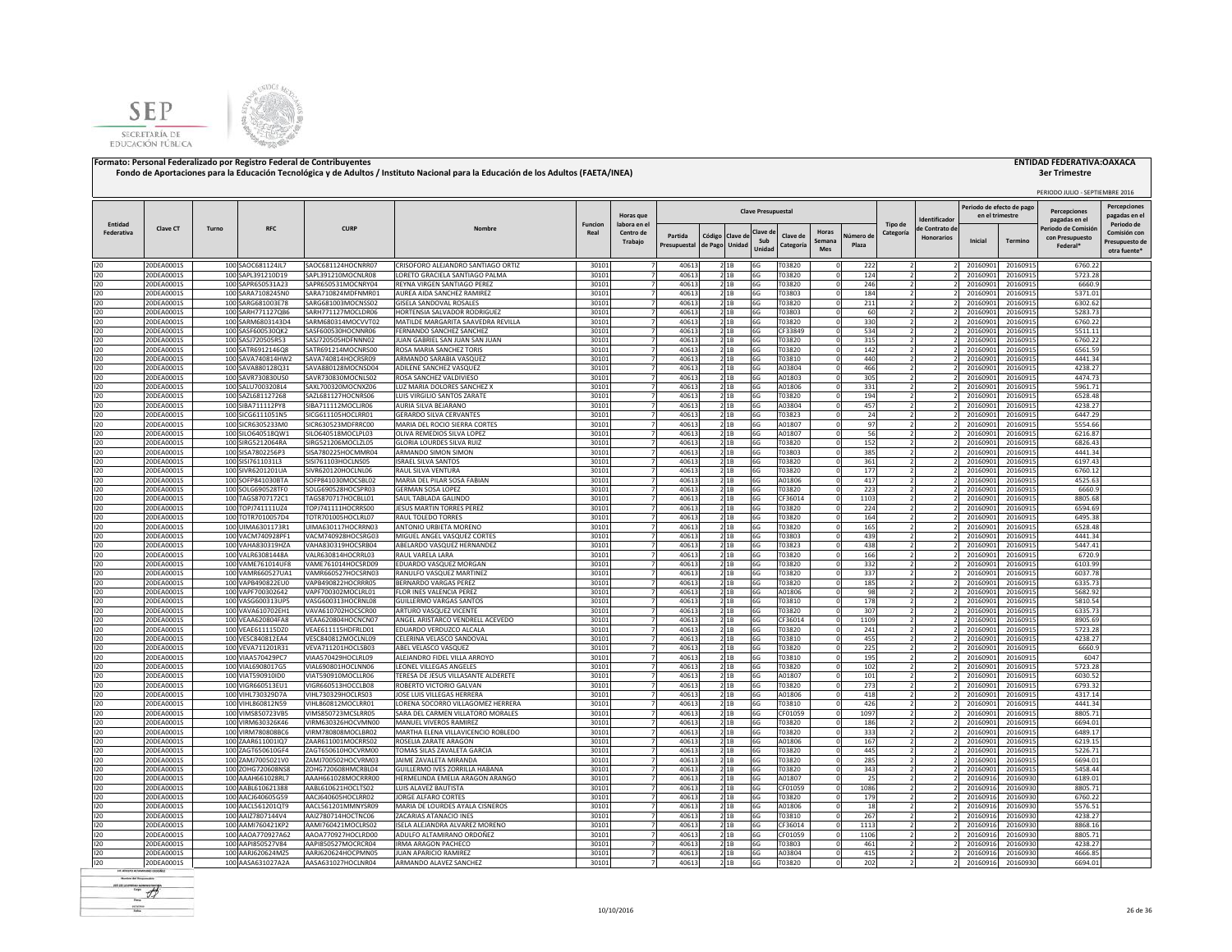**Formato: Personal Federalizado por Registro Federal de Contribuyentes**

**Fondo de Aportaciones para la Educación Tecnológica y de Adultos / Instituto Nacional para la Educación de los Adultos (FAETA/INEA)**

**ENTIDAD FEDERATIVA:OAXACA**

**3er Trimestre**

PERIODO JULIO - SEPTIEMBRE 2016

| Entidad Federativa | Clave CT | Turno | RFC | CURP | Nombre | Funcion Real | Horas que labora en el Centro de Trabajo | Clave Presupuestal | | | | | | | | Tipo de Categoría | Identificador de Contrato de Honorarios | Periodo de efecto de pago en el trimestre | | Percepciones pagadas en el Periodo de Comisión con Presupuesto Federal* | Percepciones pagadas en el Periodo de Comisión con Presupuesto de otra fuente* |
|---|---|---|---|---|---|---|---|---|---|---|---|---|---|---|---|---|---|---|---|---|---|
| | | | | | | | | Partida Presupuestal | Código de Pago | Clave de Unidad | Clave de Sub Unidad | Clave de Categoría | Horas Semana Mes | Número de Plaza | | | | Inicial | Termino | | |
| I20 | 20DEA0001S | 100 | SAOC681124JL7 | SAOC681124HOCNRR07 | CRISOFORO ALEJANDRO SANTIAGO ORTIZ | 30101 | 7 | 40613 | 2 | 1B | 6G | T03820 | 0 | 222 | 2 | 2 | 20160901 | 20160915 | 6760.22 | |
| I20 | 20DEA0001S | 100 | SAPL391210D19 | SAPL391210MOCNLR08 | LORETO GRACIELA SANTIAGO PALMA | 30101 | 7 | 40613 | 2 | 1B | 6G | T03820 | 0 | 124 | 2 | 2 | 20160901 | 20160915 | 5723.28 | |
| I20 | 20DEA0001S | 100 | SAPR650531A23 | SAPR650531MOCNRY04 | REYNA VIRGEN SANTIAGO PEREZ | 30101 | 7 | 40613 | 2 | 1B | 6G | T03820 | 0 | 246 | 2 | 2 | 20160901 | 20160915 | 6660.9 | |
| I20 | 20DEA0001S | 100 | SARA7108245N0 | SARA710824MDFNMR01 | AUREA AIDA SANCHEZ RAMIREZ | 30101 | 7 | 40613 | 2 | 1B | 6G | T03803 | 0 | 184 | 2 | 2 | 20160901 | 20160915 | 5371.01 | |
| I20 | 20DEA0001S | 100 | SARG681003E78 | SARG681003MOCNSS02 | GISELA SANDOVAL ROSALES | 30101 | 7 | 40613 | 2 | 1B | 6G | T03820 | 0 | 211 | 2 | 2 | 20160901 | 20160915 | 6302.62 | |
| I20 | 20DEA0001S | 100 | SARH771127QB6 | SARH771127MOCLDR06 | HORTENSIA SALVADOR RODRIGUEZ | 30101 | 7 | 40613 | 2 | 1B | 6G | T03803 | 0 | 60 | 2 | 2 | 20160901 | 20160915 | 5283.73 | |
| I20 | 20DEA0001S | 100 | SARM6803143D4 | SARM680314MOCVVT02 | MATILDE MARGARITA SAAVEDRA REVILLA | 30101 | 7 | 40613 | 2 | 1B | 6G | T03820 | 0 | 330 | 2 | 2 | 20160901 | 20160915 | 6760.22 | |
| I20 | 20DEA0001S | 100 | SASF600530QK2 | SASF600530HOCNNR06 | FERNANDO SANCHEZ SANCHEZ | 30101 | 7 | 40613 | 2 | 1B | 6G | CF33849 | 0 | 534 | 2 | 2 | 20160901 | 20160915 | 5511.11 | |
| I20 | 20DEA0001S | 100 | SASJ720505R53 | SASJ720505HDFNNN02 | JUAN GABRIEL SAN JUAN SAN JUAN | 30101 | 7 | 40613 | 2 | 1B | 6G | T03820 | 0 | 315 | 2 | 2 | 20160901 | 20160915 | 6760.22 | |
| I20 | 20DEA0001S | 100 | SATR6912146Q8 | SATR691214MOCNRS00 | ROSA MARIA SANCHEZ TORIS | 30101 | 7 | 40613 | 2 | 1B | 6G | T03820 | 0 | 142 | 2 | 2 | 20160901 | 20160915 | 6561.59 | |
| I20 | 20DEA0001S | 100 | SAVA740814HW2 | SAVA740814HOCRSR09 | ARMANDO SARABIA VASQUEZ | 30101 | 7 | 40613 | 2 | 1B | 6G | T03810 | 0 | 440 | 2 | 2 | 20160901 | 20160915 | 4441.34 | |
| I20 | 20DEA0001S | 100 | SAVA880128Q31 | SAVA880128MOCNSD04 | ADILENE SANCHEZ VASQUEZ | 30101 | 7 | 40613 | 2 | 1B | 6G | A03804 | 0 | 466 | 2 | 2 | 20160901 | 20160915 | 4238.27 | |
| I20 | 20DEA0001S | 100 | SAVR730830US0 | SAVR730830MOCNLS02 | ROSA SANCHEZ VALDIVIESO | 30101 | 7 | 40613 | 2 | 1B | 6G | A01803 | 0 | 305 | 2 | 2 | 20160901 | 20160915 | 4474.73 | |
| I20 | 20DEA0001S | 100 | SALU700320BL4 | SAXL700320MOCNXZ06 | LUZ MARIA DOLORES SANCHEZ X | 30101 | 7 | 40613 | 2 | 1B | 6G | A01806 | 0 | 331 | 2 | 2 | 20160901 | 20160915 | 5961.71 | |
| I20 | 20DEA0001S | 100 | SAZL681127268 | SAZL681127HOCNRS06 | LUIS VIRGILIO SANTOS ZARATE | 30101 | 7 | 40613 | 2 | 1B | 6G | T03820 | 0 | 194 | 2 | 2 | 20160901 | 20160915 | 6528.48 | |
| I20 | 20DEA0001S | 100 | SIBA711112PY8 | SIBA711112MOCLJR06 | AURIA SILVA BEJARANO | 30101 | 7 | 40613 | 2 | 1B | 6G | A03804 | 0 | 457 | 2 | 2 | 20160901 | 20160915 | 4238.27 | |
| I20 | 20DEA0001S | 100 | SICG6111051N5 | SICG611105HOCLRR01 | GERARDO SILVA CERVANTES | 30101 | 7 | 40613 | 2 | 1B | 6G | T03823 | 0 | 24 | 2 | 2 | 20160901 | 20160915 | 6447.29 | |
| I20 | 20DEA0001S | 100 | SICR6305233M0 | SICR630523MDFRRC00 | MARIA DEL ROCIO SIERRA CORTES | 30101 | 7 | 40613 | 2 | 1B | 6G | A01807 | 0 | 97 | 2 | 2 | 20160901 | 20160915 | 5554.66 | |
| I20 | 20DEA0001S | 100 | SILO640518QW1 | SILO640518MOCLPL03 | OLIVA REMEDIOS SILVA LOPEZ | 30101 | 7 | 40613 | 2 | 1B | 6G | A01807 | 0 | 56 | 2 | 2 | 20160901 | 20160915 | 6216.87 | |
| I20 | 20DEA0001S | 100 | SIRG5212064RA | SIRG521206MOCLZL05 | GLORIA LOURDES SILVA RUIZ | 30101 | 7 | 40613 | 2 | 1B | 6G | T03820 | 0 | 152 | 2 | 2 | 20160901 | 20160915 | 6826.43 | |
| I20 | 20DEA0001S | 100 | SISA7802256P3 | SISA780225HOCMMR04 | ARMANDO SIMON SIMON | 30101 | 7 | 40613 | 2 | 1B | 6G | T03803 | 0 | 385 | 2 | 2 | 20160901 | 20160915 | 4441.34 | |
| I20 | 20DEA0001S | 100 | SISI7611031L3 | SISI761103HOCLNS05 | ISRAEL SILVA SANTOS | 30101 | 7 | 40613 | 2 | 1B | 6G | T03820 | 0 | 361 | 2 | 2 | 20160901 | 20160915 | 6197.43 | |
| I20 | 20DEA0001S | 100 | SIVR6201201UA | SIVR620120HOCLNL06 | RAUL SILVA VENTURA | 30101 | 7 | 40613 | 2 | 1B | 6G | T03820 | 0 | 177 | 2 | 2 | 20160901 | 20160915 | 6760.12 | |
| I20 | 20DEA0001S | 100 | SOFP841030BTA | SOFP841030MOCSBL02 | MARIA DEL PILAR SOSA FABIAN | 30101 | 7 | 40613 | 2 | 1B | 6G | A01806 | 0 | 417 | 2 | 2 | 20160901 | 20160915 | 4525.63 | |
| I20 | 20DEA0001S | 100 | SOLG690528TF0 | SOLG690528HOCSPR03 | GERMAN SOSA LOPEZ | 30101 | 7 | 40613 | 2 | 1B | 6G | T03820 | 0 | 223 | 2 | 2 | 20160901 | 20160915 | 6660.9 | |
| I20 | 20DEA0001S | 100 | TAGS8707172C1 | TAGS870717HOCBLL01 | SAUL TABLADA GALINDO | 30101 | 7 | 40613 | 2 | 1B | 6G | CF36014 | 0 | 1103 | 2 | 2 | 20160901 | 20160915 | 8805.68 | |
| I20 | 20DEA0001S | 100 | TOPJ741111UZ4 | TOPJ741111HOCRRS00 | JESUS MARTIN TORRES PEREZ | 30101 | 7 | 40613 | 2 | 1B | 6G | T03820 | 0 | 224 | 2 | 2 | 20160901 | 20160915 | 6594.69 | |
| I20 | 20DEA0001S | 100 | TOTR7010057D4 | TOTR701005HOCLRL07 | RAUL TOLEDO TORRES | 30101 | 7 | 40613 | 2 | 1B | 6G | T03820 | 0 | 164 | 2 | 2 | 20160901 | 20160915 | 6495.38 | |
| I20 | 20DEA0001S | 100 | UIMA6301173R1 | UIMA630117HOCRRN03 | ANTONIO URBIETA MORENO | 30101 | 7 | 40613 | 2 | 1B | 6G | T03820 | 0 | 165 | 2 | 2 | 20160901 | 20160915 | 6528.48 | |
| I20 | 20DEA0001S | 100 | VACM740928PF1 | VACM740928HOCSRG03 | MIGUEL ANGEL VASQUEZ CORTES | 30101 | 7 | 40613 | 2 | 1B | 6G | T03803 | 0 | 439 | 2 | 2 | 20160901 | 20160915 | 4441.34 | |
| I20 | 20DEA0001S | 100 | VAHA830319HZA | VAHA830319HOCSRB04 | ABELARDO VASQUEZ HERNANDEZ | 30101 | 7 | 40613 | 2 | 1B | 6G | T03823 | 0 | 438 | 2 | 2 | 20160901 | 20160915 | 5447.41 | |
| I20 | 20DEA0001S | 100 | VALR63081448A | VALR630814HOCRRL03 | RAUL VARELA LARA | 30101 | 7 | 40613 | 2 | 1B | 6G | T03820 | 0 | 166 | 2 | 2 | 20160901 | 20160915 | 6720.9 | |
| I20 | 20DEA0001S | 100 | VAME761014UF8 | VAME761014HOCSRD09 | EDUARDO VASQUEZ MORGAN | 30101 | 7 | 40613 | 2 | 1B | 6G | T03820 | 0 | 332 | 2 | 2 | 20160901 | 20160915 | 6103.99 | |
| I20 | 20DEA0001S | 100 | VAMR660527UA1 | VAMR660527HOCSRN03 | RANULFO VASQUEZ MARTINEZ | 30101 | 7 | 40613 | 2 | 1B | 6G | T03820 | 0 | 337 | 2 | 2 | 20160901 | 20160915 | 6037.78 | |
| I20 | 20DEA0001S | 100 | VAPB490822EU0 | VAPB490822HOCRRR05 | BERNARDO VARGAS PEREZ | 30101 | 7 | 40613 | 2 | 1B | 6G | T03820 | 0 | 185 | 2 | 2 | 20160901 | 20160915 | 6335.73 | |
| I20 | 20DEA0001S | 100 | VAPF700302642 | VAPF700302MOCLRL01 | FLOR INES VALENCIA PEREZ | 30101 | 7 | 40613 | 2 | 1B | 6G | A01806 | 0 | 98 | 2 | 2 | 20160901 | 20160915 | 5682.92 | |
| I20 | 20DEA0001S | 100 | VASG600313UP5 | VASG600313HOCRNL08 | GUILLERMO VARGAS SANTOS | 30101 | 7 | 40613 | 2 | 1B | 6G | T03810 | 0 | 178 | 2 | 2 | 20160901 | 20160915 | 5810.54 | |
| I20 | 20DEA0001S | 100 | VAVA610702EH1 | VAVA610702HOCSCR00 | ARTURO VASQUEZ VICENTE | 30101 | 7 | 40613 | 2 | 1B | 6G | T03820 | 0 | 307 | 2 | 2 | 20160901 | 20160915 | 6335.73 | |
| I20 | 20DEA0001S | 100 | VEAA620804FA8 | VEAA620804HOCNCN07 | ANGEL ARISTARCO VENDRELL ACEVEDO | 30101 | 7 | 40613 | 2 | 1B | 6G | CF36014 | 0 | 1109 | 2 | 2 | 20160901 | 20160915 | 8905.69 | |
| I20 | 20DEA0001S | 100 | VEAE611115DZ0 | VEAE611115HDFRLD01 | EDUARDO VERDUZCO ALCALA | 30101 | 7 | 40613 | 2 | 1B | 6G | T03820 | 0 | 241 | 2 | 2 | 20160901 | 20160915 | 5723.28 | |
| I20 | 20DEA0001S | 100 | VESC840812EA4 | VESC840812MOCLNL09 | CELERINA VELASCO SANDOVAL | 30101 | 7 | 40613 | 2 | 1B | 6G | T03810 | 0 | 455 | 2 | 2 | 20160901 | 20160915 | 4238.27 | |
| I20 | 20DEA0001S | 100 | VEVA711201R31 | VEVA711201HOCLSB03 | ABEL VELASCO VASQUEZ | 30101 | 7 | 40613 | 2 | 1B | 6G | T03820 | 0 | 225 | 2 | 2 | 20160901 | 20160915 | 6660.9 | |
| I20 | 20DEA0001S | 100 | VIAA570429PC7 | VIAA570429HOCLRL09 | ALEJANDRO FIDEL VILLA ARROYO | 30101 | 7 | 40613 | 2 | 1B | 6G | T03810 | 0 | 195 | 2 | 2 | 20160901 | 20160915 | 6047 | |
| I20 | 20DEA0001S | 100 | VIAL6908017G5 | VIAL690801HOCLNN06 | LEONEL VILLEGAS ANGELES | 30101 | 7 | 40613 | 2 | 1B | 6G | T03820 | 0 | 102 | 2 | 2 | 20160901 | 20160915 | 5723.28 | |
| I20 | 20DEA0001S | 100 | VIAT590910ID0 | VIAT590910MOCLLR06 | TERESA DE JESUS VILLASANTE ALDERETE | 30101 | 7 | 40613 | 2 | 1B | 6G | A01807 | 0 | 101 | 2 | 2 | 20160901 | 20160915 | 6030.52 | |
| I20 | 20DEA0001S | 100 | VIGR660513EU1 | VIGR660513HOCCLB08 | ROBERTO VICTORIO GALVAN | 30101 | 7 | 40613 | 2 | 1B | 6G | T03820 | 0 | 273 | 2 | 2 | 20160901 | 20160915 | 6793.32 | |
| I20 | 20DEA0001S | 100 | VIHL730329D7A | VIHL730329HOCLRS03 | JOSE LUIS VILLEGAS HERRERA | 30101 | 7 | 40613 | 2 | 1B | 6G | A01806 | 0 | 418 | 2 | 2 | 20160901 | 20160915 | 4317.14 | |
| I20 | 20DEA0001S | 100 | VIHL860812N59 | VIHL860812MOCLRR01 | LORENA SOCORRO VILLAGOMEZ HERRERA | 30101 | 7 | 40613 | 2 | 1B | 6G | T03810 | 0 | 426 | 2 | 2 | 20160901 | 20160915 | 4441.34 | |
| I20 | 20DEA0001S | 100 | VIMS850723VB5 | VIMS850723MCSLRR05 | SARA DEL CARMEN VILLATORO MORALES | 30101 | 7 | 40613 | 2 | 1B | 6G | CF01059 | 0 | 1097 | 2 | 2 | 20160901 | 20160915 | 8805.71 | |
| I20 | 20DEA0001S | 100 | VIRM630326K46 | VIRM630326HOCVMN00 | MANUEL VIVEROS RAMIREZ | 30101 | 7 | 40613 | 2 | 1B | 6G | T03820 | 0 | 186 | 2 | 2 | 20160901 | 20160915 | 6694.01 | |
| I20 | 20DEA0001S | 100 | VIRM780808BC6 | VIRM780808MOCLBR02 | MARTHA ELENA VILLAVICENCIO ROBLEDO | 30101 | 7 | 40613 | 2 | 1B | 6G | T03820 | 0 | 333 | 2 | 2 | 20160901 | 20160915 | 6489.17 | |
| I20 | 20DEA0001S | 100 | ZAAR611001IQ7 | ZAAR611001MOCRRS02 | ROSELIA ZARATE ARAGON | 30101 | 7 | 40613 | 2 | 1B | 6G | A01806 | 0 | 167 | 2 | 2 | 20160901 | 20160915 | 6219.15 | |
| I20 | 20DEA0001S | 100 | ZAGT650610GF4 | ZAGT650610HOCVRM00 | TOMAS SILAS ZAVALETA GARCIA | 30101 | 7 | 40613 | 2 | 1B | 6G | T03820 | 0 | 445 | 2 | 2 | 20160901 | 20160915 | 5226.71 | |
| I20 | 20DEA0001S | 100 | ZAMJ7005021V0 | ZAMJ700502HOCVRM03 | JAIME ZAVALETA MIRANDA | 30101 | 7 | 40613 | 2 | 1B | 6G | T03820 | 0 | 285 | 2 | 2 | 20160901 | 20160915 | 6694.01 | |
| I20 | 20DEA0001S | 100 | ZOHG720608NS8 | ZOHG720608HMCRBL04 | GUILLERMO IVES ZORRILLA HABANA | 30101 | 7 | 40613 | 2 | 1B | 6G | T03820 | 0 | 343 | 2 | 2 | 20160901 | 20160915 | 5458.44 | |
| I20 | 20DEA0001S | 100 | AAAH661028RL7 | AAAH661028MOCRRR00 | HERMELINDA EMELIA ARAGON ARANGO | 30101 | 7 | 40613 | 2 | 1B | 6G | A01807 | 0 | 25 | 2 | 2 | 20160916 | 20160930 | 6189.01 | |
| I20 | 20DEA0001S | 100 | AABL610621388 | AABL610621HOCLTS02 | LUIS ALAVEZ BAUTISTA | 30101 | 7 | 40613 | 2 | 1B | 6G | CF01059 | 0 | 1086 | 2 | 2 | 20160916 | 20160930 | 8805.71 | |
| I20 | 20DEA0001S | 100 | AACJ640605G59 | AACJ640605HOCLRR02 | JORGE ALFARO CORTES | 30101 | 7 | 40613 | 2 | 1B | 6G | T03820 | 0 | 179 | 2 | 2 | 20160916 | 20160930 | 6760.22 | |
| I20 | 20DEA0001S | 100 | AACL561201QT9 | AACL561201MMNYSR09 | MARIA DE LOURDES AYALA CISNEROS | 30101 | 7 | 40613 | 2 | 1B | 6G | A01806 | 0 | 18 | 2 | 2 | 20160916 | 20160930 | 5576.51 | |
| I20 | 20DEA0001S | 100 | AAIZ7807144V4 | AAIZ780714HOCTNC06 | ZACARIAS ATANACIO INES | 30101 | 7 | 40613 | 2 | 1B | 6G | T03810 | 0 | 267 | 2 | 2 | 20160916 | 20160930 | 4238.27 | |
| I20 | 20DEA0001S | 100 | AAMI760421KP2 | AAMI760421MOCLRS02 | ISELA ALEJANDRA ALVAREZ MORENO | 30101 | 7 | 40613 | 2 | 1B | 6G | CF36014 | 0 | 1113 | 2 | 2 | 20160916 | 20160930 | 8868.16 | |
| I20 | 20DEA0001S | 100 | AAOA770927A62 | AAOA770927HOCLRD00 | ADULFO ALTAMIRANO ORDOÑEZ | 30101 | 7 | 40613 | 2 | 1B | 6G | CF01059 | 0 | 1106 | 2 | 2 | 20160916 | 20160930 | 8805.71 | |
| I20 | 20DEA0001S | 100 | AAPI850527V84 | AAPI850527MOCRCR04 | IRMA ARAGON PACHECO | 30101 | 7 | 40613 | 2 | 1B | 6G | T03803 | 0 | 461 | 2 | 2 | 20160916 | 20160930 | 4238.27 | |
| I20 | 20DEA0001S | 100 | AARJ620624MZ5 | AARJ620624HOCPMN05 | JUAN APARICIO RAMIREZ | 30101 | 7 | 40613 | 2 | 1B | 6G | A03804 | 0 | 415 | 2 | 2 | 20160916 | 20160930 | 4666.85 | |
| I20 | 20DEA0001S | 100 | AASA631027A2A | AASA631027HOCLNR04 | ARMANDO ALAVEZ SANCHEZ | 30101 | 7 | 40613 | 2 | 1B | 6G | T03820 | 0 | 202 | 2 | 2 | 20160916 | 20160930 | 6694.01 | |

10/10/2016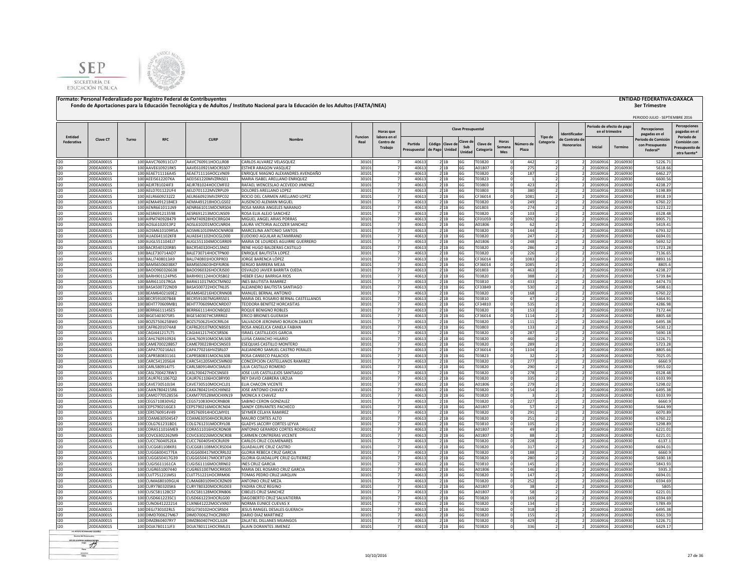**Formato: Personal Federalizado por Registro Federal de Contribuyentes**

**Fondo de Aportaciones para la Educación Tecnológica y de Adultos / Instituto Nacional para la Educación de los Adultos (FAETA/INEA)**

**ENTIDAD FEDERATIVA:OAXACA**

**3er Trimestre**

PERIODO JULIO - SEPTIEMBRE 2016

| Entidad Federativa | Clave CT | Turno | RFC | CURP | Nombre | Funcion Real | Horas que labora en el Centro de Trabajo | Clave Presupuestal | | | | | | | | Tipo de Categoría | Identificador de Contrato de Honorarios | Periodo de efecto de pago en el trimestre | | Percepciones pagadas en el Periodo de Comisión con Presupuesto Federal* | Percepciones pagadas en el Periodo de Comisión con Presupuesto de otra fuente* |
|---|---|---|---|---|---|---|---|---|---|---|---|---|---|---|---|---|---|---|---|---|---|
| | | | | | | | | Partida Presupuestal | Código de Pago | Clave de Unidad | Clave de Sub Unidad | Clave de Categoría | Horas Semana Mes | Número de Plaza | | | | Inicial | Termino | | |
| I20 | 20DEA0001S | 100 | AAVC760911CU7 | AAVC760911HOCLLR08 | CARLOS ALVAREZ VELASQUEZ | 30101 | 7 | 40613 | 2 | 1B | 6G | T03820 | 0 | 442 | 2 | 2 | 20160916 | 20160930 | 5226.71 | |
| I20 | 20DEA0001S | 100 | AAVE610921RK5 | AAVE610921MOCRSS07 | ESTHER ARAGON VASQUEZ | 30101 | 7 | 40613 | 2 | 1B | 6G | A01807 | 0 | 275 | 2 | 2 | 20160916 | 20160930 | 5618.66 | |
| I20 | 20DEA0001S | 100 | AEAE711116A45 | AEAE711116HOCLVN09 | ENRIQUE MAGNO ALEXANDRES AVENDAÑO | 30101 | 7 | 40613 | 2 | 1B | 6G | T03820 | 0 | 187 | 2 | 2 | 20160916 | 20160930 | 6462.27 | |
| I20 | 20DEA0001S | 100 | AEEI5612207KA | AEEI561220MVZRNS01 | MARIA ISABEL ARELLANO ENRIQUEZ | 30101 | 7 | 40613 | 2 | 1B | 6G | T03823 | 0 | 1 | 2 | 2 | 20160916 | 20160930 | 6600.56 | |
| I20 | 20DEA0001S | 100 | AEJR781024IF3 | AEJR781024HOCCMF02 | RAFAEL WENCESLAO ACEVEDO JIMENEZ | 30101 | 7 | 40613 | 2 | 1B | 6G | T03803 | 0 | 423 | 2 | 2 | 20160916 | 20160930 | 4238.27 | |
| I20 | 20DEA0001S | 100 | AELD701122UF4 | AELD701122MVZRPL09 | DOLORES ARELLANO LOPEZ | 30101 | 7 | 40613 | 2 | 1B | 6G | T03803 | 0 | 380 | 2 | 2 | 20160916 | 20160930 | 5198.89 | |
| I20 | 20DEA0001S | 100 | AELR660923222 | AELR660923MVZRPC02 | ROCIO DEL CARMEN ARELLANO LOPEZ | 30101 | 7 | 40613 | 2 | 1B | 6G | CF36014 | 0 | 1081 | 2 | 2 | 20160916 | 20160930 | 8918.19 | |
| I20 | 20DEA0001S | 100 | AEMA491218AE3 | AEMA491218HOCLGS02 | AUSENCIO ALEMAN MIGUEL | 30101 | 7 | 40613 | 2 | 1B | 6G | T03820 | 0 | 249 | 2 | 2 | 20160916 | 20160930 | 6760.22 | |
| I20 | 20DEA0001S | 100 | AENR661011LN9 | AENR661011MOCNRS04 | ROSA MARIA ANGELES NARANJO | 30101 | 7 | 40613 | 2 | 1B | 6G | S01803 | 0 | 274 | 2 | 2 | 20160916 | 20160930 | 5223.22 | |
| I20 | 20DEA0001S | 100 | AESR691213598 | AESR691213MOCLNS09 | ROSA ELIA ALEJO SANCHEZ | 30101 | 7 | 40613 | 2 | 1B | 6G | T03820 | 0 | 103 | 2 | 2 | 20160916 | 20160930 | 6528.48 | |
| I20 | 20DEA0001S | 100 | AIPM740928479 | AIPM740928HOCRRG04 | MIGUEL ANGEL ARIAS PORRAS | 30101 | 7 | 40613 | 2 | 1B | 6G | CF01059 | 0 | 1092 | 2 | 2 | 20160916 | 20160930 | 8905.71 | |
| I20 | 20DEA0001S | 100 | AOSL6102013P2 | AOSL610201MOCLNR04 | LAURA VICTORIA ALCOZER SANCHEZ | 30101 | 7 | 40613 | 2 | 1B | 6G | A01806 | 0 | 62 | 2 | 2 | 20160916 | 20160930 | 5419.41 | |
| I20 | 20DEA0001S | 100 | AOSM610109R5A | AOSM610109MOCNNR08 | MARCELINA ANTONIO SANTOS | 30101 | 7 | 40613 | 2 | 1B | 6G | T03820 | 0 | 144 | 2 | 2 | 20160916 | 20160930 | 6793.32 | |
| I20 | 20DEA0001S | 100 | AUAE641102KF8 | AUAE641102HOCGLD00 | EUDOXIO AGUILAR ALTAMIRANO | 30101 | 7 | 40613 | 2 | 1B | 6G | T03820 | 0 | 247 | 2 | 2 | 20160916 | 20160930 | 6694.01 | |
| I20 | 20DEA0001S | 100 | AUGL551104EJ7 | AUGL551104MOCGRR09 | MARIA DE LOURDES AGUIRRE GUERRERO | 30101 | 7 | 40613 | 2 | 1B | 6G | A01806 | 0 | 248 | 2 | 2 | 20160916 | 20160930 | 5692.52 | |
| I20 | 20DEA0001S | 100 | BACR540320RB5 | BACR540320HOCLSN02 | RENE HUGO BALDERAS CASTILLO | 30101 | 7 | 40613 | 2 | 1B | 6G | T03820 | 0 | 286 | 2 | 2 | 20160916 | 20160930 | 5723.28 | |
| I20 | 20DEA0001S | 100 | BALE730714AD7 | BALE730714HOCTPN00 | ENRIQUE BAUTISTA LOPEZ | 30101 | 7 | 40613 | 2 | 1B | 6G | T03820 | 0 | 226 | 2 | 2 | 20160916 | 20160930 | 7136.65 | |
| I20 | 20DEA0001S | 100 | BALJ7408013A9 | BALJ740801HOCRPR03 | JORGE BARENCA LÓPEZ | 30101 | 7 | 40613 | 2 | 1B | 6G | CF36014 | 0 | 1083 | 2 | 2 | 20160916 | 20160930 | 8893.16 | |
| I20 | 20DEA0001S | 100 | BAMS650603BX7 | BAMS650603HDFRJR06 | SERGIO BARRERA MEJIA | 30101 | 7 | 40613 | 2 | 1B | 6G | CF36014 | 0 | 1085 | 2 | 2 | 20160916 | 20160930 | 8805.6 | |
| I20 | 20DEA0001S | 100 | BAOO960326638 | BAOO960326HOCRJS00 | OSVALDO JAVIER BARRITA OJEDA | 30101 | 7 | 40613 | 2 | 1B | 6G | S01803 | 0 | 463 | 2 | 2 | 20160916 | 20160930 | 4238.27 | |
| I20 | 20DEA0001S | 100 | BARH901124PN5 | BARH901124HOCRSB02 | HEBER ESAU BARRIGA RIOS | 30101 | 7 | 40613 | 2 | 1B | 6G | T03820 | 0 | 388 | 2 | 2 | 20160916 | 20160930 | 5739.84 | |
| I20 | 20DEA0001S | 100 | BARI611017RGA | BARI611017MOCTMN02 | INES BAUTISTA RAMIREZ | 30101 | 7 | 40613 | 2 | 1B | 6G | T03810 | 0 | 433 | 2 | 2 | 20160916 | 20160930 | 4474.73 | |
| I20 | 20DEA0001S | 100 | BASA500722ND9 | BASA500722HOCTNL05 | ALEJANDRO BAUTISTA SANTIAGO | 30101 | 7 | 40613 | 2 | 1B | 6G | CF33849 | 0 | 530 | 2 | 2 | 20160916 | 20160930 | 5498.61 | |
| I20 | 20DEA0001S | 100 | BEAM6402169E2 | BEAM640216HOCRNN08 | MANUEL BERNAL ANTONIO | 30101 | 7 | 40613 | 2 | 1B | 6G | T03820 | 0 | 168 | 2 | 2 | 20160916 | 20160930 | 6760.22 | |
| I20 | 20DEA0001S | 100 | BECR591007B48 | BECR591007MGRRSS01 | MARIA DEL ROSARIO BERNAL CASTELLANOS | 30101 | 7 | 40613 | 2 | 1B | 6G | T03810 | 0 | 47 | 2 | 2 | 20160916 | 20160930 | 5464.91 | |
| I20 | 20DEA0001S | 100 | BEHT770609MB1 | BEHT770609MOCNRD07 | TEODORA BENITEZ HORCASITAS | 30101 | 7 | 40613 | 2 | 1B | 6G | CF34810 | 0 | 535 | 2 | 2 | 20160916 | 20160930 | 4286.98 | |
| I20 | 20DEA0001S | 100 | BERR661114SE5 | BERR661114HOCNBQ02 | ROQUE BENIGNO ROBLES | 30101 | 7 | 40613 | 2 | 1B | 6G | T03820 | 0 | 153 | 2 | 2 | 20160916 | 20160930 | 7172.44 | |
| I20 | 20DEA0001S | 100 | BIGE540307SR5 | BIGE540307HCSRRR02 | ERICO BRIONES GUERASH | 30101 | 7 | 40613 | 2 | 1B | 6G | CF36014 | 0 | 1114 | 2 | 2 | 20160916 | 20160930 | 8805.68 | |
| I20 | 20DEA0001S | 100 | BOZS750625BW0 | BOZS750625HOCRRL04 | SALVADOR JERONIMO BORJON ZARATE | 30101 | 7 | 40613 | 2 | 1B | 6G | T03820 | 0 | 111 | 2 | 2 | 20160916 | 20160930 | 6495.38 | |
| I20 | 20DEA0001S | 100 | CAFR6201074A8 | CAFR620107MOCNBS01 | ROSA ANGELICA CANELA FABIAN | 30101 | 7 | 40613 | 2 | 1B | 6G | T03803 | 0 | 133 | 2 | 2 | 20160916 | 20160930 | 5430.12 | |
| I20 | 20DEA0001S | 100 | CAGI441217LT5 | CAGI441217HOCSRS06 | ISRAEL CASTILLEJOS GARCIA | 30101 | 7 | 40613 | 2 | 1B | 6G | T03820 | 0 | 287 | 2 | 2 | 20160916 | 20160930 | 5690.18 | |
| I20 | 20DEA0001S | 100 | CAHL760910926 | CAHL760910MOCMLS08 | LUISA CAMACHO HILARIO | 30101 | 7 | 40613 | 2 | 1B | 6G | T03820 | 0 | 460 | 2 | 2 | 20160916 | 20160930 | 5226.71 | |
| I20 | 20DEA0001S | 100 | CAME700228BS7 | CAME700228HOCSNS03 | ESEQUIAS CASTILLO MONTERO | 30101 | 7 | 40613 | 2 | 1B | 6G | T03820 | 0 | 289 | 2 | 2 | 20160916 | 20160930 | 5723.28 | |
| I20 | 20DEA0001S | 100 | CAPA770216AJ1 | CAPA770216HVZSRL07 | ALEJANDRO SAMUEL CASTRO PERALES | 30101 | 7 | 40613 | 2 | 1B | 6G | CF36014 | 0 | 1104 | 2 | 2 | 20160916 | 20160930 | 8805.66 | |
| I20 | 20DEA0001S | 100 | CAPR580831161 | CAPR580831MOCNLS08 | ROSA CANSECO PALACIOS | 30101 | 7 | 40613 | 2 | 1B | 6G | T03823 | 0 | 32 | 2 | 2 | 20160916 | 20160930 | 7025.05 | |
| I20 | 20DEA0001S | 100 | CARC541205GJ4 | CARC541205MOCSMN00 | CONCEPCION CASTELLANOS RAMIREZ | 30101 | 7 | 40613 | 2 | 1B | 6G | T03820 | 0 | 277 | 2 | 2 | 20160916 | 20160930 | 6660.9 | |
| I20 | 20DEA0001S | 100 | CARL580914JT5 | CARL580914MOCSML03 | LILIA CASTILLO ROMERO | 30101 | 7 | 40613 | 2 | 1B | 6G | T03820 | 0 | 290 | 2 | 2 | 20160916 | 20160930 | 5955.02 | |
| I20 | 20DEA0001S | 100 | CASL7004278W3 | CASL700427HOCSNS03 | JOSE LUIS CASTILLEJOS SANTIAGO | 30101 | 7 | 40613 | 2 | 1B | 6G | T03820 | 0 | 278 | 2 | 2 | 20160916 | 20160930 | 6528.48 | |
| I20 | 20DEA0001S | 100 | CAUR761106Q2 | CAUR761106HOCBRY00 | REY DAVID CABRERA URZUA | 30101 | 7 | 40613 | 2 | 1B | 6G | T03820 | 0 | 335 | 2 | 2 | 20160916 | 20160930 | 6103.99 | |
| I20 | 20DEA0001S | 100 | CAVE730510J34 | CAVE730510MOCHCL01 | ELIA CHACON VICENTE | 30101 | 7 | 40613 | 2 | 1B | 6G | A01806 | 0 | 279 | 2 | 2 | 20160916 | 20160930 | 5298.02 | |
| I20 | 20DEA0001S | 100 | CAAN7804215R6 | CAXA780421HOCHXN02 | JOSE ANTONIO CHAVEZ X | 30101 | 7 | 40613 | 2 | 1B | 6G | T03820 | 0 | 154 | 2 | 2 | 20160916 | 20160930 | 6495.38 | |
| I20 | 20DEA0001S | 100 | CAMO770528556 | CAXM770528MOCHXN19 | MONICA X CHAVEZ | 30101 | 7 | 40613 | 2 | 1B | 6G | T03820 | 0 | 3 | 2 | 2 | 20160916 | 20160930 | 6103.99 | |
| I20 | 20DEA0001S | 100 | CEGS710830V62 | CEGS710830HOCRNB08 | SABINO CERON GONZALEZ | 30101 | 7 | 40613 | 2 | 1B | 6G | T03820 | 0 | 227 | 2 | 2 | 20160916 | 20160930 | 6660.9 | |
| I20 | 20DEA0001S | 100 | CEPS790216GE3 | CEPS790216MOCRCN04 | SANDY CERVANTES PACHECO | 30101 | 7 | 40613 | 2 | 1B | 6G | A01807 | 0 | 57 | 2 | 2 | 20160916 | 20160930 | 5644.99 | |
| I20 | 20DEA0001S | 100 | CERS760914V49 | CERS760914HOCLMY01 | SEYMER CELAYA RAMIREZ | 30101 | 7 | 40613 | 2 | 1B | 6G | T03820 | 0 | 291 | 2 | 2 | 20160916 | 20160930 | 6070.89 | |
| I20 | 20DEA0001S | 100 | COAM630504S47 | COAM630504HOCRLR04 | MAURO CORTES ALTO | 30101 | 7 | 40613 | 2 | 1B | 6G | T03820 | 0 | 251 | 2 | 2 | 20160916 | 20160930 | 6760.22 | |
| I20 | 20DEA0001S | 100 | COLG761231BD1 | COLG761231MOCRYL08 | GLADYS JACCIRY CORTES LEYVA | 30101 | 7 | 40613 | 2 | 1B | 6G | T03810 | 0 | 105 | 2 | 2 | 20160916 | 20160930 | 5298.89 | |
| I20 | 20DEA0001S | 100 | CORA511016ME9 | CORA511016HOCRDN08 | ANTONIO GERARDO CORTES RODRIGUEZ | 30101 | 7 | 40613 | 2 | 1B | 6G | A01807 | 0 | 49 | 2 | 2 | 20160916 | 20160930 | 6221.01 | |
| I20 | 20DEA0001S | 100 | COVC6302262M9 | COVC630226MOCNCR08 | CARMEN CONTRERAS VICENTE | 30101 | 7 | 40613 | 2 | 1B | 6G | A01807 | 0 | 88 | 2 | 2 | 20160916 | 20160930 | 6221.01 | |
| I20 | 20DEA0001S | 100 | CUCC7604052EA | CUCC760405HOCRLR09 | CARLOS CRUZ COLMENARES | 30101 | 7 | 40613 | 2 | 1B | 6G | T03820 | 0 | 228 | 2 | 2 | 20160916 | 20160930 | 6137.1 | |
| I20 | 20DEA0001S | 100 | CUCG681108KR1 | CUCG681108MOCRSD04 | GUADALUPE CRUZ CASTRO | 30101 | 7 | 40613 | 2 | 1B | 6G | T03820 | 0 | 317 | 2 | 2 | 20160916 | 20160930 | 6694.01 | |
| I20 | 20DEA0001S | 100 | CUGG6004177EA | CUGG600417MOCRRL02 | GLORIA REBECA CRUZ GARCIA | 30101 | 7 | 40613 | 2 | 1B | 6G | T03820 | 0 | 188 | 2 | 2 | 20160916 | 20160930 | 6660.9 | |
| I20 | 20DEA0001S | 100 | CUGG650417G39 | CUGG650417MOCRTL09 | GLORIA GUADALUPE CRUZ GUTIERREZ | 30101 | 7 | 40613 | 2 | 1B | 6G | T03820 | 0 | 280 | 2 | 2 | 20160916 | 20160930 | 5690.18 | |
| I20 | 20DEA0001S | 100 | CUGI561116ICA | CUGI561116MOCRRN02 | INES CRUZ GARCIA | 30101 | 7 | 40613 | 2 | 1B | 6G | T03810 | 0 | 145 | 2 | 2 | 20160916 | 20160930 | 5843.93 | |
| I20 | 20DEA0001S | 100 | CUGR651007440 | CUGR651007MOCRRS05 | MARIA DEL ROSARIO CRUZ GARCIA | 30101 | 7 | 40613 | 2 | 1B | 6G | A01806 | 0 | 146 | 2 | 2 | 20160916 | 20160930 | 5935.3 | |
| I20 | 20DEA0001S | 100 | CUJT751221MS1 | CUJT751221HOCRRM06 | TOMAS PEDRO CRUZ JARQUIN | 30101 | 7 | 40613 | 2 | 1B | 6G | T03820 | 0 | 147 | 2 | 2 | 20160916 | 20160930 | 6694.01 | |
| I20 | 20DEA0001S | 100 | CUMA680109GU4 | CUMA680109HOCRZN09 | ANTONIO CRUZ MEZA | 30101 | 7 | 40613 | 2 | 1B | 6G | T03820 | 0 | 252 | 2 | 2 | 20160916 | 20160930 | 6594.69 | |
| I20 | 20DEA0001S | 100 | CURY780320SK6 | CURY780320MOCRGD03 | YADIRA CRUZ REGINO | 30101 | 7 | 40613 | 2 | 1B | 6G | A01807 | 0 | 38 | 2 | 2 | 20160916 | 20160930 | 5805 | |
| I20 | 20DEA0001S | 100 | CUSC581128CS7 | CUSC581128MOCRNB06 | CIBELES CRUZ SANCHEZ | 30101 | 7 | 40613 | 2 | 1B | 6G | A01807 | 0 | 58 | 2 | 2 | 20160916 | 20160930 | 6221.01 | |
| I20 | 20DEA0001S | 100 | CUSD661223SC1 | CUSD661223HOCRLG00 | DAGOBERTO CRUZ SALVATIERRA | 30101 | 7 | 40613 | 2 | 1B | 6G | T03820 | 0 | 169 | 2 | 2 | 20160916 | 20160930 | 6594.69 | |
| I20 | 20DEA0001S | 100 | CUNO641222214 | CUXN641222MOCVXR07 | NORMA EUNICE CUEVAS X | 30101 | 7 | 40613 | 2 | 1B | 6G | T03820 | 0 | 134 | 2 | 2 | 20160916 | 20160930 | 5789.49 | |
| I20 | 20DEA0001S | 100 | DEGJ730102RL5 | DEGJ730102HOCSRS04 | JESUS RANGEL DESALES GUERACH | 30101 | 7 | 40613 | 2 | 1B | 6G | T03820 | 0 | 318 | 2 | 2 | 20160916 | 20160930 | 6495.38 | |
| I20 | 20DEA0001S | 100 | DIMD700627M67 | DIMD700627HOCZRR07 | DARIO DIAZ MARTINEZ | 30101 | 7 | 40613 | 2 | 1B | 6G | T03820 | 0 | 155 | 2 | 2 | 20160916 | 20160930 | 6561.59 | |
| I20 | 20DEA0001S | 100 | DIMZ860407RY7 | DIMZ860407HOCLJL04 | ZALATIEL DILLANES MIJANGOS | 30101 | 7 | 40613 | 2 | 1B | 6G | T03820 | 0 | 429 | 2 | 2 | 20160916 | 20160930 | 5226.71 | |
| I20 | 20DEA0001S | 100 | DOJA780111JF3 | DOJA780111HOCRML01 | ALAIN DORANTES JIMENEZ | 30101 | 7 | 40613 | 2 | 1B | 6G | T03820 | 0 | 336 | 2 | 2 | 20160916 | 20160930 | 6429.17 | |

10/10/2016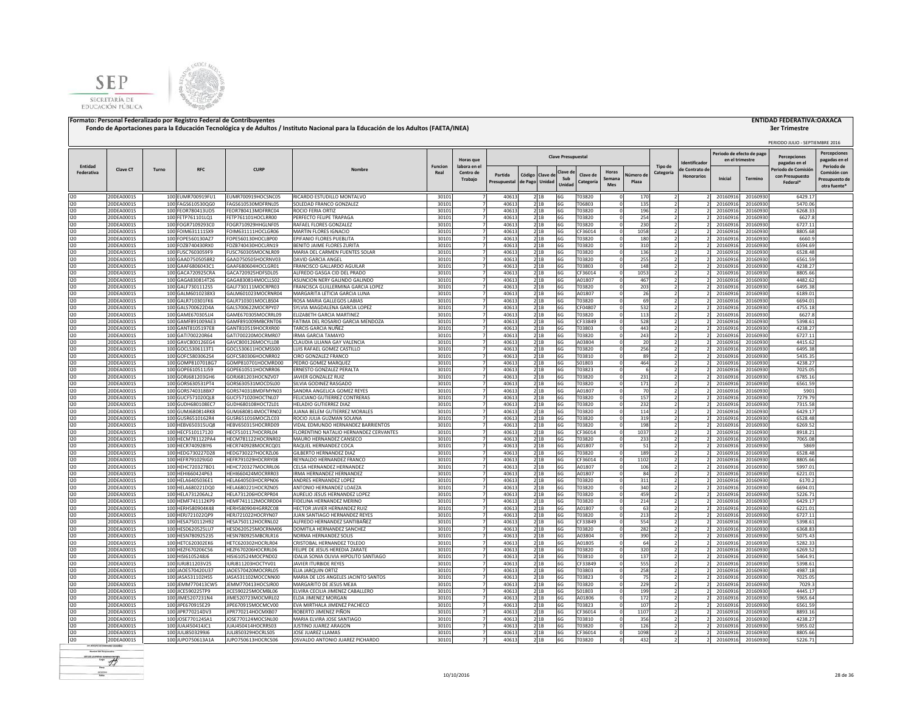**Formato: Personal Federalizado por Registro Federal de Contribuyentes**

**Fondo de Aportaciones para la Educación Tecnológica y de Adultos / Instituto Nacional para la Educación de los Adultos (FAETA/INEA)**

**ENTIDAD FEDERATIVA:OAXACA**

**3er Trimestre**

PERIODO JULIO - SEPTIEMBRE 2016

| Entidad Federativa | Clave CT | Turno | RFC | CURP | Nombre | Funcion Real | Horas que labora en el Centro de Trabajo | Clave Presupuestal | | | | | | | | Tipo de Categoría | Identificador de Contrato de Honorarios | Periodo de efecto de pago en el trimestre | | Percepciones pagadas en el Periodo de Comisión con Presupuesto Federal* | Percepciones pagadas en el Periodo de Comisión con Presupuesto de otra fuente* |
|---|---|---|---|---|---|---|---|---|---|---|---|---|---|---|---|---|---|---|---|---|---|
| | | | | | | | | Partida Presupuestal | Código de Pago | Clave de Unidad | Clave de Sub Unidad | Clave de Categoría | Horas Semana Mes | Número de Plaza | | | | Inicial | Termino | | |
| I20 | 20DEA0001S | 100 | EUMR700919FU1 | EUMR700919HOCSNC05 | RICARDO ESTUDILLO MONTALVO | 30101 | 7 | 40613 | 2 | 1B | 6G | T03820 | 0 | 170 | 2 | 2 | 20160916 | 20160930 | 6429.17 | |
| I20 | 20DEA0001S | 100 | FAGS610530QG0 | FAGS610530MDFRNL05 | SOLEDAD FRANCO GONZALEZ | 30101 | 7 | 40613 | 2 | 1B | 6G | T06803 | 0 | 135 | 2 | 2 | 20160916 | 20160930 | 5470.06 | |
| I20 | 20DEA0001S | 100 | FEOR780413UD5 | FEOR780413MDFRRC04 | ROCIO FERIA ORTIZ | 30101 | 7 | 40613 | 2 | 1B | 6G | T03820 | 0 | 196 | 2 | 2 | 20160916 | 20160930 | 6268.33 | |
| I20 | 20DEA0001S | 100 | FETP761101LQ1 | FETP761101HOCLRR00 | PERFECTO FELIPE TRAPAGA | 30101 | 7 | 40613 | 2 | 1B | 6G | T03820 | 0 | 254 | 2 | 2 | 20160916 | 20160930 | 6627.8 | |
| I20 | 20DEA0001S | 100 | FOGR7109293C0 | FOGR710929HHGLNF05 | RAFAEL FLORES GONZALEZ | 30101 | 7 | 40613 | 2 | 1B | 6G | T03820 | 0 | 230 | 2 | 2 | 20160916 | 20160930 | 6727.11 | |
| I20 | 20DEA0001S | 100 | FOIM631111SX9 | FOIM631111HOCLGR06 | MARTIN FLORES IGNACIO | 30101 | 7 | 40613 | 2 | 1B | 6G | CF36014 | 0 | 1058 | 2 | 2 | 20160916 | 20160930 | 8805.68 | |
| I20 | 20DEA0001S | 100 | FOPE560130AZ7 | FOPE560130HOCLBP00 | EPIFANIO FLORES PUEBLITA | 30101 | 7 | 40613 | 2 | 1B | 6G | T03820 | 0 | 180 | 2 | 2 | 20160916 | 20160930 | 6660.9 | |
| I20 | 20DEA0001S | 100 | FOZB740430RX0 | FOZB740430HOCLRN19 | BENITO JAIME FLORES ZURITA | 30101 | 7 | 40613 | 2 | 1B | 6G | T03820 | 0 | 310 | 2 | 2 | 20160916 | 20160930 | 6594.69 | |
| I20 | 20DEA0001S | 100 | FUSC7603059F9 | FUSC760305MOCNLR09 | MARIA DEL CARMEN FUENTES SOLAR | 30101 | 7 | 40613 | 2 | 1B | 6G | T03820 | 0 | 136 | 2 | 2 | 20160916 | 20160930 | 6528.48 | |
| I20 | 20DEA0001S | 100 | GAAD7505058R2 | GAAD750505HOCRNV03 | DAVID GARCIA ANGEL | 30101 | 7 | 40613 | 2 | 1B | 6G | T03820 | 0 | 255 | 2 | 2 | 20160916 | 20160930 | 6561.59 | |
| I20 | 20DEA0001S | 100 | GAAF6806043C1 | GAAF680604HOCLGR01 | FRANCISCO GALLARDO AGUILAR | 30101 | 7 | 40613 | 2 | 1B | 6G | T03803 | 0 | 148 | 2 | 2 | 20160916 | 20160930 | 4238.27 | |
| I20 | 20DEA0001S | 100 | GACA720925CRA | GACA720925HDFSDL05 | ALFREDO GASGA CID DEL PRADO | 30101 | 7 | 40613 | 2 | 1B | 6G | CF36014 | 0 | 1053 | 2 | 2 | 20160916 | 20160930 | 8805.66 | |
| I20 | 20DEA0001S | 100 | GAGA830814T26 | GAGA830814MOCLLS02 | ASUNCION NERY GALINDO GALINDO | 30101 | 7 | 40613 | 2 | 1B | 6G | A01807 | 0 | 467 | 2 | 2 | 20160916 | 20160930 | 4482.62 | |
| I20 | 20DEA0001S | 100 | GALF7301112S5 | GALF730111MOCRPR03 | FRANCISCA GUILLERMINA GARCIA LOPEZ | 30101 | 7 | 40613 | 2 | 1B | 6G | T03820 | 0 | 203 | 2 | 2 | 20160916 | 20160930 | 6495.38 | |
| I20 | 20DEA0001S | 100 | GALM6010238X3 | GALM601023MOCRNR04 | MARGARITA LETICIA GARCIA LUNA | 30101 | 7 | 40613 | 2 | 1B | 6G | A01807 | 0 | 26 | 2 | 2 | 20160916 | 20160930 | 6189.01 | |
| I20 | 20DEA0001S | 100 | GALR710301FK6 | GALR710301MOCLBS04 | ROSA MARIA GALLEGOS LABIAS | 30101 | 7 | 40613 | 2 | 1B | 6G | T03820 | 0 | 69 | 2 | 2 | 20160916 | 20160930 | 6694.01 | |
| I20 | 20DEA0001S | 100 | GALS700622D4A | GALS700622MOCRPY07 | SYLVIA MAGDALENA GARCIA LOPEZ | 30101 | 7 | 40613 | 2 | 1B | 6G | CF04807 | 0 | 532 | 2 | 2 | 20160916 | 20160930 | 4755.18 | |
| I20 | 20DEA0001S | 100 | GAME670305JJ4 | GAME670305MOCRRL09 | ELIZABETH GARCIA MARTINEZ | 30101 | 7 | 40613 | 2 | 1B | 6G | T03820 | 0 | 113 | 2 | 2 | 20160916 | 20160930 | 6627.8 | |
| I20 | 20DEA0001S | 100 | GAMF891009AE3 | GAMF891009MBCRNT06 | FATIMA DEL ROSARIO GARCIA MENDOZA | 30101 | 7 | 40613 | 2 | 1B | 6G | CF33849 | 0 | 528 | 2 | 2 | 20160916 | 20160930 | 5398.61 | |
| I20 | 20DEA0001S | 100 | GANT8105197E8 | GANT810519HOCRXR00 | TARCIS GARCIA NUÑEZ | 30101 | 7 | 40613 | 2 | 1B | 6G | T03803 | 0 | 443 | 2 | 2 | 20160916 | 20160930 | 4238.27 | |
| I20 | 20DEA0001S | 100 | GATI700220R64 | GATI700220MOCRMR07 | IRMA GARCIA TAMAYO | 30101 | 7 | 40613 | 2 | 1B | 6G | T03820 | 0 | 243 | 2 | 2 | 20160916 | 20160930 | 6727.11 | |
| I20 | 20DEA0001S | 100 | GAVC800126EG4 | GAVC800126MOCYLL08 | CLAUDIA LILIANA GAY VALENCIA | 30101 | 7 | 40613 | 2 | 1B | 6G | A03804 | 0 | 20 | 2 | 2 | 20160916 | 20160930 | 4415.62 | |
| I20 | 20DEA0001S | 100 | GOCL5306113T1 | GOCL530611HOCMSS00 | LUIS RAFAEL GOMEZ CASTILLO | 30101 | 7 | 40613 | 2 | 1B | 6G | T03820 | 0 | 256 | 2 | 2 | 20160916 | 20160930 | 6495.38 | |
| I20 | 20DEA0001S | 100 | GOFC580306Z54 | GOFC580306HOCNRR02 | CIRO GONZALEZ FRANCO | 30101 | 7 | 40613 | 2 | 1B | 6G | T03810 | 0 | 89 | 2 | 2 | 20160916 | 20160930 | 5435.35 | |
| I20 | 20DEA0001S | 100 | GOMP8107018G7 | GOMP810701HOCMRD00 | PEDRO GOMEZ MARQUEZ | 30101 | 7 | 40613 | 2 | 1B | 6G | S01803 | 0 | 464 | 2 | 2 | 20160916 | 20160930 | 4238.27 | |
| I20 | 20DEA0001S | 100 | GOPE610511JS9 | GOPE610511HOCNRR06 | ERNESTO GONZALEZ PERALTA | 30101 | 7 | 40613 | 2 | 1B | 6G | T03823 | 0 | 6 | 2 | 2 | 20160916 | 20160930 | 7025.05 | |
| I20 | 20DEA0001S | 100 | GORJ681203GH6 | GORJ681203HOCNZV07 | JAVIER GONZALEZ RUIZ | 30101 | 7 | 40613 | 2 | 1B | 6G | T03820 | 0 | 231 | 2 | 2 | 20160916 | 20160930 | 6785.16 | |
| I20 | 20DEA0001S | 100 | GORS630531PT4 | GORS630531MOCDSL00 | SILVIA GODINEZ RASGADO | 30101 | 7 | 40613 | 2 | 1B | 6G | T03820 | 0 | 171 | 2 | 2 | 20160916 | 20160930 | 6561.59 | |
| I20 | 20DEA0001S | 100 | GORS740318BX7 | GORS740318MDFMYN03 | SANDRA ANGELICA GOMEZ REYES | 30101 | 7 | 40613 | 2 | 1B | 6G | A01807 | 0 | 70 | 2 | 2 | 20160916 | 20160930 | 5901 | |
| I20 | 20DEA0001S | 100 | GUCF571020QL8 | GUCF571020HOCTNL07 | FELICIANO GUTIERREZ CONTRERAS | 30101 | 7 | 40613 | 2 | 1B | 6G | T03820 | 0 | 157 | 2 | 2 | 20160916 | 20160930 | 7279.79 | |
| I20 | 20DEA0001S | 100 | GUDH680108EC7 | GUDH680108HOCTZL01 | HELADIO GUTIERREZ DIAZ | 30101 | 7 | 40613 | 2 | 1B | 6G | T03820 | 0 | 232 | 2 | 2 | 20160916 | 20160930 | 7315.58 | |
| I20 | 20DEA0001S | 100 | GUMJ680814RK8 | GUMJ680814MOCTRN02 | JUANA BELEM GUTIERREZ MORALES | 30101 | 7 | 40613 | 2 | 1B | 6G | T03820 | 0 | 114 | 2 | 2 | 20160916 | 20160930 | 6429.17 | |
| I20 | 20DEA0001S | 100 | GUSR6510162R4 | GUSR651016MOCZLC03 | ROCIO JULIA GUZMAN SOLANA | 30101 | 7 | 40613 | 2 | 1B | 6G | T03820 | 0 | 319 | 2 | 2 | 20160916 | 20160930 | 6528.48 | |
| I20 | 20DEA0001S | 100 | HEBV650315UQ8 | HEBV650315HOCRRD09 | VIDAL EDMUNDO HERNANDEZ BARRIENTOS | 30101 | 7 | 40613 | 2 | 1B | 6G | T03820 | 0 | 198 | 2 | 2 | 20160916 | 20160930 | 6269.52 | |
| I20 | 20DEA0001S | 100 | HECF510117120 | HECF510117HOCRRL04 | FLORENTINO NATALIO HERNANDEZ CERVANTES | 30101 | 7 | 40613 | 2 | 1B | 6G | CF36014 | 0 | 1037 | 2 | 2 | 20160916 | 20160930 | 8918.21 | |
| I20 | 20DEA0001S | 100 | HECM781122PA4 | HECM781122HOCRNR02 | MAURO HERNANDEZ CANSECO | 30101 | 7 | 40613 | 2 | 1B | 6G | T03820 | 0 | 233 | 2 | 2 | 20160916 | 20160930 | 7065.08 | |
| I20 | 20DEA0001S | 100 | HECR740928IY6 | HECR740928MOCRCQ01 | RAQUEL HERNANDEZ COCA | 30101 | 7 | 40613 | 2 | 1B | 6G | A01807 | 0 | 51 | 2 | 2 | 20160916 | 20160930 | 5869 | |
| I20 | 20DEA0001S | 100 | HEDG730227D28 | HEDG730227HOCRZL06 | GILBERTO HERNANDEZ DIAZ | 30101 | 7 | 40613 | 2 | 1B | 6G | T03820 | 0 | 189 | 2 | 2 | 20160916 | 20160930 | 6528.48 | |
| I20 | 20DEA0001S | 100 | HEFR791029JG0 | HEFR791029HOCRRY08 | REYNALDO HERNANDEZ FRANCO | 30101 | 7 | 40613 | 2 | 1B | 6G | CF36014 | 0 | 1102 | 2 | 2 | 20160916 | 20160930 | 8805.66 | |
| I20 | 20DEA0001S | 100 | HEHC720327BD1 | HEHC720327MOCRRL06 | CELSA HERNANDEZ HERNANDEZ | 30101 | 7 | 40613 | 2 | 1B | 6G | A01807 | 0 | 106 | 2 | 2 | 20160916 | 20160930 | 5997.01 | |
| I20 | 20DEA0001S | 100 | HEHI660424P63 | HEHI660424MOCRRR03 | IRMA HERNANDEZ HERNANDEZ | 30101 | 7 | 40613 | 2 | 1B | 6G | A01807 | 0 | 84 | 2 | 2 | 20160916 | 20160930 | 6221.01 | |
| I20 | 20DEA0001S | 100 | HELA6405036E1 | HELA640503HOCRPN06 | ANDRES HERNANDEZ LOPEZ | 30101 | 7 | 40613 | 2 | 1B | 6G | T03820 | 0 | 311 | 2 | 2 | 20160916 | 20160930 | 6170.2 | |
| I20 | 20DEA0001S | 100 | HELA680221DQ0 | HELA680221HOCRZN05 | ANTONIO HERNANDEZ LOAEZA | 30101 | 7 | 40613 | 2 | 1B | 6G | T03820 | 0 | 340 | 2 | 2 | 20160916 | 20160930 | 6694.01 | |
| I20 | 20DEA0001S | 100 | HELA731206AL2 | HELA731206HOCRPR04 | AURELIO JESUS HERNANDEZ LOPEZ | 30101 | 7 | 40613 | 2 | 1B | 6G | T03820 | 0 | 459 | 2 | 2 | 20160916 | 20160930 | 5226.71 | |
| I20 | 20DEA0001S | 100 | HEMF741112KP9 | HEMF741112MOCRRD04 | FIDELINA HERNANDEZ MERINO | 30101 | 7 | 40613 | 2 | 1B | 6G | T03820 | 0 | 214 | 2 | 2 | 20160916 | 20160930 | 6429.17 | |
| I20 | 20DEA0001S | 100 | HERH580904K48 | HERH580904HGRRZC08 | HECTOR JAVIER HERNANDEZ RUIZ | 30101 | 7 | 40613 | 2 | 1B | 6G | A01807 | 0 | 63 | 2 | 2 | 20160916 | 20160930 | 6221.01 | |
| I20 | 20DEA0001S | 100 | HERJ721022QP9 | HERJ721022HOCRYN07 | JUAN SANTIAGO HERNANDEZ REYES | 30101 | 7 | 40613 | 2 | 1B | 6G | T03820 | 0 | 213 | 2 | 2 | 20160916 | 20160930 | 6727.11 | |
| I20 | 20DEA0001S | 100 | HESA750112H92 | HESA750112HOCRNL02 | ALFREDO HERNANDEZ SANTIBAÑEZ | 30101 | 7 | 40613 | 2 | 1B | 6G | CF33849 | 0 | 554 | 2 | 2 | 20160916 | 20160930 | 5398.61 | |
| I20 | 20DEA0001S | 100 | HESD620525LU7 | HESD620525MOCRNM06 | DOMITILA HERNANDEZ SANCHEZ | 30101 | 7 | 40613 | 2 | 1B | 6G | T03820 | 0 | 282 | 2 | 2 | 20160916 | 20160930 | 6368.83 | |
| I20 | 20DEA0001S | 100 | HESN780925235 | HESN780925MBCRLR16 | NORMA HERNANDEZ SOLIS | 30101 | 7 | 40613 | 2 | 1B | 6G | A03804 | 0 | 390 | 2 | 2 | 20160916 | 20160930 | 5075.43 | |
| I20 | 20DEA0001S | 100 | HETC620302EK6 | HETC620302HOCRLR04 | CRISTOBAL HERNANDEZ TOLEDO | 30101 | 7 | 40613 | 2 | 1B | 6G | A01805 | 0 | 64 | 2 | 2 | 20160916 | 20160930 | 5282.33 | |
| I20 | 20DEA0001S | 100 | HEZF670206C56 | HEZF670206HOCRRL06 | FELIPE DE JESUS HEREDIA ZARATE | 30101 | 7 | 40613 | 2 | 1B | 6G | T03820 | 0 | 320 | 2 | 2 | 20160916 | 20160930 | 6269.52 | |
| I20 | 20DEA0001S | 100 | HISI6105248J6 | HISI610524MOCPND02 | IDALIA SONIA OLIVIA HIPOLITO SANTIAGO | 30101 | 7 | 40613 | 2 | 1B | 6G | T03810 | 0 | 137 | 2 | 2 | 20160916 | 20160930 | 5464.91 | |
| I20 | 20DEA0001S | 100 | IURJ811203V25 | IURJ811203HOCTYV01 | JAVIER ITURBIDE REYES | 30101 | 7 | 40613 | 2 | 1B | 6G | CF33849 | 0 | 555 | 2 | 2 | 20160916 | 20160930 | 5398.61 | |
| I20 | 20DEA0001S | 100 | JAOE570420U37 | JAOE570420MOCRRL05 | ELIA JARQUIN ORTIZ | 30101 | 7 | 40613 | 2 | 1B | 6G | T03803 | 0 | 258 | 2 | 2 | 20160916 | 20160930 | 4987.18 | |
| I20 | 20DEA0001S | 100 | JASA531102HS5 | JASA531102MOCCNN00 | MARIA DE LOS ANGELES JACINTO SANTOS | 30101 | 7 | 40613 | 2 | 1B | 6G | T03823 | 0 | 75 | 2 | 2 | 20160916 | 20160930 | 7025.05 | |
| I20 | 20DEA0001S | 100 | JEMM770413CW5 | JEMM770413HOCSJR00 | MARGARITO DE JESUS MEJIA | 30101 | 7 | 40613 | 2 | 1B | 6G | T03820 | 0 | 229 | 2 | 2 | 20160916 | 20160930 | 7029.3 | |
| I20 | 20DEA0001S | 100 | JICE590225TP9 | JICE590225MOCMBL06 | ELVIRA CECILIA JIMENEZ CABALLERO | 30101 | 7 | 40613 | 2 | 1B | 6G | S01803 | 0 | 199 | 2 | 2 | 20160916 | 20160930 | 4445.17 | |
| I20 | 20DEA0001S | 100 | JIME5207231N4 | JIME520723MOCMRL02 | ELDA JIMENEZ MORGAN | 30101 | 7 | 40613 | 2 | 1B | 6G | A01806 | 0 | 172 | 2 | 2 | 20160916 | 20160930 | 5965.64 | |
| I20 | 20DEA0001S | 100 | JIPE670915E29 | JIPE670915MOCMCV00 | EVA MIRTHALA JIMENEZ PACHECO | 30101 | 7 | 40613 | 2 | 1B | 6G | T03823 | 0 | 107 | 2 | 2 | 20160916 | 20160930 | 6561.59 | |
| I20 | 20DEA0001S | 100 | JIPR770214DV3 | JIPR770214HOCMXB07 | ROBERTO JIMENEZ PIÑON | 30101 | 7 | 40613 | 2 | 1B | 6G | CF36014 | 0 | 1107 | 2 | 2 | 20160916 | 20160930 | 8893.16 | |
| I20 | 20DEA0001S | 100 | JOSE770124SA1 | JOSE770124MOCSNL00 | MARIA ELVIRA JOSE SANTIAGO | 30101 | 7 | 40613 | 2 | 1B | 6G | T03810 | 0 | 356 | 2 | 2 | 20160916 | 20160930 | 4238.27 | |
| I20 | 20DEA0001S | 100 | JUAJ450414JC1 | JUAJ450414HOCRRS03 | JUSTINO JUAREZ ARAGON | 30101 | 7 | 40613 | 2 | 1B | 6G | T03820 | 0 | 126 | 2 | 2 | 20160916 | 20160930 | 5955.02 | |
| I20 | 20DEA0001S | 100 | JULJ850329IJ6 | JULJ850329HOCRLS05 | JOSE JUAREZ LLAMAS | 30101 | 7 | 40613 | 2 | 1B | 6G | CF36014 | 0 | 1098 | 2 | 2 | 20160916 | 20160930 | 8805.66 | |
| I20 | 20DEA0001S | 100 | JUPO750613A1A | JUPO750613HOCRCS06 | OSVALDO ANTONIO JUAREZ PICHARDO | 30101 | 7 | 40613 | 2 | 1B | 6G | T03820 | 0 | 432 | 2 | 2 | 20160916 | 20160930 | 5226.71 | |

10/10/2016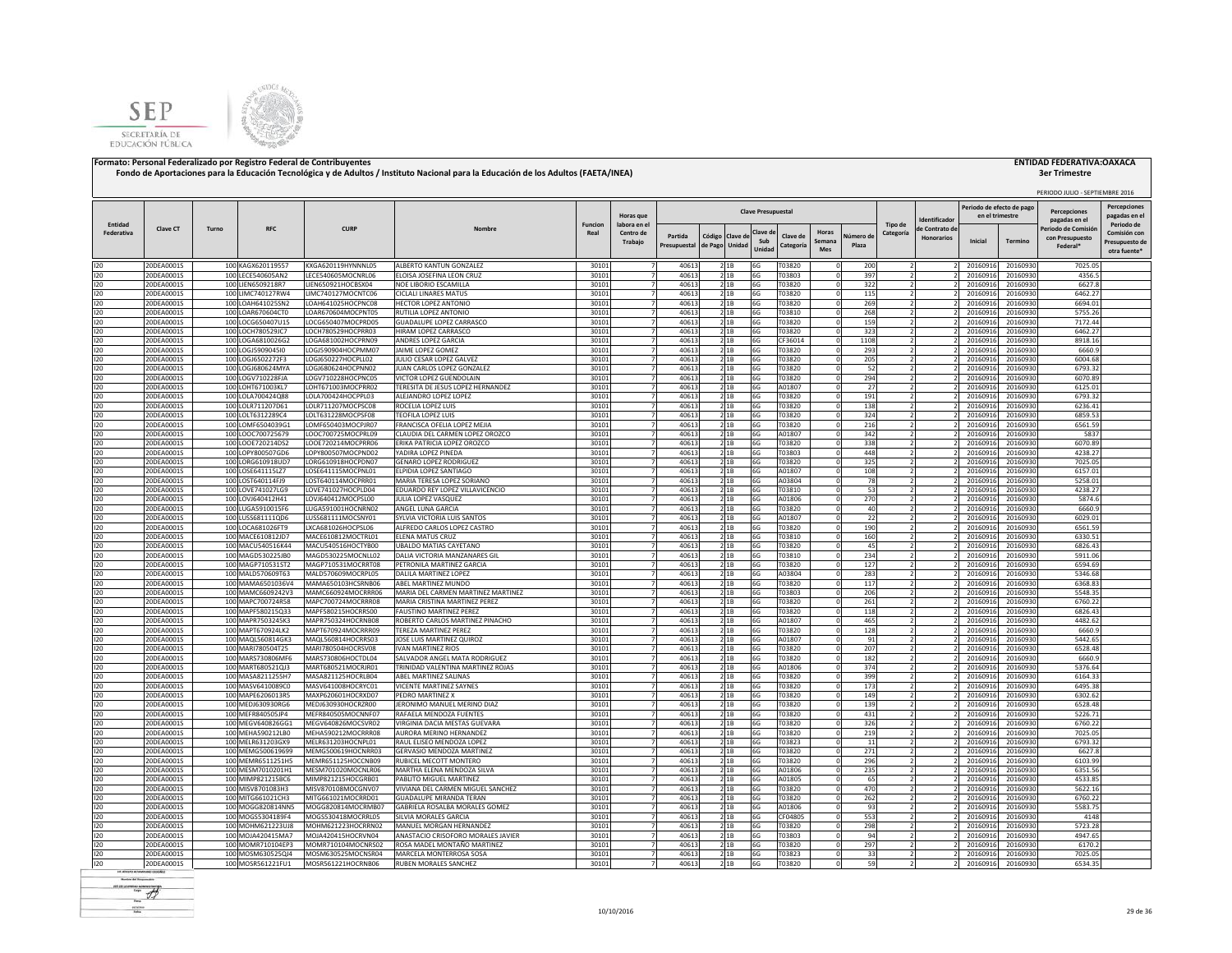**Formato: Personal Federalizado por Registro Federal de Contribuyentes**

**Fondo de Aportaciones para la Educación Tecnológica y de Adultos / Instituto Nacional para la Educación de los Adultos (FAETA/INEA)**

**ENTIDAD FEDERATIVA:OAXACA**

**3er Trimestre**

PERIODO JULIO - SEPTIEMBRE 2016

| Entidad Federativa | Clave CT | Turno | RFC | CURP | Nombre | Funcion Real | Horas que labora en el Centro de Trabajo | Clave Presupuestal | | | | | | | | Tipo de Categoría | Identificador de Contrato de Honorarios | Periodo de efecto de pago en el trimestre | | Percepciones pagadas en el Periodo de Comisión con Presupuesto Federal* | Percepciones pagadas en el Periodo de Comisión con Presupuesto de otra fuente* |
|---|---|---|---|---|---|---|---|---|---|---|---|---|---|---|---|---|---|---|---|---|---|
| | | | | | | | | Partida Presupuestal | Código de Pago | Clave de Unidad | Clave de Sub Unidad | Clave de Categoría | Horas Semana Mes | Número de Plaza | | | | Inicial | Termino | | |
| I20 | 20DEA0001S | 100 | KAGX620119557 | KXGA620119HYNNNL05 | ALBERTO KANTUN GONZALEZ | 30101 | 7 | 40613 | 2 | 1B | 6G | T03820 | 0 | 200 | 2 | 2 | 20160916 | 20160930 | 7025.05 | |
| I20 | 20DEA0001S | 100 | LECE540605AN2 | LECE540605MOCNRL06 | ELOISA JOSEFINA LEON CRUZ | 30101 | 7 | 40613 | 2 | 1B | 6G | T03803 | 0 | 397 | 2 | 2 | 20160916 | 20160930 | 4356.5 | |
| I20 | 20DEA0001S | 100 | LIEN6509218R7 | LIEN650921HOCBSX04 | NOE LIBORIO ESCAMILLA | 30101 | 7 | 40613 | 2 | 1B | 6G | T03820 | 0 | 322 | 2 | 2 | 20160916 | 20160930 | 6627.8 | |
| I20 | 20DEA0001S | 100 | LIMC740127RW4 | LIMC740127MOCNTC06 | CICLALI LINARES MATUS | 30101 | 7 | 40613 | 2 | 1B | 6G | T03820 | 0 | 115 | 2 | 2 | 20160916 | 20160930 | 6462.27 | |
| I20 | 20DEA0001S | 100 | LOAH641025SN2 | LOAH641025HOCPNC08 | HECTOR LOPEZ ANTONIO | 30101 | 7 | 40613 | 2 | 1B | 6G | T03820 | 0 | 269 | 2 | 2 | 20160916 | 20160930 | 6694.01 | |
| I20 | 20DEA0001S | 100 | LOAR670604CT0 | LOAR670604MOCPNT05 | RUTILIA LOPEZ ANTONIO | 30101 | 7 | 40613 | 2 | 1B | 6G | T03810 | 0 | 268 | 2 | 2 | 20160916 | 20160930 | 5755.26 | |
| I20 | 20DEA0001S | 100 | LOCG650407U15 | LOCG650407MOCPRD05 | GUADALUPE LOPEZ CARRASCO | 30101 | 7 | 40613 | 2 | 1B | 6G | T03820 | 0 | 159 | 2 | 2 | 20160916 | 20160930 | 7172.44 | |
| I20 | 20DEA0001S | 100 | LOCH780529JC7 | LOCH780529HOCPRR03 | HIRAM LOPEZ CARRASCO | 30101 | 7 | 40613 | 2 | 1B | 6G | T03820 | 0 | 323 | 2 | 2 | 20160916 | 20160930 | 6462.27 | |
| I20 | 20DEA0001S | 100 | LOGA6810026G2 | LOGA681002HOCPRN09 | ANDRES LOPEZ GARCIA | 30101 | 7 | 40613 | 2 | 1B | 6G | CF36014 | 0 | 1108 | 2 | 2 | 20160916 | 20160930 | 8918.16 | |
| I20 | 20DEA0001S | 100 | LOGJ590904SI0 | LOGJ590904HOCPMM07 | JAIME LOPEZ GOMEZ | 30101 | 7 | 40613 | 2 | 1B | 6G | T03820 | 0 | 293 | 2 | 2 | 20160916 | 20160930 | 6660.9 | |
| I20 | 20DEA0001S | 100 | LOGJ6502272F3 | LOGJ650227HOCPLL02 | JULIO CESAR LOPEZ GALVEZ | 30101 | 7 | 40613 | 2 | 1B | 6G | T03820 | 0 | 205 | 2 | 2 | 20160916 | 20160930 | 6004.68 | |
| I20 | 20DEA0001S | 100 | LOGJ680624MYA | LOGJ680624HOCPNN02 | JUAN CARLOS LOPEZ GONZALEZ | 30101 | 7 | 40613 | 2 | 1B | 6G | T03820 | 0 | 52 | 2 | 2 | 20160916 | 20160930 | 6793.32 | |
| I20 | 20DEA0001S | 100 | LOGV710228FJA | LOGV710228HOCPNC05 | VICTOR LOPEZ GUENDOLAIN | 30101 | 7 | 40613 | 2 | 1B | 6G | T03820 | 0 | 294 | 2 | 2 | 20160916 | 20160930 | 6070.89 | |
| I20 | 20DEA0001S | 100 | LOHT671003KL7 | LOHT671003MOCPRR02 | TERESITA DE JESUS LOPEZ HERNANDEZ | 30101 | 7 | 40613 | 2 | 1B | 6G | A01807 | 0 | 27 | 2 | 2 | 20160916 | 20160930 | 6125.01 | |
| I20 | 20DEA0001S | 100 | LOLA700424Q88 | LOLA700424HOCPPL03 | ALEJANDRO LOPEZ LOPEZ | 30101 | 7 | 40613 | 2 | 1B | 6G | T03820 | 0 | 191 | 2 | 2 | 20160916 | 20160930 | 6793.32 | |
| I20 | 20DEA0001S | 100 | LOLR711207D61 | LOLR711207MOCPSC08 | ROCELIA LOPEZ LUIS | 30101 | 7 | 40613 | 2 | 1B | 6G | T03820 | 0 | 138 | 2 | 2 | 20160916 | 20160930 | 6236.41 | |
| I20 | 20DEA0001S | 100 | LOLT6312289C4 | LOLT631228MOCPSF08 | TEOFILA LOPEZ LUIS | 30101 | 7 | 40613 | 2 | 1B | 6G | T03820 | 0 | 324 | 2 | 2 | 20160916 | 20160930 | 6859.53 | |
| I20 | 20DEA0001S | 100 | LOMF6504039G1 | LOMF650403MOCPJR07 | FRANCISCA OFELIA LOPEZ MEJIA | 30101 | 7 | 40613 | 2 | 1B | 6G | T03820 | 0 | 216 | 2 | 2 | 20160916 | 20160930 | 6561.59 | |
| I20 | 20DEA0001S | 100 | LOOC700725679 | LOOC700725MOCPRL09 | CLAUDIA DEL CARMEN LOPEZ OROZCO | 30101 | 7 | 40613 | 2 | 1B | 6G | A01807 | 0 | 342 | 2 | 2 | 20160916 | 20160930 | 5837 | |
| I20 | 20DEA0001S | 100 | LOOE720214DS2 | LOOE720214MOCPRR06 | ERIKA PATRICIA LOPEZ OROZCO | 30101 | 7 | 40613 | 2 | 1B | 6G | T03820 | 0 | 338 | 2 | 2 | 20160916 | 20160930 | 6070.89 | |
| I20 | 20DEA0001S | 100 | LOPY800507GD6 | LOPY800507MOCPND02 | YADIRA LOPEZ PINEDA | 30101 | 7 | 40613 | 2 | 1B | 6G | T03803 | 0 | 448 | 2 | 2 | 20160916 | 20160930 | 4238.27 | |
| I20 | 20DEA0001S | 100 | LORG610918UD7 | LORG610918HOCPDN07 | GENARO LOPEZ RODRIGUEZ | 30101 | 7 | 40613 | 2 | 1B | 6G | T03820 | 0 | 325 | 2 | 2 | 20160916 | 20160930 | 7025.05 | |
| I20 | 20DEA0001S | 100 | LOSE641115LZ7 | LOSE641115MOCPNL01 | ELPIDIA LOPEZ SANTIAGO | 30101 | 7 | 40613 | 2 | 1B | 6G | A01807 | 0 | 108 | 2 | 2 | 20160916 | 20160930 | 6157.01 | |
| I20 | 20DEA0001S | 100 | LOST640114FJ9 | LOST640114MOCPRR01 | MARIA TERESA LOPEZ SORIANO | 30101 | 7 | 40613 | 2 | 1B | 6G | A03804 | 0 | 78 | 2 | 2 | 20160916 | 20160930 | 5258.01 | |
| I20 | 20DEA0001S | 100 | LOVE741027LG9 | LOVE741027HOCPLD04 | EDUARDO REY LOPEZ VILLAVICENCIO | 30101 | 7 | 40613 | 2 | 1B | 6G | T03810 | 0 | 53 | 2 | 2 | 20160916 | 20160930 | 4238.27 | |
| I20 | 20DEA0001S | 100 | LOVJ640412H41 | LOVJ640412MOCPSL00 | JULIA LOPEZ VASQUEZ | 30101 | 7 | 40613 | 2 | 1B | 6G | A01806 | 0 | 270 | 2 | 2 | 20160916 | 20160930 | 5874.6 | |
| I20 | 20DEA0001S | 100 | LUGA5910015F6 | LUGA591001HOCNRN02 | ANGEL LUNA GARCIA | 30101 | 7 | 40613 | 2 | 1B | 6G | T03820 | 0 | 40 | 2 | 2 | 20160916 | 20160930 | 6660.9 | |
| I20 | 20DEA0001S | 100 | LUSS681111QD6 | LUSS681111MOCSNY01 | SYLVIA VICTORIA LUIS SANTOS | 30101 | 7 | 40613 | 2 | 1B | 6G | A01807 | 0 | 22 | 2 | 2 | 20160916 | 20160930 | 6029.01 | |
| I20 | 20DEA0001S | 100 | LOCA681026FT9 | LXCA681026HOCPSL06 | ALFREDO CARLOS LOPEZ CASTRO | 30101 | 7 | 40613 | 2 | 1B | 6G | T03820 | 0 | 190 | 2 | 2 | 20160916 | 20160930 | 6561.59 | |
| I20 | 20DEA0001S | 100 | MACE610812JD7 | MACE610812MOCTRL01 | ELENA MATUS CRUZ | 30101 | 7 | 40613 | 2 | 1B | 6G | T03810 | 0 | 160 | 2 | 2 | 20160916 | 20160930 | 6330.51 | |
| I20 | 20DEA0001S | 100 | MACU540516K44 | MACU540516HOCTYB00 | UBALDO MATIAS CAYETANO | 30101 | 7 | 40613 | 2 | 1B | 6G | T03820 | 0 | 45 | 2 | 2 | 20160916 | 20160930 | 6826.43 | |
| I20 | 20DEA0001S | 100 | MAGD530225JB0 | MAGD530225MOCNLL02 | DALIA VICTORIA MANZANARES GIL | 30101 | 7 | 40613 | 2 | 1B | 6G | T03810 | 0 | 234 | 2 | 2 | 20160916 | 20160930 | 5911.06 | |
| I20 | 20DEA0001S | 100 | MAGP710531ST2 | MAGP710531MOCRRT08 | PETRONILA MARTINEZ GARCIA | 30101 | 7 | 40613 | 2 | 1B | 6G | T03820 | 0 | 127 | 2 | 2 | 20160916 | 20160930 | 6594.69 | |
| I20 | 20DEA0001S | 100 | MALD570609T63 | MALD570609MOCRPL05 | DALILA MARTINEZ LOPEZ | 30101 | 7 | 40613 | 2 | 1B | 6G | A03804 | 0 | 283 | 2 | 2 | 20160916 | 20160930 | 5346.68 | |
| I20 | 20DEA0001S | 100 | MAMA6501036V4 | MAMA650103HCSRNB06 | ABEL MARTINEZ MUNDO | 30101 | 7 | 40613 | 2 | 1B | 6G | T03820 | 0 | 117 | 2 | 2 | 20160916 | 20160930 | 6368.83 | |
| I20 | 20DEA0001S | 100 | MAMC6609242V3 | MAMC660924MOCRRR06 | MARIA DEL CARMEN MARTINEZ MARTINEZ | 30101 | 7 | 40613 | 2 | 1B | 6G | T03803 | 0 | 206 | 2 | 2 | 20160916 | 20160930 | 5548.35 | |
| I20 | 20DEA0001S | 100 | MAPC700724R58 | MAPC700724MOCRRR08 | MARIA CRISTINA MARTINEZ PEREZ | 30101 | 7 | 40613 | 2 | 1B | 6G | T03820 | 0 | 261 | 2 | 2 | 20160916 | 20160930 | 6760.22 | |
| I20 | 20DEA0001S | 100 | MAPF580215Q33 | MAPF580215HOCRRS00 | FAUSTINO MARTINEZ PEREZ | 30101 | 7 | 40613 | 2 | 1B | 6G | T03820 | 0 | 118 | 2 | 2 | 20160916 | 20160930 | 6826.43 | |
| I20 | 20DEA0001S | 100 | MAPR750324SK3 | MAPR750324HOCRNB08 | ROBERTO CARLOS MARTINEZ PINACHO | 30101 | 7 | 40613 | 2 | 1B | 6G | A01807 | 0 | 465 | 2 | 2 | 20160916 | 20160930 | 4482.62 | |
| I20 | 20DEA0001S | 100 | MAPT670924LK2 | MAPT670924MOCRRR09 | TEREZA MARTINEZ PEREZ | 30101 | 7 | 40613 | 2 | 1B | 6G | T03820 | 0 | 128 | 2 | 2 | 20160916 | 20160930 | 6660.9 | |
| I20 | 20DEA0001S | 100 | MAQL560814GK3 | MAQL560814HOCRRS03 | JOSE LUIS MARTINEZ QUIROZ | 30101 | 7 | 40613 | 2 | 1B | 6G | A01807 | 0 | 91 | 2 | 2 | 20160916 | 20160930 | 5442.65 | |
| I20 | 20DEA0001S | 100 | MARI780504T25 | MARI780504HOCRSV08 | IVAN MARTINEZ RIOS | 30101 | 7 | 40613 | 2 | 1B | 6G | T03820 | 0 | 207 | 2 | 2 | 20160916 | 20160930 | 6528.48 | |
| I20 | 20DEA0001S | 100 | MARS730806MF6 | MARS730806HOCTDL04 | SALVADOR ANGEL MATA RODRIGUEZ | 30101 | 7 | 40613 | 2 | 1B | 6G | T03820 | 0 | 182 | 2 | 2 | 20160916 | 20160930 | 6660.9 | |
| I20 | 20DEA0001S | 100 | MART680521QJ3 | MART680521MOCRJR01 | TRINIDAD VALENTINA MARTINEZ ROJAS | 30101 | 7 | 40613 | 2 | 1B | 6G | A01806 | 0 | 374 | 2 | 2 | 20160916 | 20160930 | 5376.64 | |
| I20 | 20DEA0001S | 100 | MASA821125SH7 | MASA821125HOCRLB04 | ABEL MARTINEZ SALINAS | 30101 | 7 | 40613 | 2 | 1B | 6G | T03820 | 0 | 399 | 2 | 2 | 20160916 | 20160930 | 6164.33 | |
| I20 | 20DEA0001S | 100 | MASV6410089C0 | MASV641008HOCRYC01 | VICENTE MARTINEZ SAYNES | 30101 | 7 | 40613 | 2 | 1B | 6G | T03820 | 0 | 173 | 2 | 2 | 20160916 | 20160930 | 6495.38 | |
| I20 | 20DEA0001S | 100 | MAPE6206013R5 | MAXP620601HOCRXD07 | PEDRO MARTINEZ X | 30101 | 7 | 40613 | 2 | 1B | 6G | T03820 | 0 | 149 | 2 | 2 | 20160916 | 20160930 | 6302.62 | |
| I20 | 20DEA0001S | 100 | MEDJ630930RG6 | MEDJ630930HOCRZR00 | JERONIMO MANUEL MERINO DIAZ | 30101 | 7 | 40613 | 2 | 1B | 6G | T03820 | 0 | 139 | 2 | 2 | 20160916 | 20160930 | 6528.48 | |
| I20 | 20DEA0001S | 100 | MEFR840505JP4 | MEFR840505MOCNNF07 | RAFAELA MENDOZA FUENTES | 30101 | 7 | 40613 | 2 | 1B | 6G | T03820 | 0 | 431 | 2 | 2 | 20160916 | 20160930 | 5226.71 | |
| I20 | 20DEA0001S | 100 | MEGV640826GG1 | MEGV640826MOCSVR02 | VIRGINIA DACIA MESTAS GUEVARA | 30101 | 7 | 40613 | 2 | 1B | 6G | T03820 | 0 | 326 | 2 | 2 | 20160916 | 20160930 | 6760.22 | |
| I20 | 20DEA0001S | 100 | MEHA590212LB0 | MEHA590212MOCRRR08 | AURORA MERINO HERNANDEZ | 30101 | 7 | 40613 | 2 | 1B | 6G | T03820 | 0 | 219 | 2 | 2 | 20160916 | 20160930 | 7025.05 | |
| I20 | 20DEA0001S | 100 | MELR631203GX9 | MELR631203HOCNPL01 | RAUL ELISEO MENDOZA LOPEZ | 30101 | 7 | 40613 | 2 | 1B | 6G | T03823 | 0 | 11 | 2 | 2 | 20160916 | 20160930 | 6793.32 | |
| I20 | 20DEA0001S | 100 | MEMG500619699 | MEMG500619HOCNRR03 | GERVASIO MENDOZA MARTINEZ | 30101 | 7 | 40613 | 2 | 1B | 6G | T03820 | 0 | 271 | 2 | 2 | 20160916 | 20160930 | 6627.8 | |
| I20 | 20DEA0001S | 100 | MEMR6511251H5 | MEMR651125HOCCNB09 | RUBICEL MECOTT MONTERO | 30101 | 7 | 40613 | 2 | 1B | 6G | T03820 | 0 | 296 | 2 | 2 | 20160916 | 20160930 | 6103.99 | |
| I20 | 20DEA0001S | 100 | MESM7010201H1 | MESM701020MOCNLR06 | MARTHA ELENA MENDOZA SILVA | 30101 | 7 | 40613 | 2 | 1B | 6G | A01806 | 0 | 235 | 2 | 2 | 20160916 | 20160930 | 6351.56 | |
| I20 | 20DEA0001S | 100 | MIMP8212158C6 | MIMP821215HOCGRB01 | PABLITO MIGUEL MARTINEZ | 30101 | 7 | 40613 | 2 | 1B | 6G | A01805 | 0 | 65 | 2 | 2 | 20160916 | 20160930 | 4533.85 | |
| I20 | 20DEA0001S | 100 | MISV8701083H3 | MISV870108MOCGNV07 | VIVIANA DEL CARMEN MIGUEL SANCHEZ | 30101 | 7 | 40613 | 2 | 1B | 6G | T03820 | 0 | 470 | 2 | 2 | 20160916 | 20160930 | 5622.16 | |
| I20 | 20DEA0001S | 100 | MITG661021CH3 | MITG661021MOCRRD01 | GUADALUPE MIRANDA TERAN | 30101 | 7 | 40613 | 2 | 1B | 6G | T03820 | 0 | 262 | 2 | 2 | 20160916 | 20160930 | 6760.22 | |
| I20 | 20DEA0001S | 100 | MOGG820814NN5 | MOGG820814MOCRMB07 | GABRIELA ROSALBA MORALES GOMEZ | 30101 | 7 | 40613 | 2 | 1B | 6G | A01806 | 0 | 93 | 2 | 2 | 20160916 | 20160930 | 5583.75 | |
| I20 | 20DEA0001S | 100 | MOGS5304189F4 | MOGS530418MOCRRL05 | SILVIA MORALES GARCIA | 30101 | 7 | 40613 | 2 | 1B | 6G | CF04805 | 0 | 553 | 2 | 2 | 20160916 | 20160930 | 4148 | |
| I20 | 20DEA0001S | 100 | MOHM621223UJ8 | MOHM621223HOCRRN02 | MANUEL MORGAN HERNANDEZ | 30101 | 7 | 40613 | 2 | 1B | 6G | T03820 | 0 | 298 | 2 | 2 | 20160916 | 20160930 | 5723.28 | |
| I20 | 20DEA0001S | 100 | MOJA420415MA7 | MOJA420415HOCRVN04 | ANASTACIO CRISOFORO MORALES JAVIER | 30101 | 7 | 40613 | 2 | 1B | 6G | T03803 | 0 | 94 | 2 | 2 | 20160916 | 20160930 | 4947.65 | |
| I20 | 20DEA0001S | 100 | MOMR710104EP3 | MOMR710104MOCNRS02 | ROSA MADEL MONTAÑO MARTINEZ | 30101 | 7 | 40613 | 2 | 1B | 6G | T03820 | 0 | 297 | 2 | 2 | 20160916 | 20160930 | 6170.2 | |
| I20 | 20DEA0001S | 100 | MOSM630525QJ4 | MOSM630525MOCNSR04 | MARCELA MONTERROSA SOSA | 30101 | 7 | 40613 | 2 | 1B | 6G | T03823 | 0 | 33 | 2 | 2 | 20160916 | 20160930 | 7025.05 | |
| I20 | 20DEA0001S | 100 | MOSR561221FU1 | MOSR561221HOCRNB06 | RUBEN MORALES SANCHEZ | 30101 | 7 | 40613 | 2 | 1B | 6G | T03820 | 0 | 59 | 2 | 2 | 20160916 | 20160930 | 6534.35 | |

10/10/2016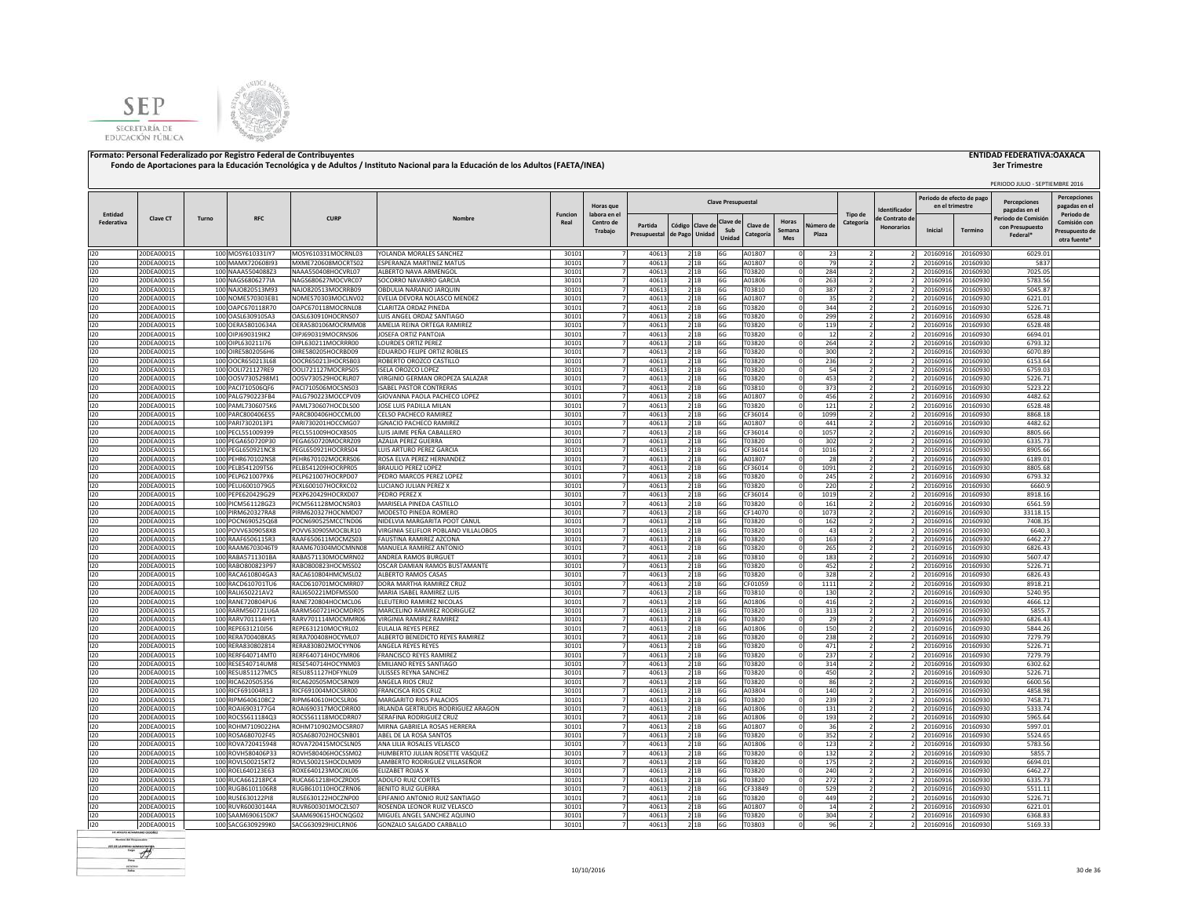**Formato: Personal Federalizado por Registro Federal de Contribuyentes**

**Fondo de Aportaciones para la Educación Tecnológica y de Adultos / Instituto Nacional para la Educación de los Adultos (FAETA/INEA)**

**ENTIDAD FEDERATIVA:OAXACA**

**3er Trimestre**

PERIODO JULIO - SEPTIEMBRE 2016

| Entidad Federativa | Clave CT | Turno | RFC | CURP | Nombre | Funcion Real | Horas que labora en el Centro de Trabajo | Clave Presupuestal | | | | | | | | Tipo de Categoría | Identificador de Contrato de Honorarios | Periodo de efecto de pago en el trimestre | | Percepciones pagadas en el Periodo de Comisión con Presupuesto Federal* | Percepciones pagadas en el Periodo de Comisión con Presupuesto de otra fuente* |
|---|---|---|---|---|---|---|---|---|---|---|---|---|---|---|---|---|---|---|---|---|---|
| | | | | | | | | Partida Presupuestal | Código de Pago | Clave de Unidad | Clave de Sub Unidad | Clave de Categoría | Horas Semana Mes | Número de Plaza | | | | Inicial | Termino | | |
| I20 | 20DEA0001S | 100 | MOSY610331IY7 | MOSY610331MOCRNL03 | YOLANDA MORALES SANCHEZ | 30101 | 7 | 40613 | 2 | 1B | 6G | A01807 | 0 | 23 | 2 | 2 | 20160916 | 20160930 | 6029.01 | |
| I20 | 20DEA0001S | 100 | MAMX720608I93 | MXME720608MOCRTS02 | ESPERANZA MARTINEZ MATUS | 30101 | 7 | 40613 | 2 | 1B | 6G | A01807 | 0 | 79 | 2 | 2 | 20160916 | 20160930 | 5837 | |
| I20 | 20DEA0001S | 100 | NAAA5504088Z3 | NAAA550408HOCVRL07 | ALBERTO NAVA ARMENGOL | 30101 | 7 | 40613 | 2 | 1B | 6G | T03820 | 0 | 284 | 2 | 2 | 20160916 | 20160930 | 7025.05 | |
| I20 | 20DEA0001S | 100 | NAGS6806277IA | NAGS680627MOCVRC07 | SOCORRO NAVARRO GARCIA | 30101 | 7 | 40613 | 2 | 1B | 6G | A01806 | 0 | 263 | 2 | 2 | 20160916 | 20160930 | 5783.56 | |
| I20 | 20DEA0001S | 100 | NAJO820513M93 | NAJO820513MOCRRB09 | OBDULIA NARANJO JARQUIN | 30101 | 7 | 40613 | 2 | 1B | 6G | T03810 | 0 | 387 | 2 | 2 | 20160916 | 20160930 | 5045.87 | |
| I20 | 20DEA0001S | 100 | NOME570303EB1 | NOME570303MOCLNV02 | EVELIA DEVORA NOLASCO MENDEZ | 30101 | 7 | 40613 | 2 | 1B | 6G | A01807 | 0 | 35 | 2 | 2 | 20160916 | 20160930 | 6221.01 | |
| I20 | 20DEA0001S | 100 | OAPC670118R70 | OAPC670118MOCRNL08 | CLARITZA ORDAZ PINEDA | 30101 | 7 | 40613 | 2 | 1B | 6G | T03820 | 0 | 344 | 2 | 2 | 20160916 | 20160930 | 5226.71 | |
| I20 | 20DEA0001S | 100 | OASL630910SA3 | OASL630910HOCRNS07 | LUIS ANGEL ORDAZ SANTIAGO | 30101 | 7 | 40613 | 2 | 1B | 6G | T03820 | 0 | 299 | 2 | 2 | 20160916 | 20160930 | 6528.48 | |
| I20 | 20DEA0001S | 100 | OERA58010634A | OERA580106MOCRMM08 | AMELIA REINA ORTEGA RAMIREZ | 30101 | 7 | 40613 | 2 | 1B | 6G | T03820 | 0 | 119 | 2 | 2 | 20160916 | 20160930 | 6528.48 | |
| I20 | 20DEA0001S | 100 | OIPJ690319IK2 | OIPJ690319MOCRNS06 | JOSEFA ORTIZ PANTOJA | 30101 | 7 | 40613 | 2 | 1B | 6G | T03820 | 0 | 12 | 2 | 2 | 20160916 | 20160930 | 6694.01 | |
| I20 | 20DEA0001S | 100 | OIPL630211I76 | OIPL630211MOCRRR00 | LOURDES ORTIZ PEREZ | 30101 | 7 | 40613 | 2 | 1B | 6G | T03820 | 0 | 264 | 2 | 2 | 20160916 | 20160930 | 6793.32 | |
| I20 | 20DEA0001S | 100 | OIRE5802056H6 | OIRE580205HOCRBD09 | EDUARDO FELIPE ORTIZ ROBLES | 30101 | 7 | 40613 | 2 | 1B | 6G | T03820 | 0 | 300 | 2 | 2 | 20160916 | 20160930 | 6070.89 | |
| I20 | 20DEA0001S | 100 | OOCR650213L68 | OOCR650213HOCRSB03 | ROBERTO OROZCO CASTILLO | 30101 | 7 | 40613 | 2 | 1B | 6G | T03820 | 0 | 236 | 2 | 2 | 20160916 | 20160930 | 6153.64 | |
| I20 | 20DEA0001S | 100 | OOLI721127RE9 | OOLI721127MOCRPS05 | ISELA OROZCO LOPEZ | 30101 | 7 | 40613 | 2 | 1B | 6G | T03820 | 0 | 54 | 2 | 2 | 20160916 | 20160930 | 6759.03 | |
| I20 | 20DEA0001S | 100 | OOSV7305298M1 | OOSV730529HOCRLR07 | VIRGINIO GERMAN OROPEZA SALAZAR | 30101 | 7 | 40613 | 2 | 1B | 6G | T03820 | 0 | 453 | 2 | 2 | 20160916 | 20160930 | 5226.71 | |
| I20 | 20DEA0001S | 100 | PACI710506QF6 | PACI710506MOCSNS03 | ISABEL PASTOR CONTRERAS | 30101 | 7 | 40613 | 2 | 1B | 6G | T03810 | 0 | 373 | 2 | 2 | 20160916 | 20160930 | 5223.22 | |
| I20 | 20DEA0001S | 100 | PALG790223FB4 | PALG790223MOCCPV09 | GIOVANNA PAOLA PACHECO LOPEZ | 30101 | 7 | 40613 | 2 | 1B | 6G | A01807 | 0 | 456 | 2 | 2 | 20160916 | 20160930 | 4482.62 | |
| I20 | 20DEA0001S | 100 | PAML730607SK6 | PAML730607HOCDLS00 | JOSE LUIS PADILLA MILAN | 30101 | 7 | 40613 | 2 | 1B | 6G | T03820 | 0 | 121 | 2 | 2 | 20160916 | 20160930 | 6528.48 | |
| I20 | 20DEA0001S | 100 | PARC800406ES5 | PARC800406HOCCML00 | CELSO PACHECO RAMIREZ | 30101 | 7 | 40613 | 2 | 1B | 6G | CF36014 | 0 | 1099 | 2 | 2 | 20160916 | 20160930 | 8868.18 | |
| I20 | 20DEA0001S | 100 | PARI7302013P1 | PARI730201HOCCMG07 | IGNACIO PACHECO RAMIREZ | 30101 | 7 | 40613 | 2 | 1B | 6G | A01807 | 0 | 441 | 2 | 2 | 20160916 | 20160930 | 4482.62 | |
| I20 | 20DEA0001S | 100 | PECL551009399 | PECL551009HOCXBS05 | LUIS JAIME PEÑA CABALLERO | 30101 | 7 | 40613 | 2 | 1B | 6G | CF36014 | 0 | 1057 | 2 | 2 | 20160916 | 20160930 | 8805.66 | |
| I20 | 20DEA0001S | 100 | PEGA650720P30 | PEGA650720MOCRRZ09 | AZALIA PEREZ GUERRA | 30101 | 7 | 40613 | 2 | 1B | 6G | T03820 | 0 | 302 | 2 | 2 | 20160916 | 20160930 | 6335.73 | |
| I20 | 20DEA0001S | 100 | PEGL650921NC8 | PEGL650921HOCRRS04 | LUIS ARTURO PEREZ GARCIA | 30101 | 7 | 40613 | 2 | 1B | 6G | CF36014 | 0 | 1016 | 2 | 2 | 20160916 | 20160930 | 8905.66 | |
| I20 | 20DEA0001S | 100 | PEHR670102NS8 | PEHR670102MOCRRS06 | ROSA ELVA PEREZ HERNANDEZ | 30101 | 7 | 40613 | 2 | 1B | 6G | A01807 | 0 | 28 | 2 | 2 | 20160916 | 20160930 | 6189.01 | |
| I20 | 20DEA0001S | 100 | PELB541209TS6 | PELB541209HOCRPR05 | BRAULIO PEREZ LOPEZ | 30101 | 7 | 40613 | 2 | 1B | 6G | CF36014 | 0 | 1091 | 2 | 2 | 20160916 | 20160930 | 8805.68 | |
| I20 | 20DEA0001S | 100 | PELP621007PX6 | PELP621007HOCRPD07 | PEDRO MARCOS PEREZ LOPEZ | 30101 | 7 | 40613 | 2 | 1B | 6G | T03820 | 0 | 245 | 2 | 2 | 20160916 | 20160930 | 6793.32 | |
| I20 | 20DEA0001S | 100 | PELU6001079G5 | PEXL600107HOCRXC02 | LUCIANO JULIAN PEREZ X | 30101 | 7 | 40613 | 2 | 1B | 6G | T03820 | 0 | 220 | 2 | 2 | 20160916 | 20160930 | 6660.9 | |
| I20 | 20DEA0001S | 100 | PEPE620429G29 | PEXP620429HOCRXD07 | PEDRO PEREZ X | 30101 | 7 | 40613 | 2 | 1B | 6G | CF36014 | 0 | 1019 | 2 | 2 | 20160916 | 20160930 | 8918.16 | |
| I20 | 20DEA0001S | 100 | PICM561128GZ3 | PICM561128MOCNSR03 | MARISELA PINEDA CASTILLO | 30101 | 7 | 40613 | 2 | 1B | 6G | T03820 | 0 | 161 | 2 | 2 | 20160916 | 20160930 | 6561.59 | |
| I20 | 20DEA0001S | 100 | PIRM620327RA8 | PIRM620327HOCNMD07 | MODESTO PINEDA ROMERO | 30101 | 7 | 40613 | 2 | 1B | 6G | CF14070 | 0 | 1073 | 2 | 2 | 20160916 | 20160930 | 33118.15 | |
| I20 | 20DEA0001S | 100 | POCN690525Q68 | POCN690525MCCTND06 | NIDELVIA MARGARITA POOT CANUL | 30101 | 7 | 40613 | 2 | 1B | 6G | T03820 | 0 | 162 | 2 | 2 | 20160916 | 20160930 | 7408.35 | |
| I20 | 20DEA0001S | 100 | POVV6309058X8 | POVV630905MOCBLR10 | VIRGINIA SELIFLOR POBLANO VILLALOBOS | 30101 | 7 | 40613 | 2 | 1B | 6G | T03820 | 0 | 43 | 2 | 2 | 20160916 | 20160930 | 6640.3 | |
| I20 | 20DEA0001S | 100 | RAAF6506115R3 | RAAF650611MOCMZS03 | FAUSTINA RAMIREZ AZCONA | 30101 | 7 | 40613 | 2 | 1B | 6G | T03820 | 0 | 163 | 2 | 2 | 20160916 | 20160930 | 6462.27 | |
| I20 | 20DEA0001S | 100 | RAAM6703046T9 | RAAM670304MOCMNN08 | MANUELA RAMIREZ ANTONIO | 30101 | 7 | 40613 | 2 | 1B | 6G | T03820 | 0 | 265 | 2 | 2 | 20160916 | 20160930 | 6826.43 | |
| I20 | 20DEA0001S | 100 | RABA5711301BA | RABA571130MOCMRN02 | ANDREA RAMOS BURGUET | 30101 | 7 | 40613 | 2 | 1B | 6G | T03810 | 0 | 183 | 2 | 2 | 20160916 | 20160930 | 5607.47 | |
| I20 | 20DEA0001S | 100 | RABO800823P97 | RABO800823HOCMSS02 | OSCAR DAMIAN RAMOS BUSTAMANTE | 30101 | 7 | 40613 | 2 | 1B | 6G | T03820 | 0 | 452 | 2 | 2 | 20160916 | 20160930 | 5226.71 | |
| I20 | 20DEA0001S | 100 | RACA610804GA3 | RACA610804HMCMSL02 | ALBERTO RAMOS CASAS | 30101 | 7 | 40613 | 2 | 1B | 6G | T03820 | 0 | 328 | 2 | 2 | 20160916 | 20160930 | 6826.43 | |
| I20 | 20DEA0001S | 100 | RACD610701TU6 | RACD610701MOCMRR07 | DORA MARTHA RAMIREZ CRUZ | 30101 | 7 | 40613 | 2 | 1B | 6G | CF01059 | 0 | 1111 | 2 | 2 | 20160916 | 20160930 | 8918.21 | |
| I20 | 20DEA0001S | 100 | RALI650221AV2 | RALI650221MDFMSS00 | MARIA ISABEL RAMIREZ LUIS | 30101 | 7 | 40613 | 2 | 1B | 6G | T03810 | 0 | 130 | 2 | 2 | 20160916 | 20160930 | 5240.95 | |
| I20 | 20DEA0001S | 100 | RANE720804PU6 | RANE720804HOCMCL06 | ELEUTERIO RAMIREZ NICOLAS | 30101 | 7 | 40613 | 2 | 1B | 6G | A01806 | 0 | 416 | 2 | 2 | 20160916 | 20160930 | 4666.12 | |
| I20 | 20DEA0001S | 100 | RARM560721U6A | RARM560721HOCMDR05 | MARCELINO RAMIREZ RODRIGUEZ | 30101 | 7 | 40613 | 2 | 1B | 6G | T03820 | 0 | 313 | 2 | 2 | 20160916 | 20160930 | 5855.7 | |
| I20 | 20DEA0001S | 100 | RARV701114HY1 | RARV701114MOCMMR06 | VIRGINIA RAMIREZ RAMIREZ | 30101 | 7 | 40613 | 2 | 1B | 6G | T03820 | 0 | 29 | 2 | 2 | 20160916 | 20160930 | 6826.43 | |
| I20 | 20DEA0001S | 100 | REPE631210JS6 | REPE631210MOCYRL02 | EULALIA REYES PEREZ | 30101 | 7 | 40613 | 2 | 1B | 6G | A01806 | 0 | 150 | 2 | 2 | 20160916 | 20160930 | 5844.26 | |
| I20 | 20DEA0001S | 100 | RERA700408KA5 | RERA700408HOCYML07 | ALBERTO BENEDICTO REYES RAMIREZ | 30101 | 7 | 40613 | 2 | 1B | 6G | T03820 | 0 | 238 | 2 | 2 | 20160916 | 20160930 | 7279.79 | |
| I20 | 20DEA0001S | 100 | RERA830802814 | RERA830802MOCYYN06 | ANGELA REYES REYES | 30101 | 7 | 40613 | 2 | 1B | 6G | T03820 | 0 | 471 | 2 | 2 | 20160916 | 20160930 | 5226.71 | |
| I20 | 20DEA0001S | 100 | RERF640714MT0 | RERF640714HOCYMR06 | FRANCISCO REYES RAMIREZ | 30101 | 7 | 40613 | 2 | 1B | 6G | T03820 | 0 | 237 | 2 | 2 | 20160916 | 20160930 | 7279.79 | |
| I20 | 20DEA0001S | 100 | RESE540714UM8 | RESE540714HOCYNM03 | EMILIANO REYES SANTIAGO | 30101 | 7 | 40613 | 2 | 1B | 6G | T03820 | 0 | 314 | 2 | 2 | 20160916 | 20160930 | 6302.62 | |
| I20 | 20DEA0001S | 100 | RESU851127MC5 | RESU851127HDFYNL09 | ULISSES REYNA SANCHEZ | 30101 | 7 | 40613 | 2 | 1B | 6G | T03820 | 0 | 450 | 2 | 2 | 20160916 | 20160930 | 5226.71 | |
| I20 | 20DEA0001S | 100 | RICA620505356 | RICA620505MOCSRN09 | ANGELA RIOS CRUZ | 30101 | 7 | 40613 | 2 | 1B | 6G | T03820 | 0 | 86 | 2 | 2 | 20160916 | 20160930 | 6600.56 | |
| I20 | 20DEA0001S | 100 | RICF691004R13 | RICF691004MOCSRR00 | FRANCISCA RIOS CRUZ | 30101 | 7 | 40613 | 2 | 1B | 6G | A03804 | 0 | 140 | 2 | 2 | 20160916 | 20160930 | 4858.98 | |
| I20 | 20DEA0001S | 100 | RIPM6406108C2 | RIPM640610HOCSLR06 | MARGARITO RIOS PALACIOS | 30101 | 7 | 40613 | 2 | 1B | 6G | T03820 | 0 | 239 | 2 | 2 | 20160916 | 20160930 | 7458.71 | |
| I20 | 20DEA0001S | 100 | ROAI6903177G4 | ROAI690317MOCDRR00 | IRLANDA GERTRUDIS RODRIGUEZ ARAGON | 30101 | 7 | 40613 | 2 | 1B | 6G | A01806 | 0 | 131 | 2 | 2 | 20160916 | 20160930 | 5333.74 | |
| I20 | 20DEA0001S | 100 | ROCS5611184Q3 | ROCS561118MOCDRR07 | SERAFINA RODRIGUEZ CRUZ | 30101 | 7 | 40613 | 2 | 1B | 6G | A01806 | 0 | 193 | 2 | 2 | 20160916 | 20160930 | 5965.64 | |
| I20 | 20DEA0001S | 100 | ROHM7109022HA | ROHM710902MOCSRR07 | MIRNA GABRIELA ROSAS HERRERA | 30101 | 7 | 40613 | 2 | 1B | 6G | A01807 | 0 | 36 | 2 | 2 | 20160916 | 20160930 | 5997.01 | |
| I20 | 20DEA0001S | 100 | ROSA680702F45 | ROSA680702HOCSNB01 | ABEL DE LA ROSA SANTOS | 30101 | 7 | 40613 | 2 | 1B | 6G | T03820 | 0 | 352 | 2 | 2 | 20160916 | 20160930 | 5524.65 | |
| I20 | 20DEA0001S | 100 | ROVA720415948 | ROVA720415MOCSLN05 | ANA LILIA ROSALES VELASCO | 30101 | 7 | 40613 | 2 | 1B | 6G | A01806 | 0 | 123 | 2 | 2 | 20160916 | 20160930 | 5783.56 | |
| I20 | 20DEA0001S | 100 | ROVH580406P33 | ROVH580406HOCSSM02 | HUMBERTO JULIAN ROSETTE VASQUEZ | 30101 | 7 | 40613 | 2 | 1B | 6G | T03820 | 0 | 132 | 2 | 2 | 20160916 | 20160930 | 5855.7 | |
| I20 | 20DEA0001S | 100 | ROVL500215KT2 | ROVL500215HOCDLM09 | LAMBERTO RODRIGUEZ VILLASEÑOR | 30101 | 7 | 40613 | 2 | 1B | 6G | T03820 | 0 | 175 | 2 | 2 | 20160916 | 20160930 | 6694.01 | |
| I20 | 20DEA0001S | 100 | ROEL640123E63 | ROXE640123MOCJXL06 | ELIZABET ROJAS X | 30101 | 7 | 40613 | 2 | 1B | 6G | T03820 | 0 | 240 | 2 | 2 | 20160916 | 20160930 | 6462.27 | |
| I20 | 20DEA0001S | 100 | RUCA661218PC4 | RUCA661218HOCZRD05 | ADOLFO RUIZ CORTES | 30101 | 7 | 40613 | 2 | 1B | 6G | T03820 | 0 | 272 | 2 | 2 | 20160916 | 20160930 | 6335.73 | |
| I20 | 20DEA0001S | 100 | RUGB610110GR8 | RUGB610110HOCZRN06 | BENITO RUIZ GUERRA | 30101 | 7 | 40613 | 2 | 1B | 6G | CF33849 | 0 | 529 | 2 | 2 | 20160916 | 20160930 | 5511.11 | |
| I20 | 20DEA0001S | 100 | RUSE630122PI8 | RUSE630122HOCZNP00 | EPIFANIO ANTONIO RUIZ SANTIAGO | 30101 | 7 | 40613 | 2 | 1B | 6G | T03820 | 0 | 449 | 2 | 2 | 20160916 | 20160930 | 5226.71 | |
| I20 | 20DEA0001S | 100 | RUVR60030144A | RUVR600301MOCZLS07 | ROSENDA LEONOR RUIZ VELASCO | 30101 | 7 | 40613 | 2 | 1B | 6G | A01807 | 0 | 14 | 2 | 2 | 20160916 | 20160930 | 6221.01 | |
| I20 | 20DEA0001S | 100 | SAAM690615DK7 | SAAM690615HOCNQG02 | MIGUEL ANGEL SANCHEZ AQUINO | 30101 | 7 | 40613 | 2 | 1B | 6G | T03820 | 0 | 304 | 2 | 2 | 20160916 | 20160930 | 6368.83 | |
| I20 | 20DEA0001S | 100 | SACG6309299K0 | SACG630929HJCLRN06 | GONZALO SALGADO CARBALLO | 30101 | 7 | 40613 | 2 | 1B | 6G | T03803 | 0 | 96 | 2 | 2 | 20160916 | 20160930 | 5169.33 | |

10/10/2016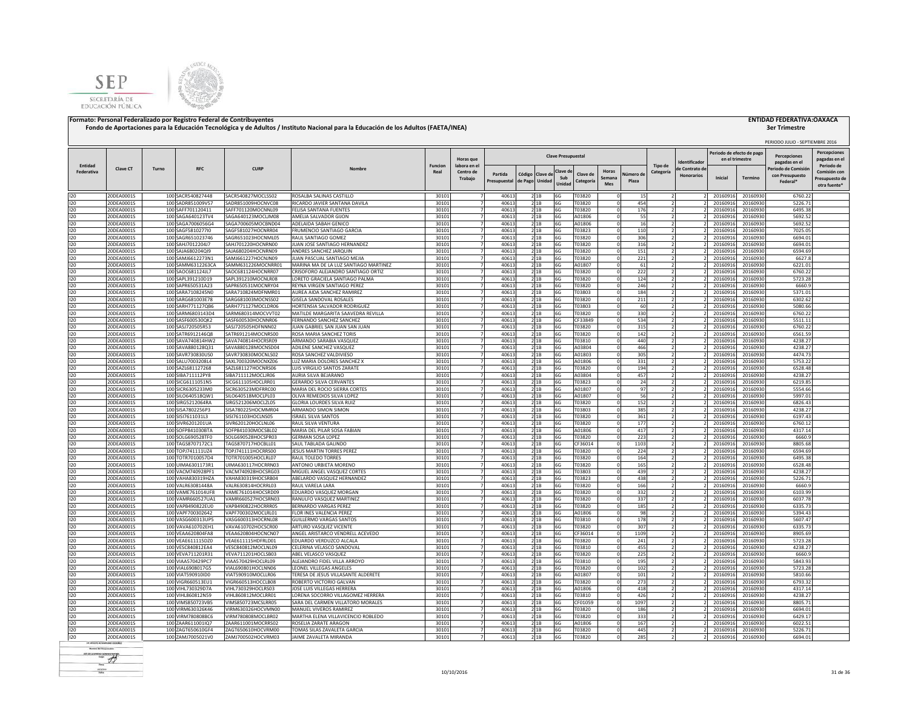**Formato: Personal Federalizado por Registro Federal de Contribuyentes** **ENTIDAD FEDERATIVA:OAXACA**

**Fondo de Aportaciones para la Educación Tecnológica y de Adultos / Instituto Nacional para la Educación de los Adultos (FAETA/INEA)** **3er Trimestre**

PERIODO JULIO - SEPTIEMBRE 2016

| Entidad Federativa | Clave CT | Turno | RFC | CURP | Nombre | Funcion Real | Horas que labora en el Centro de Trabajo | Clave Presupuestal | | | | | | | | Tipo de Categoría | Identificador de Contrato de Honorarios | Periodo de efecto de pago en el trimestre | | Percepciones pagadas en el Periodo de Comisión con Presupuesto Federal* | Percepciones pagadas en el Periodo de Comisión con Presupuesto de otra fuente* |
|---|---|---|---|---|---|---|---|---|---|---|---|---|---|---|---|---|---|---|---|---|---|
| | | | | | | | | Partida Presupuestal | Código de Pago | Clave de Unidad | Clave de Sub Unidad | Clave de Categoría | Horas Semana Mes | Número de Plaza | | | | Inicial | Termino | | |
| I20 | 20DEA0001S | 100 | SACR540827448 | SACR540827MOCLSS02 | ROSALBA SALINAS CASTILLO | 30101 | 7 | 40613 | 2 | 1B | 6G | T03820 | 0 | 15 | 2 | 2 | | 20160916 | 20160930 | 6760.22 | |
| I20 | 20DEA0001S | 100 | SADR851009V57 | SADR851009HOCNVC08 | RICARDO JAVIER SANTANA DAVILA | 30101 | 7 | 40613 | 2 | 1B | 6G | T03820 | 0 | 454 | 2 | 2 | | 20160916 | 20160930 | 5226.71 | |
| I20 | 20DEA0001S | 100 | SAFF701120411 | SAFF701120MOCNNL09 | FELISA SANTANA FUENTES | 30101 | 7 | 40613 | 2 | 1B | 6G | T03820 | 0 | 176 | 2 | 2 | | 20160916 | 20160930 | 6495.38 | |
| I20 | 20DEA0001S | 100 | SAGA640123TV4 | SAGA640123MOCLJM08 | AMELIA SALVADOR GIJON | 30101 | 7 | 40613 | 2 | 1B | 6G | A01806 | 0 | 55 | 2 | 2 | | 20160916 | 20160930 | 5692.52 | |
| I20 | 20DEA0001S | 100 | SAGA7006056G4 | SAGA700605MOCBND04 | ADELAIDA SABAH GENICO | 30101 | 7 | 40613 | 2 | 1B | 6G | A01806 | 0 | 16 | 2 | 2 | | 20160916 | 20160930 | 5692.52 | |
| I20 | 20DEA0001S | 100 | SAGF581027710 | SAGF581027HOCNRR04 | FRUMENCIO SANTIAGO GARCIA | 30101 | 7 | 40613 | 2 | 1B | 6G | T03823 | 0 | 110 | 2 | 2 | | 20160916 | 20160930 | 7025.05 | |
| I20 | 20DEA0001S | 100 | SAGR651023746 | SAGR651023HOCNML05 | RAUL SANTIAGO GOMEZ | 30101 | 7 | 40613 | 2 | 1B | 6G | T03820 | 0 | 306 | 2 | 2 | | 20160916 | 20160930 | 6694.01 | |
| I20 | 20DEA0001S | 100 | SAHJ701220417 | SAHJ701220HOCNRN00 | JUAN JOSE SANTIAGO HERNANDEZ | 30101 | 7 | 40613 | 2 | 1B | 6G | T03820 | 0 | 316 | 2 | 2 | | 20160916 | 20160930 | 6694.01 | |
| I20 | 20DEA0001S | 100 | SAJA680204QI9 | SAJA680204HOCNRN09 | ANDRES SANCHEZ JARQUIN | 30101 | 7 | 40613 | 2 | 1B | 6G | T03820 | 0 | 151 | 2 | 2 | | 20160916 | 20160930 | 6594.69 | |
| I20 | 20DEA0001S | 100 | SAMJ6612273N1 | SAMJ661227HOCNJN09 | JUAN PASCUAL SANTIAGO MEJIA | 30101 | 7 | 40613 | 2 | 1B | 6G | T03820 | 0 | 221 | 2 | 2 | | 20160916 | 20160930 | 6627.8 | |
| I20 | 20DEA0001S | 100 | SAMM6312263CA | SAMM631226MOCNRR01 | MARINA MA DE LA LUZ SANTIAGO MARTINEZ | 30101 | 7 | 40613 | 2 | 1B | 6G | A01807 | 0 | 61 | 2 | 2 | | 20160916 | 20160930 | 6221.01 | |
| I20 | 20DEA0001S | 100 | SAOC681124JL7 | SAOC681124HOCNRR07 | CRISOFORO ALEJANDRO SANTIAGO ORTIZ | 30101 | 7 | 40613 | 2 | 1B | 6G | T03820 | 0 | 222 | 2 | 2 | | 20160916 | 20160930 | 6760.22 | |
| I20 | 20DEA0001S | 100 | SAPL391210D19 | SAPL391210MOCNLR08 | LORETO GRACIELA SANTIAGO PALMA | 30101 | 7 | 40613 | 2 | 1B | 6G | T03820 | 0 | 124 | 2 | 2 | | 20160916 | 20160930 | 5723.28 | |
| I20 | 20DEA0001S | 100 | SAPR650531A23 | SAPR650531MOCNRY04 | REYNA VIRGEN SANTIAGO PEREZ | 30101 | 7 | 40613 | 2 | 1B | 6G | T03820 | 0 | 246 | 2 | 2 | | 20160916 | 20160930 | 6660.9 | |
| I20 | 20DEA0001S | 100 | SARA7108245N0 | SARA710824MDFNMR01 | AUREA AIDA SANCHEZ RAMIREZ | 30101 | 7 | 40613 | 2 | 1B | 6G | T03803 | 0 | 184 | 2 | 2 | | 20160916 | 20160930 | 5371.01 | |
| I20 | 20DEA0001S | 100 | SARG681003E78 | SARG681003MOCNSS02 | GISELA SANDOVAL ROSALES | 30101 | 7 | 40613 | 2 | 1B | 6G | T03820 | 0 | 211 | 2 | 2 | | 20160916 | 20160930 | 6302.62 | |
| I20 | 20DEA0001S | 100 | SARH771127QB6 | SARH771127MOCNDR06 | HORTENSIA SALVADOR RODRIGUEZ | 30101 | 7 | 40613 | 2 | 1B | 6G | T03803 | 0 | 60 | 2 | 2 | | 20160916 | 20160930 | 5080.66 | |
| I20 | 20DEA0001S | 100 | SARM6803143D4 | SARM680314MOCVVT02 | MATILDE MARGARITA SAAVEDRA REVILLA | 30101 | 7 | 40613 | 2 | 1B | 6G | T03820 | 0 | 330 | 2 | 2 | | 20160916 | 20160930 | 6760.22 | |
| I20 | 20DEA0001S | 100 | SASF600530QK2 | SASF600530HOCNNR06 | FERNANDO SANCHEZ SANCHEZ | 30101 | 7 | 40613 | 2 | 1B | 6G | CF33849 | 0 | 534 | 2 | 2 | | 20160916 | 20160930 | 5511.11 | |
| I20 | 20DEA0001S | 100 | SASJ720505R53 | SASJ720505HDFNNN02 | JUAN GABRIEL SAN JUAN SAN JUAN | 30101 | 7 | 40613 | 2 | 1B | 6G | T03820 | 0 | 315 | 2 | 2 | | 20160916 | 20160930 | 6760.22 | |
| I20 | 20DEA0001S | 100 | SATR6912146Q8 | SATR691214MOCNRS00 | ROSA MARIA SANCHEZ TORIS | 30101 | 7 | 40613 | 2 | 1B | 6G | T03820 | 0 | 142 | 2 | 2 | | 20160916 | 20160930 | 6561.59 | |
| I20 | 20DEA0001S | 100 | SAVA740814HW2 | SAVA740814HOCRSR09 | ARMANDO SARABIA VASQUEZ | 30101 | 7 | 40613 | 2 | 1B | 6G | T03810 | 0 | 440 | 2 | 2 | | 20160916 | 20160930 | 4238.27 | |
| I20 | 20DEA0001S | 100 | SAVA880128Q31 | SAVA880128MOCNSD04 | ADILENE SANCHEZ VASQUEZ | 30101 | 7 | 40613 | 2 | 1B | 6G | A03804 | 0 | 466 | 2 | 2 | | 20160916 | 20160930 | 4238.27 | |
| I20 | 20DEA0001S | 100 | SAVR730830US0 | SAVR730830MOCNLS02 | ROSA SANCHEZ VALDIVIESO | 30101 | 7 | 40613 | 2 | 1B | 6G | A01803 | 0 | 305 | 2 | 2 | | 20160916 | 20160930 | 4474.73 | |
| I20 | 20DEA0001S | 100 | SALU7003208L4 | SAXL700320MOCNXZ06 | LUZ MARIA DOLORES SANCHEZ X | 30101 | 7 | 40613 | 2 | 1B | 6G | A01806 | 0 | 331 | 2 | 2 | | 20160916 | 20160930 | 5753.22 | |
| I20 | 20DEA0001S | 100 | SAZL681127268 | SAZL681127HOCNRS06 | LUIS VIRGILIO SANTOS ZARATE | 30101 | 7 | 40613 | 2 | 1B | 6G | T03820 | 0 | 194 | 2 | 2 | | 20160916 | 20160930 | 6528.48 | |
| I20 | 20DEA0001S | 100 | SIBA711112PY8 | SIBA711112MOCLJR06 | AURIA SILVA BEJARANO | 30101 | 7 | 40613 | 2 | 1B | 6G | A03804 | 0 | 457 | 2 | 2 | | 20160916 | 20160930 | 4238.27 | |
| I20 | 20DEA0001S | 100 | SICG6111051N5 | SICG611105HOCLRR01 | GERARDO SILVA CERVANTES | 30101 | 7 | 40613 | 2 | 1B | 6G | T03823 | 0 | 24 | 2 | 2 | | 20160916 | 20160930 | 6219.85 | |
| I20 | 20DEA0001S | 100 | SICR6305233M0 | SICR630523MDFRRC00 | MARIA DEL ROCIO SIERRA CORTES | 30101 | 7 | 40613 | 2 | 1B | 6G | A01807 | 0 | 97 | 2 | 2 | | 20160916 | 20160930 | 5554.66 | |
| I20 | 20DEA0001S | 100 | SILO640518QW1 | SILO640518MOCLPL03 | OLIVA REMEDIOS SILVA LOPEZ | 30101 | 7 | 40613 | 2 | 1B | 6G | A01807 | 0 | 56 | 2 | 2 | | 20160916 | 20160930 | 5997.01 | |
| I20 | 20DEA0001S | 100 | SIRG5212064RA | SIRG521206MOCLZL05 | GLORIA LOURDES SILVA RUIZ | 30101 | 7 | 40613 | 2 | 1B | 6G | T03820 | 0 | 152 | 2 | 2 | | 20160916 | 20160930 | 6826.43 | |
| I20 | 20DEA0001S | 100 | SISA7802256P3 | SISA780225HOCMMR04 | ARMANDO SIMON SIMON | 30101 | 7 | 40613 | 2 | 1B | 6G | T03803 | 0 | 385 | 2 | 2 | | 20160916 | 20160930 | 4238.27 | |
| I20 | 20DEA0001S | 100 | SISI7611031L3 | SISI761103HOCLNS05 | ISRAEL SILVA SANTOS | 30101 | 7 | 40613 | 2 | 1B | 6G | T03820 | 0 | 361 | 2 | 2 | | 20160916 | 20160930 | 6197.43 | |
| I20 | 20DEA0001S | 100 | SIVR6201201UA | SIVR620120HOCLNL06 | RAUL SILVA VENTURA | 30101 | 7 | 40613 | 2 | 1B | 6G | T03820 | 0 | 177 | 2 | 2 | | 20160916 | 20160930 | 6760.12 | |
| I20 | 20DEA0001S | 100 | SOFP841030BTA | SOFP841030MOCSBL02 | MARIA DEL PILAR SOSA FABIAN | 30101 | 7 | 40613 | 2 | 1B | 6G | A01806 | 0 | 417 | 2 | 2 | | 20160916 | 20160930 | 4317.14 | |
| I20 | 20DEA0001S | 100 | SOLG690528TF0 | SOLG690528HOCSPR03 | GERMAN SOSA LOPEZ | 30101 | 7 | 40613 | 2 | 1B | 6G | T03820 | 0 | 223 | 2 | 2 | | 20160916 | 20160930 | 6660.9 | |
| I20 | 20DEA0001S | 100 | TAGS8707172C1 | TAGS870717HOCBLL01 | SAUL TABLADA GALINDO | 30101 | 7 | 40613 | 2 | 1B | 6G | CF36014 | 0 | 1103 | 2 | 2 | | 20160916 | 20160930 | 8805.68 | |
| I20 | 20DEA0001S | 100 | TOPJ741111UZ4 | TOPJ741111HOCRRS00 | JESUS MARTIN TORRES PEREZ | 30101 | 7 | 40613 | 2 | 1B | 6G | T03820 | 0 | 224 | 2 | 2 | | 20160916 | 20160930 | 6594.69 | |
| I20 | 20DEA0001S | 100 | TOTR7010057D4 | TOTR701005HOCLRL07 | RAUL TOLEDO TORRES | 30101 | 7 | 40613 | 2 | 1B | 6G | T03820 | 0 | 164 | 2 | 2 | | 20160916 | 20160930 | 6495.38 | |
| I20 | 20DEA0001S | 100 | UIMA6301173R1 | UIMA630117HOCRRN03 | ANTONIO URBIETA MORENO | 30101 | 7 | 40613 | 2 | 1B | 6G | T03820 | 0 | 165 | 2 | 2 | | 20160916 | 20160930 | 6528.48 | |
| I20 | 20DEA0001S | 100 | VACM740928PF1 | VACM740928HOCSRG03 | MIGUEL ANGEL VASQUEZ CORTES | 30101 | 7 | 40613 | 2 | 1B | 6G | T03803 | 0 | 439 | 2 | 2 | | 20160916 | 20160930 | 4238.27 | |
| I20 | 20DEA0001S | 100 | VAHA830319HZA | VAHA830319HOCSRB04 | ABELARDO VASQUEZ HERNANDEZ | 30101 | 7 | 40613 | 2 | 1B | 6G | T03823 | 0 | 438 | 2 | 2 | | 20160916 | 20160930 | 5226.71 | |
| I20 | 20DEA0001S | 100 | VALR63081448A | VALR630814HOCRRL03 | RAUL VARELA LARA | 30101 | 7 | 40613 | 2 | 1B | 6G | T03820 | 0 | 166 | 2 | 2 | | 20160916 | 20160930 | 6660.9 | |
| I20 | 20DEA0001S | 100 | VAME761014UF8 | VAME761014HOCSRD09 | EDUARDO VASQUEZ MORGAN | 30101 | 7 | 40613 | 2 | 1B | 6G | T03820 | 0 | 332 | 2 | 2 | | 20160916 | 20160930 | 6103.99 | |
| I20 | 20DEA0001S | 100 | VAMR660527UA1 | VAMR660527HOCSRN03 | RANULFO VASQUEZ MARTINEZ | 30101 | 7 | 40613 | 2 | 1B | 6G | T03820 | 0 | 337 | 2 | 2 | | 20160916 | 20160930 | 6037.78 | |
| I20 | 20DEA0001S | 100 | VAPB490822EU0 | VAPB490822HOCRRR05 | BERNARDO VARGAS PEREZ | 30101 | 7 | 40613 | 2 | 1B | 6G | T03820 | 0 | 185 | 2 | 2 | | 20160916 | 20160930 | 6335.73 | |
| I20 | 20DEA0001S | 100 | VAPF700302642 | VAPF700302MOCLRL01 | FLOR INES VALENCIA PEREZ | 30101 | 7 | 40613 | 2 | 1B | 6G | A01806 | 0 | 98 | 2 | 2 | | 20160916 | 20160930 | 5394.43 | |
| I20 | 20DEA0001S | 100 | VASG600313UP5 | VASG600313HOCRNL08 | GUILLERMO VARGAS SANTOS | 30101 | 7 | 40613 | 2 | 1B | 6G | T03810 | 0 | 178 | 2 | 2 | | 20160916 | 20160930 | 5607.47 | |
| I20 | 20DEA0001S | 100 | VAVA610702EH1 | VAVA610702HOCSCR00 | ARTURO VASQUEZ VICENTE | 30101 | 7 | 40613 | 2 | 1B | 6G | T03820 | 0 | 307 | 2 | 2 | | 20160916 | 20160930 | 6335.73 | |
| I20 | 20DEA0001S | 100 | VEAA620804FA8 | VEAA620804HOCNCN07 | ANGEL ARISTARCO VENDRELL ACEVEDO | 30101 | 7 | 40613 | 2 | 1B | 6G | CF36014 | 0 | 1109 | 2 | 2 | | 20160916 | 20160930 | 8905.69 | |
| I20 | 20DEA0001S | 100 | VEAE611115DZ0 | VEAE611115HDFRLD01 | EDUARDO VERDUZCO ALCALA | 30101 | 7 | 40613 | 2 | 1B | 6G | T03820 | 0 | 241 | 2 | 2 | | 20160916 | 20160930 | 5723.28 | |
| I20 | 20DEA0001S | 100 | VESC840812EA4 | VESC840812MOCLNL09 | CELERINA VELASCO SANDOVAL | 30101 | 7 | 40613 | 2 | 1B | 6G | T03810 | 0 | 455 | 2 | 2 | | 20160916 | 20160930 | 4238.27 | |
| I20 | 20DEA0001S | 100 | VEVA711201R31 | VEVA711201HOCLSB03 | ABEL VELASCO VASQUEZ | 30101 | 7 | 40613 | 2 | 1B | 6G | T03820 | 0 | 225 | 2 | 2 | | 20160916 | 20160930 | 6660.9 | |
| I20 | 20DEA0001S | 100 | VIAA570429PC7 | VIAA570429HOCLRL09 | ALEJANDRO FIDEL VILLA ARROYO | 30101 | 7 | 40613 | 2 | 1B | 6G | T03810 | 0 | 195 | 2 | 2 | | 20160916 | 20160930 | 5843.93 | |
| I20 | 20DEA0001S | 100 | VIAL6908017G5 | VIAL690801HOCLNN06 | LEONEL VILLEGAS ANGELES | 30101 | 7 | 40613 | 2 | 1B | 6G | T03820 | 0 | 102 | 2 | 2 | | 20160916 | 20160930 | 5723.28 | |
| I20 | 20DEA0001S | 100 | VIAT590910ID0 | VIAT590910MOCLLR06 | TERESA DE JESUS VILLASANTE ALDERETE | 30101 | 7 | 40613 | 2 | 1B | 6G | A01807 | 0 | 101 | 2 | 2 | | 20160916 | 20160930 | 5810.66 | |
| I20 | 20DEA0001S | 100 | VIGR660513EU1 | VIGR660513HOCCLB08 | ROBERTO VICTORIO GALVAN | 30101 | 7 | 40613 | 2 | 1B | 6G | T03820 | 0 | 273 | 2 | 2 | | 20160916 | 20160930 | 6793.32 | |
| I20 | 20DEA0001S | 100 | VIHL730329D7A | VIHL730329HOCLRS03 | JOSE LUIS VILLEGAS HERRERA | 30101 | 7 | 40613 | 2 | 1B | 6G | A01806 | 0 | 418 | 2 | 2 | | 20160916 | 20160930 | 4317.14 | |
| I20 | 20DEA0001S | 100 | VIHL860812N59 | VIHL860812MOCLRR01 | LORENA SOCORRO VILLAGOMEZ HERRERA | 30101 | 7 | 40613 | 2 | 1B | 6G | T03810 | 0 | 426 | 2 | 2 | | 20160916 | 20160930 | 4238.27 | |
| I20 | 20DEA0001S | 100 | VIMS850723VB5 | VIMS850723MCSLRR05 | SARA DEL CARMEN VILLATORO MORALES | 30101 | 7 | 40613 | 2 | 1B | 6G | CF01059 | 0 | 1097 | 2 | 2 | | 20160916 | 20160930 | 8805.71 | |
| I20 | 20DEA0001S | 100 | VIRM630326K46 | VIRM630326HOCVMN00 | MANUEL VIVEROS RAMIREZ | 30101 | 7 | 40613 | 2 | 1B | 6G | T03820 | 0 | 186 | 2 | 2 | | 20160916 | 20160930 | 6694.01 | |
| I20 | 20DEA0001S | 100 | VIRM780808BC6 | VIRM780808MOCLBR02 | MARTHA ELENA VILLAVICENCIO ROBLEDO | 30101 | 7 | 40613 | 2 | 1B | 6G | T03820 | 0 | 333 | 2 | 2 | | 20160916 | 20160930 | 6429.17 | |
| I20 | 20DEA0001S | 100 | ZAAR611001IQ7 | ZAAR611001MOCRRS02 | ROSELIA ZARATE ARAGON | 30101 | 7 | 40613 | 2 | 1B | 6G | A01806 | 0 | 167 | 2 | 2 | | 20160916 | 20160930 | 6022.51 | |
| I20 | 20DEA0001S | 100 | ZAGT650610GF4 | ZAGT650610HOCVRM00 | TOMAS SILAS ZAVALETA GARCIA | 30101 | 7 | 40613 | 2 | 1B | 6G | T03820 | 0 | 445 | 2 | 2 | | 20160916 | 20160930 | 5226.71 | |
| I20 | 20DEA0001S | 100 | ZAMJ7005021V0 | ZAMJ700502HOCVRM03 | JAIME ZAVALETA MIRANDA | 30101 | 7 | 40613 | 2 | 1B | 6G | T03820 | 0 | 285 | 2 | 2 | | 20160916 | 20160930 | 6694.01 | |

10/10/2016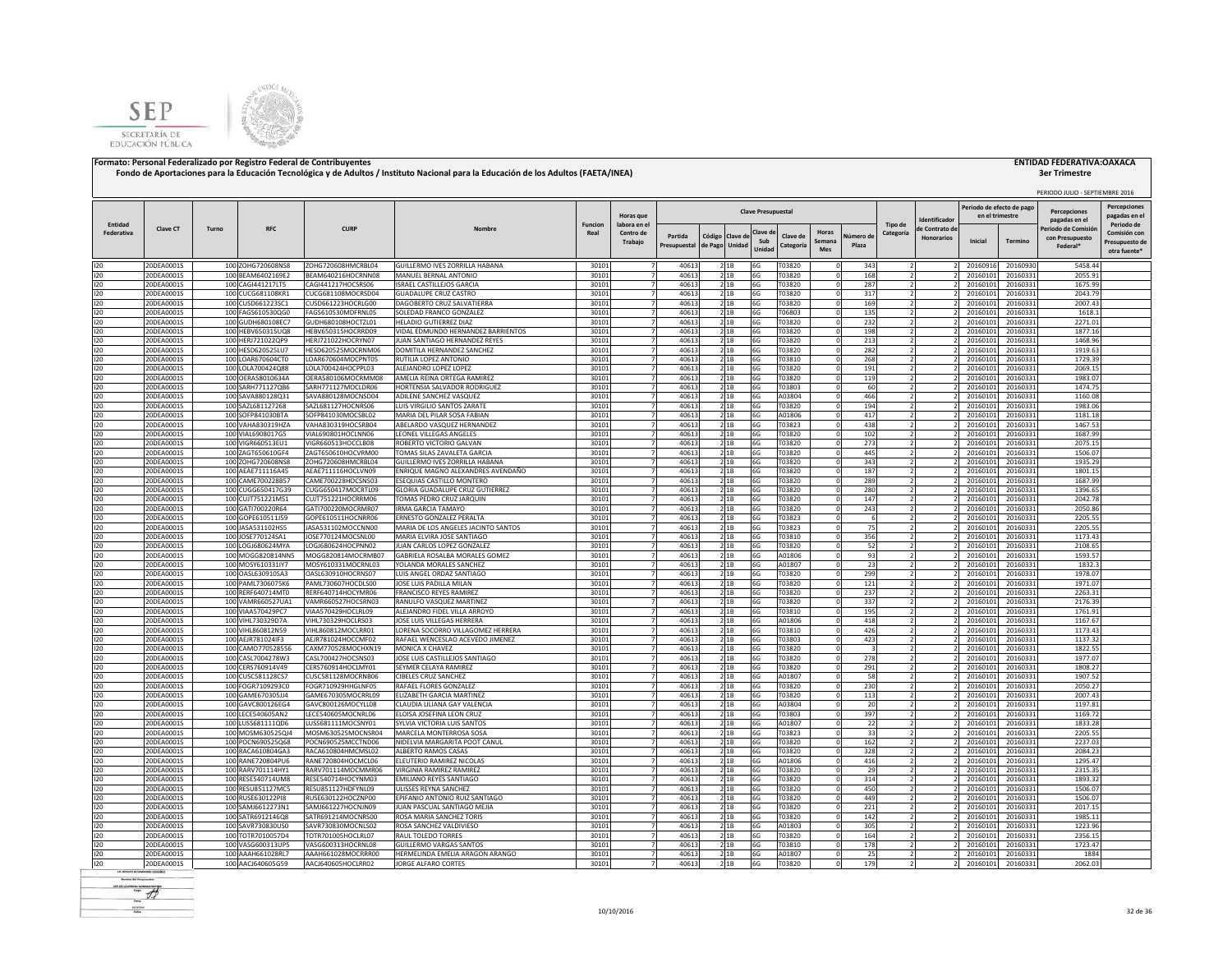**Formato: Personal Federalizado por Registro Federal de Contribuyentes**

**Fondo de Aportaciones para la Educación Tecnológica y de Adultos / Instituto Nacional para la Educación de los Adultos (FAETA/INEA)**

**ENTIDAD FEDERATIVA:OAXACA**

**3er Trimestre**

PERIODO JULIO - SEPTIEMBRE 2016

| Entidad Federativa | Clave CT | Turno | RFC | CURP | Nombre | Funcion Real | Horas que labora en el Centro de Trabajo | Clave Presupuestal | | | | | | | | Tipo de Categoría | Identificador de Contrato de Honorarios | Periodo de efecto de pago en el trimestre | | Percepciones pagadas en el Periodo de Comisión con Presupuesto Federal* | Percepciones pagadas en el Periodo de Comisión con Presupuesto de otra fuente* |
|---|---|---|---|---|---|---|---|---|---|---|---|---|---|---|---|---|---|---|---|---|---|
| | | | | | | | | Partida Presupuestal | Código de Pago | Clave de Unidad | Clave de Sub Unidad | Clave de Categoría | Horas Semana Mes | Número de Plaza | | | | Inicial | Termino | | |
| I20 | 20DEA0001S | 100 | ZOHG720608NS8 | ZOHG720608HMCRBL04 | GUILLERMO IVES ZORRILLA HABANA | 30101 | 7 | 40613 | 2 | 1B | 6G | T03820 | 0 | 343 | 2 | 2 | 20160916 | 20160930 | 5458.44 | |
| I20 | 20DEA0001S | 100 | BEAM6402169E2 | BEAM640216HOCRNN08 | MANUEL BERNAL ANTONIO | 30101 | 7 | 40613 | 2 | 1B | 6G | T03820 | 0 | 168 | 2 | 2 | 20160101 | 20160331 | 2055.91 | |
| I20 | 20DEA0001S | 100 | CAGI441217LT5 | CAGI441217HOCSRS06 | ISRAEL CASTILLEJOS GARCIA | 30101 | 7 | 40613 | 2 | 1B | 6G | T03820 | 0 | 287 | 2 | 2 | 20160101 | 20160331 | 1675.99 | |
| I20 | 20DEA0001S | 100 | CUCG681108KR1 | CUCG681108MOCRSD04 | GUADALUPE CRUZ CASTRO | 30101 | 7 | 40613 | 2 | 1B | 6G | T03820 | 0 | 317 | 2 | 2 | 20160101 | 20160331 | 2043.79 | |
| I20 | 20DEA0001S | 100 | CUSD661223SC1 | CUSD661223HOCRLG00 | DAGOBERTO CRUZ SALVATIERRA | 30101 | 7 | 40613 | 2 | 1B | 6G | T03820 | 0 | 169 | 2 | 2 | 20160101 | 20160331 | 2007.43 | |
| I20 | 20DEA0001S | 100 | FAGS610530QG0 | FAGS610530MDFRNL05 | SOLEDAD FRANCO GONZALEZ | 30101 | 7 | 40613 | 2 | 1B | 6G | T06803 | 0 | 135 | 2 | 2 | 20160101 | 20160331 | 1618.1 | |
| I20 | 20DEA0001S | 100 | GUDH680108EC7 | GUDH680108HOCTZL01 | HELADIO GUTIERREZ DIAZ | 30101 | 7 | 40613 | 2 | 1B | 6G | T03820 | 0 | 232 | 2 | 2 | 20160101 | 20160331 | 2271.01 | |
| I20 | 20DEA0001S | 100 | HEBV650315UQ8 | HEBV650315HOCRRD09 | VIDAL EDMUNDO HERNANDEZ BARRIENTOS | 30101 | 7 | 40613 | 2 | 1B | 6G | T03820 | 0 | 198 | 2 | 2 | 20160101 | 20160331 | 1877.16 | |
| I20 | 20DEA0001S | 100 | HERJ721022QP9 | HERJ721022HOCRYN07 | JUAN SANTIAGO HERNANDEZ REYES | 30101 | 7 | 40613 | 2 | 1B | 6G | T03820 | 0 | 213 | 2 | 2 | 20160101 | 20160331 | 1468.96 | |
| I20 | 20DEA0001S | 100 | HESD620525LU7 | HESD620525MOCRNM06 | DOMITILA HERNANDEZ SANCHEZ | 30101 | 7 | 40613 | 2 | 1B | 6G | T03820 | 0 | 282 | 2 | 2 | 20160101 | 20160331 | 1919.63 | |
| I20 | 20DEA0001S | 100 | LOAR670604CT0 | LOAR670604MOCPNT05 | RUTILIA LOPEZ ANTONIO | 30101 | 7 | 40613 | 2 | 1B | 6G | T03810 | 0 | 268 | 2 | 2 | 20160101 | 20160331 | 1729.39 | |
| I20 | 20DEA0001S | 100 | LOLA700424Q88 | LOLA700424HOCPPL03 | ALEJANDRO LOPEZ LOPEZ | 30101 | 7 | 40613 | 2 | 1B | 6G | T03820 | 0 | 191 | 2 | 2 | 20160101 | 20160331 | 2069.15 | |
| I20 | 20DEA0001S | 100 | OERA580106J4A | OERA580106MOCRMM08 | AMELIA REINA ORTEGA RAMIREZ | 30101 | 7 | 40613 | 2 | 1B | 6G | T03820 | 0 | 119 | 2 | 2 | 20160101 | 20160331 | 1983.07 | |
| I20 | 20DEA0001S | 100 | SARH771127QB6 | SARH771127MOCLDR06 | HORTENSIA SALVADOR RODRIGUEZ | 30101 | 7 | 40613 | 2 | 1B | 6G | T03803 | 0 | 60 | 2 | 2 | 20160101 | 20160331 | 1474.75 | |
| I20 | 20DEA0001S | 100 | SAVA880128Q31 | SAVA880128MOCNSD04 | ADILENE SANCHEZ VASQUEZ | 30101 | 7 | 40613 | 2 | 1B | 6G | A03804 | 0 | 466 | 2 | 2 | 20160101 | 20160331 | 1160.08 | |
| I20 | 20DEA0001S | 100 | SAZL681127268 | SAZL681127HOCNRS06 | LUIS VIRGILIO SANTOS ZARATE | 30101 | 7 | 40613 | 2 | 1B | 6G | T03820 | 0 | 194 | 2 | 2 | 20160101 | 20160331 | 1983.06 | |
| I20 | 20DEA0001S | 100 | SOFP841030BTA | SOFP841030MOCSBL02 | MARIA DEL PILAR SOSA FABIAN | 30101 | 7 | 40613 | 2 | 1B | 6G | A01806 | 0 | 417 | 2 | 2 | 20160101 | 20160331 | 1181.18 | |
| I20 | 20DEA0001S | 100 | VAHA830319HZA | VAHA830319HOCSRB04 | ABELARDO VASQUEZ HERNANDEZ | 30101 | 7 | 40613 | 2 | 1B | 6G | T03823 | 0 | 438 | 2 | 2 | 20160101 | 20160331 | 1467.53 | |
| I20 | 20DEA0001S | 100 | VIAL6908017G5 | VIAL690801HOCLNN06 | LEONEL VILLEGAS ANGELES | 30101 | 7 | 40613 | 2 | 1B | 6G | T03820 | 0 | 102 | 2 | 2 | 20160101 | 20160331 | 1687.99 | |
| I20 | 20DEA0001S | 100 | VIGR660513EU1 | VIGR660513HOCCLB08 | ROBERTO VICTORIO GALVAN | 30101 | 7 | 40613 | 2 | 1B | 6G | T03820 | 0 | 273 | 2 | 2 | 20160101 | 20160331 | 2075.15 | |
| I20 | 20DEA0001S | 100 | ZAGT650610GF4 | ZAGT650610HOCVRM00 | TOMAS SILAS ZAVALETA GARCIA | 30101 | 7 | 40613 | 2 | 1B | 6G | T03820 | 0 | 445 | 2 | 2 | 20160101 | 20160331 | 1506.07 | |
| I20 | 20DEA0001S | 100 | ZOHG720608NS8 | ZOHG720608HMCRBL04 | GUILLERMO IVES ZORRILLA HABANA | 30101 | 7 | 40613 | 2 | 1B | 6G | T03820 | 0 | 343 | 2 | 2 | 20160101 | 20160331 | 1935.29 | |
| I20 | 20DEA0001S | 100 | AEAE711116A45 | AEAE711116HOCLVN09 | ENRIQUE MAGNO ALEXANDRES AVENDAÑO | 30101 | 7 | 40613 | 2 | 1B | 6G | T03820 | 0 | 187 | 2 | 2 | 20160101 | 20160331 | 1801.15 | |
| I20 | 20DEA0001S | 100 | CAME700228B57 | CAME700228HOCSNS03 | ESEQUIAS CASTILLO MONTERO | 30101 | 7 | 40613 | 2 | 1B | 6G | T03820 | 0 | 289 | 2 | 2 | 20160101 | 20160331 | 1687.99 | |
| I20 | 20DEA0001S | 100 | CUGG650417G39 | CUGG650417MOCRTL09 | GLORIA GUADALUPE CRUZ GUTIERREZ | 30101 | 7 | 40613 | 2 | 1B | 6G | T03820 | 0 | 280 | 2 | 2 | 20160101 | 20160331 | 1396.65 | |
| I20 | 20DEA0001S | 100 | CUJT751221MS1 | CUJT751221HOCRRM06 | TOMAS PEDRO CRUZ JARQUIN | 30101 | 7 | 40613 | 2 | 1B | 6G | T03820 | 0 | 147 | 2 | 2 | 20160101 | 20160331 | 2042.78 | |
| I20 | 20DEA0001S | 100 | GATI700220R64 | GATI700220MOCRMR07 | IRMA GARCIA TAMAYO | 30101 | 7 | 40613 | 2 | 1B | 6G | T03820 | 0 | 243 | 2 | 2 | 20160101 | 20160331 | 2050.86 | |
| I20 | 20DEA0001S | 100 | GOPE610511J59 | GOPE610511HOCNRR06 | ERNESTO GONZALEZ PERALTA | 30101 | 7 | 40613 | 2 | 1B | 6G | T03823 | 0 | 6 | 2 | 2 | 20160101 | 20160331 | 2205.55 | |
| I20 | 20DEA0001S | 100 | JASA531102HS5 | JASA531102MOCCNN00 | MARIA DE LOS ANGELES JACINTO SANTOS | 30101 | 7 | 40613 | 2 | 1B | 6G | T03823 | 0 | 75 | 2 | 2 | 20160101 | 20160331 | 2205.55 | |
| I20 | 20DEA0001S | 100 | JOSE770124SA1 | JOSE770124MOCSNL00 | MARIA ELVIRA JOSE SANTIAGO | 30101 | 7 | 40613 | 2 | 1B | 6G | T03810 | 0 | 356 | 2 | 2 | 20160101 | 20160331 | 1173.43 | |
| I20 | 20DEA0001S | 100 | LOGJ680624MYA | LOGJ680624HOCPNN02 | JUAN CARLOS LOPEZ GONZALEZ | 30101 | 7 | 40613 | 2 | 1B | 6G | T03820 | 0 | 52 | 2 | 2 | 20160101 | 20160331 | 2108.65 | |
| I20 | 20DEA0001S | 100 | MOGG820814NN5 | MOGG820814MOCRMB07 | GABRIELA ROSALBA MORALES GOMEZ | 30101 | 7 | 40613 | 2 | 1B | 6G | A01806 | 0 | 93 | 2 | 2 | 20160101 | 20160331 | 1593.57 | |
| I20 | 20DEA0001S | 100 | MOSY610331IY7 | MOSY610331MOCRNL03 | YOLANDA MORALES SANCHEZ | 30101 | 7 | 40613 | 2 | 1B | 6G | A01807 | 0 | 23 | 2 | 2 | 20160101 | 20160331 | 1832.3 | |
| I20 | 20DEA0001S | 100 | OASL630910SA3 | OASL630910HOCRNS07 | LUIS ANGEL ORDAZ SANTIAGO | 30101 | 7 | 40613 | 2 | 1B | 6G | T03820 | 0 | 299 | 2 | 2 | 20160101 | 20160331 | 1978.07 | |
| I20 | 20DEA0001S | 100 | PAML7306075K6 | PAML730607HOCDLS00 | JOSE LUIS PADILLA MILAN | 30101 | 7 | 40613 | 2 | 1B | 6G | T03820 | 0 | 121 | 2 | 2 | 20160101 | 20160331 | 1971.07 | |
| I20 | 20DEA0001S | 100 | RERF640714MT0 | RERF640714HOCYMR06 | FRANCISCO REYES RAMIREZ | 30101 | 7 | 40613 | 2 | 1B | 6G | T03820 | 0 | 237 | 2 | 2 | 20160101 | 20160331 | 2263.31 | |
| I20 | 20DEA0001S | 100 | VAMR660527UA1 | VAMR660527HOCSRN03 | RANULFO VASQUEZ MARTINEZ | 30101 | 7 | 40613 | 2 | 1B | 6G | T03820 | 0 | 337 | 2 | 2 | 20160101 | 20160331 | 2176.39 | |
| I20 | 20DEA0001S | 100 | VIAA570429PC7 | VIAA570429HOCLRL09 | ALEJANDRO FIDEL VILLA ARROYO | 30101 | 7 | 40613 | 2 | 1B | 6G | T03810 | 0 | 195 | 2 | 2 | 20160101 | 20160331 | 1761.91 | |
| I20 | 20DEA0001S | 100 | VIHL730329D7A | VIHL730329HOCLRS03 | JOSE LUIS VILLEGAS HERRERA | 30101 | 7 | 40613 | 2 | 1B | 6G | A01806 | 0 | 418 | 2 | 2 | 20160101 | 20160331 | 1167.67 | |
| I20 | 20DEA0001S | 100 | VIHL860812N59 | VIHL860812MOCLRR01 | LORENA SOCORRO VILLAGOMEZ HERRERA | 30101 | 7 | 40613 | 2 | 1B | 6G | T03810 | 0 | 426 | 2 | 2 | 20160101 | 20160331 | 1173.43 | |
| I20 | 20DEA0001S | 100 | AEJR781024IF3 | AEJR781024HOCCMF02 | RAFAEL WENCESLAO ACEVEDO JIMENEZ | 30101 | 7 | 40613 | 2 | 1B | 6G | T03803 | 0 | 423 | 2 | 2 | 20160101 | 20160331 | 1137.32 | |
| I20 | 20DEA0001S | 100 | CAMO770528556 | CAXM770528MOCHXN19 | MONICA X CHAVEZ | 30101 | 7 | 40613 | 2 | 1B | 6G | T03820 | 0 | 3 | 2 | 2 | 20160101 | 20160331 | 1822.55 | |
| I20 | 20DEA0001S | 100 | CASL7004278W3 | CASL700427HOCSNS03 | JOSE LUIS CASTILLEJOS SANTIAGO | 30101 | 7 | 40613 | 2 | 1B | 6G | T03820 | 0 | 278 | 2 | 2 | 20160101 | 20160331 | 1977.07 | |
| I20 | 20DEA0001S | 100 | CERS760914V49 | CERS760914HOCLMY01 | SEYMER CELAYA RAMIREZ | 30101 | 7 | 40613 | 2 | 1B | 6G | T03820 | 0 | 291 | 2 | 2 | 20160101 | 20160331 | 1808.27 | |
| I20 | 20DEA0001S | 100 | CUSC581128CS7 | CUSC581128MOCRNB06 | CIBELES CRUZ SANCHEZ | 30101 | 7 | 40613 | 2 | 1B | 6G | A01807 | 0 | 58 | 2 | 2 | 20160101 | 20160331 | 1907.52 | |
| I20 | 20DEA0001S | 100 | FOGR7109293C0 | FOGR710929HHGLNF05 | RAFAEL FLORES GONZALEZ | 30101 | 7 | 40613 | 2 | 1B | 6G | T03820 | 0 | 230 | 2 | 2 | 20160101 | 20160331 | 2050.27 | |
| I20 | 20DEA0001S | 100 | GAME670305JJ4 | GAME670305MOCRRL09 | ELIZABETH GARCIA MARTINEZ | 30101 | 7 | 40613 | 2 | 1B | 6G | T03820 | 0 | 113 | 2 | 2 | 20160101 | 20160331 | 2007.43 | |
| I20 | 20DEA0001S | 100 | GAVC800126EG4 | GAVC800126MOCYLL08 | CLAUDIA LILIANA GAY VALENCIA | 30101 | 7 | 40613 | 2 | 1B | 6G | A03804 | 0 | 20 | 2 | 2 | 20160101 | 20160331 | 1197.81 | |
| I20 | 20DEA0001S | 100 | LECE540605AN2 | LECE540605MOCNRL06 | ELOISA JOSEFINA LEON CRUZ | 30101 | 7 | 40613 | 2 | 1B | 6G | T03803 | 0 | 397 | 2 | 2 | 20160101 | 20160331 | 1169.72 | |
| I20 | 20DEA0001S | 100 | LUSS681111QD6 | LUSS681111MOCSNY01 | SYLVIA VICTORIA LUIS SANTOS | 30101 | 7 | 40613 | 2 | 1B | 6G | A01807 | 0 | 22 | 2 | 2 | 20160101 | 20160331 | 1833.28 | |
| I20 | 20DEA0001S | 100 | MOSM630525QJ4 | MOSM630525MOCNSR04 | MARCELA MONTERROSA SOSA | 30101 | 7 | 40613 | 2 | 1B | 6G | T03823 | 0 | 33 | 2 | 2 | 20160101 | 20160331 | 2205.55 | |
| I20 | 20DEA0001S | 100 | POCN690525Q68 | POCN690525MCCTND06 | NIDELVIA MARGARITA POOT CANUL | 30101 | 7 | 40613 | 2 | 1B | 6G | T03820 | 0 | 162 | 2 | 2 | 20160101 | 20160331 | 2237.03 | |
| I20 | 20DEA0001S | 100 | RACA610804GA3 | RACA610804HMCMSL02 | ALBERTO RAMOS CASAS | 30101 | 7 | 40613 | 2 | 1B | 6G | T03820 | 0 | 328 | 2 | 2 | 20160101 | 20160331 | 2084.23 | |
| I20 | 20DEA0001S | 100 | RANE720804PU6 | RANE720804HOCMCL06 | ELEUTERIO RAMIREZ NICOLAS | 30101 | 7 | 40613 | 2 | 1B | 6G | A01806 | 0 | 416 | 2 | 2 | 20160101 | 20160331 | 1295.47 | |
| I20 | 20DEA0001S | 100 | RARV701114HY1 | RARV701114MOCMMR06 | VIRGINIA RAMIREZ RAMIREZ | 30101 | 7 | 40613 | 2 | 1B | 6G | T03820 | 0 | 29 | 2 | 2 | 20160101 | 20160331 | 2315.35 | |
| I20 | 20DEA0001S | 100 | RESE540714UM8 | RESE540714HOCYNM03 | EMILIANO REYES SANTIAGO | 30101 | 7 | 40613 | 2 | 1B | 6G | T03820 | 0 | 314 | 2 | 2 | 20160101 | 20160331 | 1893.32 | |
| I20 | 20DEA0001S | 100 | RESU851127MC5 | RESU851127HDFYNL09 | ULISSES REYNA SANCHEZ | 30101 | 7 | 40613 | 2 | 1B | 6G | T03820 | 0 | 450 | 2 | 2 | 20160101 | 20160331 | 1506.07 | |
| I20 | 20DEA0001S | 100 | RUSE630122PI8 | RUSE630122HOCZNP00 | EPIFANIO ANTONIO RUIZ SANTIAGO | 30101 | 7 | 40613 | 2 | 1B | 6G | T03820 | 0 | 449 | 2 | 2 | 20160101 | 20160331 | 1506.07 | |
| I20 | 20DEA0001S | 100 | SAMJ6612273N1 | SAMJ661227HOCNJN09 | JUAN PASCUAL SANTIAGO MEJIA | 30101 | 7 | 40613 | 2 | 1B | 6G | T03820 | 0 | 221 | 2 | 2 | 20160101 | 20160331 | 2017.15 | |
| I20 | 20DEA0001S | 100 | SATR6912146Q8 | SATR691214MOCNRS00 | ROSA MARIA SANCHEZ TORIS | 30101 | 7 | 40613 | 2 | 1B | 6G | T03820 | 0 | 142 | 2 | 2 | 20160101 | 20160331 | 1985.11 | |
| I20 | 20DEA0001S | 100 | SAVR730830US0 | SAVR730830MOCNLS02 | ROSA SANCHEZ VALDIVIESO | 30101 | 7 | 40613 | 2 | 1B | 6G | A01803 | 0 | 305 | 2 | 2 | 20160101 | 20160331 | 1223.96 | |
| I20 | 20DEA0001S | 100 | TOTR7010057D4 | TOTR701005HOCLRL07 | RAUL TOLEDO TORRES | 30101 | 7 | 40613 | 2 | 1B | 6G | T03820 | 0 | 164 | 2 | 2 | 20160101 | 20160331 | 2356.15 | |
| I20 | 20DEA0001S | 100 | VASG600313UP5 | VASG600313HOCRNL08 | GUILLERMO VARGAS SANTOS | 30101 | 7 | 40613 | 2 | 1B | 6G | T03810 | 0 | 178 | 2 | 2 | 20160101 | 20160331 | 1723.47 | |
| I20 | 20DEA0001S | 100 | AAAH661028RL7 | AAAH661028MOCRRR00 | HERMELINDA EMELIA ARAGON ARANGO | 30101 | 7 | 40613 | 2 | 1B | 6G | A01807 | 0 | 25 | 2 | 2 | 20160101 | 20160331 | 1884 | |
| I20 | 20DEA0001S | 100 | AACJ640605G59 | AACJ640605HOCLRR02 | JORGE ALFARO CORTES | 30101 | 7 | 40613 | 2 | 1B | 6G | T03820 | 0 | 179 | 2 | 2 | 20160101 | 20160331 | 2062.03 | |

10/10/2016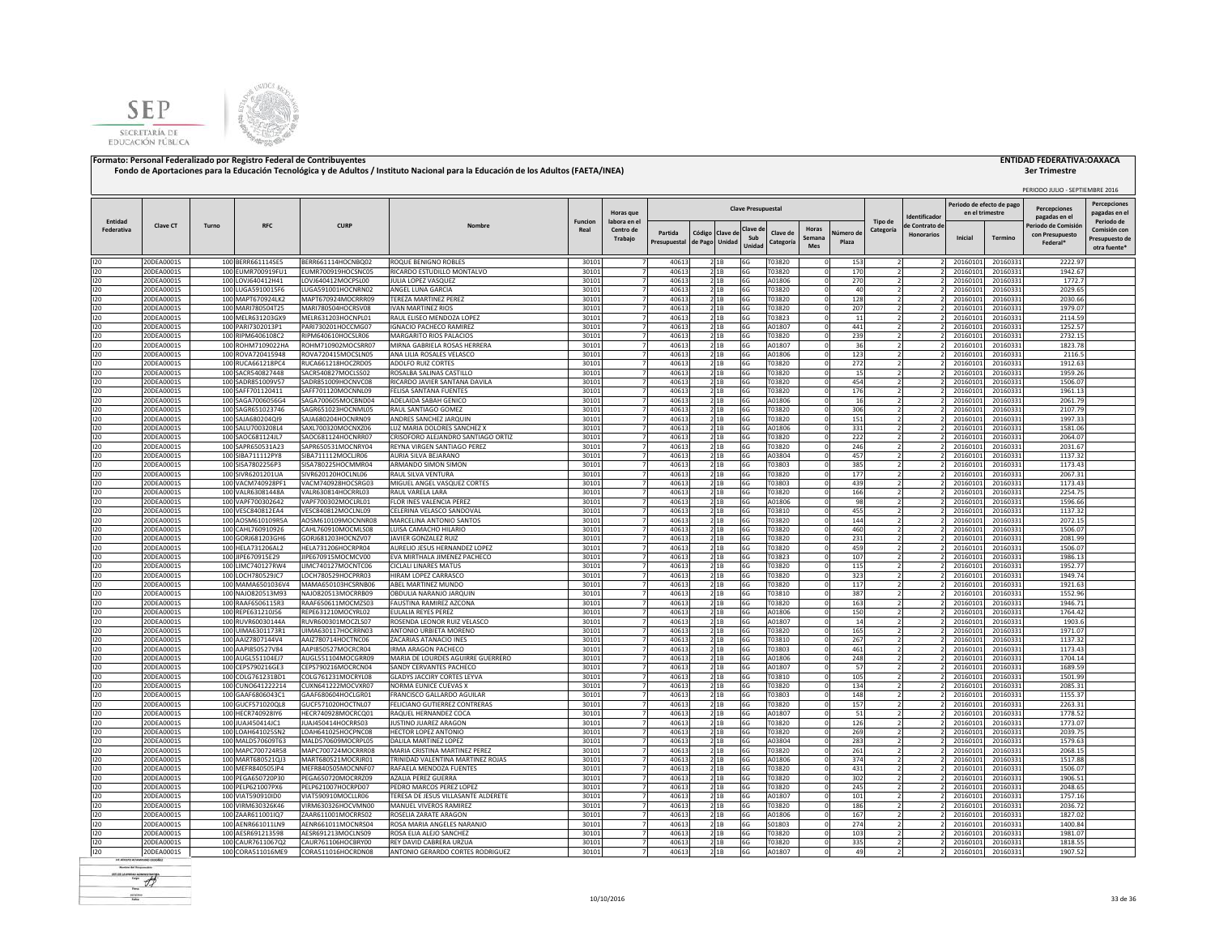**Formato: Personal Federalizado por Registro Federal de Contribuyentes**

**Fondo de Aportaciones para la Educación Tecnológica y de Adultos / Instituto Nacional para la Educación de los Adultos (FAETA/INEA)**

**ENTIDAD FEDERATIVA:OAXACA**

**3er Trimestre**

PERIODO JULIO - SEPTIEMBRE 2016

| Entidad Federativa | Clave CT | Turno | RFC | CURP | Nombre | Funcion Real | Horas que labora en el Centro de Trabajo | Clave Presupuestal | | | | | | | Tipo de Categoría | Identificador de Contrato de Honorarios | Periodo de efecto de pago en el trimestre | | Percepciones pagadas en el Periodo de Comisión con Presupuesto Federal* | Percepciones pagadas en el Periodo de Comisión con Presupuesto de otra fuente* |
|---|---|---|---|---|---|---|---|---|---|---|---|---|---|---|---|---|---|---|---|---|
| | | | | | | | | Partida Presupuestal | Código de Pago | Clave de Unidad | Clave de Sub Unidad | Clave de Categoría | Horas Semana Mes | Número de Plaza | | | Inicial | Termino | | |
| I20 | 20DEA0001S | 100 | BERR661114SE5 | BERR661114HOCNBQ02 | ROQUE BENIGNO ROBLES | 30101 | 7 | 40613 | 2 | 1B | 6G | T03820 | 0 | 153 | 2 | 2 | 20160101 | 20160331 | 2222.97 | |
| I20 | 20DEA0001S | 100 | EUMR700919FU1 | EUMR700919HOCSNC05 | RICARDO ESTUDILLO MONTALVO | 30101 | 7 | 40613 | 2 | 1B | 6G | T03820 | 0 | 170 | 2 | 2 | 20160101 | 20160331 | 1942.67 | |
| I20 | 20DEA0001S | 100 | LOVJ640412H41 | LOVJ640412MOCPSL00 | JULIA LOPEZ VASQUEZ | 30101 | 7 | 40613 | 2 | 1B | 6G | A01806 | 0 | 270 | 2 | 2 | 20160101 | 20160331 | 1772.7 | |
| I20 | 20DEA0001S | 100 | LUGA5910015F6 | LUGA591001HOCNRN02 | ANGEL LUNA GARCIA | 30101 | 7 | 40613 | 2 | 1B | 6G | T03820 | 0 | 40 | 2 | 2 | 20160101 | 20160331 | 2029.65 | |
| I20 | 20DEA0001S | 100 | MAPT670924LK2 | MAPT670924MOCRRR09 | TEREZA MARTINEZ PEREZ | 30101 | 7 | 40613 | 2 | 1B | 6G | T03820 | 0 | 128 | 2 | 2 | 20160101 | 20160331 | 2030.66 | |
| I20 | 20DEA0001S | 100 | MARI780504T25 | MARI780504HOCRSV08 | IVAN MARTINEZ RIOS | 30101 | 7 | 40613 | 2 | 1B | 6G | T03820 | 0 | 207 | 2 | 2 | 20160101 | 20160331 | 1979.07 | |
| I20 | 20DEA0001S | 100 | MELR631203GX9 | MELR631203HOCNPL01 | RAUL ELISEO MENDOZA LOPEZ | 30101 | 7 | 40613 | 2 | 1B | 6G | T03823 | 0 | 11 | 2 | 2 | 20160101 | 20160331 | 2114.59 | |
| I20 | 20DEA0001S | 100 | PARI7302013P1 | PARI730201HOCCMG07 | IGNACIO PACHECO RAMIREZ | 30101 | 7 | 40613 | 2 | 1B | 6G | A01807 | 0 | 441 | 2 | 2 | 20160101 | 20160331 | 1252.57 | |
| I20 | 20DEA0001S | 100 | RIPM6406108C2 | RIPM640610HOCSLR06 | MARGARITO RIOS PALACIOS | 30101 | 7 | 40613 | 2 | 1B | 6G | T03820 | 0 | 239 | 2 | 2 | 20160101 | 20160331 | 2732.15 | |
| I20 | 20DEA0001S | 100 | ROHM7109022HA | ROHM710902MOCSRR07 | MIRNA GABRIELA ROSAS HERRERA | 30101 | 7 | 40613 | 2 | 1B | 6G | A01807 | 0 | 36 | 2 | 2 | 20160101 | 20160331 | 1823.78 | |
| I20 | 20DEA0001S | 100 | ROVA720415948 | ROVA720415MOCSLN05 | ANA LILIA ROSALES VELASCO | 30101 | 7 | 40613 | 2 | 1B | 6G | A01806 | 0 | 123 | 2 | 2 | 20160101 | 20160331 | 2116.5 | |
| I20 | 20DEA0001S | 100 | RUCA661218PC4 | RUCA661218HOCZRD05 | ADOLFO RUIZ CORTES | 30101 | 7 | 40613 | 2 | 1B | 6G | T03820 | 0 | 272 | 2 | 2 | 20160101 | 20160331 | 1912.63 | |
| I20 | 20DEA0001S | 100 | SACR540827448 | SACR540827MOCLSS02 | ROSALBA SALINAS CASTILLO | 30101 | 7 | 40613 | 2 | 1B | 6G | T03820 | 0 | 15 | 2 | 2 | 20160101 | 20160331 | 1959.26 | |
| I20 | 20DEA0001S | 100 | SADR851009V57 | SADR851009HOCNVC08 | RICARDO JAVIER SANTANA DAVILA | 30101 | 7 | 40613 | 2 | 1B | 6G | T03820 | 0 | 454 | 2 | 2 | 20160101 | 20160331 | 1506.07 | |
| I20 | 20DEA0001S | 100 | SAFF701120411 | SAFF701120MOCNNL09 | FELISA SANTANA FUENTES | 30101 | 7 | 40613 | 2 | 1B | 6G | T03820 | 0 | 176 | 2 | 2 | 20160101 | 20160331 | 1961.13 | |
| I20 | 20DEA0001S | 100 | SAGA7006056G4 | SAGA700605MOCBND04 | ADELAIDA SABAH GENICO | 30101 | 7 | 40613 | 2 | 1B | 6G | A01806 | 0 | 16 | 2 | 2 | 20160101 | 20160331 | 2061.79 | |
| I20 | 20DEA0001S | 100 | SAGR651023746 | SAGR651023HOCNML05 | RAUL SANTIAGO GOMEZ | 30101 | 7 | 40613 | 2 | 1B | 6G | T03820 | 0 | 306 | 2 | 2 | 20160101 | 20160331 | 2107.79 | |
| I20 | 20DEA0001S | 100 | SAJA680204QJ9 | SAJA680204HOCNRN09 | ANDRES SANCHEZ JARQUIN | 30101 | 7 | 40613 | 2 | 1B | 6G | T03820 | 0 | 151 | 2 | 2 | 20160101 | 20160331 | 1997.33 | |
| I20 | 20DEA0001S | 100 | SALU7003208L4 | SAXL700320MOCNXZ06 | LUZ MARIA DOLORES SANCHEZ X | 30101 | 7 | 40613 | 2 | 1B | 6G | A01806 | 0 | 331 | 2 | 2 | 20160101 | 20160331 | 1581.06 | |
| I20 | 20DEA0001S | 100 | SAOC681124JL7 | SAOC681124HOCNRR07 | CRISOFORO ALEJANDRO SANTIAGO ORTIZ | 30101 | 7 | 40613 | 2 | 1B | 6G | T03820 | 0 | 222 | 2 | 2 | 20160101 | 20160331 | 2064.07 | |
| I20 | 20DEA0001S | 100 | SAPR650531A23 | SAPR650531MOCNRY04 | REYNA VIRGEN SANTIAGO PEREZ | 30101 | 7 | 40613 | 2 | 1B | 6G | T03820 | 0 | 246 | 2 | 2 | 20160101 | 20160331 | 2031.67 | |
| I20 | 20DEA0001S | 100 | SIBA711112PY8 | SIBA711112MOCLJR06 | AURIA SILVA BEJARANO | 30101 | 7 | 40613 | 2 | 1B | 6G | A03804 | 0 | 457 | 2 | 2 | 20160101 | 20160331 | 1137.32 | |
| I20 | 20DEA0001S | 100 | SISA7802256P3 | SISA780225HOCMMR04 | ARMANDO SIMON SIMON | 30101 | 7 | 40613 | 2 | 1B | 6G | T03803 | 0 | 385 | 2 | 2 | 20160101 | 20160331 | 1173.43 | |
| I20 | 20DEA0001S | 100 | SIVR6201201UA | SIVR620120HOCLNL06 | RAUL SILVA VENTURA | 30101 | 7 | 40613 | 2 | 1B | 6G | T03820 | 0 | 177 | 2 | 2 | 20160101 | 20160331 | 2067.31 | |
| I20 | 20DEA0001S | 100 | VACM740928PF1 | VACM740928HOCSRG03 | MIGUEL ANGEL VASQUEZ CORTES | 30101 | 7 | 40613 | 2 | 1B | 6G | T03803 | 0 | 439 | 2 | 2 | 20160101 | 20160331 | 1173.43 | |
| I20 | 20DEA0001S | 100 | VALR63081448A | VALR630814HOCRRL03 | RAUL VARELA LARA | 30101 | 7 | 40613 | 2 | 1B | 6G | T03820 | 0 | 166 | 2 | 2 | 20160101 | 20160331 | 2254.75 | |
| I20 | 20DEA0001S | 100 | VAPF700302642 | VAPF700302MOCLRL01 | FLOR INES VALENCIA PEREZ | 30101 | 7 | 40613 | 2 | 1B | 6G | A01806 | 0 | 98 | 2 | 2 | 20160101 | 20160331 | 1596.66 | |
| I20 | 20DEA0001S | 100 | VESC840812EA4 | VESC840812MOCLNL09 | CELERINA VELASCO SANDOVAL | 30101 | 7 | 40613 | 2 | 1B | 6G | T03810 | 0 | 455 | 2 | 2 | 20160101 | 20160331 | 1137.32 | |
| I20 | 20DEA0001S | 100 | AOSM610109R5A | AOSM610109MOCNNR08 | MARCELINA ANTONIO SANTOS | 30101 | 7 | 40613 | 2 | 1B | 6G | T03820 | 0 | 144 | 2 | 2 | 20160101 | 20160331 | 2072.15 | |
| I20 | 20DEA0001S | 100 | CAHL760910926 | CAHL760910MOCMLS08 | LUISA CAMACHO HILARIO | 30101 | 7 | 40613 | 2 | 1B | 6G | T03820 | 0 | 460 | 2 | 2 | 20160101 | 20160331 | 1506.07 | |
| I20 | 20DEA0001S | 100 | GORJ681203GH6 | GORJ681203HOCNZV07 | JAVIER GONZALEZ RUIZ | 30101 | 7 | 40613 | 2 | 1B | 6G | T03820 | 0 | 231 | 2 | 2 | 20160101 | 20160331 | 2081.99 | |
| I20 | 20DEA0001S | 100 | HELA731206AL2 | HELA731206HOCRPR04 | AURELIO JESUS HERNANDEZ LOPEZ | 30101 | 7 | 40613 | 2 | 1B | 6G | T03820 | 0 | 459 | 2 | 2 | 20160101 | 20160331 | 1506.07 | |
| I20 | 20DEA0001S | 100 | JIPE670915E29 | JIPE670915MOCMCV00 | EVA MIRTHALA JIMENEZ PACHECO | 30101 | 7 | 40613 | 2 | 1B | 6G | T03823 | 0 | 107 | 2 | 2 | 20160101 | 20160331 | 1986.13 | |
| I20 | 20DEA0001S | 100 | LIMC740127RW4 | LIMC740127MOCNTC06 | CICLALI LINARES MATUS | 30101 | 7 | 40613 | 2 | 1B | 6G | T03820 | 0 | 115 | 2 | 2 | 20160101 | 20160331 | 1952.77 | |
| I20 | 20DEA0001S | 100 | LOCH780529JC7 | LOCH780529HOCPRR03 | HIRAM LOPEZ CARRASCO | 30101 | 7 | 40613 | 2 | 1B | 6G | T03820 | 0 | 323 | 2 | 2 | 20160101 | 20160331 | 1949.74 | |
| I20 | 20DEA0001S | 100 | MAMA6501036V4 | MAMA650103HCSRNB06 | ABEL MARTINEZ MUNDO | 30101 | 7 | 40613 | 2 | 1B | 6G | T03820 | 0 | 117 | 2 | 2 | 20160101 | 20160331 | 1921.63 | |
| I20 | 20DEA0001S | 100 | NAJO820513M93 | NAJO820513MOCRRB09 | OBDULIA NARANJO JARQUIN | 30101 | 7 | 40613 | 2 | 1B | 6G | T03810 | 0 | 387 | 2 | 2 | 20160101 | 20160331 | 1552.96 | |
| I20 | 20DEA0001S | 100 | RAAF6506115R3 | RAAF650611MOCMZS03 | FAUSTINA RAMIREZ AZCONA | 30101 | 7 | 40613 | 2 | 1B | 6G | T03820 | 0 | 163 | 2 | 2 | 20160101 | 20160331 | 1946.71 | |
| I20 | 20DEA0001S | 100 | REPE631210I56 | REPE631210MOCYRL02 | EULALIA REYES PEREZ | 30101 | 7 | 40613 | 2 | 1B | 6G | A01806 | 0 | 150 | 2 | 2 | 20160101 | 20160331 | 1764.42 | |
| I20 | 20DEA0001S | 100 | RUVR60030144A | RUVR600301MOCZLS07 | ROSENDA LEONOR RUIZ VELASCO | 30101 | 7 | 40613 | 2 | 1B | 6G | A01807 | 0 | 14 | 2 | 2 | 20160101 | 20160331 | 1903.6 | |
| I20 | 20DEA0001S | 100 | UIMA6301173R1 | UIMA630117HOCRRN03 | ANTONIO URBIETA MORENO | 30101 | 7 | 40613 | 2 | 1B | 6G | T03820 | 0 | 165 | 2 | 2 | 20160101 | 20160331 | 1971.07 | |
| I20 | 20DEA0001S | 100 | AAIZ7807144V4 | AAIZ780714HOCTNC06 | ZACARIAS ATANACIO INES | 30101 | 7 | 40613 | 2 | 1B | 6G | T03810 | 0 | 267 | 2 | 2 | 20160101 | 20160331 | 1137.32 | |
| I20 | 20DEA0001S | 100 | AAPI850527V84 | AAPI850527MOCRCR04 | IRMA ARAGON PACHECO | 30101 | 7 | 40613 | 2 | 1B | 6G | T03803 | 0 | 461 | 2 | 2 | 20160101 | 20160331 | 1173.43 | |
| I20 | 20DEA0001S | 100 | AUGL551104EJ7 | AUGL551104MOCGRR09 | MARIA DE LOURDES AGUIRRE GUERRERO | 30101 | 7 | 40613 | 2 | 1B | 6G | A01806 | 0 | 248 | 2 | 2 | 20160101 | 20160331 | 1704.14 | |
| I20 | 20DEA0001S | 100 | CEPS790216GE3 | CEPS790216MOCRCN04 | SANDY CERVANTES PACHECO | 30101 | 7 | 40613 | 2 | 1B | 6G | A01807 | 0 | 57 | 2 | 2 | 20160101 | 20160331 | 1689.59 | |
| I20 | 20DEA0001S | 100 | COLG761231BD1 | COLG761231MOCRYL08 | GLADYS JACCIRY CORTES LEYVA | 30101 | 7 | 40613 | 2 | 1B | 6G | T03810 | 0 | 105 | 2 | 2 | 20160101 | 20160331 | 1501.99 | |
| I20 | 20DEA0001S | 100 | CUNO641222214 | CUXN641222MOCVXR07 | NORMA EUNICE CUEVAS X | 30101 | 7 | 40613 | 2 | 1B | 6G | T03820 | 0 | 134 | 2 | 2 | 20160101 | 20160331 | 2085.31 | |
| I20 | 20DEA0001S | 100 | GAAF6806043C1 | GAAF680604HOCLGR01 | FRANCISCO GALLARDO AGUILAR | 30101 | 7 | 40613 | 2 | 1B | 6G | T03803 | 0 | 148 | 2 | 2 | 20160101 | 20160331 | 1155.37 | |
| I20 | 20DEA0001S | 100 | GUCF571020QL8 | GUCF571020HOCTNL07 | FELICIANO GUTIERREZ CONTRERAS | 30101 | 7 | 40613 | 2 | 1B | 6G | T03820 | 0 | 157 | 2 | 2 | 20160101 | 20160331 | 2263.31 | |
| I20 | 20DEA0001S | 100 | HECR740928IY6 | HECR740928MOCRCQ01 | RAQUEL HERNANDEZ COCA | 30101 | 7 | 40613 | 2 | 1B | 6G | A01807 | 0 | 51 | 2 | 2 | 20160101 | 20160331 | 1778.52 | |
| I20 | 20DEA0001S | 100 | JUAJ450414JC1 | JUAJ450414HOCRRS03 | JUSTINO JUAREZ ARAGON | 30101 | 7 | 40613 | 2 | 1B | 6G | T03820 | 0 | 126 | 2 | 2 | 20160101 | 20160331 | 1773.07 | |
| I20 | 20DEA0001S | 100 | LOAH641025SN2 | LOAH641025HOCPNC08 | HECTOR LOPEZ ANTONIO | 30101 | 7 | 40613 | 2 | 1B | 6G | T03820 | 0 | 269 | 2 | 2 | 20160101 | 20160331 | 2039.75 | |
| I20 | 20DEA0001S | 100 | MALD570609T63 | MALD570609MOCRPL05 | DALILA MARTINEZ LOPEZ | 30101 | 7 | 40613 | 2 | 1B | 6G | A03804 | 0 | 283 | 2 | 2 | 20160101 | 20160331 | 1579.63 | |
| I20 | 20DEA0001S | 100 | MAPC700724R58 | MAPC700724MOCRRR08 | MARIA CRISTINA MARTINEZ PEREZ | 30101 | 7 | 40613 | 2 | 1B | 6G | T03820 | 0 | 261 | 2 | 2 | 20160101 | 20160331 | 2068.15 | |
| I20 | 20DEA0001S | 100 | MART680521QJ3 | MART680521MOCRJR01 | TRINIDAD VALENTINA MARTINEZ ROJAS | 30101 | 7 | 40613 | 2 | 1B | 6G | A01806 | 0 | 374 | 2 | 2 | 20160101 | 20160331 | 1517.88 | |
| I20 | 20DEA0001S | 100 | MEFR840505JP4 | MEFR840505MOCNNF07 | RAFAELA MENDOZA FUENTES | 30101 | 7 | 40613 | 2 | 1B | 6G | T03820 | 0 | 431 | 2 | 2 | 20160101 | 20160331 | 1506.07 | |
| I20 | 20DEA0001S | 100 | PEGA650720P30 | PEGA650720MOCRRZ09 | AZALIA PEREZ GUERRA | 30101 | 7 | 40613 | 2 | 1B | 6G | T03820 | 0 | 302 | 2 | 2 | 20160101 | 20160331 | 1906.51 | |
| I20 | 20DEA0001S | 100 | PELP621007PX6 | PELP621007HOCRPD07 | PEDRO MARCOS PEREZ LOPEZ | 30101 | 7 | 40613 | 2 | 1B | 6G | T03820 | 0 | 245 | 2 | 2 | 20160101 | 20160331 | 2048.65 | |
| I20 | 20DEA0001S | 100 | VIAT590910ID0 | VIAT590910MOCLLR06 | TERESA DE JESUS VILLASANTE ALDERETE | 30101 | 7 | 40613 | 2 | 1B | 6G | A01807 | 0 | 101 | 2 | 2 | 20160101 | 20160331 | 1757.16 | |
| I20 | 20DEA0001S | 100 | VIRM630326K46 | VIRM630326HOCVMN00 | MANUEL VIVEROS RAMIREZ | 30101 | 7 | 40613 | 2 | 1B | 6G | T03820 | 0 | 186 | 2 | 2 | 20160101 | 20160331 | 2036.72 | |
| I20 | 20DEA0001S | 100 | ZAAR611001IQ7 | ZAAR611001MOCRRS02 | ROSELIA ZARATE ARAGON | 30101 | 7 | 40613 | 2 | 1B | 6G | A01806 | 0 | 167 | 2 | 2 | 20160101 | 20160331 | 1827.02 | |
| I20 | 20DEA0001S | 100 | AENR661011LN9 | AENR661011MOCNRS04 | ROSA MARIA ANGELES NARANJO | 30101 | 7 | 40613 | 2 | 1B | 6G | S01803 | 0 | 274 | 2 | 2 | 20160101 | 20160331 | 1400.84 | |
| I20 | 20DEA0001S | 100 | AESR691213598 | AESR691213MOCLNS09 | ROSA ELIA ALEJO SANCHEZ | 30101 | 7 | 40613 | 2 | 1B | 6G | T03820 | 0 | 103 | 2 | 2 | 20160101 | 20160331 | 1981.07 | |
| I20 | 20DEA0001S | 100 | CAUR7611067Q2 | CAUR761106HOCBRY00 | REY DAVID CABRERA URZUA | 30101 | 7 | 40613 | 2 | 1B | 6G | T03820 | 0 | 335 | 2 | 2 | 20160101 | 20160331 | 1818.55 | |
| I20 | 20DEA0001S | 100 | CORA511016ME9 | CORA511016HOCRDN08 | ANTONIO GERARDO CORTES RODRIGUEZ | 30101 | 7 | 40613 | 2 | 1B | 6G | A01807 | 0 | 49 | 2 | 2 | 20160101 | 20160331 | 1907.52 | |

10/10/2016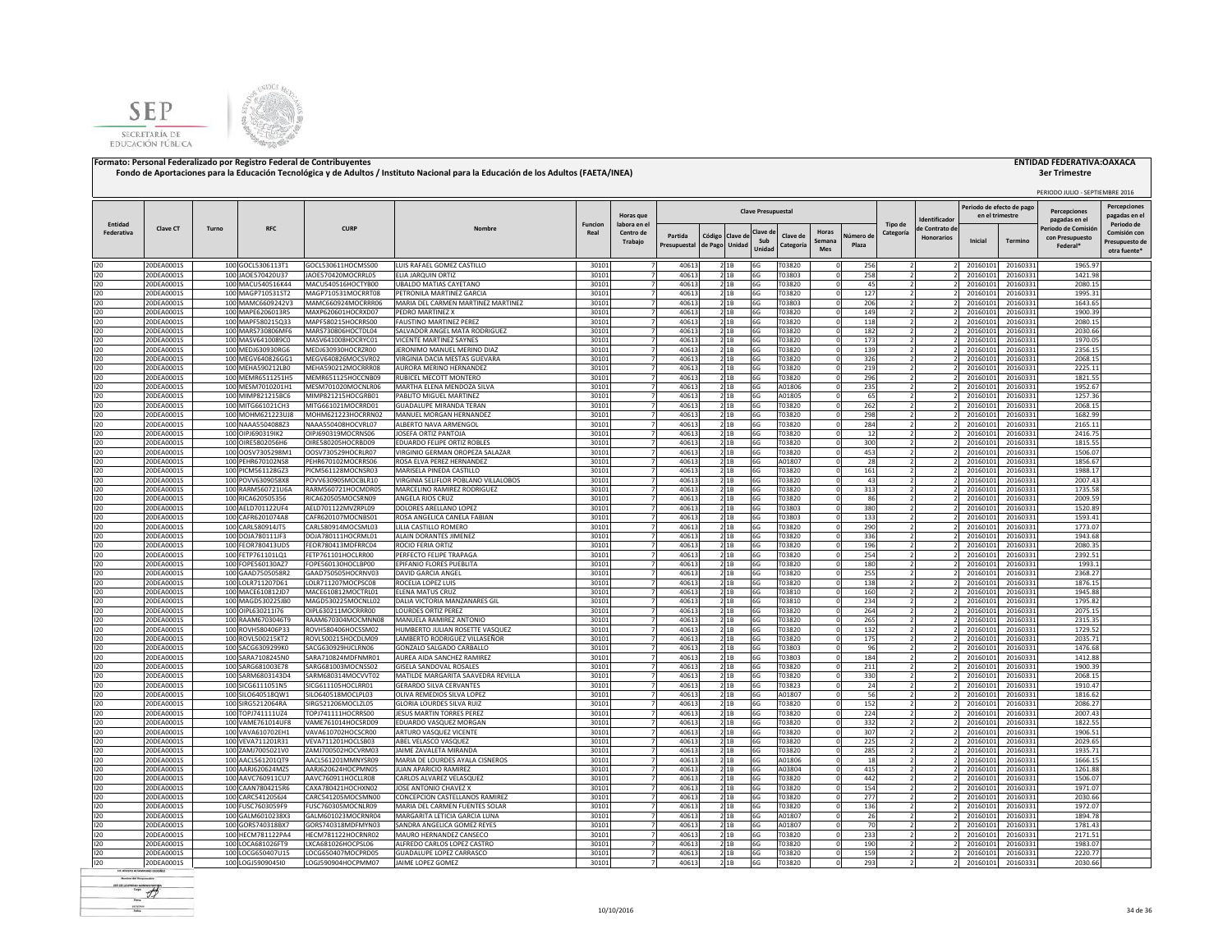SEP SECRETARÍA DE EDUCACIÓN PÚBLICA

**Formato: Personal Federalizado por Registro Federal de Contribuyentes**

**Fondo de Aportaciones para la Educación Tecnológica y de Adultos / Instituto Nacional para la Educación de los Adultos (FAETA/INEA)**

**ENTIDAD FEDERATIVA:OAXACA**

**3er Trimestre**

PERIODO JULIO - SEPTIEMBRE 2016

| Entidad Federativa | Clave CT | Turno | RFC | CURP | Nombre | Funcion Real | Horas que labora en el Centro de Trabajo | Clave Presupuestal | | | | | | | | Tipo de Categoría | Identificador de Contrato de Honorarios | Periodo de efecto de pago en el trimestre | | Percepciones pagadas en el Periodo de Comisión con Presupuesto Federal* | Percepciones pagadas en el Periodo de Comisión con Presupuesto de otra fuente* |
|---|---|---|---|---|---|---|---|---|---|---|---|---|---|---|---|---|---|---|---|---|---|
| | | | | | | | | Partida Presupuestal | Código de Pago | Clave de Unidad | Clave de Sub Unidad | Clave de Categoría | Horas Semana Mes | Número de Plaza | | | | Inicial | Termino | | |
| I20 | 20DEA0001S | 100 | GOCL5306113T1 | GOCL530611HOCMSS00 | LUIS RAFAEL GOMEZ CASTILLO | 30101 | 7 | 40613 | 2 | 1B | 6G | T03820 | 0 | 256 | 2 | 2 | 20160101 | 20160331 | 1965.97 | |
| I20 | 20DEA0001S | 100 | JAOE570420U37 | JAOE570420MOCRRL05 | ELIA JARQUIN ORTIZ | 30101 | 7 | 40613 | 2 | 1B | 6G | T03803 | 0 | 258 | 2 | 2 | 20160101 | 20160331 | 1421.98 | |
| I20 | 20DEA0001S | 100 | MACU540516K44 | MACU540516HOCTYB00 | UBALDO MATIAS CAYETANO | 30101 | 7 | 40613 | 2 | 1B | 6G | T03820 | 0 | 45 | 2 | 2 | 20160101 | 20160331 | 2080.15 | |
| I20 | 20DEA0001S | 100 | MAGP710531ST2 | MAGP710531MOCRRT08 | PETRONILA MARTINEZ GARCIA | 30101 | 7 | 40613 | 2 | 1B | 6G | T03820 | 0 | 127 | 2 | 2 | 20160101 | 20160331 | 1995.31 | |
| I20 | 20DEA0001S | 100 | MAMC6609242V3 | MAMC660924MOCRRR06 | MARIA DEL CARMEN MARTINEZ MARTINEZ | 30101 | 7 | 40613 | 2 | 1B | 6G | T03803 | 0 | 206 | 2 | 2 | 20160101 | 20160331 | 1643.65 | |
| I20 | 20DEA0001S | 100 | MAPE6206013R5 | MAXP620601HOCRXD07 | PEDRO MARTINEZ X | 30101 | 7 | 40613 | 2 | 1B | 6G | T03820 | 0 | 149 | 2 | 2 | 20160101 | 20160331 | 1900.39 | |
| I20 | 20DEA0001S | 100 | MAPF580215Q33 | MAPF580215HOCRRS00 | FAUSTINO MARTINEZ PEREZ | 30101 | 7 | 40613 | 2 | 1B | 6G | T03820 | 0 | 118 | 2 | 2 | 20160101 | 20160331 | 2080.15 | |
| I20 | 20DEA0001S | 100 | MARS730806MF6 | MARS730806HOCTDL04 | SALVADOR ANGEL MATA RODRIGUEZ | 30101 | 7 | 40613 | 2 | 1B | 6G | T03820 | 0 | 182 | 2 | 2 | 20160101 | 20160331 | 2030.66 | |
| I20 | 20DEA0001S | 100 | MASV6410089C0 | MASV641008HOCRYC01 | VICENTE MARTINEZ SAYNES | 30101 | 7 | 40613 | 2 | 1B | 6G | T03820 | 0 | 173 | 2 | 2 | 20160101 | 20160331 | 1970.05 | |
| I20 | 20DEA0001S | 100 | MEDJ630930RG6 | MEDJ630930HOCRZR00 | JERONIMO MANUEL MERINO DIAZ | 30101 | 7 | 40613 | 2 | 1B | 6G | T03820 | 0 | 139 | 2 | 2 | 20160101 | 20160331 | 2356.15 | |
| I20 | 20DEA0001S | 100 | MEGV640826GG1 | MEGV640826MOCSVR02 | VIRGINIA DACIA MESTAS GUEVARA | 30101 | 7 | 40613 | 2 | 1B | 6G | T03820 | 0 | 326 | 2 | 2 | 20160101 | 20160331 | 2068.15 | |
| I20 | 20DEA0001S | 100 | MEHA590212LB0 | MEHA590212MOCRRR08 | AURORA MERINO HERNANDEZ | 30101 | 7 | 40613 | 2 | 1B | 6G | T03820 | 0 | 219 | 2 | 2 | 20160101 | 20160331 | 2225.11 | |
| I20 | 20DEA0001S | 100 | MEMR6511251H5 | MEMR651125HOCCNB09 | RUBICEL MECOTT MONTERO | 30101 | 7 | 40613 | 2 | 1B | 6G | T03820 | 0 | 296 | 2 | 2 | 20160101 | 20160331 | 1821.55 | |
| I20 | 20DEA0001S | 100 | MESM7010201H1 | MESM701020MOCNLR06 | MARTHA ELENA MENDOZA SILVA | 30101 | 7 | 40613 | 2 | 1B | 6G | A01806 | 0 | 235 | 2 | 2 | 20160101 | 20160331 | 1952.67 | |
| I20 | 20DEA0001S | 100 | MIMP8212158C6 | MIMP821215HOCGRB01 | PABLITO MIGUEL MARTINEZ | 30101 | 7 | 40613 | 2 | 1B | 6G | A01805 | 0 | 65 | 2 | 2 | 20160101 | 20160331 | 1257.36 | |
| I20 | 20DEA0001S | 100 | MITG661021CH3 | MITG661021MOCRRD01 | GUADALUPE MIRANDA TERAN | 30101 | 7 | 40613 | 2 | 1B | 6G | T03820 | 0 | 262 | 2 | 2 | 20160101 | 20160331 | 2068.15 | |
| I20 | 20DEA0001S | 100 | MOHM621223UI8 | MOHM621223HOCRRN02 | MANUEL MORGAN HERNANDEZ | 30101 | 7 | 40613 | 2 | 1B | 6G | T03820 | 0 | 298 | 2 | 2 | 20160101 | 20160331 | 1682.99 | |
| I20 | 20DEA0001S | 100 | NAAA5504088Z3 | NAAA550408HOCVRL07 | ALBERTO NAVA ARMENGOL | 30101 | 7 | 40613 | 2 | 1B | 6G | T03820 | 0 | 284 | 2 | 2 | 20160101 | 20160331 | 2165.11 | |
| I20 | 20DEA0001S | 100 | OIPJ690319IK2 | OIPJ690319MOCRNS06 | JOSEFA ORTIZ PANTOJA | 30101 | 7 | 40613 | 2 | 1B | 6G | T03820 | 0 | 12 | 2 | 2 | 20160101 | 20160331 | 2416.75 | |
| I20 | 20DEA0001S | 100 | OIRE5802056H6 | OIRE580205HOCRBD09 | EDUARDO FELIPE ORTIZ ROBLES | 30101 | 7 | 40613 | 2 | 1B | 6G | T03820 | 0 | 300 | 2 | 2 | 20160101 | 20160331 | 1815.55 | |
| I20 | 20DEA0001S | 100 | OOSV7305298M1 | OOSV730529HOCRLR07 | VIRGINIO GERMAN OROPEZA SALAZAR | 30101 | 7 | 40613 | 2 | 1B | 6G | T03820 | 0 | 453 | 2 | 2 | 20160101 | 20160331 | 1506.07 | |
| I20 | 20DEA0001S | 100 | PEHR670102NS8 | PEHR670102MOCRRS06 | ROSA ELVA PEREZ HERNANDEZ | 30101 | 7 | 40613 | 2 | 1B | 6G | A01807 | 0 | 28 | 2 | 2 | 20160101 | 20160331 | 1856.67 | |
| I20 | 20DEA0001S | 100 | PICM561128GZ3 | PICM561128MOCNSR03 | MARISELA PINEDA CASTILLO | 30101 | 7 | 40613 | 2 | 1B | 6G | T03820 | 0 | 161 | 2 | 2 | 20160101 | 20160331 | 1988.17 | |
| I20 | 20DEA0001S | 100 | POVV6309058X8 | POVV630905MOCBLR10 | VIRGINIA SELIFLOR POBLANO VILLALOBOS | 30101 | 7 | 40613 | 2 | 1B | 6G | T03820 | 0 | 43 | 2 | 2 | 20160101 | 20160331 | 2007.43 | |
| I20 | 20DEA0001S | 100 | RARM560721U6A | RARM560721HOCMDR05 | MARCELINO RAMIREZ RODRIGUEZ | 30101 | 7 | 40613 | 2 | 1B | 6G | T03820 | 0 | 313 | 2 | 2 | 20160101 | 20160331 | 1735.58 | |
| I20 | 20DEA0001S | 100 | RICA620505356 | RICA620505MOCSRN09 | ANGELA RIOS CRUZ | 30101 | 7 | 40613 | 2 | 1B | 6G | T03820 | 0 | 86 | 2 | 2 | 20160101 | 20160331 | 2009.59 | |
| I20 | 20DEA0001S | 100 | AELD701122UF4 | AELD701122MVZRPL09 | DOLORES ARELLANO LOPEZ | 30101 | 7 | 40613 | 2 | 1B | 6G | T03803 | 0 | 380 | 2 | 2 | 20160101 | 20160331 | 1520.89 | |
| I20 | 20DEA0001S | 100 | CAFR6201074A8 | CAFR620107MOCNBS01 | ROSA ANGELICA CANELA FABIAN | 30101 | 7 | 40613 | 2 | 1B | 6G | T03803 | 0 | 133 | 2 | 2 | 20160101 | 20160331 | 1593.41 | |
| I20 | 20DEA0001S | 100 | CARL580914JT5 | CARL580914MOCSML03 | LILIA CASTILLO ROMERO | 30101 | 7 | 40613 | 2 | 1B | 6G | T03820 | 0 | 290 | 2 | 2 | 20160101 | 20160331 | 1773.07 | |
| I20 | 20DEA0001S | 100 | DOJA780111JF3 | DOJA780111HOCRML01 | ALAIN DORANTES JIMENEZ | 30101 | 7 | 40613 | 2 | 1B | 6G | T03820 | 0 | 336 | 2 | 2 | 20160101 | 20160331 | 1943.68 | |
| I20 | 20DEA0001S | 100 | FEOR780413UD5 | FEOR780413MDFRRC04 | ROCIO FERIA ORTIZ | 30101 | 7 | 40613 | 2 | 1B | 6G | T03820 | 0 | 196 | 2 | 2 | 20160101 | 20160331 | 2080.35 | |
| I20 | 20DEA0001S | 100 | FETP761101LQ1 | FETP761101HOCLRR00 | PERFECTO FELIPE TRAPAGA | 30101 | 7 | 40613 | 2 | 1B | 6G | T03820 | 0 | 254 | 2 | 2 | 20160101 | 20160331 | 2392.51 | |
| I20 | 20DEA0001S | 100 | FOPE560130AZ7 | FOPE560130HOCLBP00 | EPIFANIO FLORES PUEBLITA | 30101 | 7 | 40613 | 2 | 1B | 6G | T03820 | 0 | 180 | 2 | 2 | 20160101 | 20160331 | 1993.1 | |
| I20 | 20DEA0001S | 100 | GAAD7505058R2 | GAAD750505HOCRNV03 | DAVID GARCIA ANGEL | 30101 | 7 | 40613 | 2 | 1B | 6G | T03820 | 0 | 255 | 2 | 2 | 20160101 | 20160331 | 2368.27 | |
| I20 | 20DEA0001S | 100 | LOLR711207D61 | LOLR711207MOCPSC08 | ROCELIA LOPEZ LUIS | 30101 | 7 | 40613 | 2 | 1B | 6G | T03820 | 0 | 138 | 2 | 2 | 20160101 | 20160331 | 1876.15 | |
| I20 | 20DEA0001S | 100 | MACE610812JD7 | MACE610812MOCTRL01 | ELENA MATUS CRUZ | 30101 | 7 | 40613 | 2 | 1B | 6G | T03810 | 0 | 160 | 2 | 2 | 20160101 | 20160331 | 1945.88 | |
| I20 | 20DEA0001S | 100 | MAGD530225JB0 | MAGD530225MOCNLL02 | DALIA VICTORIA MANZANARES GIL | 30101 | 7 | 40613 | 2 | 1B | 6G | T03810 | 0 | 234 | 2 | 2 | 20160101 | 20160331 | 1795.82 | |
| I20 | 20DEA0001S | 100 | OIPL630211I76 | OIPL630211MOCRRR00 | LOURDES ORTIZ PEREZ | 30101 | 7 | 40613 | 2 | 1B | 6G | T03820 | 0 | 264 | 2 | 2 | 20160101 | 20160331 | 2075.15 | |
| I20 | 20DEA0001S | 100 | RAAM6703046T9 | RAAM670304MOCMNN08 | MANUELA RAMIREZ ANTONIO | 30101 | 7 | 40613 | 2 | 1B | 6G | T03820 | 0 | 265 | 2 | 2 | 20160101 | 20160331 | 2315.35 | |
| I20 | 20DEA0001S | 100 | ROVH580406P33 | ROVH580406HOCSSM02 | HUMBERTO JULIAN ROSETTE VASQUEZ | 30101 | 7 | 40613 | 2 | 1B | 6G | T03820 | 0 | 132 | 2 | 2 | 20160101 | 20160331 | 1729.52 | |
| I20 | 20DEA0001S | 100 | ROVL500215KT2 | ROVL500215HOCDLM09 | LAMBERTO RODRIGUEZ VILLASEÑOR | 30101 | 7 | 40613 | 2 | 1B | 6G | T03820 | 0 | 175 | 2 | 2 | 20160101 | 20160331 | 2035.71 | |
| I20 | 20DEA0001S | 100 | SACG6309299K0 | SACG630929HJCLRN06 | GONZALO SALGADO CARBALLO | 30101 | 7 | 40613 | 2 | 1B | 6G | T03803 | 0 | 96 | 2 | 2 | 20160101 | 20160331 | 1476.68 | |
| I20 | 20DEA0001S | 100 | SARA7108245N0 | SARA710824MDFNMR01 | AUREA AIDA SANCHEZ RAMIREZ | 30101 | 7 | 40613 | 2 | 1B | 6G | T03803 | 0 | 184 | 2 | 2 | 20160101 | 20160331 | 1412.88 | |
| I20 | 20DEA0001S | 100 | SARG681003E78 | SARG681003MOCNSS02 | GISELA SANDOVAL ROSALES | 30101 | 7 | 40613 | 2 | 1B | 6G | T03820 | 0 | 211 | 2 | 2 | 20160101 | 20160331 | 1900.39 | |
| I20 | 20DEA0001S | 100 | SARM680314SD4 | SARM680314MOCVVT02 | MATILDE MARGARITA SAAVEDRA REVILLA | 30101 | 7 | 40613 | 2 | 1B | 6G | T03820 | 0 | 330 | 2 | 2 | 20160101 | 20160331 | 2068.15 | |
| I20 | 20DEA0001S | 100 | SICG6111051N5 | SICG611105HOCLRR01 | GERARDO SILVA CERVANTES | 30101 | 7 | 40613 | 2 | 1B | 6G | T03823 | 0 | 24 | 2 | 2 | 20160101 | 20160331 | 1910.47 | |
| I20 | 20DEA0001S | 100 | SILO640518QW1 | SILO640518MOCLPL03 | OLIVA REMEDIOS SILVA LOPEZ | 30101 | 7 | 40613 | 2 | 1B | 6G | A01807 | 0 | 56 | 2 | 2 | 20160101 | 20160331 | 1816.62 | |
| I20 | 20DEA0001S | 100 | SIRG5212064RA | SIRG521206MOCLZL05 | GLORIA LOURDES SILVA RUIZ | 30101 | 7 | 40613 | 2 | 1B | 6G | T03820 | 0 | 152 | 2 | 2 | 20160101 | 20160331 | 2086.27 | |
| I20 | 20DEA0001S | 100 | TOPJ741111UZ4 | TOPJ741111HOCRRS00 | JESUS MARTIN TORRES PEREZ | 30101 | 7 | 40613 | 2 | 1B | 6G | T03820 | 0 | 224 | 2 | 2 | 20160101 | 20160331 | 2007.43 | |
| I20 | 20DEA0001S | 100 | VAME761014UF8 | VAME761014HOCSRD09 | EDUARDO VASQUEZ MORGAN | 30101 | 7 | 40613 | 2 | 1B | 6G | T03820 | 0 | 332 | 2 | 2 | 20160101 | 20160331 | 1822.55 | |
| I20 | 20DEA0001S | 100 | VAVA610702EH1 | VAVA610702HOCSCR00 | ARTURO VASQUEZ VICENTE | 30101 | 7 | 40613 | 2 | 1B | 6G | T03820 | 0 | 307 | 2 | 2 | 20160101 | 20160331 | 1906.51 | |
| I20 | 20DEA0001S | 100 | VEVA711201R31 | VEVA711201HOCLSB03 | ABEL VELASCO VASQUEZ | 30101 | 7 | 40613 | 2 | 1B | 6G | T03820 | 0 | 225 | 2 | 2 | 20160101 | 20160331 | 2029.65 | |
| I20 | 20DEA0001S | 100 | ZAMJ7005021V0 | ZAMJ700502HOCVRM03 | JAIME ZAVALETA MIRANDA | 30101 | 7 | 40613 | 2 | 1B | 6G | T03820 | 0 | 285 | 2 | 2 | 20160101 | 20160331 | 1935.71 | |
| I20 | 20DEA0001S | 100 | AACL561201QT9 | AACL561201MMNYSR09 | MARIA DE LOURDES AYALA CISNEROS | 30101 | 7 | 40613 | 2 | 1B | 6G | A01806 | 0 | 18 | 2 | 2 | 20160101 | 20160331 | 1666.15 | |
| I20 | 20DEA0001S | 100 | AARJ620624MZ5 | AARJ620624HOCPMN05 | JUAN APARICIO RAMIREZ | 30101 | 7 | 40613 | 2 | 1B | 6G | A03804 | 0 | 415 | 2 | 2 | 20160101 | 20160331 | 1261.88 | |
| I20 | 20DEA0001S | 100 | AAVC760911CU7 | AAVC760911HOCLLR08 | CARLOS ALVAREZ VELASQUEZ | 30101 | 7 | 40613 | 2 | 1B | 6G | T03820 | 0 | 442 | 2 | 2 | 20160101 | 20160331 | 1506.07 | |
| I20 | 20DEA0001S | 100 | CAAN7804215R6 | CAXA780421HOCHXN02 | JOSE ANTONIO CHAVEZ X | 30101 | 7 | 40613 | 2 | 1B | 6G | T03820 | 0 | 154 | 2 | 2 | 20160101 | 20160331 | 1971.07 | |
| I20 | 20DEA0001S | 100 | CARC5412056J4 | CARC541205MOCSMN00 | CONCEPCION CASTELLANOS RAMIREZ | 30101 | 7 | 40613 | 2 | 1B | 6G | T03820 | 0 | 277 | 2 | 2 | 20160101 | 20160331 | 2030.66 | |
| I20 | 20DEA0001S | 100 | FUSC7603059F9 | FUSC760305MOCNLR09 | MARIA DEL CARMEN FUENTES SOLAR | 30101 | 7 | 40613 | 2 | 1B | 6G | T03820 | 0 | 136 | 2 | 2 | 20160101 | 20160331 | 1972.07 | |
| I20 | 20DEA0001S | 100 | GALM6010238X3 | GALM601023MOCRNR04 | MARGARITA LETICIA GARCIA LUNA | 30101 | 7 | 40613 | 2 | 1B | 6G | A01807 | 0 | 26 | 2 | 2 | 20160101 | 20160331 | 1894.78 | |
| I20 | 20DEA0001S | 100 | GORS740318BX7 | GORS740318MDFMYN03 | SANDRA ANGELICA GOMEZ REYES | 30101 | 7 | 40613 | 2 | 1B | 6G | A01807 | 0 | 70 | 2 | 2 | 20160101 | 20160331 | 1781.43 | |
| I20 | 20DEA0001S | 100 | HECM781122PA4 | HECM781122HOCRNR02 | MAURO HERNANDEZ CANSECO | 30101 | 7 | 40613 | 2 | 1B | 6G | T03820 | 0 | 233 | 2 | 2 | 20160101 | 20160331 | 2171.51 | |
| I20 | 20DEA0001S | 100 | LOCA681026FT9 | LXCA681026HOCPSL06 | ALFREDO CARLOS LOPEZ CASTRO | 30101 | 7 | 40613 | 2 | 1B | 6G | T03820 | 0 | 190 | 2 | 2 | 20160101 | 20160331 | 1983.07 | |
| I20 | 20DEA0001S | 100 | LOCG650407U15 | LOCG650407MOCPRD05 | GUADALUPE LOPEZ CARRASCO | 30101 | 7 | 40613 | 2 | 1B | 6G | T03820 | 0 | 159 | 2 | 2 | 20160101 | 20160331 | 2220.77 | |
| I20 | 20DEA0001S | 100 | LOGJ590904SI0 | LOGJ590904HOCPMM07 | JAIME LOPEZ GOMEZ | 30101 | 7 | 40613 | 2 | 1B | 6G | T03820 | 0 | 293 | 2 | 2 | 20160101 | 20160331 | 2030.66 | |

10/10/2016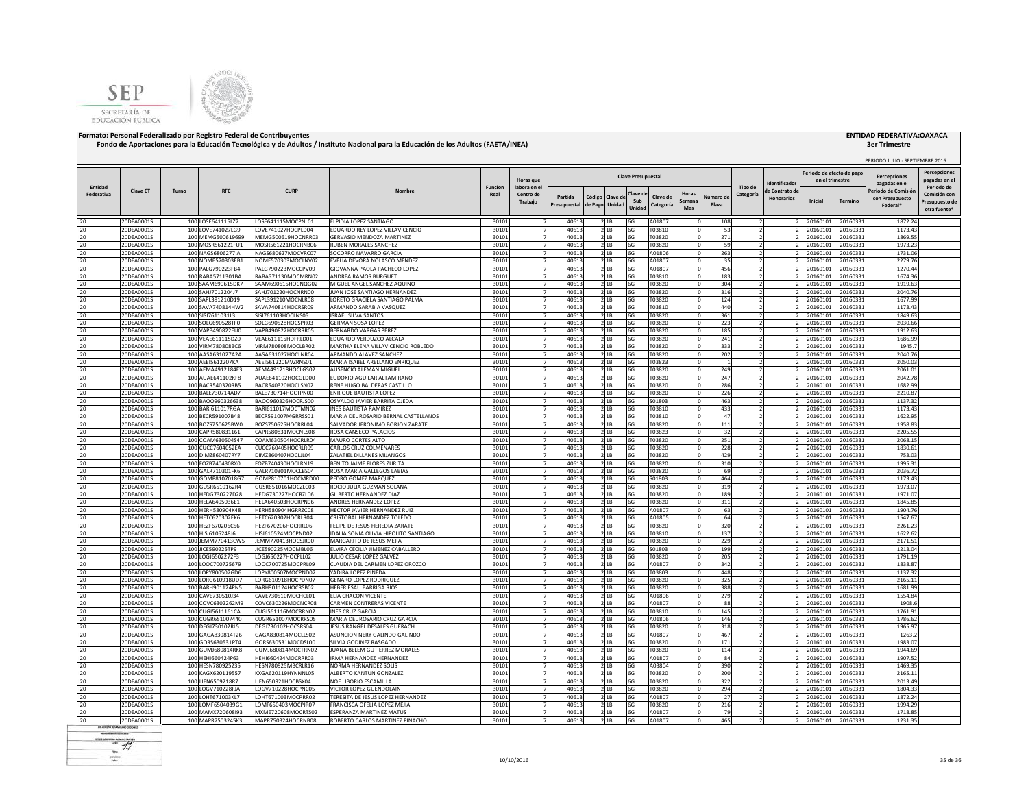**Formato: Personal Federalizado por Registro Federal de Contribuyentes** — **ENTIDAD FEDERATIVA:OAXACA**

**Fondo de Aportaciones para la Educación Tecnológica y de Adultos / Instituto Nacional para la Educación de los Adultos (FAETA/INEA)** — **3er Trimestre**

PERIODO JULIO - SEPTIEMBRE 2016

| Entidad Federativa | Clave CT | Turno | RFC | CURP | Nombre | Funcion Real | Horas que labora en el Centro de Trabajo | Clave Presupuestal | | | | | | | Tipo de Categoría | Identificador de Contrato de Honorarios | Periodo de efecto de pago en el trimestre | | Percepciones pagadas en el Periodo de Comisión con Presupuesto Federal* | Percepciones pagadas en el Periodo de Comisión con Presupuesto de otra fuente* |
|---|---|---|---|---|---|---|---|---|---|---|---|---|---|---|---|---|---|---|---|---|
| | | | | | | | | Partida Presupuestal | Código de Pago | Clave de Unidad | Clave de Sub Unidad | Clave de Categoría | Horas Semana Mes | Número de Plaza | | | Inicial | Termino | | |
| I20 | 20DEA0001S | 100 | LOSE641115LZ7 | LOSE641115MOCPNL01 | ELPIDIA LOPEZ SANTIAGO | 30101 | 7 | 40613 | 2 | 1B | 6G | A01807 | 0 | 108 | 2 | 2 | 20160101 | 20160331 | 1872.24 | |
| I20 | 20DEA0001S | 100 | LOVE741027LG9 | LOVE741027HOCPLD04 | EDUARDO REY LOPEZ VILLAVICENCIO | 30101 | 7 | 40613 | 2 | 1B | 6G | T03810 | 0 | 53 | 2 | 2 | 20160101 | 20160331 | 1173.43 | |
| I20 | 20DEA0001S | 100 | MEMG500619699 | MEMG500619HOCNRR03 | GERVASIO MENDOZA MARTINEZ | 30101 | 7 | 40613 | 2 | 1B | 6G | T03820 | 0 | 271 | 2 | 2 | 20160101 | 20160331 | 1869.55 | |
| I20 | 20DEA0001S | 100 | MOSR561221FU1 | MOSR561221HOCRNB06 | RUBEN MORALES SANCHEZ | 30101 | 7 | 40613 | 2 | 1B | 6G | T03820 | 0 | 59 | 2 | 2 | 20160101 | 20160331 | 1973.23 | |
| I20 | 20DEA0001S | 100 | NAGS6806277IA | NAGS680627MOCVRC07 | SOCORRO NAVARRO GARCIA | 30101 | 7 | 40613 | 2 | 1B | 6G | A01806 | 0 | 263 | 2 | 2 | 20160101 | 20160331 | 1731.06 | |
| I20 | 20DEA0001S | 100 | NOME570303EB1 | NOME570303MOCLNV02 | EVELIA DEVORA NOLASCO MENDEZ | 30101 | 7 | 40613 | 2 | 1B | 6G | A01807 | 0 | 35 | 2 | 2 | 20160101 | 20160331 | 2279.76 | |
| I20 | 20DEA0001S | 100 | PALG790223FB4 | PALG790223MOCCPV09 | GIOVANNA PAOLA PACHECO LOPEZ | 30101 | 7 | 40613 | 2 | 1B | 6G | A01807 | 0 | 456 | 2 | 2 | 20160101 | 20160331 | 1270.44 | |
| I20 | 20DEA0001S | 100 | RABA571130LBA | RABA571130MOCMRN02 | ANDREA RAMOS BURGUET | 30101 | 7 | 40613 | 2 | 1B | 6G | T03810 | 0 | 183 | 2 | 2 | 20160101 | 20160331 | 1674.36 | |
| I20 | 20DEA0001S | 100 | SAAM690615DK7 | SAAM690615HOCNQG02 | MIGUEL ANGEL SANCHEZ AQUINO | 30101 | 7 | 40613 | 2 | 1B | 6G | T03820 | 0 | 304 | 2 | 2 | 20160101 | 20160331 | 1919.63 | |
| I20 | 20DEA0001S | 100 | SAHJ7012204J7 | SAHJ701220HOCNRN00 | JUAN JOSE SANTIAGO HERNANDEZ | 30101 | 7 | 40613 | 2 | 1B | 6G | T03820 | 0 | 316 | 2 | 2 | 20160101 | 20160331 | 2040.76 | |
| I20 | 20DEA0001S | 100 | SAPL391210D19 | SAPL391210MOCNLR08 | LORETO GRACIELA SANTIAGO PALMA | 30101 | 7 | 40613 | 2 | 1B | 6G | T03820 | 0 | 124 | 2 | 2 | 20160101 | 20160331 | 1677.99 | |
| I20 | 20DEA0001S | 100 | SAVA740814HW2 | SAVA740814HOCRSR09 | ARMANDO SARABIA VASQUEZ | 30101 | 7 | 40613 | 2 | 1B | 6G | T03810 | 0 | 440 | 2 | 2 | 20160101 | 20160331 | 1173.43 | |
| I20 | 20DEA0001S | 100 | SISI761103113 | SISI761103HOCLNS05 | ISRAEL SILVA SANTOS | 30101 | 7 | 40613 | 2 | 1B | 6G | T03820 | 0 | 361 | 2 | 2 | 20160101 | 20160331 | 1849.63 | |
| I20 | 20DEA0001S | 100 | SOLG690528TF0 | SOLG690528HOCSPR03 | GERMAN SOSA LOPEZ | 30101 | 7 | 40613 | 2 | 1B | 6G | T03820 | 0 | 223 | 2 | 2 | 20160101 | 20160331 | 2030.66 | |
| I20 | 20DEA0001S | 100 | VAPB490822EU0 | VAPB490822HOCRRR05 | BERNARDO VARGAS PEREZ | 30101 | 7 | 40613 | 2 | 1B | 6G | T03820 | 0 | 185 | 2 | 2 | 20160101 | 20160331 | 1912.63 | |
| I20 | 20DEA0001S | 100 | VEAE611115DZ0 | VEAE611115HDFRLD01 | EDUARDO VERDUZCO ALCALA | 30101 | 7 | 40613 | 2 | 1B | 6G | T03820 | 0 | 241 | 2 | 2 | 20160101 | 20160331 | 1686.99 | |
| I20 | 20DEA0001S | 100 | VIRM780808BC6 | VIRM780808MOCLBR02 | MARTHA ELENA VILLAVICENCIO ROBLEDO | 30101 | 7 | 40613 | 2 | 1B | 6G | T03820 | 0 | 333 | 2 | 2 | 20160101 | 20160331 | 1945.7 | |
| I20 | 20DEA0001S | 100 | AASA631027KA3 | AASA631027HOCLNR04 | ARMANDO ALAVEZ SANCHEZ | 30101 | 7 | 40613 | 2 | 1B | 6G | T03820 | 0 | 202 | 2 | 2 | 20160101 | 20160331 | 2040.76 | |
| I20 | 20DEA0001S | 100 | AEEI5612207KA | AEEI561220MVZRNS01 | MARIA ISABEL ARELLANO ENRIQUEZ | 30101 | 7 | 40613 | 2 | 1B | 6G | T03823 | 0 | 1 | 2 | 2 | 20160101 | 20160331 | 2050.03 | |
| I20 | 20DEA0001S | 100 | AEMA4912184E3 | AEMA491218HOCLGS02 | AUSENCIO ALEMAN MIGUEL | 30101 | 7 | 40613 | 2 | 1B | 6G | T03820 | 0 | 249 | 2 | 2 | 20160101 | 20160331 | 2061.01 | |
| I20 | 20DEA0001S | 100 | AUAE641102KF8 | AUAE641102HOCGLD00 | EUDOXIO AGUILAR ALTAMIRANO | 30101 | 7 | 40613 | 2 | 1B | 6G | T03820 | 0 | 247 | 2 | 2 | 20160101 | 20160331 | 2042.78 | |
| I20 | 20DEA0001S | 100 | BACR540320RB5 | BACR540320HOCLSN02 | RENE HUGO BALDERAS CASTILLO | 30101 | 7 | 40613 | 2 | 1B | 6G | T03820 | 0 | 286 | 2 | 2 | 20160101 | 20160331 | 1682.99 | |
| I20 | 20DEA0001S | 100 | BALE730714AD7 | BALE730714HOCTPN00 | ENRIQUE BAUTISTA LOPEZ | 30101 | 7 | 40613 | 2 | 1B | 6G | T03820 | 0 | 226 | 2 | 2 | 20160101 | 20160331 | 2210.87 | |
| I20 | 20DEA0001S | 100 | BAOO960326638 | BAOO960326HOCRJS00 | OSVALDO JAVIER BARRITA OJEDA | 30101 | 7 | 40613 | 2 | 1B | 6G | S01803 | 0 | 463 | 2 | 2 | 20160101 | 20160331 | 1137.32 | |
| I20 | 20DEA0001S | 100 | BARI611017RGA | BARI611017MOCTMN02 | INES BAUTISTA RAMIREZ | 30101 | 7 | 40613 | 2 | 1B | 6G | T03810 | 0 | 433 | 2 | 2 | 20160101 | 20160331 | 1173.43 | |
| I20 | 20DEA0001S | 100 | BECR591007B48 | BECR591007MGRRSS01 | MARIA DEL ROSARIO BERNAL CASTELLANOS | 30101 | 7 | 40613 | 2 | 1B | 6G | T03810 | 0 | 47 | 2 | 2 | 20160101 | 20160331 | 1622.95 | |
| I20 | 20DEA0001S | 100 | BOZS750625BW0 | BOZS750625HOCRRL04 | SALVADOR JERONIMO BORJON ZARATE | 30101 | 7 | 40613 | 2 | 1B | 6G | T03820 | 0 | 111 | 2 | 2 | 20160101 | 20160331 | 1958.83 | |
| I20 | 20DEA0001S | 100 | CAPR580831161 | CAPR580831MOCNLS08 | ROSA CANSECO PALACIOS | 30101 | 7 | 40613 | 2 | 1B | 6G | T03823 | 0 | 32 | 2 | 2 | 20160101 | 20160331 | 2205.55 | |
| I20 | 20DEA0001S | 100 | COAM630504S47 | COAM630504HOCRLR04 | MAURO CORTES ALTO | 30101 | 7 | 40613 | 2 | 1B | 6G | T03820 | 0 | 251 | 2 | 2 | 20160101 | 20160331 | 2068.15 | |
| I20 | 20DEA0001S | 100 | CUCC7604052EA | CUCC760405HOCRLR09 | CARLOS CRUZ COLMENARES | 30101 | 7 | 40613 | 2 | 1B | 6G | T03820 | 0 | 228 | 2 | 2 | 20160101 | 20160331 | 1830.61 | |
| I20 | 20DEA0001S | 100 | DIMZ860407RY7 | DIMZ860407HOCLJL04 | ZALATIEL DILLANES MIJANGOS | 30101 | 7 | 40613 | 2 | 1B | 6G | T03820 | 0 | 429 | 2 | 2 | 20160101 | 20160331 | 753.03 | |
| I20 | 20DEA0001S | 100 | FOZB740430RX0 | FOZB740430HOCLRN19 | BENITO JAIME FLORES ZURITA | 30101 | 7 | 40613 | 2 | 1B | 6G | T03820 | 0 | 310 | 2 | 2 | 20160101 | 20160331 | 1995.31 | |
| I20 | 20DEA0001S | 100 | GALR710301FK6 | GALR710301MOCLBS04 | ROSA MARIA GALLEGOS LABIAS | 30101 | 7 | 40613 | 2 | 1B | 6G | T03820 | 0 | 69 | 2 | 2 | 20160101 | 20160331 | 2036.72 | |
| I20 | 20DEA0001S | 100 | GOMP8107018G7 | GOMP810701HOCMRD00 | PEDRO GOMEZ MARQUEZ | 30101 | 7 | 40613 | 2 | 1B | 6G | S01803 | 0 | 464 | 2 | 2 | 20160101 | 20160331 | 1173.43 | |
| I20 | 20DEA0001S | 100 | GUSR6510162R4 | GUSR651016MOCZLC03 | ROCIO JULIA GUZMAN SOLANA | 30101 | 7 | 40613 | 2 | 1B | 6G | T03820 | 0 | 319 | 2 | 2 | 20160101 | 20160331 | 1973.07 | |
| I20 | 20DEA0001S | 100 | HEDG730227D28 | HEDG730227HOCRZL06 | GILBERTO HERNANDEZ DIAZ | 30101 | 7 | 40613 | 2 | 1B | 6G | T03820 | 0 | 189 | 2 | 2 | 20160101 | 20160331 | 1971.07 | |
| I20 | 20DEA0001S | 100 | HELA6405036E1 | HELA640503HOCRPN06 | ANDRES HERNANDEZ LOPEZ | 30101 | 7 | 40613 | 2 | 1B | 6G | T03820 | 0 | 311 | 2 | 2 | 20160101 | 20160331 | 1845.85 | |
| I20 | 20DEA0001S | 100 | HERH580904K48 | HERH580904HGRRZC08 | HECTOR JAVIER HERNANDEZ RUIZ | 30101 | 7 | 40613 | 2 | 1B | 6G | A01807 | 0 | 63 | 2 | 2 | 20160101 | 20160331 | 1904.76 | |
| I20 | 20DEA0001S | 100 | HETC620302EK6 | HETC620302HOCRLR04 | CRISTOBAL HERNANDEZ TOLEDO | 30101 | 7 | 40613 | 2 | 1B | 6G | A01805 | 0 | 64 | 2 | 2 | 20160101 | 20160331 | 1547.67 | |
| I20 | 20DEA0001S | 100 | HEZF670206C56 | HEZF670206HOCRRL06 | FELIPE DE JESUS HEREDIA ZARATE | 30101 | 7 | 40613 | 2 | 1B | 6G | T03820 | 0 | 320 | 2 | 2 | 20160101 | 20160331 | 2261.23 | |
| I20 | 20DEA0001S | 100 | HISI6105248J6 | HISI610524MOCPND02 | IDALIA SONIA OLIVIA HIPOLITO SANTIAGO | 30101 | 7 | 40613 | 2 | 1B | 6G | T03810 | 0 | 137 | 2 | 2 | 20160101 | 20160331 | 1622.62 | |
| I20 | 20DEA0001S | 100 | JEMM770413CW5 | JEMM770413HOCSJR00 | MARGARITO DE JESUS MEJIA | 30101 | 7 | 40613 | 2 | 1B | 6G | T03820 | 0 | 229 | 2 | 2 | 20160101 | 20160331 | 2171.51 | |
| I20 | 20DEA0001S | 100 | JICE590225TP9 | JICE590225MOCMBL06 | ELVIRA CECILIA JIMENEZ CABALLERO | 30101 | 7 | 40613 | 2 | 1B | 6G | S01803 | 0 | 199 | 2 | 2 | 20160101 | 20160331 | 1213.04 | |
| I20 | 20DEA0001S | 100 | LOGJ6502272F3 | LOGJ650227HOCPLL02 | JULIO CESAR LOPEZ GALVEZ | 30101 | 7 | 40613 | 2 | 1B | 6G | T03820 | 0 | 205 | 2 | 2 | 20160101 | 20160331 | 1791.19 | |
| I20 | 20DEA0001S | 100 | LOOC700725679 | LOOC700725MOCPRL09 | CLAUDIA DEL CARMEN LOPEZ OROZCO | 30101 | 7 | 40613 | 2 | 1B | 6G | A01807 | 0 | 342 | 2 | 2 | 20160101 | 20160331 | 1838.87 | |
| I20 | 20DEA0001S | 100 | LOPY800507GD6 | LOPY800507MOCPND02 | YADIRA LOPEZ PINEDA | 30101 | 7 | 40613 | 2 | 1B | 6G | T03803 | 0 | 448 | 2 | 2 | 20160101 | 20160331 | 1137.32 | |
| I20 | 20DEA0001S | 100 | LORG610918UD7 | LORG610918HOCPDN07 | GENARO LOPEZ RODRIGUEZ | 30101 | 7 | 40613 | 2 | 1B | 6G | T03820 | 0 | 325 | 2 | 2 | 20160101 | 20160331 | 2165.11 | |
| I20 | 20DEA0001S | 100 | BARH901124PN5 | BARH901124HOCRSB02 | HEBER ESAU BARRIGA RIOS | 30101 | 7 | 40613 | 2 | 1B | 6G | T03820 | 0 | 388 | 2 | 2 | 20160101 | 20160331 | 1681.99 | |
| I20 | 20DEA0001S | 100 | CAVE730510I34 | CAVE730510MOCHCL01 | ELIA CHACON VICENTE | 30101 | 7 | 40613 | 2 | 1B | 6G | A01806 | 0 | 279 | 2 | 2 | 20160101 | 20160331 | 1554.84 | |
| I20 | 20DEA0001S | 100 | COVC6302262M9 | COVC630226MOCNCR08 | CARMEN CONTRERAS VICENTE | 30101 | 7 | 40613 | 2 | 1B | 6G | A01807 | 0 | 88 | 2 | 2 | 20160101 | 20160331 | 1908.6 | |
| I20 | 20DEA0001S | 100 | CUGI5611161CA | CUGI561116MOCRRN02 | INES CRUZ GARCIA | 30101 | 7 | 40613 | 2 | 1B | 6G | T03810 | 0 | 145 | 2 | 2 | 20160101 | 20160331 | 1761.91 | |
| I20 | 20DEA0001S | 100 | CUGR651007440 | CUGR651007MOCRRS05 | MARIA DEL ROSARIO CRUZ GARCIA | 30101 | 7 | 40613 | 2 | 1B | 6G | A01806 | 0 | 146 | 2 | 2 | 20160101 | 20160331 | 1786.62 | |
| I20 | 20DEA0001S | 100 | DEGJ730102RL5 | DEGJ730102HOCSRS04 | JESUS RANGEL DESALES GUERACH | 30101 | 7 | 40613 | 2 | 1B | 6G | T03820 | 0 | 318 | 2 | 2 | 20160101 | 20160331 | 1965.97 | |
| I20 | 20DEA0001S | 100 | GAGA830814T26 | GAGA830814MOCLLS02 | ASUNCION NERY GALINDO GALINDO | 30101 | 7 | 40613 | 2 | 1B | 6G | A01807 | 0 | 467 | 2 | 2 | 20160101 | 20160331 | 1263.2 | |
| I20 | 20DEA0001S | 100 | GORS630531PT4 | GORS630531MOCDSL00 | SILVIA GODINEZ RASGADO | 30101 | 7 | 40613 | 2 | 1B | 6G | T03820 | 0 | 171 | 2 | 2 | 20160101 | 20160331 | 1983.07 | |
| I20 | 20DEA0001S | 100 | GUMJ680814RK8 | GUMJ680814MOCTRN02 | JUANA BELEM GUTIERREZ MORALES | 30101 | 7 | 40613 | 2 | 1B | 6G | T03820 | 0 | 114 | 2 | 2 | 20160101 | 20160331 | 1944.69 | |
| I20 | 20DEA0001S | 100 | HEHI660424P63 | HEHI660424MOCRRR03 | IRMA HERNANDEZ HERNANDEZ | 30101 | 7 | 40613 | 2 | 1B | 6G | A01807 | 0 | 84 | 2 | 2 | 20160101 | 20160331 | 1907.52 | |
| I20 | 20DEA0001S | 100 | HESN780925235 | HESN780925MBCRLR16 | NORMA HERNANDEZ SOLIS | 30101 | 7 | 40613 | 2 | 1B | 6G | A03804 | 0 | 390 | 2 | 2 | 20160101 | 20160331 | 1469.35 | |
| I20 | 20DEA0001S | 100 | KAGX620119557 | KXGA620119HYNNNL05 | ALBERTO KANTUN GONZALEZ | 30101 | 7 | 40613 | 2 | 1B | 6G | T03820 | 0 | 200 | 2 | 2 | 20160101 | 20160331 | 2165.11 | |
| I20 | 20DEA0001S | 100 | LIEN6509218R7 | LIEN650921HOCBSX04 | NOE LIBORIO ESCAMILLA | 30101 | 7 | 40613 | 2 | 1B | 6G | T03820 | 0 | 322 | 2 | 2 | 20160101 | 20160331 | 2013.49 | |
| I20 | 20DEA0001S | 100 | LOGV710228FJA | LOGV710228HOCPNC05 | VICTOR LOPEZ GUENDOLAIN | 30101 | 7 | 40613 | 2 | 1B | 6G | T03820 | 0 | 294 | 2 | 2 | 20160101 | 20160331 | 1804.33 | |
| I20 | 20DEA0001S | 100 | LOHT671003KL7 | LOHT671003MOCPRR02 | TERESITA DE JESUS LOPEZ HERNANDEZ | 30101 | 7 | 40613 | 2 | 1B | 6G | A01807 | 0 | 27 | 2 | 2 | 20160101 | 20160331 | 1872.24 | |
| I20 | 20DEA0001S | 100 | LOMF6504039G1 | LOMF650403MOCPJR07 | FRANCISCA OFELIA LOPEZ MEJIA | 30101 | 7 | 40613 | 2 | 1B | 6G | T03820 | 0 | 216 | 2 | 2 | 20160101 | 20160331 | 1994.29 | |
| I20 | 20DEA0001S | 100 | MAMX720608I93 | MXME720608MOCRTS02 | ESPERANZA MARTINEZ MATUS | 30101 | 7 | 40613 | 2 | 1B | 6G | A01807 | 0 | 79 | 2 | 2 | 20160101 | 20160331 | 1718.85 | |
| I20 | 20DEA0001S | 100 | MAPR7503245K3 | MAPR750324HOCRNB08 | ROBERTO CARLOS MARTINEZ PINACHO | 30101 | 7 | 40613 | 2 | 1B | 6G | A01807 | 0 | 465 | 2 | 2 | 20160101 | 20160331 | 1231.35 | |

10/10/2016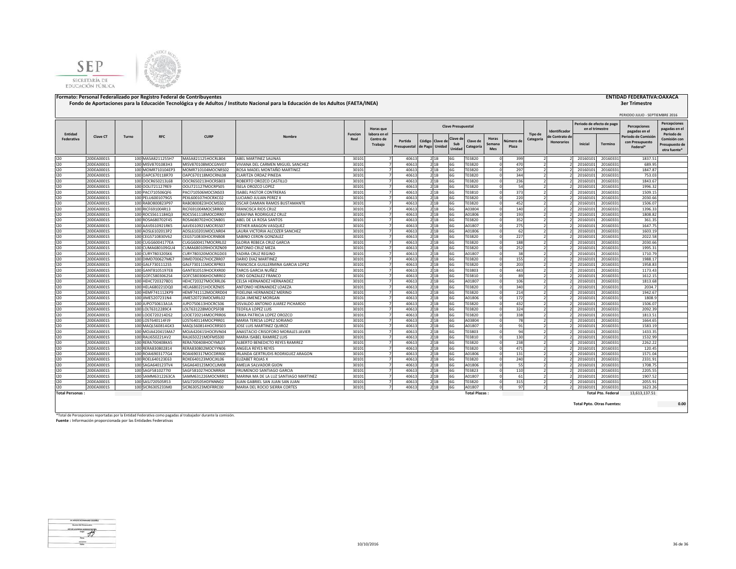SEP
SECRETARÍA DE EDUCACIÓN PÚBLICA

**Formato: Personal Federalizado por Registro Federal de Contribuyentes**
**Fondo de Aportaciones para la Educación Tecnológica y de Adultos / Instituto Nacional para la Educación de los Adultos (FAETA/INEA)**

**ENTIDAD FEDERATIVA:OAXACA**
**3er Trimestre**

PERIODO JULIO - SEPTIEMBRE 2016

| Entidad Federativa | Clave CT | Turno | RFC | CURP | Nombre | Funcion Real | Horas que labora en el Centro de Trabajo | Clave Presupuestal | | | | | | | | Tipo de Categoría | Identificador de Contrato de Honorarios | Periodo de efecto de pago en el trimestre | | Percepciones pagadas en el Periodo de Comisión con Presupuesto Federal* | Percepciones pagadas en el Periodo de Comisión con Presupuesto de otra fuente* |
|---|---|---|---|---|---|---|---|---|---|---|---|---|---|---|---|---|---|---|---|---|---|
| | | | | | | | | Partida Presupuestal | Código de Pago | Clave de Unidad | Clave de Sub Unidad | Clave de Categoría | Horas Semana Mes | Número de Plaza | | | | Inicial | Termino | | |
| I20 | 20DEA0001S | 100 | MASA8211255H7 | MASA821125HOCRLB04 | ABEL MARTINEZ SALINAS | 30101 | 7 | 40613 | 2 | 1B | 6G | T03820 | 0 | 399 | 2 | 2 | 20160101 | 20160331 | 1837.51 | |
| I20 | 20DEA0001S | 100 | MISV8701083H3 | MISV870108MOCGNV07 | VIVIANA DEL CARMEN MIGUEL SANCHEZ | 30101 | 7 | 40613 | 2 | 1B | 6G | T03820 | 0 | 470 | 2 | 2 | 20160101 | 20160331 | 689.95 | |
| I20 | 20DEA0001S | 100 | MOMR710104EP3 | MOMR710104MOCNRS02 | ROSA MADEL MONTAÑO MARTINEZ | 30101 | 7 | 40613 | 2 | 1B | 6G | T03820 | 0 | 297 | 2 | 2 | 20160101 | 20160331 | 1847.87 | |
| I20 | 20DEA0001S | 100 | OAPC670118R70 | OAPC670118MOCRNL08 | CLARITZA ORDAZ PINEDA | 30101 | 7 | 40613 | 2 | 1B | 6G | T03820 | 0 | 344 | 2 | 2 | 20160101 | 20160331 | 753.03 | |
| I20 | 20DEA0001S | 100 | OOCR650213L68 | OOCR650213HOCRSB03 | ROBERTO OROZCO CASTILLO | 30101 | 7 | 40613 | 2 | 1B | 6G | T03820 | 0 | 236 | 2 | 2 | 20160101 | 20160331 | 1843.67 | |
| I20 | 20DEA0001S | 100 | OOLI721127RE9 | OOLI721127MOCRPS05 | ISELA OROZCO LOPEZ | 30101 | 7 | 40613 | 2 | 1B | 6G | T03820 | 0 | 54 | 2 | 2 | 20160101 | 20160331 | 1996.32 | |
| I20 | 20DEA0001S | 100 | PACI710506QF6 | PACI710506MOCSNS03 | ISABEL PASTOR CONTRERAS | 30101 | 7 | 40613 | 2 | 1B | 6G | T03810 | 0 | 373 | 2 | 2 | 20160101 | 20160331 | 1509.15 | |
| I20 | 20DEA0001S | 100 | PELU6001079G5 | PEXL600107HOCRXC02 | LUCIANO JULIAN PEREZ X | 30101 | 7 | 40613 | 2 | 1B | 6G | T03820 | 0 | 220 | 2 | 2 | 20160101 | 20160331 | 2030.66 | |
| I20 | 20DEA0001S | 100 | RABO800823P97 | RABO800823HOCMSS02 | OSCAR DAMIAN RAMOS BUSTAMANTE | 30101 | 7 | 40613 | 2 | 1B | 6G | T03820 | 0 | 452 | 2 | 2 | 20160101 | 20160331 | 1506.07 | |
| I20 | 20DEA0001S | 100 | RICF691004R13 | RICF691004MOCSRR00 | FRANCISCA RIOS CRUZ | 30101 | 7 | 40613 | 2 | 1B | 6G | A03804 | 0 | 140 | 2 | 2 | 20160101 | 20160331 | 1396.33 | |
| I20 | 20DEA0001S | 100 | ROCS5611184Q3 | ROCS561118MOCDRR07 | SERAFINA RODRIGUEZ CRUZ | 30101 | 7 | 40613 | 2 | 1B | 6G | A01806 | 0 | 193 | 2 | 2 | 20160101 | 20160331 | 1808.82 | |
| I20 | 20DEA0001S | 100 | ROSA680702F45 | ROSA680702HOCSNB01 | ABEL DE LA ROSA SANTOS | 30101 | 7 | 40613 | 2 | 1B | 6G | T03820 | 0 | 352 | 2 | 2 | 20160101 | 20160331 | 361.35 | |
| I20 | 20DEA0001S | 100 | AAVE610921RK5 | AAVE610921MOCRSS07 | ESTHER ARAGON VASQUEZ | 30101 | 7 | 40613 | 2 | 1B | 6G | A01807 | 0 | 275 | 2 | 2 | 20160101 | 20160331 | 1647.75 | |
| I20 | 20DEA0001S | 100 | AOSL6102013P2 | AOSL610201MOCLNR04 | LAURA VICTORIA ALCOZER SANCHEZ | 30101 | 7 | 40613 | 2 | 1B | 6G | A01806 | 0 | 62 | 2 | 2 | 20160101 | 20160331 | 1603.19 | |
| I20 | 20DEA0001S | 100 | CEGS710830V62 | CEGS710830HOCRNB08 | SABINO CERON GONZALEZ | 30101 | 7 | 40613 | 2 | 1B | 6G | T03820 | 0 | 227 | 2 | 2 | 20160101 | 20160331 | 2022.58 | |
| I20 | 20DEA0001S | 100 | CUGG6004177EA | CUGG600417MOCRRL02 | GLORIA REBECA CRUZ GARCIA | 30101 | 7 | 40613 | 2 | 1B | 6G | T03820 | 0 | 188 | 2 | 2 | 20160101 | 20160331 | 2030.66 | |
| I20 | 20DEA0001S | 100 | CUMA680109GU4 | CUMA680109HOCRZN09 | ANTONIO CRUZ MEZA | 30101 | 7 | 40613 | 2 | 1B | 6G | T03820 | 0 | 252 | 2 | 2 | 20160101 | 20160331 | 1995.31 | |
| I20 | 20DEA0001S | 100 | CURY780320SK6 | CURY780320MOCRGD03 | YADIRA CRUZ REGINO | 30101 | 7 | 40613 | 2 | 1B | 6G | A01807 | 0 | 38 | 2 | 2 | 20160101 | 20160331 | 1710.79 | |
| I20 | 20DEA0001S | 100 | DIMD700627M67 | DIMD700627HOCZRR07 | DARIO DIAZ MARTINEZ | 30101 | 7 | 40613 | 2 | 1B | 6G | T03820 | 0 | 155 | 2 | 2 | 20160101 | 20160331 | 1988.17 | |
| I20 | 20DEA0001S | 100 | GALF7301112S5 | GALF730111MOCRPR03 | FRANCISCA GUILLERMINA GARCIA LOPEZ | 30101 | 7 | 40613 | 2 | 1B | 6G | T03820 | 0 | 203 | 2 | 2 | 20160101 | 20160331 | 1958.83 | |
| I20 | 20DEA0001S | 100 | GANT8105197E8 | GANT810519HOCRXR00 | TARCIS GARCIA NUÑEZ | 30101 | 7 | 40613 | 2 | 1B | 6G | T03803 | 0 | 443 | 2 | 2 | 20160101 | 20160331 | 1173.43 | |
| I20 | 20DEA0001S | 100 | GOFC5803062S4 | GOFC580306HOCNRR02 | CIRO GONZALEZ FRANCO | 30101 | 7 | 40613 | 2 | 1B | 6G | T03810 | 0 | 89 | 2 | 2 | 20160101 | 20160331 | 1612.15 | |
| I20 | 20DEA0001S | 100 | HEHC7203278D1 | HEHC720327MOCRRL06 | CELSA HERNANDEZ HERNANDEZ | 30101 | 7 | 40613 | 2 | 1B | 6G | A01807 | 0 | 106 | 2 | 2 | 20160101 | 20160331 | 1813.68 | |
| I20 | 20DEA0001S | 100 | HELA680221DQ0 | HELA680221HOCRZN05 | ANTONIO HERNANDEZ LOAEZA | 30101 | 7 | 40613 | 2 | 1B | 6G | T03820 | 0 | 340 | 2 | 2 | 20160101 | 20160331 | 2034.7 | |
| I20 | 20DEA0001S | 100 | HEMF741112KP9 | HEMF741112MOCRRD04 | FIDELINA HERNANDEZ MERINO | 30101 | 7 | 40613 | 2 | 1B | 6G | T03820 | 0 | 214 | 2 | 2 | 20160101 | 20160331 | 1942.67 | |
| I20 | 20DEA0001S | 100 | JIME5207231N4 | JIME520723MOCMRL02 | ELDA JIMENEZ MORGAN | 30101 | 7 | 40613 | 2 | 1B | 6G | A01806 | 0 | 172 | 2 | 2 | 20160101 | 20160331 | 1808.9 | |
| I20 | 20DEA0001S | 100 | JUPO750613A1A | JUPO750613HOCRCS06 | OSVALDO ANTONIO JUAREZ PICHARDO | 30101 | 7 | 40613 | 2 | 1B | 6G | T03820 | 0 | 432 | 2 | 2 | 20160101 | 20160331 | 1506.07 | |
| I20 | 20DEA0001S | 100 | LOLT6312289C4 | LOLT631228MOCPSF08 | TEOFILA LOPEZ LUIS | 30101 | 7 | 40613 | 2 | 1B | 6G | T03820 | 0 | 324 | 2 | 2 | 20160101 | 20160331 | 2092.39 | |
| I20 | 20DEA0001S | 100 | LOOE720214DS2 | LOOE720214MOCPRR06 | ERIKA PATRICIA LOPEZ OROZCO | 30101 | 7 | 40613 | 2 | 1B | 6G | T03820 | 0 | 338 | 2 | 2 | 20160101 | 20160331 | 1813.51 | |
| I20 | 20DEA0001S | 100 | LOST640114FJ9 | LOST640114MOCPRR01 | MARIA TERESA LOPEZ SORIANO | 30101 | 7 | 40613 | 2 | 1B | 6G | A03804 | 0 | 78 | 2 | 2 | 20160101 | 20160331 | 1664.65 | |
| I20 | 20DEA0001S | 100 | MAQL560814GK3 | MAQL560814HOCRRS03 | JOSE LUIS MARTINEZ QUIROZ | 30101 | 7 | 40613 | 2 | 1B | 6G | A01807 | 0 | 91 | 2 | 2 | 20160101 | 20160331 | 1583.19 | |
| I20 | 20DEA0001S | 100 | MOJA420415MA7 | MOJA420415HOCRVN04 | ANASTACIO CRISOFORO MORALES JAVIER | 30101 | 7 | 40613 | 2 | 1B | 6G | T03803 | 0 | 94 | 2 | 2 | 20160101 | 20160331 | 1433.35 | |
| I20 | 20DEA0001S | 100 | RALI650221AV2 | RALI650221MDFMSS00 | MARIA ISABEL RAMIREZ LUIS | 30101 | 7 | 40613 | 2 | 1B | 6G | T03810 | 0 | 130 | 2 | 2 | 20160101 | 20160331 | 1532.99 | |
| I20 | 20DEA0001S | 100 | RERA700408KA5 | RERA700408HOCYML07 | ALBERTO BENEDICTO REYES RAMIREZ | 30101 | 7 | 40613 | 2 | 1B | 6G | T03820 | 0 | 238 | 2 | 2 | 20160101 | 20160331 | 2262.22 | |
| I20 | 20DEA0001S | 100 | RERA830802814 | RERA830802MOCYYN06 | ANGELA REYES REYES | 30101 | 7 | 40613 | 2 | 1B | 6G | T03820 | 0 | 471 | 2 | 2 | 20160101 | 20160331 | 120.45 | |
| I20 | 20DEA0001S | 100 | ROAI6903177G4 | ROAI690317MOCDRR00 | IRLANDA GERTRUDIS RODRIGUEZ ARAGON | 30101 | 7 | 40613 | 2 | 1B | 6G | A01806 | 0 | 131 | 2 | 2 | 20160101 | 20160331 | 1571.04 | |
| I20 | 20DEA0001S | 100 | ROEL640123E63 | ROXE640123MOCJXL06 | ELIZABET ROJAS X | 30101 | 7 | 40613 | 2 | 1B | 6G | T03820 | 0 | 240 | 2 | 2 | 20160101 | 20160331 | 2331.91 | |
| I20 | 20DEA0001S | 100 | SAGA640123TV4 | SAGA640123MOCLJM08 | AMELIA SALVADOR GIJON | 30101 | 7 | 40613 | 2 | 1B | 6G | A01806 | 0 | 55 | 2 | 2 | 20160101 | 20160331 | 1708.75 | |
| I20 | 20DEA0001S | 100 | SAGF5810277I0 | SAGF581027HOCNRR04 | FRUMENCIO SANTIAGO GARCIA | 30101 | 7 | 40613 | 2 | 1B | 6G | T03823 | 0 | 110 | 2 | 2 | 20160101 | 20160331 | 2205.55 | |
| I20 | 20DEA0001S | 100 | SAMM6312263CA | SAMM631226MOCNRR01 | MARINA MA DE LA LUZ SANTIAGO MARTINEZ | 30101 | 7 | 40613 | 2 | 1B | 6G | A01807 | 0 | 61 | 2 | 2 | 20160101 | 20160331 | 1907.52 | |
| I20 | 20DEA0001S | 100 | SASJ720505R53 | SASJ720505HDFNNN02 | JUAN GABRIEL SAN JUAN SAN JUAN | 30101 | 7 | 40613 | 2 | 1B | 6G | T03820 | 0 | 315 | 2 | 2 | 20160101 | 20160331 | 2055.91 | |
| I20 | 20DEA0001S | 100 | SICR6305233M0 | SICR630523MDFRRC00 | MARIA DEL ROCIO SIERRA CORTES | 30101 | 7 | 40613 | 2 | 1B | 6G | A01807 | 0 | 97 | 2 | 2 | 20160101 | 20160331 | 1623.26 | |
| **Total Personas :** | | | | | | | | | | | | **Total Plazas :** | | | | | | **Total Pto. Federal** | | 13,613,137.51 | |
| | | | | | | | | | | | | | | | | | | **Total Ppto. Otras Fuentes:** | | | **0.00** |

*Total de Percepciones reportadas por la Entidad Federativa como pagadas al trabajador durante la comisión.
**Fuente :** Información proporcionada por las Entidades Federativas

10/10/2016